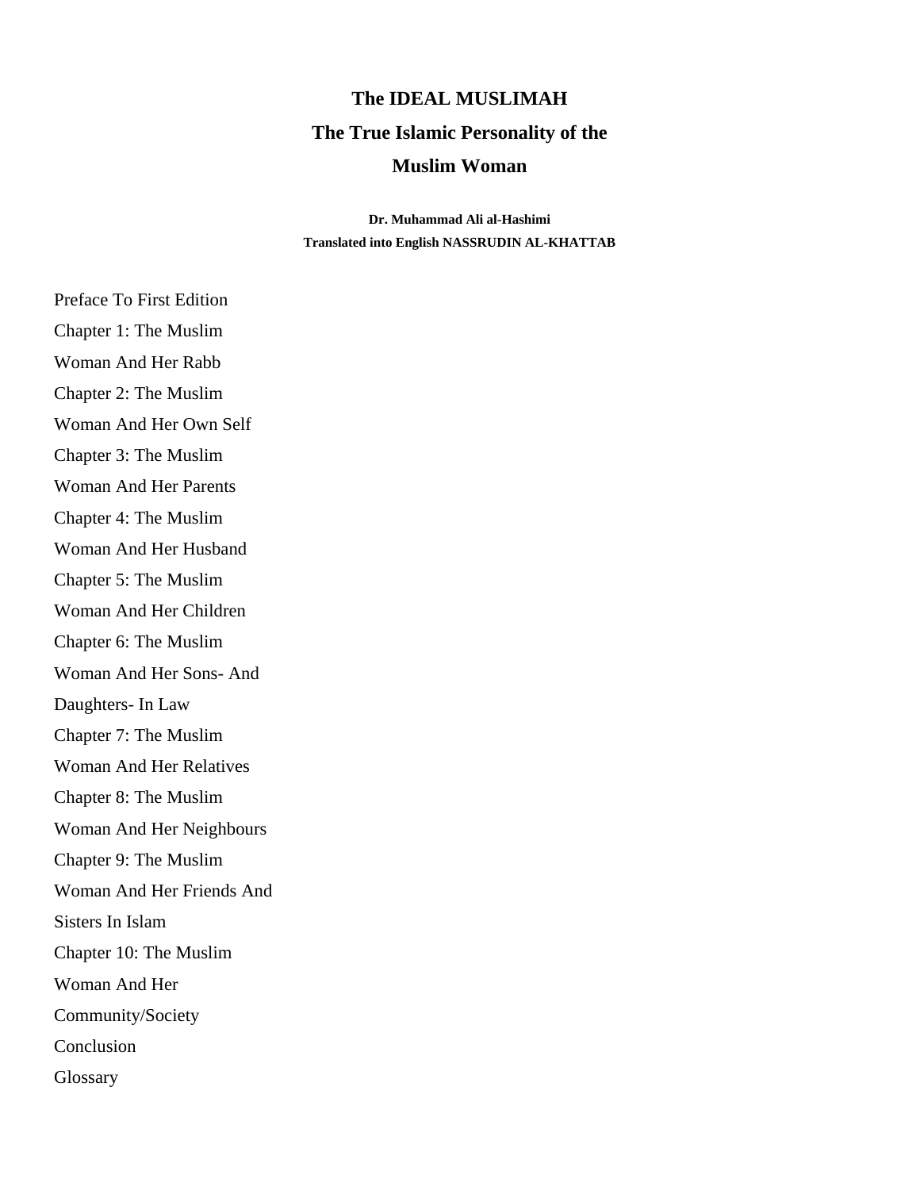# The IDEAL MUSLIMAH

## The True Islamic Personality of the Muslim Woman

**Dr. Muhammad Ali al-Hashimi**

**Translated into English NASSRUDIN AL-KHATTAB**

Preface To First Edition

Chapter 1: The Muslim Woman And Her Rabb

Chapter 2: The Muslim Woman And Her Own Self

Chapter 3: The Muslim Woman And Her Parents

Chapter 4: The Muslim Woman And Her Husband

Chapter 5: The Muslim Woman And Her Children

Chapter 6: The Muslim Woman And Her Sons- And Daughters- In Law

Chapter 7: The Muslim Woman And Her Relatives

Chapter 8: The Muslim Woman And Her Neighbours

Chapter 9: The Muslim Woman And Her Friends And Sisters In Islam

Chapter 10: The Muslim Woman And Her Community/Society

Conclusion

Glossary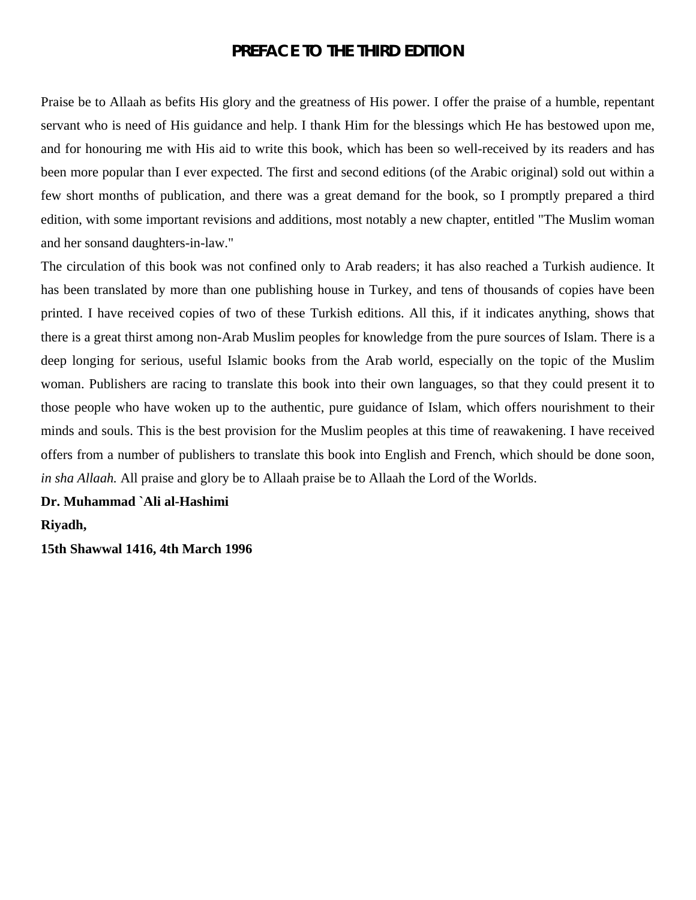# PREFACE TO THE THIRD EDITION

Praise be to Allaah as befits His glory and the greatness of His power. I offer the praise of a humble, repentant servant who is need of His guidance and help. I thank Him for the blessings which He has bestowed upon me, and for honouring me with His aid to write this book, which has been so well-received by its readers and has been more popular than I ever expected. The first and second editions (of the Arabic original) sold out within a few short months of publication, and there was a great demand for the book, so I promptly prepared a third edition, with some important revisions and additions, most notably a new chapter, entitled "The Muslim woman and her sonsand daughters-in-law."

The circulation of this book was not confined only to Arab readers; it has also reached a Turkish audience. It has been translated by more than one publishing house in Turkey, and tens of thousands of copies have been printed. I have received copies of two of these Turkish editions. All this, if it indicates anything, shows that there is a great thirst among non-Arab Muslim peoples for knowledge from the pure sources of Islam. There is a deep longing for serious, useful Islamic books from the Arab world, especially on the topic of the Muslim woman. Publishers are racing to translate this book into their own languages, so that they could present it to those people who have woken up to the authentic, pure guidance of Islam, which offers nourishment to their minds and souls. This is the best provision for the Muslim peoples at this time of reawakening. I have received offers from a number of publishers to translate this book into English and French, which should be done soon, *in sha Allaah.* All praise and glory be to Allaah praise be to Allaah the Lord of the Worlds.

**Dr. Muhammad `Ali al-Hashimi**

**Riyadh,**

**15th Shawwal 1416, 4th March 1996**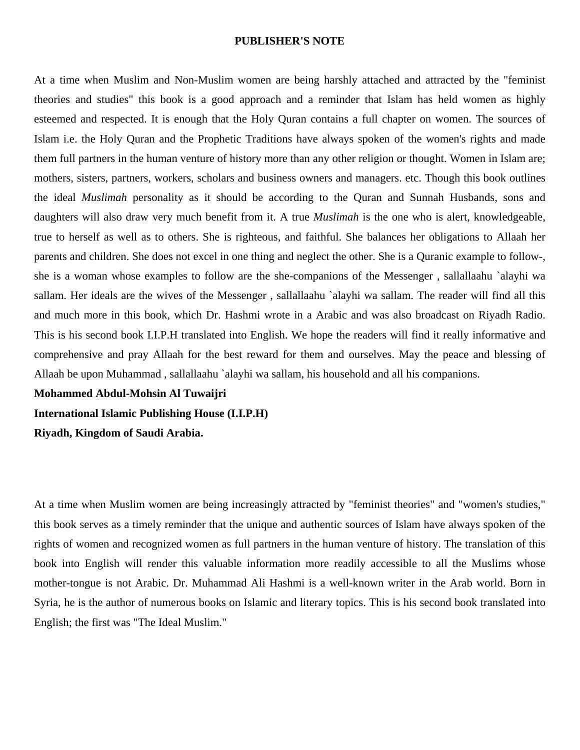## PUBLISHER'S NOTE

At a time when Muslim and Non-Muslim women are being harshly attached and attracted by the "feminist theories and studies" this book is a good approach and a reminder that Islam has held women as highly esteemed and respected. It is enough that the Holy Quran contains a full chapter on women. The sources of Islam i.e. the Holy Quran and the Prophetic Traditions have always spoken of the women's rights and made them full partners in the human venture of history more than any other religion or thought. Women in Islam are; mothers, sisters, partners, workers, scholars and business owners and managers. etc. Though this book outlines the ideal *Muslimah* personality as it should be according to the Quran and Sunnah Husbands, sons and daughters will also draw very much benefit from it. A true *Muslimah* is the one who is alert, knowledgeable, true to herself as well as to others. She is righteous, and faithful. She balances her obligations to Allaah her parents and children. She does not excel in one thing and neglect the other. She is a Quranic example to follow-, she is a woman whose examples to follow are the she-companions of the Messenger , sallallaahu `alayhi wa sallam. Her ideals are the wives of the Messenger , sallallaahu `alayhi wa sallam. The reader will find all this and much more in this book, which Dr. Hashmi wrote in a Arabic and was also broadcast on Riyadh Radio. This is his second book I.I.P.H translated into English. We hope the readers will find it really informative and comprehensive and pray Allaah for the best reward for them and ourselves. May the peace and blessing of Allaah be upon Muhammad , sallallaahu `alayhi wa sallam, his household and all his companions.

**Mohammed Abdul-Mohsin Al Tuwaijri**

**International Islamic Publishing House (I.I.P.H)**

**Riyadh, Kingdom of Saudi Arabia.**

At a time when Muslim women are being increasingly attracted by "feminist theories" and "women's studies," this book serves as a timely reminder that the unique and authentic sources of Islam have always spoken of the rights of women and recognized women as full partners in the human venture of history. The translation of this book into English will render this valuable information more readily accessible to all the Muslims whose mother-tongue is not Arabic. Dr. Muhammad Ali Hashmi is a well-known writer in the Arab world. Born in Syria, he is the author of numerous books on Islamic and literary topics. This is his second book translated into English; the first was "The Ideal Muslim."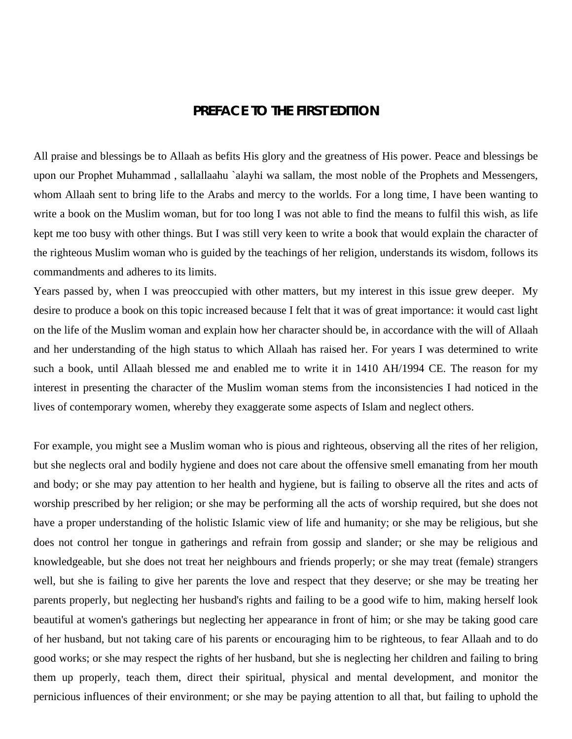## PREFACE TO THE FIRST EDITION

All praise and blessings be to Allaah as befits His glory and the greatness of His power. Peace and blessings be upon our Prophet Muhammad , sallallaahu `alayhi wa sallam, the most noble of the Prophets and Messengers, whom Allaah sent to bring life to the Arabs and mercy to the worlds. For a long time, I have been wanting to write a book on the Muslim woman, but for too long I was not able to find the means to fulfil this wish, as life kept me too busy with other things. But I was still very keen to write a book that would explain the character of the righteous Muslim woman who is guided by the teachings of her religion, understands its wisdom, follows its commandments and adheres to its limits.

Years passed by, when I was preoccupied with other matters, but my interest in this issue grew deeper. My desire to produce a book on this topic increased because I felt that it was of great importance: it would cast light on the life of the Muslim woman and explain how her character should be, in accordance with the will of Allaah and her understanding of the high status to which Allaah has raised her. For years I was determined to write such a book, until Allaah blessed me and enabled me to write it in 1410 AH/1994 CE. The reason for my interest in presenting the character of the Muslim woman stems from the inconsistencies I had noticed in the lives of contemporary women, whereby they exaggerate some aspects of Islam and neglect others.

For example, you might see a Muslim woman who is pious and righteous, observing all the rites of her religion, but she neglects oral and bodily hygiene and does not care about the offensive smell emanating from her mouth and body; or she may pay attention to her health and hygiene, but is failing to observe all the rites and acts of worship prescribed by her religion; or she may be performing all the acts of worship required, but she does not have a proper understanding of the holistic Islamic view of life and humanity; or she may be religious, but she does not control her tongue in gatherings and refrain from gossip and slander; or she may be religious and knowledgeable, but she does not treat her neighbours and friends properly; or she may treat (female) strangers well, but she is failing to give her parents the love and respect that they deserve; or she may be treating her parents properly, but neglecting her husband's rights and failing to be a good wife to him, making herself look beautiful at women's gatherings but neglecting her appearance in front of him; or she may be taking good care of her husband, but not taking care of his parents or encouraging him to be righteous, to fear Allaah and to do good works; or she may respect the rights of her husband, but she is neglecting her children and failing to bring them up properly, teach them, direct their spiritual, physical and mental development, and monitor the pernicious influences of their environment; or she may be paying attention to all that, but failing to uphold the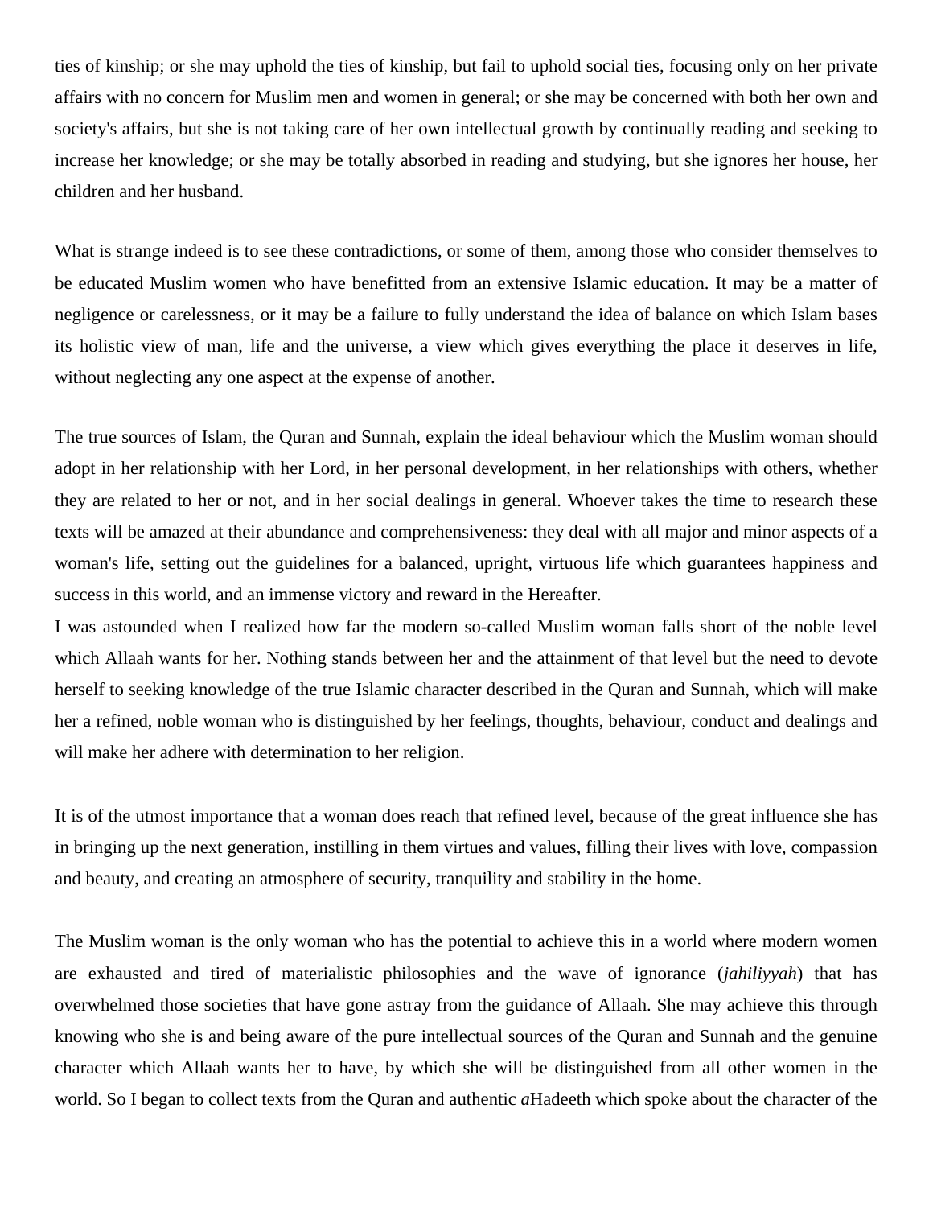ties of kinship; or she may uphold the ties of kinship, but fail to uphold social ties, focusing only on her private affairs with no concern for Muslim men and women in general; or she may be concerned with both her own and society's affairs, but she is not taking care of her own intellectual growth by continually reading and seeking to increase her knowledge; or she may be totally absorbed in reading and studying, but she ignores her house, her children and her husband.

What is strange indeed is to see these contradictions, or some of them, among those who consider themselves to be educated Muslim women who have benefitted from an extensive Islamic education. It may be a matter of negligence or carelessness, or it may be a failure to fully understand the idea of balance on which Islam bases its holistic view of man, life and the universe, a view which gives everything the place it deserves in life, without neglecting any one aspect at the expense of another.

The true sources of Islam, the Quran and Sunnah, explain the ideal behaviour which the Muslim woman should adopt in her relationship with her Lord, in her personal development, in her relationships with others, whether they are related to her or not, and in her social dealings in general. Whoever takes the time to research these texts will be amazed at their abundance and comprehensiveness: they deal with all major and minor aspects of a woman's life, setting out the guidelines for a balanced, upright, virtuous life which guarantees happiness and success in this world, and an immense victory and reward in the Hereafter.
I was astounded when I realized how far the modern so-called Muslim woman falls short of the noble level which Allaah wants for her. Nothing stands between her and the attainment of that level but the need to devote herself to seeking knowledge of the true Islamic character described in the Quran and Sunnah, which will make her a refined, noble woman who is distinguished by her feelings, thoughts, behaviour, conduct and dealings and will make her adhere with determination to her religion.

It is of the utmost importance that a woman does reach that refined level, because of the great influence she has in bringing up the next generation, instilling in them virtues and values, filling their lives with love, compassion and beauty, and creating an atmosphere of security, tranquility and stability in the home.

The Muslim woman is the only woman who has the potential to achieve this in a world where modern women are exhausted and tired of materialistic philosophies and the wave of ignorance (*jahiliyyah*) that has overwhelmed those societies that have gone astray from the guidance of Allaah. She may achieve this through knowing who she is and being aware of the pure intellectual sources of the Quran and Sunnah and the genuine character which Allaah wants her to have, by which she will be distinguished from all other women in the world. So I began to collect texts from the Quran and authentic *a*Hadeeth which spoke about the character of the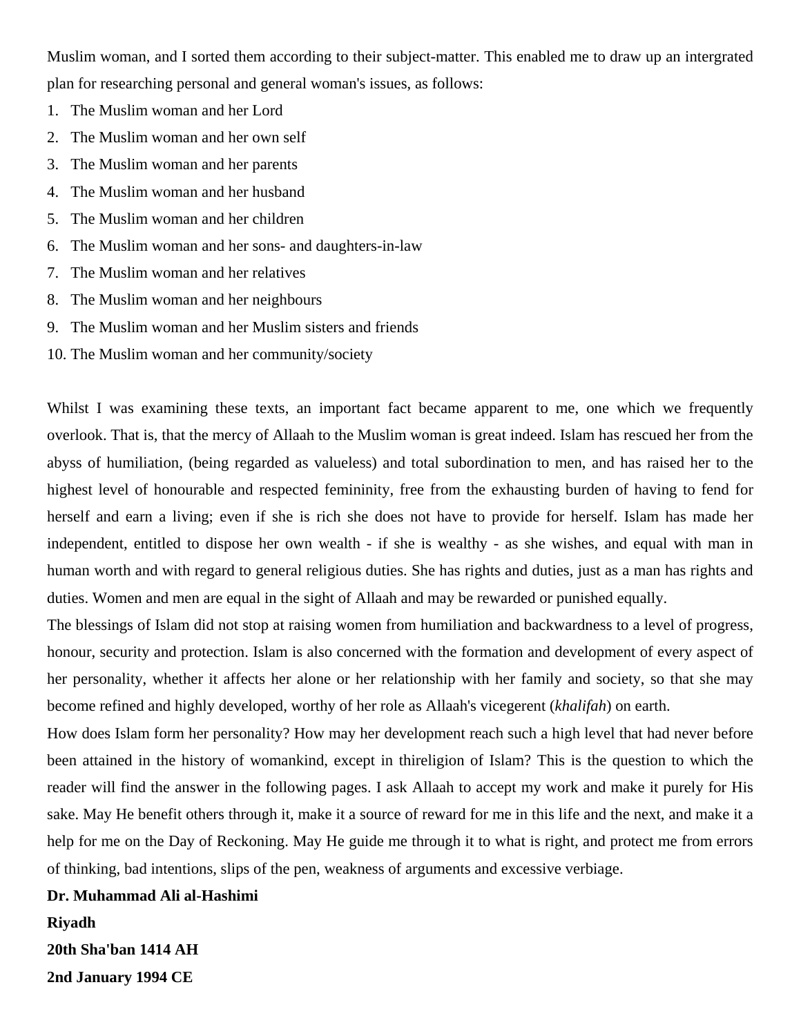Muslim woman, and I sorted them according to their subject-matter. This enabled me to draw up an intergrated plan for researching personal and general woman's issues, as follows:

1. The Muslim woman and her Lord
2. The Muslim woman and her own self
3. The Muslim woman and her parents
4. The Muslim woman and her husband
5. The Muslim woman and her children
6. The Muslim woman and her sons- and daughters-in-law
7. The Muslim woman and her relatives
8. The Muslim woman and her neighbours
9. The Muslim woman and her Muslim sisters and friends
10. The Muslim woman and her community/society

Whilst I was examining these texts, an important fact became apparent to me, one which we frequently overlook. That is, that the mercy of Allaah to the Muslim woman is great indeed. Islam has rescued her from the abyss of humiliation, (being regarded as valueless) and total subordination to men, and has raised her to the highest level of honourable and respected femininity, free from the exhausting burden of having to fend for herself and earn a living; even if she is rich she does not have to provide for herself. Islam has made her independent, entitled to dispose her own wealth - if she is wealthy - as she wishes, and equal with man in human worth and with regard to general religious duties. She has rights and duties, just as a man has rights and duties. Women and men are equal in the sight of Allaah and may be rewarded or punished equally.

The blessings of Islam did not stop at raising women from humiliation and backwardness to a level of progress, honour, security and protection. Islam is also concerned with the formation and development of every aspect of her personality, whether it affects her alone or her relationship with her family and society, so that she may become refined and highly developed, worthy of her role as Allaah's vicegerent (*khalifah*) on earth.

How does Islam form her personality? How may her development reach such a high level that had never before been attained in the history of womankind, except in thireligion of Islam? This is the question to which the reader will find the answer in the following pages. I ask Allaah to accept my work and make it purely for His sake. May He benefit others through it, make it a source of reward for me in this life and the next, and make it a help for me on the Day of Reckoning. May He guide me through it to what is right, and protect me from errors of thinking, bad intentions, slips of the pen, weakness of arguments and excessive verbiage.

**Dr. Muhammad Ali al-Hashimi**

**Riyadh**

**20th Sha'ban 1414 AH**

**2nd January 1994 CE**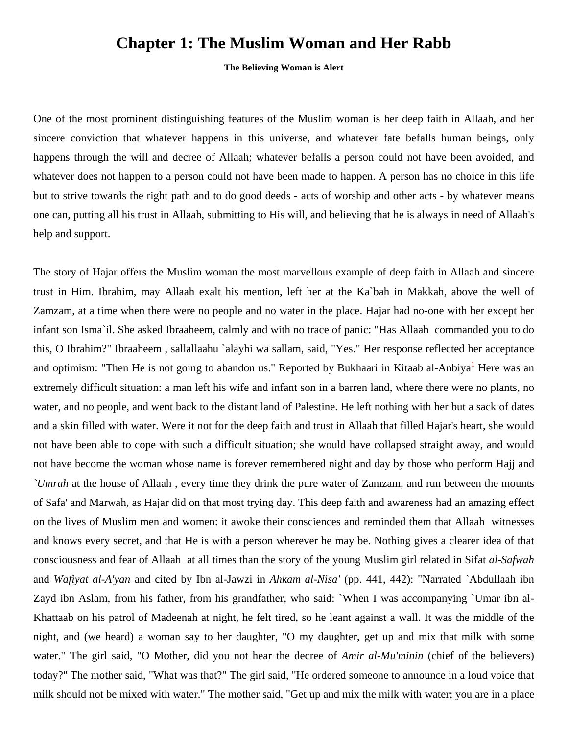# Chapter 1: The Muslim Woman and Her Rabb

**The Believing Woman is Alert**

One of the most prominent distinguishing features of the Muslim woman is her deep faith in Allaah, and her sincere conviction that whatever happens in this universe, and whatever fate befalls human beings, only happens through the will and decree of Allaah; whatever befalls a person could not have been avoided, and whatever does not happen to a person could not have been made to happen. A person has no choice in this life but to strive towards the right path and to do good deeds - acts of worship and other acts - by whatever means one can, putting all his trust in Allaah, submitting to His will, and believing that he is always in need of Allaah's help and support.

The story of Hajar offers the Muslim woman the most marvellous example of deep faith in Allaah and sincere trust in Him. Ibrahim, may Allaah exalt his mention, left her at the Ka`bah in Makkah, above the well of Zamzam, at a time when there were no people and no water in the place. Hajar had no-one with her except her infant son Isma`il. She asked Ibraaheem, calmly and with no trace of panic: "Has Allaah commanded you to do this, O Ibrahim?" Ibraaheem , sallallaahu `alayhi wa sallam, said, "Yes." Her response reflected her acceptance and optimism: "Then He is not going to abandon us." Reported by Bukhaari in Kitaab al-Anbiya[1] Here was an extremely difficult situation: a man left his wife and infant son in a barren land, where there were no plants, no water, and no people, and went back to the distant land of Palestine. He left nothing with her but a sack of dates and a skin filled with water. Were it not for the deep faith and trust in Allaah that filled Hajar's heart, she would not have been able to cope with such a difficult situation; she would have collapsed straight away, and would not have become the woman whose name is forever remembered night and day by those who perform Hajj and *`Umrah* at the house of Allaah , every time they drink the pure water of Zamzam, and run between the mounts of Safa' and Marwah, as Hajar did on that most trying day. This deep faith and awareness had an amazing effect on the lives of Muslim men and women: it awoke their consciences and reminded them that Allaah witnesses and knows every secret, and that He is with a person wherever he may be. Nothing gives a clearer idea of that consciousness and fear of Allaah at all times than the story of the young Muslim girl related in Sifat *al-Safwah* and *Wafiyat al-A'yan* and cited by Ibn al-Jawzi in *Ahkam al-Nisa'* (pp. 441, 442): "Narrated `Abdullaah ibn Zayd ibn Aslam, from his father, from his grandfather, who said: `When I was accompanying `Umar ibn al-Khattaab on his patrol of Madeenah at night, he felt tired, so he leant against a wall. It was the middle of the night, and (we heard) a woman say to her daughter, "O my daughter, get up and mix that milk with some water." The girl said, "O Mother, did you not hear the decree of *Amir al-Mu'minin* (chief of the believers) today?" The mother said, "What was that?" The girl said, "He ordered someone to announce in a loud voice that milk should not be mixed with water." The mother said, "Get up and mix the milk with water; you are in a place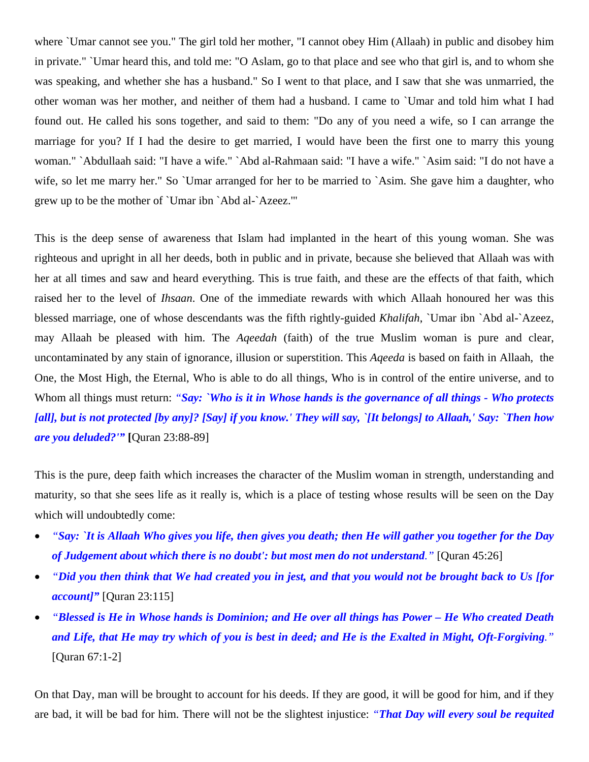where `Umar cannot see you." The girl told her mother, "I cannot obey Him (Allaah) in public and disobey him in private." `Umar heard this, and told me: "O Aslam, go to that place and see who that girl is, and to whom she was speaking, and whether she has a husband." So I went to that place, and I saw that she was unmarried, the other woman was her mother, and neither of them had a husband. I came to `Umar and told him what I had found out. He called his sons together, and said to them: "Do any of you need a wife, so I can arrange the marriage for you? If I had the desire to get married, I would have been the first one to marry this young woman." `Abdullaah said: "I have a wife." `Abd al-Rahmaan said: "I have a wife." `Asim said: "I do not have a wife, so let me marry her." So `Umar arranged for her to be married to `Asim. She gave him a daughter, who grew up to be the mother of `Umar ibn `Abd al-`Azeez.'"

This is the deep sense of awareness that Islam had implanted in the heart of this young woman. She was righteous and upright in all her deeds, both in public and in private, because she believed that Allaah was with her at all times and saw and heard everything. This is true faith, and these are the effects of that faith, which raised her to the level of *Ihsaan*. One of the immediate rewards with which Allaah honoured her was this blessed marriage, one of whose descendants was the fifth rightly-guided *Khalifah*, `Umar ibn `Abd al-`Azeez, may Allaah be pleased with him. The *Aqeedah* (faith) of the true Muslim woman is pure and clear, uncontaminated by any stain of ignorance, illusion or superstition. This *Aqeeda* is based on faith in Allaah, the One, the Most High, the Eternal, Who is able to do all things, Who is in control of the entire universe, and to Whom all things must return: ***"Say: `Who is it in Whose hands is the governance of all things - Who protects [all], but is not protected [by any]? [Say] if you know.' They will say, `[It belongs] to Allaah,' Say: `Then how are you deluded?'"*** **[**Quran 23:88-89]

This is the pure, deep faith which increases the character of the Muslim woman in strength, understanding and maturity, so that she sees life as it really is, which is a place of testing whose results will be seen on the Day which will undoubtedly come:

- ***"Say: `It is Allaah Who gives you life, then gives you death; then He will gather you together for the Day of Judgement about which there is no doubt': but most men do not understand."*** [Quran 45:26]
- ***"Did you then think that We had created you in jest, and that you would not be brought back to Us [for account]"*** [Quran 23:115]
- ***"Blessed is He in Whose hands is Dominion; and He over all things has Power – He Who created Death and Life, that He may try which of you is best in deed; and He is the Exalted in Might, Oft-Forgiving."*** [Quran 67:1-2]

On that Day, man will be brought to account for his deeds. If they are good, it will be good for him, and if they are bad, it will be bad for him. There will not be the slightest injustice: ***"That Day will every soul be requited***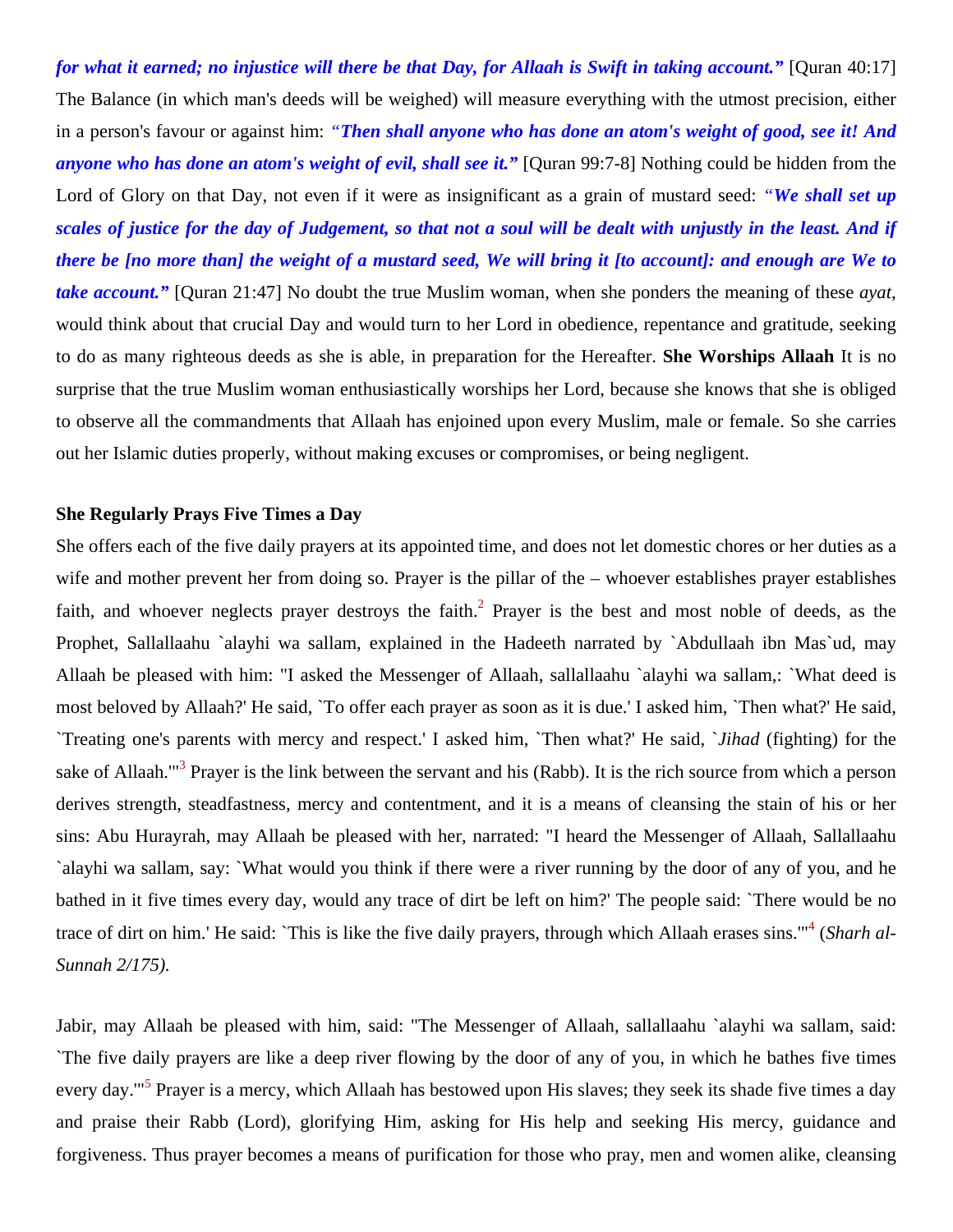***for what it earned; no injustice will there be that Day, for Allaah is Swift in taking account."*** [Quran 40:17] The Balance (in which man's deeds will be weighed) will measure everything with the utmost precision, either in a person's favour or against him: ***"Then shall anyone who has done an atom's weight of good, see it! And anyone who has done an atom's weight of evil, shall see it."*** [Quran 99:7-8] Nothing could be hidden from the Lord of Glory on that Day, not even if it were as insignificant as a grain of mustard seed: ***"We shall set up scales of justice for the day of Judgement, so that not a soul will be dealt with unjustly in the least. And if there be [no more than] the weight of a mustard seed, We will bring it [to account]: and enough are We to take account."*** [Quran 21:47] No doubt the true Muslim woman, when she ponders the meaning of these *ayat*, would think about that crucial Day and would turn to her Lord in obedience, repentance and gratitude, seeking to do as many righteous deeds as she is able, in preparation for the Hereafter. **She Worships Allaah** It is no surprise that the true Muslim woman enthusiastically worships her Lord, because she knows that she is obliged to observe all the commandments that Allaah has enjoined upon every Muslim, male or female. So she carries out her Islamic duties properly, without making excuses or compromises, or being negligent.

**She Regularly Prays Five Times a Day**

She offers each of the five daily prayers at its appointed time, and does not let domestic chores or her duties as a wife and mother prevent her from doing so. Prayer is the pillar of the – whoever establishes prayer establishes faith, and whoever neglects prayer destroys the faith.[2] Prayer is the best and most noble of deeds, as the Prophet, Sallallaahu `alayhi wa sallam, explained in the Hadeeth narrated by `Abdullaah ibn Mas`ud, may Allaah be pleased with him: "I asked the Messenger of Allaah, sallallaahu `alayhi wa sallam,: `What deed is most beloved by Allaah?' He said, `To offer each prayer as soon as it is due.' I asked him, `Then what?' He said, `Treating one's parents with mercy and respect.' I asked him, `Then what?' He said, `*Jihad* (fighting) for the sake of Allaah.'"[3] Prayer is the link between the servant and his (Rabb). It is the rich source from which a person derives strength, steadfastness, mercy and contentment, and it is a means of cleansing the stain of his or her sins: Abu Hurayrah, may Allaah be pleased with her, narrated: "I heard the Messenger of Allaah, Sallallaahu `alayhi wa sallam, say: `What would you think if there were a river running by the door of any of you, and he bathed in it five times every day, would any trace of dirt be left on him?' The people said: `There would be no trace of dirt on him.' He said: `This is like the five daily prayers, through which Allaah erases sins.'"[4] (*Sharh al-Sunnah 2/175).*

Jabir, may Allaah be pleased with him, said: "The Messenger of Allaah, sallallaahu `alayhi wa sallam, said: `The five daily prayers are like a deep river flowing by the door of any of you, in which he bathes five times every day.'"[5] Prayer is a mercy, which Allaah has bestowed upon His slaves; they seek its shade five times a day and praise their Rabb (Lord), glorifying Him, asking for His help and seeking His mercy, guidance and forgiveness. Thus prayer becomes a means of purification for those who pray, men and women alike, cleansing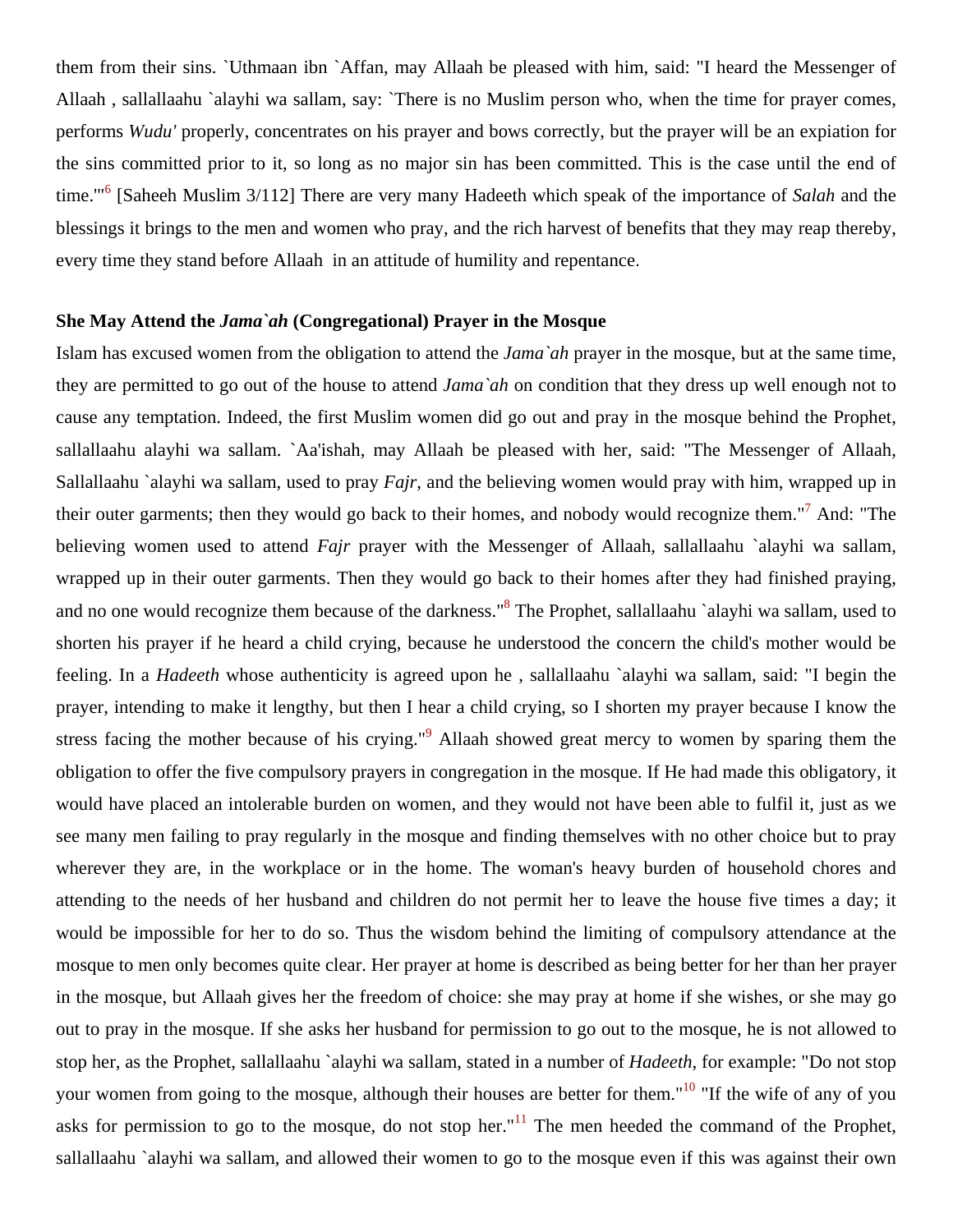them from their sins. `Uthmaan ibn `Affan, may Allaah be pleased with him, said: "I heard the Messenger of Allaah , sallallaahu `alayhi wa sallam, say: `There is no Muslim person who, when the time for prayer comes, performs *Wudu'* properly, concentrates on his prayer and bows correctly, but the prayer will be an expiation for the sins committed prior to it, so long as no major sin has been committed. This is the case until the end of time.'"[6] [Saheeh Muslim 3/112] There are very many Hadeeth which speak of the importance of *Salah* and the blessings it brings to the men and women who pray, and the rich harvest of benefits that they may reap thereby, every time they stand before Allaah in an attitude of humility and repentance.

### She May Attend the *Jama`ah* (Congregational) Prayer in the Mosque

Islam has excused women from the obligation to attend the *Jama`ah* prayer in the mosque, but at the same time, they are permitted to go out of the house to attend *Jama`ah* on condition that they dress up well enough not to cause any temptation. Indeed, the first Muslim women did go out and pray in the mosque behind the Prophet, sallallaahu alayhi wa sallam. `Aa'ishah, may Allaah be pleased with her, said: "The Messenger of Allaah, Sallallaahu `alayhi wa sallam, used to pray *Fajr*, and the believing women would pray with him, wrapped up in their outer garments; then they would go back to their homes, and nobody would recognize them."[7] And: "The believing women used to attend *Fajr* prayer with the Messenger of Allaah, sallallaahu `alayhi wa sallam, wrapped up in their outer garments. Then they would go back to their homes after they had finished praying, and no one would recognize them because of the darkness."[8] The Prophet, sallallaahu `alayhi wa sallam, used to shorten his prayer if he heard a child crying, because he understood the concern the child's mother would be feeling. In a *Hadeeth* whose authenticity is agreed upon he , sallallaahu `alayhi wa sallam, said: "I begin the prayer, intending to make it lengthy, but then I hear a child crying, so I shorten my prayer because I know the stress facing the mother because of his crying."[9] Allaah showed great mercy to women by sparing them the obligation to offer the five compulsory prayers in congregation in the mosque. If He had made this obligatory, it would have placed an intolerable burden on women, and they would not have been able to fulfil it, just as we see many men failing to pray regularly in the mosque and finding themselves with no other choice but to pray wherever they are, in the workplace or in the home. The woman's heavy burden of household chores and attending to the needs of her husband and children do not permit her to leave the house five times a day; it would be impossible for her to do so. Thus the wisdom behind the limiting of compulsory attendance at the mosque to men only becomes quite clear. Her prayer at home is described as being better for her than her prayer in the mosque, but Allaah gives her the freedom of choice: she may pray at home if she wishes, or she may go out to pray in the mosque. If she asks her husband for permission to go out to the mosque, he is not allowed to stop her, as the Prophet, sallallaahu `alayhi wa sallam, stated in a number of *Hadeeth*, for example: "Do not stop your women from going to the mosque, although their houses are better for them."[10] "If the wife of any of you asks for permission to go to the mosque, do not stop her."[11] The men heeded the command of the Prophet, sallallaahu `alayhi wa sallam, and allowed their women to go to the mosque even if this was against their own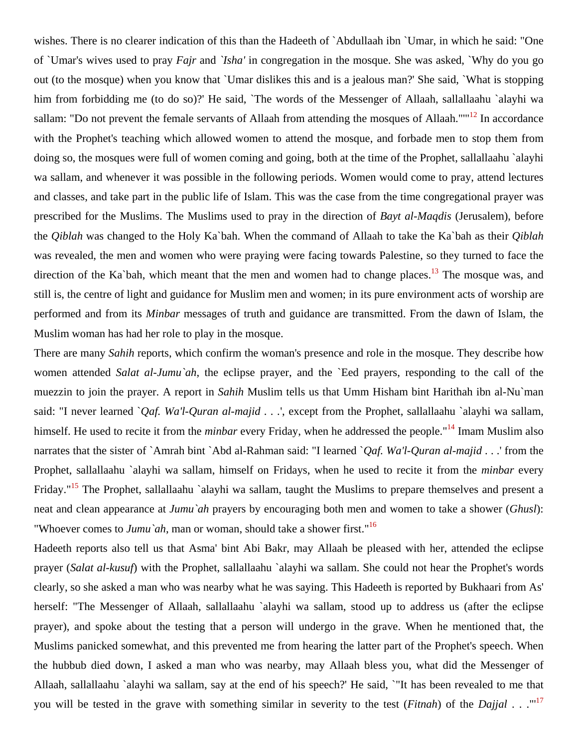wishes. There is no clearer indication of this than the Hadeeth of `Abdullaah ibn `Umar, in which he said: "One of `Umar's wives used to pray *Fajr* and *`Isha'* in congregation in the mosque. She was asked, `Why do you go out (to the mosque) when you know that `Umar dislikes this and is a jealous man?' She said, `What is stopping him from forbidding me (to do so)?' He said, `The words of the Messenger of Allaah, sallallaahu `alayhi wa sallam: "Do not prevent the female servants of Allaah from attending the mosques of Allaah."'"[12] In accordance with the Prophet's teaching which allowed women to attend the mosque, and forbade men to stop them from doing so, the mosques were full of women coming and going, both at the time of the Prophet, sallallaahu `alayhi wa sallam, and whenever it was possible in the following periods. Women would come to pray, attend lectures and classes, and take part in the public life of Islam. This was the case from the time congregational prayer was prescribed for the Muslims. The Muslims used to pray in the direction of *Bayt al-Maqdis* (Jerusalem), before the *Qiblah* was changed to the Holy Ka`bah. When the command of Allaah to take the Ka`bah as their *Qiblah* was revealed, the men and women who were praying were facing towards Palestine, so they turned to face the direction of the Ka`bah, which meant that the men and women had to change places.[13] The mosque was, and still is, the centre of light and guidance for Muslim men and women; in its pure environment acts of worship are performed and from its *Minbar* messages of truth and guidance are transmitted. From the dawn of Islam, the Muslim woman has had her role to play in the mosque.

There are many *Sahih* reports, which confirm the woman's presence and role in the mosque. They describe how women attended *Salat al-Jumu`ah*, the eclipse prayer, and the `Eed prayers, responding to the call of the muezzin to join the prayer. A report in *Sahih* Muslim tells us that Umm Hisham bint Harithah ibn al-Nu`man said: "I never learned `*Qaf. Wa'l-Quran al-majid* . . .', except from the Prophet, sallallaahu `alayhi wa sallam, himself. He used to recite it from the *minbar* every Friday, when he addressed the people."[14] Imam Muslim also narrates that the sister of `Amrah bint `Abd al-Rahman said: "I learned `*Qaf. Wa'l-Quran al-majid* . . .' from the Prophet, sallallaahu `alayhi wa sallam, himself on Fridays, when he used to recite it from the *minbar* every Friday."[15] The Prophet, sallallaahu `alayhi wa sallam, taught the Muslims to prepare themselves and present a neat and clean appearance at *Jumu`ah* prayers by encouraging both men and women to take a shower (*Ghusl*): "Whoever comes to *Jumu`ah*, man or woman, should take a shower first."[16]

Hadeeth reports also tell us that Asma' bint Abi Bakr, may Allaah be pleased with her, attended the eclipse prayer (*Salat al-kusuf*) with the Prophet, sallallaahu `alayhi wa sallam. She could not hear the Prophet's words clearly, so she asked a man who was nearby what he was saying. This Hadeeth is reported by Bukhaari from As' herself: "The Messenger of Allaah, sallallaahu `alayhi wa sallam, stood up to address us (after the eclipse prayer), and spoke about the testing that a person will undergo in the grave. When he mentioned that, the Muslims panicked somewhat, and this prevented me from hearing the latter part of the Prophet's speech. When the hubbub died down, I asked a man who was nearby, may Allaah bless you, what did the Messenger of Allaah, sallallaahu `alayhi wa sallam, say at the end of his speech?' He said, `"It has been revealed to me that you will be tested in the grave with something similar in severity to the test (*Fitnah*) of the *Dajjal* . . ."'[17]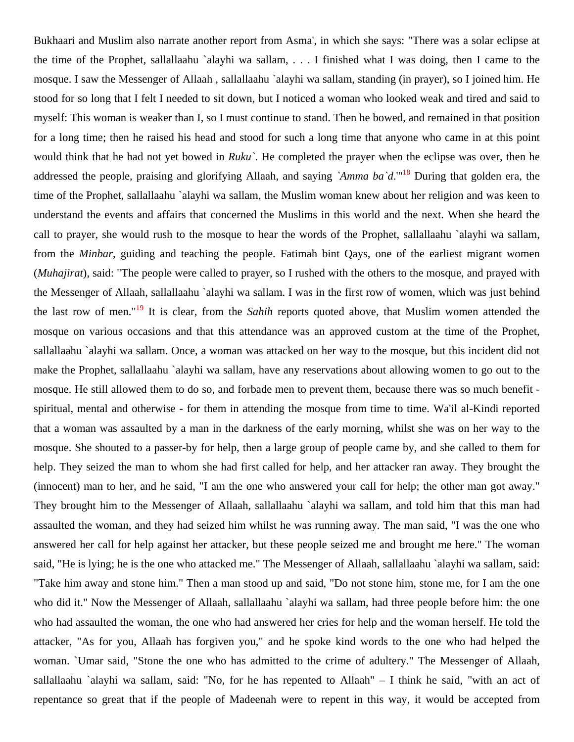Bukhaari and Muslim also narrate another report from Asma', in which she says: "There was a solar eclipse at the time of the Prophet, sallallaahu `alayhi wa sallam, . . . I finished what I was doing, then I came to the mosque. I saw the Messenger of Allaah , sallallaahu `alayhi wa sallam, standing (in prayer), so I joined him. He stood for so long that I felt I needed to sit down, but I noticed a woman who looked weak and tired and said to myself: This woman is weaker than I, so I must continue to stand. Then he bowed, and remained in that position for a long time; then he raised his head and stood for such a long time that anyone who came in at this point would think that he had not yet bowed in *Ruku`*. He completed the prayer when the eclipse was over, then he addressed the people, praising and glorifying Allaah, and saying *`Amma ba`d*.'"[18] During that golden era, the time of the Prophet, sallallaahu `alayhi wa sallam, the Muslim woman knew about her religion and was keen to understand the events and affairs that concerned the Muslims in this world and the next. When she heard the call to prayer, she would rush to the mosque to hear the words of the Prophet, sallallaahu `alayhi wa sallam, from the *Minbar*, guiding and teaching the people. Fatimah bint Qays, one of the earliest migrant women (*Muhajirat*), said: "The people were called to prayer, so I rushed with the others to the mosque, and prayed with the Messenger of Allaah, sallallaahu `alayhi wa sallam. I was in the first row of women, which was just behind the last row of men."[19] It is clear, from the *Sahih* reports quoted above, that Muslim women attended the mosque on various occasions and that this attendance was an approved custom at the time of the Prophet, sallallaahu `alayhi wa sallam. Once, a woman was attacked on her way to the mosque, but this incident did not make the Prophet, sallallaahu `alayhi wa sallam, have any reservations about allowing women to go out to the mosque. He still allowed them to do so, and forbade men to prevent them, because there was so much benefit - spiritual, mental and otherwise - for them in attending the mosque from time to time. Wa'il al-Kindi reported that a woman was assaulted by a man in the darkness of the early morning, whilst she was on her way to the mosque. She shouted to a passer-by for help, then a large group of people came by, and she called to them for help. They seized the man to whom she had first called for help, and her attacker ran away. They brought the (innocent) man to her, and he said, "I am the one who answered your call for help; the other man got away." They brought him to the Messenger of Allaah, sallallaahu `alayhi wa sallam, and told him that this man had assaulted the woman, and they had seized him whilst he was running away. The man said, "I was the one who answered her call for help against her attacker, but these people seized me and brought me here." The woman said, "He is lying; he is the one who attacked me." The Messenger of Allaah, sallallaahu `alayhi wa sallam, said: "Take him away and stone him." Then a man stood up and said, "Do not stone him, stone me, for I am the one who did it." Now the Messenger of Allaah, sallallaahu `alayhi wa sallam, had three people before him: the one who had assaulted the woman, the one who had answered her cries for help and the woman herself. He told the attacker, "As for you, Allaah has forgiven you," and he spoke kind words to the one who had helped the woman. `Umar said, "Stone the one who has admitted to the crime of adultery." The Messenger of Allaah, sallallaahu `alayhi wa sallam, said: "No, for he has repented to Allaah" – I think he said, "with an act of repentance so great that if the people of Madeenah were to repent in this way, it would be accepted from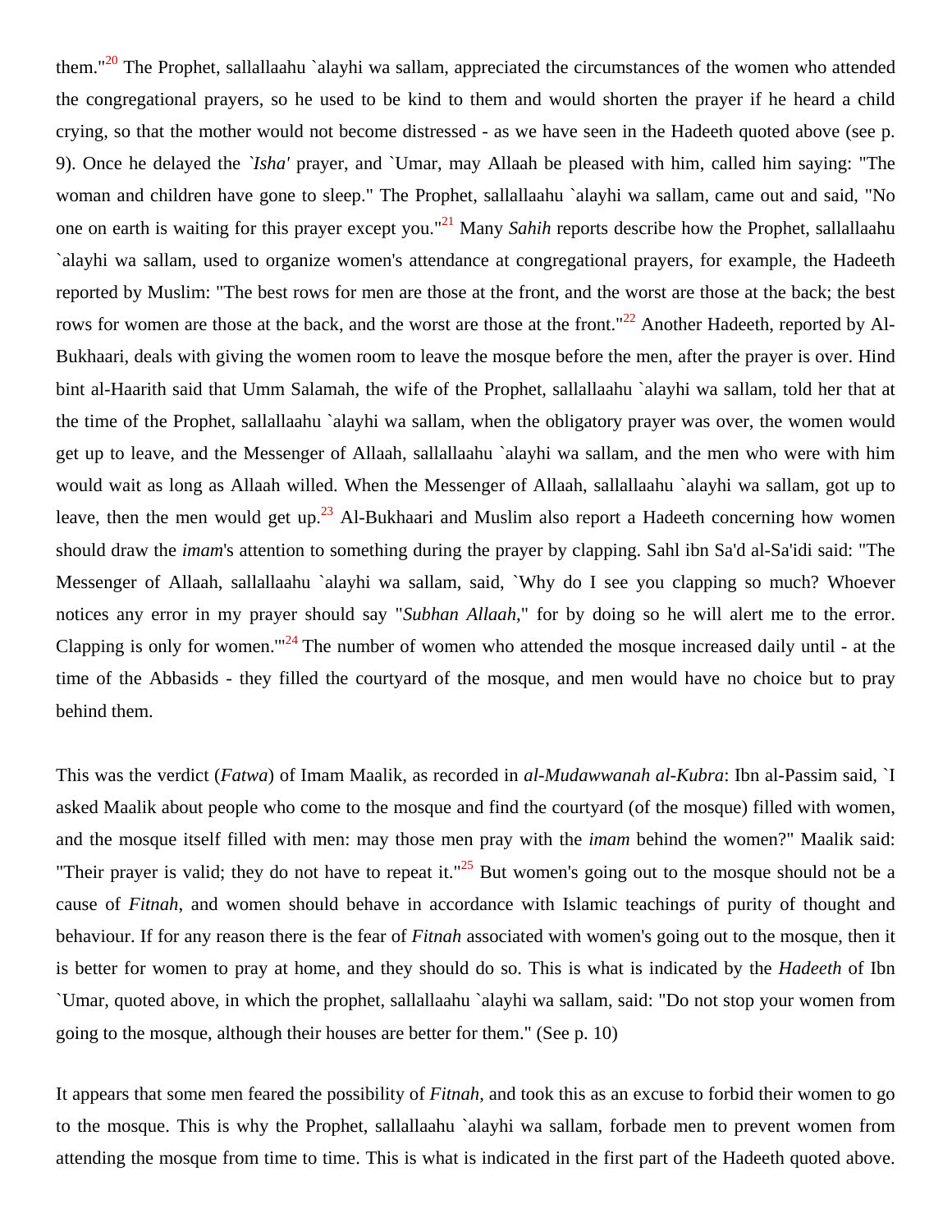them."[20] The Prophet, sallallaahu `alayhi wa sallam, appreciated the circumstances of the women who attended the congregational prayers, so he used to be kind to them and would shorten the prayer if he heard a child crying, so that the mother would not become distressed - as we have seen in the Hadeeth quoted above (see p. 9). Once he delayed the *`Isha'* prayer, and `Umar, may Allaah be pleased with him, called him saying: "The woman and children have gone to sleep." The Prophet, sallallaahu `alayhi wa sallam, came out and said, "No one on earth is waiting for this prayer except you."[21] Many *Sahih* reports describe how the Prophet, sallallaahu `alayhi wa sallam, used to organize women's attendance at congregational prayers, for example, the Hadeeth reported by Muslim: "The best rows for men are those at the front, and the worst are those at the back; the best rows for women are those at the back, and the worst are those at the front."[22] Another Hadeeth, reported by Al-Bukhaari, deals with giving the women room to leave the mosque before the men, after the prayer is over. Hind bint al-Haarith said that Umm Salamah, the wife of the Prophet, sallallaahu `alayhi wa sallam, told her that at the time of the Prophet, sallallaahu `alayhi wa sallam, when the obligatory prayer was over, the women would get up to leave, and the Messenger of Allaah, sallallaahu `alayhi wa sallam, and the men who were with him would wait as long as Allaah willed. When the Messenger of Allaah, sallallaahu `alayhi wa sallam, got up to leave, then the men would get up.[23] Al-Bukhaari and Muslim also report a Hadeeth concerning how women should draw the *imam*'s attention to something during the prayer by clapping. Sahl ibn Sa'd al-Sa'idi said: "The Messenger of Allaah, sallallaahu `alayhi wa sallam, said, `Why do I see you clapping so much? Whoever notices any error in my prayer should say "*Subhan Allaah*," for by doing so he will alert me to the error. Clapping is only for women.'"[24] The number of women who attended the mosque increased daily until - at the time of the Abbasids - they filled the courtyard of the mosque, and men would have no choice but to pray behind them.

This was the verdict (*Fatwa*) of Imam Maalik, as recorded in *al-Mudawwanah al-Kubra*: Ibn al-Passim said, `I asked Maalik about people who come to the mosque and find the courtyard (of the mosque) filled with women, and the mosque itself filled with men: may those men pray with the *imam* behind the women?" Maalik said: "Their prayer is valid; they do not have to repeat it."[25] But women's going out to the mosque should not be a cause of *Fitnah*, and women should behave in accordance with Islamic teachings of purity of thought and behaviour. If for any reason there is the fear of *Fitnah* associated with women's going out to the mosque, then it is better for women to pray at home, and they should do so. This is what is indicated by the *Hadeeth* of Ibn `Umar, quoted above, in which the prophet, sallallaahu `alayhi wa sallam, said: "Do not stop your women from going to the mosque, although their houses are better for them." (See p. 10)

It appears that some men feared the possibility of *Fitnah*, and took this as an excuse to forbid their women to go to the mosque. This is why the Prophet, sallallaahu `alayhi wa sallam, forbade men to prevent women from attending the mosque from time to time. This is what is indicated in the first part of the Hadeeth quoted above.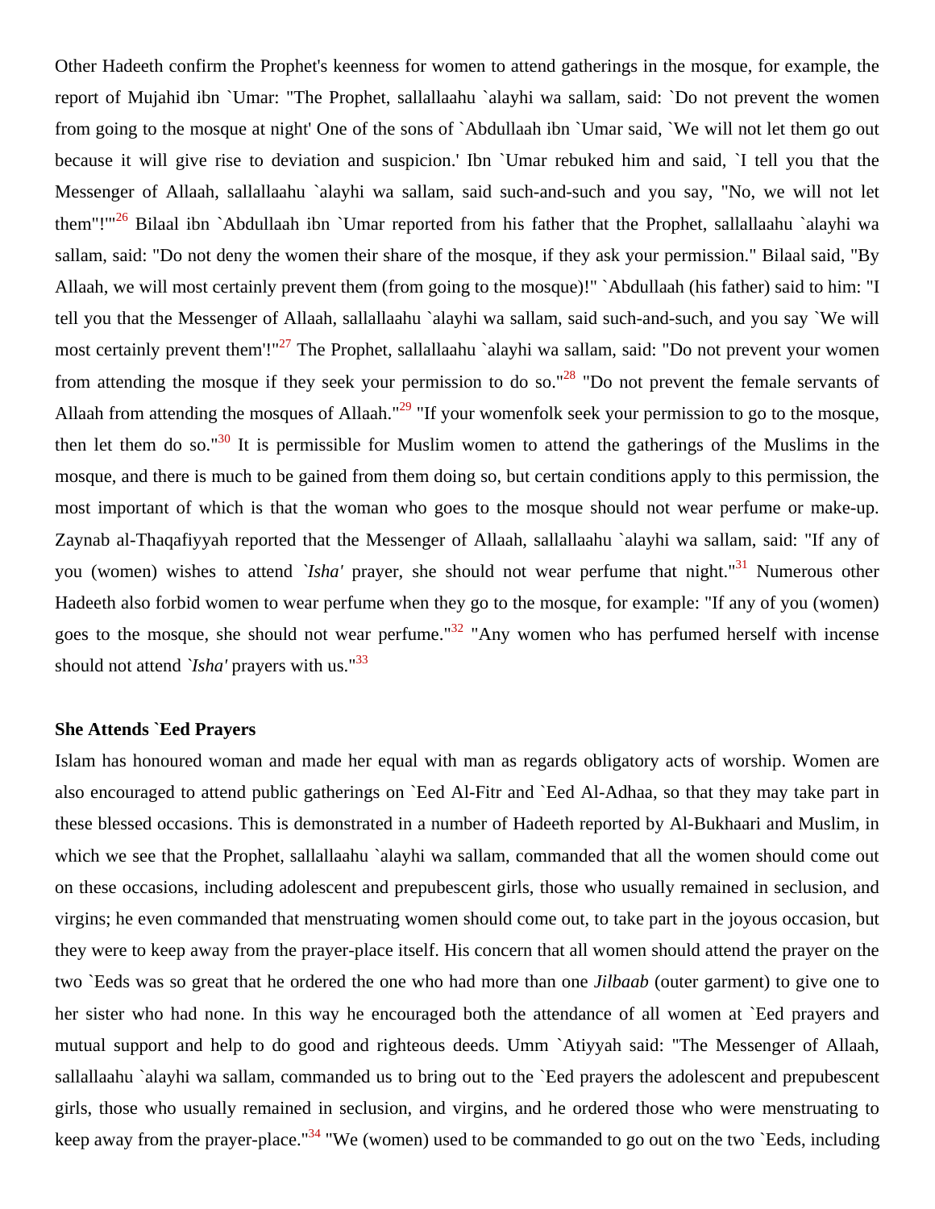Other Hadeeth confirm the Prophet's keenness for women to attend gatherings in the mosque, for example, the report of Mujahid ibn `Umar: "The Prophet, sallallaahu `alayhi wa sallam, said: `Do not prevent the women from going to the mosque at night' One of the sons of `Abdullaah ibn `Umar said, `We will not let them go out because it will give rise to deviation and suspicion.' Ibn `Umar rebuked him and said, `I tell you that the Messenger of Allaah, sallallaahu `alayhi wa sallam, said such-and-such and you say, "No, we will not let them"!'"[26] Bilaal ibn `Abdullaah ibn `Umar reported from his father that the Prophet, sallallaahu `alayhi wa sallam, said: "Do not deny the women their share of the mosque, if they ask your permission." Bilaal said, "By Allaah, we will most certainly prevent them (from going to the mosque)!" `Abdullaah (his father) said to him: "I tell you that the Messenger of Allaah, sallallaahu `alayhi wa sallam, said such-and-such, and you say `We will most certainly prevent them'!"[27] The Prophet, sallallaahu `alayhi wa sallam, said: "Do not prevent your women from attending the mosque if they seek your permission to do so."[28] "Do not prevent the female servants of Allaah from attending the mosques of Allaah."[29] "If your womenfolk seek your permission to go to the mosque, then let them do so."[30] It is permissible for Muslim women to attend the gatherings of the Muslims in the mosque, and there is much to be gained from them doing so, but certain conditions apply to this permission, the most important of which is that the woman who goes to the mosque should not wear perfume or make-up. Zaynab al-Thaqafiyyah reported that the Messenger of Allaah, sallallaahu `alayhi wa sallam, said: "If any of you (women) wishes to attend *`Isha'* prayer, she should not wear perfume that night."[31] Numerous other Hadeeth also forbid women to wear perfume when they go to the mosque, for example: "If any of you (women) goes to the mosque, she should not wear perfume."[32] "Any women who has perfumed herself with incense should not attend *`Isha'* prayers with us."[33]

**She Attends `Eed Prayers**

Islam has honoured woman and made her equal with man as regards obligatory acts of worship. Women are also encouraged to attend public gatherings on `Eed Al-Fitr and `Eed Al-Adhaa, so that they may take part in these blessed occasions. This is demonstrated in a number of Hadeeth reported by Al-Bukhaari and Muslim, in which we see that the Prophet, sallallaahu `alayhi wa sallam, commanded that all the women should come out on these occasions, including adolescent and prepubescent girls, those who usually remained in seclusion, and virgins; he even commanded that menstruating women should come out, to take part in the joyous occasion, but they were to keep away from the prayer-place itself. His concern that all women should attend the prayer on the two `Eeds was so great that he ordered the one who had more than one *Jilbaab* (outer garment) to give one to her sister who had none. In this way he encouraged both the attendance of all women at `Eed prayers and mutual support and help to do good and righteous deeds. Umm `Atiyyah said: "The Messenger of Allaah, sallallaahu `alayhi wa sallam, commanded us to bring out to the `Eed prayers the adolescent and prepubescent girls, those who usually remained in seclusion, and virgins, and he ordered those who were menstruating to keep away from the prayer-place."[34] "We (women) used to be commanded to go out on the two `Eeds, including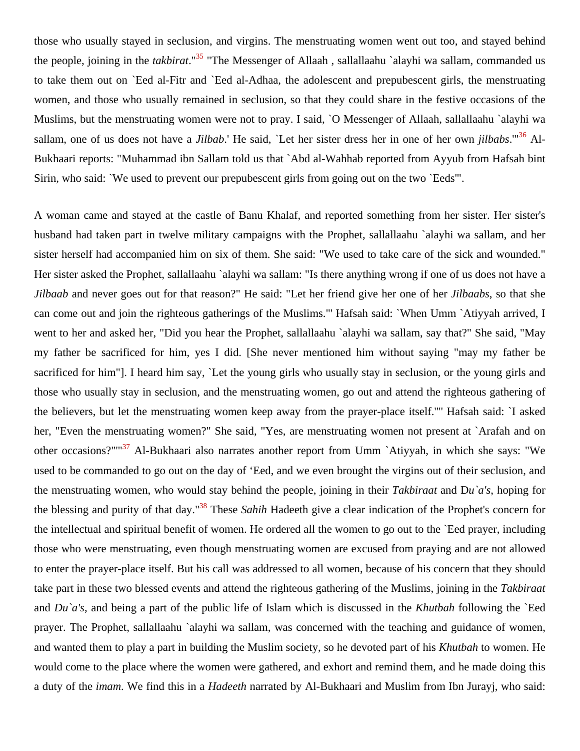those who usually stayed in seclusion, and virgins. The menstruating women went out too, and stayed behind the people, joining in the *takbirat*."[35] "The Messenger of Allaah , sallallaahu `alayhi wa sallam, commanded us to take them out on `Eed al-Fitr and `Eed al-Adhaa, the adolescent and prepubescent girls, the menstruating women, and those who usually remained in seclusion, so that they could share in the festive occasions of the Muslims, but the menstruating women were not to pray. I said, `O Messenger of Allaah, sallallaahu `alayhi wa sallam, one of us does not have a *Jilbab*.' He said, `Let her sister dress her in one of her own *jilbabs*.'"[36] Al-Bukhaari reports: "Muhammad ibn Sallam told us that `Abd al-Wahhab reported from Ayyub from Hafsah bint Sirin, who said: `We used to prevent our prepubescent girls from going out on the two `Eeds'".

A woman came and stayed at the castle of Banu Khalaf, and reported something from her sister. Her sister's husband had taken part in twelve military campaigns with the Prophet, sallallaahu `alayhi wa sallam, and her sister herself had accompanied him on six of them. She said: "We used to take care of the sick and wounded." Her sister asked the Prophet, sallallaahu `alayhi wa sallam: "Is there anything wrong if one of us does not have a *Jilbaab* and never goes out for that reason?" He said: "Let her friend give her one of her *Jilbaabs*, so that she can come out and join the righteous gatherings of the Muslims."' Hafsah said: `When Umm `Atiyyah arrived, I went to her and asked her, "Did you hear the Prophet, sallallaahu `alayhi wa sallam, say that?" She said, "May my father be sacrificed for him, yes I did. [She never mentioned him without saying "may my father be sacrificed for him"]. I heard him say, `Let the young girls who usually stay in seclusion, or the young girls and those who usually stay in seclusion, and the menstruating women, go out and attend the righteous gathering of the believers, but let the menstruating women keep away from the prayer-place itself."" Hafsah said: `I asked her, "Even the menstruating women?" She said, "Yes, are menstruating women not present at `Arafah and on other occasions?"'"[37] Al-Bukhaari also narrates another report from Umm `Atiyyah, in which she says: "We used to be commanded to go out on the day of 'Eed, and we even brought the virgins out of their seclusion, and the menstruating women, who would stay behind the people, joining in their *Takbiraat* and D*u`a's*, hoping for the blessing and purity of that day."[38] These *Sahih* Hadeeth give a clear indication of the Prophet's concern for the intellectual and spiritual benefit of women. He ordered all the women to go out to the `Eed prayer, including those who were menstruating, even though menstruating women are excused from praying and are not allowed to enter the prayer-place itself. But his call was addressed to all women, because of his concern that they should take part in these two blessed events and attend the righteous gathering of the Muslims, joining in the *Takbiraat* and *Du`a's*, and being a part of the public life of Islam which is discussed in the *Khutbah* following the `Eed prayer. The Prophet, sallallaahu `alayhi wa sallam, was concerned with the teaching and guidance of women, and wanted them to play a part in building the Muslim society, so he devoted part of his *Khutbah* to women. He would come to the place where the women were gathered, and exhort and remind them, and he made doing this a duty of the *imam*. We find this in a *Hadeeth* narrated by Al-Bukhaari and Muslim from Ibn Jurayj, who said: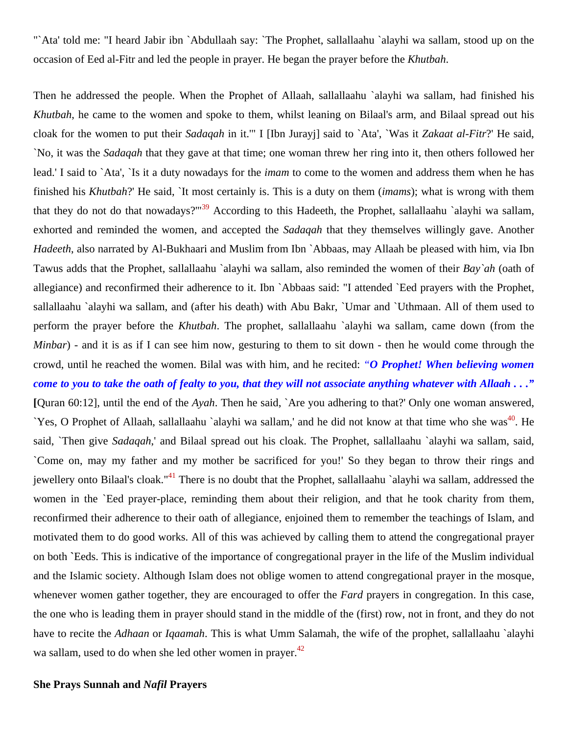"`Ata' told me: "I heard Jabir ibn `Abdullaah say: `The Prophet, sallallaahu `alayhi wa sallam, stood up on the occasion of Eed al-Fitr and led the people in prayer. He began the prayer before the *Khutbah*.

Then he addressed the people. When the Prophet of Allaah, sallallaahu `alayhi wa sallam, had finished his *Khutbah*, he came to the women and spoke to them, whilst leaning on Bilaal's arm, and Bilaal spread out his cloak for the women to put their *Sadaqah* in it.'" I [Ibn Jurayj] said to `Ata', `Was it *Zakaat al-Fitr*?' He said, `No, it was the *Sadaqah* that they gave at that time; one woman threw her ring into it, then others followed her lead.' I said to `Ata', `Is it a duty nowadays for the *imam* to come to the women and address them when he has finished his *Khutbah*?' He said, `It most certainly is. This is a duty on them (*imams*); what is wrong with them that they do not do that nowadays?'"[39] According to this Hadeeth, the Prophet, sallallaahu `alayhi wa sallam, exhorted and reminded the women, and accepted the *Sadaqah* that they themselves willingly gave. Another *Hadeeth*, also narrated by Al-Bukhaari and Muslim from Ibn `Abbaas, may Allaah be pleased with him, via Ibn Tawus adds that the Prophet, sallallaahu `alayhi wa sallam, also reminded the women of their *Bay`ah* (oath of allegiance) and reconfirmed their adherence to it. Ibn `Abbaas said: "I attended `Eed prayers with the Prophet, sallallaahu `alayhi wa sallam, and (after his death) with Abu Bakr, `Umar and `Uthmaan. All of them used to perform the prayer before the *Khutbah*. The prophet, sallallaahu `alayhi wa sallam, came down (from the *Minbar*) - and it is as if I can see him now, gesturing to them to sit down - then he would come through the crowd, until he reached the women. Bilal was with him, and he recited: ***"O Prophet! When believing women come to you to take the oath of fealty to you, that they will not associate anything whatever with Allaah . . ."*** **[**Quran 60:12], until the end of the *Ayah*. Then he said, `Are you adhering to that?' Only one woman answered, `Yes, O Prophet of Allaah, sallallaahu `alayhi wa sallam,' and he did not know at that time who she was[40]. He said, `Then give *Sadaqah*,' and Bilaal spread out his cloak. The Prophet, sallallaahu `alayhi wa sallam, said, `Come on, may my father and my mother be sacrificed for you!' So they began to throw their rings and jewellery onto Bilaal's cloak."[41] There is no doubt that the Prophet, sallallaahu `alayhi wa sallam, addressed the women in the `Eed prayer-place, reminding them about their religion, and that he took charity from them, reconfirmed their adherence to their oath of allegiance, enjoined them to remember the teachings of Islam, and motivated them to do good works. All of this was achieved by calling them to attend the congregational prayer on both `Eeds. This is indicative of the importance of congregational prayer in the life of the Muslim individual and the Islamic society. Although Islam does not oblige women to attend congregational prayer in the mosque, whenever women gather together, they are encouraged to offer the *Fard* prayers in congregation. In this case, the one who is leading them in prayer should stand in the middle of the (first) row, not in front, and they do not have to recite the *Adhaan* or *Iqaamah*. This is what Umm Salamah, the wife of the prophet, sallallaahu `alayhi wa sallam, used to do when she led other women in prayer.[42]

**She Prays Sunnah and *Nafil* Prayers**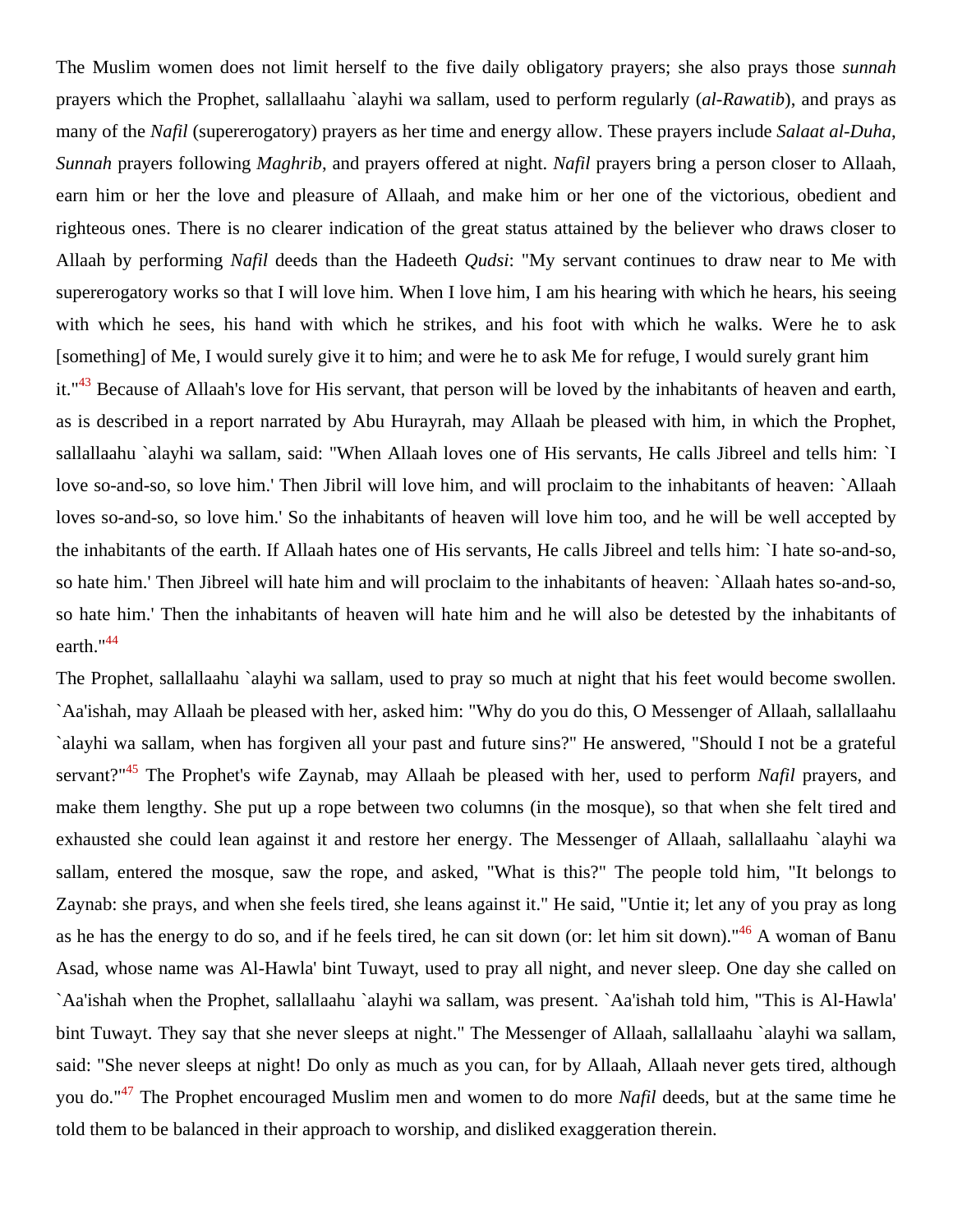The Muslim women does not limit herself to the five daily obligatory prayers; she also prays those *sunnah* prayers which the Prophet, sallallaahu `alayhi wa sallam, used to perform regularly (*al-Rawatib*), and prays as many of the *Nafil* (supererogatory) prayers as her time and energy allow. These prayers include *Salaat al-Duha*, *Sunnah* prayers following *Maghrib*, and prayers offered at night. *Nafil* prayers bring a person closer to Allaah, earn him or her the love and pleasure of Allaah, and make him or her one of the victorious, obedient and righteous ones. There is no clearer indication of the great status attained by the believer who draws closer to Allaah by performing *Nafil* deeds than the Hadeeth *Qudsi*: "My servant continues to draw near to Me with supererogatory works so that I will love him. When I love him, I am his hearing with which he hears, his seeing with which he sees, his hand with which he strikes, and his foot with which he walks. Were he to ask [something] of Me, I would surely give it to him; and were he to ask Me for refuge, I would surely grant him it."[43] Because of Allaah's love for His servant, that person will be loved by the inhabitants of heaven and earth, as is described in a report narrated by Abu Hurayrah, may Allaah be pleased with him, in which the Prophet, sallallaahu `alayhi wa sallam, said: "When Allaah loves one of His servants, He calls Jibreel and tells him: `I love so-and-so, so love him.' Then Jibril will love him, and will proclaim to the inhabitants of heaven: `Allaah loves so-and-so, so love him.' So the inhabitants of heaven will love him too, and he will be well accepted by the inhabitants of the earth. If Allaah hates one of His servants, He calls Jibreel and tells him: `I hate so-and-so, so hate him.' Then Jibreel will hate him and will proclaim to the inhabitants of heaven: `Allaah hates so-and-so, so hate him.' Then the inhabitants of heaven will hate him and he will also be detested by the inhabitants of earth."[44]

The Prophet, sallallaahu `alayhi wa sallam, used to pray so much at night that his feet would become swollen. `Aa'ishah, may Allaah be pleased with her, asked him: "Why do you do this, O Messenger of Allaah, sallallaahu `alayhi wa sallam, when has forgiven all your past and future sins?" He answered, "Should I not be a grateful servant?"[45] The Prophet's wife Zaynab, may Allaah be pleased with her, used to perform *Nafil* prayers, and make them lengthy. She put up a rope between two columns (in the mosque), so that when she felt tired and exhausted she could lean against it and restore her energy. The Messenger of Allaah, sallallaahu `alayhi wa sallam, entered the mosque, saw the rope, and asked, "What is this?" The people told him, "It belongs to Zaynab: she prays, and when she feels tired, she leans against it." He said, "Untie it; let any of you pray as long as he has the energy to do so, and if he feels tired, he can sit down (or: let him sit down)."[46] A woman of Banu Asad, whose name was Al-Hawla' bint Tuwayt, used to pray all night, and never sleep. One day she called on `Aa'ishah when the Prophet, sallallaahu `alayhi wa sallam, was present. `Aa'ishah told him, "This is Al-Hawla' bint Tuwayt. They say that she never sleeps at night." The Messenger of Allaah, sallallaahu `alayhi wa sallam, said: "She never sleeps at night! Do only as much as you can, for by Allaah, Allaah never gets tired, although you do."[47] The Prophet encouraged Muslim men and women to do more *Nafil* deeds, but at the same time he told them to be balanced in their approach to worship, and disliked exaggeration therein.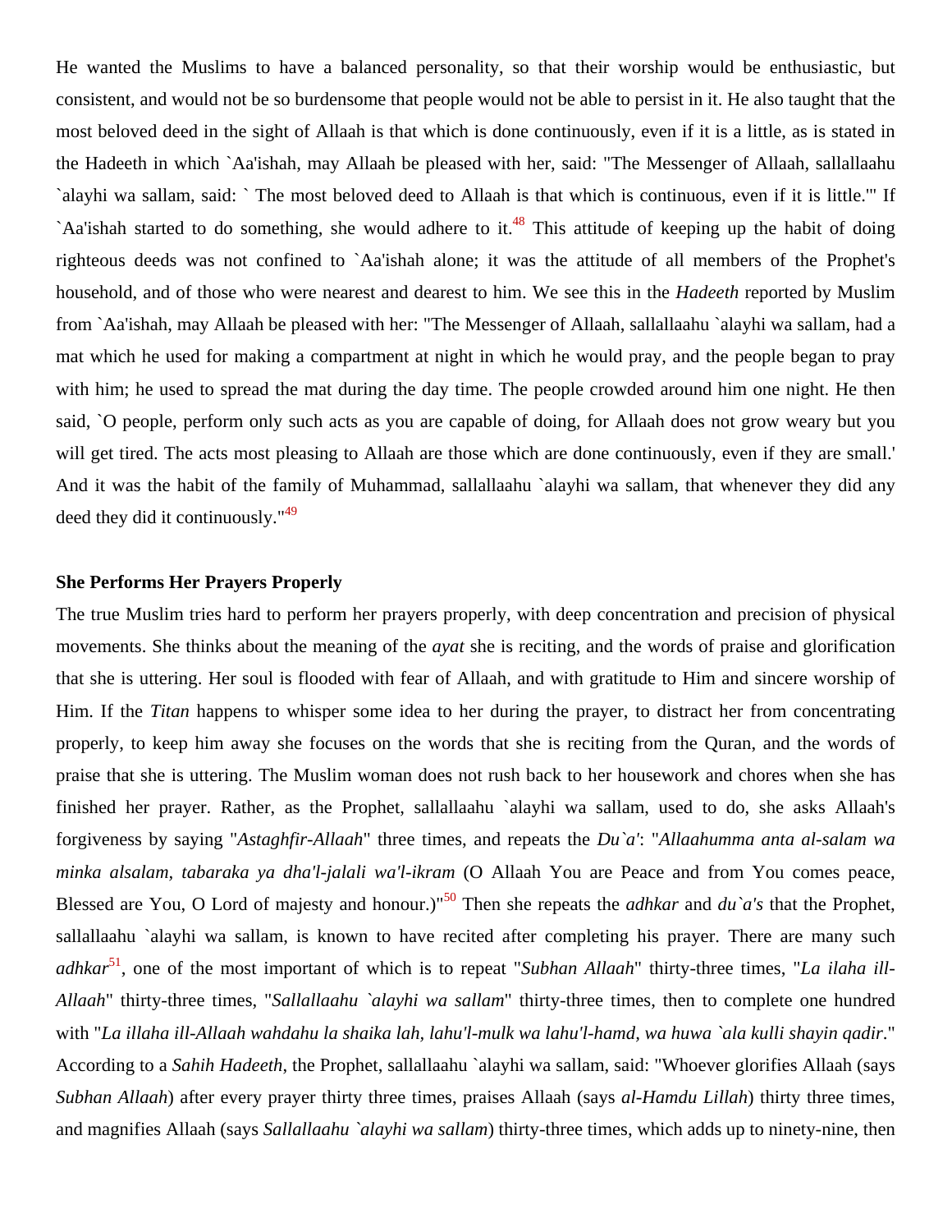He wanted the Muslims to have a balanced personality, so that their worship would be enthusiastic, but consistent, and would not be so burdensome that people would not be able to persist in it. He also taught that the most beloved deed in the sight of Allaah is that which is done continuously, even if it is a little, as is stated in the Hadeeth in which `Aa'ishah, may Allaah be pleased with her, said: "The Messenger of Allaah, sallallaahu `alayhi wa sallam, said: ` The most beloved deed to Allaah is that which is continuous, even if it is little.'" If `Aa'ishah started to do something, she would adhere to it.[48] This attitude of keeping up the habit of doing righteous deeds was not confined to `Aa'ishah alone; it was the attitude of all members of the Prophet's household, and of those who were nearest and dearest to him. We see this in the *Hadeeth* reported by Muslim from `Aa'ishah, may Allaah be pleased with her: "The Messenger of Allaah, sallallaahu `alayhi wa sallam, had a mat which he used for making a compartment at night in which he would pray, and the people began to pray with him; he used to spread the mat during the day time. The people crowded around him one night. He then said, `O people, perform only such acts as you are capable of doing, for Allaah does not grow weary but you will get tired. The acts most pleasing to Allaah are those which are done continuously, even if they are small.' And it was the habit of the family of Muhammad, sallallaahu `alayhi wa sallam, that whenever they did any deed they did it continuously."[49]

**She Performs Her Prayers Properly**

The true Muslim tries hard to perform her prayers properly, with deep concentration and precision of physical movements. She thinks about the meaning of the *ayat* she is reciting, and the words of praise and glorification that she is uttering. Her soul is flooded with fear of Allaah, and with gratitude to Him and sincere worship of Him. If the *Titan* happens to whisper some idea to her during the prayer, to distract her from concentrating properly, to keep him away she focuses on the words that she is reciting from the Quran, and the words of praise that she is uttering. The Muslim woman does not rush back to her housework and chores when she has finished her prayer. Rather, as the Prophet, sallallaahu `alayhi wa sallam, used to do, she asks Allaah's forgiveness by saying "*Astaghfir-Allaah*" three times, and repeats the *Du`a'*: "*Allaahumma anta al-salam wa minka alsalam, tabaraka ya dha'l-jalali wa'l-ikram* (O Allaah You are Peace and from You comes peace, Blessed are You, O Lord of majesty and honour.)"[50] Then she repeats the *adhkar* and *du`a's* that the Prophet, sallallaahu `alayhi wa sallam, is known to have recited after completing his prayer. There are many such *adhkar*[51], one of the most important of which is to repeat "*Subhan Allaah*" thirty-three times, "*La ilaha ill-Allaah*" thirty-three times, "*Sallallaahu `alayhi wa sallam*" thirty-three times, then to complete one hundred with "*La illaha ill-Allaah wahdahu la shaika lah, lahu'l-mulk wa lahu'l-hamd, wa huwa `ala kulli shayin qadir*." According to a *Sahih Hadeeth*, the Prophet, sallallaahu `alayhi wa sallam, said: "Whoever glorifies Allaah (says *Subhan Allaah*) after every prayer thirty three times, praises Allaah (says *al-Hamdu Lillah*) thirty three times, and magnifies Allaah (says *Sallallaahu `alayhi wa sallam*) thirty-three times, which adds up to ninety-nine, then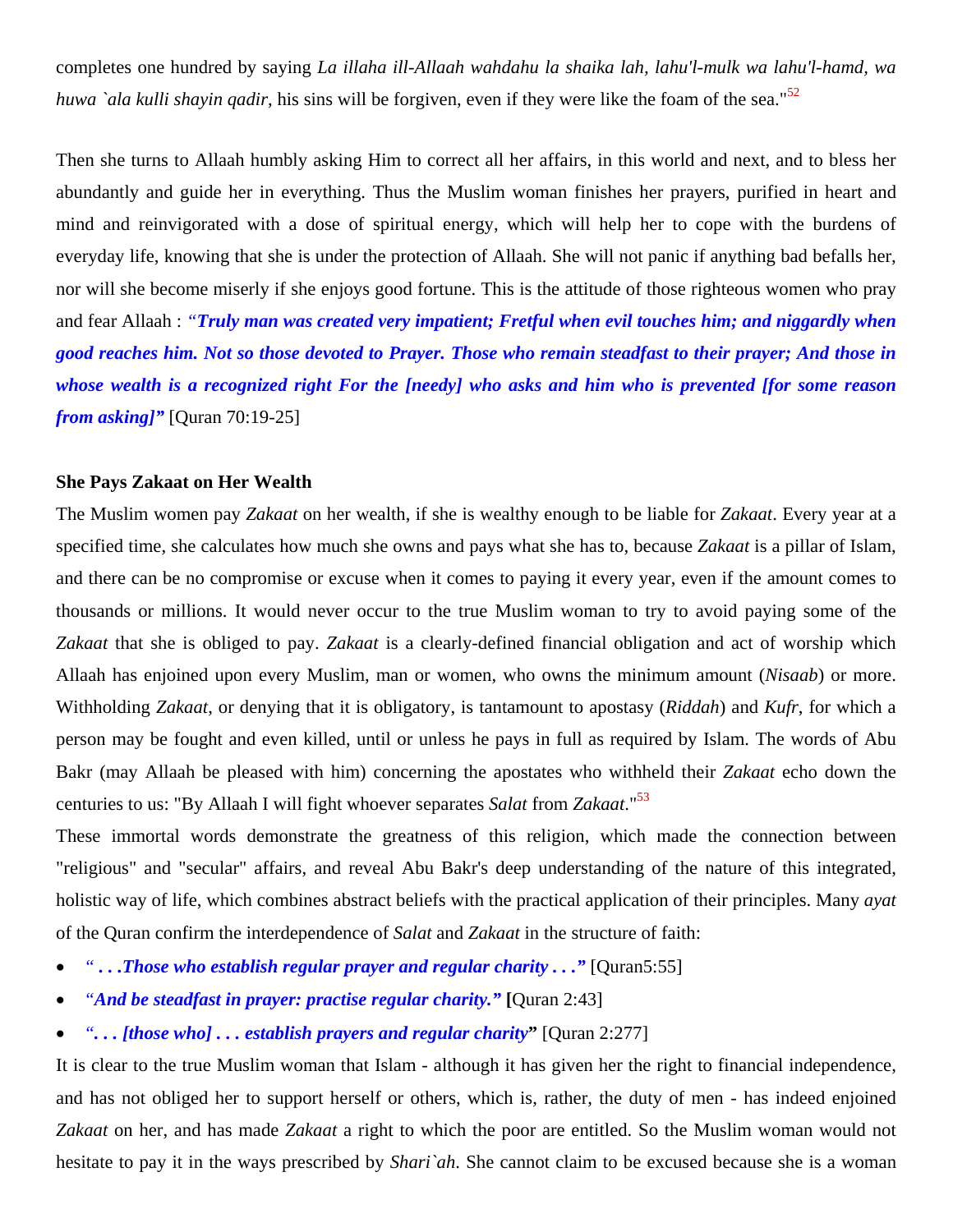completes one hundred by saying *La illaha ill-Allaah wahdahu la shaika lah, lahu'l-mulk wa lahu'l-hamd, wa huwa `ala kulli shayin qadir*, his sins will be forgiven, even if they were like the foam of the sea."[52]

Then she turns to Allaah humbly asking Him to correct all her affairs, in this world and next, and to bless her abundantly and guide her in everything. Thus the Muslim woman finishes her prayers, purified in heart and mind and reinvigorated with a dose of spiritual energy, which will help her to cope with the burdens of everyday life, knowing that she is under the protection of Allaah. She will not panic if anything bad befalls her, nor will she become miserly if she enjoys good fortune. This is the attitude of those righteous women who pray and fear Allaah : ***"Truly man was created very impatient; Fretful when evil touches him; and niggardly when good reaches him. Not so those devoted to Prayer. Those who remain steadfast to their prayer; And those in whose wealth is a recognized right For the [needy] who asks and him who is prevented [for some reason from asking]"*** [Quran 70:19-25]

**She Pays Zakaat on Her Wealth**

The Muslim women pay *Zakaat* on her wealth, if she is wealthy enough to be liable for *Zakaat*. Every year at a specified time, she calculates how much she owns and pays what she has to, because *Zakaat* is a pillar of Islam, and there can be no compromise or excuse when it comes to paying it every year, even if the amount comes to thousands or millions. It would never occur to the true Muslim woman to try to avoid paying some of the *Zakaat* that she is obliged to pay. *Zakaat* is a clearly-defined financial obligation and act of worship which Allaah has enjoined upon every Muslim, man or women, who owns the minimum amount (*Nisaab*) or more. Withholding *Zakaat*, or denying that it is obligatory, is tantamount to apostasy (*Riddah*) and *Kufr*, for which a person may be fought and even killed, until or unless he pays in full as required by Islam. The words of Abu Bakr (may Allaah be pleased with him) concerning the apostates who withheld their *Zakaat* echo down the centuries to us: "By Allaah I will fight whoever separates *Salat* from *Zakaat*."[53]

These immortal words demonstrate the greatness of this religion, which made the connection between "religious" and "secular" affairs, and reveal Abu Bakr's deep understanding of the nature of this integrated, holistic way of life, which combines abstract beliefs with the practical application of their principles. Many *ayat* of the Quran confirm the interdependence of *Salat* and *Zakaat* in the structure of faith:

- ***" . . .Those who establish regular prayer and regular charity . . ."*** [Quran5:55]
- ***"And be steadfast in prayer: practise regular charity."*** **[**Quran 2:43]
- ***". . . [those who] . . . establish prayers and regular charity"*** [Quran 2:277]

It is clear to the true Muslim woman that Islam - although it has given her the right to financial independence, and has not obliged her to support herself or others, which is, rather, the duty of men - has indeed enjoined *Zakaat* on her, and has made *Zakaat* a right to which the poor are entitled. So the Muslim woman would not hesitate to pay it in the ways prescribed by *Shari`ah*. She cannot claim to be excused because she is a woman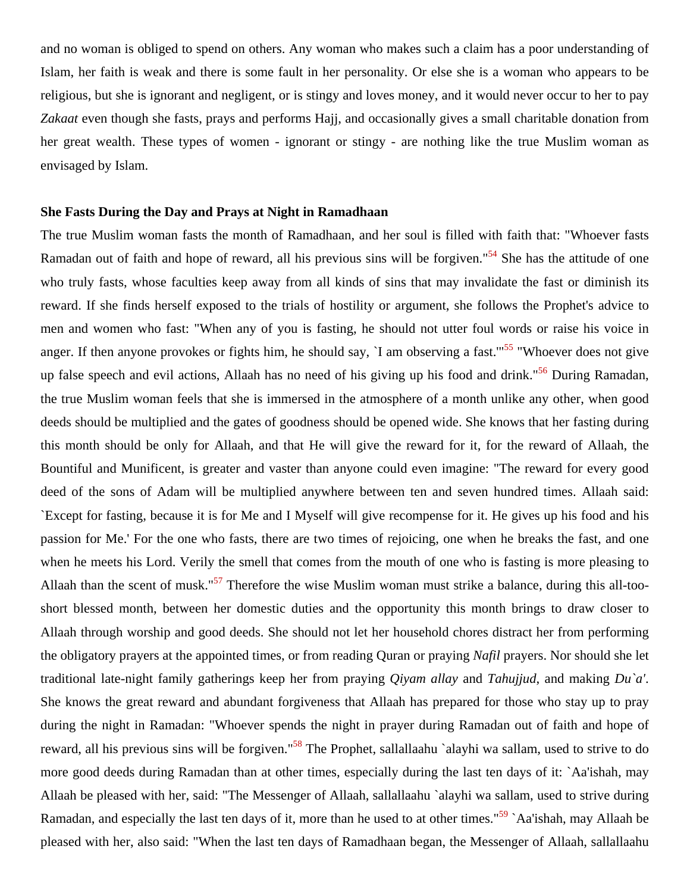and no woman is obliged to spend on others. Any woman who makes such a claim has a poor understanding of Islam, her faith is weak and there is some fault in her personality. Or else she is a woman who appears to be religious, but she is ignorant and negligent, or is stingy and loves money, and it would never occur to her to pay *Zakaat* even though she fasts, prays and performs Hajj, and occasionally gives a small charitable donation from her great wealth. These types of women - ignorant or stingy - are nothing like the true Muslim woman as envisaged by Islam.

**She Fasts During the Day and Prays at Night in Ramadhaan**

The true Muslim woman fasts the month of Ramadhaan, and her soul is filled with faith that: "Whoever fasts Ramadan out of faith and hope of reward, all his previous sins will be forgiven."[54] She has the attitude of one who truly fasts, whose faculties keep away from all kinds of sins that may invalidate the fast or diminish its reward. If she finds herself exposed to the trials of hostility or argument, she follows the Prophet's advice to men and women who fast: "When any of you is fasting, he should not utter foul words or raise his voice in anger. If then anyone provokes or fights him, he should say, `I am observing a fast.'"[55] "Whoever does not give up false speech and evil actions, Allaah has no need of his giving up his food and drink."[56] During Ramadan, the true Muslim woman feels that she is immersed in the atmosphere of a month unlike any other, when good deeds should be multiplied and the gates of goodness should be opened wide. She knows that her fasting during this month should be only for Allaah, and that He will give the reward for it, for the reward of Allaah, the Bountiful and Munificent, is greater and vaster than anyone could even imagine: "The reward for every good deed of the sons of Adam will be multiplied anywhere between ten and seven hundred times. Allaah said: `Except for fasting, because it is for Me and I Myself will give recompense for it. He gives up his food and his passion for Me.' For the one who fasts, there are two times of rejoicing, one when he breaks the fast, and one when he meets his Lord. Verily the smell that comes from the mouth of one who is fasting is more pleasing to Allaah than the scent of musk."[57] Therefore the wise Muslim woman must strike a balance, during this all-too-short blessed month, between her domestic duties and the opportunity this month brings to draw closer to Allaah through worship and good deeds. She should not let her household chores distract her from performing the obligatory prayers at the appointed times, or from reading Quran or praying *Nafil* prayers. Nor should she let traditional late-night family gatherings keep her from praying *Qiyam allay* and *Tahujjud*, and making *Du`a'*. She knows the great reward and abundant forgiveness that Allaah has prepared for those who stay up to pray during the night in Ramadan: "Whoever spends the night in prayer during Ramadan out of faith and hope of reward, all his previous sins will be forgiven."[58] The Prophet, sallallaahu `alayhi wa sallam, used to strive to do more good deeds during Ramadan than at other times, especially during the last ten days of it: `Aa'ishah, may Allaah be pleased with her, said: "The Messenger of Allaah, sallallaahu `alayhi wa sallam, used to strive during Ramadan, and especially the last ten days of it, more than he used to at other times."[59] `Aa'ishah, may Allaah be pleased with her, also said: "When the last ten days of Ramadhaan began, the Messenger of Allaah, sallallaahu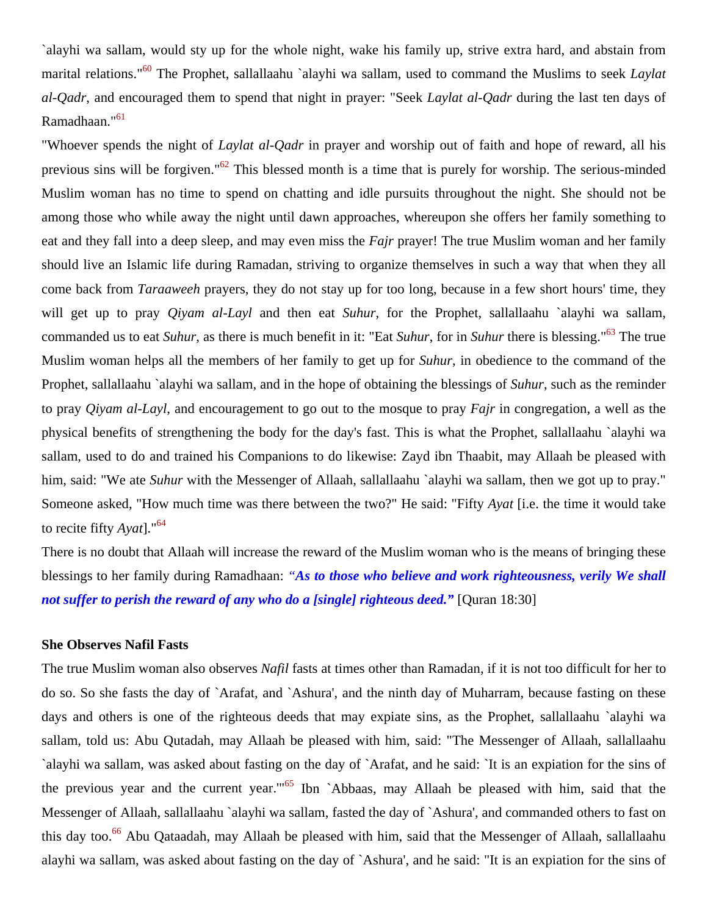`alayhi wa sallam, would sty up for the whole night, wake his family up, strive extra hard, and abstain from marital relations."[60] The Prophet, sallallaahu `alayhi wa sallam, used to command the Muslims to seek *Laylat al-Qadr*, and encouraged them to spend that night in prayer: "Seek *Laylat al-Qadr* during the last ten days of Ramadhaan."[61]

"Whoever spends the night of *Laylat al-Qadr* in prayer and worship out of faith and hope of reward, all his previous sins will be forgiven."[62] This blessed month is a time that is purely for worship. The serious-minded Muslim woman has no time to spend on chatting and idle pursuits throughout the night. She should not be among those who while away the night until dawn approaches, whereupon she offers her family something to eat and they fall into a deep sleep, and may even miss the *Fajr* prayer! The true Muslim woman and her family should live an Islamic life during Ramadan, striving to organize themselves in such a way that when they all come back from *Taraaweeh* prayers, they do not stay up for too long, because in a few short hours' time, they will get up to pray *Qiyam al-Layl* and then eat *Suhur*, for the Prophet, sallallaahu `alayhi wa sallam, commanded us to eat *Suhur*, as there is much benefit in it: "Eat *Suhur*, for in *Suhur* there is blessing."[63] The true Muslim woman helps all the members of her family to get up for *Suhur*, in obedience to the command of the Prophet, sallallaahu `alayhi wa sallam, and in the hope of obtaining the blessings of *Suhur*, such as the reminder to pray *Qiyam al-Layl*, and encouragement to go out to the mosque to pray *Fajr* in congregation, a well as the physical benefits of strengthening the body for the day's fast. This is what the Prophet, sallallaahu `alayhi wa sallam, used to do and trained his Companions to do likewise: Zayd ibn Thaabit, may Allaah be pleased with him, said: "We ate *Suhur* with the Messenger of Allaah, sallallaahu `alayhi wa sallam, then we got up to pray." Someone asked, "How much time was there between the two?" He said: "Fifty *Ayat* [i.e. the time it would take to recite fifty *Ayat*]."[64]

There is no doubt that Allaah will increase the reward of the Muslim woman who is the means of bringing these blessings to her family during Ramadhaan: ***"As to those who believe and work righteousness, verily We shall not suffer to perish the reward of any who do a [single] righteous deed."*** [Quran 18:30]

### She Observes Nafil Fasts

The true Muslim woman also observes *Nafil* fasts at times other than Ramadan, if it is not too difficult for her to do so. So she fasts the day of `Arafat, and `Ashura', and the ninth day of Muharram, because fasting on these days and others is one of the righteous deeds that may expiate sins, as the Prophet, sallallaahu `alayhi wa sallam, told us: Abu Qutadah, may Allaah be pleased with him, said: "The Messenger of Allaah, sallallaahu `alayhi wa sallam, was asked about fasting on the day of `Arafat, and he said: `It is an expiation for the sins of the previous year and the current year.'"[65] Ibn `Abbaas, may Allaah be pleased with him, said that the Messenger of Allaah, sallallaahu `alayhi wa sallam, fasted the day of `Ashura', and commanded others to fast on this day too.[66] Abu Qataadah, may Allaah be pleased with him, said that the Messenger of Allaah, sallallaahu alayhi wa sallam, was asked about fasting on the day of `Ashura', and he said: "It is an expiation for the sins of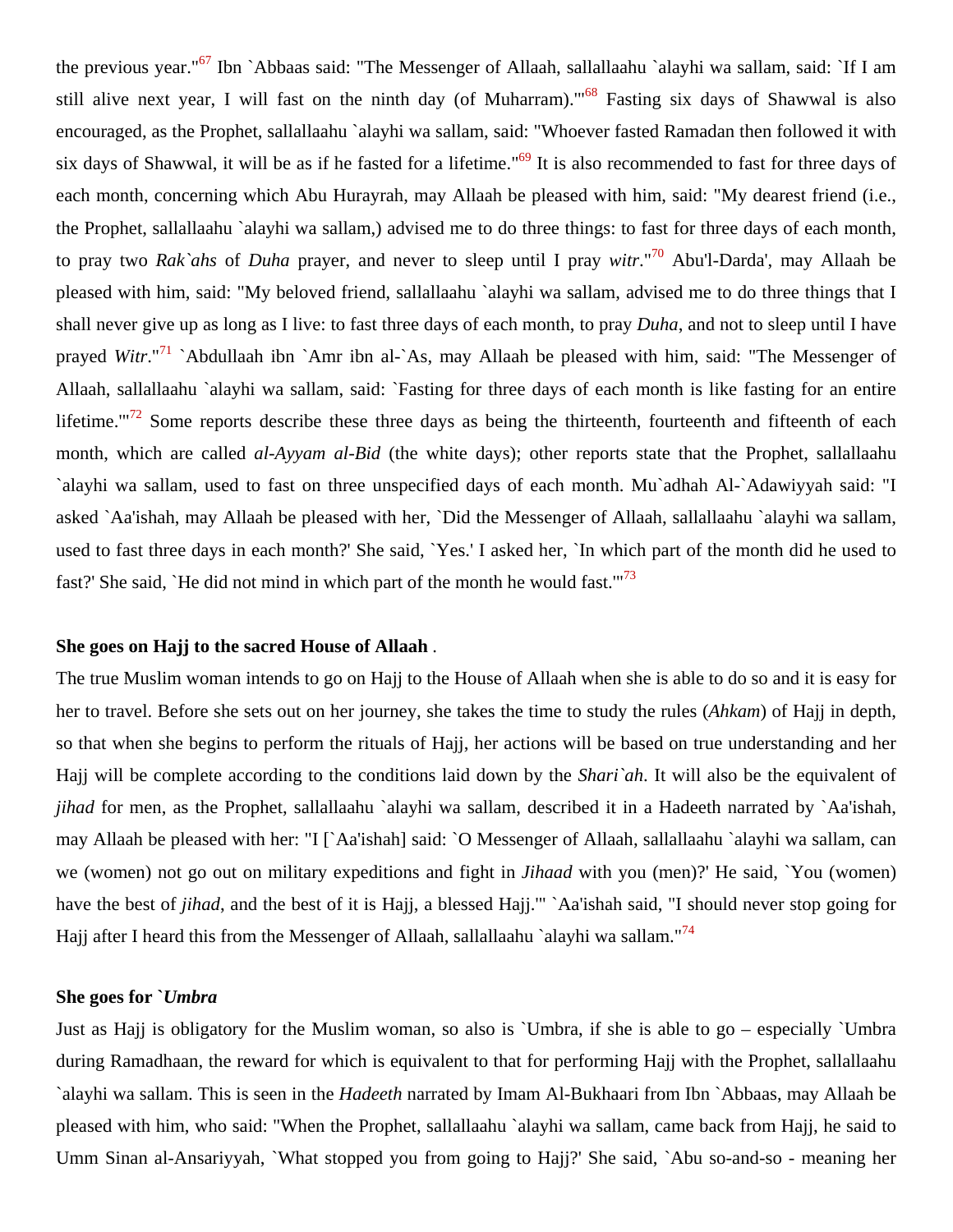the previous year."[67] Ibn `Abbaas said: "The Messenger of Allaah, sallallaahu `alayhi wa sallam, said: `If I am still alive next year, I will fast on the ninth day (of Muharram).'"[68] Fasting six days of Shawwal is also encouraged, as the Prophet, sallallaahu `alayhi wa sallam, said: "Whoever fasted Ramadan then followed it with six days of Shawwal, it will be as if he fasted for a lifetime."[69] It is also recommended to fast for three days of each month, concerning which Abu Hurayrah, may Allaah be pleased with him, said: "My dearest friend (i.e., the Prophet, sallallaahu `alayhi wa sallam,) advised me to do three things: to fast for three days of each month, to pray two *Rak`ahs* of *Duha* prayer, and never to sleep until I pray *witr*."[70] Abu'l-Darda', may Allaah be pleased with him, said: "My beloved friend, sallallaahu `alayhi wa sallam, advised me to do three things that I shall never give up as long as I live: to fast three days of each month, to pray *Duha*, and not to sleep until I have prayed *Witr*."[71] `Abdullaah ibn `Amr ibn al-`As, may Allaah be pleased with him, said: "The Messenger of Allaah, sallallaahu `alayhi wa sallam, said: `Fasting for three days of each month is like fasting for an entire lifetime.'"[72] Some reports describe these three days as being the thirteenth, fourteenth and fifteenth of each month, which are called *al-Ayyam al-Bid* (the white days); other reports state that the Prophet, sallallaahu `alayhi wa sallam, used to fast on three unspecified days of each month. Mu`adhah Al-`Adawiyyah said: "I asked `Aa'ishah, may Allaah be pleased with her, `Did the Messenger of Allaah, sallallaahu `alayhi wa sallam, used to fast three days in each month?' She said, `Yes.' I asked her, `In which part of the month did he used to fast?' She said, `He did not mind in which part of the month he would fast.'"[73]

**She goes on Hajj to the sacred House of Allaah** .

The true Muslim woman intends to go on Hajj to the House of Allaah when she is able to do so and it is easy for her to travel. Before she sets out on her journey, she takes the time to study the rules (*Ahkam*) of Hajj in depth, so that when she begins to perform the rituals of Hajj, her actions will be based on true understanding and her Hajj will be complete according to the conditions laid down by the *Shari`ah*. It will also be the equivalent of *jihad* for men, as the Prophet, sallallaahu `alayhi wa sallam, described it in a Hadeeth narrated by `Aa'ishah, may Allaah be pleased with her: "I [`Aa'ishah] said: `O Messenger of Allaah, sallallaahu `alayhi wa sallam, can we (women) not go out on military expeditions and fight in *Jihaad* with you (men)?' He said, `You (women) have the best of *jihad*, and the best of it is Hajj, a blessed Hajj.'" `Aa'ishah said, "I should never stop going for Hajj after I heard this from the Messenger of Allaah, sallallaahu `alayhi wa sallam."[74]

**She goes for `*Umbra***

Just as Hajj is obligatory for the Muslim woman, so also is `Umbra, if she is able to go – especially `Umbra during Ramadhaan, the reward for which is equivalent to that for performing Hajj with the Prophet, sallallaahu `alayhi wa sallam. This is seen in the *Hadeeth* narrated by Imam Al-Bukhaari from Ibn `Abbaas, may Allaah be pleased with him, who said: "When the Prophet, sallallaahu `alayhi wa sallam, came back from Hajj, he said to Umm Sinan al-Ansariyyah, `What stopped you from going to Hajj?' She said, `Abu so-and-so - meaning her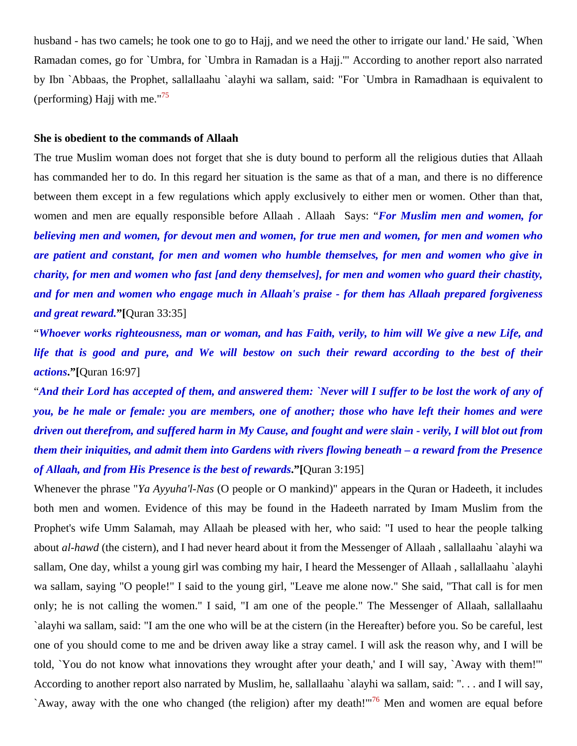husband - has two camels; he took one to go to Hajj, and we need the other to irrigate our land.' He said, `When Ramadan comes, go for `Umbra, for `Umbra in Ramadan is a Hajj.'" According to another report also narrated by Ibn `Abbaas, the Prophet, sallallaahu `alayhi wa sallam, said: "For `Umbra in Ramadhaan is equivalent to (performing) Hajj with me."[75]

**She is obedient to the commands of Allaah**

The true Muslim woman does not forget that she is duty bound to perform all the religious duties that Allaah has commanded her to do. In this regard her situation is the same as that of a man, and there is no difference between them except in a few regulations which apply exclusively to either men or women. Other than that, women and men are equally responsible before Allaah . Allaah Says: "***For Muslim men and women, for believing men and women, for devout men and women, for true men and women, for men and women who are patient and constant, for men and women who humble themselves, for men and women who give in charity, for men and women who fast [and deny themselves], for men and women who guard their chastity, and for men and women who engage much in Allaah's praise - for them has Allaah prepared forgiveness and great reward.***"**[**Quran 33:35]

"***Whoever works righteousness, man or woman, and has Faith, verily, to him will We give a new Life, and life that is good and pure, and We will bestow on such their reward according to the best of their actions.***"**[**Quran 16:97]

"***And their Lord has accepted of them, and answered them: `Never will I suffer to be lost the work of any of you, be he male or female: you are members, one of another; those who have left their homes and were driven out therefrom, and suffered harm in My Cause, and fought and were slain - verily, I will blot out from them their iniquities, and admit them into Gardens with rivers flowing beneath – a reward from the Presence of Allaah, and from His Presence is the best of rewards.***"**[**Quran 3:195]

Whenever the phrase "*Ya Ayyuha'l-Nas* (O people or O mankind)" appears in the Quran or Hadeeth, it includes both men and women. Evidence of this may be found in the Hadeeth narrated by Imam Muslim from the Prophet's wife Umm Salamah, may Allaah be pleased with her, who said: "I used to hear the people talking about *al-hawd* (the cistern), and I had never heard about it from the Messenger of Allaah , sallallaahu `alayhi wa sallam, One day, whilst a young girl was combing my hair, I heard the Messenger of Allaah , sallallaahu `alayhi wa sallam, saying "O people!" I said to the young girl, "Leave me alone now." She said, "That call is for men only; he is not calling the women." I said, "I am one of the people." The Messenger of Allaah, sallallaahu `alayhi wa sallam, said: "I am the one who will be at the cistern (in the Hereafter) before you. So be careful, lest one of you should come to me and be driven away like a stray camel. I will ask the reason why, and I will be told, `You do not know what innovations they wrought after your death,' and I will say, `Away with them!'" According to another report also narrated by Muslim, he, sallallaahu `alayhi wa sallam, said: ". . . and I will say, `Away, away with the one who changed (the religion) after my death!'"[76] Men and women are equal before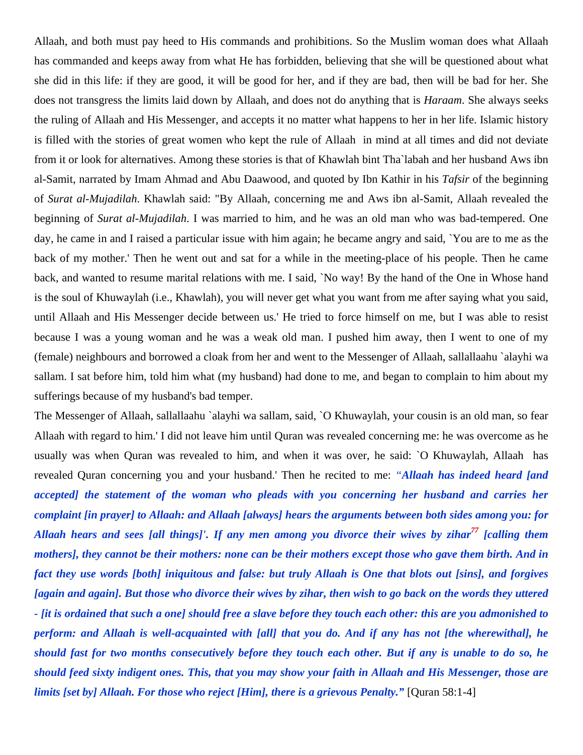Allaah, and both must pay heed to His commands and prohibitions. So the Muslim woman does what Allaah has commanded and keeps away from what He has forbidden, believing that she will be questioned about what she did in this life: if they are good, it will be good for her, and if they are bad, then will be bad for her. She does not transgress the limits laid down by Allaah, and does not do anything that is *Haraam*. She always seeks the ruling of Allaah and His Messenger, and accepts it no matter what happens to her in her life. Islamic history is filled with the stories of great women who kept the rule of Allaah in mind at all times and did not deviate from it or look for alternatives. Among these stories is that of Khawlah bint Tha`labah and her husband Aws ibn al-Samit, narrated by Imam Ahmad and Abu Daawood, and quoted by Ibn Kathir in his *Tafsir* of the beginning of *Surat al-Mujadilah*. Khawlah said: "By Allaah, concerning me and Aws ibn al-Samit, Allaah revealed the beginning of *Surat al-Mujadilah*. I was married to him, and he was an old man who was bad-tempered. One day, he came in and I raised a particular issue with him again; he became angry and said, `You are to me as the back of my mother.' Then he went out and sat for a while in the meeting-place of his people. Then he came back, and wanted to resume marital relations with me. I said, `No way! By the hand of the One in Whose hand is the soul of Khuwaylah (i.e., Khawlah), you will never get what you want from me after saying what you said, until Allaah and His Messenger decide between us.' He tried to force himself on me, but I was able to resist because I was a young woman and he was a weak old man. I pushed him away, then I went to one of my (female) neighbours and borrowed a cloak from her and went to the Messenger of Allaah, sallallaahu `alayhi wa sallam. I sat before him, told him what (my husband) had done to me, and began to complain to him about my sufferings because of my husband's bad temper.

The Messenger of Allaah, sallallaahu `alayhi wa sallam, said, `O Khuwaylah, your cousin is an old man, so fear Allaah with regard to him.' I did not leave him until Quran was revealed concerning me: he was overcome as he usually was when Quran was revealed to him, and when it was over, he said: `O Khuwaylah, Allaah has revealed Quran concerning you and your husband.' Then he recited to me: ***"Allaah has indeed heard [and accepted] the statement of the woman who pleads with you concerning her husband and carries her complaint [in prayer] to Allaah: and Allaah [always] hears the arguments between both sides among you: for Allaah hears and sees [all things]'. If any men among you divorce their wives by zihar[77] [calling them mothers], they cannot be their mothers: none can be their mothers except those who gave them birth. And in fact they use words [both] iniquitous and false: but truly Allaah is One that blots out [sins], and forgives [again and again]. But those who divorce their wives by zihar, then wish to go back on the words they uttered - [it is ordained that such a one] should free a slave before they touch each other: this are you admonished to perform: and Allaah is well-acquainted with [all] that you do. And if any has not [the wherewithal], he should fast for two months consecutively before they touch each other. But if any is unable to do so, he should feed sixty indigent ones. This, that you may show your faith in Allaah and His Messenger, those are limits [set by] Allaah. For those who reject [Him], there is a grievous Penalty."*** [Quran 58:1-4]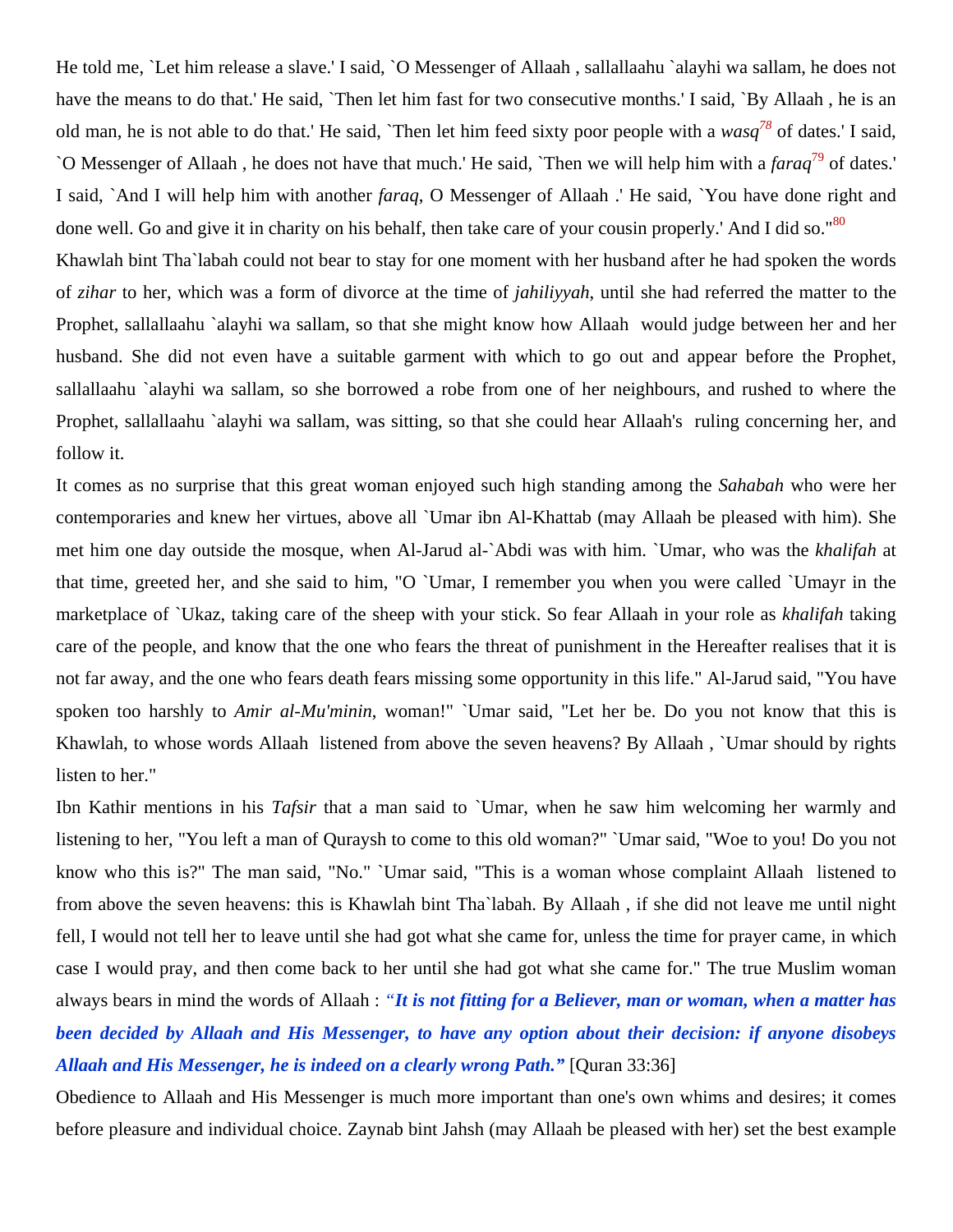He told me, `Let him release a slave.' I said, `O Messenger of Allaah , sallallaahu `alayhi wa sallam, he does not have the means to do that.' He said, `Then let him fast for two consecutive months.' I said, `By Allaah , he is an old man, he is not able to do that.' He said, `Then let him feed sixty poor people with a *wasq*[78] of dates.' I said, `O Messenger of Allaah , he does not have that much.' He said, `Then we will help him with a *faraq*[79] of dates.' I said, `And I will help him with another *faraq*, O Messenger of Allaah .' He said, `You have done right and done well. Go and give it in charity on his behalf, then take care of your cousin properly.' And I did so."[80]

Khawlah bint Tha`labah could not bear to stay for one moment with her husband after he had spoken the words of *zihar* to her, which was a form of divorce at the time of *jahiliyyah*, until she had referred the matter to the Prophet, sallallaahu `alayhi wa sallam, so that she might know how Allaah  would judge between her and her husband. She did not even have a suitable garment with which to go out and appear before the Prophet, sallallaahu `alayhi wa sallam, so she borrowed a robe from one of her neighbours, and rushed to where the Prophet, sallallaahu `alayhi wa sallam, was sitting, so that she could hear Allaah's  ruling concerning her, and follow it.

It comes as no surprise that this great woman enjoyed such high standing among the *Sahabah* who were her contemporaries and knew her virtues, above all `Umar ibn Al-Khattab (may Allaah be pleased with him). She met him one day outside the mosque, when Al-Jarud al-`Abdi was with him. `Umar, who was the *khalifah* at that time, greeted her, and she said to him, "O `Umar, I remember you when you were called `Umayr in the marketplace of `Ukaz, taking care of the sheep with your stick. So fear Allaah in your role as *khalifah* taking care of the people, and know that the one who fears the threat of punishment in the Hereafter realises that it is not far away, and the one who fears death fears missing some opportunity in this life." Al-Jarud said, "You have spoken too harshly to *Amir al-Mu'minin*, woman!" `Umar said, "Let her be. Do you not know that this is Khawlah, to whose words Allaah  listened from above the seven heavens? By Allaah , `Umar should by rights listen to her."

Ibn Kathir mentions in his *Tafsir* that a man said to `Umar, when he saw him welcoming her warmly and listening to her, "You left a man of Quraysh to come to this old woman?" `Umar said, "Woe to you! Do you not know who this is?" The man said, "No." `Umar said, "This is a woman whose complaint Allaah  listened to from above the seven heavens: this is Khawlah bint Tha`labah. By Allaah , if she did not leave me until night fell, I would not tell her to leave until she had got what she came for, unless the time for prayer came, in which case I would pray, and then come back to her until she had got what she came for." The true Muslim woman always bears in mind the words of Allaah : ***"It is not fitting for a Believer, man or woman, when a matter has been decided by Allaah and His Messenger, to have any option about their decision: if anyone disobeys Allaah and His Messenger, he is indeed on a clearly wrong Path."*** [Quran 33:36]

Obedience to Allaah and His Messenger is much more important than one's own whims and desires; it comes before pleasure and individual choice. Zaynab bint Jahsh (may Allaah be pleased with her) set the best example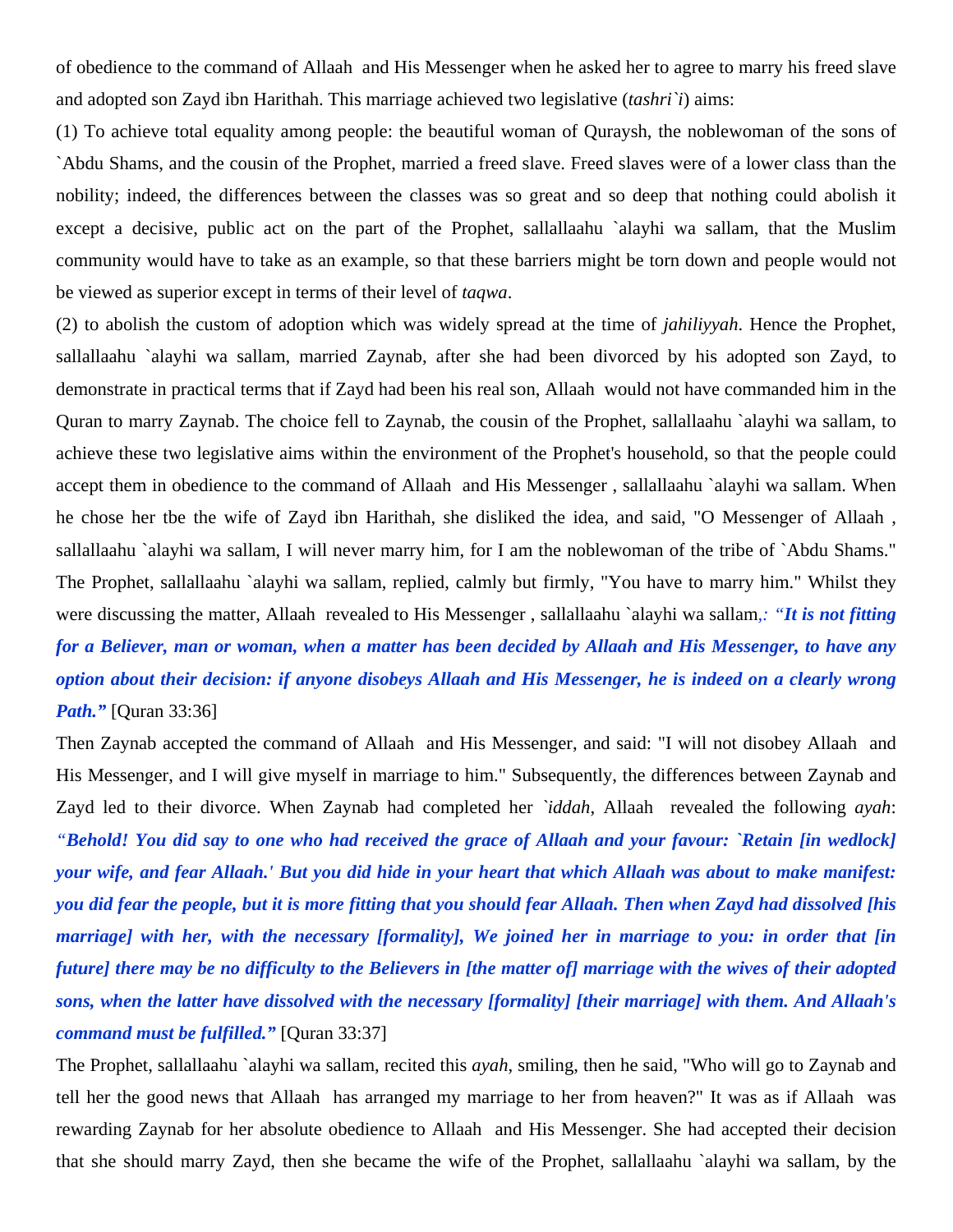of obedience to the command of Allaah  and His Messenger when he asked her to agree to marry his freed slave and adopted son Zayd ibn Harithah. This marriage achieved two legislative (*tashri`i*) aims:

(1) To achieve total equality among people: the beautiful woman of Quraysh, the noblewoman of the sons of `Abdu Shams, and the cousin of the Prophet, married a freed slave. Freed slaves were of a lower class than the nobility; indeed, the differences between the classes was so great and so deep that nothing could abolish it except a decisive, public act on the part of the Prophet, sallallaahu `alayhi wa sallam, that the Muslim community would have to take as an example, so that these barriers might be torn down and people would not be viewed as superior except in terms of their level of *taqwa*.

(2) to abolish the custom of adoption which was widely spread at the time of *jahiliyyah*. Hence the Prophet, sallallaahu `alayhi wa sallam, married Zaynab, after she had been divorced by his adopted son Zayd, to demonstrate in practical terms that if Zayd had been his real son, Allaah  would not have commanded him in the Quran to marry Zaynab. The choice fell to Zaynab, the cousin of the Prophet, sallallaahu `alayhi wa sallam, to achieve these two legislative aims within the environment of the Prophet's household, so that the people could accept them in obedience to the command of Allaah  and His Messenger , sallallaahu `alayhi wa sallam. When he chose her tbe the wife of Zayd ibn Harithah, she disliked the idea, and said, "O Messenger of Allaah , sallallaahu `alayhi wa sallam, I will never marry him, for I am the noblewoman of the tribe of `Abdu Shams." The Prophet, sallallaahu `alayhi wa sallam, replied, calmly but firmly, "You have to marry him." Whilst they were discussing the matter, Allaah  revealed to His Messenger , sallallaahu `alayhi wa sallam,: ***"It is not fitting for a Believer, man or woman, when a matter has been decided by Allaah and His Messenger, to have any option about their decision: if anyone disobeys Allaah and His Messenger, he is indeed on a clearly wrong Path."*** [Quran 33:36]

Then Zaynab accepted the command of Allaah  and His Messenger, and said: "I will not disobey Allaah  and His Messenger, and I will give myself in marriage to him." Subsequently, the differences between Zaynab and Zayd led to their divorce. When Zaynab had completed her *`iddah*, Allaah  revealed the following *ayah*: ***"Behold! You did say to one who had received the grace of Allaah and your favour: `Retain [in wedlock] your wife, and fear Allaah.' But you did hide in your heart that which Allaah was about to make manifest: you did fear the people, but it is more fitting that you should fear Allaah. Then when Zayd had dissolved [his marriage] with her, with the necessary [formality], We joined her in marriage to you: in order that [in future] there may be no difficulty to the Believers in [the matter of] marriage with the wives of their adopted sons, when the latter have dissolved with the necessary [formality] [their marriage] with them. And Allaah's command must be fulfilled."*** [Quran 33:37]

The Prophet, sallallaahu `alayhi wa sallam, recited this *ayah*, smiling, then he said, "Who will go to Zaynab and tell her the good news that Allaah  has arranged my marriage to her from heaven?" It was as if Allaah  was rewarding Zaynab for her absolute obedience to Allaah  and His Messenger. She had accepted their decision that she should marry Zayd, then she became the wife of the Prophet, sallallaahu `alayhi wa sallam, by the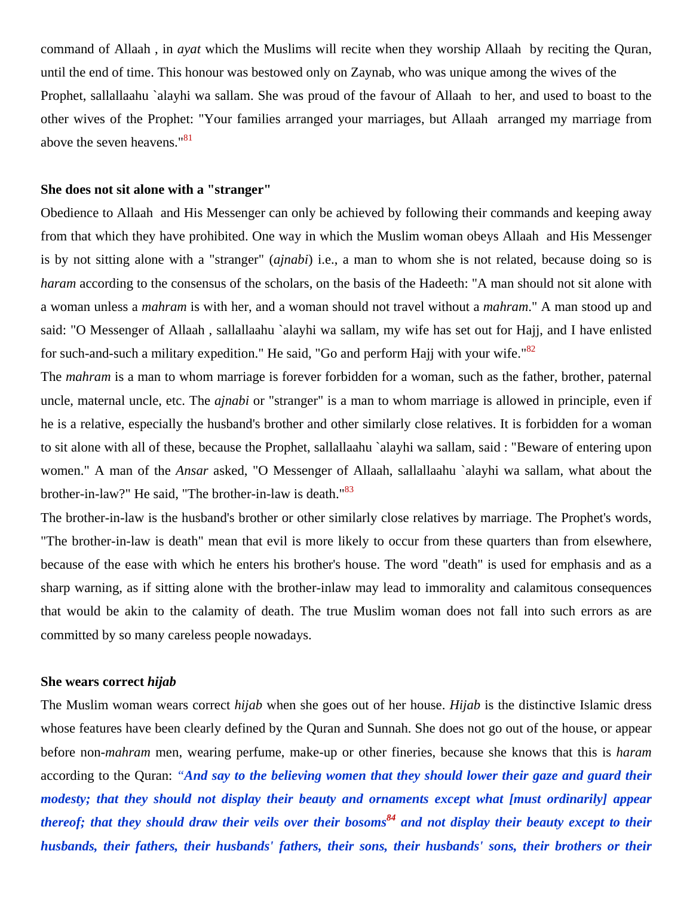command of Allaah , in *ayat* which the Muslims will recite when they worship Allaah by reciting the Quran, until the end of time. This honour was bestowed only on Zaynab, who was unique among the wives of the Prophet, sallallaahu `alayhi wa sallam. She was proud of the favour of Allaah to her, and used to boast to the other wives of the Prophet: "Your families arranged your marriages, but Allaah arranged my marriage from above the seven heavens."[81]

**She does not sit alone with a "stranger"**

Obedience to Allaah and His Messenger can only be achieved by following their commands and keeping away from that which they have prohibited. One way in which the Muslim woman obeys Allaah and His Messenger is by not sitting alone with a "stranger" (*ajnabi*) i.e., a man to whom she is not related, because doing so is *haram* according to the consensus of the scholars, on the basis of the Hadeeth: "A man should not sit alone with a woman unless a *mahram* is with her, and a woman should not travel without a *mahram*." A man stood up and said: "O Messenger of Allaah , sallallaahu `alayhi wa sallam, my wife has set out for Hajj, and I have enlisted for such-and-such a military expedition." He said, "Go and perform Hajj with your wife."[82]

The *mahram* is a man to whom marriage is forever forbidden for a woman, such as the father, brother, paternal uncle, maternal uncle, etc. The *ajnabi* or "stranger" is a man to whom marriage is allowed in principle, even if he is a relative, especially the husband's brother and other similarly close relatives. It is forbidden for a woman to sit alone with all of these, because the Prophet, sallallaahu `alayhi wa sallam, said : "Beware of entering upon women." A man of the *Ansar* asked, "O Messenger of Allaah, sallallaahu `alayhi wa sallam, what about the brother-in-law?" He said, "The brother-in-law is death."[83]

The brother-in-law is the husband's brother or other similarly close relatives by marriage. The Prophet's words, "The brother-in-law is death" mean that evil is more likely to occur from these quarters than from elsewhere, because of the ease with which he enters his brother's house. The word "death" is used for emphasis and as a sharp warning, as if sitting alone with the brother-inlaw may lead to immorality and calamitous consequences that would be akin to the calamity of death. The true Muslim woman does not fall into such errors as are committed by so many careless people nowadays.

**She wears correct *hijab***

The Muslim woman wears correct *hijab* when she goes out of her house. *Hijab* is the distinctive Islamic dress whose features have been clearly defined by the Quran and Sunnah. She does not go out of the house, or appear before non-*mahram* men, wearing perfume, make-up or other fineries, because she knows that this is *haram* according to the Quran: *"**And say to the believing women that they should lower their gaze and guard their modesty; that they should not display their beauty and ornaments except what [must ordinarily] appear thereof; that they should draw their veils over their bosoms**[84] **and not display their beauty except to their husbands, their fathers, their husbands' fathers, their sons, their husbands' sons, their brothers or their***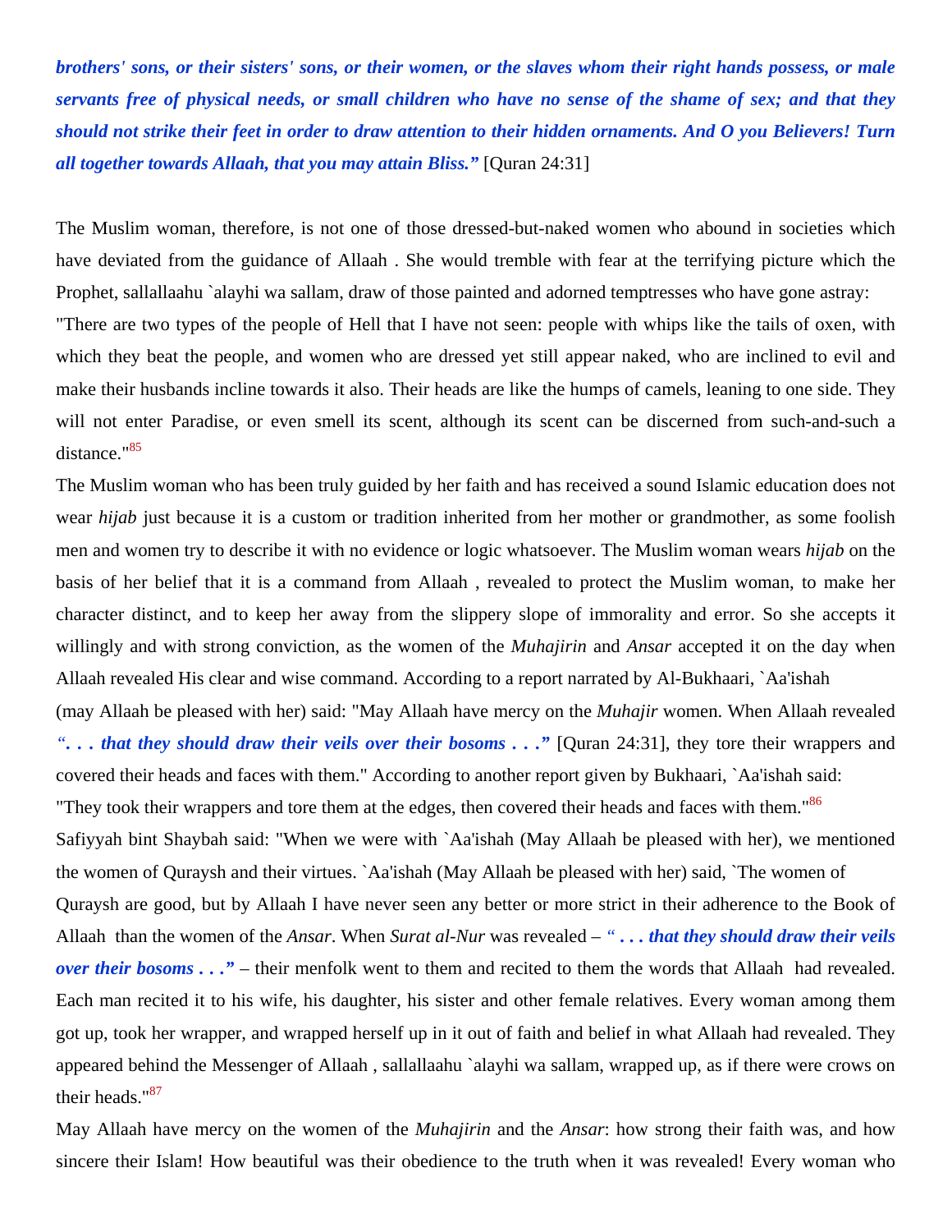***brothers' sons, or their sisters' sons, or their women, or the slaves whom their right hands possess, or male servants free of physical needs, or small children who have no sense of the shame of sex; and that they should not strike their feet in order to draw attention to their hidden ornaments. And O you Believers! Turn all together towards Allaah, that you may attain Bliss.”*** [Quran 24:31]

The Muslim woman, therefore, is not one of those dressed-but-naked women who abound in societies which have deviated from the guidance of Allaah . She would tremble with fear at the terrifying picture which the Prophet, sallallaahu `alayhi wa sallam, draw of those painted and adorned temptresses who have gone astray:

"There are two types of the people of Hell that I have not seen: people with whips like the tails of oxen, with which they beat the people, and women who are dressed yet still appear naked, who are inclined to evil and make their husbands incline towards it also. Their heads are like the humps of camels, leaning to one side. They will not enter Paradise, or even smell its scent, although its scent can be discerned from such-and-such a distance."[85]

The Muslim woman who has been truly guided by her faith and has received a sound Islamic education does not wear *hijab* just because it is a custom or tradition inherited from her mother or grandmother, as some foolish men and women try to describe it with no evidence or logic whatsoever. The Muslim woman wears *hijab* on the basis of her belief that it is a command from Allaah , revealed to protect the Muslim woman, to make her character distinct, and to keep her away from the slippery slope of immorality and error. So she accepts it willingly and with strong conviction, as the women of the *Muhajirin* and *Ansar* accepted it on the day when Allaah revealed His clear and wise command. According to a report narrated by Al-Bukhaari, `Aa'ishah (may Allaah be pleased with her) said: "May Allaah have mercy on the *Muhajir* women. When Allaah revealed ***“. . . that they should draw their veils over their bosoms . . .”*** [Quran 24:31], they tore their wrappers and covered their heads and faces with them." According to another report given by Bukhaari, `Aa'ishah said: "They took their wrappers and tore them at the edges, then covered their heads and faces with them."[86]

Safiyyah bint Shaybah said: "When we were with `Aa'ishah (May Allaah be pleased with her), we mentioned the women of Quraysh and their virtues. `Aa'ishah (May Allaah be pleased with her) said, `The women of Quraysh are good, but by Allaah I have never seen any better or more strict in their adherence to the Book of Allaah than the women of the *Ansar*. When *Surat al-Nur* was revealed – ***“ . . . that they should draw their veils over their bosoms . . .”*** – their menfolk went to them and recited to them the words that Allaah had revealed. Each man recited it to his wife, his daughter, his sister and other female relatives. Every woman among them got up, took her wrapper, and wrapped herself up in it out of faith and belief in what Allaah had revealed. They appeared behind the Messenger of Allaah , sallallaahu `alayhi wa sallam, wrapped up, as if there were crows on their heads."[87]

May Allaah have mercy on the women of the *Muhajirin* and the *Ansar*: how strong their faith was, and how sincere their Islam! How beautiful was their obedience to the truth when it was revealed! Every woman who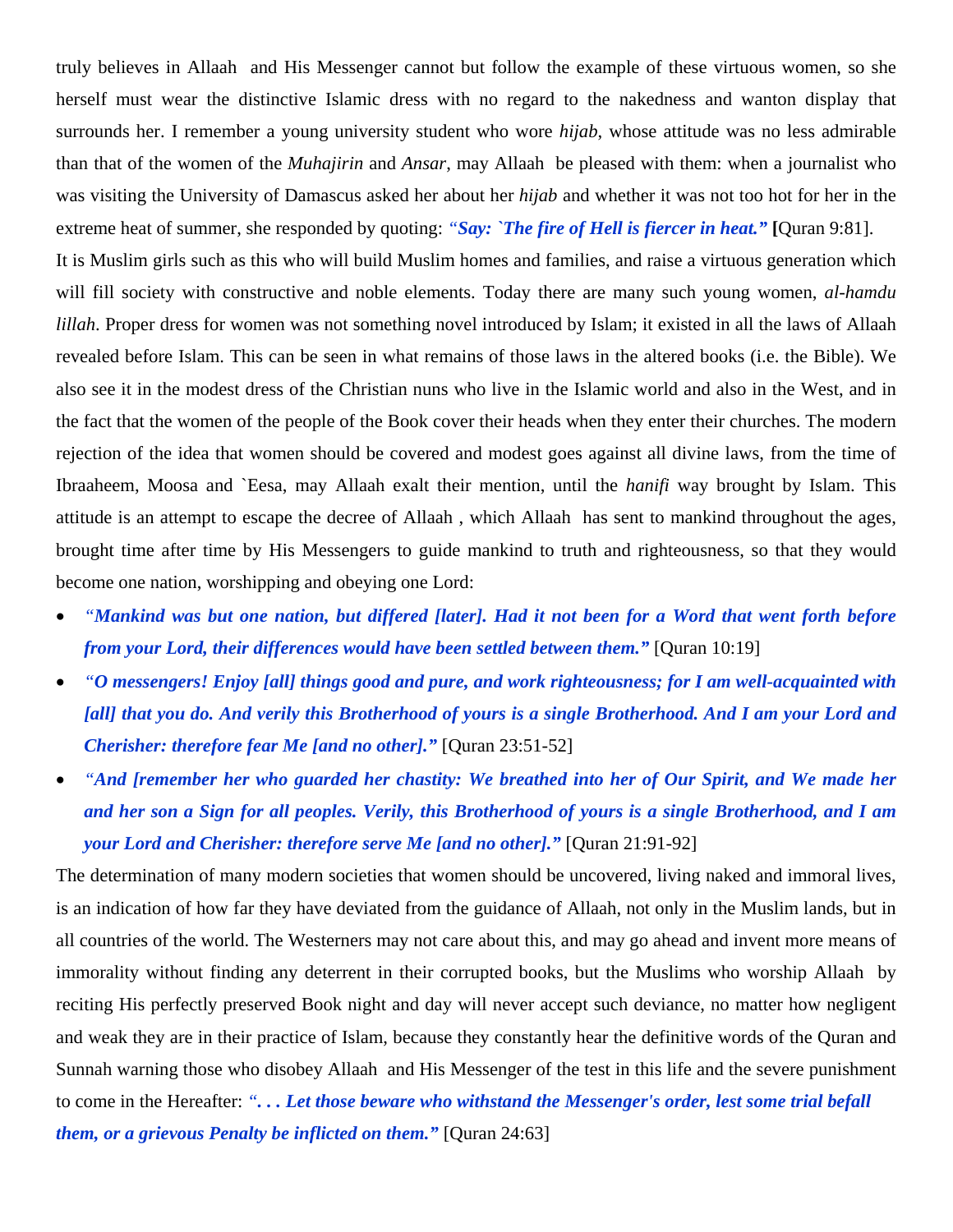truly believes in Allaah and His Messenger cannot but follow the example of these virtuous women, so she herself must wear the distinctive Islamic dress with no regard to the nakedness and wanton display that surrounds her. I remember a young university student who wore *hijab*, whose attitude was no less admirable than that of the women of the *Muhajirin* and *Ansar*, may Allaah be pleased with them: when a journalist who was visiting the University of Damascus asked her about her *hijab* and whether it was not too hot for her in the extreme heat of summer, she responded by quoting: ***"Say: `The fire of Hell is fiercer in heat."*** **[**Quran 9:81].

It is Muslim girls such as this who will build Muslim homes and families, and raise a virtuous generation which will fill society with constructive and noble elements. Today there are many such young women, *al-hamdu lillah*. Proper dress for women was not something novel introduced by Islam; it existed in all the laws of Allaah revealed before Islam. This can be seen in what remains of those laws in the altered books (i.e. the Bible). We also see it in the modest dress of the Christian nuns who live in the Islamic world and also in the West, and in the fact that the women of the people of the Book cover their heads when they enter their churches. The modern rejection of the idea that women should be covered and modest goes against all divine laws, from the time of Ibraaheem, Moosa and `Eesa, may Allaah exalt their mention, until the *hanifi* way brought by Islam. This attitude is an attempt to escape the decree of Allaah , which Allaah has sent to mankind throughout the ages, brought time after time by His Messengers to guide mankind to truth and righteousness, so that they would become one nation, worshipping and obeying one Lord:

- ***"Mankind was but one nation, but differed [later]. Had it not been for a Word that went forth before from your Lord, their differences would have been settled between them."*** [Quran 10:19]
- ***"O messengers! Enjoy [all] things good and pure, and work righteousness; for I am well-acquainted with [all] that you do. And verily this Brotherhood of yours is a single Brotherhood. And I am your Lord and Cherisher: therefore fear Me [and no other]."*** [Quran 23:51-52]
- ***"And [remember her who guarded her chastity: We breathed into her of Our Spirit, and We made her and her son a Sign for all peoples. Verily, this Brotherhood of yours is a single Brotherhood, and I am your Lord and Cherisher: therefore serve Me [and no other]."*** [Quran 21:91-92]

The determination of many modern societies that women should be uncovered, living naked and immoral lives, is an indication of how far they have deviated from the guidance of Allaah, not only in the Muslim lands, but in all countries of the world. The Westerners may not care about this, and may go ahead and invent more means of immorality without finding any deterrent in their corrupted books, but the Muslims who worship Allaah by reciting His perfectly preserved Book night and day will never accept such deviance, no matter how negligent and weak they are in their practice of Islam, because they constantly hear the definitive words of the Quran and Sunnah warning those who disobey Allaah and His Messenger of the test in this life and the severe punishment to come in the Hereafter: ***". . . Let those beware who withstand the Messenger's order, lest some trial befall them, or a grievous Penalty be inflicted on them."*** [Quran 24:63]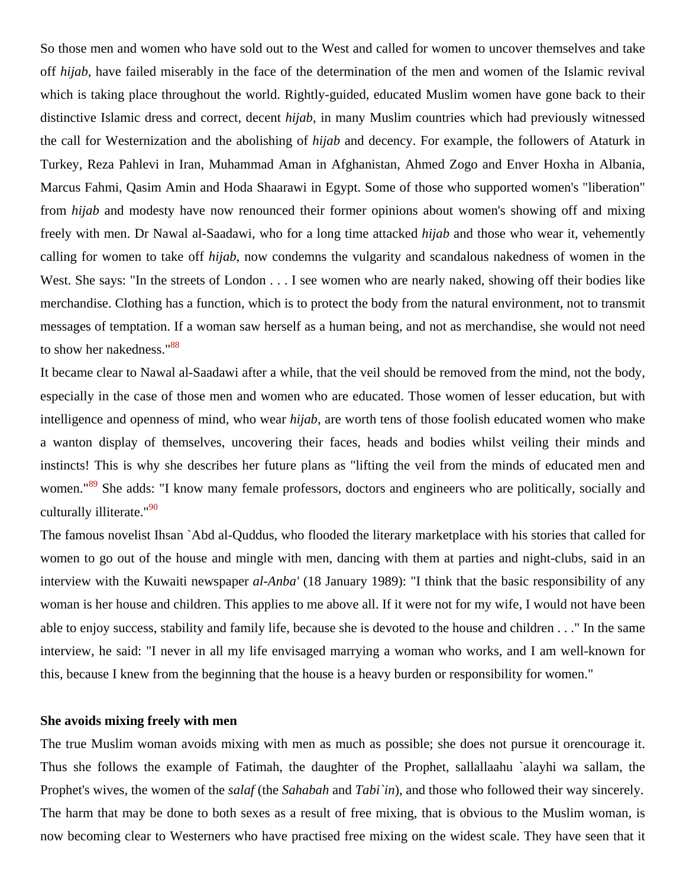So those men and women who have sold out to the West and called for women to uncover themselves and take off *hijab*, have failed miserably in the face of the determination of the men and women of the Islamic revival which is taking place throughout the world. Rightly-guided, educated Muslim women have gone back to their distinctive Islamic dress and correct, decent *hijab*, in many Muslim countries which had previously witnessed the call for Westernization and the abolishing of *hijab* and decency. For example, the followers of Ataturk in Turkey, Reza Pahlevi in Iran, Muhammad Aman in Afghanistan, Ahmed Zogo and Enver Hoxha in Albania, Marcus Fahmi, Qasim Amin and Hoda Shaarawi in Egypt. Some of those who supported women's "liberation" from *hijab* and modesty have now renounced their former opinions about women's showing off and mixing freely with men. Dr Nawal al-Saadawi, who for a long time attacked *hijab* and those who wear it, vehemently calling for women to take off *hijab*, now condemns the vulgarity and scandalous nakedness of women in the West. She says: "In the streets of London . . . I see women who are nearly naked, showing off their bodies like merchandise. Clothing has a function, which is to protect the body from the natural environment, not to transmit messages of temptation. If a woman saw herself as a human being, and not as merchandise, she would not need to show her nakedness."[88]

It became clear to Nawal al-Saadawi after a while, that the veil should be removed from the mind, not the body, especially in the case of those men and women who are educated. Those women of lesser education, but with intelligence and openness of mind, who wear *hijab*, are worth tens of those foolish educated women who make a wanton display of themselves, uncovering their faces, heads and bodies whilst veiling their minds and instincts! This is why she describes her future plans as "lifting the veil from the minds of educated men and women."[89] She adds: "I know many female professors, doctors and engineers who are politically, socially and culturally illiterate."[90]

The famous novelist Ihsan `Abd al-Quddus, who flooded the literary marketplace with his stories that called for women to go out of the house and mingle with men, dancing with them at parties and night-clubs, said in an interview with the Kuwaiti newspaper *al-Anba'* (18 January 1989): "I think that the basic responsibility of any woman is her house and children. This applies to me above all. If it were not for my wife, I would not have been able to enjoy success, stability and family life, because she is devoted to the house and children . . ." In the same interview, he said: "I never in all my life envisaged marrying a woman who works, and I am well-known for this, because I knew from the beginning that the house is a heavy burden or responsibility for women."

**She avoids mixing freely with men**

The true Muslim woman avoids mixing with men as much as possible; she does not pursue it orencourage it. Thus she follows the example of Fatimah, the daughter of the Prophet, sallallaahu `alayhi wa sallam, the Prophet's wives, the women of the *salaf* (the *Sahabah* and *Tabi`in*), and those who followed their way sincerely. The harm that may be done to both sexes as a result of free mixing, that is obvious to the Muslim woman, is now becoming clear to Westerners who have practised free mixing on the widest scale. They have seen that it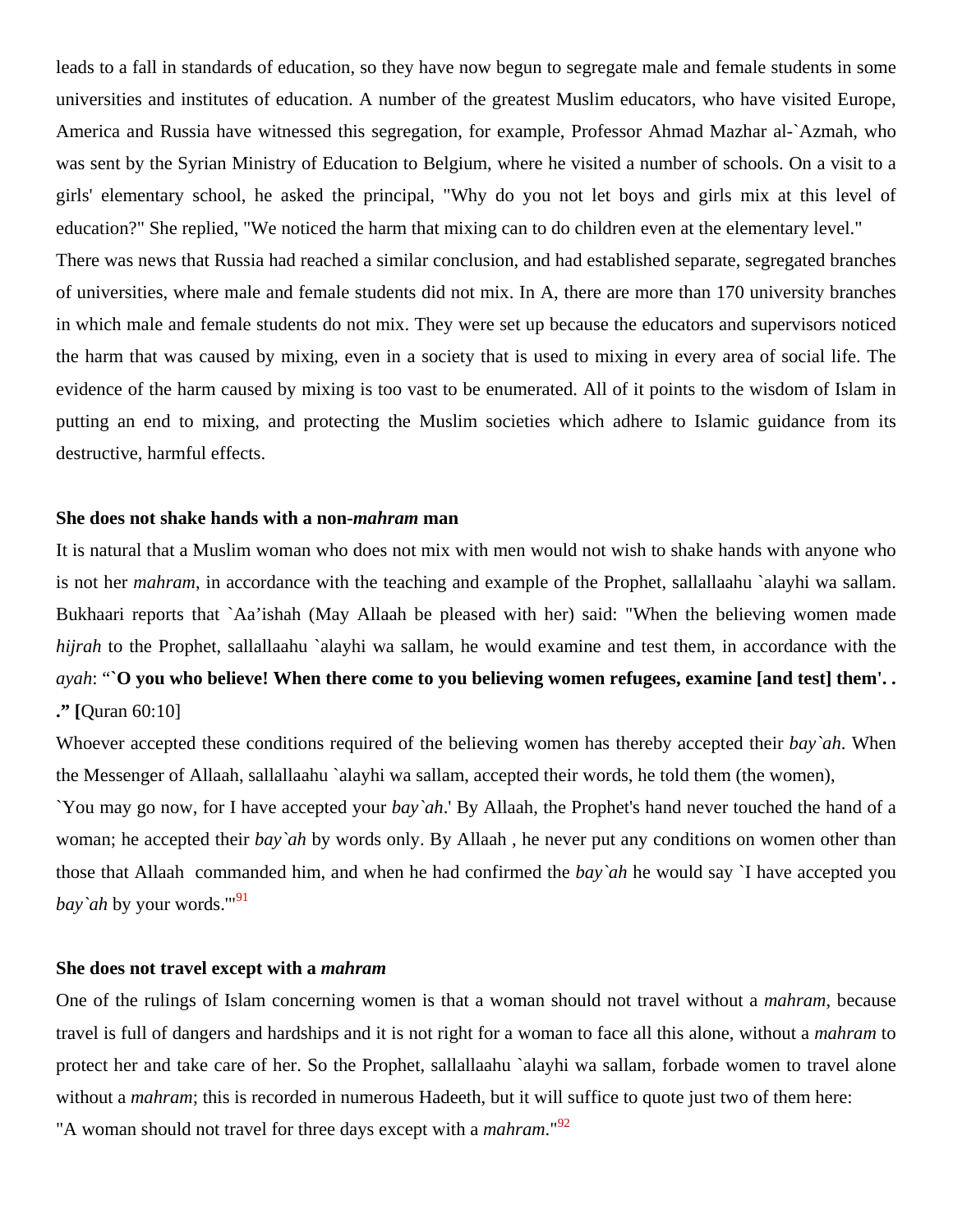leads to a fall in standards of education, so they have now begun to segregate male and female students in some universities and institutes of education. A number of the greatest Muslim educators, who have visited Europe, America and Russia have witnessed this segregation, for example, Professor Ahmad Mazhar al-`Azmah, who was sent by the Syrian Ministry of Education to Belgium, where he visited a number of schools. On a visit to a girls' elementary school, he asked the principal, "Why do you not let boys and girls mix at this level of education?" She replied, "We noticed the harm that mixing can to do children even at the elementary level."

There was news that Russia had reached a similar conclusion, and had established separate, segregated branches of universities, where male and female students did not mix. In A, there are more than 170 university branches in which male and female students do not mix. They were set up because the educators and supervisors noticed the harm that was caused by mixing, even in a society that is used to mixing in every area of social life. The evidence of the harm caused by mixing is too vast to be enumerated. All of it points to the wisdom of Islam in putting an end to mixing, and protecting the Muslim societies which adhere to Islamic guidance from its destructive, harmful effects.

**She does not shake hands with a non-*mahram* man**

It is natural that a Muslim woman who does not mix with men would not wish to shake hands with anyone who is not her *mahram*, in accordance with the teaching and example of the Prophet, sallallaahu `alayhi wa sallam. Bukhaari reports that `Aa'ishah (May Allaah be pleased with her) said: "When the believing women made *hijrah* to the Prophet, sallallaahu `alayhi wa sallam, he would examine and test them, in accordance with the *ayah*: "**`O you who believe! When there come to you believing women refugees, examine [and test] them'. . .**" **[**Quran 60:10]

Whoever accepted these conditions required of the believing women has thereby accepted their *bay`ah*. When the Messenger of Allaah, sallallaahu `alayhi wa sallam, accepted their words, he told them (the women), `You may go now, for I have accepted your *bay`ah*.' By Allaah, the Prophet's hand never touched the hand of a woman; he accepted their *bay`ah* by words only. By Allaah , he never put any conditions on women other than those that Allaah commanded him, and when he had confirmed the *bay`ah* he would say `I have accepted you *bay`ah* by your words.'"[91]

**She does not travel except with a *mahram***

One of the rulings of Islam concerning women is that a woman should not travel without a *mahram*, because travel is full of dangers and hardships and it is not right for a woman to face all this alone, without a *mahram* to protect her and take care of her. So the Prophet, sallallaahu `alayhi wa sallam, forbade women to travel alone without a *mahram*; this is recorded in numerous Hadeeth, but it will suffice to quote just two of them here:

"A woman should not travel for three days except with a *mahram*."[92]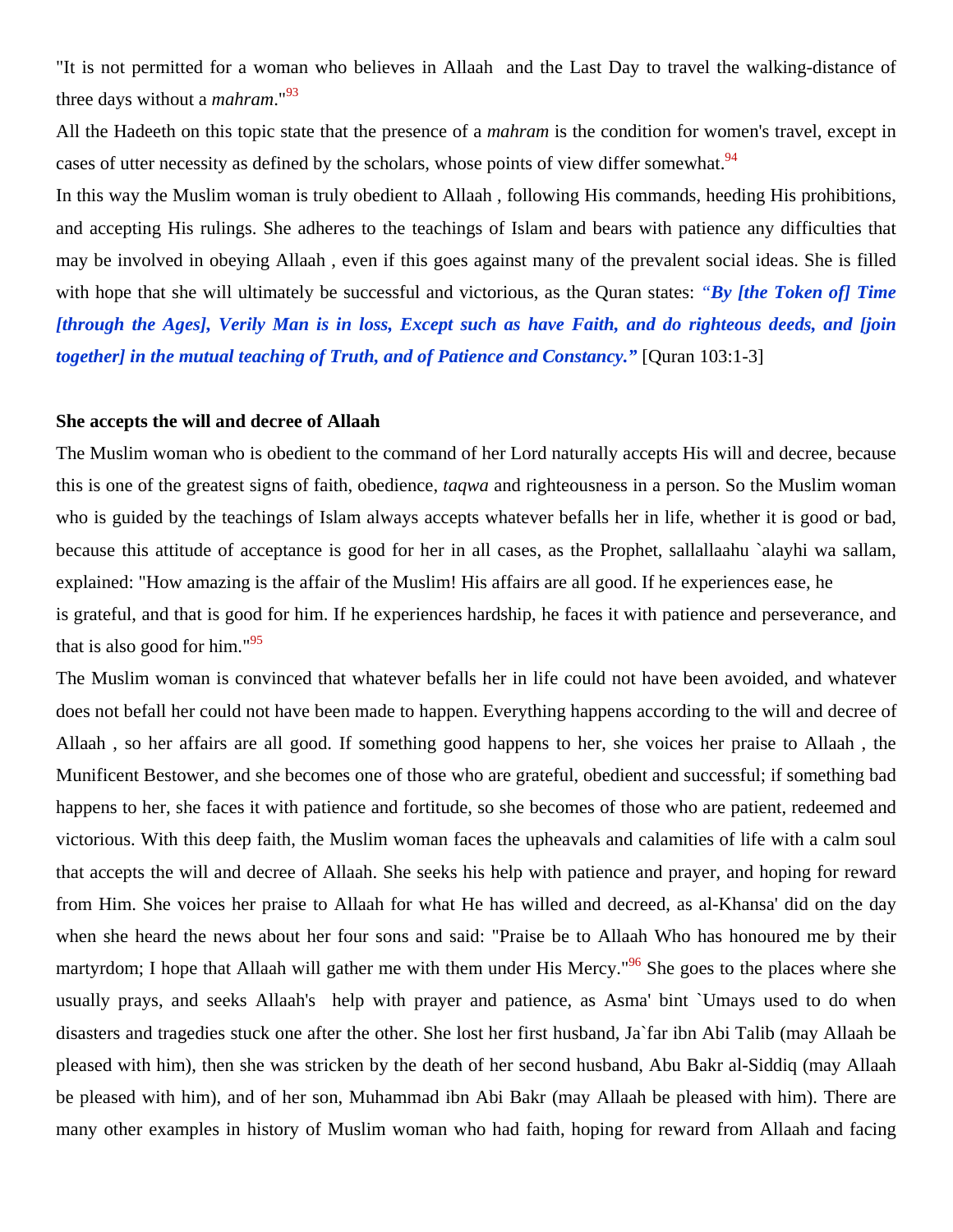"It is not permitted for a woman who believes in Allaah and the Last Day to travel the walking-distance of three days without a *mahram*."[93]

All the Hadeeth on this topic state that the presence of a *mahram* is the condition for women's travel, except in cases of utter necessity as defined by the scholars, whose points of view differ somewhat.[94]

In this way the Muslim woman is truly obedient to Allaah , following His commands, heeding His prohibitions, and accepting His rulings. She adheres to the teachings of Islam and bears with patience any difficulties that may be involved in obeying Allaah , even if this goes against many of the prevalent social ideas. She is filled with hope that she will ultimately be successful and victorious, as the Quran states: ***"By [the Token of] Time [through the Ages], Verily Man is in loss, Except such as have Faith, and do righteous deeds, and [join together] in the mutual teaching of Truth, and of Patience and Constancy."*** [Quran 103:1-3]

**She accepts the will and decree of Allaah**

The Muslim woman who is obedient to the command of her Lord naturally accepts His will and decree, because this is one of the greatest signs of faith, obedience, *taqwa* and righteousness in a person. So the Muslim woman who is guided by the teachings of Islam always accepts whatever befalls her in life, whether it is good or bad, because this attitude of acceptance is good for her in all cases, as the Prophet, sallallaahu `alayhi wa sallam, explained: "How amazing is the affair of the Muslim! His affairs are all good. If he experiences ease, he is grateful, and that is good for him. If he experiences hardship, he faces it with patience and perseverance, and that is also good for him."[95]

The Muslim woman is convinced that whatever befalls her in life could not have been avoided, and whatever does not befall her could not have been made to happen. Everything happens according to the will and decree of Allaah , so her affairs are all good. If something good happens to her, she voices her praise to Allaah , the Munificent Bestower, and she becomes one of those who are grateful, obedient and successful; if something bad happens to her, she faces it with patience and fortitude, so she becomes of those who are patient, redeemed and victorious. With this deep faith, the Muslim woman faces the upheavals and calamities of life with a calm soul that accepts the will and decree of Allaah. She seeks his help with patience and prayer, and hoping for reward from Him. She voices her praise to Allaah for what He has willed and decreed, as al-Khansa' did on the day when she heard the news about her four sons and said: "Praise be to Allaah Who has honoured me by their martyrdom; I hope that Allaah will gather me with them under His Mercy."[96] She goes to the places where she usually prays, and seeks Allaah's help with prayer and patience, as Asma' bint `Umays used to do when disasters and tragedies stuck one after the other. She lost her first husband, Ja`far ibn Abi Talib (may Allaah be pleased with him), then she was stricken by the death of her second husband, Abu Bakr al-Siddiq (may Allaah be pleased with him), and of her son, Muhammad ibn Abi Bakr (may Allaah be pleased with him). There are many other examples in history of Muslim woman who had faith, hoping for reward from Allaah and facing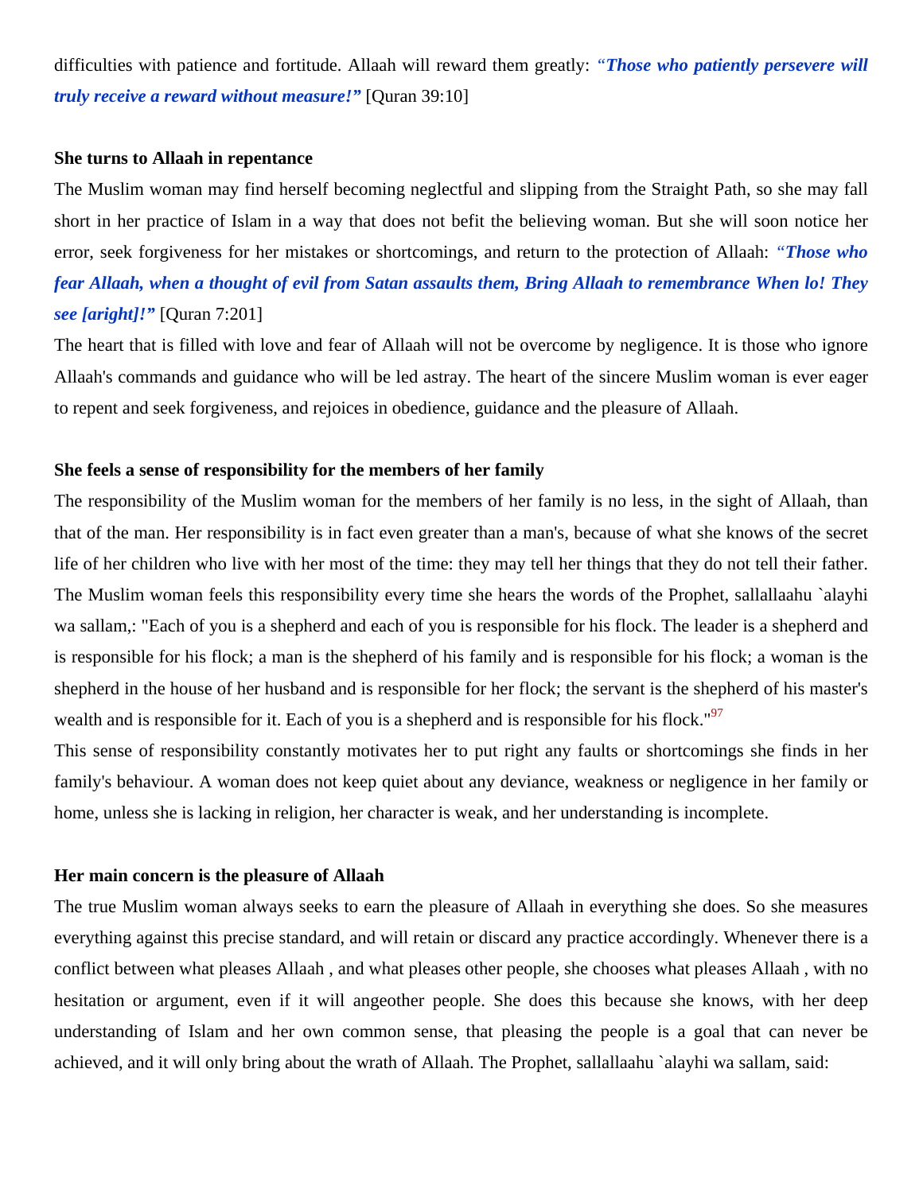difficulties with patience and fortitude. Allaah will reward them greatly: ***"Those who patiently persevere will truly receive a reward without measure!"*** [Quran 39:10]

**She turns to Allaah in repentance**

The Muslim woman may find herself becoming neglectful and slipping from the Straight Path, so she may fall short in her practice of Islam in a way that does not befit the believing woman. But she will soon notice her error, seek forgiveness for her mistakes or shortcomings, and return to the protection of Allaah: ***"Those who fear Allaah, when a thought of evil from Satan assaults them, Bring Allaah to remembrance When lo! They see [aright]!"*** [Quran 7:201]

The heart that is filled with love and fear of Allaah will not be overcome by negligence. It is those who ignore Allaah's commands and guidance who will be led astray. The heart of the sincere Muslim woman is ever eager to repent and seek forgiveness, and rejoices in obedience, guidance and the pleasure of Allaah.

**She feels a sense of responsibility for the members of her family**

The responsibility of the Muslim woman for the members of her family is no less, in the sight of Allaah, than that of the man. Her responsibility is in fact even greater than a man's, because of what she knows of the secret life of her children who live with her most of the time: they may tell her things that they do not tell their father. The Muslim woman feels this responsibility every time she hears the words of the Prophet, sallallaahu `alayhi wa sallam,: "Each of you is a shepherd and each of you is responsible for his flock. The leader is a shepherd and is responsible for his flock; a man is the shepherd of his family and is responsible for his flock; a woman is the shepherd in the house of her husband and is responsible for her flock; the servant is the shepherd of his master's wealth and is responsible for it. Each of you is a shepherd and is responsible for his flock."[97]

This sense of responsibility constantly motivates her to put right any faults or shortcomings she finds in her family's behaviour. A woman does not keep quiet about any deviance, weakness or negligence in her family or home, unless she is lacking in religion, her character is weak, and her understanding is incomplete.

**Her main concern is the pleasure of Allaah**

The true Muslim woman always seeks to earn the pleasure of Allaah in everything she does. So she measures everything against this precise standard, and will retain or discard any practice accordingly. Whenever there is a conflict between what pleases Allaah , and what pleases other people, she chooses what pleases Allaah , with no hesitation or argument, even if it will angeother people. She does this because she knows, with her deep understanding of Islam and her own common sense, that pleasing the people is a goal that can never be achieved, and it will only bring about the wrath of Allaah. The Prophet, sallallaahu `alayhi wa sallam, said: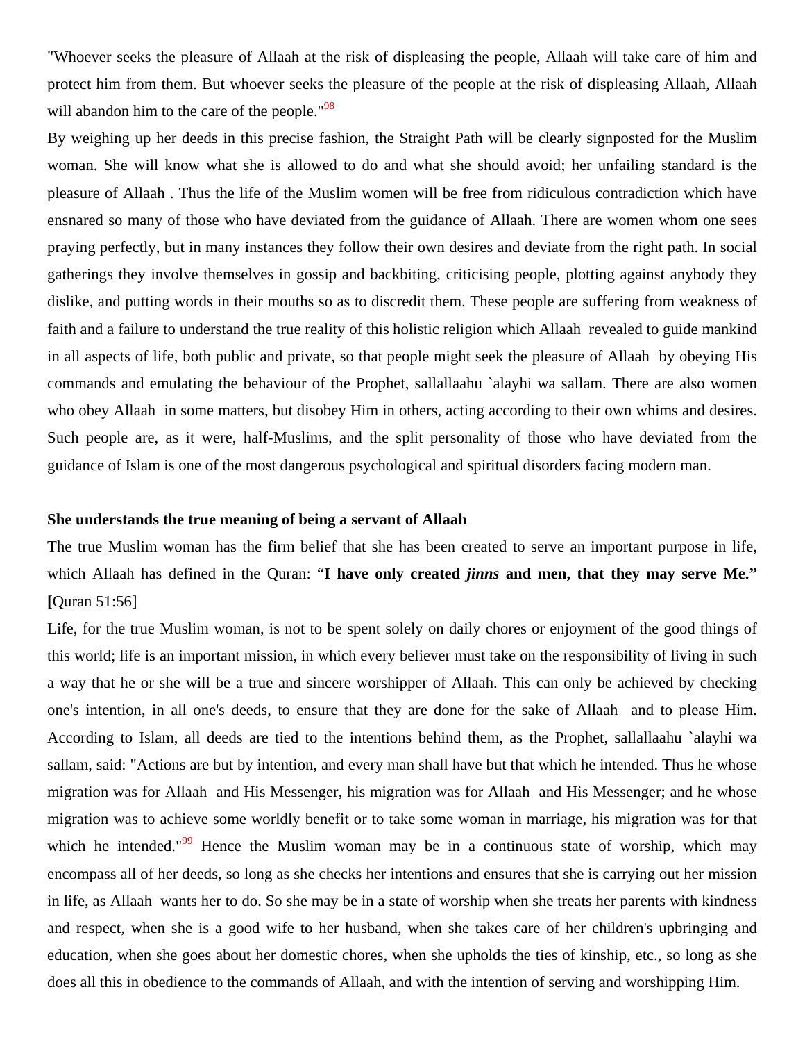"Whoever seeks the pleasure of Allaah at the risk of displeasing the people, Allaah will take care of him and protect him from them. But whoever seeks the pleasure of the people at the risk of displeasing Allaah, Allaah will abandon him to the care of the people."[98]

By weighing up her deeds in this precise fashion, the Straight Path will be clearly signposted for the Muslim woman. She will know what she is allowed to do and what she should avoid; her unfailing standard is the pleasure of Allaah . Thus the life of the Muslim women will be free from ridiculous contradiction which have ensnared so many of those who have deviated from the guidance of Allaah. There are women whom one sees praying perfectly, but in many instances they follow their own desires and deviate from the right path. In social gatherings they involve themselves in gossip and backbiting, criticising people, plotting against anybody they dislike, and putting words in their mouths so as to discredit them. These people are suffering from weakness of faith and a failure to understand the true reality of this holistic religion which Allaah revealed to guide mankind in all aspects of life, both public and private, so that people might seek the pleasure of Allaah by obeying His commands and emulating the behaviour of the Prophet, sallallaahu `alayhi wa sallam. There are also women who obey Allaah in some matters, but disobey Him in others, acting according to their own whims and desires. Such people are, as it were, half-Muslims, and the split personality of those who have deviated from the guidance of Islam is one of the most dangerous psychological and spiritual disorders facing modern man.

**She understands the true meaning of being a servant of Allaah**

The true Muslim woman has the firm belief that she has been created to serve an important purpose in life, which Allaah has defined in the Quran: "**I have only created *jinns* and men, that they may serve Me." [**Quran 51:56]

Life, for the true Muslim woman, is not to be spent solely on daily chores or enjoyment of the good things of this world; life is an important mission, in which every believer must take on the responsibility of living in such a way that he or she will be a true and sincere worshipper of Allaah. This can only be achieved by checking one's intention, in all one's deeds, to ensure that they are done for the sake of Allaah and to please Him. According to Islam, all deeds are tied to the intentions behind them, as the Prophet, sallallaahu `alayhi wa sallam, said: "Actions are but by intention, and every man shall have but that which he intended. Thus he whose migration was for Allaah and His Messenger, his migration was for Allaah and His Messenger; and he whose migration was to achieve some worldly benefit or to take some woman in marriage, his migration was for that which he intended."[99] Hence the Muslim woman may be in a continuous state of worship, which may encompass all of her deeds, so long as she checks her intentions and ensures that she is carrying out her mission in life, as Allaah wants her to do. So she may be in a state of worship when she treats her parents with kindness and respect, when she is a good wife to her husband, when she takes care of her children's upbringing and education, when she goes about her domestic chores, when she upholds the ties of kinship, etc., so long as she does all this in obedience to the commands of Allaah, and with the intention of serving and worshipping Him.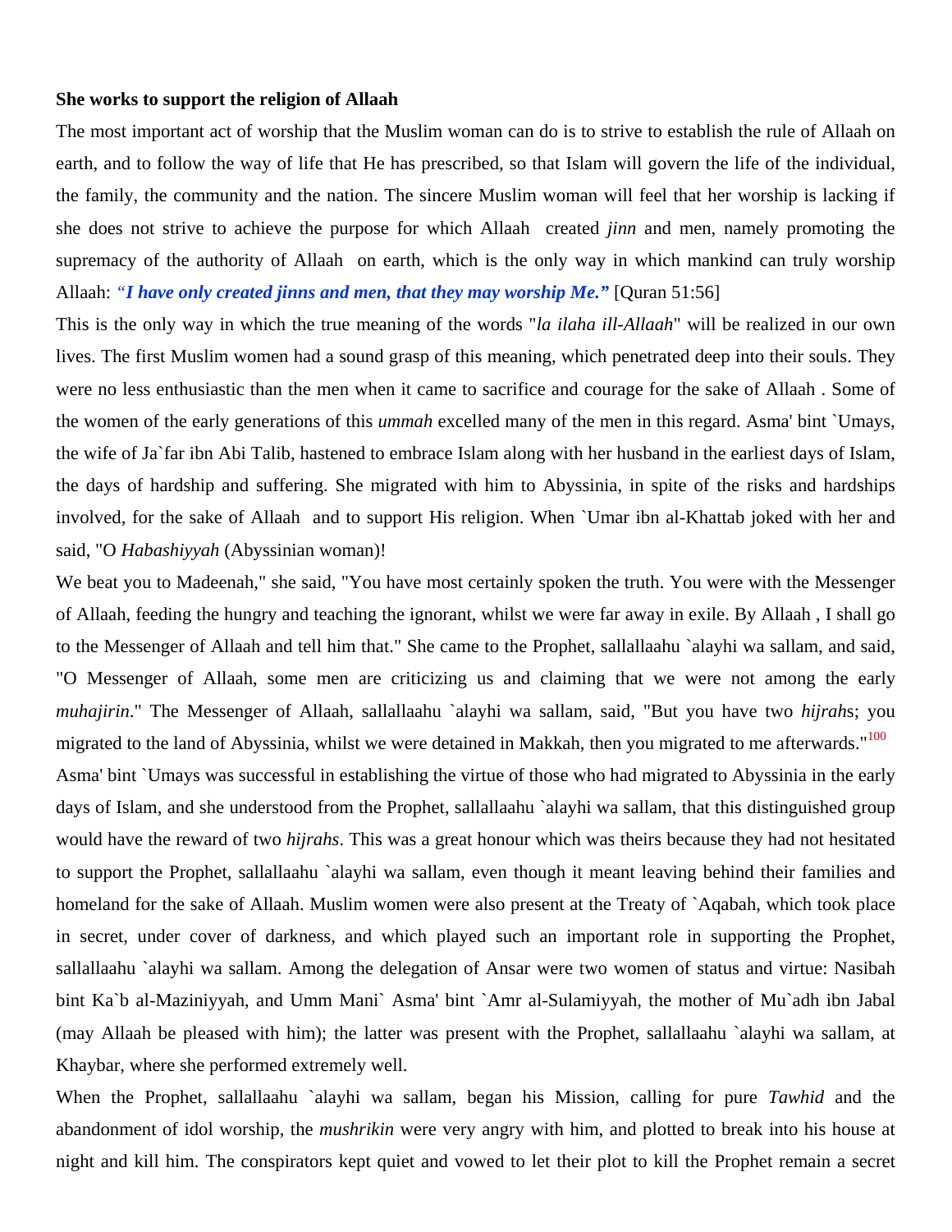**She works to support the religion of Allaah**

The most important act of worship that the Muslim woman can do is to strive to establish the rule of Allaah on earth, and to follow the way of life that He has prescribed, so that Islam will govern the life of the individual, the family, the community and the nation. The sincere Muslim woman will feel that her worship is lacking if she does not strive to achieve the purpose for which Allaah created *jinn* and men, namely promoting the supremacy of the authority of Allaah on earth, which is the only way in which mankind can truly worship Allaah: ***"I have only created jinns and men, that they may worship Me."*** [Quran 51:56]

This is the only way in which the true meaning of the words "*la ilaha ill-Allaah*" will be realized in our own lives. The first Muslim women had a sound grasp of this meaning, which penetrated deep into their souls. They were no less enthusiastic than the men when it came to sacrifice and courage for the sake of Allaah . Some of the women of the early generations of this *ummah* excelled many of the men in this regard. Asma' bint `Umays, the wife of Ja`far ibn Abi Talib, hastened to embrace Islam along with her husband in the earliest days of Islam, the days of hardship and suffering. She migrated with him to Abyssinia, in spite of the risks and hardships involved, for the sake of Allaah and to support His religion. When `Umar ibn al-Khattab joked with her and said, "O *Habashiyyah* (Abyssinian woman)!

We beat you to Madeenah," she said, "You have most certainly spoken the truth. You were with the Messenger of Allaah, feeding the hungry and teaching the ignorant, whilst we were far away in exile. By Allaah , I shall go to the Messenger of Allaah and tell him that." She came to the Prophet, sallallaahu `alayhi wa sallam, and said, "O Messenger of Allaah, some men are criticizing us and claiming that we were not among the early *muhajirin*." The Messenger of Allaah, sallallaahu `alayhi wa sallam, said, "But you have two *hijrah*s; you migrated to the land of Abyssinia, whilst we were detained in Makkah, then you migrated to me afterwards."[100]

Asma' bint `Umays was successful in establishing the virtue of those who had migrated to Abyssinia in the early days of Islam, and she understood from the Prophet, sallallaahu `alayhi wa sallam, that this distinguished group would have the reward of two *hijrahs*. This was a great honour which was theirs because they had not hesitated to support the Prophet, sallallaahu `alayhi wa sallam, even though it meant leaving behind their families and homeland for the sake of Allaah. Muslim women were also present at the Treaty of `Aqabah, which took place in secret, under cover of darkness, and which played such an important role in supporting the Prophet, sallallaahu `alayhi wa sallam. Among the delegation of Ansar were two women of status and virtue: Nasibah bint Ka`b al-Maziniyyah, and Umm Mani` Asma' bint `Amr al-Sulamiyyah, the mother of Mu`adh ibn Jabal (may Allaah be pleased with him); the latter was present with the Prophet, sallallaahu `alayhi wa sallam, at Khaybar, where she performed extremely well.

When the Prophet, sallallaahu `alayhi wa sallam, began his Mission, calling for pure *Tawhid* and the abandonment of idol worship, the *mushrikin* were very angry with him, and plotted to break into his house at night and kill him. The conspirators kept quiet and vowed to let their plot to kill the Prophet remain a secret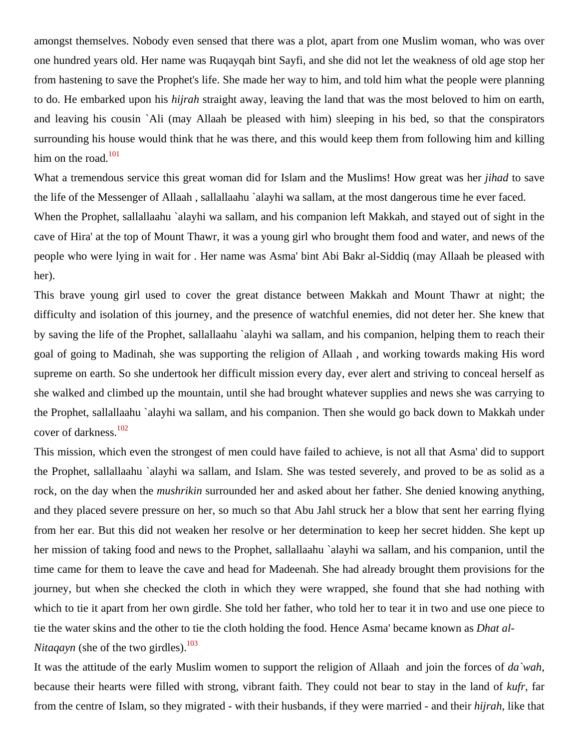amongst themselves. Nobody even sensed that there was a plot, apart from one Muslim woman, who was over one hundred years old. Her name was Ruqayqah bint Sayfi, and she did not let the weakness of old age stop her from hastening to save the Prophet's life. She made her way to him, and told him what the people were planning to do. He embarked upon his *hijrah* straight away, leaving the land that was the most beloved to him on earth, and leaving his cousin `Ali (may Allaah be pleased with him) sleeping in his bed, so that the conspirators surrounding his house would think that he was there, and this would keep them from following him and killing him on the road.[101]

What a tremendous service this great woman did for Islam and the Muslims! How great was her *jihad* to save the life of the Messenger of Allaah , sallallaahu `alayhi wa sallam, at the most dangerous time he ever faced.

When the Prophet, sallallaahu `alayhi wa sallam, and his companion left Makkah, and stayed out of sight in the cave of Hira' at the top of Mount Thawr, it was a young girl who brought them food and water, and news of the people who were lying in wait for . Her name was Asma' bint Abi Bakr al-Siddiq (may Allaah be pleased with her).

This brave young girl used to cover the great distance between Makkah and Mount Thawr at night; the difficulty and isolation of this journey, and the presence of watchful enemies, did not deter her. She knew that by saving the life of the Prophet, sallallaahu `alayhi wa sallam, and his companion, helping them to reach their goal of going to Madinah, she was supporting the religion of Allaah , and working towards making His word supreme on earth. So she undertook her difficult mission every day, ever alert and striving to conceal herself as she walked and climbed up the mountain, until she had brought whatever supplies and news she was carrying to the Prophet, sallallaahu `alayhi wa sallam, and his companion. Then she would go back down to Makkah under cover of darkness.[102]

This mission, which even the strongest of men could have failed to achieve, is not all that Asma' did to support the Prophet, sallallaahu `alayhi wa sallam, and Islam. She was tested severely, and proved to be as solid as a rock, on the day when the *mushrikin* surrounded her and asked about her father. She denied knowing anything, and they placed severe pressure on her, so much so that Abu Jahl struck her a blow that sent her earring flying from her ear. But this did not weaken her resolve or her determination to keep her secret hidden. She kept up her mission of taking food and news to the Prophet, sallallaahu `alayhi wa sallam, and his companion, until the time came for them to leave the cave and head for Madeenah. She had already brought them provisions for the journey, but when she checked the cloth in which they were wrapped, she found that she had nothing with which to tie it apart from her own girdle. She told her father, who told her to tear it in two and use one piece to tie the water skins and the other to tie the cloth holding the food. Hence Asma' became known as *Dhat al-Nitaqayn* (she of the two girdles).[103]

It was the attitude of the early Muslim women to support the religion of Allaah and join the forces of *da`wah*, because their hearts were filled with strong, vibrant faith. They could not bear to stay in the land of *kufr*, far from the centre of Islam, so they migrated - with their husbands, if they were married - and their *hijrah*, like that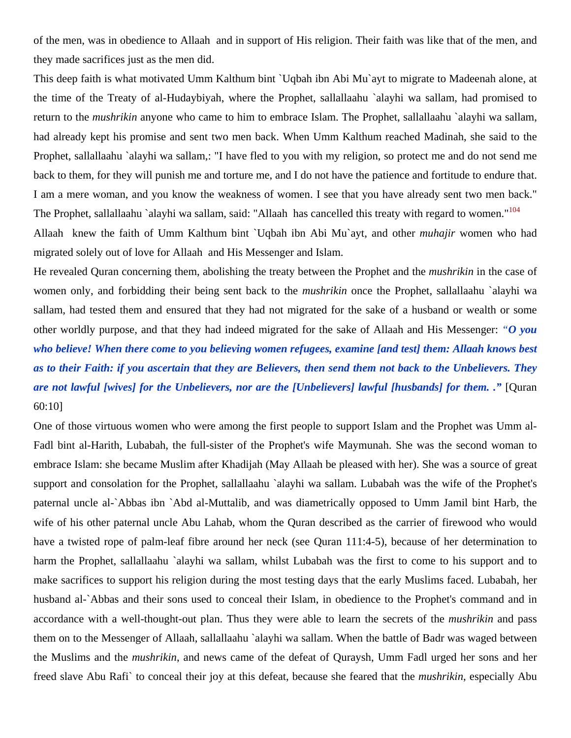of the men, was in obedience to Allaah  and in support of His religion. Their faith was like that of the men, and they made sacrifices just as the men did.

This deep faith is what motivated Umm Kalthum bint `Uqbah ibn Abi Mu`ayt to migrate to Madeenah alone, at the time of the Treaty of al-Hudaybiyah, where the Prophet, sallallaahu `alayhi wa sallam, had promised to return to the *mushrikin* anyone who came to him to embrace Islam. The Prophet, sallallaahu `alayhi wa sallam, had already kept his promise and sent two men back. When Umm Kalthum reached Madinah, she said to the Prophet, sallallaahu `alayhi wa sallam,: "I have fled to you with my religion, so protect me and do not send me back to them, for they will punish me and torture me, and I do not have the patience and fortitude to endure that. I am a mere woman, and you know the weakness of women. I see that you have already sent two men back." The Prophet, sallallaahu `alayhi wa sallam, said: "Allaah  has cancelled this treaty with regard to women."[104]

Allaah  knew the faith of Umm Kalthum bint `Uqbah ibn Abi Mu`ayt, and other *muhajir* women who had migrated solely out of love for Allaah  and His Messenger and Islam.

He revealed Quran concerning them, abolishing the treaty between the Prophet and the *mushrikin* in the case of women only, and forbidding their being sent back to the *mushrikin* once the Prophet, sallallaahu `alayhi wa sallam, had tested them and ensured that they had not migrated for the sake of a husband or wealth or some other worldly purpose, and that they had indeed migrated for the sake of Allaah and His Messenger: ***"O you who believe! When there come to you believing women refugees, examine [and test] them: Allaah knows best as to their Faith: if you ascertain that they are Believers, then send them not back to the Unbelievers. They are not lawful [wives] for the Unbelievers, nor are the [Unbelievers] lawful [husbands] for them. ."*** [Quran 60:10]

One of those virtuous women who were among the first people to support Islam and the Prophet was Umm al-Fadl bint al-Harith, Lubabah, the full-sister of the Prophet's wife Maymunah. She was the second woman to embrace Islam: she became Muslim after Khadijah (May Allaah be pleased with her). She was a source of great support and consolation for the Prophet, sallallaahu `alayhi wa sallam. Lubabah was the wife of the Prophet's paternal uncle al-`Abbas ibn `Abd al-Muttalib, and was diametrically opposed to Umm Jamil bint Harb, the wife of his other paternal uncle Abu Lahab, whom the Quran described as the carrier of firewood who would have a twisted rope of palm-leaf fibre around her neck (see Quran 111:4-5), because of her determination to harm the Prophet, sallallaahu `alayhi wa sallam, whilst Lubabah was the first to come to his support and to make sacrifices to support his religion during the most testing days that the early Muslims faced. Lubabah, her husband al-`Abbas and their sons used to conceal their Islam, in obedience to the Prophet's command and in accordance with a well-thought-out plan. Thus they were able to learn the secrets of the *mushrikin* and pass them on to the Messenger of Allaah, sallallaahu `alayhi wa sallam. When the battle of Badr was waged between the Muslims and the *mushrikin*, and news came of the defeat of Quraysh, Umm Fadl urged her sons and her freed slave Abu Rafi` to conceal their joy at this defeat, because she feared that the *mushrikin*, especially Abu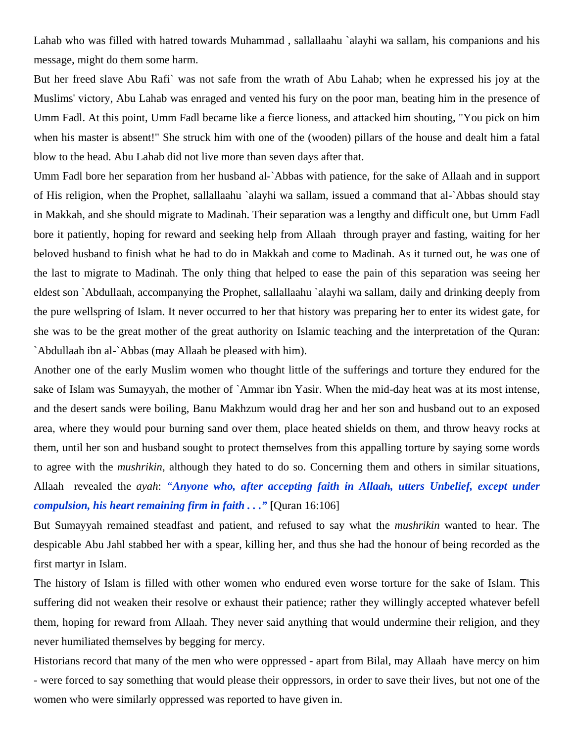Lahab who was filled with hatred towards Muhammad , sallallaahu `alayhi wa sallam, his companions and his message, might do them some harm.

But her freed slave Abu Rafi` was not safe from the wrath of Abu Lahab; when he expressed his joy at the Muslims' victory, Abu Lahab was enraged and vented his fury on the poor man, beating him in the presence of Umm Fadl. At this point, Umm Fadl became like a fierce lioness, and attacked him shouting, "You pick on him when his master is absent!" She struck him with one of the (wooden) pillars of the house and dealt him a fatal blow to the head. Abu Lahab did not live more than seven days after that.

Umm Fadl bore her separation from her husband al-`Abbas with patience, for the sake of Allaah and in support of His religion, when the Prophet, sallallaahu `alayhi wa sallam, issued a command that al-`Abbas should stay in Makkah, and she should migrate to Madinah. Their separation was a lengthy and difficult one, but Umm Fadl bore it patiently, hoping for reward and seeking help from Allaah through prayer and fasting, waiting for her beloved husband to finish what he had to do in Makkah and come to Madinah. As it turned out, he was one of the last to migrate to Madinah. The only thing that helped to ease the pain of this separation was seeing her eldest son `Abdullaah, accompanying the Prophet, sallallaahu `alayhi wa sallam, daily and drinking deeply from the pure wellspring of Islam. It never occurred to her that history was preparing her to enter its widest gate, for she was to be the great mother of the great authority on Islamic teaching and the interpretation of the Quran: `Abdullaah ibn al-`Abbas (may Allaah be pleased with him).

Another one of the early Muslim women who thought little of the sufferings and torture they endured for the sake of Islam was Sumayyah, the mother of `Ammar ibn Yasir. When the mid-day heat was at its most intense, and the desert sands were boiling, Banu Makhzum would drag her and her son and husband out to an exposed area, where they would pour burning sand over them, place heated shields on them, and throw heavy rocks at them, until her son and husband sought to protect themselves from this appalling torture by saying some words to agree with the *mushrikin*, although they hated to do so. Concerning them and others in similar situations, Allaah revealed the *ayah*: ***"Anyone who, after accepting faith in Allaah, utters Unbelief, except under compulsion, his heart remaining firm in faith . . ."*** **[**Quran 16:106]

But Sumayyah remained steadfast and patient, and refused to say what the *mushrikin* wanted to hear. The despicable Abu Jahl stabbed her with a spear, killing her, and thus she had the honour of being recorded as the first martyr in Islam.

The history of Islam is filled with other women who endured even worse torture for the sake of Islam. This suffering did not weaken their resolve or exhaust their patience; rather they willingly accepted whatever befell them, hoping for reward from Allaah. They never said anything that would undermine their religion, and they never humiliated themselves by begging for mercy.

Historians record that many of the men who were oppressed - apart from Bilal, may Allaah have mercy on him - were forced to say something that would please their oppressors, in order to save their lives, but not one of the women who were similarly oppressed was reported to have given in.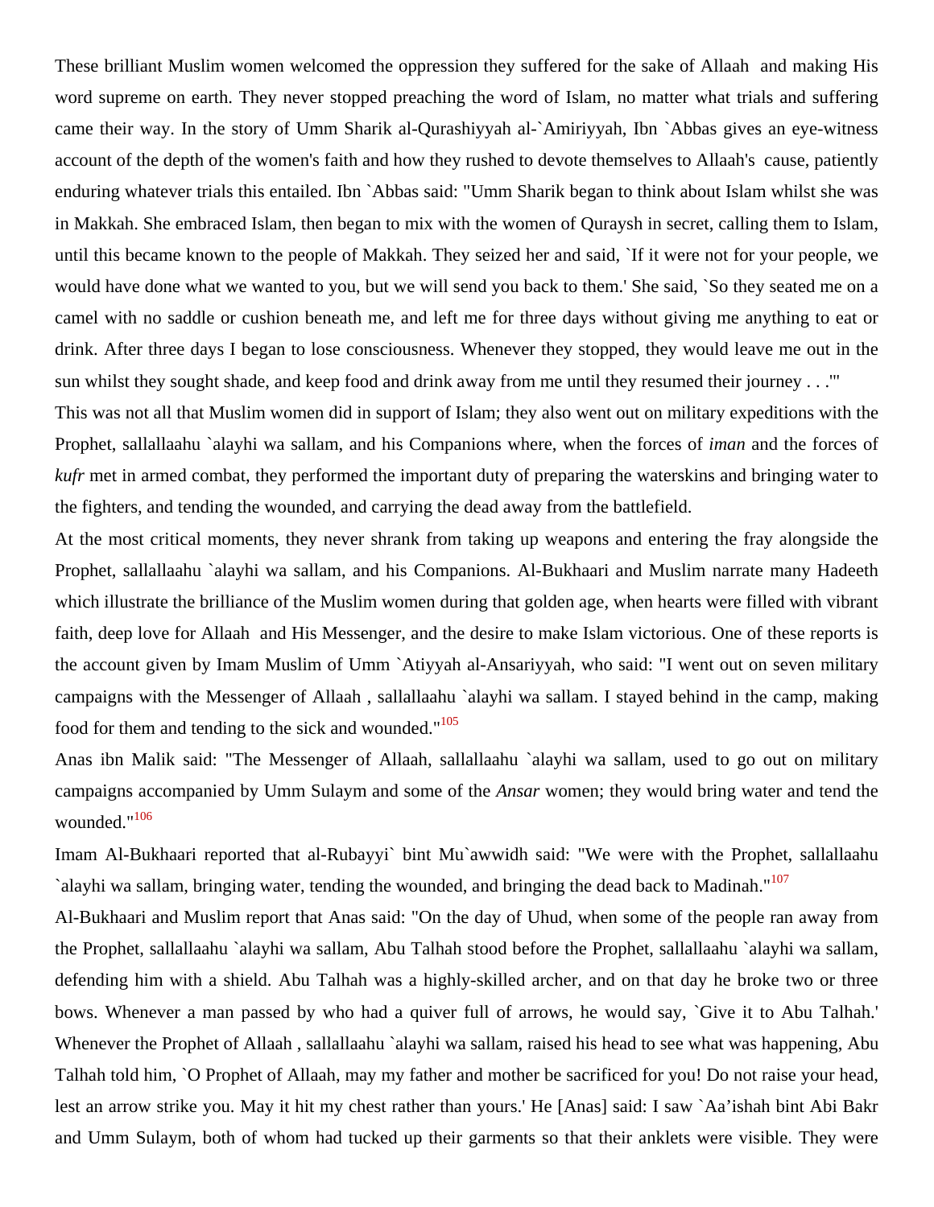These brilliant Muslim women welcomed the oppression they suffered for the sake of Allaah  and making His word supreme on earth. They never stopped preaching the word of Islam, no matter what trials and suffering came their way. In the story of Umm Sharik al-Qurashiyyah al-`Amiriyyah, Ibn `Abbas gives an eye-witness account of the depth of the women's faith and how they rushed to devote themselves to Allaah's  cause, patiently enduring whatever trials this entailed. Ibn `Abbas said: "Umm Sharik began to think about Islam whilst she was in Makkah. She embraced Islam, then began to mix with the women of Quraysh in secret, calling them to Islam, until this became known to the people of Makkah. They seized her and said, `If it were not for your people, we would have done what we wanted to you, but we will send you back to them.' She said, `So they seated me on a camel with no saddle or cushion beneath me, and left me for three days without giving me anything to eat or drink. After three days I began to lose consciousness. Whenever they stopped, they would leave me out in the sun whilst they sought shade, and keep food and drink away from me until they resumed their journey . . .'"

This was not all that Muslim women did in support of Islam; they also went out on military expeditions with the Prophet, sallallaahu `alayhi wa sallam, and his Companions where, when the forces of *iman* and the forces of *kufr* met in armed combat, they performed the important duty of preparing the waterskins and bringing water to the fighters, and tending the wounded, and carrying the dead away from the battlefield.

At the most critical moments, they never shrank from taking up weapons and entering the fray alongside the Prophet, sallallaahu `alayhi wa sallam, and his Companions. Al-Bukhaari and Muslim narrate many Hadeeth which illustrate the brilliance of the Muslim women during that golden age, when hearts were filled with vibrant faith, deep love for Allaah  and His Messenger, and the desire to make Islam victorious. One of these reports is the account given by Imam Muslim of Umm `Atiyyah al-Ansariyyah, who said: "I went out on seven military campaigns with the Messenger of Allaah , sallallaahu `alayhi wa sallam. I stayed behind in the camp, making food for them and tending to the sick and wounded."[105]

Anas ibn Malik said: "The Messenger of Allaah, sallallaahu `alayhi wa sallam, used to go out on military campaigns accompanied by Umm Sulaym and some of the *Ansar* women; they would bring water and tend the wounded."[106]

Imam Al-Bukhaari reported that al-Rubayyi` bint Mu`awwidh said: "We were with the Prophet, sallallaahu `alayhi wa sallam, bringing water, tending the wounded, and bringing the dead back to Madinah."[107]

Al-Bukhaari and Muslim report that Anas said: "On the day of Uhud, when some of the people ran away from the Prophet, sallallaahu `alayhi wa sallam, Abu Talhah stood before the Prophet, sallallaahu `alayhi wa sallam, defending him with a shield. Abu Talhah was a highly-skilled archer, and on that day he broke two or three bows. Whenever a man passed by who had a quiver full of arrows, he would say, `Give it to Abu Talhah.' Whenever the Prophet of Allaah , sallallaahu `alayhi wa sallam, raised his head to see what was happening, Abu Talhah told him, `O Prophet of Allaah, may my father and mother be sacrificed for you! Do not raise your head, lest an arrow strike you. May it hit my chest rather than yours.' He [Anas] said: I saw `Aa'ishah bint Abi Bakr and Umm Sulaym, both of whom had tucked up their garments so that their anklets were visible. They were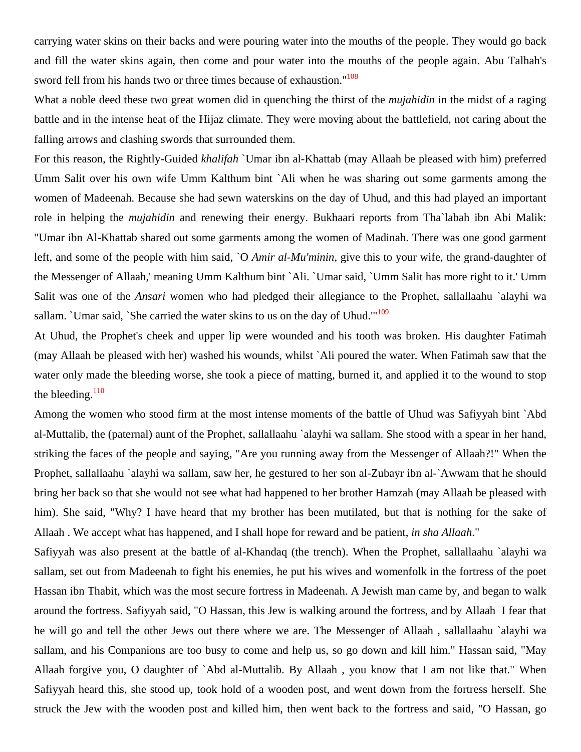carrying water skins on their backs and were pouring water into the mouths of the people. They would go back and fill the water skins again, then come and pour water into the mouths of the people again. Abu Talhah's sword fell from his hands two or three times because of exhaustion."[108]

What a noble deed these two great women did in quenching the thirst of the *mujahidin* in the midst of a raging battle and in the intense heat of the Hijaz climate. They were moving about the battlefield, not caring about the falling arrows and clashing swords that surrounded them.

For this reason, the Rightly-Guided *khalifah* `Umar ibn al-Khattab (may Allaah be pleased with him) preferred Umm Salit over his own wife Umm Kalthum bint `Ali when he was sharing out some garments among the women of Madeenah. Because she had sewn waterskins on the day of Uhud, and this had played an important role in helping the *mujahidin* and renewing their energy. Bukhaari reports from Tha`labah ibn Abi Malik: "Umar ibn Al-Khattab shared out some garments among the women of Madinah. There was one good garment left, and some of the people with him said, `O *Amir al-Mu'minin*, give this to your wife, the grand-daughter of the Messenger of Allaah,' meaning Umm Kalthum bint `Ali. `Umar said, `Umm Salit has more right to it.' Umm Salit was one of the *Ansari* women who had pledged their allegiance to the Prophet, sallallaahu `alayhi wa sallam. `Umar said, `She carried the water skins to us on the day of Uhud.'"[109]

At Uhud, the Prophet's cheek and upper lip were wounded and his tooth was broken. His daughter Fatimah (may Allaah be pleased with her) washed his wounds, whilst `Ali poured the water. When Fatimah saw that the water only made the bleeding worse, she took a piece of matting, burned it, and applied it to the wound to stop the bleeding.[110]

Among the women who stood firm at the most intense moments of the battle of Uhud was Safiyyah bint `Abd al-Muttalib, the (paternal) aunt of the Prophet, sallallaahu `alayhi wa sallam. She stood with a spear in her hand, striking the faces of the people and saying, "Are you running away from the Messenger of Allaah?!" When the Prophet, sallallaahu `alayhi wa sallam, saw her, he gestured to her son al-Zubayr ibn al-`Awwam that he should bring her back so that she would not see what had happened to her brother Hamzah (may Allaah be pleased with him). She said, "Why? I have heard that my brother has been mutilated, but that is nothing for the sake of Allaah . We accept what has happened, and I shall hope for reward and be patient, *in sha Allaah*."

Safiyyah was also present at the battle of al-Khandaq (the trench). When the Prophet, sallallaahu `alayhi wa sallam, set out from Madeenah to fight his enemies, he put his wives and womenfolk in the fortress of the poet Hassan ibn Thabit, which was the most secure fortress in Madeenah. A Jewish man came by, and began to walk around the fortress. Safiyyah said, "O Hassan, this Jew is walking around the fortress, and by Allaah I fear that he will go and tell the other Jews out there where we are. The Messenger of Allaah , sallallaahu `alayhi wa sallam, and his Companions are too busy to come and help us, so go down and kill him." Hassan said, "May Allaah forgive you, O daughter of `Abd al-Muttalib. By Allaah , you know that I am not like that." When Safiyyah heard this, she stood up, took hold of a wooden post, and went down from the fortress herself. She struck the Jew with the wooden post and killed him, then went back to the fortress and said, "O Hassan, go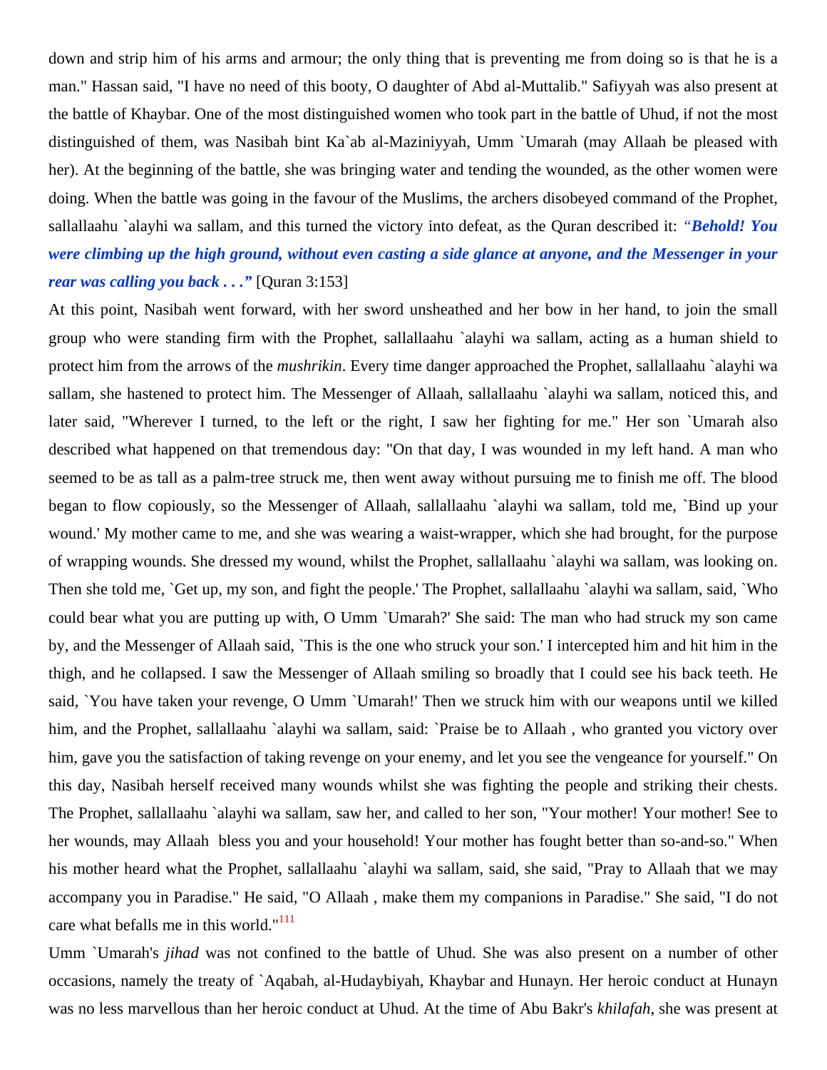down and strip him of his arms and armour; the only thing that is preventing me from doing so is that he is a man." Hassan said, "I have no need of this booty, O daughter of Abd al-Muttalib." Safiyyah was also present at the battle of Khaybar. One of the most distinguished women who took part in the battle of Uhud, if not the most distinguished of them, was Nasibah bint Ka`ab al-Maziniyyah, Umm `Umarah (may Allaah be pleased with her). At the beginning of the battle, she was bringing water and tending the wounded, as the other women were doing. When the battle was going in the favour of the Muslims, the archers disobeyed command of the Prophet, sallallaahu `alayhi wa sallam, and this turned the victory into defeat, as the Quran described it: ***"Behold! You were climbing up the high ground, without even casting a side glance at anyone, and the Messenger in your rear was calling you back . . ."*** [Quran 3:153]

At this point, Nasibah went forward, with her sword unsheathed and her bow in her hand, to join the small group who were standing firm with the Prophet, sallallaahu `alayhi wa sallam, acting as a human shield to protect him from the arrows of the *mushrikin*. Every time danger approached the Prophet, sallallaahu `alayhi wa sallam, she hastened to protect him. The Messenger of Allaah, sallallaahu `alayhi wa sallam, noticed this, and later said, "Wherever I turned, to the left or the right, I saw her fighting for me." Her son `Umarah also described what happened on that tremendous day: "On that day, I was wounded in my left hand. A man who seemed to be as tall as a palm-tree struck me, then went away without pursuing me to finish me off. The blood began to flow copiously, so the Messenger of Allaah, sallallaahu `alayhi wa sallam, told me, `Bind up your wound.' My mother came to me, and she was wearing a waist-wrapper, which she had brought, for the purpose of wrapping wounds. She dressed my wound, whilst the Prophet, sallallaahu `alayhi wa sallam, was looking on. Then she told me, `Get up, my son, and fight the people.' The Prophet, sallallaahu `alayhi wa sallam, said, `Who could bear what you are putting up with, O Umm `Umarah?' She said: The man who had struck my son came by, and the Messenger of Allaah said, `This is the one who struck your son.' I intercepted him and hit him in the thigh, and he collapsed. I saw the Messenger of Allaah smiling so broadly that I could see his back teeth. He said, `You have taken your revenge, O Umm `Umarah!' Then we struck him with our weapons until we killed him, and the Prophet, sallallaahu `alayhi wa sallam, said: `Praise be to Allaah , who granted you victory over him, gave you the satisfaction of taking revenge on your enemy, and let you see the vengeance for yourself." On this day, Nasibah herself received many wounds whilst she was fighting the people and striking their chests. The Prophet, sallallaahu `alayhi wa sallam, saw her, and called to her son, "Your mother! Your mother! See to her wounds, may Allaah bless you and your household! Your mother has fought better than so-and-so." When his mother heard what the Prophet, sallallaahu `alayhi wa sallam, said, she said, "Pray to Allaah that we may accompany you in Paradise." He said, "O Allaah , make them my companions in Paradise." She said, "I do not care what befalls me in this world."[111]

Umm `Umarah's *jihad* was not confined to the battle of Uhud. She was also present on a number of other occasions, namely the treaty of `Aqabah, al-Hudaybiyah, Khaybar and Hunayn. Her heroic conduct at Hunayn was no less marvellous than her heroic conduct at Uhud. At the time of Abu Bakr's *khilafah*, she was present at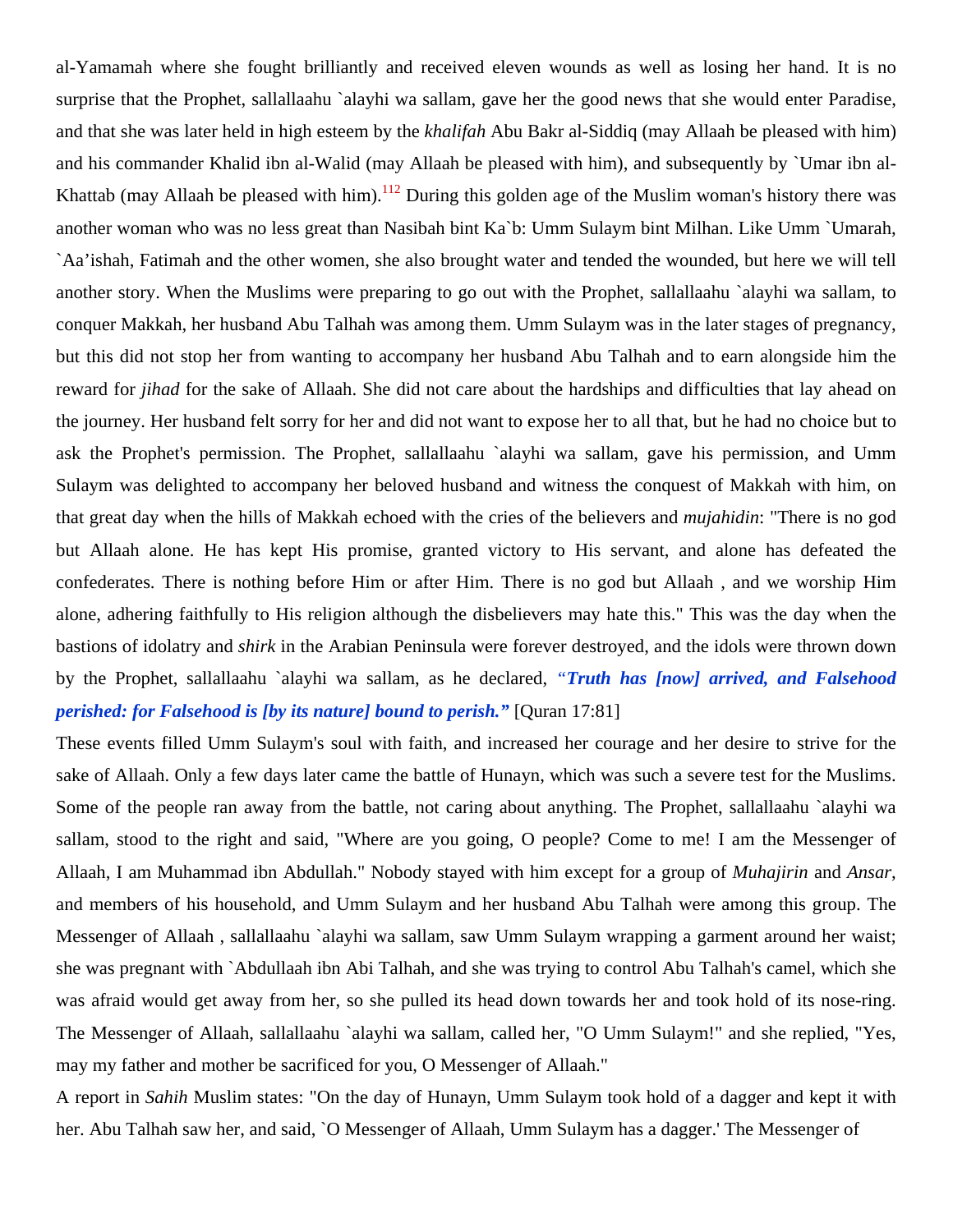al-Yamamah where she fought brilliantly and received eleven wounds as well as losing her hand. It is no surprise that the Prophet, sallallaahu `alayhi wa sallam, gave her the good news that she would enter Paradise, and that she was later held in high esteem by the *khalifah* Abu Bakr al-Siddiq (may Allaah be pleased with him) and his commander Khalid ibn al-Walid (may Allaah be pleased with him), and subsequently by `Umar ibn al-Khattab (may Allaah be pleased with him).[112] During this golden age of the Muslim woman's history there was another woman who was no less great than Nasibah bint Ka`b: Umm Sulaym bint Milhan. Like Umm `Umarah, `Aa'ishah, Fatimah and the other women, she also brought water and tended the wounded, but here we will tell another story. When the Muslims were preparing to go out with the Prophet, sallallaahu `alayhi wa sallam, to conquer Makkah, her husband Abu Talhah was among them. Umm Sulaym was in the later stages of pregnancy, but this did not stop her from wanting to accompany her husband Abu Talhah and to earn alongside him the reward for *jihad* for the sake of Allaah. She did not care about the hardships and difficulties that lay ahead on the journey. Her husband felt sorry for her and did not want to expose her to all that, but he had no choice but to ask the Prophet's permission. The Prophet, sallallaahu `alayhi wa sallam, gave his permission, and Umm Sulaym was delighted to accompany her beloved husband and witness the conquest of Makkah with him, on that great day when the hills of Makkah echoed with the cries of the believers and *mujahidin*: "There is no god but Allaah alone. He has kept His promise, granted victory to His servant, and alone has defeated the confederates. There is nothing before Him or after Him. There is no god but Allaah , and we worship Him alone, adhering faithfully to His religion although the disbelievers may hate this." This was the day when the bastions of idolatry and *shirk* in the Arabian Peninsula were forever destroyed, and the idols were thrown down by the Prophet, sallallaahu `alayhi wa sallam, as he declared, ***"Truth has [now] arrived, and Falsehood perished: for Falsehood is [by its nature] bound to perish."*** [Quran 17:81]

These events filled Umm Sulaym's soul with faith, and increased her courage and her desire to strive for the sake of Allaah. Only a few days later came the battle of Hunayn, which was such a severe test for the Muslims. Some of the people ran away from the battle, not caring about anything. The Prophet, sallallaahu `alayhi wa sallam, stood to the right and said, "Where are you going, O people? Come to me! I am the Messenger of Allaah, I am Muhammad ibn Abdullah." Nobody stayed with him except for a group of *Muhajirin* and *Ansar*, and members of his household, and Umm Sulaym and her husband Abu Talhah were among this group. The Messenger of Allaah , sallallaahu `alayhi wa sallam, saw Umm Sulaym wrapping a garment around her waist; she was pregnant with `Abdullaah ibn Abi Talhah, and she was trying to control Abu Talhah's camel, which she was afraid would get away from her, so she pulled its head down towards her and took hold of its nose-ring. The Messenger of Allaah, sallallaahu `alayhi wa sallam, called her, "O Umm Sulaym!" and she replied, "Yes, may my father and mother be sacrificed for you, O Messenger of Allaah."

A report in *Sahih* Muslim states: "On the day of Hunayn, Umm Sulaym took hold of a dagger and kept it with her. Abu Talhah saw her, and said, `O Messenger of Allaah, Umm Sulaym has a dagger.' The Messenger of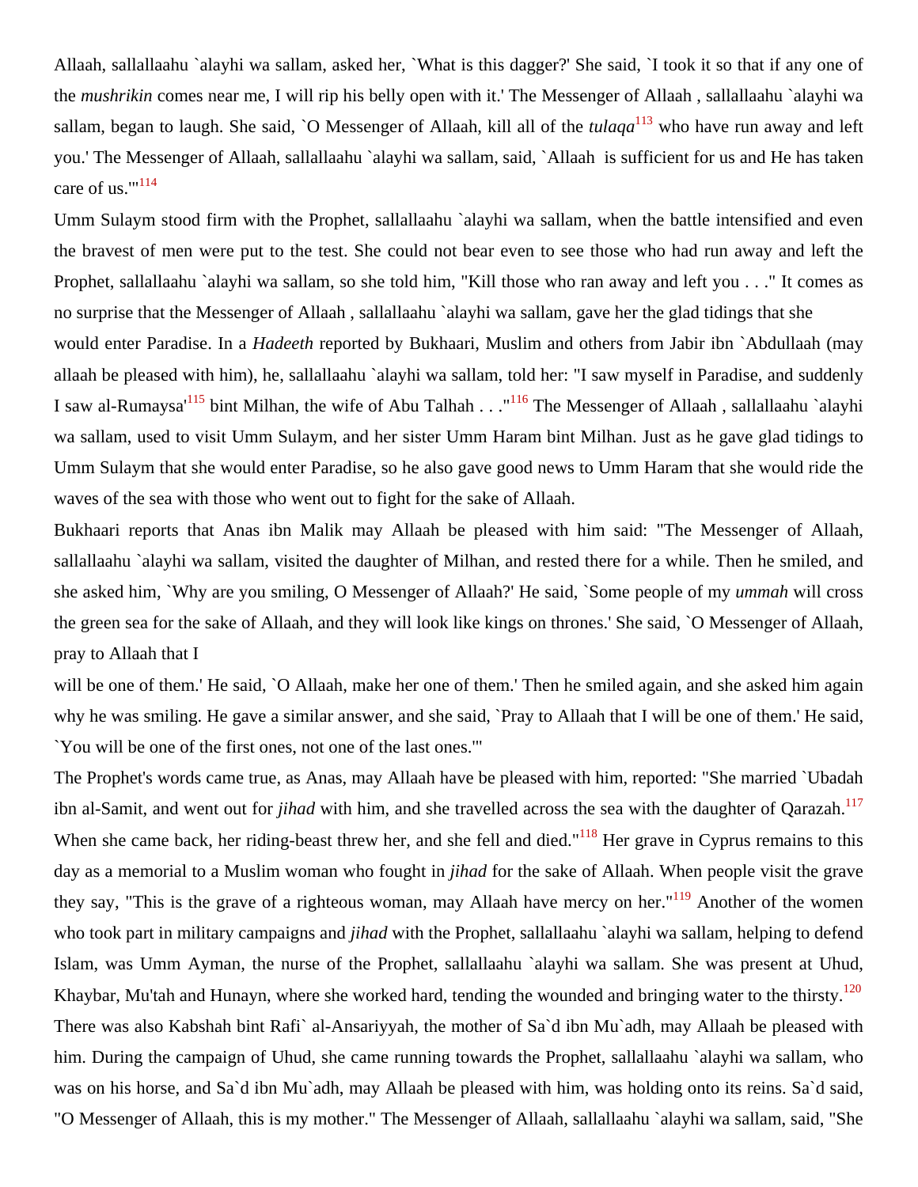Allaah, sallallaahu `alayhi wa sallam, asked her, `What is this dagger?' She said, `I took it so that if any one of the *mushrikin* comes near me, I will rip his belly open with it.' The Messenger of Allaah , sallallaahu `alayhi wa sallam, began to laugh. She said, `O Messenger of Allaah, kill all of the *tulaqa*[113] who have run away and left you.' The Messenger of Allaah, sallallaahu `alayhi wa sallam, said, `Allaah is sufficient for us and He has taken care of us.'"[114]

Umm Sulaym stood firm with the Prophet, sallallaahu `alayhi wa sallam, when the battle intensified and even the bravest of men were put to the test. She could not bear even to see those who had run away and left the Prophet, sallallaahu `alayhi wa sallam, so she told him, "Kill those who ran away and left you . . ." It comes as no surprise that the Messenger of Allaah , sallallaahu `alayhi wa sallam, gave her the glad tidings that she would enter Paradise. In a *Hadeeth* reported by Bukhaari, Muslim and others from Jabir ibn `Abdullaah (may allaah be pleased with him), he, sallallaahu `alayhi wa sallam, told her: "I saw myself in Paradise, and suddenly I saw al-Rumaysa'[115] bint Milhan, the wife of Abu Talhah . . ."[116] The Messenger of Allaah , sallallaahu `alayhi wa sallam, used to visit Umm Sulaym, and her sister Umm Haram bint Milhan. Just as he gave glad tidings to Umm Sulaym that she would enter Paradise, so he also gave good news to Umm Haram that she would ride the waves of the sea with those who went out to fight for the sake of Allaah.

Bukhaari reports that Anas ibn Malik may Allaah be pleased with him said: "The Messenger of Allaah, sallallaahu `alayhi wa sallam, visited the daughter of Milhan, and rested there for a while. Then he smiled, and she asked him, `Why are you smiling, O Messenger of Allaah?' He said, `Some people of my *ummah* will cross the green sea for the sake of Allaah, and they will look like kings on thrones.' She said, `O Messenger of Allaah, pray to Allaah that I will be one of them.' He said, `O Allaah, make her one of them.' Then he smiled again, and she asked him again why he was smiling. He gave a similar answer, and she said, `Pray to Allaah that I will be one of them.' He said, `You will be one of the first ones, not one of the last ones.'"

The Prophet's words came true, as Anas, may Allaah have be pleased with him, reported: "She married `Ubadah ibn al-Samit, and went out for *jihad* with him, and she travelled across the sea with the daughter of Qarazah.[117] When she came back, her riding-beast threw her, and she fell and died."[118] Her grave in Cyprus remains to this day as a memorial to a Muslim woman who fought in *jihad* for the sake of Allaah. When people visit the grave they say, "This is the grave of a righteous woman, may Allaah have mercy on her."[119] Another of the women who took part in military campaigns and *jihad* with the Prophet, sallallaahu `alayhi wa sallam, helping to defend Islam, was Umm Ayman, the nurse of the Prophet, sallallaahu `alayhi wa sallam. She was present at Uhud, Khaybar, Mu'tah and Hunayn, where she worked hard, tending the wounded and bringing water to the thirsty.[120] There was also Kabshah bint Rafi` al-Ansariyyah, the mother of Sa`d ibn Mu`adh, may Allaah be pleased with him. During the campaign of Uhud, she came running towards the Prophet, sallallaahu `alayhi wa sallam, who was on his horse, and Sa`d ibn Mu`adh, may Allaah be pleased with him, was holding onto its reins. Sa`d said, "O Messenger of Allaah, this is my mother." The Messenger of Allaah, sallallaahu `alayhi wa sallam, said, "She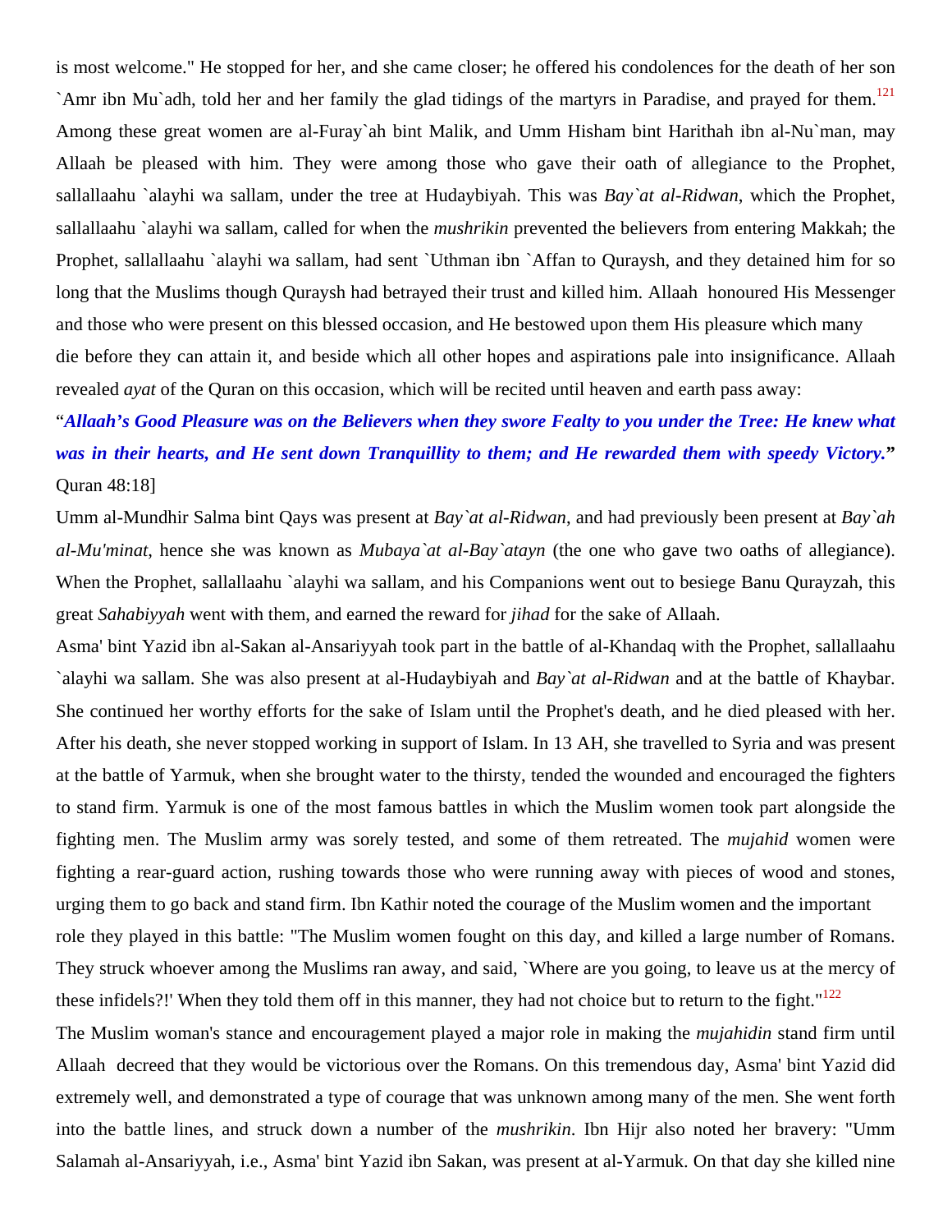is most welcome." He stopped for her, and she came closer; he offered his condolences for the death of her son `Amr ibn Mu`adh, told her and her family the glad tidings of the martyrs in Paradise, and prayed for them.[121]

Among these great women are al-Furay`ah bint Malik, and Umm Hisham bint Harithah ibn al-Nu`man, may Allaah be pleased with him. They were among those who gave their oath of allegiance to the Prophet, sallallaahu `alayhi wa sallam, under the tree at Hudaybiyah. This was *Bay`at al-Ridwan*, which the Prophet, sallallaahu `alayhi wa sallam, called for when the *mushrikin* prevented the believers from entering Makkah; the Prophet, sallallaahu `alayhi wa sallam, had sent `Uthman ibn `Affan to Quraysh, and they detained him for so long that the Muslims though Quraysh had betrayed their trust and killed him. Allaah honoured His Messenger and those who were present on this blessed occasion, and He bestowed upon them His pleasure which many die before they can attain it, and beside which all other hopes and aspirations pale into insignificance. Allaah revealed *ayat* of the Quran on this occasion, which will be recited until heaven and earth pass away:

"***Allaah's Good Pleasure was on the Believers when they swore Fealty to you under the Tree: He knew what was in their hearts, and He sent down Tranquillity to them; and He rewarded them with speedy Victory.*" Quran 48:18]

Umm al-Mundhir Salma bint Qays was present at *Bay`at al-Ridwan*, and had previously been present at *Bay`ah al-Mu'minat*, hence she was known as *Mubaya`at al-Bay`atayn* (the one who gave two oaths of allegiance). When the Prophet, sallallaahu `alayhi wa sallam, and his Companions went out to besiege Banu Qurayzah, this great *Sahabiyyah* went with them, and earned the reward for *jihad* for the sake of Allaah.

Asma' bint Yazid ibn al-Sakan al-Ansariyyah took part in the battle of al-Khandaq with the Prophet, sallallaahu `alayhi wa sallam. She was also present at al-Hudaybiyah and *Bay`at al-Ridwan* and at the battle of Khaybar. She continued her worthy efforts for the sake of Islam until the Prophet's death, and he died pleased with her. After his death, she never stopped working in support of Islam. In 13 AH, she travelled to Syria and was present at the battle of Yarmuk, when she brought water to the thirsty, tended the wounded and encouraged the fighters to stand firm. Yarmuk is one of the most famous battles in which the Muslim women took part alongside the fighting men. The Muslim army was sorely tested, and some of them retreated. The *mujahid* women were fighting a rear-guard action, rushing towards those who were running away with pieces of wood and stones, urging them to go back and stand firm. Ibn Kathir noted the courage of the Muslim women and the important role they played in this battle: "The Muslim women fought on this day, and killed a large number of Romans. They struck whoever among the Muslims ran away, and said, `Where are you going, to leave us at the mercy of these infidels?!' When they told them off in this manner, they had not choice but to return to the fight."[122]

The Muslim woman's stance and encouragement played a major role in making the *mujahidin* stand firm until Allaah decreed that they would be victorious over the Romans. On this tremendous day, Asma' bint Yazid did extremely well, and demonstrated a type of courage that was unknown among many of the men. She went forth into the battle lines, and struck down a number of the *mushrikin*. Ibn Hijr also noted her bravery: "Umm Salamah al-Ansariyyah, i.e., Asma' bint Yazid ibn Sakan, was present at al-Yarmuk. On that day she killed nine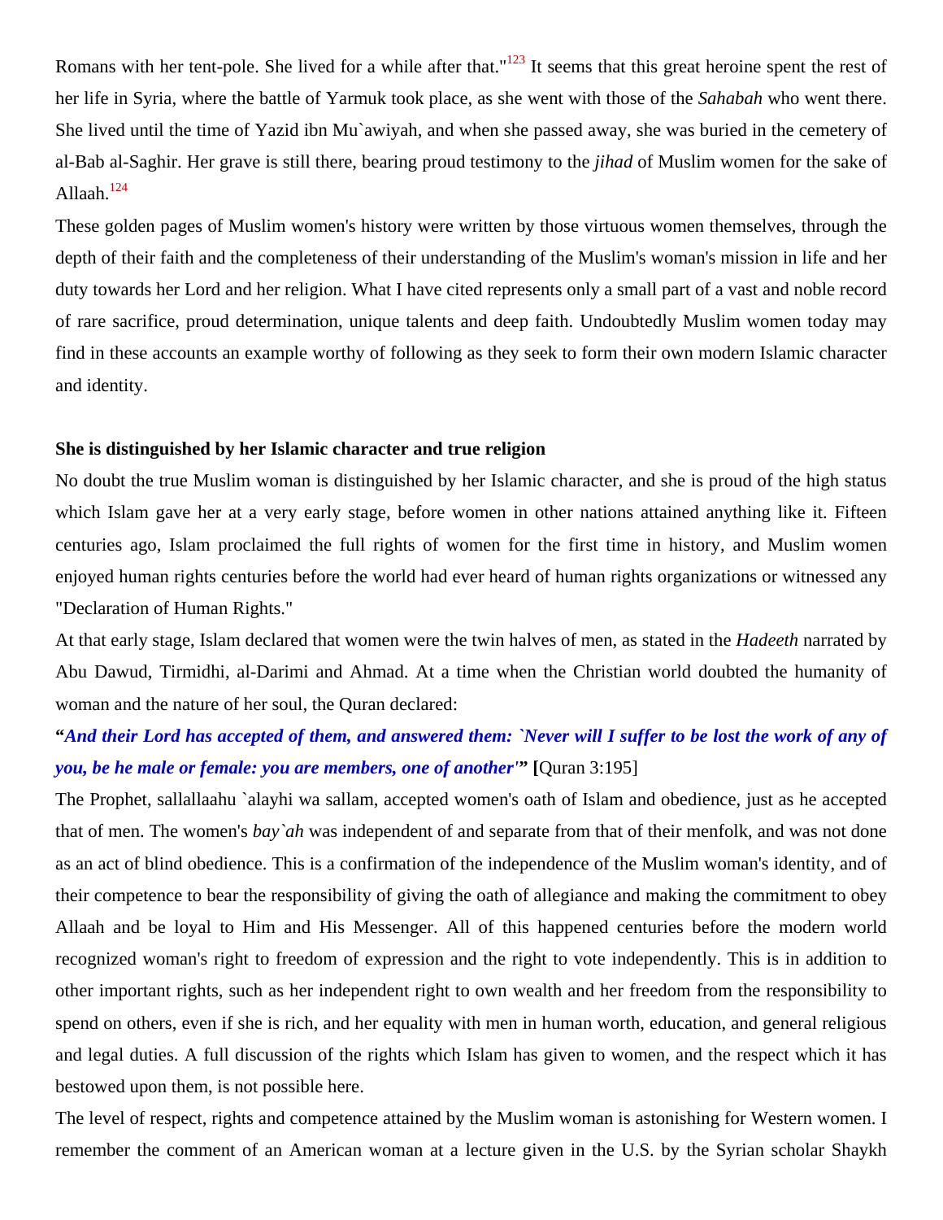Romans with her tent-pole. She lived for a while after that."[123] It seems that this great heroine spent the rest of her life in Syria, where the battle of Yarmuk took place, as she went with those of the *Sahabah* who went there. She lived until the time of Yazid ibn Mu`awiyah, and when she passed away, she was buried in the cemetery of al-Bab al-Saghir. Her grave is still there, bearing proud testimony to the *jihad* of Muslim women for the sake of Allaah.[124]

These golden pages of Muslim women's history were written by those virtuous women themselves, through the depth of their faith and the completeness of their understanding of the Muslim's woman's mission in life and her duty towards her Lord and her religion. What I have cited represents only a small part of a vast and noble record of rare sacrifice, proud determination, unique talents and deep faith. Undoubtedly Muslim women today may find in these accounts an example worthy of following as they seek to form their own modern Islamic character and identity.

**She is distinguished by her Islamic character and true religion**

No doubt the true Muslim woman is distinguished by her Islamic character, and she is proud of the high status which Islam gave her at a very early stage, before women in other nations attained anything like it. Fifteen centuries ago, Islam proclaimed the full rights of women for the first time in history, and Muslim women enjoyed human rights centuries before the world had ever heard of human rights organizations or witnessed any "Declaration of Human Rights."

At that early stage, Islam declared that women were the twin halves of men, as stated in the *Hadeeth* narrated by Abu Dawud, Tirmidhi, al-Darimi and Ahmad. At a time when the Christian world doubted the humanity of woman and the nature of her soul, the Quran declared:

**"*And their Lord has accepted of them, and answered them: `Never will I suffer to be lost the work of any of you, be he male or female: you are members, one of another'*" [**Quran 3:195]

The Prophet, sallallaahu `alayhi wa sallam, accepted women's oath of Islam and obedience, just as he accepted that of men. The women's *bay`ah* was independent of and separate from that of their menfolk, and was not done as an act of blind obedience. This is a confirmation of the independence of the Muslim woman's identity, and of their competence to bear the responsibility of giving the oath of allegiance and making the commitment to obey Allaah and be loyal to Him and His Messenger. All of this happened centuries before the modern world recognized woman's right to freedom of expression and the right to vote independently. This is in addition to other important rights, such as her independent right to own wealth and her freedom from the responsibility to spend on others, even if she is rich, and her equality with men in human worth, education, and general religious and legal duties. A full discussion of the rights which Islam has given to women, and the respect which it has bestowed upon them, is not possible here.

The level of respect, rights and competence attained by the Muslim woman is astonishing for Western women. I remember the comment of an American woman at a lecture given in the U.S. by the Syrian scholar Shaykh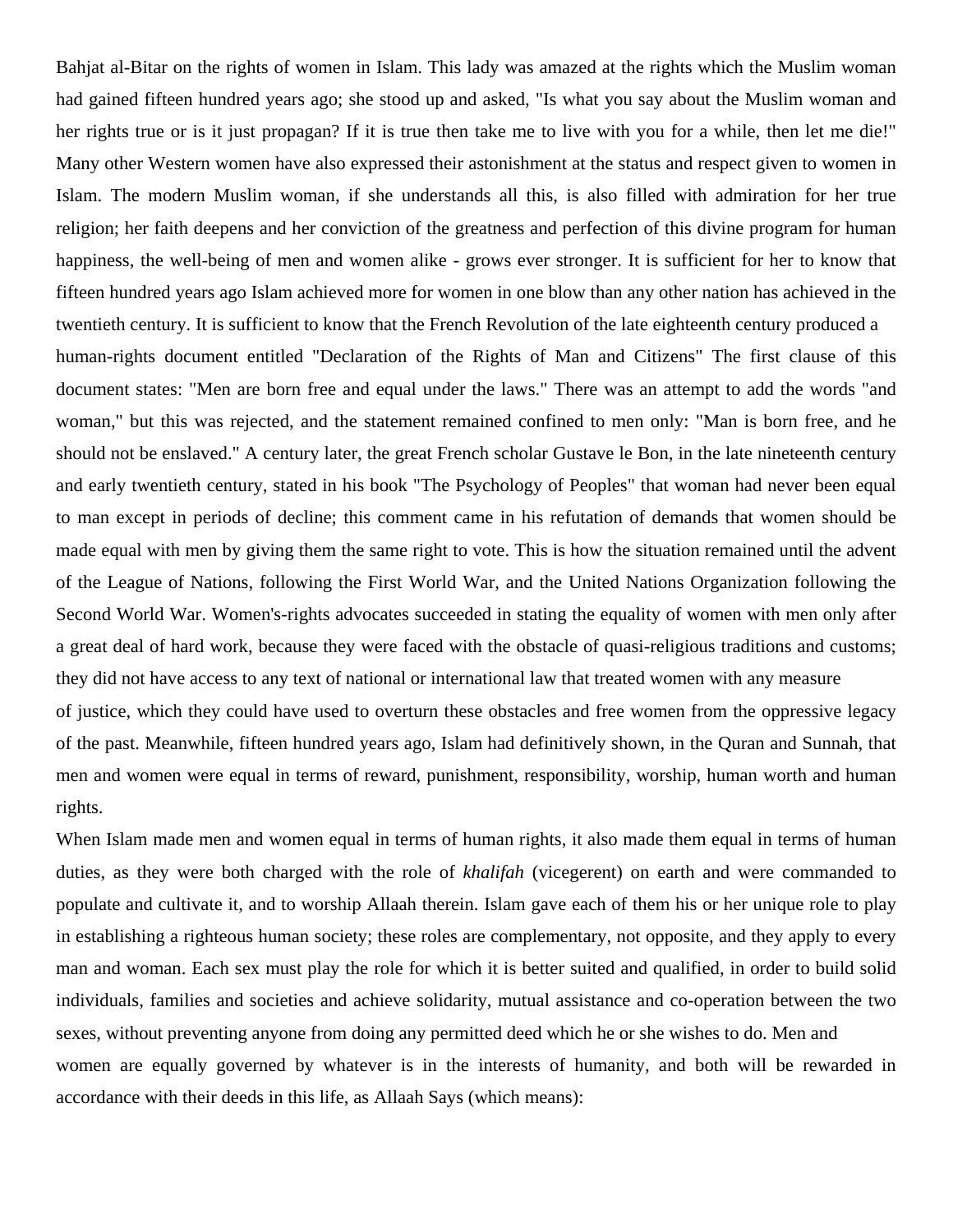Bahjat al-Bitar on the rights of women in Islam. This lady was amazed at the rights which the Muslim woman had gained fifteen hundred years ago; she stood up and asked, "Is what you say about the Muslim woman and her rights true or is it just propagan? If it is true then take me to live with you for a while, then let me die!" Many other Western women have also expressed their astonishment at the status and respect given to women in Islam. The modern Muslim woman, if she understands all this, is also filled with admiration for her true religion; her faith deepens and her conviction of the greatness and perfection of this divine program for human happiness, the well-being of men and women alike - grows ever stronger. It is sufficient for her to know that fifteen hundred years ago Islam achieved more for women in one blow than any other nation has achieved in the twentieth century. It is sufficient to know that the French Revolution of the late eighteenth century produced a human-rights document entitled "Declaration of the Rights of Man and Citizens" The first clause of this document states: "Men are born free and equal under the laws." There was an attempt to add the words "and woman," but this was rejected, and the statement remained confined to men only: "Man is born free, and he should not be enslaved." A century later, the great French scholar Gustave le Bon, in the late nineteenth century and early twentieth century, stated in his book "The Psychology of Peoples" that woman had never been equal to man except in periods of decline; this comment came in his refutation of demands that women should be made equal with men by giving them the same right to vote. This is how the situation remained until the advent of the League of Nations, following the First World War, and the United Nations Organization following the Second World War. Women's-rights advocates succeeded in stating the equality of women with men only after a great deal of hard work, because they were faced with the obstacle of quasi-religious traditions and customs; they did not have access to any text of national or international law that treated women with any measure of justice, which they could have used to overturn these obstacles and free women from the oppressive legacy of the past. Meanwhile, fifteen hundred years ago, Islam had definitively shown, in the Quran and Sunnah, that men and women were equal in terms of reward, punishment, responsibility, worship, human worth and human rights.

When Islam made men and women equal in terms of human rights, it also made them equal in terms of human duties, as they were both charged with the role of *khalifah* (vicegerent) on earth and were commanded to populate and cultivate it, and to worship Allaah therein. Islam gave each of them his or her unique role to play in establishing a righteous human society; these roles are complementary, not opposite, and they apply to every man and woman. Each sex must play the role for which it is better suited and qualified, in order to build solid individuals, families and societies and achieve solidarity, mutual assistance and co-operation between the two sexes, without preventing anyone from doing any permitted deed which he or she wishes to do. Men and women are equally governed by whatever is in the interests of humanity, and both will be rewarded in accordance with their deeds in this life, as Allaah Says (which means):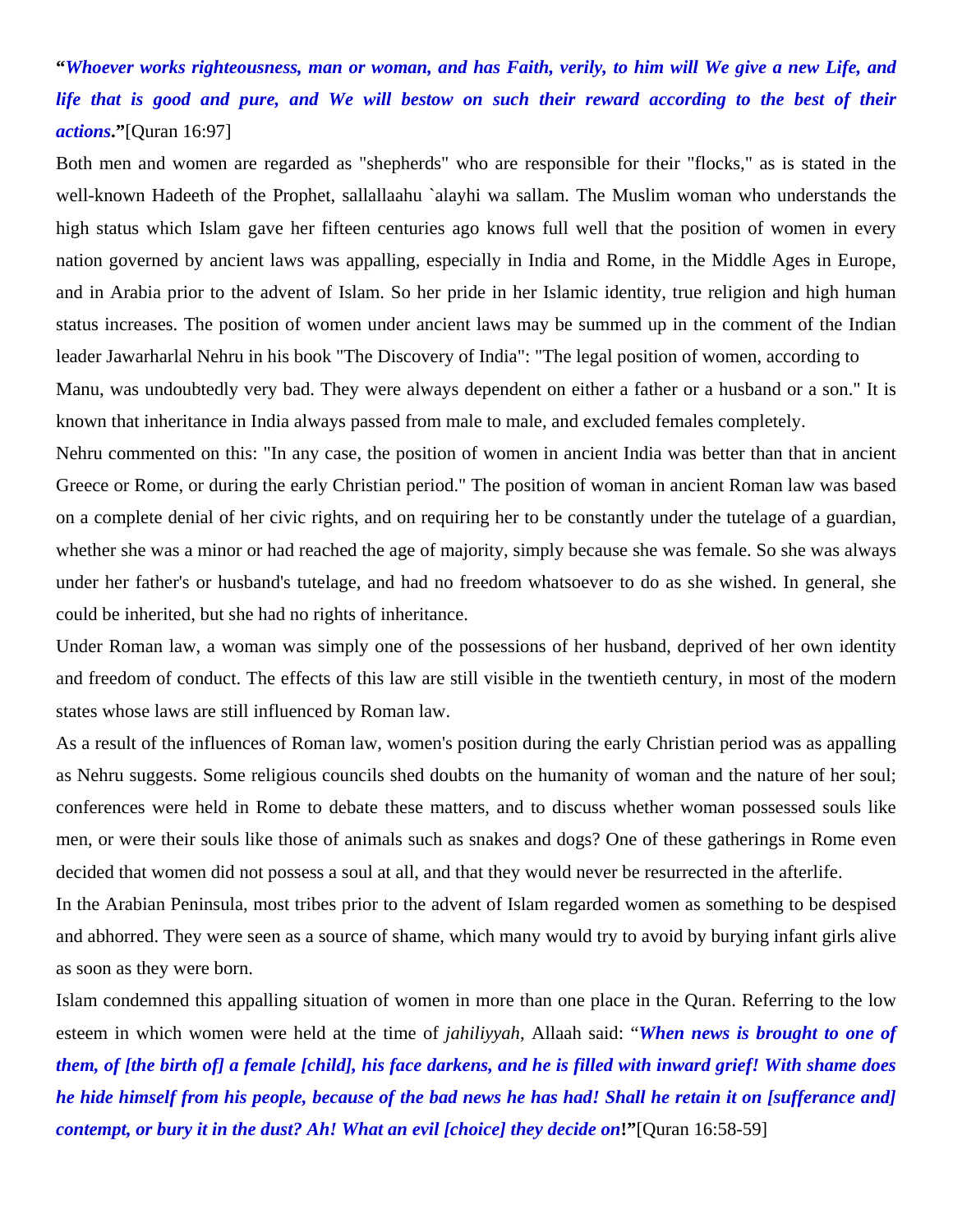"***Whoever works righteousness, man or woman, and has Faith, verily, to him will We give a new Life, and life that is good and pure, and We will bestow on such their reward according to the best of their actions*.**"[Quran 16:97]

Both men and women are regarded as "shepherds" who are responsible for their "flocks," as is stated in the well-known Hadeeth of the Prophet, sallallaahu `alayhi wa sallam. The Muslim woman who understands the high status which Islam gave her fifteen centuries ago knows full well that the position of women in every nation governed by ancient laws was appalling, especially in India and Rome, in the Middle Ages in Europe, and in Arabia prior to the advent of Islam. So her pride in her Islamic identity, true religion and high human status increases. The position of women under ancient laws may be summed up in the comment of the Indian leader Jawarharlal Nehru in his book "The Discovery of India": "The legal position of women, according to Manu, was undoubtedly very bad. They were always dependent on either a father or a husband or a son." It is known that inheritance in India always passed from male to male, and excluded females completely.

Nehru commented on this: "In any case, the position of women in ancient India was better than that in ancient Greece or Rome, or during the early Christian period." The position of woman in ancient Roman law was based on a complete denial of her civic rights, and on requiring her to be constantly under the tutelage of a guardian, whether she was a minor or had reached the age of majority, simply because she was female. So she was always under her father's or husband's tutelage, and had no freedom whatsoever to do as she wished. In general, she could be inherited, but she had no rights of inheritance.

Under Roman law, a woman was simply one of the possessions of her husband, deprived of her own identity and freedom of conduct. The effects of this law are still visible in the twentieth century, in most of the modern states whose laws are still influenced by Roman law.

As a result of the influences of Roman law, women's position during the early Christian period was as appalling as Nehru suggests. Some religious councils shed doubts on the humanity of woman and the nature of her soul; conferences were held in Rome to debate these matters, and to discuss whether woman possessed souls like men, or were their souls like those of animals such as snakes and dogs? One of these gatherings in Rome even decided that women did not possess a soul at all, and that they would never be resurrected in the afterlife.

In the Arabian Peninsula, most tribes prior to the advent of Islam regarded women as something to be despised and abhorred. They were seen as a source of shame, which many would try to avoid by burying infant girls alive as soon as they were born.

Islam condemned this appalling situation of women in more than one place in the Quran. Referring to the low esteem in which women were held at the time of *jahiliyyah*, Allaah said: "***When news is brought to one of them, of [the birth of] a female [child], his face darkens, and he is filled with inward grief! With shame does he hide himself from his people, because of the bad news he has had! Shall he retain it on [sufferance and] contempt, or bury it in the dust? Ah! What an evil [choice] they decide on*!**"[Quran 16:58-59]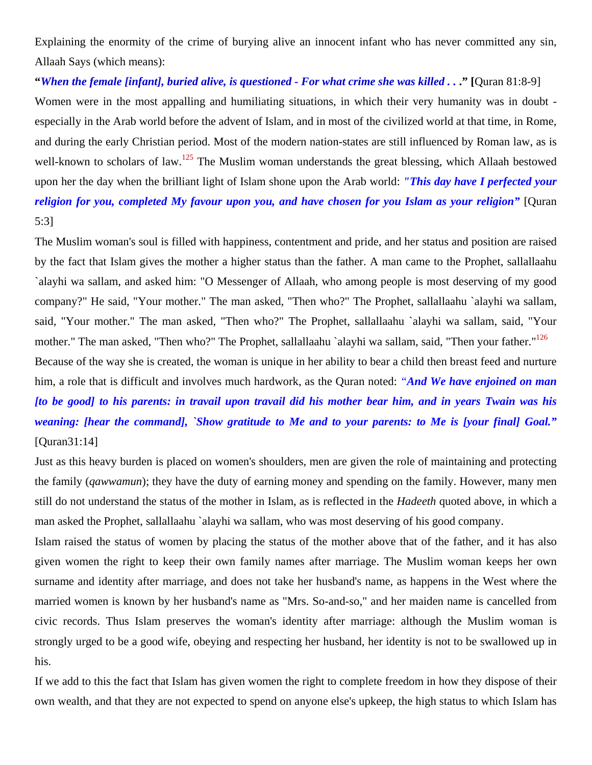Explaining the enormity of the crime of burying alive an innocent infant who has never committed any sin, Allaah Says (which means):

**"*When the female [infant], buried alive, is questioned - For what crime she was killed . . .*" [**Quran 81:8-9]

Women were in the most appalling and humiliating situations, in which their very humanity was in doubt - especially in the Arab world before the advent of Islam, and in most of the civilized world at that time, in Rome, and during the early Christian period. Most of the modern nation-states are still influenced by Roman law, as is well-known to scholars of law.[125] The Muslim woman understands the great blessing, which Allaah bestowed upon her the day when the brilliant light of Islam shone upon the Arab world: ***"This day have I perfected your religion for you, completed My favour upon you, and have chosen for you Islam as your religion"*** [Quran 5:3]

The Muslim woman's soul is filled with happiness, contentment and pride, and her status and position are raised by the fact that Islam gives the mother a higher status than the father. A man came to the Prophet, sallallaahu `alayhi wa sallam, and asked him: "O Messenger of Allaah, who among people is most deserving of my good company?" He said, "Your mother." The man asked, "Then who?" The Prophet, sallallaahu `alayhi wa sallam, said, "Your mother." The man asked, "Then who?" The Prophet, sallallaahu `alayhi wa sallam, said, "Your mother." The man asked, "Then who?" The Prophet, sallallaahu `alayhi wa sallam, said, "Then your father."[126]

Because of the way she is created, the woman is unique in her ability to bear a child then breast feed and nurture him, a role that is difficult and involves much hardwork, as the Quran noted: ***"And We have enjoined on man [to be good] to his parents: in travail upon travail did his mother bear him, and in years Twain was his weaning: [hear the command], `Show gratitude to Me and to your parents: to Me is [your final] Goal."*** [Quran31:14]

Just as this heavy burden is placed on women's shoulders, men are given the role of maintaining and protecting the family (*qawwamun*); they have the duty of earning money and spending on the family. However, many men still do not understand the status of the mother in Islam, as is reflected in the *Hadeeth* quoted above, in which a man asked the Prophet, sallallaahu `alayhi wa sallam, who was most deserving of his good company.

Islam raised the status of women by placing the status of the mother above that of the father, and it has also given women the right to keep their own family names after marriage. The Muslim woman keeps her own surname and identity after marriage, and does not take her husband's name, as happens in the West where the married women is known by her husband's name as "Mrs. So-and-so," and her maiden name is cancelled from civic records. Thus Islam preserves the woman's identity after marriage: although the Muslim woman is strongly urged to be a good wife, obeying and respecting her husband, her identity is not to be swallowed up in his.

If we add to this the fact that Islam has given women the right to complete freedom in how they dispose of their own wealth, and that they are not expected to spend on anyone else's upkeep, the high status to which Islam has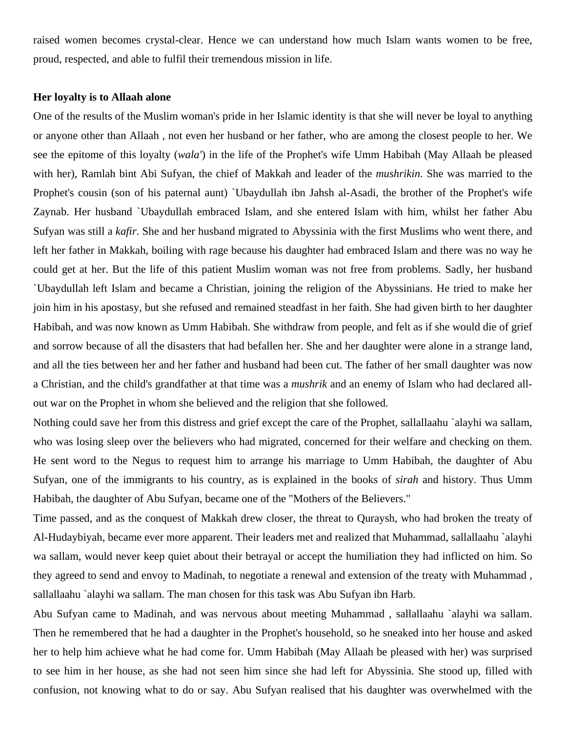raised women becomes crystal-clear. Hence we can understand how much Islam wants women to be free, proud, respected, and able to fulfil their tremendous mission in life.

**Her loyalty is to Allaah alone**

One of the results of the Muslim woman's pride in her Islamic identity is that she will never be loyal to anything or anyone other than Allaah , not even her husband or her father, who are among the closest people to her. We see the epitome of this loyalty (*wala'*) in the life of the Prophet's wife Umm Habibah (May Allaah be pleased with her), Ramlah bint Abi Sufyan, the chief of Makkah and leader of the *mushrikin*. She was married to the Prophet's cousin (son of his paternal aunt) `Ubaydullah ibn Jahsh al-Asadi, the brother of the Prophet's wife Zaynab. Her husband `Ubaydullah embraced Islam, and she entered Islam with him, whilst her father Abu Sufyan was still a *kafir*. She and her husband migrated to Abyssinia with the first Muslims who went there, and left her father in Makkah, boiling with rage because his daughter had embraced Islam and there was no way he could get at her. But the life of this patient Muslim woman was not free from problems. Sadly, her husband `Ubaydullah left Islam and became a Christian, joining the religion of the Abyssinians. He tried to make her join him in his apostasy, but she refused and remained steadfast in her faith. She had given birth to her daughter Habibah, and was now known as Umm Habibah. She withdraw from people, and felt as if she would die of grief and sorrow because of all the disasters that had befallen her. She and her daughter were alone in a strange land, and all the ties between her and her father and husband had been cut. The father of her small daughter was now a Christian, and the child's grandfather at that time was a *mushrik* and an enemy of Islam who had declared all-out war on the Prophet in whom she believed and the religion that she followed.

Nothing could save her from this distress and grief except the care of the Prophet, sallallaahu `alayhi wa sallam, who was losing sleep over the believers who had migrated, concerned for their welfare and checking on them. He sent word to the Negus to request him to arrange his marriage to Umm Habibah, the daughter of Abu Sufyan, one of the immigrants to his country, as is explained in the books of *sirah* and history. Thus Umm Habibah, the daughter of Abu Sufyan, became one of the "Mothers of the Believers."

Time passed, and as the conquest of Makkah drew closer, the threat to Quraysh, who had broken the treaty of Al-Hudaybiyah, became ever more apparent. Their leaders met and realized that Muhammad, sallallaahu `alayhi wa sallam, would never keep quiet about their betrayal or accept the humiliation they had inflicted on him. So they agreed to send and envoy to Madinah, to negotiate a renewal and extension of the treaty with Muhammad , sallallaahu `alayhi wa sallam. The man chosen for this task was Abu Sufyan ibn Harb.

Abu Sufyan came to Madinah, and was nervous about meeting Muhammad , sallallaahu `alayhi wa sallam. Then he remembered that he had a daughter in the Prophet's household, so he sneaked into her house and asked her to help him achieve what he had come for. Umm Habibah (May Allaah be pleased with her) was surprised to see him in her house, as she had not seen him since she had left for Abyssinia. She stood up, filled with confusion, not knowing what to do or say. Abu Sufyan realised that his daughter was overwhelmed with the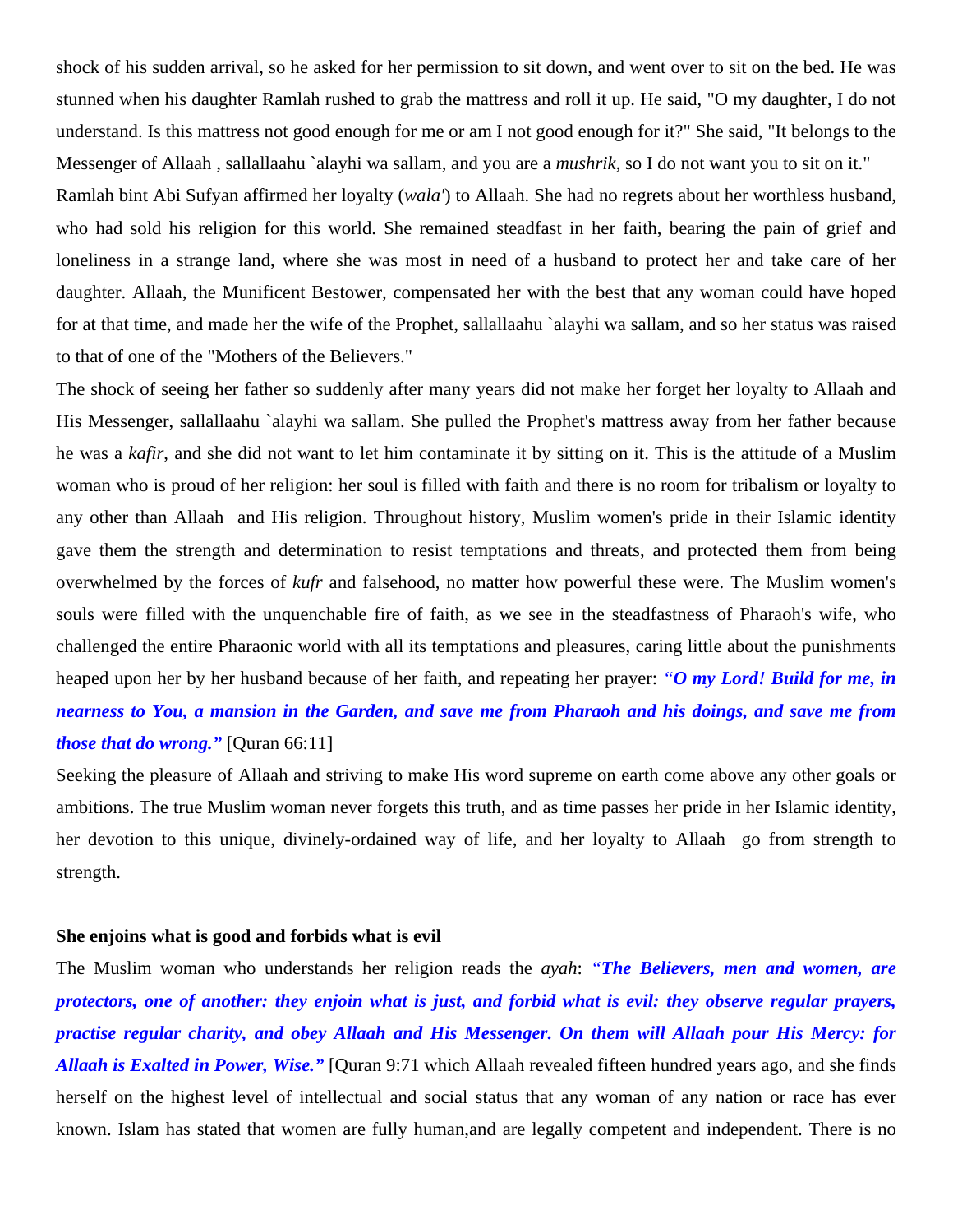shock of his sudden arrival, so he asked for her permission to sit down, and went over to sit on the bed. He was stunned when his daughter Ramlah rushed to grab the mattress and roll it up. He said, "O my daughter, I do not understand. Is this mattress not good enough for me or am I not good enough for it?" She said, "It belongs to the Messenger of Allaah , sallallaahu `alayhi wa sallam, and you are a *mushrik*, so I do not want you to sit on it."

Ramlah bint Abi Sufyan affirmed her loyalty (*wala'*) to Allaah. She had no regrets about her worthless husband, who had sold his religion for this world. She remained steadfast in her faith, bearing the pain of grief and loneliness in a strange land, where she was most in need of a husband to protect her and take care of her daughter. Allaah, the Munificent Bestower, compensated her with the best that any woman could have hoped for at that time, and made her the wife of the Prophet, sallallaahu `alayhi wa sallam, and so her status was raised to that of one of the "Mothers of the Believers."

The shock of seeing her father so suddenly after many years did not make her forget her loyalty to Allaah and His Messenger, sallallaahu `alayhi wa sallam. She pulled the Prophet's mattress away from her father because he was a *kafir,* and she did not want to let him contaminate it by sitting on it. This is the attitude of a Muslim woman who is proud of her religion: her soul is filled with faith and there is no room for tribalism or loyalty to any other than Allaah  and His religion. Throughout history, Muslim women's pride in their Islamic identity gave them the strength and determination to resist temptations and threats, and protected them from being overwhelmed by the forces of *kufr* and falsehood, no matter how powerful these were. The Muslim women's souls were filled with the unquenchable fire of faith, as we see in the steadfastness of Pharaoh's wife, who challenged the entire Pharaonic world with all its temptations and pleasures, caring little about the punishments heaped upon her by her husband because of her faith, and repeating her prayer: ***"O my Lord! Build for me, in nearness to You, a mansion in the Garden, and save me from Pharaoh and his doings, and save me from those that do wrong."*** [Quran 66:11]

Seeking the pleasure of Allaah and striving to make His word supreme on earth come above any other goals or ambitions. The true Muslim woman never forgets this truth, and as time passes her pride in her Islamic identity, her devotion to this unique, divinely-ordained way of life, and her loyalty to Allaah  go from strength to strength.

**She enjoins what is good and forbids what is evil**

The Muslim woman who understands her religion reads the *ayah*: ***"The Believers, men and women, are protectors, one of another: they enjoin what is just, and forbid what is evil: they observe regular prayers, practise regular charity, and obey Allaah and His Messenger. On them will Allaah pour His Mercy: for Allaah is Exalted in Power, Wise."*** [Quran 9:71 which Allaah revealed fifteen hundred years ago, and she finds herself on the highest level of intellectual and social status that any woman of any nation or race has ever known. Islam has stated that women are fully human,and are legally competent and independent. There is no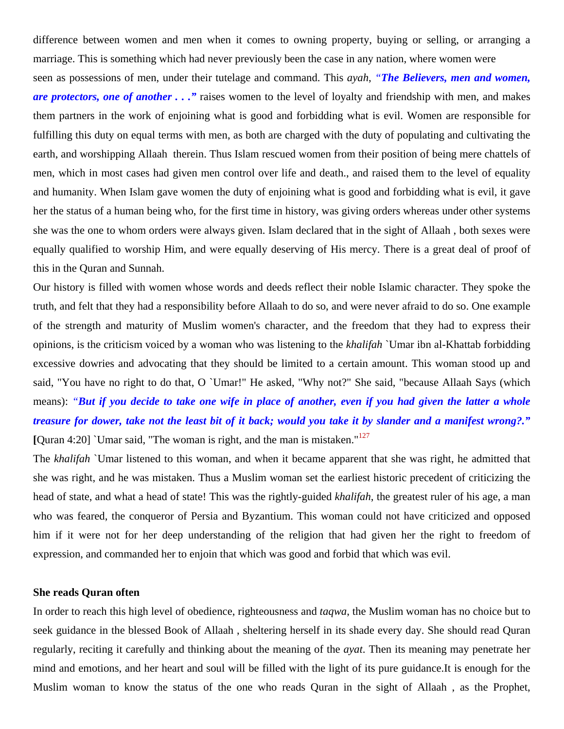difference between women and men when it comes to owning property, buying or selling, or arranging a marriage. This is something which had never previously been the case in any nation, where women were seen as possessions of men, under their tutelage and command. This *ayah*, ***"The Believers, men and women, are protectors, one of another . . ."*** raises women to the level of loyalty and friendship with men, and makes them partners in the work of enjoining what is good and forbidding what is evil. Women are responsible for fulfilling this duty on equal terms with men, as both are charged with the duty of populating and cultivating the earth, and worshipping Allaah therein. Thus Islam rescued women from their position of being mere chattels of men, which in most cases had given men control over life and death., and raised them to the level of equality and humanity. When Islam gave women the duty of enjoining what is good and forbidding what is evil, it gave her the status of a human being who, for the first time in history, was giving orders whereas under other systems she was the one to whom orders were always given. Islam declared that in the sight of Allaah , both sexes were equally qualified to worship Him, and were equally deserving of His mercy. There is a great deal of proof of this in the Quran and Sunnah.

Our history is filled with women whose words and deeds reflect their noble Islamic character. They spoke the truth, and felt that they had a responsibility before Allaah to do so, and were never afraid to do so. One example of the strength and maturity of Muslim women's character, and the freedom that they had to express their opinions, is the criticism voiced by a woman who was listening to the *khalifah* `Umar ibn al-Khattab forbidding excessive dowries and advocating that they should be limited to a certain amount. This woman stood up and said, "You have no right to do that, O `Umar!" He asked, "Why not?" She said, "because Allaah Says (which means): ***"But if you decide to take one wife in place of another, even if you had given the latter a whole treasure for dower, take not the least bit of it back; would you take it by slander and a manifest wrong?."*** **[**Quran 4:20] `Umar said, "The woman is right, and the man is mistaken."[127]

The *khalifah* `Umar listened to this woman, and when it became apparent that she was right, he admitted that she was right, and he was mistaken. Thus a Muslim woman set the earliest historic precedent of criticizing the head of state, and what a head of state! This was the rightly-guided *khalifah*, the greatest ruler of his age, a man who was feared, the conqueror of Persia and Byzantium. This woman could not have criticized and opposed him if it were not for her deep understanding of the religion that had given her the right to freedom of expression, and commanded her to enjoin that which was good and forbid that which was evil.

**She reads Quran often**

In order to reach this high level of obedience, righteousness and *taqwa*, the Muslim woman has no choice but to seek guidance in the blessed Book of Allaah , sheltering herself in its shade every day. She should read Quran regularly, reciting it carefully and thinking about the meaning of the *ayat*. Then its meaning may penetrate her mind and emotions, and her heart and soul will be filled with the light of its pure guidance.It is enough for the Muslim woman to know the status of the one who reads Quran in the sight of Allaah , as the Prophet,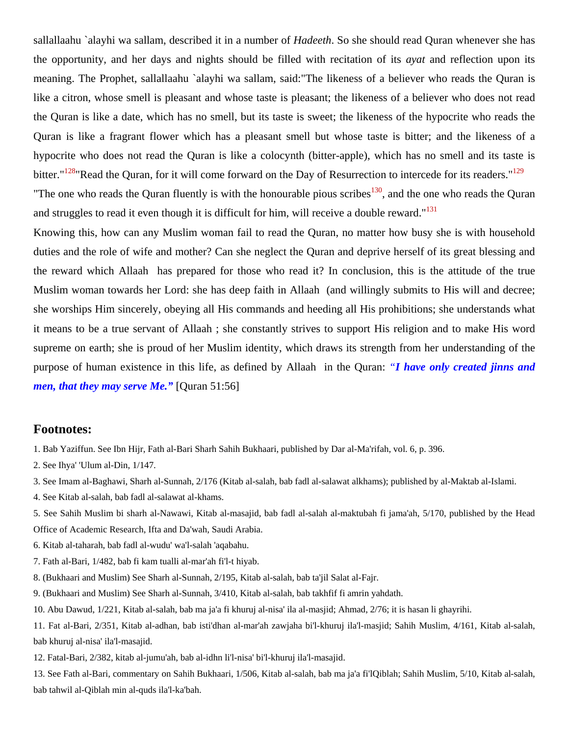sallallaahu `alayhi wa sallam, described it in a number of *Hadeeth*. So she should read Quran whenever she has the opportunity, and her days and nights should be filled with recitation of its *ayat* and reflection upon its meaning. The Prophet, sallallaahu `alayhi wa sallam, said:"The likeness of a believer who reads the Quran is like a citron, whose smell is pleasant and whose taste is pleasant; the likeness of a believer who does not read the Quran is like a date, which has no smell, but its taste is sweet; the likeness of the hypocrite who reads the Quran is like a fragrant flower which has a pleasant smell but whose taste is bitter; and the likeness of a hypocrite who does not read the Quran is like a colocynth (bitter-apple), which has no smell and its taste is bitter."[128]"Read the Quran, for it will come forward on the Day of Resurrection to intercede for its readers."[129]

"The one who reads the Quran fluently is with the honourable pious scribes[130], and the one who reads the Quran and struggles to read it even though it is difficult for him, will receive a double reward."[131]

Knowing this, how can any Muslim woman fail to read the Quran, no matter how busy she is with household duties and the role of wife and mother? Can she neglect the Quran and deprive herself of its great blessing and the reward which Allaah has prepared for those who read it? In conclusion, this is the attitude of the true Muslim woman towards her Lord: she has deep faith in Allaah (and willingly submits to His will and decree; she worships Him sincerely, obeying all His commands and heeding all His prohibitions; she understands what it means to be a true servant of Allaah ; she constantly strives to support His religion and to make His word supreme on earth; she is proud of her Muslim identity, which draws its strength from her understanding of the purpose of human existence in this life, as defined by Allaah in the Quran: ***"I have only created jinns and men, that they may serve Me."*** [Quran 51:56]

## Footnotes:

1. Bab Yaziffun. See Ibn Hijr, Fath al-Bari Sharh Sahih Bukhaari, published by Dar al-Ma'rifah, vol. 6, p. 396.

2. See Ihya' 'Ulum al-Din, 1/147.

3. See Imam al-Baghawi, Sharh al-Sunnah, 2/176 (Kitab al-salah, bab fadl al-salawat alkhams); published by al-Maktab al-Islami.

4. See Kitab al-salah, bab fadl al-salawat al-khams.

5. See Sahih Muslim bi sharh al-Nawawi, Kitab al-masajid, bab fadl al-salah al-maktubah fi jama'ah, 5/170, published by the Head Office of Academic Research, Ifta and Da'wah, Saudi Arabia.

6. Kitab al-taharah, bab fadl al-wudu' wa'l-salah 'aqabahu.

7. Fath al-Bari, 1/482, bab fi kam tualli al-mar'ah fi'l-t hiyab.

8. (Bukhaari and Muslim) See Sharh al-Sunnah, 2/195, Kitab al-salah, bab ta'jil Salat al-Fajr.

9. (Bukhaari and Muslim) See Sharh al-Sunnah, 3/410, Kitab al-salah, bab takhfif fi amrin yahdath.

10. Abu Dawud, 1/221, Kitab al-salah, bab ma ja'a fi khuruj al-nisa' ila al-masjid; Ahmad, 2/76; it is hasan li ghayrihi.

11. Fat al-Bari, 2/351, Kitab al-adhan, bab isti'dhan al-mar'ah zawjaha bi'l-khuruj ila'l-masjid; Sahih Muslim, 4/161, Kitab al-salah, bab khuruj al-nisa' ila'l-masajid.

12. Fatal-Bari, 2/382, kitab al-jumu'ah, bab al-idhn li'l-nisa' bi'l-khuruj ila'l-masajid.

13. See Fath al-Bari, commentary on Sahih Bukhaari, 1/506, Kitab al-salah, bab ma ja'a fi'lQiblah; Sahih Muslim, 5/10, Kitab al-salah, bab tahwil al-Qiblah min al-quds ila'l-ka'bah.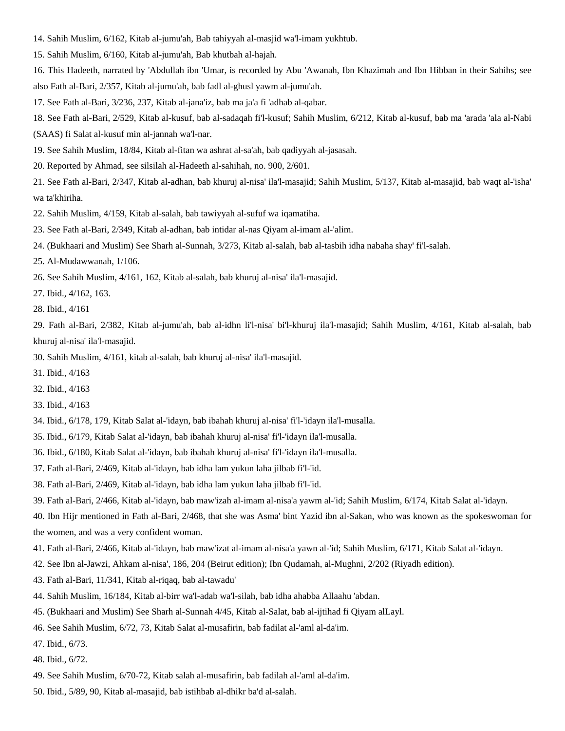14. Sahih Muslim, 6/162, Kitab al-jumu'ah, Bab tahiyyah al-masjid wa'l-imam yukhtub.

15. Sahih Muslim, 6/160, Kitab al-jumu'ah, Bab khutbah al-hajah.

16. This Hadeeth, narrated by 'Abdullah ibn 'Umar, is recorded by Abu 'Awanah, Ibn Khazimah and Ibn Hibban in their Sahihs; see also Fath al-Bari, 2/357, Kitab al-jumu'ah, bab fadl al-ghusl yawm al-jumu'ah.

17. See Fath al-Bari, 3/236, 237, Kitab al-jana'iz, bab ma ja'a fi 'adhab al-qabar.

18. See Fath al-Bari, 2/529, Kitab al-kusuf, bab al-sadaqah fi'l-kusuf; Sahih Muslim, 6/212, Kitab al-kusuf, bab ma 'arada 'ala al-Nabi (SAAS) fi Salat al-kusuf min al-jannah wa'l-nar.

19. See Sahih Muslim, 18/84, Kitab al-fitan wa ashrat al-sa'ah, bab qadiyyah al-jasasah.

20. Reported by Ahmad, see silsilah al-Hadeeth al-sahihah, no. 900, 2/601.

21. See Fath al-Bari, 2/347, Kitab al-adhan, bab khuruj al-nisa' ila'l-masajid; Sahih Muslim, 5/137, Kitab al-masajid, bab waqt al-'isha' wa ta'khiriha.

22. Sahih Muslim, 4/159, Kitab al-salah, bab tawiyyah al-sufuf wa iqamatiha.

23. See Fath al-Bari, 2/349, Kitab al-adhan, bab intidar al-nas Qiyam al-imam al-'alim.

24. (Bukhaari and Muslim) See Sharh al-Sunnah, 3/273, Kitab al-salah, bab al-tasbih idha nabaha shay' fi'l-salah.

25. Al-Mudawwanah, 1/106.

26. See Sahih Muslim, 4/161, 162, Kitab al-salah, bab khuruj al-nisa' ila'l-masajid.

27. Ibid., 4/162, 163.

28. Ibid., 4/161

29. Fath al-Bari, 2/382, Kitab al-jumu'ah, bab al-idhn li'l-nisa' bi'l-khuruj ila'l-masajid; Sahih Muslim, 4/161, Kitab al-salah, bab khuruj al-nisa' ila'l-masajid.

30. Sahih Muslim, 4/161, kitab al-salah, bab khuruj al-nisa' ila'l-masajid.

31. Ibid., 4/163

32. Ibid., 4/163

33. Ibid., 4/163

34. Ibid., 6/178, 179, Kitab Salat al-'idayn, bab ibahah khuruj al-nisa' fi'l-'idayn ila'l-musalla.

35. Ibid., 6/179, Kitab Salat al-'idayn, bab ibahah khuruj al-nisa' fi'l-'idayn ila'l-musalla.

36. Ibid., 6/180, Kitab Salat al-'idayn, bab ibahah khuruj al-nisa' fi'l-'idayn ila'l-musalla.

37. Fath al-Bari, 2/469, Kitab al-'idayn, bab idha lam yukun laha jilbab fi'l-'id.

38. Fath al-Bari, 2/469, Kitab al-'idayn, bab idha lam yukun laha jilbab fi'l-'id.

39. Fath al-Bari, 2/466, Kitab al-'idayn, bab maw'izah al-imam al-nisa'a yawm al-'id; Sahih Muslim, 6/174, Kitab Salat al-'idayn.

40. Ibn Hijr mentioned in Fath al-Bari, 2/468, that she was Asma' bint Yazid ibn al-Sakan, who was known as the spokeswoman for the women, and was a very confident woman.

41. Fath al-Bari, 2/466, Kitab al-'idayn, bab maw'izat al-imam al-nisa'a yawn al-'id; Sahih Muslim, 6/171, Kitab Salat al-'idayn.

42. See Ibn al-Jawzi, Ahkam al-nisa', 186, 204 (Beirut edition); Ibn Qudamah, al-Mughni, 2/202 (Riyadh edition).

43. Fath al-Bari, 11/341, Kitab al-riqaq, bab al-tawadu'

44. Sahih Muslim, 16/184, Kitab al-birr wa'l-adab wa'l-silah, bab idha ahabba Allaahu 'abdan.

45. (Bukhaari and Muslim) See Sharh al-Sunnah 4/45, Kitab al-Salat, bab al-ijtihad fi Qiyam alLayl.

46. See Sahih Muslim, 6/72, 73, Kitab Salat al-musafirin, bab fadilat al-'aml al-da'im.

47. Ibid., 6/73.

48. Ibid., 6/72.

49. See Sahih Muslim, 6/70-72, Kitab salah al-musafirin, bab fadilah al-'aml al-da'im.

50. Ibid., 5/89, 90, Kitab al-masajid, bab istihbab al-dhikr ba'd al-salah.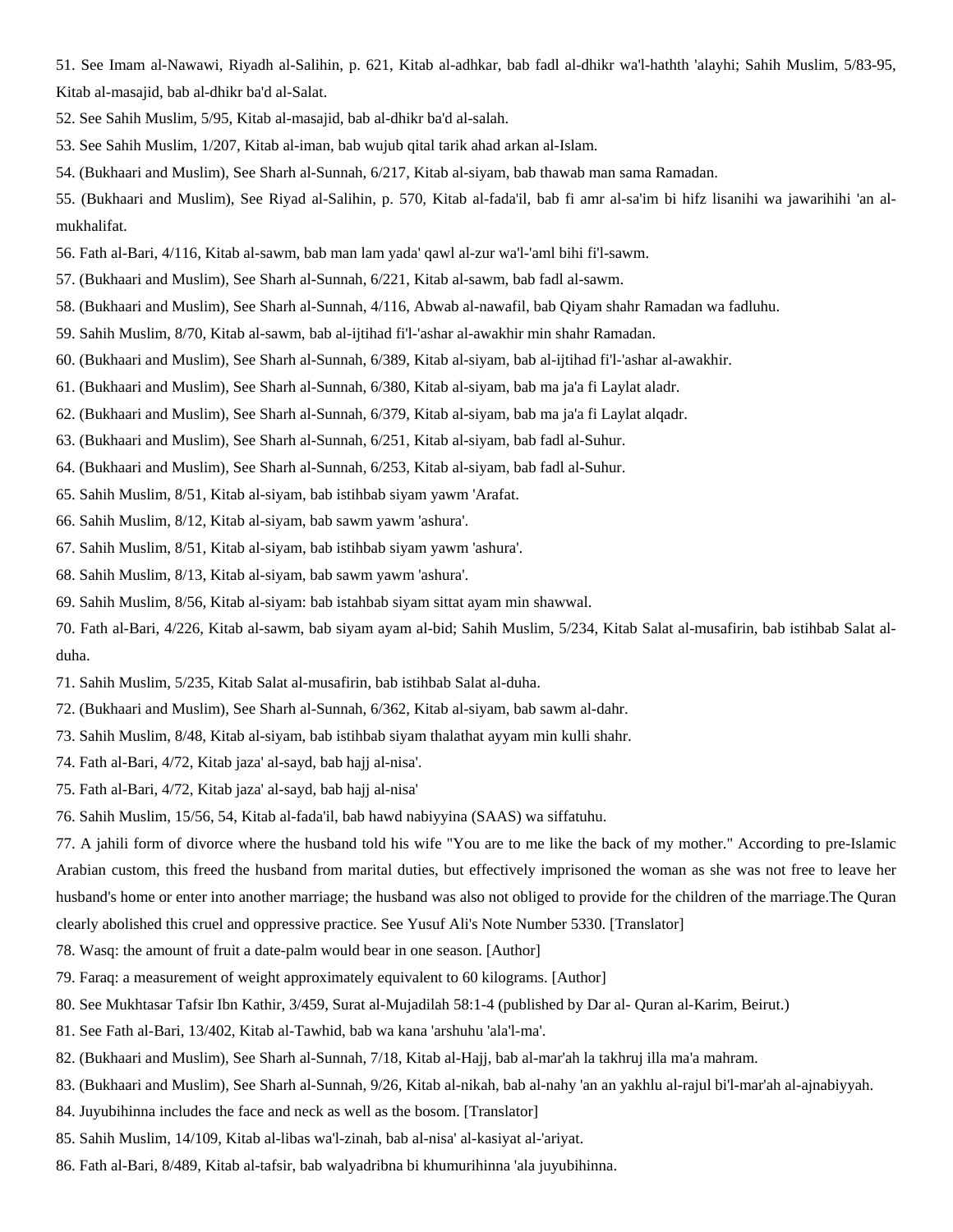51. See Imam al-Nawawi, Riyadh al-Salihin, p. 621, Kitab al-adhkar, bab fadl al-dhikr wa'l-hathth 'alayhi; Sahih Muslim, 5/83-95, Kitab al-masajid, bab al-dhikr ba'd al-Salat.

52. See Sahih Muslim, 5/95, Kitab al-masajid, bab al-dhikr ba'd al-salah.

53. See Sahih Muslim, 1/207, Kitab al-iman, bab wujub qital tarik ahad arkan al-Islam.

54. (Bukhaari and Muslim), See Sharh al-Sunnah, 6/217, Kitab al-siyam, bab thawab man sama Ramadan.

55. (Bukhaari and Muslim), See Riyad al-Salihin, p. 570, Kitab al-fada'il, bab fi amr al-sa'im bi hifz lisanihi wa jawarihihi 'an al-mukhalifat.

56. Fath al-Bari, 4/116, Kitab al-sawm, bab man lam yada' qawl al-zur wa'l-'aml bihi fi'l-sawm.

57. (Bukhaari and Muslim), See Sharh al-Sunnah, 6/221, Kitab al-sawm, bab fadl al-sawm.

58. (Bukhaari and Muslim), See Sharh al-Sunnah, 4/116, Abwab al-nawafil, bab Qiyam shahr Ramadan wa fadluhu.

59. Sahih Muslim, 8/70, Kitab al-sawm, bab al-ijtihad fi'l-'ashar al-awakhir min shahr Ramadan.

60. (Bukhaari and Muslim), See Sharh al-Sunnah, 6/389, Kitab al-siyam, bab al-ijtihad fi'l-'ashar al-awakhir.

61. (Bukhaari and Muslim), See Sharh al-Sunnah, 6/380, Kitab al-siyam, bab ma ja'a fi Laylat aladr.

62. (Bukhaari and Muslim), See Sharh al-Sunnah, 6/379, Kitab al-siyam, bab ma ja'a fi Laylat alqadr.

63. (Bukhaari and Muslim), See Sharh al-Sunnah, 6/251, Kitab al-siyam, bab fadl al-Suhur.

64. (Bukhaari and Muslim), See Sharh al-Sunnah, 6/253, Kitab al-siyam, bab fadl al-Suhur.

65. Sahih Muslim, 8/51, Kitab al-siyam, bab istihbab siyam yawm 'Arafat.

66. Sahih Muslim, 8/12, Kitab al-siyam, bab sawm yawm 'ashura'.

67. Sahih Muslim, 8/51, Kitab al-siyam, bab istihbab siyam yawm 'ashura'.

68. Sahih Muslim, 8/13, Kitab al-siyam, bab sawm yawm 'ashura'.

69. Sahih Muslim, 8/56, Kitab al-siyam: bab istahbab siyam sittat ayam min shawwal.

70. Fath al-Bari, 4/226, Kitab al-sawm, bab siyam ayam al-bid; Sahih Muslim, 5/234, Kitab Salat al-musafirin, bab istihbab Salat al-duha.

71. Sahih Muslim, 5/235, Kitab Salat al-musafirin, bab istihbab Salat al-duha.

72. (Bukhaari and Muslim), See Sharh al-Sunnah, 6/362, Kitab al-siyam, bab sawm al-dahr.

73. Sahih Muslim, 8/48, Kitab al-siyam, bab istihbab siyam thalathat ayyam min kulli shahr.

74. Fath al-Bari, 4/72, Kitab jaza' al-sayd, bab hajj al-nisa'.

75. Fath al-Bari, 4/72, Kitab jaza' al-sayd, bab hajj al-nisa'

76. Sahih Muslim, 15/56, 54, Kitab al-fada'il, bab hawd nabiyyina (SAAS) wa siffatuhu.

77. A jahili form of divorce where the husband told his wife "You are to me like the back of my mother." According to pre-Islamic Arabian custom, this freed the husband from marital duties, but effectively imprisoned the woman as she was not free to leave her husband's home or enter into another marriage; the husband was also not obliged to provide for the children of the marriage.The Quran clearly abolished this cruel and oppressive practice. See Yusuf Ali's Note Number 5330. [Translator]

78. Wasq: the amount of fruit a date-palm would bear in one season. [Author]

79. Faraq: a measurement of weight approximately equivalent to 60 kilograms. [Author]

80. See Mukhtasar Tafsir Ibn Kathir, 3/459, Surat al-Mujadilah 58:1-4 (published by Dar al- Quran al-Karim, Beirut.)

81. See Fath al-Bari, 13/402, Kitab al-Tawhid, bab wa kana 'arshuhu 'ala'l-ma'.

82. (Bukhaari and Muslim), See Sharh al-Sunnah, 7/18, Kitab al-Hajj, bab al-mar'ah la takhruj illa ma'a mahram.

83. (Bukhaari and Muslim), See Sharh al-Sunnah, 9/26, Kitab al-nikah, bab al-nahy 'an an yakhlu al-rajul bi'l-mar'ah al-ajnabiyyah.

84. Juyubihinna includes the face and neck as well as the bosom. [Translator]

85. Sahih Muslim, 14/109, Kitab al-libas wa'l-zinah, bab al-nisa' al-kasiyat al-'ariyat.

86. Fath al-Bari, 8/489, Kitab al-tafsir, bab walyadribna bi khumurihinna 'ala juyubihinna.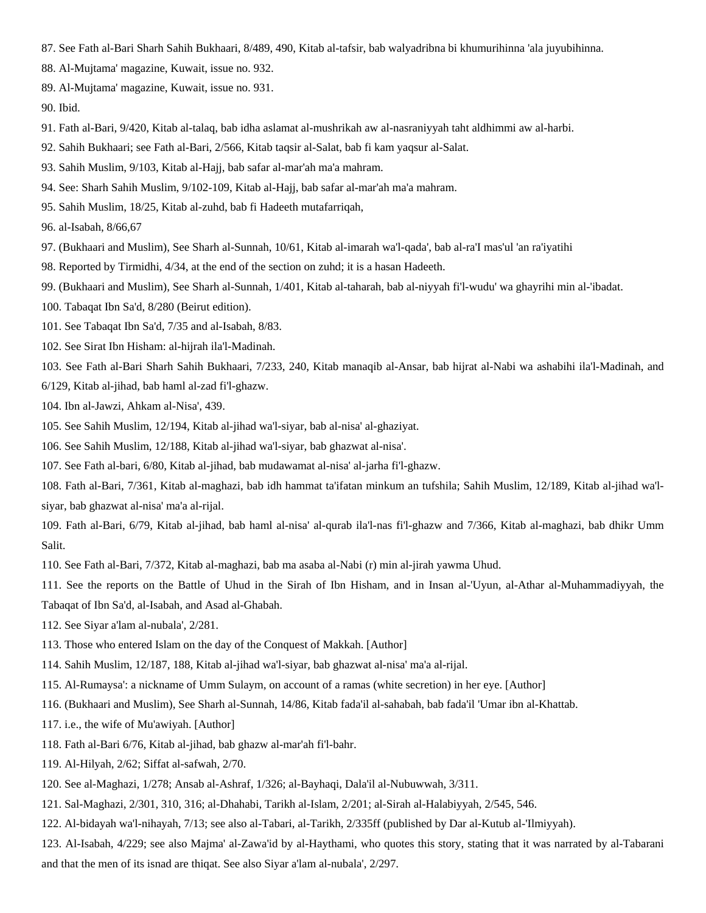87. See Fath al-Bari Sharh Sahih Bukhaari, 8/489, 490, Kitab al-tafsir, bab walyadribna bi khumurihinna 'ala juyubihinna.

88. Al-Mujtama' magazine, Kuwait, issue no. 932.

89. Al-Mujtama' magazine, Kuwait, issue no. 931.

90. Ibid.

91. Fath al-Bari, 9/420, Kitab al-talaq, bab idha aslamat al-mushrikah aw al-nasraniyyah taht aldhimmi aw al-harbi.

92. Sahih Bukhaari; see Fath al-Bari, 2/566, Kitab taqsir al-Salat, bab fi kam yaqsur al-Salat.

93. Sahih Muslim, 9/103, Kitab al-Hajj, bab safar al-mar'ah ma'a mahram.

94. See: Sharh Sahih Muslim, 9/102-109, Kitab al-Hajj, bab safar al-mar'ah ma'a mahram.

95. Sahih Muslim, 18/25, Kitab al-zuhd, bab fi Hadeeth mutafarriqah,

96. al-Isabah, 8/66,67

97. (Bukhaari and Muslim), See Sharh al-Sunnah, 10/61, Kitab al-imarah wa'l-qada', bab al-ra'I mas'ul 'an ra'iyatihi

98. Reported by Tirmidhi, 4/34, at the end of the section on zuhd; it is a hasan Hadeeth.

99. (Bukhaari and Muslim), See Sharh al-Sunnah, 1/401, Kitab al-taharah, bab al-niyyah fi'l-wudu' wa ghayrihi min al-'ibadat.

100. Tabaqat Ibn Sa'd, 8/280 (Beirut edition).

101. See Tabaqat Ibn Sa'd, 7/35 and al-Isabah, 8/83.

102. See Sirat Ibn Hisham: al-hijrah ila'l-Madinah.

103. See Fath al-Bari Sharh Sahih Bukhaari, 7/233, 240, Kitab manaqib al-Ansar, bab hijrat al-Nabi wa ashabihi ila'l-Madinah, and 6/129, Kitab al-jihad, bab haml al-zad fi'l-ghazw.

104. Ibn al-Jawzi, Ahkam al-Nisa', 439.

105. See Sahih Muslim, 12/194, Kitab al-jihad wa'l-siyar, bab al-nisa' al-ghaziyat.

106. See Sahih Muslim, 12/188, Kitab al-jihad wa'l-siyar, bab ghazwat al-nisa'.

107. See Fath al-bari, 6/80, Kitab al-jihad, bab mudawamat al-nisa' al-jarha fi'l-ghazw.

108. Fath al-Bari, 7/361, Kitab al-maghazi, bab idh hammat ta'ifatan minkum an tufshila; Sahih Muslim, 12/189, Kitab al-jihad wa'l-siyar, bab ghazwat al-nisa' ma'a al-rijal.

109. Fath al-Bari, 6/79, Kitab al-jihad, bab haml al-nisa' al-qurab ila'l-nas fi'l-ghazw and 7/366, Kitab al-maghazi, bab dhikr Umm Salit.

110. See Fath al-Bari, 7/372, Kitab al-maghazi, bab ma asaba al-Nabi (r) min al-jirah yawma Uhud.

111. See the reports on the Battle of Uhud in the Sirah of Ibn Hisham, and in Insan al-'Uyun, al-Athar al-Muhammadiyyah, the Tabaqat of Ibn Sa'd, al-Isabah, and Asad al-Ghabah.

112. See Siyar a'lam al-nubala', 2/281.

113. Those who entered Islam on the day of the Conquest of Makkah. [Author]

114. Sahih Muslim, 12/187, 188, Kitab al-jihad wa'l-siyar, bab ghazwat al-nisa' ma'a al-rijal.

115. Al-Rumaysa': a nickname of Umm Sulaym, on account of a ramas (white secretion) in her eye. [Author]

116. (Bukhaari and Muslim), See Sharh al-Sunnah, 14/86, Kitab fada'il al-sahabah, bab fada'il 'Umar ibn al-Khattab.

117. i.e., the wife of Mu'awiyah. [Author]

118. Fath al-Bari 6/76, Kitab al-jihad, bab ghazw al-mar'ah fi'l-bahr.

119. Al-Hilyah, 2/62; Siffat al-safwah, 2/70.

120. See al-Maghazi, 1/278; Ansab al-Ashraf, 1/326; al-Bayhaqi, Dala'il al-Nubuwwah, 3/311.

121. Sal-Maghazi, 2/301, 310, 316; al-Dhahabi, Tarikh al-Islam, 2/201; al-Sirah al-Halabiyyah, 2/545, 546.

122. Al-bidayah wa'l-nihayah, 7/13; see also al-Tabari, al-Tarikh, 2/335ff (published by Dar al-Kutub al-'Ilmiyyah).

123. Al-Isabah, 4/229; see also Majma' al-Zawa'id by al-Haythami, who quotes this story, stating that it was narrated by al-Tabarani and that the men of its isnad are thiqat. See also Siyar a'lam al-nubala', 2/297.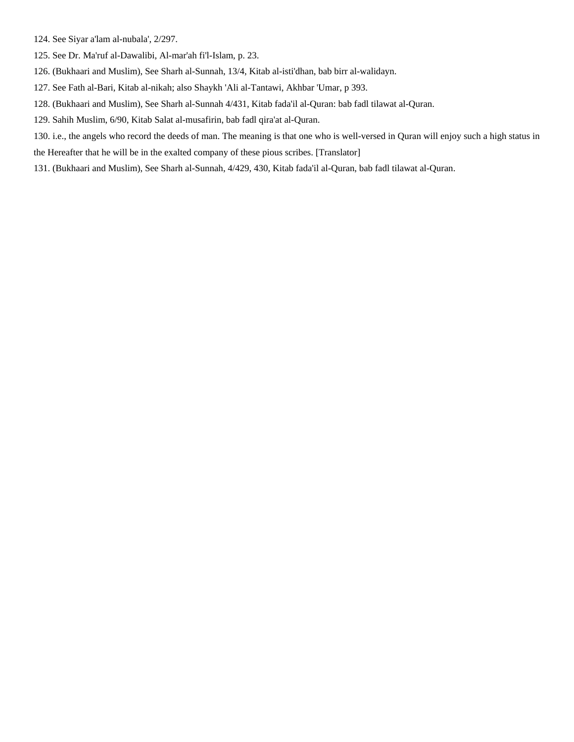124. See Siyar a'lam al-nubala', 2/297.

125. See Dr. Ma'ruf al-Dawalibi, Al-mar'ah fi'l-Islam, p. 23.

126. (Bukhaari and Muslim), See Sharh al-Sunnah, 13/4, Kitab al-isti'dhan, bab birr al-walidayn.

127. See Fath al-Bari, Kitab al-nikah; also Shaykh 'Ali al-Tantawi, Akhbar 'Umar, p 393.

128. (Bukhaari and Muslim), See Sharh al-Sunnah 4/431, Kitab fada'il al-Quran: bab fadl tilawat al-Quran.

129. Sahih Muslim, 6/90, Kitab Salat al-musafirin, bab fadl qira'at al-Quran.

130. i.e., the angels who record the deeds of man. The meaning is that one who is well-versed in Quran will enjoy such a high status in the Hereafter that he will be in the exalted company of these pious scribes. [Translator]

131. (Bukhaari and Muslim), See Sharh al-Sunnah, 4/429, 430, Kitab fada'il al-Quran, bab fadl tilawat al-Quran.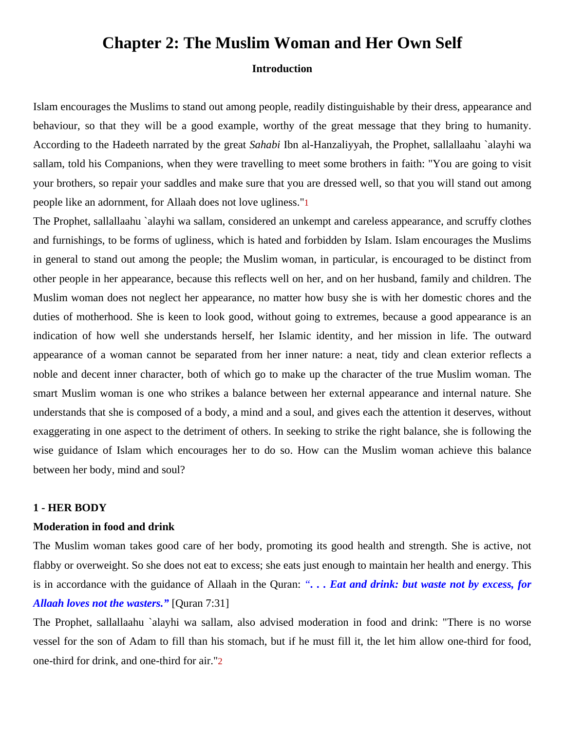# Chapter 2: The Muslim Woman and Her Own Self

### Introduction

Islam encourages the Muslims to stand out among people, readily distinguishable by their dress, appearance and behaviour, so that they will be a good example, worthy of the great message that they bring to humanity. According to the Hadeeth narrated by the great *Sahabi* Ibn al-Hanzaliyyah, the Prophet, sallallaahu `alayhi wa sallam, told his Companions, when they were travelling to meet some brothers in faith: "You are going to visit your brothers, so repair your saddles and make sure that you are dressed well, so that you will stand out among people like an adornment, for Allaah does not love ugliness."[1]

The Prophet, sallallaahu `alayhi wa sallam, considered an unkempt and careless appearance, and scruffy clothes and furnishings, to be forms of ugliness, which is hated and forbidden by Islam. Islam encourages the Muslims in general to stand out among the people; the Muslim woman, in particular, is encouraged to be distinct from other people in her appearance, because this reflects well on her, and on her husband, family and children. The Muslim woman does not neglect her appearance, no matter how busy she is with her domestic chores and the duties of motherhood. She is keen to look good, without going to extremes, because a good appearance is an indication of how well she understands herself, her Islamic identity, and her mission in life. The outward appearance of a woman cannot be separated from her inner nature: a neat, tidy and clean exterior reflects a noble and decent inner character, both of which go to make up the character of the true Muslim woman. The smart Muslim woman is one who strikes a balance between her external appearance and internal nature. She understands that she is composed of a body, a mind and a soul, and gives each the attention it deserves, without exaggerating in one aspect to the detriment of others. In seeking to strike the right balance, she is following the wise guidance of Islam which encourages her to do so. How can the Muslim woman achieve this balance between her body, mind and soul?

**1 - HER BODY**

**Moderation in food and drink**

The Muslim woman takes good care of her body, promoting its good health and strength. She is active, not flabby or overweight. So she does not eat to excess; she eats just enough to maintain her health and energy. This is in accordance with the guidance of Allaah in the Quran: ***". . . Eat and drink: but waste not by excess, for Allaah loves not the wasters."*** [Quran 7:31]

The Prophet, sallallaahu `alayhi wa sallam, also advised moderation in food and drink: "There is no worse vessel for the son of Adam to fill than his stomach, but if he must fill it, the let him allow one-third for food, one-third for drink, and one-third for air."[2]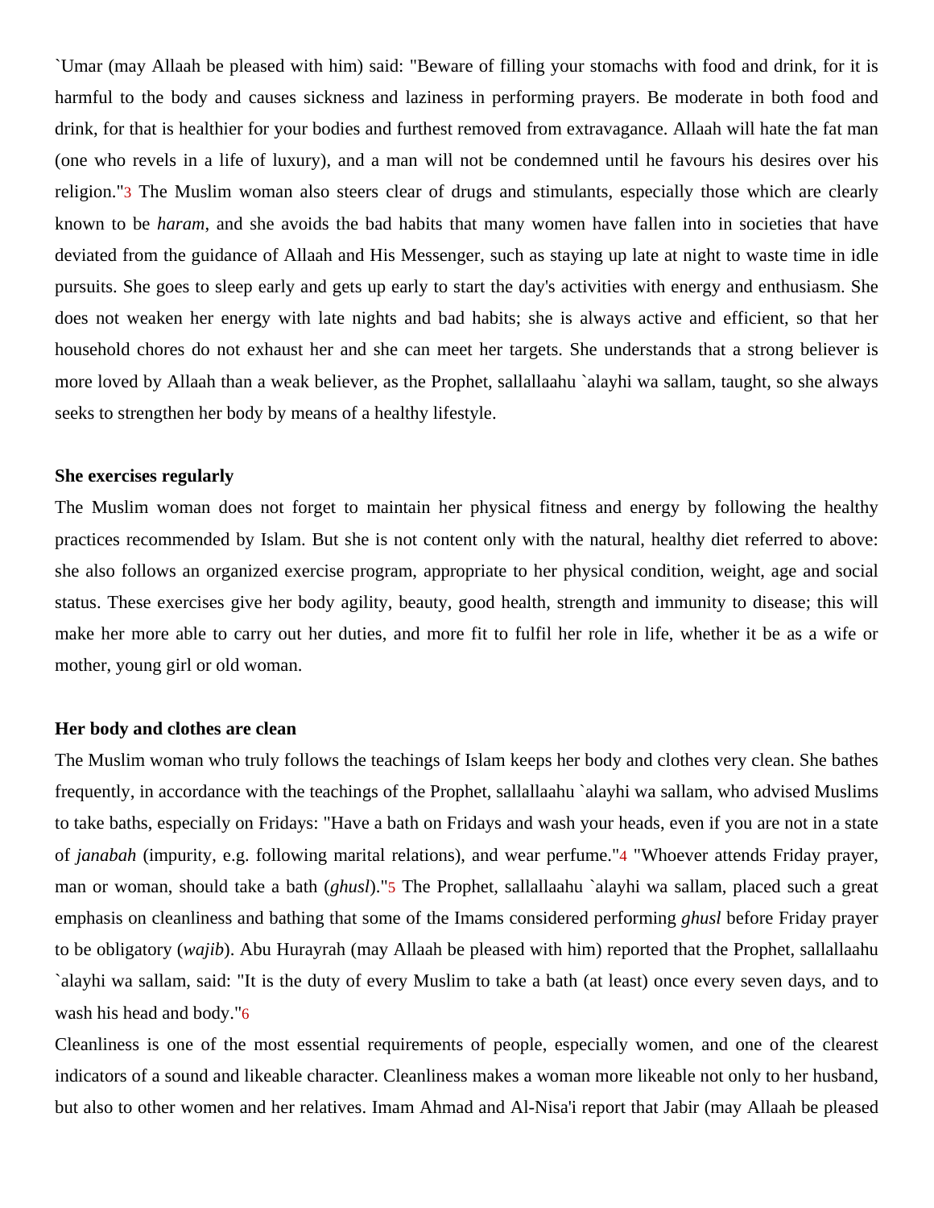`Umar (may Allaah be pleased with him) said: "Beware of filling your stomachs with food and drink, for it is harmful to the body and causes sickness and laziness in performing prayers. Be moderate in both food and drink, for that is healthier for your bodies and furthest removed from extravagance. Allaah will hate the fat man (one who revels in a life of luxury), and a man will not be condemned until he favours his desires over his religion."[3] The Muslim woman also steers clear of drugs and stimulants, especially those which are clearly known to be *haram*, and she avoids the bad habits that many women have fallen into in societies that have deviated from the guidance of Allaah and His Messenger, such as staying up late at night to waste time in idle pursuits. She goes to sleep early and gets up early to start the day's activities with energy and enthusiasm. She does not weaken her energy with late nights and bad habits; she is always active and efficient, so that her household chores do not exhaust her and she can meet her targets. She understands that a strong believer is more loved by Allaah than a weak believer, as the Prophet, sallallaahu `alayhi wa sallam, taught, so she always seeks to strengthen her body by means of a healthy lifestyle.

**She exercises regularly**

The Muslim woman does not forget to maintain her physical fitness and energy by following the healthy practices recommended by Islam. But she is not content only with the natural, healthy diet referred to above: she also follows an organized exercise program, appropriate to her physical condition, weight, age and social status. These exercises give her body agility, beauty, good health, strength and immunity to disease; this will make her more able to carry out her duties, and more fit to fulfil her role in life, whether it be as a wife or mother, young girl or old woman.

**Her body and clothes are clean**

The Muslim woman who truly follows the teachings of Islam keeps her body and clothes very clean. She bathes frequently, in accordance with the teachings of the Prophet, sallallaahu `alayhi wa sallam, who advised Muslims to take baths, especially on Fridays: "Have a bath on Fridays and wash your heads, even if you are not in a state of *janabah* (impurity, e.g. following marital relations), and wear perfume."[4] "Whoever attends Friday prayer, man or woman, should take a bath (*ghusl*)."[5] The Prophet, sallallaahu `alayhi wa sallam, placed such a great emphasis on cleanliness and bathing that some of the Imams considered performing *ghusl* before Friday prayer to be obligatory (*wajib*). Abu Hurayrah (may Allaah be pleased with him) reported that the Prophet, sallallaahu `alayhi wa sallam, said: "It is the duty of every Muslim to take a bath (at least) once every seven days, and to wash his head and body."[6]

Cleanliness is one of the most essential requirements of people, especially women, and one of the clearest indicators of a sound and likeable character. Cleanliness makes a woman more likeable not only to her husband, but also to other women and her relatives. Imam Ahmad and Al-Nisa'i report that Jabir (may Allaah be pleased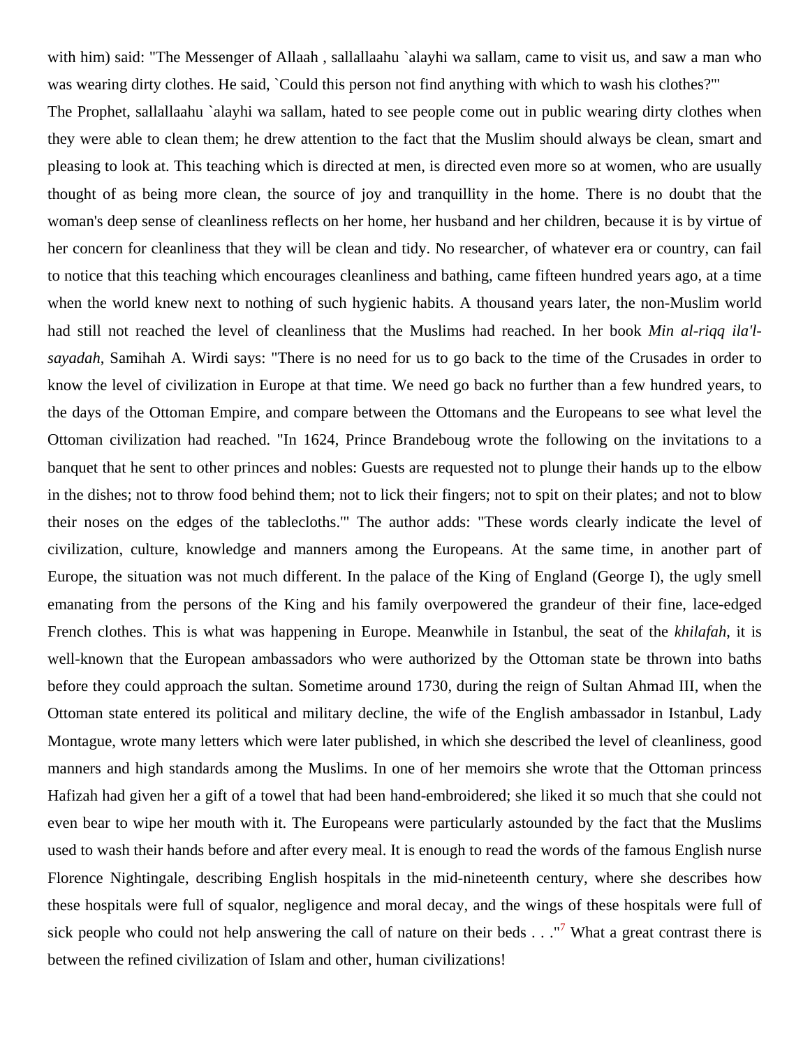with him) said: "The Messenger of Allaah , sallallaahu `alayhi wa sallam, came to visit us, and saw a man who was wearing dirty clothes. He said, `Could this person not find anything with which to wash his clothes?'"

The Prophet, sallallaahu `alayhi wa sallam, hated to see people come out in public wearing dirty clothes when they were able to clean them; he drew attention to the fact that the Muslim should always be clean, smart and pleasing to look at. This teaching which is directed at men, is directed even more so at women, who are usually thought of as being more clean, the source of joy and tranquillity in the home. There is no doubt that the woman's deep sense of cleanliness reflects on her home, her husband and her children, because it is by virtue of her concern for cleanliness that they will be clean and tidy. No researcher, of whatever era or country, can fail to notice that this teaching which encourages cleanliness and bathing, came fifteen hundred years ago, at a time when the world knew next to nothing of such hygienic habits. A thousand years later, the non-Muslim world had still not reached the level of cleanliness that the Muslims had reached. In her book *Min al-riqq ila'l-sayadah*, Samihah A. Wirdi says: "There is no need for us to go back to the time of the Crusades in order to know the level of civilization in Europe at that time. We need go back no further than a few hundred years, to the days of the Ottoman Empire, and compare between the Ottomans and the Europeans to see what level the Ottoman civilization had reached. "In 1624, Prince Brandeboug wrote the following on the invitations to a banquet that he sent to other princes and nobles: Guests are requested not to plunge their hands up to the elbow in the dishes; not to throw food behind them; not to lick their fingers; not to spit on their plates; and not to blow their noses on the edges of the tablecloths.'" The author adds: "These words clearly indicate the level of civilization, culture, knowledge and manners among the Europeans. At the same time, in another part of Europe, the situation was not much different. In the palace of the King of England (George I), the ugly smell emanating from the persons of the King and his family overpowered the grandeur of their fine, lace-edged French clothes. This is what was happening in Europe. Meanwhile in Istanbul, the seat of the *khilafah*, it is well-known that the European ambassadors who were authorized by the Ottoman state be thrown into baths before they could approach the sultan. Sometime around 1730, during the reign of Sultan Ahmad III, when the Ottoman state entered its political and military decline, the wife of the English ambassador in Istanbul, Lady Montague, wrote many letters which were later published, in which she described the level of cleanliness, good manners and high standards among the Muslims. In one of her memoirs she wrote that the Ottoman princess Hafizah had given her a gift of a towel that had been hand-embroidered; she liked it so much that she could not even bear to wipe her mouth with it. The Europeans were particularly astounded by the fact that the Muslims used to wash their hands before and after every meal. It is enough to read the words of the famous English nurse Florence Nightingale, describing English hospitals in the mid-nineteenth century, where she describes how these hospitals were full of squalor, negligence and moral decay, and the wings of these hospitals were full of sick people who could not help answering the call of nature on their beds . . ."[7] What a great contrast there is between the refined civilization of Islam and other, human civilizations!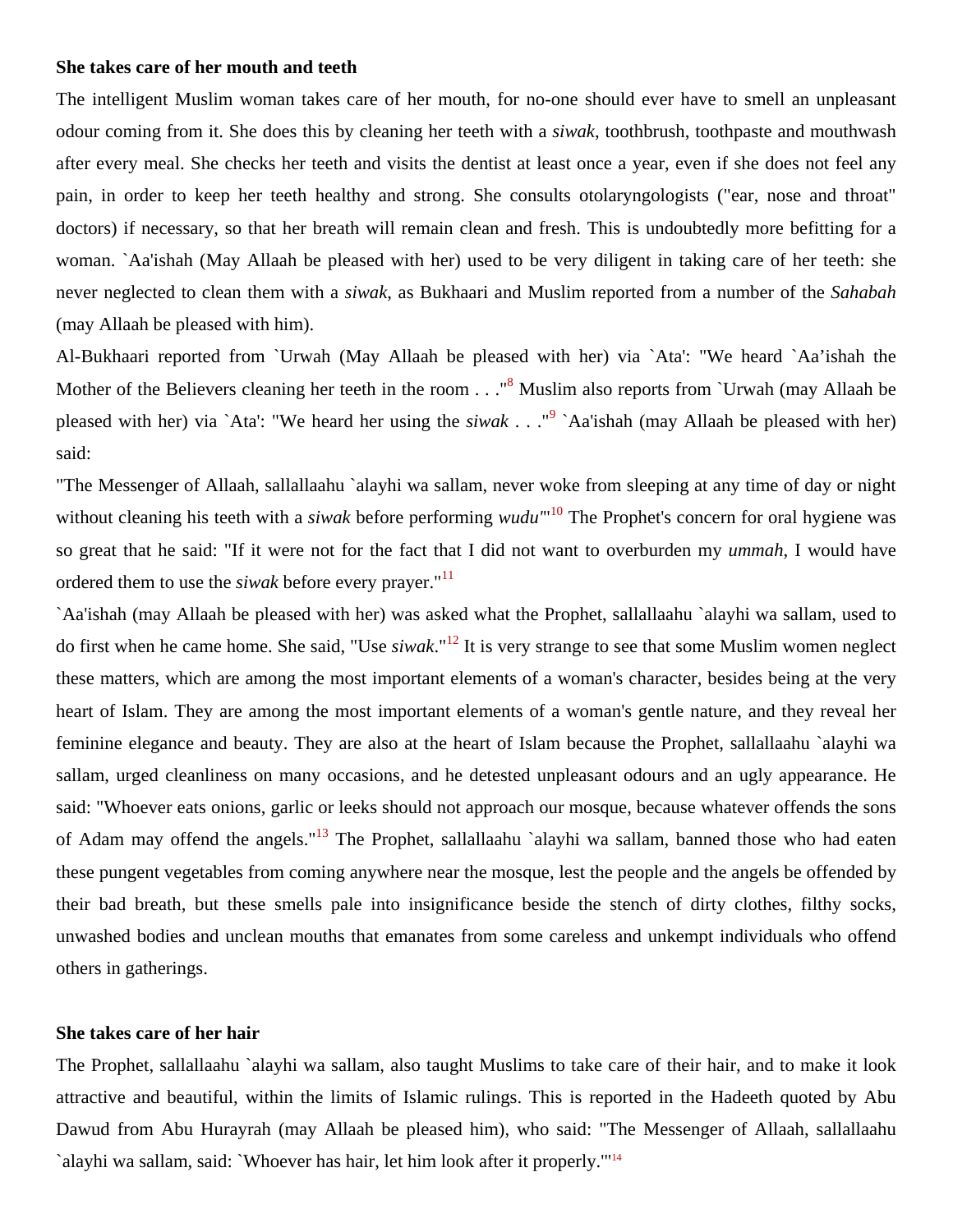**She takes care of her mouth and teeth**

The intelligent Muslim woman takes care of her mouth, for no-one should ever have to smell an unpleasant odour coming from it. She does this by cleaning her teeth with a *siwak*, toothbrush, toothpaste and mouthwash after every meal. She checks her teeth and visits the dentist at least once a year, even if she does not feel any pain, in order to keep her teeth healthy and strong. She consults otolaryngologists ("ear, nose and throat" doctors) if necessary, so that her breath will remain clean and fresh. This is undoubtedly more befitting for a woman. `Aa'ishah (May Allaah be pleased with her) used to be very diligent in taking care of her teeth: she never neglected to clean them with a *siwak*, as Bukhaari and Muslim reported from a number of the *Sahabah* (may Allaah be pleased with him).

Al-Bukhaari reported from `Urwah (May Allaah be pleased with her) via `Ata': "We heard `Aa'ishah the Mother of the Believers cleaning her teeth in the room . . ."[8] Muslim also reports from `Urwah (may Allaah be pleased with her) via `Ata': "We heard her using the *siwak* . . ."[9] `Aa'ishah (may Allaah be pleased with her) said:

"The Messenger of Allaah, sallallaahu `alayhi wa sallam, never woke from sleeping at any time of day or night without cleaning his teeth with a *siwak* before performing *wudu*""[10] The Prophet's concern for oral hygiene was so great that he said: "If it were not for the fact that I did not want to overburden my *ummah*, I would have ordered them to use the *siwak* before every prayer."[11]

`Aa'ishah (may Allaah be pleased with her) was asked what the Prophet, sallallaahu `alayhi wa sallam, used to do first when he came home. She said, "Use *siwak*."[12] It is very strange to see that some Muslim women neglect these matters, which are among the most important elements of a woman's character, besides being at the very heart of Islam. They are among the most important elements of a woman's gentle nature, and they reveal her feminine elegance and beauty. They are also at the heart of Islam because the Prophet, sallallaahu `alayhi wa sallam, urged cleanliness on many occasions, and he detested unpleasant odours and an ugly appearance. He said: "Whoever eats onions, garlic or leeks should not approach our mosque, because whatever offends the sons of Adam may offend the angels."[13] The Prophet, sallallaahu `alayhi wa sallam, banned those who had eaten these pungent vegetables from coming anywhere near the mosque, lest the people and the angels be offended by their bad breath, but these smells pale into insignificance beside the stench of dirty clothes, filthy socks, unwashed bodies and unclean mouths that emanates from some careless and unkempt individuals who offend others in gatherings.

**She takes care of her hair**

The Prophet, sallallaahu `alayhi wa sallam, also taught Muslims to take care of their hair, and to make it look attractive and beautiful, within the limits of Islamic rulings. This is reported in the Hadeeth quoted by Abu Dawud from Abu Hurayrah (may Allaah be pleased him), who said: "The Messenger of Allaah, sallallaahu `alayhi wa sallam, said: `Whoever has hair, let him look after it properly.'"[14]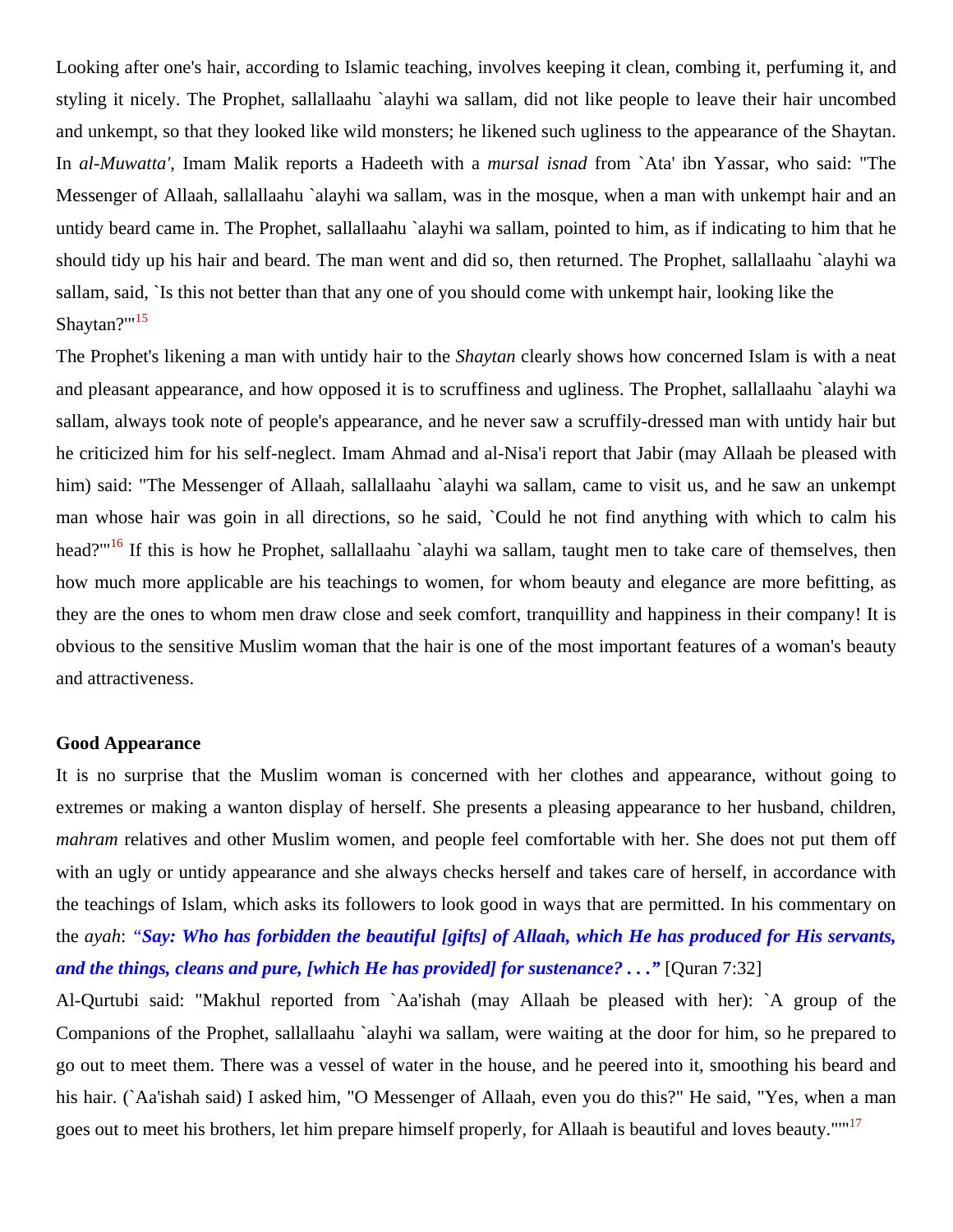Looking after one's hair, according to Islamic teaching, involves keeping it clean, combing it, perfuming it, and styling it nicely. The Prophet, sallallaahu `alayhi wa sallam, did not like people to leave their hair uncombed and unkempt, so that they looked like wild monsters; he likened such ugliness to the appearance of the Shaytan. In *al-Muwatta'*, Imam Malik reports a Hadeeth with a *mursal isnad* from `Ata' ibn Yassar, who said: "The Messenger of Allaah, sallallaahu `alayhi wa sallam, was in the mosque, when a man with unkempt hair and an untidy beard came in. The Prophet, sallallaahu `alayhi wa sallam, pointed to him, as if indicating to him that he should tidy up his hair and beard. The man went and did so, then returned. The Prophet, sallallaahu `alayhi wa sallam, said, `Is this not better than that any one of you should come with unkempt hair, looking like the Shaytan?'"[15]

The Prophet's likening a man with untidy hair to the *Shaytan* clearly shows how concerned Islam is with a neat and pleasant appearance, and how opposed it is to scruffiness and ugliness. The Prophet, sallallaahu `alayhi wa sallam, always took note of people's appearance, and he never saw a scruffily-dressed man with untidy hair but he criticized him for his self-neglect. Imam Ahmad and al-Nisa'i report that Jabir (may Allaah be pleased with him) said: "The Messenger of Allaah, sallallaahu `alayhi wa sallam, came to visit us, and he saw an unkempt man whose hair was goin in all directions, so he said, `Could he not find anything with which to calm his head?'"[16] If this is how he Prophet, sallallaahu `alayhi wa sallam, taught men to take care of themselves, then how much more applicable are his teachings to women, for whom beauty and elegance are more befitting, as they are the ones to whom men draw close and seek comfort, tranquillity and happiness in their company! It is obvious to the sensitive Muslim woman that the hair is one of the most important features of a woman's beauty and attractiveness.

### Good Appearance

It is no surprise that the Muslim woman is concerned with her clothes and appearance, without going to extremes or making a wanton display of herself. She presents a pleasing appearance to her husband, children, *mahram* relatives and other Muslim women, and people feel comfortable with her. She does not put them off with an ugly or untidy appearance and she always checks herself and takes care of herself, in accordance with the teachings of Islam, which asks its followers to look good in ways that are permitted. In his commentary on the *ayah*: ***"Say: Who has forbidden the beautiful [gifts] of Allaah, which He has produced for His servants, and the things, cleans and pure, [which He has provided] for sustenance? . . ."*** [Quran 7:32]

Al-Qurtubi said: "Makhul reported from `Aa'ishah (may Allaah be pleased with her): `A group of the Companions of the Prophet, sallallaahu `alayhi wa sallam, were waiting at the door for him, so he prepared to go out to meet them. There was a vessel of water in the house, and he peered into it, smoothing his beard and his hair. (`Aa'ishah said) I asked him, "O Messenger of Allaah, even you do this?" He said, "Yes, when a man goes out to meet his brothers, let him prepare himself properly, for Allaah is beautiful and loves beauty."'"[17]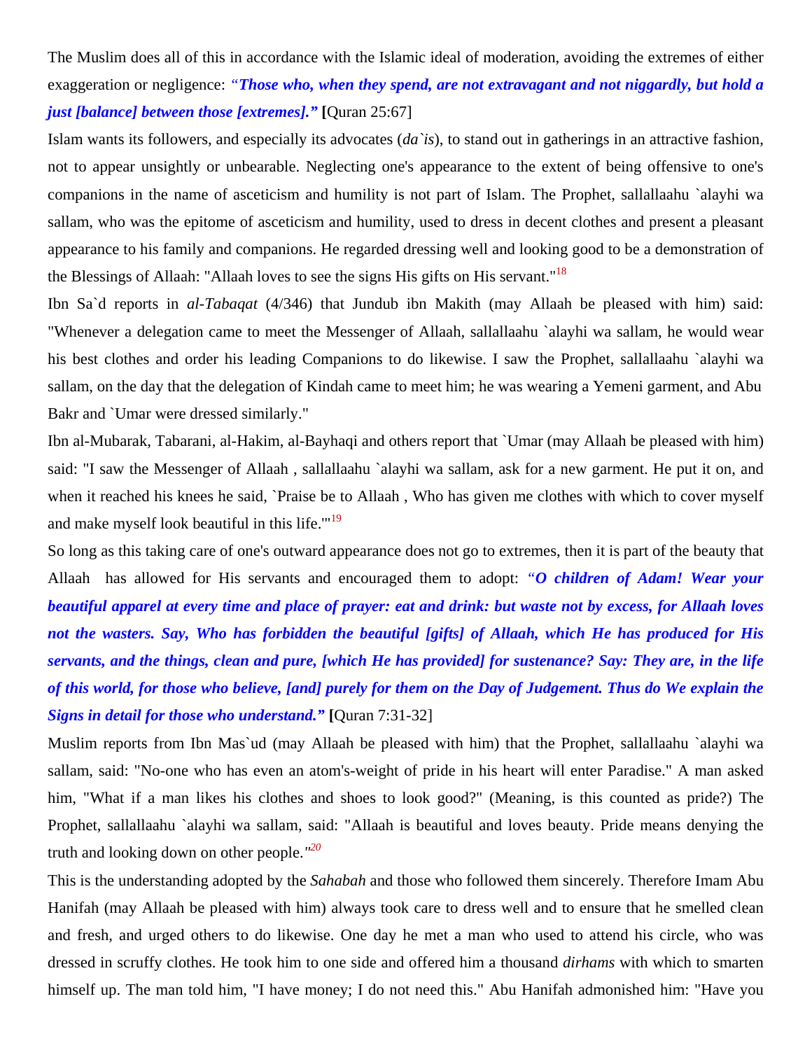The Muslim does all of this in accordance with the Islamic ideal of moderation, avoiding the extremes of either exaggeration or negligence: ***"Those who, when they spend, are not extravagant and not niggardly, but hold a just [balance] between those [extremes]."*** **[**Quran 25:67]

Islam wants its followers, and especially its advocates (*da`is*), to stand out in gatherings in an attractive fashion, not to appear unsightly or unbearable. Neglecting one's appearance to the extent of being offensive to one's companions in the name of asceticism and humility is not part of Islam. The Prophet, sallallaahu `alayhi wa sallam, who was the epitome of asceticism and humility, used to dress in decent clothes and present a pleasant appearance to his family and companions. He regarded dressing well and looking good to be a demonstration of the Blessings of Allaah: "Allaah loves to see the signs His gifts on His servant."[18]

Ibn Sa`d reports in *al-Tabaqat* (4/346) that Jundub ibn Makith (may Allaah be pleased with him) said: "Whenever a delegation came to meet the Messenger of Allaah, sallallaahu `alayhi wa sallam, he would wear his best clothes and order his leading Companions to do likewise. I saw the Prophet, sallallaahu `alayhi wa sallam, on the day that the delegation of Kindah came to meet him; he was wearing a Yemeni garment, and Abu Bakr and `Umar were dressed similarly."

Ibn al-Mubarak, Tabarani, al-Hakim, al-Bayhaqi and others report that `Umar (may Allaah be pleased with him) said: "I saw the Messenger of Allaah , sallallaahu `alayhi wa sallam, ask for a new garment. He put it on, and when it reached his knees he said, `Praise be to Allaah , Who has given me clothes with which to cover myself and make myself look beautiful in this life.'"[19]

So long as this taking care of one's outward appearance does not go to extremes, then it is part of the beauty that Allaah has allowed for His servants and encouraged them to adopt: ***"O children of Adam! Wear your beautiful apparel at every time and place of prayer: eat and drink: but waste not by excess, for Allaah loves not the wasters. Say, Who has forbidden the beautiful [gifts] of Allaah, which He has produced for His servants, and the things, clean and pure, [which He has provided] for sustenance? Say: They are, in the life of this world, for those who believe, [and] purely for them on the Day of Judgement. Thus do We explain the Signs in detail for those who understand."*** **[**Quran 7:31-32]

Muslim reports from Ibn Mas`ud (may Allaah be pleased with him) that the Prophet, sallallaahu `alayhi wa sallam, said: "No-one who has even an atom's-weight of pride in his heart will enter Paradise." A man asked him, "What if a man likes his clothes and shoes to look good?" (Meaning, is this counted as pride?) The Prophet, sallallaahu `alayhi wa sallam, said: "Allaah is beautiful and loves beauty. Pride means denying the truth and looking down on other people."[20]

This is the understanding adopted by the *Sahabah* and those who followed them sincerely. Therefore Imam Abu Hanifah (may Allaah be pleased with him) always took care to dress well and to ensure that he smelled clean and fresh, and urged others to do likewise. One day he met a man who used to attend his circle, who was dressed in scruffy clothes. He took him to one side and offered him a thousand *dirhams* with which to smarten himself up. The man told him, "I have money; I do not need this." Abu Hanifah admonished him: "Have you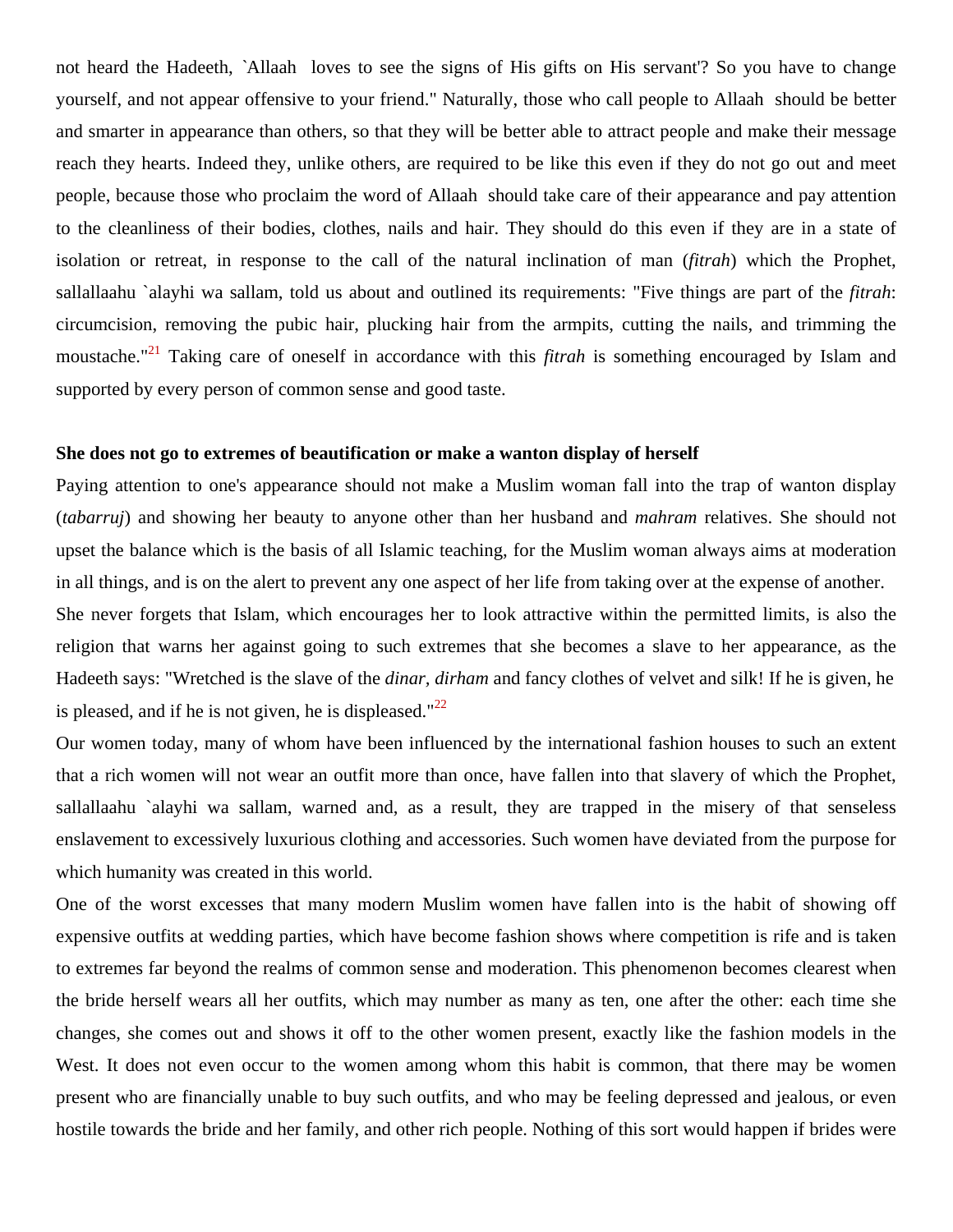not heard the Hadeeth, `Allaah  loves to see the signs of His gifts on His servant'? So you have to change yourself, and not appear offensive to your friend." Naturally, those who call people to Allaah  should be better and smarter in appearance than others, so that they will be better able to attract people and make their message reach they hearts. Indeed they, unlike others, are required to be like this even if they do not go out and meet people, because those who proclaim the word of Allaah  should take care of their appearance and pay attention to the cleanliness of their bodies, clothes, nails and hair. They should do this even if they are in a state of isolation or retreat, in response to the call of the natural inclination of man (*fitrah*) which the Prophet, sallallaahu `alayhi wa sallam, told us about and outlined its requirements: "Five things are part of the *fitrah*: circumcision, removing the pubic hair, plucking hair from the armpits, cutting the nails, and trimming the moustache."[21] Taking care of oneself in accordance with this *fitrah* is something encouraged by Islam and supported by every person of common sense and good taste.

**She does not go to extremes of beautification or make a wanton display of herself**

Paying attention to one's appearance should not make a Muslim woman fall into the trap of wanton display (*tabarruj*) and showing her beauty to anyone other than her husband and *mahram* relatives. She should not upset the balance which is the basis of all Islamic teaching, for the Muslim woman always aims at moderation in all things, and is on the alert to prevent any one aspect of her life from taking over at the expense of another.

She never forgets that Islam, which encourages her to look attractive within the permitted limits, is also the religion that warns her against going to such extremes that she becomes a slave to her appearance, as the Hadeeth says: "Wretched is the slave of the *dinar, dirham* and fancy clothes of velvet and silk! If he is given, he is pleased, and if he is not given, he is displeased."[22]

Our women today, many of whom have been influenced by the international fashion houses to such an extent that a rich women will not wear an outfit more than once, have fallen into that slavery of which the Prophet, sallallaahu `alayhi wa sallam, warned and, as a result, they are trapped in the misery of that senseless enslavement to excessively luxurious clothing and accessories. Such women have deviated from the purpose for which humanity was created in this world.

One of the worst excesses that many modern Muslim women have fallen into is the habit of showing off expensive outfits at wedding parties, which have become fashion shows where competition is rife and is taken to extremes far beyond the realms of common sense and moderation. This phenomenon becomes clearest when the bride herself wears all her outfits, which may number as many as ten, one after the other: each time she changes, she comes out and shows it off to the other women present, exactly like the fashion models in the West. It does not even occur to the women among whom this habit is common, that there may be women present who are financially unable to buy such outfits, and who may be feeling depressed and jealous, or even hostile towards the bride and her family, and other rich people. Nothing of this sort would happen if brides were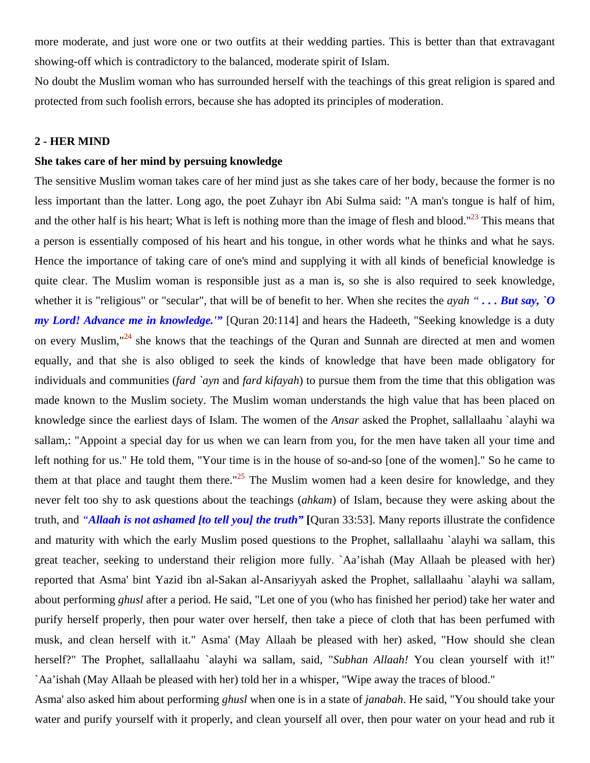more moderate, and just wore one or two outfits at their wedding parties. This is better than that extravagant showing-off which is contradictory to the balanced, moderate spirit of Islam.

No doubt the Muslim woman who has surrounded herself with the teachings of this great religion is spared and protected from such foolish errors, because she has adopted its principles of moderation.

## 2 - HER MIND

### She takes care of her mind by persuing knowledge

The sensitive Muslim woman takes care of her mind just as she takes care of her body, because the former is no less important than the latter. Long ago, the poet Zuhayr ibn Abi Sulma said: "A man's tongue is half of him, and the other half is his heart; What is left is nothing more than the image of flesh and blood."[23] This means that a person is essentially composed of his heart and his tongue, in other words what he thinks and what he says. Hence the importance of taking care of one's mind and supplying it with all kinds of beneficial knowledge is quite clear. The Muslim woman is responsible just as a man is, so she is also required to seek knowledge, whether it is "religious" or "secular", that will be of benefit to her. When she recites the *ayah* ***" . . . But say, `O my Lord! Advance me in knowledge.'"*** [Quran 20:114] and hears the Hadeeth, "Seeking knowledge is a duty on every Muslim,"[24] she knows that the teachings of the Quran and Sunnah are directed at men and women equally, and that she is also obliged to seek the kinds of knowledge that have been made obligatory for individuals and communities (*fard `ayn* and *fard kifayah*) to pursue them from the time that this obligation was made known to the Muslim society. The Muslim woman understands the high value that has been placed on knowledge since the earliest days of Islam. The women of the *Ansar* asked the Prophet, sallallaahu `alayhi wa sallam,: "Appoint a special day for us when we can learn from you, for the men have taken all your time and left nothing for us." He told them, "Your time is in the house of so-and-so [one of the women]." So he came to them at that place and taught them there."[25] The Muslim women had a keen desire for knowledge, and they never felt too shy to ask questions about the teachings (*ahkam*) of Islam, because they were asking about the truth, and ***"Allaah is not ashamed [to tell you] the truth"*** **[**Quran 33:53]. Many reports illustrate the confidence and maturity with which the early Muslim posed questions to the Prophet, sallallaahu `alayhi wa sallam, this great teacher, seeking to understand their religion more fully. `Aa'ishah (May Allaah be pleased with her) reported that Asma' bint Yazid ibn al-Sakan al-Ansariyyah asked the Prophet, sallallaahu `alayhi wa sallam, about performing *ghusl* after a period. He said, "Let one of you (who has finished her period) take her water and purify herself properly, then pour water over herself, then take a piece of cloth that has been perfumed with musk, and clean herself with it." Asma' (May Allaah be pleased with her) asked, "How should she clean herself?" The Prophet, sallallaahu `alayhi wa sallam, said, "*Subhan Allaah!* You clean yourself with it!" `Aa'ishah (May Allaah be pleased with her) told her in a whisper, "Wipe away the traces of blood."

Asma' also asked him about performing *ghusl* when one is in a state of *janabah*. He said, "You should take your water and purify yourself with it properly, and clean yourself all over, then pour water on your head and rub it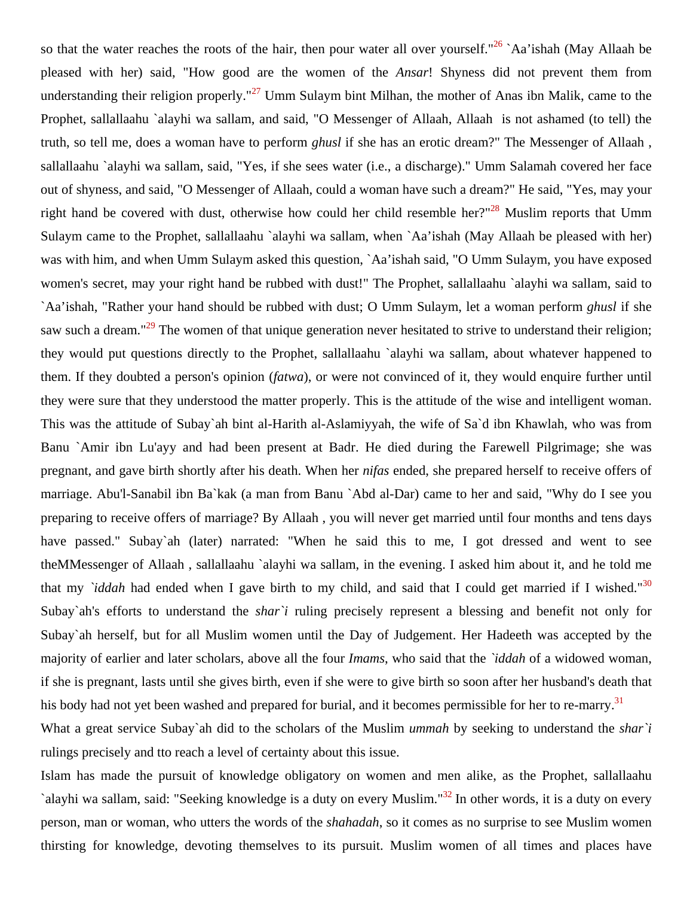so that the water reaches the roots of the hair, then pour water all over yourself."[26] `Aa'ishah (May Allaah be pleased with her) said, "How good are the women of the *Ansar*! Shyness did not prevent them from understanding their religion properly."[27] Umm Sulaym bint Milhan, the mother of Anas ibn Malik, came to the Prophet, sallallaahu `alayhi wa sallam, and said, "O Messenger of Allaah, Allaah is not ashamed (to tell) the truth, so tell me, does a woman have to perform *ghusl* if she has an erotic dream?" The Messenger of Allaah , sallallaahu `alayhi wa sallam, said, "Yes, if she sees water (i.e., a discharge)." Umm Salamah covered her face out of shyness, and said, "O Messenger of Allaah, could a woman have such a dream?" He said, "Yes, may your right hand be covered with dust, otherwise how could her child resemble her?"[28] Muslim reports that Umm Sulaym came to the Prophet, sallallaahu `alayhi wa sallam, when `Aa'ishah (May Allaah be pleased with her) was with him, and when Umm Sulaym asked this question, `Aa'ishah said, "O Umm Sulaym, you have exposed women's secret, may your right hand be rubbed with dust!" The Prophet, sallallaahu `alayhi wa sallam, said to `Aa'ishah, "Rather your hand should be rubbed with dust; O Umm Sulaym, let a woman perform *ghusl* if she saw such a dream."[29] The women of that unique generation never hesitated to strive to understand their religion; they would put questions directly to the Prophet, sallallaahu `alayhi wa sallam, about whatever happened to them. If they doubted a person's opinion (*fatwa*), or were not convinced of it, they would enquire further until they were sure that they understood the matter properly. This is the attitude of the wise and intelligent woman. This was the attitude of Subay`ah bint al-Harith al-Aslamiyyah, the wife of Sa`d ibn Khawlah, who was from Banu `Amir ibn Lu'ayy and had been present at Badr. He died during the Farewell Pilgrimage; she was pregnant, and gave birth shortly after his death. When her *nifas* ended, she prepared herself to receive offers of marriage. Abu'l-Sanabil ibn Ba`kak (a man from Banu `Abd al-Dar) came to her and said, "Why do I see you preparing to receive offers of marriage? By Allaah , you will never get married until four months and tens days have passed." Subay`ah (later) narrated: "When he said this to me, I got dressed and went to see theMMessenger of Allaah , sallallaahu `alayhi wa sallam, in the evening. I asked him about it, and he told me that my *`iddah* had ended when I gave birth to my child, and said that I could get married if I wished."[30] Subay`ah's efforts to understand the *shar`i* ruling precisely represent a blessing and benefit not only for Subay`ah herself, but for all Muslim women until the Day of Judgement. Her Hadeeth was accepted by the majority of earlier and later scholars, above all the four *Imams*, who said that the *`iddah* of a widowed woman, if she is pregnant, lasts until she gives birth, even if she were to give birth so soon after her husband's death that his body had not yet been washed and prepared for burial, and it becomes permissible for her to re-marry.[31]

What a great service Subay`ah did to the scholars of the Muslim *ummah* by seeking to understand the *shar`i* rulings precisely and tto reach a level of certainty about this issue.

Islam has made the pursuit of knowledge obligatory on women and men alike, as the Prophet, sallallaahu `alayhi wa sallam, said: "Seeking knowledge is a duty on every Muslim."[32] In other words, it is a duty on every person, man or woman, who utters the words of the *shahadah*, so it comes as no surprise to see Muslim women thirsting for knowledge, devoting themselves to its pursuit. Muslim women of all times and places have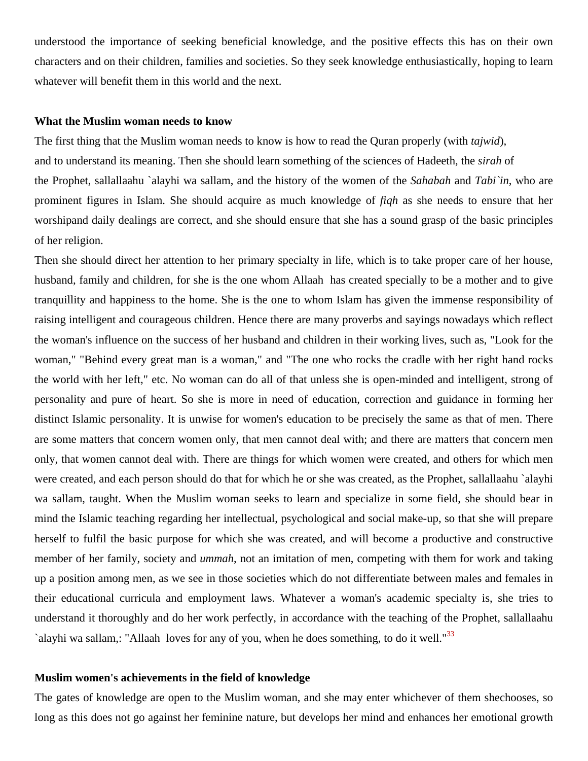understood the importance of seeking beneficial knowledge, and the positive effects this has on their own characters and on their children, families and societies. So they seek knowledge enthusiastically, hoping to learn whatever will benefit them in this world and the next.

**What the Muslim woman needs to know**

The first thing that the Muslim woman needs to know is how to read the Quran properly (with *tajwid*), and to understand its meaning. Then she should learn something of the sciences of Hadeeth, the *sirah* of the Prophet, sallallaahu `alayhi wa sallam, and the history of the women of the *Sahabah* and *Tabi`in*, who are prominent figures in Islam. She should acquire as much knowledge of *fiqh* as she needs to ensure that her worshipand daily dealings are correct, and she should ensure that she has a sound grasp of the basic principles of her religion.

Then she should direct her attention to her primary specialty in life, which is to take proper care of her house, husband, family and children, for she is the one whom Allaah has created specially to be a mother and to give tranquillity and happiness to the home. She is the one to whom Islam has given the immense responsibility of raising intelligent and courageous children. Hence there are many proverbs and sayings nowadays which reflect the woman's influence on the success of her husband and children in their working lives, such as, "Look for the woman," "Behind every great man is a woman," and "The one who rocks the cradle with her right hand rocks the world with her left," etc. No woman can do all of that unless she is open-minded and intelligent, strong of personality and pure of heart. So she is more in need of education, correction and guidance in forming her distinct Islamic personality. It is unwise for women's education to be precisely the same as that of men. There are some matters that concern women only, that men cannot deal with; and there are matters that concern men only, that women cannot deal with. There are things for which women were created, and others for which men were created, and each person should do that for which he or she was created, as the Prophet, sallallaahu `alayhi wa sallam, taught. When the Muslim woman seeks to learn and specialize in some field, she should bear in mind the Islamic teaching regarding her intellectual, psychological and social make-up, so that she will prepare herself to fulfil the basic purpose for which she was created, and will become a productive and constructive member of her family, society and *ummah*, not an imitation of men, competing with them for work and taking up a position among men, as we see in those societies which do not differentiate between males and females in their educational curricula and employment laws. Whatever a woman's academic specialty is, she tries to understand it thoroughly and do her work perfectly, in accordance with the teaching of the Prophet, sallallaahu `alayhi wa sallam,: "Allaah loves for any of you, when he does something, to do it well."[33]

**Muslim women's achievements in the field of knowledge**

The gates of knowledge are open to the Muslim woman, and she may enter whichever of them shechooses, so long as this does not go against her feminine nature, but develops her mind and enhances her emotional growth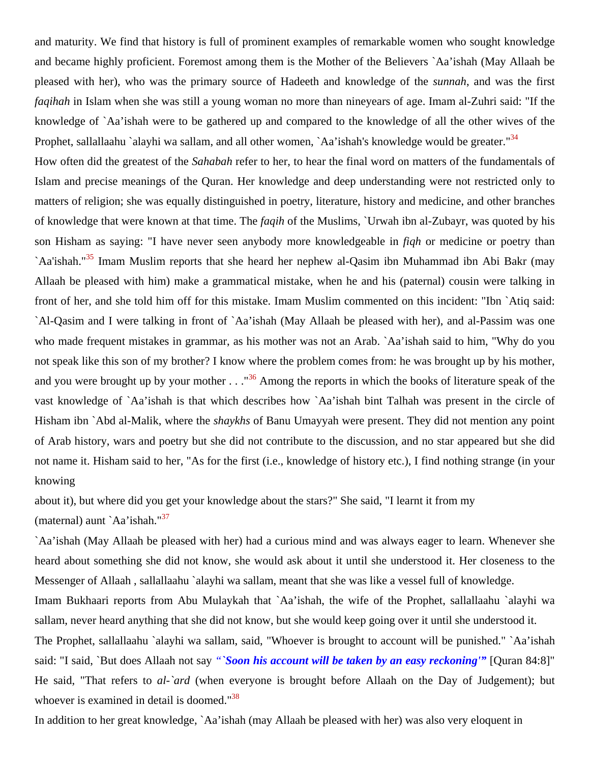and maturity. We find that history is full of prominent examples of remarkable women who sought knowledge and became highly proficient. Foremost among them is the Mother of the Believers `Aa'ishah (May Allaah be pleased with her), who was the primary source of Hadeeth and knowledge of the *sunnah*, and was the first *faqihah* in Islam when she was still a young woman no more than nineyears of age. Imam al-Zuhri said: "If the knowledge of `Aa'ishah were to be gathered up and compared to the knowledge of all the other wives of the Prophet, sallallaahu `alayhi wa sallam, and all other women, `Aa'ishah's knowledge would be greater."[34]

How often did the greatest of the *Sahabah* refer to her, to hear the final word on matters of the fundamentals of Islam and precise meanings of the Quran. Her knowledge and deep understanding were not restricted only to matters of religion; she was equally distinguished in poetry, literature, history and medicine, and other branches of knowledge that were known at that time. The *faqih* of the Muslims, `Urwah ibn al-Zubayr, was quoted by his son Hisham as saying: "I have never seen anybody more knowledgeable in *fiqh* or medicine or poetry than `Aa'ishah."[35] Imam Muslim reports that she heard her nephew al-Qasim ibn Muhammad ibn Abi Bakr (may Allaah be pleased with him) make a grammatical mistake, when he and his (paternal) cousin were talking in front of her, and she told him off for this mistake. Imam Muslim commented on this incident: "Ibn `Atiq said: `Al-Qasim and I were talking in front of `Aa'ishah (May Allaah be pleased with her), and al-Passim was one who made frequent mistakes in grammar, as his mother was not an Arab. `Aa'ishah said to him, "Why do you not speak like this son of my brother? I know where the problem comes from: he was brought up by his mother, and you were brought up by your mother . . ."[36] Among the reports in which the books of literature speak of the vast knowledge of `Aa'ishah is that which describes how `Aa'ishah bint Talhah was present in the circle of Hisham ibn `Abd al-Malik, where the *shaykhs* of Banu Umayyah were present. They did not mention any point of Arab history, wars and poetry but she did not contribute to the discussion, and no star appeared but she did not name it. Hisham said to her, "As for the first (i.e., knowledge of history etc.), I find nothing strange (in your knowing about it), but where did you get your knowledge about the stars?" She said, "I learnt it from my (maternal) aunt `Aa'ishah."[37]

`Aa'ishah (May Allaah be pleased with her) had a curious mind and was always eager to learn. Whenever she heard about something she did not know, she would ask about it until she understood it. Her closeness to the Messenger of Allaah , sallallaahu `alayhi wa sallam, meant that she was like a vessel full of knowledge.

Imam Bukhaari reports from Abu Mulaykah that `Aa'ishah, the wife of the Prophet, sallallaahu `alayhi wa sallam, never heard anything that she did not know, but she would keep going over it until she understood it.

The Prophet, sallallaahu `alayhi wa sallam, said, "Whoever is brought to account will be punished." `Aa'ishah said: "I said, `But does Allaah not say ***"`Soon his account will be taken by an easy reckoning'"*** [Quran 84:8]" He said, "That refers to *al-`ard* (when everyone is brought before Allaah on the Day of Judgement); but whoever is examined in detail is doomed."[38]

In addition to her great knowledge, `Aa'ishah (may Allaah be pleased with her) was also very eloquent in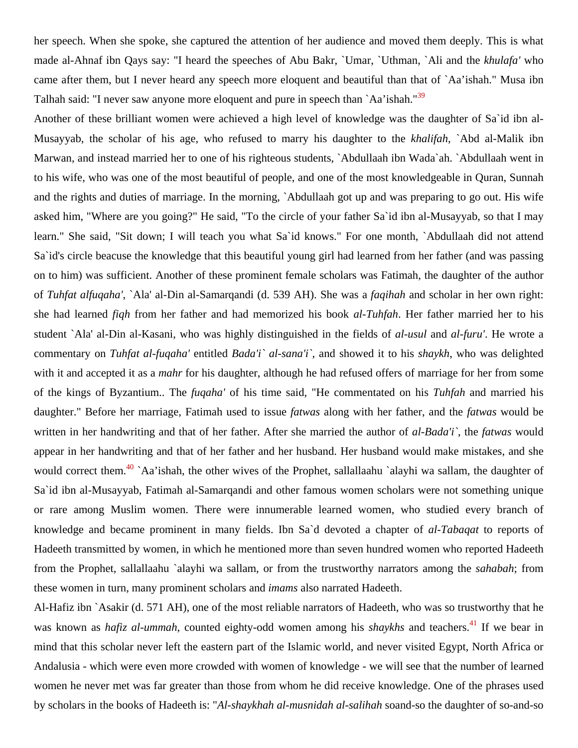her speech. When she spoke, she captured the attention of her audience and moved them deeply. This is what made al-Ahnaf ibn Qays say: "I heard the speeches of Abu Bakr, `Umar, `Uthman, `Ali and the *khulafa'* who came after them, but I never heard any speech more eloquent and beautiful than that of `Aa'ishah." Musa ibn Talhah said: "I never saw anyone more eloquent and pure in speech than `Aa'ishah."[39]

Another of these brilliant women were achieved a high level of knowledge was the daughter of Sa`id ibn al-Musayyab, the scholar of his age, who refused to marry his daughter to the *khalifah*, `Abd al-Malik ibn Marwan, and instead married her to one of his righteous students, `Abdullaah ibn Wada`ah. `Abdullaah went in to his wife, who was one of the most beautiful of people, and one of the most knowledgeable in Quran, Sunnah and the rights and duties of marriage. In the morning, `Abdullaah got up and was preparing to go out. His wife asked him, "Where are you going?" He said, "To the circle of your father Sa`id ibn al-Musayyab, so that I may learn." She said, "Sit down; I will teach you what Sa`id knows." For one month, `Abdullaah did not attend Sa`id's circle beacuse the knowledge that this beautiful young girl had learned from her father (and was passing on to him) was sufficient. Another of these prominent female scholars was Fatimah, the daughter of the author of *Tuhfat alfuqaha'*, `Ala' al-Din al-Samarqandi (d. 539 AH). She was a *faqihah* and scholar in her own right: she had learned *fiqh* from her father and had memorized his book *al-Tuhfah*. Her father married her to his student `Ala' al-Din al-Kasani, who was highly distinguished in the fields of *al-usul* and *al-furu'*. He wrote a commentary on *Tuhfat al-fuqaha'* entitled *Bada'i` al-sana'i`*, and showed it to his *shaykh*, who was delighted with it and accepted it as a *mahr* for his daughter, although he had refused offers of marriage for her from some of the kings of Byzantium.. The *fuqaha'* of his time said, "He commentated on his *Tuhfah* and married his daughter." Before her marriage, Fatimah used to issue *fatwas* along with her father, and the *fatwas* would be written in her handwriting and that of her father. After she married the author of *al-Bada'i`*, the *fatwas* would appear in her handwriting and that of her father and her husband. Her husband would make mistakes, and she would correct them.[40] `Aa'ishah, the other wives of the Prophet, sallallaahu `alayhi wa sallam, the daughter of Sa`id ibn al-Musayyab, Fatimah al-Samarqandi and other famous women scholars were not something unique or rare among Muslim women. There were innumerable learned women, who studied every branch of knowledge and became prominent in many fields. Ibn Sa`d devoted a chapter of *al-Tabaqat* to reports of Hadeeth transmitted by women, in which he mentioned more than seven hundred women who reported Hadeeth from the Prophet, sallallaahu `alayhi wa sallam, or from the trustworthy narrators among the *sahabah*; from these women in turn, many prominent scholars and *imams* also narrated Hadeeth.

Al-Hafiz ibn `Asakir (d. 571 AH), one of the most reliable narrators of Hadeeth, who was so trustworthy that he was known as *hafiz al-ummah*, counted eighty-odd women among his *shaykhs* and teachers.[41] If we bear in mind that this scholar never left the eastern part of the Islamic world, and never visited Egypt, North Africa or Andalusia - which were even more crowded with women of knowledge - we will see that the number of learned women he never met was far greater than those from whom he did receive knowledge. One of the phrases used by scholars in the books of Hadeeth is: "*Al-shaykhah al-musnidah al-salihah* soand-so the daughter of so-and-so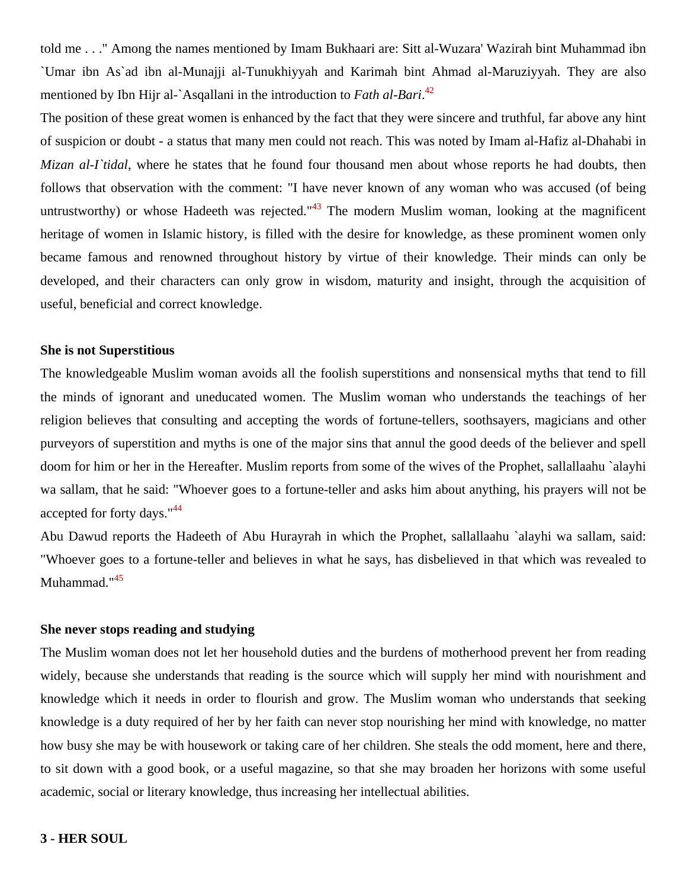told me . . ." Among the names mentioned by Imam Bukhaari are: Sitt al-Wuzara' Wazirah bint Muhammad ibn `Umar ibn As`ad ibn al-Munajji al-Tunukhiyyah and Karimah bint Ahmad al-Maruziyyah. They are also mentioned by Ibn Hijr al-`Asqallani in the introduction to *Fath al-Bari*.[42]

The position of these great women is enhanced by the fact that they were sincere and truthful, far above any hint of suspicion or doubt - a status that many men could not reach. This was noted by Imam al-Hafiz al-Dhahabi in *Mizan al-I`tidal*, where he states that he found four thousand men about whose reports he had doubts, then follows that observation with the comment: "I have never known of any woman who was accused (of being untrustworthy) or whose Hadeeth was rejected."[43] The modern Muslim woman, looking at the magnificent heritage of women in Islamic history, is filled with the desire for knowledge, as these prominent women only became famous and renowned throughout history by virtue of their knowledge. Their minds can only be developed, and their characters can only grow in wisdom, maturity and insight, through the acquisition of useful, beneficial and correct knowledge.

**She is not Superstitious**

The knowledgeable Muslim woman avoids all the foolish superstitions and nonsensical myths that tend to fill the minds of ignorant and uneducated women. The Muslim woman who understands the teachings of her religion believes that consulting and accepting the words of fortune-tellers, soothsayers, magicians and other purveyors of superstition and myths is one of the major sins that annul the good deeds of the believer and spell doom for him or her in the Hereafter. Muslim reports from some of the wives of the Prophet, sallallaahu `alayhi wa sallam, that he said: "Whoever goes to a fortune-teller and asks him about anything, his prayers will not be accepted for forty days."[44]

Abu Dawud reports the Hadeeth of Abu Hurayrah in which the Prophet, sallallaahu `alayhi wa sallam, said: "Whoever goes to a fortune-teller and believes in what he says, has disbelieved in that which was revealed to Muhammad."[45]

**She never stops reading and studying**

The Muslim woman does not let her household duties and the burdens of motherhood prevent her from reading widely, because she understands that reading is the source which will supply her mind with nourishment and knowledge which it needs in order to flourish and grow. The Muslim woman who understands that seeking knowledge is a duty required of her by her faith can never stop nourishing her mind with knowledge, no matter how busy she may be with housework or taking care of her children. She steals the odd moment, here and there, to sit down with a good book, or a useful magazine, so that she may broaden her horizons with some useful academic, social or literary knowledge, thus increasing her intellectual abilities.

**3 - HER SOUL**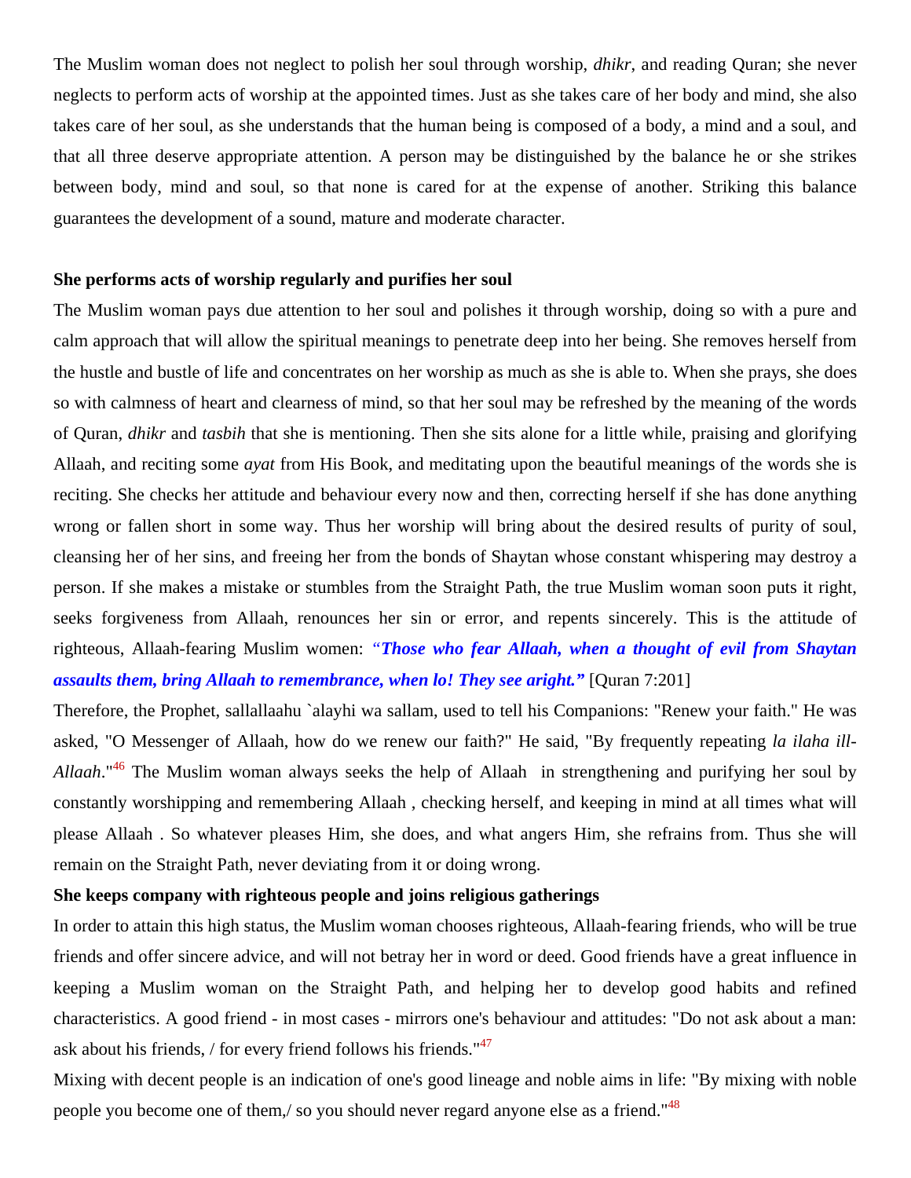The Muslim woman does not neglect to polish her soul through worship, *dhikr*, and reading Quran; she never neglects to perform acts of worship at the appointed times. Just as she takes care of her body and mind, she also takes care of her soul, as she understands that the human being is composed of a body, a mind and a soul, and that all three deserve appropriate attention. A person may be distinguished by the balance he or she strikes between body, mind and soul, so that none is cared for at the expense of another. Striking this balance guarantees the development of a sound, mature and moderate character.

**She performs acts of worship regularly and purifies her soul**

The Muslim woman pays due attention to her soul and polishes it through worship, doing so with a pure and calm approach that will allow the spiritual meanings to penetrate deep into her being. She removes herself from the hustle and bustle of life and concentrates on her worship as much as she is able to. When she prays, she does so with calmness of heart and clearness of mind, so that her soul may be refreshed by the meaning of the words of Quran, *dhikr* and *tasbih* that she is mentioning. Then she sits alone for a little while, praising and glorifying Allaah, and reciting some *ayat* from His Book, and meditating upon the beautiful meanings of the words she is reciting. She checks her attitude and behaviour every now and then, correcting herself if she has done anything wrong or fallen short in some way. Thus her worship will bring about the desired results of purity of soul, cleansing her of her sins, and freeing her from the bonds of Shaytan whose constant whispering may destroy a person. If she makes a mistake or stumbles from the Straight Path, the true Muslim woman soon puts it right, seeks forgiveness from Allaah, renounces her sin or error, and repents sincerely. This is the attitude of righteous, Allaah-fearing Muslim women: ***"Those who fear Allaah, when a thought of evil from Shaytan assaults them, bring Allaah to remembrance, when lo! They see aright."*** [Quran 7:201]

Therefore, the Prophet, sallallaahu `alayhi wa sallam, used to tell his Companions: "Renew your faith." He was asked, "O Messenger of Allaah, how do we renew our faith?" He said, "By frequently repeating *la ilaha ill-Allaah*."[46] The Muslim woman always seeks the help of Allaah in strengthening and purifying her soul by constantly worshipping and remembering Allaah , checking herself, and keeping in mind at all times what will please Allaah . So whatever pleases Him, she does, and what angers Him, she refrains from. Thus she will remain on the Straight Path, never deviating from it or doing wrong.

**She keeps company with righteous people and joins religious gatherings**

In order to attain this high status, the Muslim woman chooses righteous, Allaah-fearing friends, who will be true friends and offer sincere advice, and will not betray her in word or deed. Good friends have a great influence in keeping a Muslim woman on the Straight Path, and helping her to develop good habits and refined characteristics. A good friend - in most cases - mirrors one's behaviour and attitudes: "Do not ask about a man: ask about his friends, / for every friend follows his friends."[47]

Mixing with decent people is an indication of one's good lineage and noble aims in life: "By mixing with noble people you become one of them,/ so you should never regard anyone else as a friend."[48]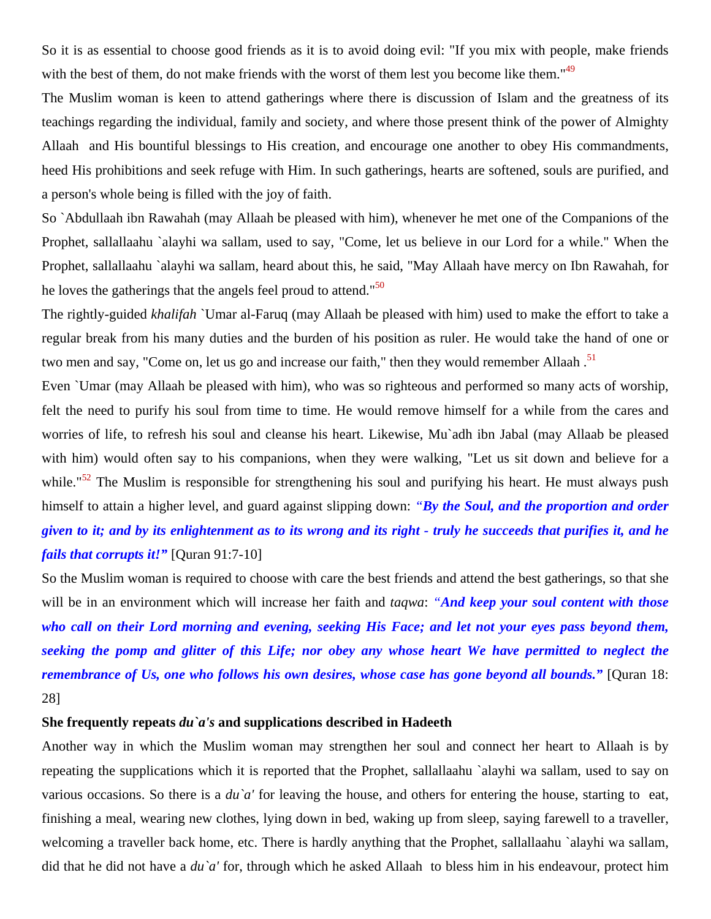So it is as essential to choose good friends as it is to avoid doing evil: "If you mix with people, make friends with the best of them, do not make friends with the worst of them lest you become like them."[49]

The Muslim woman is keen to attend gatherings where there is discussion of Islam and the greatness of its teachings regarding the individual, family and society, and where those present think of the power of Almighty Allaah and His bountiful blessings to His creation, and encourage one another to obey His commandments, heed His prohibitions and seek refuge with Him. In such gatherings, hearts are softened, souls are purified, and a person's whole being is filled with the joy of faith.

So `Abdullaah ibn Rawahah (may Allaah be pleased with him), whenever he met one of the Companions of the Prophet, sallallaahu `alayhi wa sallam, used to say, "Come, let us believe in our Lord for a while." When the Prophet, sallallaahu `alayhi wa sallam, heard about this, he said, "May Allaah have mercy on Ibn Rawahah, for he loves the gatherings that the angels feel proud to attend."[50]

The rightly-guided *khalifah* `Umar al-Faruq (may Allaah be pleased with him) used to make the effort to take a regular break from his many duties and the burden of his position as ruler. He would take the hand of one or two men and say, "Come on, let us go and increase our faith," then they would remember Allaah .[51]

Even `Umar (may Allaah be pleased with him), who was so righteous and performed so many acts of worship, felt the need to purify his soul from time to time. He would remove himself for a while from the cares and worries of life, to refresh his soul and cleanse his heart. Likewise, Mu`adh ibn Jabal (may Allaab be pleased with him) would often say to his companions, when they were walking, "Let us sit down and believe for a while."[52] The Muslim is responsible for strengthening his soul and purifying his heart. He must always push himself to attain a higher level, and guard against slipping down: ***"By the Soul, and the proportion and order given to it; and by its enlightenment as to its wrong and its right - truly he succeeds that purifies it, and he fails that corrupts it!"*** [Quran 91:7-10]

So the Muslim woman is required to choose with care the best friends and attend the best gatherings, so that she will be in an environment which will increase her faith and *taqwa*: ***"And keep your soul content with those who call on their Lord morning and evening, seeking His Face; and let not your eyes pass beyond them, seeking the pomp and glitter of this Life; nor obey any whose heart We have permitted to neglect the remembrance of Us, one who follows his own desires, whose case has gone beyond all bounds."*** [Quran 18: 28]

**She frequently repeats *du`a's* and supplications described in Hadeeth**

Another way in which the Muslim woman may strengthen her soul and connect her heart to Allaah is by repeating the supplications which it is reported that the Prophet, sallallaahu `alayhi wa sallam, used to say on various occasions. So there is a *du`a'* for leaving the house, and others for entering the house, starting to eat, finishing a meal, wearing new clothes, lying down in bed, waking up from sleep, saying farewell to a traveller, welcoming a traveller back home, etc. There is hardly anything that the Prophet, sallallaahu `alayhi wa sallam, did that he did not have a *du`a'* for, through which he asked Allaah to bless him in his endeavour, protect him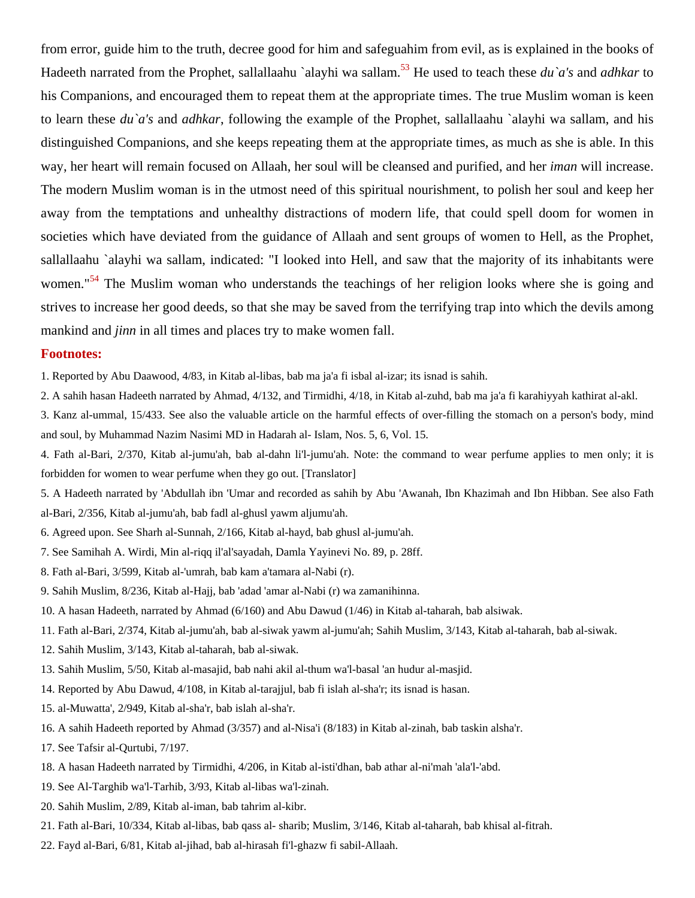from error, guide him to the truth, decree good for him and safeguahim from evil, as is explained in the books of Hadeeth narrated from the Prophet, sallallaahu `alayhi wa sallam.[53] He used to teach these *du`a's* and *adhkar* to his Companions, and encouraged them to repeat them at the appropriate times. The true Muslim woman is keen to learn these *du`a's* and *adhkar*, following the example of the Prophet, sallallaahu `alayhi wa sallam, and his distinguished Companions, and she keeps repeating them at the appropriate times, as much as she is able. In this way, her heart will remain focused on Allaah, her soul will be cleansed and purified, and her *iman* will increase. The modern Muslim woman is in the utmost need of this spiritual nourishment, to polish her soul and keep her away from the temptations and unhealthy distractions of modern life, that could spell doom for women in societies which have deviated from the guidance of Allaah and sent groups of women to Hell, as the Prophet, sallallaahu `alayhi wa sallam, indicated: "I looked into Hell, and saw that the majority of its inhabitants were women."[54] The Muslim woman who understands the teachings of her religion looks where she is going and strives to increase her good deeds, so that she may be saved from the terrifying trap into which the devils among mankind and *jinn* in all times and places try to make women fall.

**Footnotes:**

1. Reported by Abu Daawood, 4/83, in Kitab al-libas, bab ma ja'a fi isbal al-izar; its isnad is sahih.

2. A sahih hasan Hadeeth narrated by Ahmad, 4/132, and Tirmidhi, 4/18, in Kitab al-zuhd, bab ma ja'a fi karahiyyah kathirat al-akl.

3. Kanz al-ummal, 15/433. See also the valuable article on the harmful effects of over-filling the stomach on a person's body, mind and soul, by Muhammad Nazim Nasimi MD in Hadarah al- Islam, Nos. 5, 6, Vol. 15.

4. Fath al-Bari, 2/370, Kitab al-jumu'ah, bab al-dahn li'l-jumu'ah. Note: the command to wear perfume applies to men only; it is forbidden for women to wear perfume when they go out. [Translator]

5. A Hadeeth narrated by 'Abdullah ibn 'Umar and recorded as sahih by Abu 'Awanah, Ibn Khazimah and Ibn Hibban. See also Fath al-Bari, 2/356, Kitab al-jumu'ah, bab fadl al-ghusl yawm aljumu'ah.

6. Agreed upon. See Sharh al-Sunnah, 2/166, Kitab al-hayd, bab ghusl al-jumu'ah.

7. See Samihah A. Wirdi, Min al-riqq il'al'sayadah, Damla Yayinevi No. 89, p. 28ff.

8. Fath al-Bari, 3/599, Kitab al-'umrah, bab kam a'tamara al-Nabi (r).

9. Sahih Muslim, 8/236, Kitab al-Hajj, bab 'adad 'amar al-Nabi (r) wa zamanihinna.

10. A hasan Hadeeth, narrated by Ahmad (6/160) and Abu Dawud (1/46) in Kitab al-taharah, bab alsiwak.

11. Fath al-Bari, 2/374, Kitab al-jumu'ah, bab al-siwak yawm al-jumu'ah; Sahih Muslim, 3/143, Kitab al-taharah, bab al-siwak.

12. Sahih Muslim, 3/143, Kitab al-taharah, bab al-siwak.

13. Sahih Muslim, 5/50, Kitab al-masajid, bab nahi akil al-thum wa'l-basal 'an hudur al-masjid.

14. Reported by Abu Dawud, 4/108, in Kitab al-tarajjul, bab fi islah al-sha'r; its isnad is hasan.

15. al-Muwatta', 2/949, Kitab al-sha'r, bab islah al-sha'r.

16. A sahih Hadeeth reported by Ahmad (3/357) and al-Nisa'i (8/183) in Kitab al-zinah, bab taskin alsha'r.

17. See Tafsir al-Qurtubi, 7/197.

18. A hasan Hadeeth narrated by Tirmidhi, 4/206, in Kitab al-isti'dhan, bab athar al-ni'mah 'ala'l-'abd.

19. See Al-Targhib wa'l-Tarhib, 3/93, Kitab al-libas wa'l-zinah.

20. Sahih Muslim, 2/89, Kitab al-iman, bab tahrim al-kibr.

21. Fath al-Bari, 10/334, Kitab al-libas, bab qass al- sharib; Muslim, 3/146, Kitab al-taharah, bab khisal al-fitrah.

22. Fayd al-Bari, 6/81, Kitab al-jihad, bab al-hirasah fi'l-ghazw fi sabil-Allaah.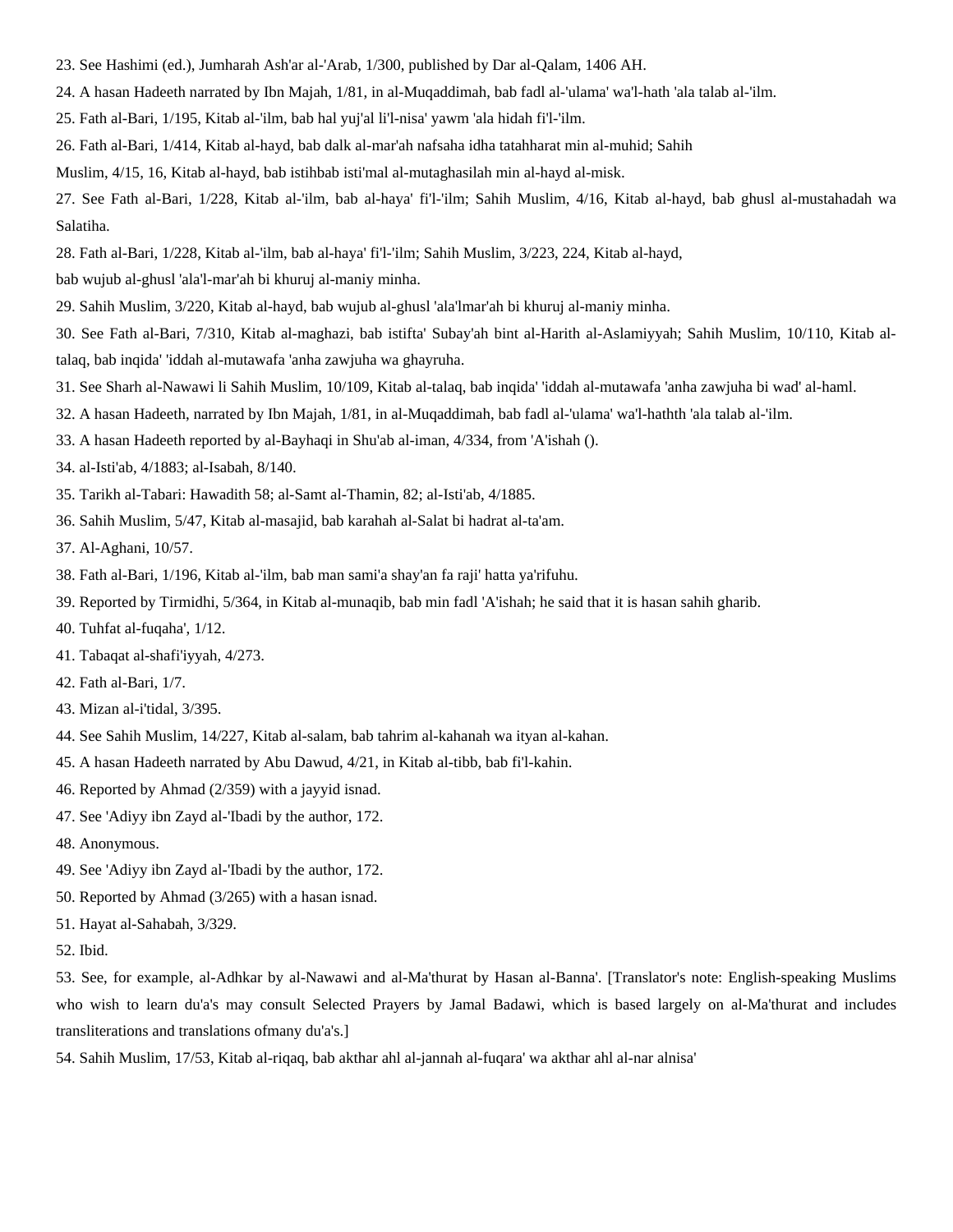23. See Hashimi (ed.), Jumharah Ash'ar al-'Arab, 1/300, published by Dar al-Qalam, 1406 AH.

24. A hasan Hadeeth narrated by Ibn Majah, 1/81, in al-Muqaddimah, bab fadl al-'ulama' wa'l-hath 'ala talab al-'ilm.

25. Fath al-Bari, 1/195, Kitab al-'ilm, bab hal yuj'al li'l-nisa' yawm 'ala hidah fi'l-'ilm.

26. Fath al-Bari, 1/414, Kitab al-hayd, bab dalk al-mar'ah nafsaha idha tatahharat min al-muhid; Sahih Muslim, 4/15, 16, Kitab al-hayd, bab istihbab isti'mal al-mutaghasilah min al-hayd al-misk.

27. See Fath al-Bari, 1/228, Kitab al-'ilm, bab al-haya' fi'l-'ilm; Sahih Muslim, 4/16, Kitab al-hayd, bab ghusl al-mustahadah wa Salatiha.

28. Fath al-Bari, 1/228, Kitab al-'ilm, bab al-haya' fi'l-'ilm; Sahih Muslim, 3/223, 224, Kitab al-hayd, bab wujub al-ghusl 'ala'l-mar'ah bi khuruj al-maniy minha.

29. Sahih Muslim, 3/220, Kitab al-hayd, bab wujub al-ghusl 'ala'lmar'ah bi khuruj al-maniy minha.

30. See Fath al-Bari, 7/310, Kitab al-maghazi, bab istifta' Subay'ah bint al-Harith al-Aslamiyyah; Sahih Muslim, 10/110, Kitab al-talaq, bab inqida' 'iddah al-mutawafa 'anha zawjuha wa ghayruha.

31. See Sharh al-Nawawi li Sahih Muslim, 10/109, Kitab al-talaq, bab inqida' 'iddah al-mutawafa 'anha zawjuha bi wad' al-haml.

32. A hasan Hadeeth, narrated by Ibn Majah, 1/81, in al-Muqaddimah, bab fadl al-'ulama' wa'l-haththth 'ala talab al-'ilm.

33. A hasan Hadeeth reported by al-Bayhaqi in Shu'ab al-iman, 4/334, from 'A'ishah ().

34. al-Isti'ab, 4/1883; al-Isabah, 8/140.

35. Tarikh al-Tabari: Hawadith 58; al-Samt al-Thamin, 82; al-Isti'ab, 4/1885.

36. Sahih Muslim, 5/47, Kitab al-masajid, bab karahah al-Salat bi hadrat al-ta'am.

37. Al-Aghani, 10/57.

38. Fath al-Bari, 1/196, Kitab al-'ilm, bab man sami'a shay'an fa raji' hatta ya'rifuhu.

39. Reported by Tirmidhi, 5/364, in Kitab al-munaqib, bab min fadl 'A'ishah; he said that it is hasan sahih gharib.

40. Tuhfat al-fuqaha', 1/12.

41. Tabaqat al-shafi'iyyah, 4/273.

42. Fath al-Bari, 1/7.

43. Mizan al-i'tidal, 3/395.

44. See Sahih Muslim, 14/227, Kitab al-salam, bab tahrim al-kahanah wa ityan al-kahan.

45. A hasan Hadeeth narrated by Abu Dawud, 4/21, in Kitab al-tibb, bab fi'l-kahin.

46. Reported by Ahmad (2/359) with a jayyid isnad.

47. See 'Adiyy ibn Zayd al-'Ibadi by the author, 172.

48. Anonymous.

49. See 'Adiyy ibn Zayd al-'Ibadi by the author, 172.

50. Reported by Ahmad (3/265) with a hasan isnad.

51. Hayat al-Sahabah, 3/329.

52. Ibid.

53. See, for example, al-Adhkar by al-Nawawi and al-Ma'thurat by Hasan al-Banna'. [Translator's note: English-speaking Muslims who wish to learn du'a's may consult Selected Prayers by Jamal Badawi, which is based largely on al-Ma'thurat and includes transliterations and translations ofmany du'a's.]

54. Sahih Muslim, 17/53, Kitab al-riqaq, bab akthar ahl al-jannah al-fuqara' wa akthar ahl al-nar alnisa'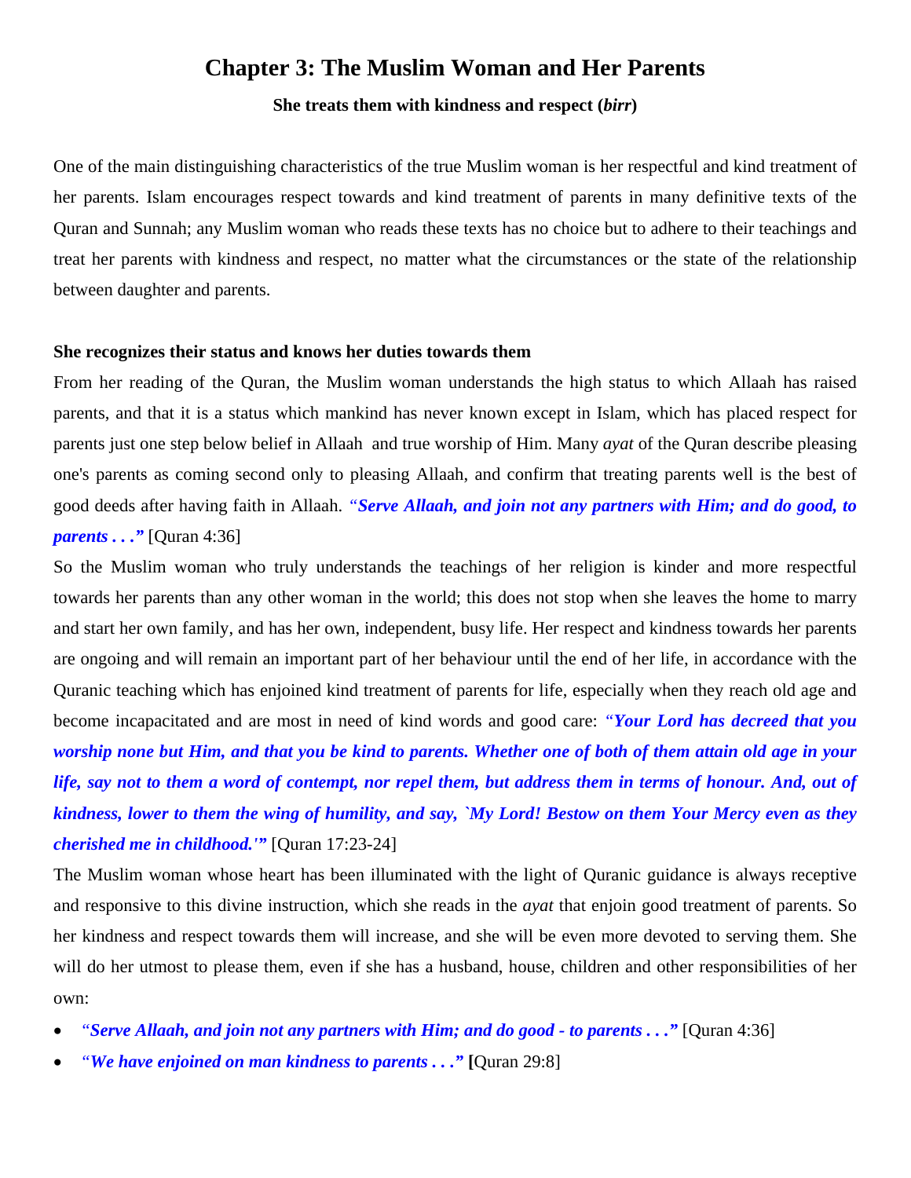# Chapter 3: The Muslim Woman and Her Parents

**She treats them with kindness and respect (*birr*)**

One of the main distinguishing characteristics of the true Muslim woman is her respectful and kind treatment of her parents. Islam encourages respect towards and kind treatment of parents in many definitive texts of the Quran and Sunnah; any Muslim woman who reads these texts has no choice but to adhere to their teachings and treat her parents with kindness and respect, no matter what the circumstances or the state of the relationship between daughter and parents.

**She recognizes their status and knows her duties towards them**

From her reading of the Quran, the Muslim woman understands the high status to which Allaah has raised parents, and that it is a status which mankind has never known except in Islam, which has placed respect for parents just one step below belief in Allaah and true worship of Him. Many *ayat* of the Quran describe pleasing one's parents as coming second only to pleasing Allaah, and confirm that treating parents well is the best of good deeds after having faith in Allaah. ***"Serve Allaah, and join not any partners with Him; and do good, to parents . . ."*** [Quran 4:36]

So the Muslim woman who truly understands the teachings of her religion is kinder and more respectful towards her parents than any other woman in the world; this does not stop when she leaves the home to marry and start her own family, and has her own, independent, busy life. Her respect and kindness towards her parents are ongoing and will remain an important part of her behaviour until the end of her life, in accordance with the Quranic teaching which has enjoined kind treatment of parents for life, especially when they reach old age and become incapacitated and are most in need of kind words and good care: ***"Your Lord has decreed that you worship none but Him, and that you be kind to parents. Whether one of both of them attain old age in your life, say not to them a word of contempt, nor repel them, but address them in terms of honour. And, out of kindness, lower to them the wing of humility, and say, `My Lord! Bestow on them Your Mercy even as they cherished me in childhood.'"*** [Quran 17:23-24]

The Muslim woman whose heart has been illuminated with the light of Quranic guidance is always receptive and responsive to this divine instruction, which she reads in the *ayat* that enjoin good treatment of parents. So her kindness and respect towards them will increase, and she will be even more devoted to serving them. She will do her utmost to please them, even if she has a husband, house, children and other responsibilities of her own:

- ***"Serve Allaah, and join not any partners with Him; and do good - to parents . . ."*** [Quran 4:36]
- ***"We have enjoined on man kindness to parents . . ."*** [Quran 29:8]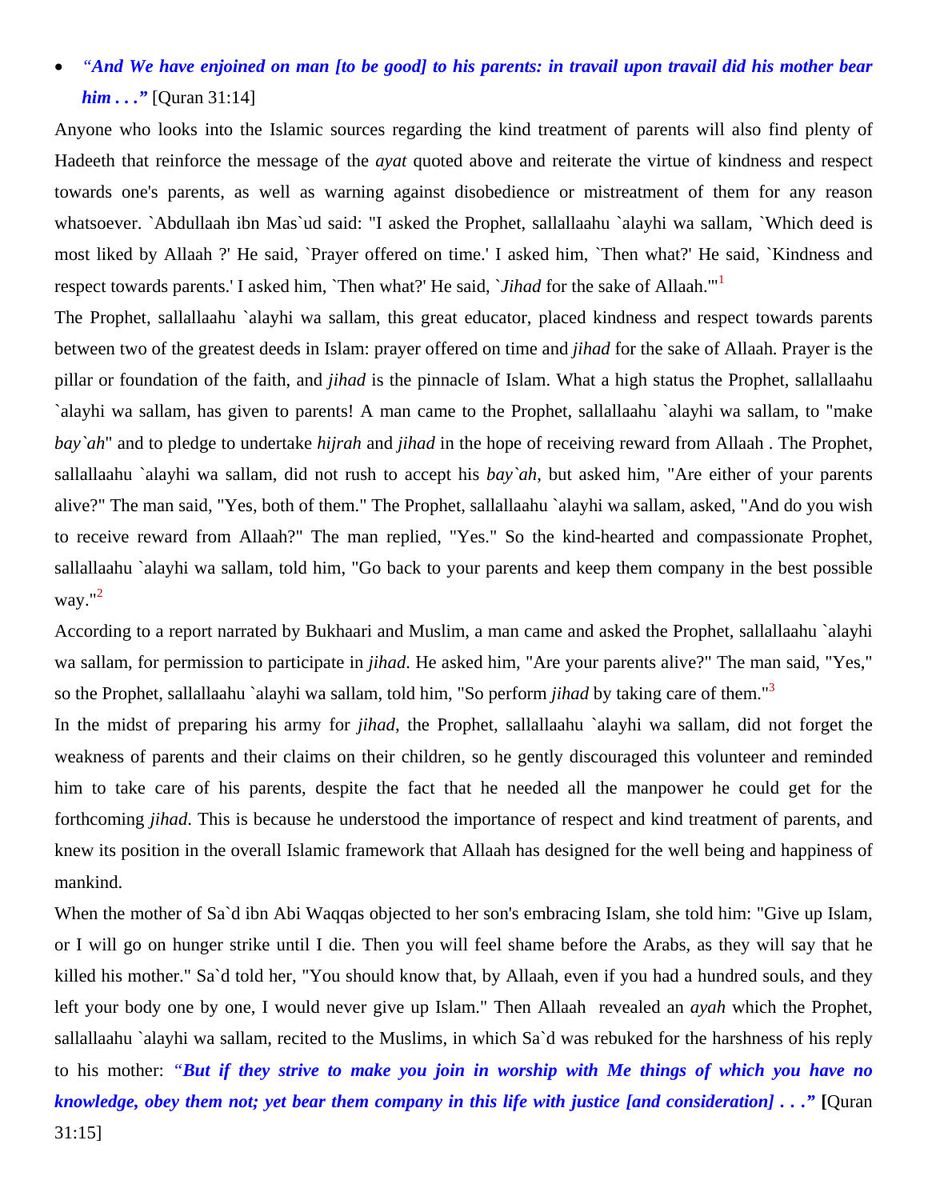- ***"And We have enjoined on man [to be good] to his parents: in travail upon travail did his mother bear him . . ."*** [Quran 31:14]

Anyone who looks into the Islamic sources regarding the kind treatment of parents will also find plenty of Hadeeth that reinforce the message of the *ayat* quoted above and reiterate the virtue of kindness and respect towards one's parents, as well as warning against disobedience or mistreatment of them for any reason whatsoever. `Abdullaah ibn Mas`ud said: "I asked the Prophet, sallallaahu `alayhi wa sallam, `Which deed is most liked by Allaah ?' He said, `Prayer offered on time.' I asked him, `Then what?' He said, `Kindness and respect towards parents.' I asked him, `Then what?' He said, `*Jihad* for the sake of Allaah.'"[1]

The Prophet, sallallaahu `alayhi wa sallam, this great educator, placed kindness and respect towards parents between two of the greatest deeds in Islam: prayer offered on time and *jihad* for the sake of Allaah. Prayer is the pillar or foundation of the faith, and *jihad* is the pinnacle of Islam. What a high status the Prophet, sallallaahu `alayhi wa sallam, has given to parents! A man came to the Prophet, sallallaahu `alayhi wa sallam, to "make *bay`ah*" and to pledge to undertake *hijrah* and *jihad* in the hope of receiving reward from Allaah . The Prophet, sallallaahu `alayhi wa sallam, did not rush to accept his *bay`ah*, but asked him, "Are either of your parents alive?" The man said, "Yes, both of them." The Prophet, sallallaahu `alayhi wa sallam, asked, "And do you wish to receive reward from Allaah?" The man replied, "Yes." So the kind-hearted and compassionate Prophet, sallallaahu `alayhi wa sallam, told him, "Go back to your parents and keep them company in the best possible way."[2]

According to a report narrated by Bukhaari and Muslim, a man came and asked the Prophet, sallallaahu `alayhi wa sallam, for permission to participate in *jihad*. He asked him, "Are your parents alive?" The man said, "Yes," so the Prophet, sallallaahu `alayhi wa sallam, told him, "So perform *jihad* by taking care of them."[3]

In the midst of preparing his army for *jihad*, the Prophet, sallallaahu `alayhi wa sallam, did not forget the weakness of parents and their claims on their children, so he gently discouraged this volunteer and reminded him to take care of his parents, despite the fact that he needed all the manpower he could get for the forthcoming *jihad*. This is because he understood the importance of respect and kind treatment of parents, and knew its position in the overall Islamic framework that Allaah has designed for the well being and happiness of mankind.

When the mother of Sa`d ibn Abi Waqqas objected to her son's embracing Islam, she told him: "Give up Islam, or I will go on hunger strike until I die. Then you will feel shame before the Arabs, as they will say that he killed his mother." Sa`d told her, "You should know that, by Allaah, even if you had a hundred souls, and they left your body one by one, I would never give up Islam." Then Allaah revealed an *ayah* which the Prophet, sallallaahu `alayhi wa sallam, recited to the Muslims, in which Sa`d was rebuked for the harshness of his reply to his mother: ***"But if they strive to make you join in worship with Me things of which you have no knowledge, obey them not; yet bear them company in this life with justice [and consideration] . . ."*** [Quran 31:15]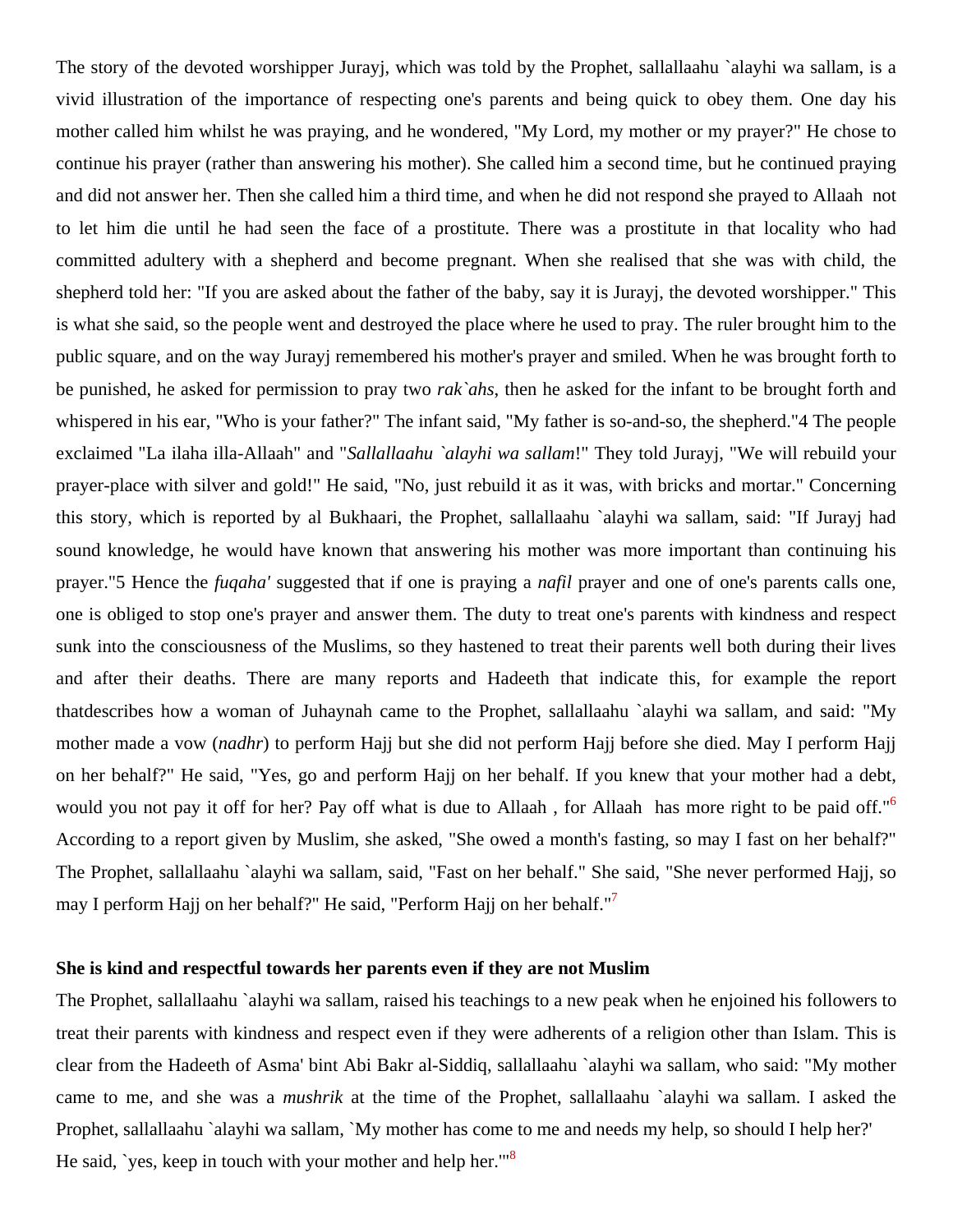The story of the devoted worshipper Jurayj, which was told by the Prophet, sallallaahu `alayhi wa sallam, is a vivid illustration of the importance of respecting one's parents and being quick to obey them. One day his mother called him whilst he was praying, and he wondered, "My Lord, my mother or my prayer?" He chose to continue his prayer (rather than answering his mother). She called him a second time, but he continued praying and did not answer her. Then she called him a third time, and when he did not respond she prayed to Allaah not to let him die until he had seen the face of a prostitute. There was a prostitute in that locality who had committed adultery with a shepherd and become pregnant. When she realised that she was with child, the shepherd told her: "If you are asked about the father of the baby, say it is Jurayj, the devoted worshipper." This is what she said, so the people went and destroyed the place where he used to pray. The ruler brought him to the public square, and on the way Jurayj remembered his mother's prayer and smiled. When he was brought forth to be punished, he asked for permission to pray two *rak`ahs*, then he asked for the infant to be brought forth and whispered in his ear, "Who is your father?" The infant said, "My father is so-and-so, the shepherd."4 The people exclaimed "La ilaha illa-Allaah" and "*Sallallaahu `alayhi wa sallam*!" They told Jurayj, "We will rebuild your prayer-place with silver and gold!" He said, "No, just rebuild it as it was, with bricks and mortar." Concerning this story, which is reported by al Bukhaari, the Prophet, sallallaahu `alayhi wa sallam, said: "If Jurayj had sound knowledge, he would have known that answering his mother was more important than continuing his prayer."5 Hence the *fuqaha'* suggested that if one is praying a *nafil* prayer and one of one's parents calls one, one is obliged to stop one's prayer and answer them. The duty to treat one's parents with kindness and respect sunk into the consciousness of the Muslims, so they hastened to treat their parents well both during their lives and after their deaths. There are many reports and Hadeeth that indicate this, for example the report thatdescribes how a woman of Juhaynah came to the Prophet, sallallaahu `alayhi wa sallam, and said: "My mother made a vow (*nadhr*) to perform Hajj but she did not perform Hajj before she died. May I perform Hajj on her behalf?" He said, "Yes, go and perform Hajj on her behalf. If you knew that your mother had a debt, would you not pay it off for her? Pay off what is due to Allaah , for Allaah has more right to be paid off."[6] According to a report given by Muslim, she asked, "She owed a month's fasting, so may I fast on her behalf?" The Prophet, sallallaahu `alayhi wa sallam, said, "Fast on her behalf." She said, "She never performed Hajj, so may I perform Hajj on her behalf?" He said, "Perform Hajj on her behalf."[7]

**She is kind and respectful towards her parents even if they are not Muslim**

The Prophet, sallallaahu `alayhi wa sallam, raised his teachings to a new peak when he enjoined his followers to treat their parents with kindness and respect even if they were adherents of a religion other than Islam. This is clear from the Hadeeth of Asma' bint Abi Bakr al-Siddiq, sallallaahu `alayhi wa sallam, who said: "My mother came to me, and she was a *mushrik* at the time of the Prophet, sallallaahu `alayhi wa sallam. I asked the Prophet, sallallaahu `alayhi wa sallam, `My mother has come to me and needs my help, so should I help her?' He said, `yes, keep in touch with your mother and help her.'"[8]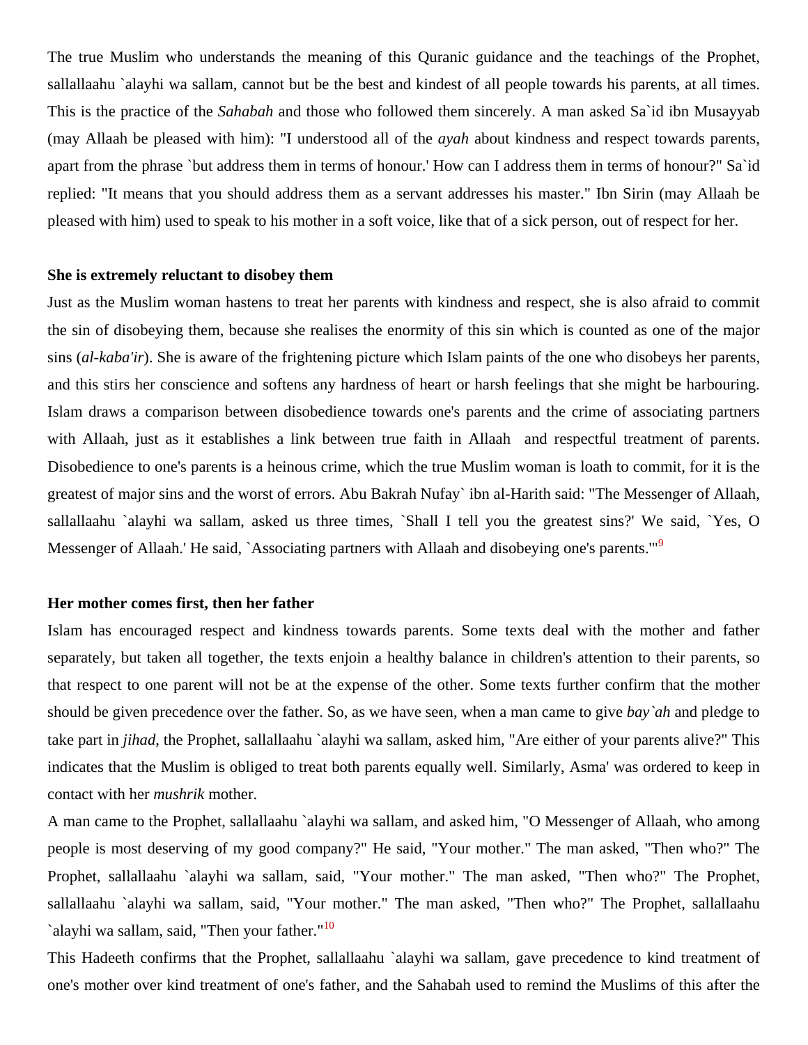The true Muslim who understands the meaning of this Quranic guidance and the teachings of the Prophet, sallallaahu `alayhi wa sallam, cannot but be the best and kindest of all people towards his parents, at all times. This is the practice of the *Sahabah* and those who followed them sincerely. A man asked Sa`id ibn Musayyab (may Allaah be pleased with him): "I understood all of the *ayah* about kindness and respect towards parents, apart from the phrase `but address them in terms of honour.' How can I address them in terms of honour?" Sa`id replied: "It means that you should address them as a servant addresses his master." Ibn Sirin (may Allaah be pleased with him) used to speak to his mother in a soft voice, like that of a sick person, out of respect for her.

**She is extremely reluctant to disobey them**

Just as the Muslim woman hastens to treat her parents with kindness and respect, she is also afraid to commit the sin of disobeying them, because she realises the enormity of this sin which is counted as one of the major sins (*al-kaba'ir*). She is aware of the frightening picture which Islam paints of the one who disobeys her parents, and this stirs her conscience and softens any hardness of heart or harsh feelings that she might be harbouring. Islam draws a comparison between disobedience towards one's parents and the crime of associating partners with Allaah, just as it establishes a link between true faith in Allaah and respectful treatment of parents. Disobedience to one's parents is a heinous crime, which the true Muslim woman is loath to commit, for it is the greatest of major sins and the worst of errors. Abu Bakrah Nufay` ibn al-Harith said: "The Messenger of Allaah, sallallaahu `alayhi wa sallam, asked us three times, `Shall I tell you the greatest sins?' We said, `Yes, O Messenger of Allaah.' He said, `Associating partners with Allaah and disobeying one's parents.'"[9]

**Her mother comes first, then her father**

Islam has encouraged respect and kindness towards parents. Some texts deal with the mother and father separately, but taken all together, the texts enjoin a healthy balance in children's attention to their parents, so that respect to one parent will not be at the expense of the other. Some texts further confirm that the mother should be given precedence over the father. So, as we have seen, when a man came to give *bay`ah* and pledge to take part in *jihad*, the Prophet, sallallaahu `alayhi wa sallam, asked him, "Are either of your parents alive?" This indicates that the Muslim is obliged to treat both parents equally well. Similarly, Asma' was ordered to keep in contact with her *mushrik* mother.

A man came to the Prophet, sallallaahu `alayhi wa sallam, and asked him, "O Messenger of Allaah, who among people is most deserving of my good company?" He said, "Your mother." The man asked, "Then who?" The Prophet, sallallaahu `alayhi wa sallam, said, "Your mother." The man asked, "Then who?" The Prophet, sallallaahu `alayhi wa sallam, said, "Your mother." The man asked, "Then who?" The Prophet, sallallaahu `alayhi wa sallam, said, "Then your father."[10]

This Hadeeth confirms that the Prophet, sallallaahu `alayhi wa sallam, gave precedence to kind treatment of one's mother over kind treatment of one's father, and the Sahabah used to remind the Muslims of this after the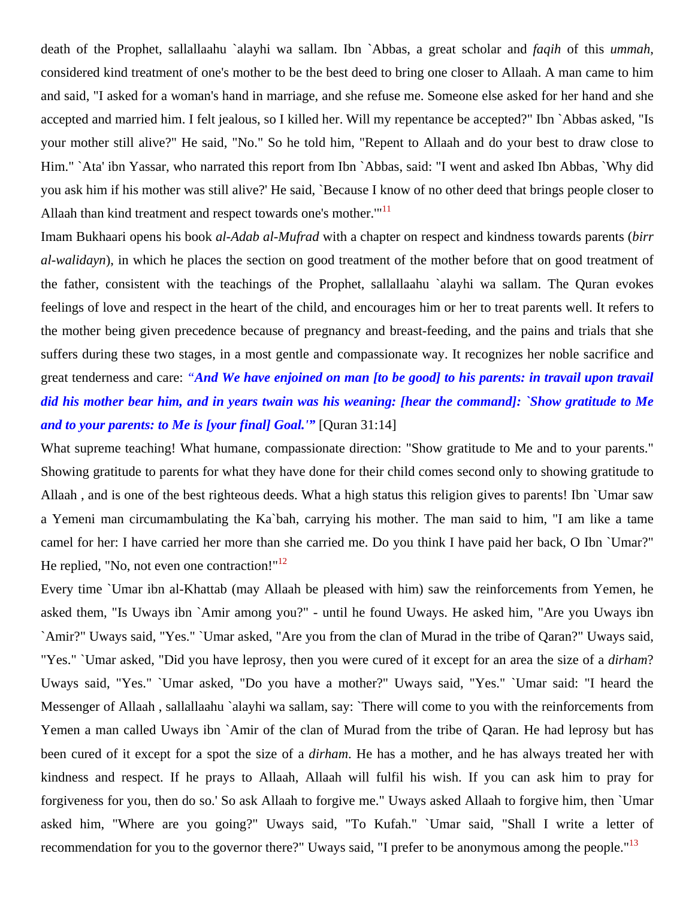death of the Prophet, sallallaahu `alayhi wa sallam. Ibn `Abbas, a great scholar and *faqih* of this *ummah*, considered kind treatment of one's mother to be the best deed to bring one closer to Allaah. A man came to him and said, "I asked for a woman's hand in marriage, and she refuse me. Someone else asked for her hand and she accepted and married him. I felt jealous, so I killed her. Will my repentance be accepted?" Ibn `Abbas asked, "Is your mother still alive?" He said, "No." So he told him, "Repent to Allaah and do your best to draw close to Him." `Ata' ibn Yassar, who narrated this report from Ibn `Abbas, said: "I went and asked Ibn Abbas, `Why did you ask him if his mother was still alive?' He said, `Because I know of no other deed that brings people closer to Allaah than kind treatment and respect towards one's mother.'"[11]

Imam Bukhaari opens his book *al-Adab al-Mufrad* with a chapter on respect and kindness towards parents (*birr al-walidayn*), in which he places the section on good treatment of the mother before that on good treatment of the father, consistent with the teachings of the Prophet, sallallaahu `alayhi wa sallam. The Quran evokes feelings of love and respect in the heart of the child, and encourages him or her to treat parents well. It refers to the mother being given precedence because of pregnancy and breast-feeding, and the pains and trials that she suffers during these two stages, in a most gentle and compassionate way. It recognizes her noble sacrifice and great tenderness and care: ***"And We have enjoined on man [to be good] to his parents: in travail upon travail did his mother bear him, and in years twain was his weaning: [hear the command]: `Show gratitude to Me and to your parents: to Me is [your final] Goal.'"*** [Quran 31:14]

What supreme teaching! What humane, compassionate direction: "Show gratitude to Me and to your parents." Showing gratitude to parents for what they have done for their child comes second only to showing gratitude to Allaah , and is one of the best righteous deeds. What a high status this religion gives to parents! Ibn `Umar saw a Yemeni man circumambulating the Ka`bah, carrying his mother. The man said to him, "I am like a tame camel for her: I have carried her more than she carried me. Do you think I have paid her back, O Ibn `Umar?" He replied, "No, not even one contraction!"[12]

Every time `Umar ibn al-Khattab (may Allaah be pleased with him) saw the reinforcements from Yemen, he asked them, "Is Uways ibn `Amir among you?" - until he found Uways. He asked him, "Are you Uways ibn `Amir?" Uways said, "Yes." `Umar asked, "Are you from the clan of Murad in the tribe of Qaran?" Uways said, "Yes." `Umar asked, "Did you have leprosy, then you were cured of it except for an area the size of a *dirham*? Uways said, "Yes." `Umar asked, "Do you have a mother?" Uways said, "Yes." `Umar said: "I heard the Messenger of Allaah , sallallaahu `alayhi wa sallam, say: `There will come to you with the reinforcements from Yemen a man called Uways ibn `Amir of the clan of Murad from the tribe of Qaran. He had leprosy but has been cured of it except for a spot the size of a *dirham*. He has a mother, and he has always treated her with kindness and respect. If he prays to Allaah, Allaah will fulfil his wish. If you can ask him to pray for forgiveness for you, then do so.' So ask Allaah to forgive me." Uways asked Allaah to forgive him, then `Umar asked him, "Where are you going?" Uways said, "To Kufah." `Umar said, "Shall I write a letter of recommendation for you to the governor there?" Uways said, "I prefer to be anonymous among the people."[13]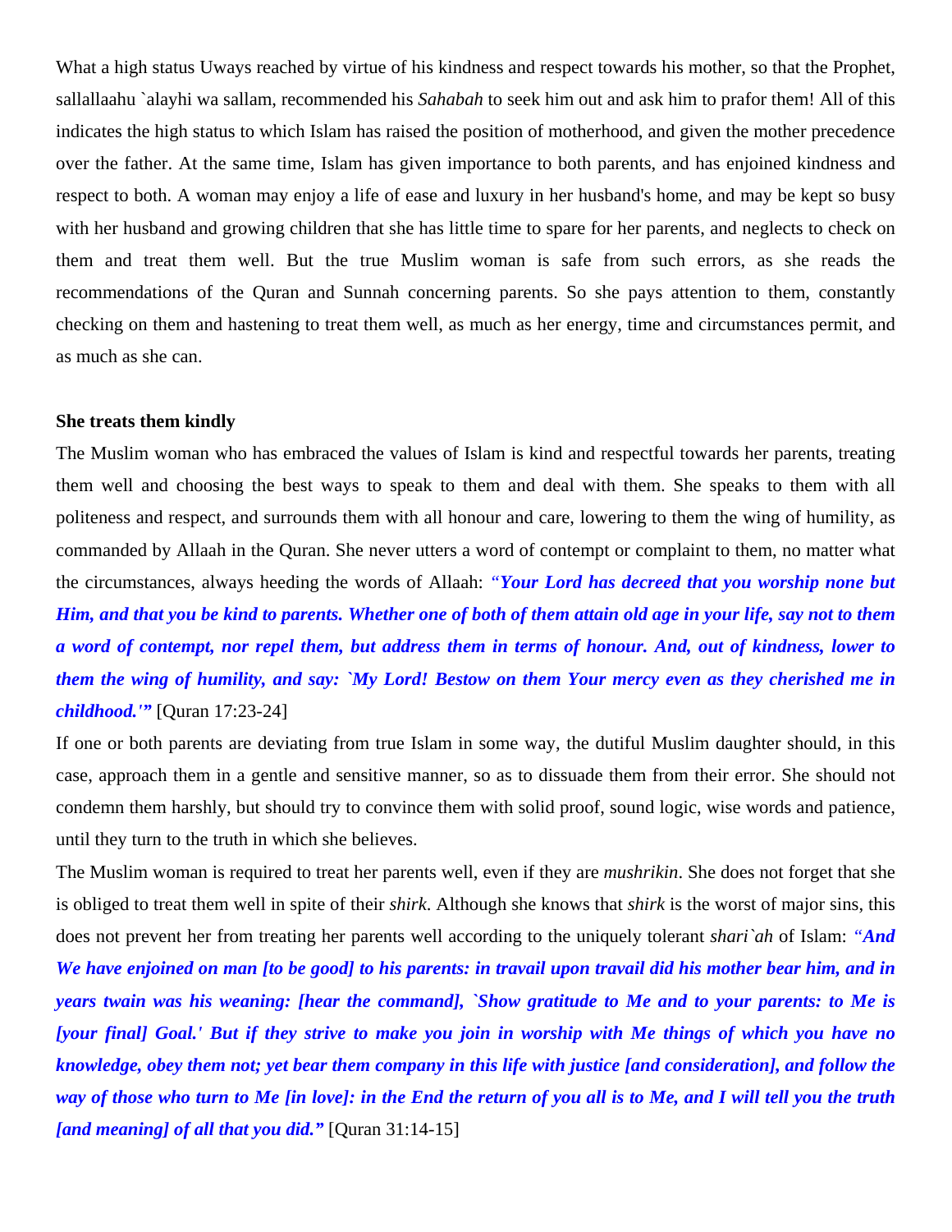What a high status Uways reached by virtue of his kindness and respect towards his mother, so that the Prophet, sallallaahu `alayhi wa sallam, recommended his *Sahabah* to seek him out and ask him to prafor them! All of this indicates the high status to which Islam has raised the position of motherhood, and given the mother precedence over the father. At the same time, Islam has given importance to both parents, and has enjoined kindness and respect to both. A woman may enjoy a life of ease and luxury in her husband's home, and may be kept so busy with her husband and growing children that she has little time to spare for her parents, and neglects to check on them and treat them well. But the true Muslim woman is safe from such errors, as she reads the recommendations of the Quran and Sunnah concerning parents. So she pays attention to them, constantly checking on them and hastening to treat them well, as much as her energy, time and circumstances permit, and as much as she can.

**She treats them kindly**

The Muslim woman who has embraced the values of Islam is kind and respectful towards her parents, treating them well and choosing the best ways to speak to them and deal with them. She speaks to them with all politeness and respect, and surrounds them with all honour and care, lowering to them the wing of humility, as commanded by Allaah in the Quran. She never utters a word of contempt or complaint to them, no matter what the circumstances, always heeding the words of Allaah: ***"Your Lord has decreed that you worship none but Him, and that you be kind to parents. Whether one of both of them attain old age in your life, say not to them a word of contempt, nor repel them, but address them in terms of honour. And, out of kindness, lower to them the wing of humility, and say: `My Lord! Bestow on them Your mercy even as they cherished me in childhood.'"*** [Quran 17:23-24]

If one or both parents are deviating from true Islam in some way, the dutiful Muslim daughter should, in this case, approach them in a gentle and sensitive manner, so as to dissuade them from their error. She should not condemn them harshly, but should try to convince them with solid proof, sound logic, wise words and patience, until they turn to the truth in which she believes.

The Muslim woman is required to treat her parents well, even if they are *mushrikin*. She does not forget that she is obliged to treat them well in spite of their *shirk*. Although she knows that *shirk* is the worst of major sins, this does not prevent her from treating her parents well according to the uniquely tolerant *shari`ah* of Islam: ***"And We have enjoined on man [to be good] to his parents: in travail upon travail did his mother bear him, and in years twain was his weaning: [hear the command], `Show gratitude to Me and to your parents: to Me is [your final] Goal.' But if they strive to make you join in worship with Me things of which you have no knowledge, obey them not; yet bear them company in this life with justice [and consideration], and follow the way of those who turn to Me [in love]: in the End the return of you all is to Me, and I will tell you the truth [and meaning] of all that you did."*** [Quran 31:14-15]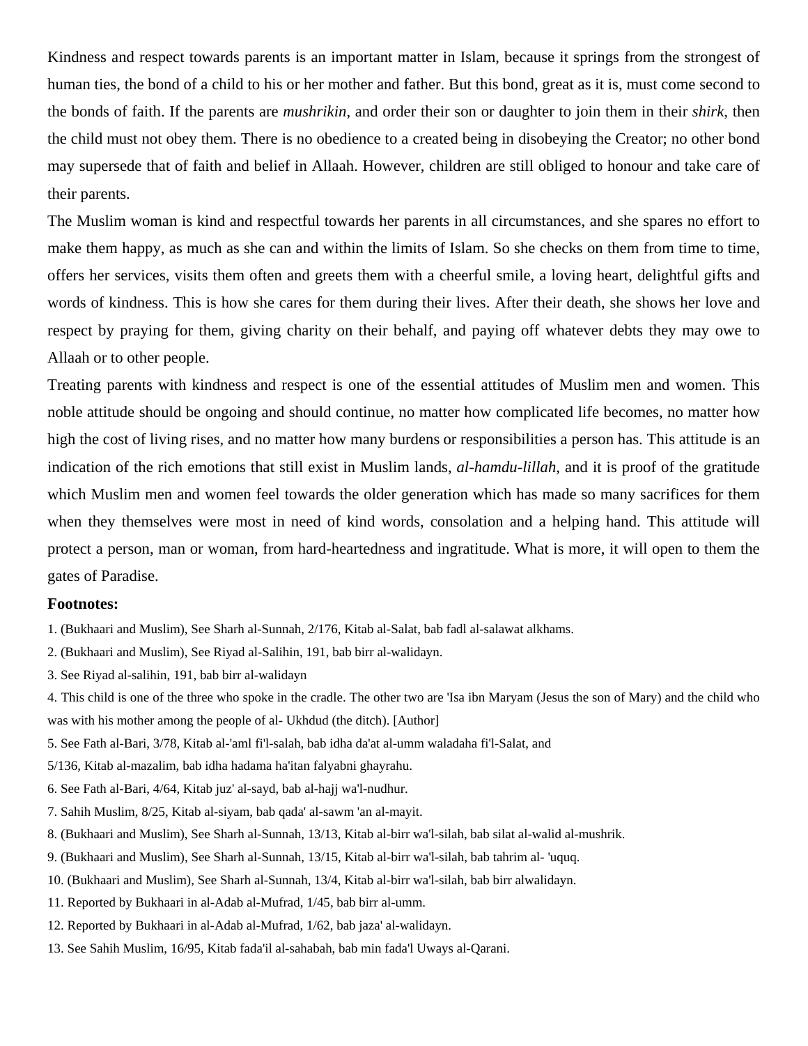Kindness and respect towards parents is an important matter in Islam, because it springs from the strongest of human ties, the bond of a child to his or her mother and father. But this bond, great as it is, must come second to the bonds of faith. If the parents are *mushrikin*, and order their son or daughter to join them in their *shirk*, then the child must not obey them. There is no obedience to a created being in disobeying the Creator; no other bond may supersede that of faith and belief in Allaah. However, children are still obliged to honour and take care of their parents.

The Muslim woman is kind and respectful towards her parents in all circumstances, and she spares no effort to make them happy, as much as she can and within the limits of Islam. So she checks on them from time to time, offers her services, visits them often and greets them with a cheerful smile, a loving heart, delightful gifts and words of kindness. This is how she cares for them during their lives. After their death, she shows her love and respect by praying for them, giving charity on their behalf, and paying off whatever debts they may owe to Allaah or to other people.

Treating parents with kindness and respect is one of the essential attitudes of Muslim men and women. This noble attitude should be ongoing and should continue, no matter how complicated life becomes, no matter how high the cost of living rises, and no matter how many burdens or responsibilities a person has. This attitude is an indication of the rich emotions that still exist in Muslim lands, *al-hamdu-lillah*, and it is proof of the gratitude which Muslim men and women feel towards the older generation which has made so many sacrifices for them when they themselves were most in need of kind words, consolation and a helping hand. This attitude will protect a person, man or woman, from hard-heartedness and ingratitude. What is more, it will open to them the gates of Paradise.

**Footnotes:**

1. (Bukhaari and Muslim), See Sharh al-Sunnah, 2/176, Kitab al-Salat, bab fadl al-salawat alkhams.
2. (Bukhaari and Muslim), See Riyad al-Salihin, 191, bab birr al-walidayn.
3. See Riyad al-salihin, 191, bab birr al-walidayn
4. This child is one of the three who spoke in the cradle. The other two are 'Isa ibn Maryam (Jesus the son of Mary) and the child who was with his mother among the people of al- Ukhdud (the ditch). [Author]
5. See Fath al-Bari, 3/78, Kitab al-'aml fi'l-salah, bab idha da'at al-umm waladaha fi'l-Salat, and 5/136, Kitab al-mazalim, bab idha hadama ha'itan falyabni ghayrahu.
6. See Fath al-Bari, 4/64, Kitab juz' al-sayd, bab al-hajj wa'l-nudhur.
7. Sahih Muslim, 8/25, Kitab al-siyam, bab qada' al-sawm 'an al-mayit.
8. (Bukhaari and Muslim), See Sharh al-Sunnah, 13/13, Kitab al-birr wa'l-silah, bab silat al-walid al-mushrik.
9. (Bukhaari and Muslim), See Sharh al-Sunnah, 13/15, Kitab al-birr wa'l-silah, bab tahrim al- 'uquq.
10. (Bukhaari and Muslim), See Sharh al-Sunnah, 13/4, Kitab al-birr wa'l-silah, bab birr alwalidayn.
11. Reported by Bukhaari in al-Adab al-Mufrad, 1/45, bab birr al-umm.
12. Reported by Bukhaari in al-Adab al-Mufrad, 1/62, bab jaza' al-walidayn.
13. See Sahih Muslim, 16/95, Kitab fada'il al-sahabah, bab min fada'l Uways al-Qarani.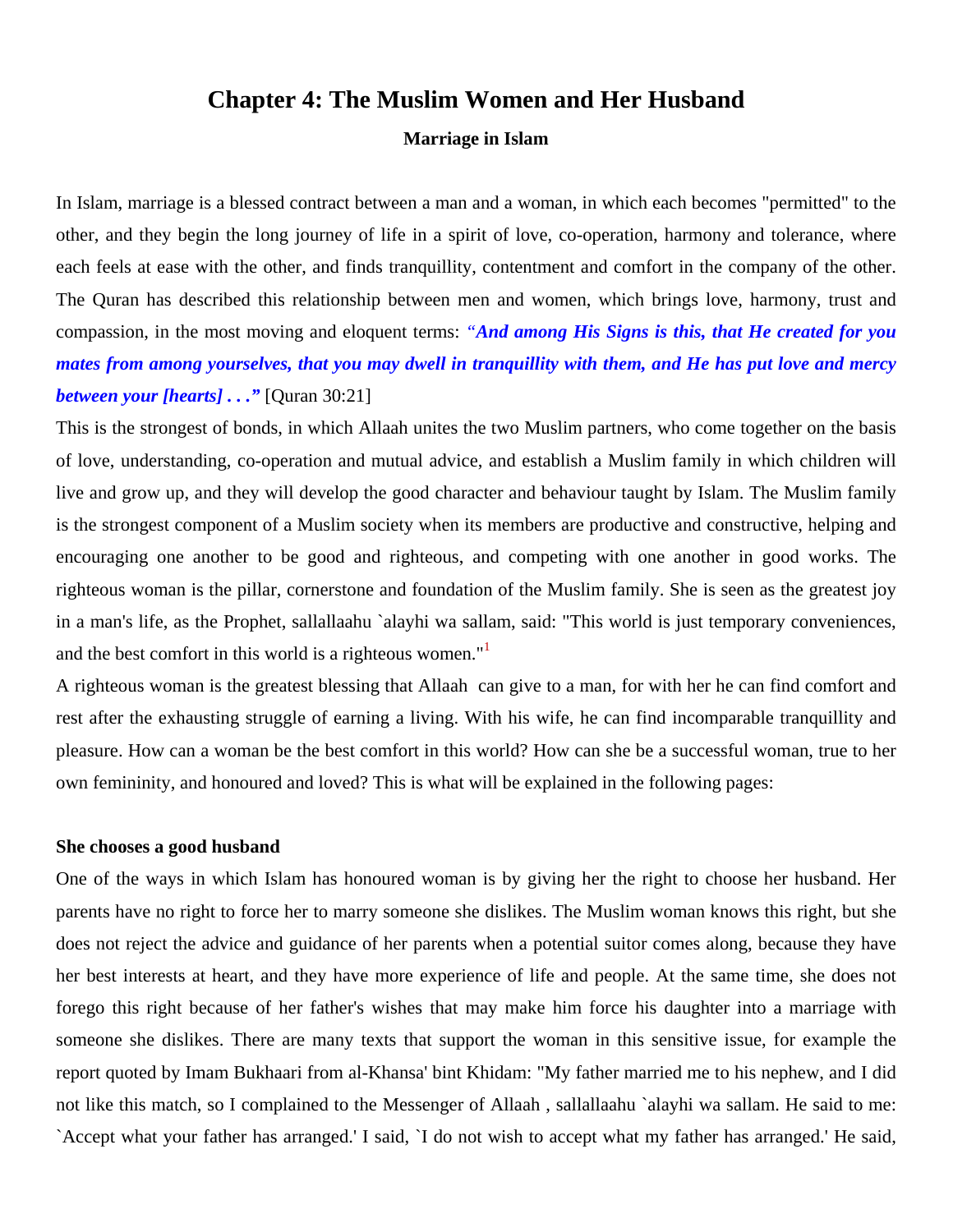# Chapter 4: The Muslim Women and Her Husband

### Marriage in Islam

In Islam, marriage is a blessed contract between a man and a woman, in which each becomes "permitted" to the other, and they begin the long journey of life in a spirit of love, co-operation, harmony and tolerance, where each feels at ease with the other, and finds tranquillity, contentment and comfort in the company of the other. The Quran has described this relationship between men and women, which brings love, harmony, trust and compassion, in the most moving and eloquent terms: ***"And among His Signs is this, that He created for you mates from among yourselves, that you may dwell in tranquillity with them, and He has put love and mercy between your [hearts] . . ."*** [Quran 30:21]

This is the strongest of bonds, in which Allaah unites the two Muslim partners, who come together on the basis of love, understanding, co-operation and mutual advice, and establish a Muslim family in which children will live and grow up, and they will develop the good character and behaviour taught by Islam. The Muslim family is the strongest component of a Muslim society when its members are productive and constructive, helping and encouraging one another to be good and righteous, and competing with one another in good works. The righteous woman is the pillar, cornerstone and foundation of the Muslim family. She is seen as the greatest joy in a man's life, as the Prophet, sallallaahu `alayhi wa sallam, said: "This world is just temporary conveniences, and the best comfort in this world is a righteous women."[1]

A righteous woman is the greatest blessing that Allaah can give to a man, for with her he can find comfort and rest after the exhausting struggle of earning a living. With his wife, he can find incomparable tranquillity and pleasure. How can a woman be the best comfort in this world? How can she be a successful woman, true to her own femininity, and honoured and loved? This is what will be explained in the following pages:

**She chooses a good husband**

One of the ways in which Islam has honoured woman is by giving her the right to choose her husband. Her parents have no right to force her to marry someone she dislikes. The Muslim woman knows this right, but she does not reject the advice and guidance of her parents when a potential suitor comes along, because they have her best interests at heart, and they have more experience of life and people. At the same time, she does not forego this right because of her father's wishes that may make him force his daughter into a marriage with someone she dislikes. There are many texts that support the woman in this sensitive issue, for example the report quoted by Imam Bukhaari from al-Khansa' bint Khidam: "My father married me to his nephew, and I did not like this match, so I complained to the Messenger of Allaah , sallallaahu `alayhi wa sallam. He said to me: `Accept what your father has arranged.' I said, `I do not wish to accept what my father has arranged.' He said,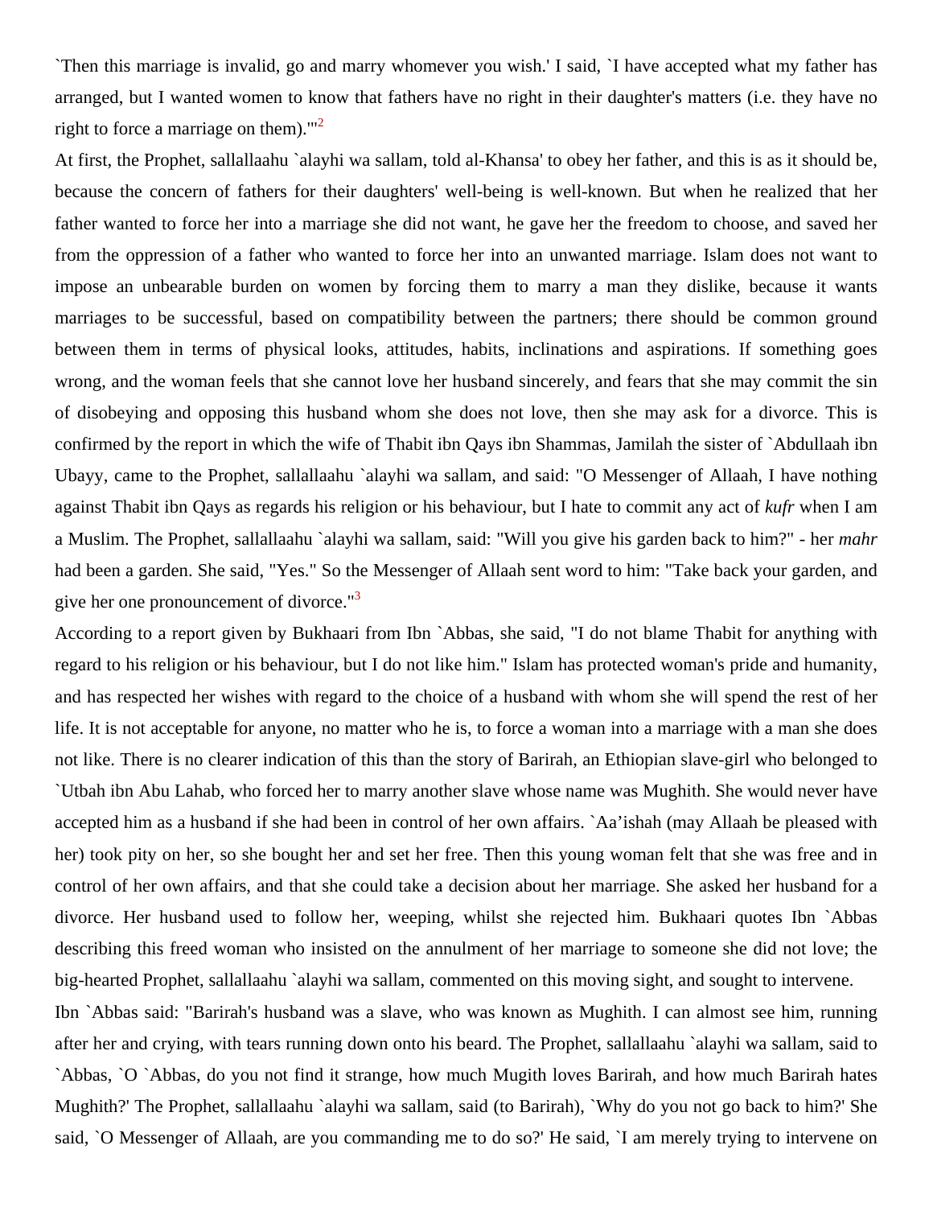`Then this marriage is invalid, go and marry whomever you wish.' I said, `I have accepted what my father has arranged, but I wanted women to know that fathers have no right in their daughter's matters (i.e. they have no right to force a marriage on them).'"[2]

At first, the Prophet, sallallaahu `alayhi wa sallam, told al-Khansa' to obey her father, and this is as it should be, because the concern of fathers for their daughters' well-being is well-known. But when he realized that her father wanted to force her into a marriage she did not want, he gave her the freedom to choose, and saved her from the oppression of a father who wanted to force her into an unwanted marriage. Islam does not want to impose an unbearable burden on women by forcing them to marry a man they dislike, because it wants marriages to be successful, based on compatibility between the partners; there should be common ground between them in terms of physical looks, attitudes, habits, inclinations and aspirations. If something goes wrong, and the woman feels that she cannot love her husband sincerely, and fears that she may commit the sin of disobeying and opposing this husband whom she does not love, then she may ask for a divorce. This is confirmed by the report in which the wife of Thabit ibn Qays ibn Shammas, Jamilah the sister of `Abdullaah ibn Ubayy, came to the Prophet, sallallaahu `alayhi wa sallam, and said: "O Messenger of Allaah, I have nothing against Thabit ibn Qays as regards his religion or his behaviour, but I hate to commit any act of *kufr* when I am a Muslim. The Prophet, sallallaahu `alayhi wa sallam, said: "Will you give his garden back to him?" - her *mahr* had been a garden. She said, "Yes." So the Messenger of Allaah sent word to him: "Take back your garden, and give her one pronouncement of divorce."[3]

According to a report given by Bukhaari from Ibn `Abbas, she said, "I do not blame Thabit for anything with regard to his religion or his behaviour, but I do not like him." Islam has protected woman's pride and humanity, and has respected her wishes with regard to the choice of a husband with whom she will spend the rest of her life. It is not acceptable for anyone, no matter who he is, to force a woman into a marriage with a man she does not like. There is no clearer indication of this than the story of Barirah, an Ethiopian slave-girl who belonged to `Utbah ibn Abu Lahab, who forced her to marry another slave whose name was Mughith. She would never have accepted him as a husband if she had been in control of her own affairs. `Aa'ishah (may Allaah be pleased with her) took pity on her, so she bought her and set her free. Then this young woman felt that she was free and in control of her own affairs, and that she could take a decision about her marriage. She asked her husband for a divorce. Her husband used to follow her, weeping, whilst she rejected him. Bukhaari quotes Ibn `Abbas describing this freed woman who insisted on the annulment of her marriage to someone she did not love; the big-hearted Prophet, sallallaahu `alayhi wa sallam, commented on this moving sight, and sought to intervene.

Ibn `Abbas said: "Barirah's husband was a slave, who was known as Mughith. I can almost see him, running after her and crying, with tears running down onto his beard. The Prophet, sallallaahu `alayhi wa sallam, said to `Abbas, `O `Abbas, do you not find it strange, how much Mugith loves Barirah, and how much Barirah hates Mughith?' The Prophet, sallallaahu `alayhi wa sallam, said (to Barirah), `Why do you not go back to him?' She said, `O Messenger of Allaah, are you commanding me to do so?' He said, `I am merely trying to intervene on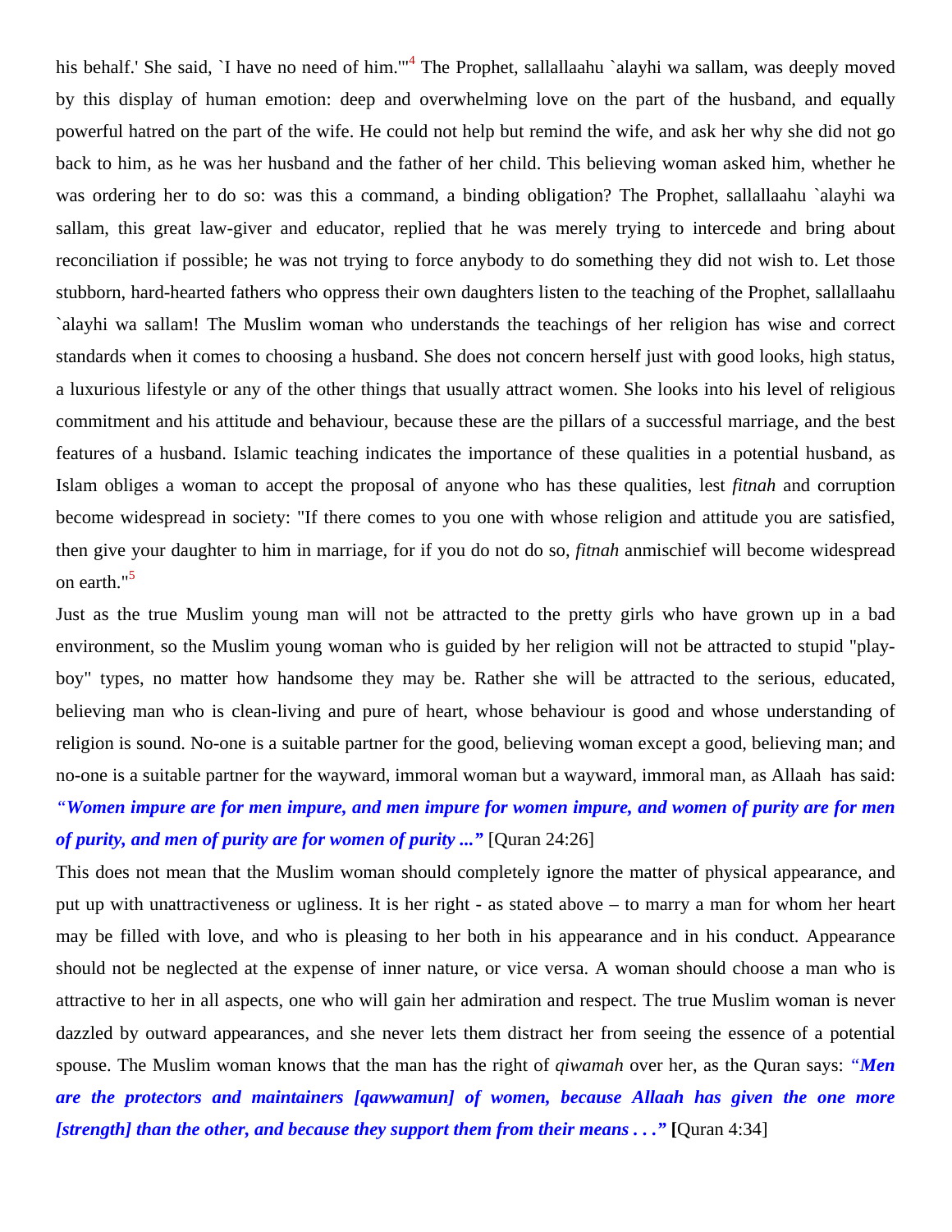his behalf.' She said, `I have no need of him.'"[4] The Prophet, sallallaahu `alayhi wa sallam, was deeply moved by this display of human emotion: deep and overwhelming love on the part of the husband, and equally powerful hatred on the part of the wife. He could not help but remind the wife, and ask her why she did not go back to him, as he was her husband and the father of her child. This believing woman asked him, whether he was ordering her to do so: was this a command, a binding obligation? The Prophet, sallallaahu `alayhi wa sallam, this great law-giver and educator, replied that he was merely trying to intercede and bring about reconciliation if possible; he was not trying to force anybody to do something they did not wish to. Let those stubborn, hard-hearted fathers who oppress their own daughters listen to the teaching of the Prophet, sallallaahu `alayhi wa sallam! The Muslim woman who understands the teachings of her religion has wise and correct standards when it comes to choosing a husband. She does not concern herself just with good looks, high status, a luxurious lifestyle or any of the other things that usually attract women. She looks into his level of religious commitment and his attitude and behaviour, because these are the pillars of a successful marriage, and the best features of a husband. Islamic teaching indicates the importance of these qualities in a potential husband, as Islam obliges a woman to accept the proposal of anyone who has these qualities, lest *fitnah* and corruption become widespread in society: "If there comes to you one with whose religion and attitude you are satisfied, then give your daughter to him in marriage, for if you do not do so, *fitnah* anmischief will become widespread on earth."[5]

Just as the true Muslim young man will not be attracted to the pretty girls who have grown up in a bad environment, so the Muslim young woman who is guided by her religion will not be attracted to stupid "play-boy" types, no matter how handsome they may be. Rather she will be attracted to the serious, educated, believing man who is clean-living and pure of heart, whose behaviour is good and whose understanding of religion is sound. No-one is a suitable partner for the good, believing woman except a good, believing man; and no-one is a suitable partner for the wayward, immoral woman but a wayward, immoral man, as Allaah has said: ***"Women impure are for men impure, and men impure for women impure, and women of purity are for men of purity, and men of purity are for women of purity ..."*** [Quran 24:26]

This does not mean that the Muslim woman should completely ignore the matter of physical appearance, and put up with unattractiveness or ugliness. It is her right - as stated above – to marry a man for whom her heart may be filled with love, and who is pleasing to her both in his appearance and in his conduct. Appearance should not be neglected at the expense of inner nature, or vice versa. A woman should choose a man who is attractive to her in all aspects, one who will gain her admiration and respect. The true Muslim woman is never dazzled by outward appearances, and she never lets them distract her from seeing the essence of a potential spouse. The Muslim woman knows that the man has the right of *qiwamah* over her, as the Quran says: ***"Men are the protectors and maintainers [qawwamun] of women, because Allaah has given the one more [strength] than the other, and because they support them from their means . . ."*** [Quran 4:34]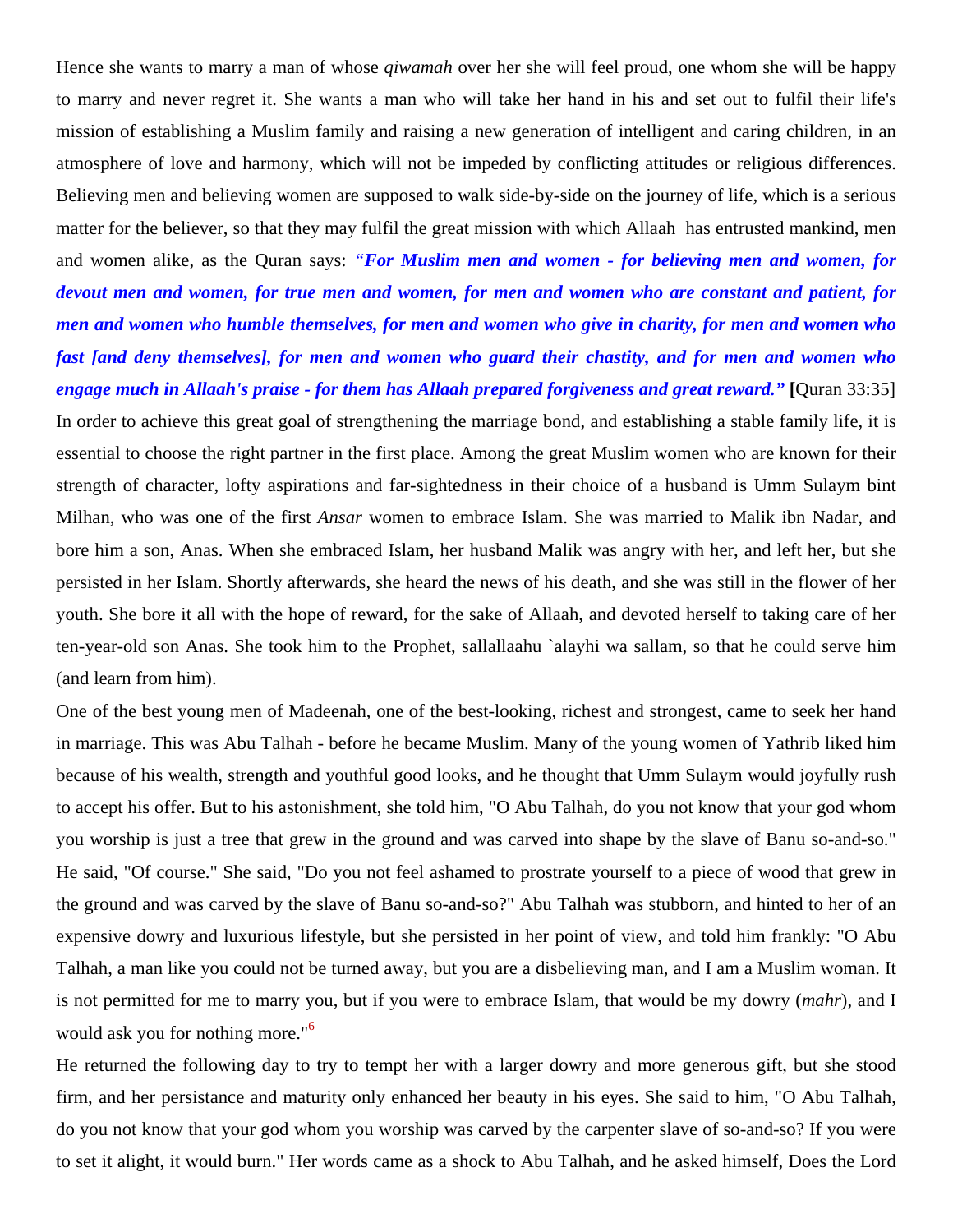Hence she wants to marry a man of whose *qiwamah* over her she will feel proud, one whom she will be happy to marry and never regret it. She wants a man who will take her hand in his and set out to fulfil their life's mission of establishing a Muslim family and raising a new generation of intelligent and caring children, in an atmosphere of love and harmony, which will not be impeded by conflicting attitudes or religious differences. Believing men and believing women are supposed to walk side-by-side on the journey of life, which is a serious matter for the believer, so that they may fulfil the great mission with which Allaah has entrusted mankind, men and women alike, as the Quran says: ***"For Muslim men and women - for believing men and women, for devout men and women, for true men and women, for men and women who are constant and patient, for men and women who humble themselves, for men and women who give in charity, for men and women who fast [and deny themselves], for men and women who guard their chastity, and for men and women who engage much in Allaah's praise - for them has Allaah prepared forgiveness and great reward."*** **[**Quran 33:35]

In order to achieve this great goal of strengthening the marriage bond, and establishing a stable family life, it is essential to choose the right partner in the first place. Among the great Muslim women who are known for their strength of character, lofty aspirations and far-sightedness in their choice of a husband is Umm Sulaym bint Milhan, who was one of the first *Ansar* women to embrace Islam. She was married to Malik ibn Nadar, and bore him a son, Anas. When she embraced Islam, her husband Malik was angry with her, and left her, but she persisted in her Islam. Shortly afterwards, she heard the news of his death, and she was still in the flower of her youth. She bore it all with the hope of reward, for the sake of Allaah, and devoted herself to taking care of her ten-year-old son Anas. She took him to the Prophet, sallallaahu `alayhi wa sallam, so that he could serve him (and learn from him).

One of the best young men of Madeenah, one of the best-looking, richest and strongest, came to seek her hand in marriage. This was Abu Talhah - before he became Muslim. Many of the young women of Yathrib liked him because of his wealth, strength and youthful good looks, and he thought that Umm Sulaym would joyfully rush to accept his offer. But to his astonishment, she told him, "O Abu Talhah, do you not know that your god whom you worship is just a tree that grew in the ground and was carved into shape by the slave of Banu so-and-so." He said, "Of course." She said, "Do you not feel ashamed to prostrate yourself to a piece of wood that grew in the ground and was carved by the slave of Banu so-and-so?" Abu Talhah was stubborn, and hinted to her of an expensive dowry and luxurious lifestyle, but she persisted in her point of view, and told him frankly: "O Abu Talhah, a man like you could not be turned away, but you are a disbelieving man, and I am a Muslim woman. It is not permitted for me to marry you, but if you were to embrace Islam, that would be my dowry (*mahr*), and I would ask you for nothing more."[6]

He returned the following day to try to tempt her with a larger dowry and more generous gift, but she stood firm, and her persistance and maturity only enhanced her beauty in his eyes. She said to him, "O Abu Talhah, do you not know that your god whom you worship was carved by the carpenter slave of so-and-so? If you were to set it alight, it would burn." Her words came as a shock to Abu Talhah, and he asked himself, Does the Lord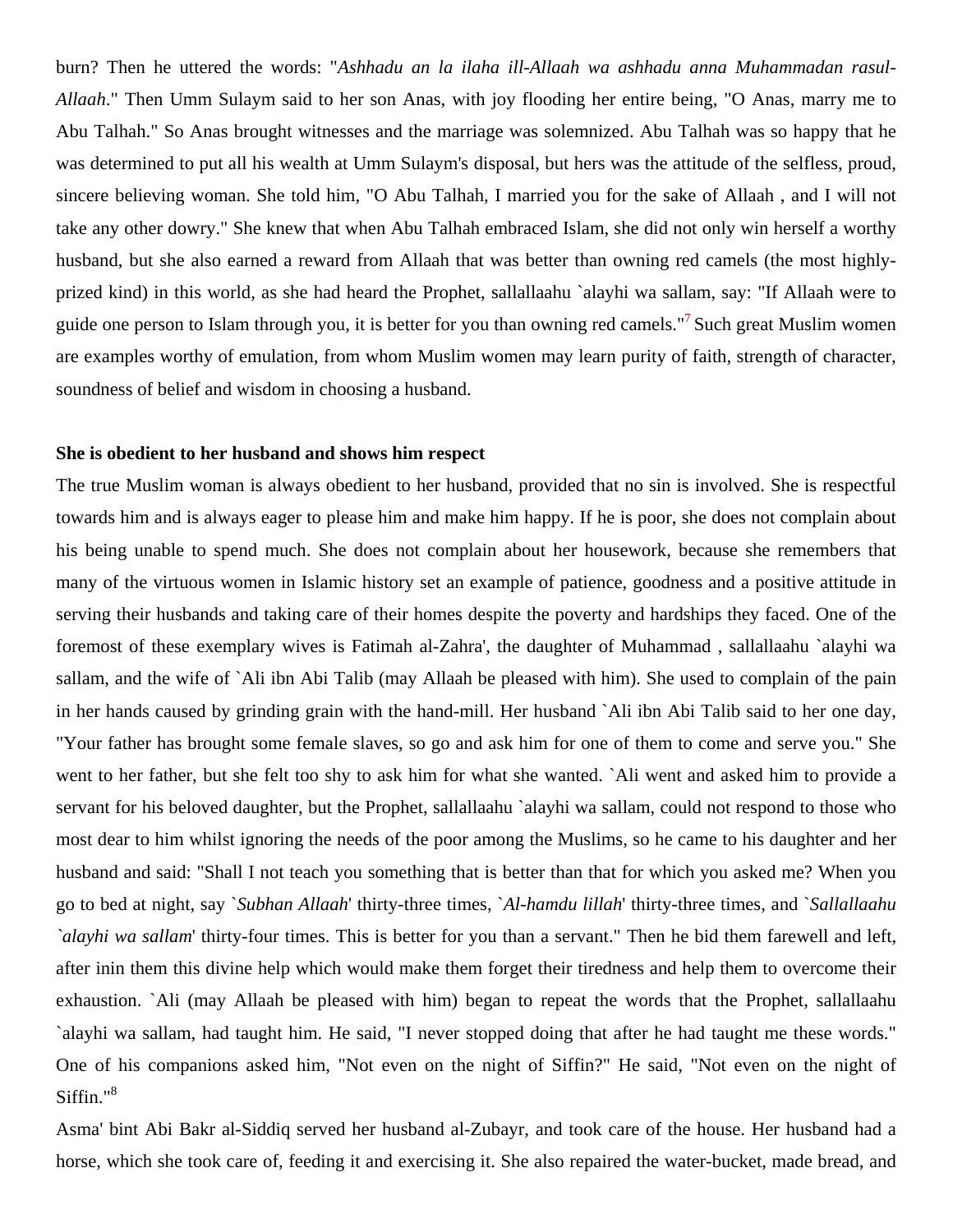burn? Then he uttered the words: "*Ashhadu an la ilaha ill-Allaah wa ashhadu anna Muhammadan rasul-Allaah*." Then Umm Sulaym said to her son Anas, with joy flooding her entire being, "O Anas, marry me to Abu Talhah." So Anas brought witnesses and the marriage was solemnized. Abu Talhah was so happy that he was determined to put all his wealth at Umm Sulaym's disposal, but hers was the attitude of the selfless, proud, sincere believing woman. She told him, "O Abu Talhah, I married you for the sake of Allaah , and I will not take any other dowry." She knew that when Abu Talhah embraced Islam, she did not only win herself a worthy husband, but she also earned a reward from Allaah that was better than owning red camels (the most highly-prized kind) in this world, as she had heard the Prophet, sallallaahu `alayhi wa sallam, say: "If Allaah were to guide one person to Islam through you, it is better for you than owning red camels."[7] Such great Muslim women are examples worthy of emulation, from whom Muslim women may learn purity of faith, strength of character, soundness of belief and wisdom in choosing a husband.

**She is obedient to her husband and shows him respect**

The true Muslim woman is always obedient to her husband, provided that no sin is involved. She is respectful towards him and is always eager to please him and make him happy. If he is poor, she does not complain about his being unable to spend much. She does not complain about her housework, because she remembers that many of the virtuous women in Islamic history set an example of patience, goodness and a positive attitude in serving their husbands and taking care of their homes despite the poverty and hardships they faced. One of the foremost of these exemplary wives is Fatimah al-Zahra', the daughter of Muhammad , sallallaahu `alayhi wa sallam, and the wife of `Ali ibn Abi Talib (may Allaah be pleased with him). She used to complain of the pain in her hands caused by grinding grain with the hand-mill. Her husband `Ali ibn Abi Talib said to her one day, "Your father has brought some female slaves, so go and ask him for one of them to come and serve you." She went to her father, but she felt too shy to ask him for what she wanted. `Ali went and asked him to provide a servant for his beloved daughter, but the Prophet, sallallaahu `alayhi wa sallam, could not respond to those who most dear to him whilst ignoring the needs of the poor among the Muslims, so he came to his daughter and her husband and said: "Shall I not teach you something that is better than that for which you asked me? When you go to bed at night, say `*Subhan Allaah*' thirty-three times, `*Al-hamdu lillah*' thirty-three times, and `*Sallallaahu `alayhi wa sallam*' thirty-four times. This is better for you than a servant." Then he bid them farewell and left, after inin them this divine help which would make them forget their tiredness and help them to overcome their exhaustion. `Ali (may Allaah be pleased with him) began to repeat the words that the Prophet, sallallaahu `alayhi wa sallam, had taught him. He said, "I never stopped doing that after he had taught me these words." One of his companions asked him, "Not even on the night of Siffin?" He said, "Not even on the night of Siffin."[8]

Asma' bint Abi Bakr al-Siddiq served her husband al-Zubayr, and took care of the house. Her husband had a horse, which she took care of, feeding it and exercising it. She also repaired the water-bucket, made bread, and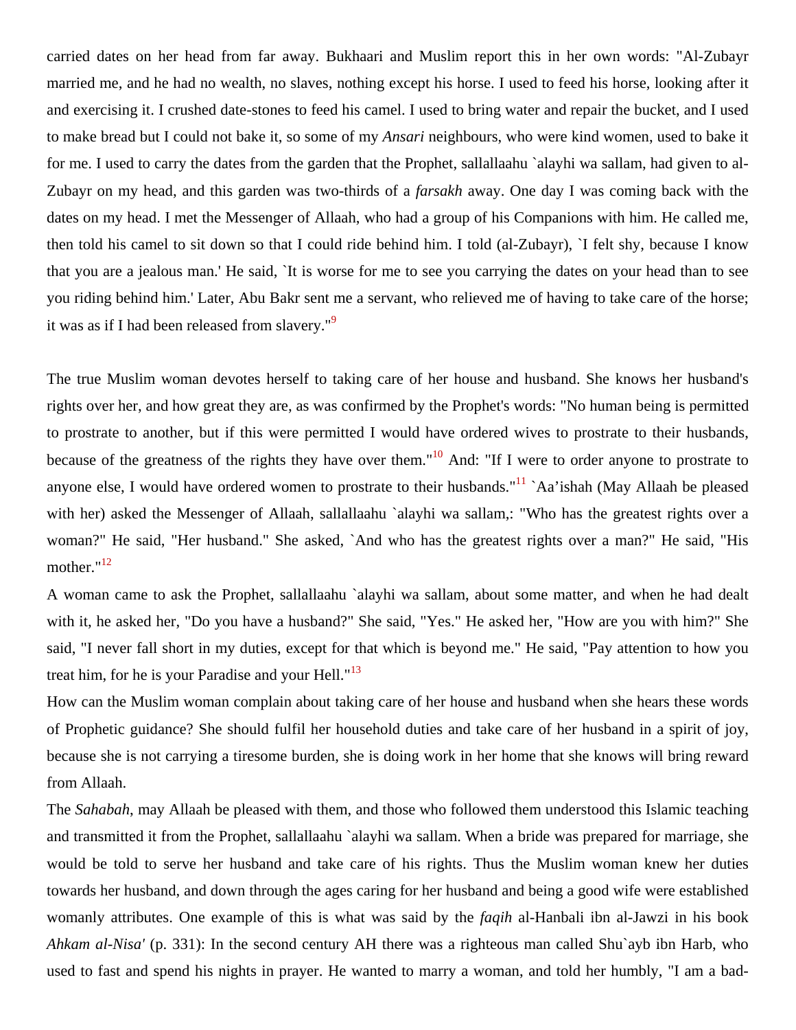carried dates on her head from far away. Bukhaari and Muslim report this in her own words: "Al-Zubayr married me, and he had no wealth, no slaves, nothing except his horse. I used to feed his horse, looking after it and exercising it. I crushed date-stones to feed his camel. I used to bring water and repair the bucket, and I used to make bread but I could not bake it, so some of my *Ansari* neighbours, who were kind women, used to bake it for me. I used to carry the dates from the garden that the Prophet, sallallaahu `alayhi wa sallam, had given to al-Zubayr on my head, and this garden was two-thirds of a *farsakh* away. One day I was coming back with the dates on my head. I met the Messenger of Allaah, who had a group of his Companions with him. He called me, then told his camel to sit down so that I could ride behind him. I told (al-Zubayr), `I felt shy, because I know that you are a jealous man.' He said, `It is worse for me to see you carrying the dates on your head than to see you riding behind him.' Later, Abu Bakr sent me a servant, who relieved me of having to take care of the horse; it was as if I had been released from slavery."[9]

The true Muslim woman devotes herself to taking care of her house and husband. She knows her husband's rights over her, and how great they are, as was confirmed by the Prophet's words: "No human being is permitted to prostrate to another, but if this were permitted I would have ordered wives to prostrate to their husbands, because of the greatness of the rights they have over them."[10] And: "If I were to order anyone to prostrate to anyone else, I would have ordered women to prostrate to their husbands."[11] `Aa'ishah (May Allaah be pleased with her) asked the Messenger of Allaah, sallallaahu `alayhi wa sallam,: "Who has the greatest rights over a woman?" He said, "Her husband." She asked, `And who has the greatest rights over a man?" He said, "His mother."[12]

A woman came to ask the Prophet, sallallaahu `alayhi wa sallam, about some matter, and when he had dealt with it, he asked her, "Do you have a husband?" She said, "Yes." He asked her, "How are you with him?" She said, "I never fall short in my duties, except for that which is beyond me." He said, "Pay attention to how you treat him, for he is your Paradise and your Hell."[13]

How can the Muslim woman complain about taking care of her house and husband when she hears these words of Prophetic guidance? She should fulfil her household duties and take care of her husband in a spirit of joy, because she is not carrying a tiresome burden, she is doing work in her home that she knows will bring reward from Allaah.

The *Sahabah*, may Allaah be pleased with them, and those who followed them understood this Islamic teaching and transmitted it from the Prophet, sallallaahu `alayhi wa sallam. When a bride was prepared for marriage, she would be told to serve her husband and take care of his rights. Thus the Muslim woman knew her duties towards her husband, and down through the ages caring for her husband and being a good wife were established womanly attributes. One example of this is what was said by the *faqih* al-Hanbali ibn al-Jawzi in his book *Ahkam al-Nisa'* (p. 331): In the second century AH there was a righteous man called Shu`ayb ibn Harb, who used to fast and spend his nights in prayer. He wanted to marry a woman, and told her humbly, "I am a bad-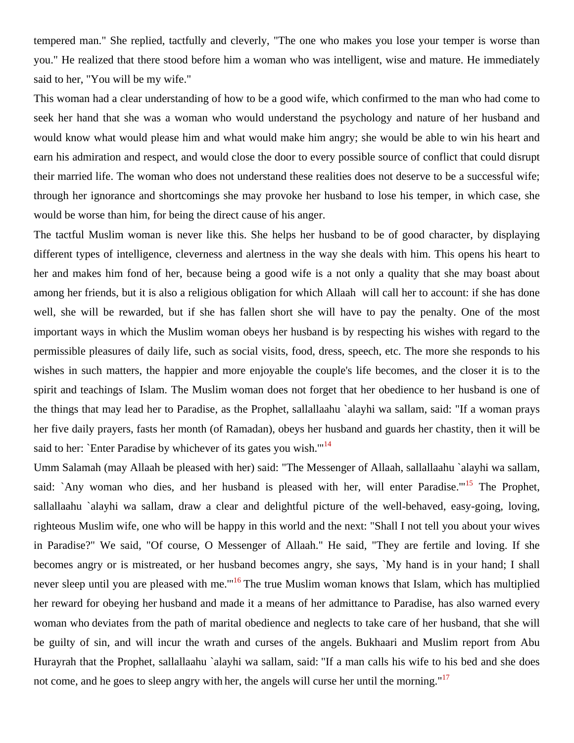tempered man." She replied, tactfully and cleverly, "The one who makes you lose your temper is worse than you." He realized that there stood before him a woman who was intelligent, wise and mature. He immediately said to her, "You will be my wife."

This woman had a clear understanding of how to be a good wife, which confirmed to the man who had come to seek her hand that she was a woman who would understand the psychology and nature of her husband and would know what would please him and what would make him angry; she would be able to win his heart and earn his admiration and respect, and would close the door to every possible source of conflict that could disrupt their married life. The woman who does not understand these realities does not deserve to be a successful wife; through her ignorance and shortcomings she may provoke her husband to lose his temper, in which case, she would be worse than him, for being the direct cause of his anger.

The tactful Muslim woman is never like this. She helps her husband to be of good character, by displaying different types of intelligence, cleverness and alertness in the way she deals with him. This opens his heart to her and makes him fond of her, because being a good wife is a not only a quality that she may boast about among her friends, but it is also a religious obligation for which Allaah will call her to account: if she has done well, she will be rewarded, but if she has fallen short she will have to pay the penalty. One of the most important ways in which the Muslim woman obeys her husband is by respecting his wishes with regard to the permissible pleasures of daily life, such as social visits, food, dress, speech, etc. The more she responds to his wishes in such matters, the happier and more enjoyable the couple's life becomes, and the closer it is to the spirit and teachings of Islam. The Muslim woman does not forget that her obedience to her husband is one of the things that may lead her to Paradise, as the Prophet, sallallaahu `alayhi wa sallam, said: "If a woman prays her five daily prayers, fasts her month (of Ramadan), obeys her husband and guards her chastity, then it will be said to her: `Enter Paradise by whichever of its gates you wish.'"[14]

Umm Salamah (may Allaah be pleased with her) said: "The Messenger of Allaah, sallallaahu `alayhi wa sallam, said: `Any woman who dies, and her husband is pleased with her, will enter Paradise.'"[15] The Prophet, sallallaahu `alayhi wa sallam, draw a clear and delightful picture of the well-behaved, easy-going, loving, righteous Muslim wife, one who will be happy in this world and the next: "Shall I not tell you about your wives in Paradise?" We said, "Of course, O Messenger of Allaah." He said, "They are fertile and loving. If she becomes angry or is mistreated, or her husband becomes angry, she says, `My hand is in your hand; I shall never sleep until you are pleased with me.'"[16] The true Muslim woman knows that Islam, which has multiplied her reward for obeying her husband and made it a means of her admittance to Paradise, has also warned every woman who deviates from the path of marital obedience and neglects to take care of her husband, that she will be guilty of sin, and will incur the wrath and curses of the angels. Bukhaari and Muslim report from Abu Hurayrah that the Prophet, sallallaahu `alayhi wa sallam, said: "If a man calls his wife to his bed and she does not come, and he goes to sleep angry with her, the angels will curse her until the morning."[17]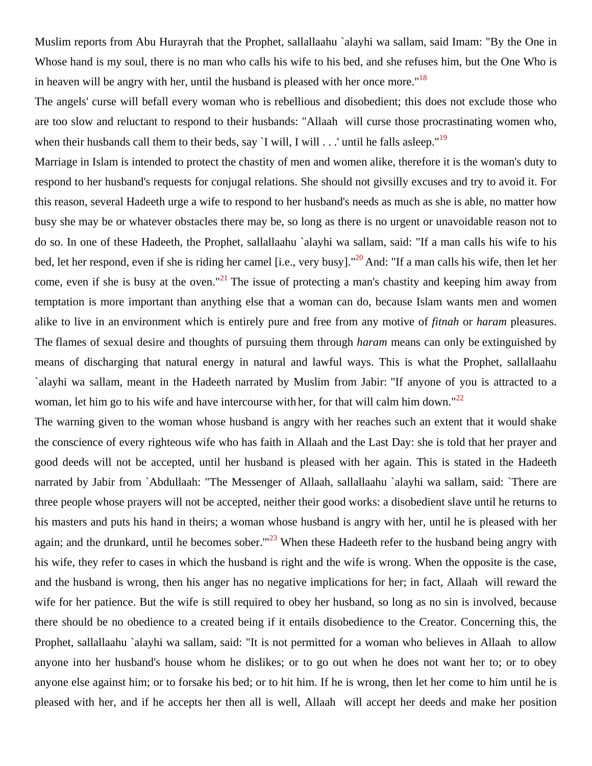Muslim reports from Abu Hurayrah that the Prophet, sallallaahu `alayhi wa sallam, said Imam: "By the One in Whose hand is my soul, there is no man who calls his wife to his bed, and she refuses him, but the One Who is in heaven will be angry with her, until the husband is pleased with her once more."[18]

The angels' curse will befall every woman who is rebellious and disobedient; this does not exclude those who are too slow and reluctant to respond to their husbands: "Allaah will curse those procrastinating women who, when their husbands call them to their beds, say `I will, I will . . .' until he falls asleep."[19]

Marriage in Islam is intended to protect the chastity of men and women alike, therefore it is the woman's duty to respond to her husband's requests for conjugal relations. She should not givsilly excuses and try to avoid it. For this reason, several Hadeeth urge a wife to respond to her husband's needs as much as she is able, no matter how busy she may be or whatever obstacles there may be, so long as there is no urgent or unavoidable reason not to do so. In one of these Hadeeth, the Prophet, sallallaahu `alayhi wa sallam, said: "If a man calls his wife to his bed, let her respond, even if she is riding her camel [i.e., very busy]."[20] And: "If a man calls his wife, then let her come, even if she is busy at the oven."[21] The issue of protecting a man's chastity and keeping him away from temptation is more important than anything else that a woman can do, because Islam wants men and women alike to live in an environment which is entirely pure and free from any motive of *fitnah* or *haram* pleasures. The flames of sexual desire and thoughts of pursuing them through *haram* means can only be extinguished by means of discharging that natural energy in natural and lawful ways. This is what the Prophet, sallallaahu `alayhi wa sallam, meant in the Hadeeth narrated by Muslim from Jabir: "If anyone of you is attracted to a woman, let him go to his wife and have intercourse with her, for that will calm him down."[22]

The warning given to the woman whose husband is angry with her reaches such an extent that it would shake the conscience of every righteous wife who has faith in Allaah and the Last Day: she is told that her prayer and good deeds will not be accepted, until her husband is pleased with her again. This is stated in the Hadeeth narrated by Jabir from `Abdullaah: "The Messenger of Allaah, sallallaahu `alayhi wa sallam, said: `There are three people whose prayers will not be accepted, neither their good works: a disobedient slave until he returns to his masters and puts his hand in theirs; a woman whose husband is angry with her, until he is pleased with her again; and the drunkard, until he becomes sober.'"[23] When these Hadeeth refer to the husband being angry with his wife, they refer to cases in which the husband is right and the wife is wrong. When the opposite is the case, and the husband is wrong, then his anger has no negative implications for her; in fact, Allaah will reward the wife for her patience. But the wife is still required to obey her husband, so long as no sin is involved, because there should be no obedience to a created being if it entails disobedience to the Creator. Concerning this, the Prophet, sallallaahu `alayhi wa sallam, said: "It is not permitted for a woman who believes in Allaah to allow anyone into her husband's house whom he dislikes; or to go out when he does not want her to; or to obey anyone else against him; or to forsake his bed; or to hit him. If he is wrong, then let her come to him until he is pleased with her, and if he accepts her then all is well, Allaah will accept her deeds and make her position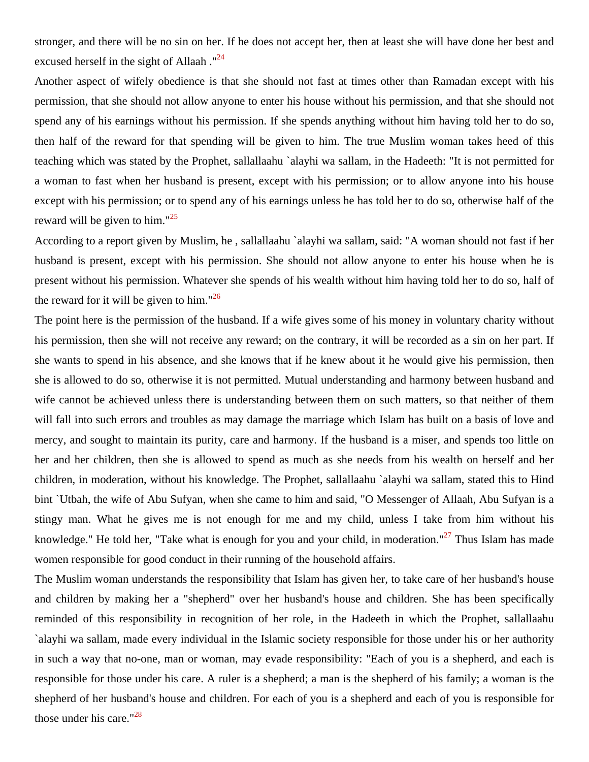stronger, and there will be no sin on her. If he does not accept her, then at least she will have done her best and excused herself in the sight of Allaah ."[24]

Another aspect of wifely obedience is that she should not fast at times other than Ramadan except with his permission, that she should not allow anyone to enter his house without his permission, and that she should not spend any of his earnings without his permission. If she spends anything without him having told her to do so, then half of the reward for that spending will be given to him. The true Muslim woman takes heed of this teaching which was stated by the Prophet, sallallaahu `alayhi wa sallam, in the Hadeeth: "It is not permitted for a woman to fast when her husband is present, except with his permission; or to allow anyone into his house except with his permission; or to spend any of his earnings unless he has told her to do so, otherwise half of the reward will be given to him."[25]

According to a report given by Muslim, he , sallallaahu `alayhi wa sallam, said: "A woman should not fast if her husband is present, except with his permission. She should not allow anyone to enter his house when he is present without his permission. Whatever she spends of his wealth without him having told her to do so, half of the reward for it will be given to him."[26]

The point here is the permission of the husband. If a wife gives some of his money in voluntary charity without his permission, then she will not receive any reward; on the contrary, it will be recorded as a sin on her part. If she wants to spend in his absence, and she knows that if he knew about it he would give his permission, then she is allowed to do so, otherwise it is not permitted. Mutual understanding and harmony between husband and wife cannot be achieved unless there is understanding between them on such matters, so that neither of them will fall into such errors and troubles as may damage the marriage which Islam has built on a basis of love and mercy, and sought to maintain its purity, care and harmony. If the husband is a miser, and spends too little on her and her children, then she is allowed to spend as much as she needs from his wealth on herself and her children, in moderation, without his knowledge. The Prophet, sallallaahu `alayhi wa sallam, stated this to Hind bint `Utbah, the wife of Abu Sufyan, when she came to him and said, "O Messenger of Allaah, Abu Sufyan is a stingy man. What he gives me is not enough for me and my child, unless I take from him without his knowledge." He told her, "Take what is enough for you and your child, in moderation."[27] Thus Islam has made women responsible for good conduct in their running of the household affairs.

The Muslim woman understands the responsibility that Islam has given her, to take care of her husband's house and children by making her a "shepherd" over her husband's house and children. She has been specifically reminded of this responsibility in recognition of her role, in the Hadeeth in which the Prophet, sallallaahu `alayhi wa sallam, made every individual in the Islamic society responsible for those under his or her authority in such a way that no-one, man or woman, may evade responsibility: "Each of you is a shepherd, and each is responsible for those under his care. A ruler is a shepherd; a man is the shepherd of his family; a woman is the shepherd of her husband's house and children. For each of you is a shepherd and each of you is responsible for those under his care."[28]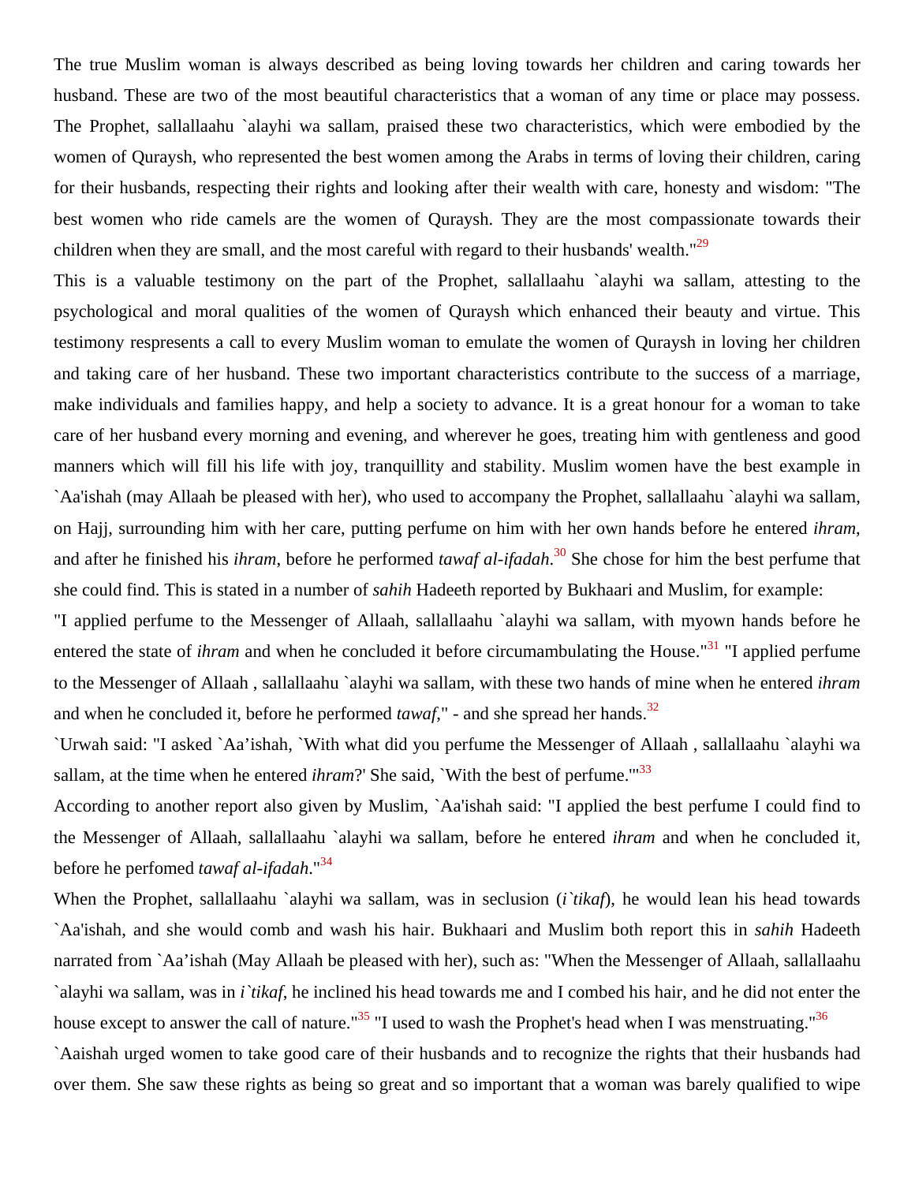The true Muslim woman is always described as being loving towards her children and caring towards her husband. These are two of the most beautiful characteristics that a woman of any time or place may possess. The Prophet, sallallaahu `alayhi wa sallam, praised these two characteristics, which were embodied by the women of Quraysh, who represented the best women among the Arabs in terms of loving their children, caring for their husbands, respecting their rights and looking after their wealth with care, honesty and wisdom: "The best women who ride camels are the women of Quraysh. They are the most compassionate towards their children when they are small, and the most careful with regard to their husbands' wealth."[29]

This is a valuable testimony on the part of the Prophet, sallallaahu `alayhi wa sallam, attesting to the psychological and moral qualities of the women of Quraysh which enhanced their beauty and virtue. This testimony respresents a call to every Muslim woman to emulate the women of Quraysh in loving her children and taking care of her husband. These two important characteristics contribute to the success of a marriage, make individuals and families happy, and help a society to advance. It is a great honour for a woman to take care of her husband every morning and evening, and wherever he goes, treating him with gentleness and good manners which will fill his life with joy, tranquillity and stability. Muslim women have the best example in `Aa'ishah (may Allaah be pleased with her), who used to accompany the Prophet, sallallaahu `alayhi wa sallam, on Hajj, surrounding him with her care, putting perfume on him with her own hands before he entered *ihram*, and after he finished his *ihram*, before he performed *tawaf al-ifadah*.[30] She chose for him the best perfume that she could find. This is stated in a number of *sahih* Hadeeth reported by Bukhaari and Muslim, for example:

"I applied perfume to the Messenger of Allaah, sallallaahu `alayhi wa sallam, with myown hands before he entered the state of *ihram* and when he concluded it before circumambulating the House."[31] "I applied perfume to the Messenger of Allaah , sallallaahu `alayhi wa sallam, with these two hands of mine when he entered *ihram* and when he concluded it, before he performed *tawaf*," - and she spread her hands.[32]

`Urwah said: "I asked `Aa'ishah, `With what did you perfume the Messenger of Allaah , sallallaahu `alayhi wa sallam, at the time when he entered *ihram*?' She said, `With the best of perfume.'"[33]

According to another report also given by Muslim, `Aa'ishah said: "I applied the best perfume I could find to the Messenger of Allaah, sallallaahu `alayhi wa sallam, before he entered *ihram* and when he concluded it, before he perfomed *tawaf al-ifadah*."[34]

When the Prophet, sallallaahu `alayhi wa sallam, was in seclusion (*i`tikaf*), he would lean his head towards `Aa'ishah, and she would comb and wash his hair. Bukhaari and Muslim both report this in *sahih* Hadeeth narrated from `Aa'ishah (May Allaah be pleased with her), such as: "When the Messenger of Allaah, sallallaahu `alayhi wa sallam, was in *i`tikaf*, he inclined his head towards me and I combed his hair, and he did not enter the house except to answer the call of nature."[35] "I used to wash the Prophet's head when I was menstruating."[36]

`Aaishah urged women to take good care of their husbands and to recognize the rights that their husbands had over them. She saw these rights as being so great and so important that a woman was barely qualified to wipe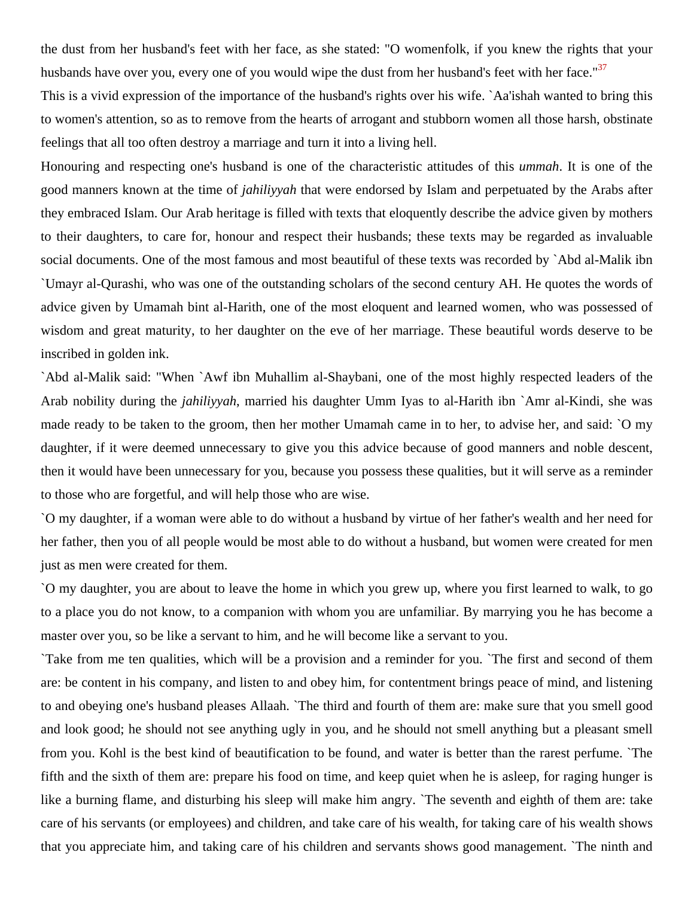the dust from her husband's feet with her face, as she stated: "O womenfolk, if you knew the rights that your husbands have over you, every one of you would wipe the dust from her husband's feet with her face."[37]

This is a vivid expression of the importance of the husband's rights over his wife. `Aa'ishah wanted to bring this to women's attention, so as to remove from the hearts of arrogant and stubborn women all those harsh, obstinate feelings that all too often destroy a marriage and turn it into a living hell.

Honouring and respecting one's husband is one of the characteristic attitudes of this *ummah*. It is one of the good manners known at the time of *jahiliyyah* that were endorsed by Islam and perpetuated by the Arabs after they embraced Islam. Our Arab heritage is filled with texts that eloquently describe the advice given by mothers to their daughters, to care for, honour and respect their husbands; these texts may be regarded as invaluable social documents. One of the most famous and most beautiful of these texts was recorded by `Abd al-Malik ibn `Umayr al-Qurashi, who was one of the outstanding scholars of the second century AH. He quotes the words of advice given by Umamah bint al-Harith, one of the most eloquent and learned women, who was possessed of wisdom and great maturity, to her daughter on the eve of her marriage. These beautiful words deserve to be inscribed in golden ink.

`Abd al-Malik said: "When `Awf ibn Muhallim al-Shaybani, one of the most highly respected leaders of the Arab nobility during the *jahiliyyah*, married his daughter Umm Iyas to al-Harith ibn `Amr al-Kindi, she was made ready to be taken to the groom, then her mother Umamah came in to her, to advise her, and said: `O my daughter, if it were deemed unnecessary to give you this advice because of good manners and noble descent, then it would have been unnecessary for you, because you possess these qualities, but it will serve as a reminder to those who are forgetful, and will help those who are wise.

`O my daughter, if a woman were able to do without a husband by virtue of her father's wealth and her need for her father, then you of all people would be most able to do without a husband, but women were created for men just as men were created for them.

`O my daughter, you are about to leave the home in which you grew up, where you first learned to walk, to go to a place you do not know, to a companion with whom you are unfamiliar. By marrying you he has become a master over you, so be like a servant to him, and he will become like a servant to you.

`Take from me ten qualities, which will be a provision and a reminder for you. `The first and second of them are: be content in his company, and listen to and obey him, for contentment brings peace of mind, and listening to and obeying one's husband pleases Allaah. `The third and fourth of them are: make sure that you smell good and look good; he should not see anything ugly in you, and he should not smell anything but a pleasant smell from you. Kohl is the best kind of beautification to be found, and water is better than the rarest perfume. `The fifth and the sixth of them are: prepare his food on time, and keep quiet when he is asleep, for raging hunger is like a burning flame, and disturbing his sleep will make him angry. `The seventh and eighth of them are: take care of his servants (or employees) and children, and take care of his wealth, for taking care of his wealth shows that you appreciate him, and taking care of his children and servants shows good management. `The ninth and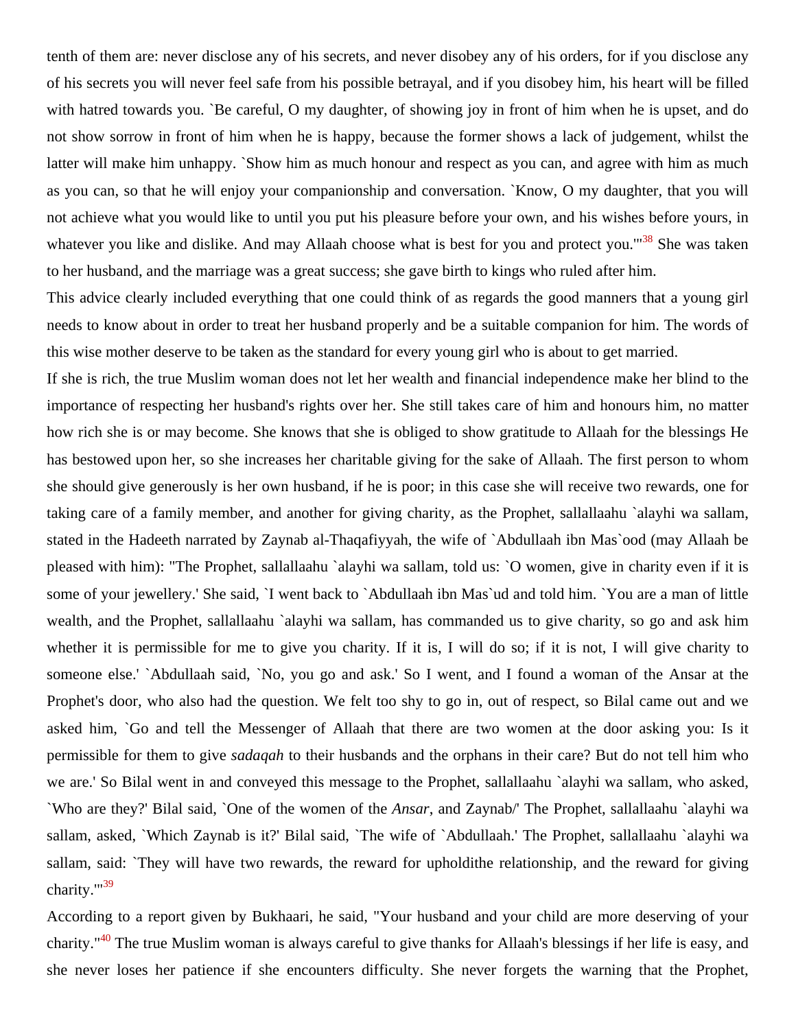tenth of them are: never disclose any of his secrets, and never disobey any of his orders, for if you disclose any of his secrets you will never feel safe from his possible betrayal, and if you disobey him, his heart will be filled with hatred towards you. `Be careful, O my daughter, of showing joy in front of him when he is upset, and do not show sorrow in front of him when he is happy, because the former shows a lack of judgement, whilst the latter will make him unhappy. `Show him as much honour and respect as you can, and agree with him as much as you can, so that he will enjoy your companionship and conversation. `Know, O my daughter, that you will not achieve what you would like to until you put his pleasure before your own, and his wishes before yours, in whatever you like and dislike. And may Allaah choose what is best for you and protect you.'"[38] She was taken to her husband, and the marriage was a great success; she gave birth to kings who ruled after him.

This advice clearly included everything that one could think of as regards the good manners that a young girl needs to know about in order to treat her husband properly and be a suitable companion for him. The words of this wise mother deserve to be taken as the standard for every young girl who is about to get married.

If she is rich, the true Muslim woman does not let her wealth and financial independence make her blind to the importance of respecting her husband's rights over her. She still takes care of him and honours him, no matter how rich she is or may become. She knows that she is obliged to show gratitude to Allaah for the blessings He has bestowed upon her, so she increases her charitable giving for the sake of Allaah. The first person to whom she should give generously is her own husband, if he is poor; in this case she will receive two rewards, one for taking care of a family member, and another for giving charity, as the Prophet, sallallaahu `alayhi wa sallam, stated in the Hadeeth narrated by Zaynab al-Thaqafiyyah, the wife of `Abdullaah ibn Mas`ood (may Allaah be pleased with him): "The Prophet, sallallaahu `alayhi wa sallam, told us: `O women, give in charity even if it is some of your jewellery.' She said, `I went back to `Abdullaah ibn Mas`ud and told him. `You are a man of little wealth, and the Prophet, sallallaahu `alayhi wa sallam, has commanded us to give charity, so go and ask him whether it is permissible for me to give you charity. If it is, I will do so; if it is not, I will give charity to someone else.' `Abdullaah said, `No, you go and ask.' So I went, and I found a woman of the Ansar at the Prophet's door, who also had the question. We felt too shy to go in, out of respect, so Bilal came out and we asked him, `Go and tell the Messenger of Allaah that there are two women at the door asking you: Is it permissible for them to give *sadaqah* to their husbands and the orphans in their care? But do not tell him who we are.' So Bilal went in and conveyed this message to the Prophet, sallallaahu `alayhi wa sallam, who asked, `Who are they?' Bilal said, `One of the women of the *Ansar*, and Zaynab/' The Prophet, sallallaahu `alayhi wa sallam, asked, `Which Zaynab is it?' Bilal said, `The wife of `Abdullaah.' The Prophet, sallallaahu `alayhi wa sallam, said: `They will have two rewards, the reward for upholdithe relationship, and the reward for giving charity.'"[39]

According to a report given by Bukhaari, he said, "Your husband and your child are more deserving of your charity."[40] The true Muslim woman is always careful to give thanks for Allaah's blessings if her life is easy, and she never loses her patience if she encounters difficulty. She never forgets the warning that the Prophet,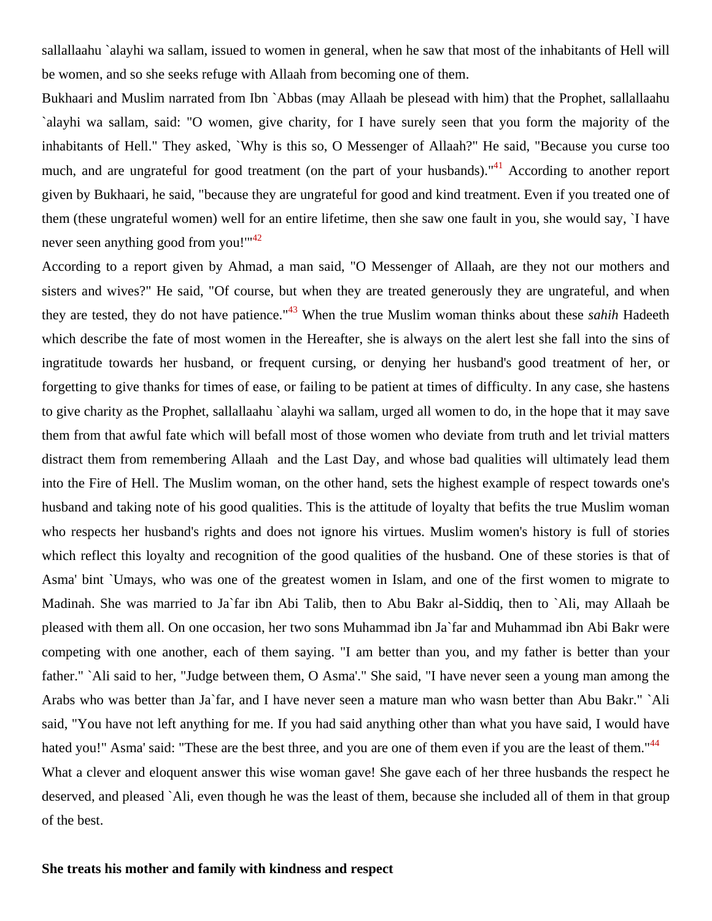sallallaahu `alayhi wa sallam, issued to women in general, when he saw that most of the inhabitants of Hell will be women, and so she seeks refuge with Allaah from becoming one of them.

Bukhaari and Muslim narrated from Ibn `Abbas (may Allaah be plesead with him) that the Prophet, sallallaahu `alayhi wa sallam, said: "O women, give charity, for I have surely seen that you form the majority of the inhabitants of Hell." They asked, `Why is this so, O Messenger of Allaah?" He said, "Because you curse too much, and are ungrateful for good treatment (on the part of your husbands)."[41] According to another report given by Bukhaari, he said, "because they are ungrateful for good and kind treatment. Even if you treated one of them (these ungrateful women) well for an entire lifetime, then she saw one fault in you, she would say, `I have never seen anything good from you!'"[42]

According to a report given by Ahmad, a man said, "O Messenger of Allaah, are they not our mothers and sisters and wives?" He said, "Of course, but when they are treated generously they are ungrateful, and when they are tested, they do not have patience."[43] When the true Muslim woman thinks about these *sahih* Hadeeth which describe the fate of most women in the Hereafter, she is always on the alert lest she fall into the sins of ingratitude towards her husband, or frequent cursing, or denying her husband's good treatment of her, or forgetting to give thanks for times of ease, or failing to be patient at times of difficulty. In any case, she hastens to give charity as the Prophet, sallallaahu `alayhi wa sallam, urged all women to do, in the hope that it may save them from that awful fate which will befall most of those women who deviate from truth and let trivial matters distract them from remembering Allaah and the Last Day, and whose bad qualities will ultimately lead them into the Fire of Hell. The Muslim woman, on the other hand, sets the highest example of respect towards one's husband and taking note of his good qualities. This is the attitude of loyalty that befits the true Muslim woman who respects her husband's rights and does not ignore his virtues. Muslim women's history is full of stories which reflect this loyalty and recognition of the good qualities of the husband. One of these stories is that of Asma' bint `Umays, who was one of the greatest women in Islam, and one of the first women to migrate to Madinah. She was married to Ja`far ibn Abi Talib, then to Abu Bakr al-Siddiq, then to `Ali, may Allaah be pleased with them all. On one occasion, her two sons Muhammad ibn Ja`far and Muhammad ibn Abi Bakr were competing with one another, each of them saying. "I am better than you, and my father is better than your father." `Ali said to her, "Judge between them, O Asma'." She said, "I have never seen a young man among the Arabs who was better than Ja`far, and I have never seen a mature man who wasn better than Abu Bakr." `Ali said, "You have not left anything for me. If you had said anything other than what you have said, I would have hated you!" Asma' said: "These are the best three, and you are one of them even if you are the least of them."[44]

What a clever and eloquent answer this wise woman gave! She gave each of her three husbands the respect he deserved, and pleased `Ali, even though he was the least of them, because she included all of them in that group of the best.

**She treats his mother and family with kindness and respect**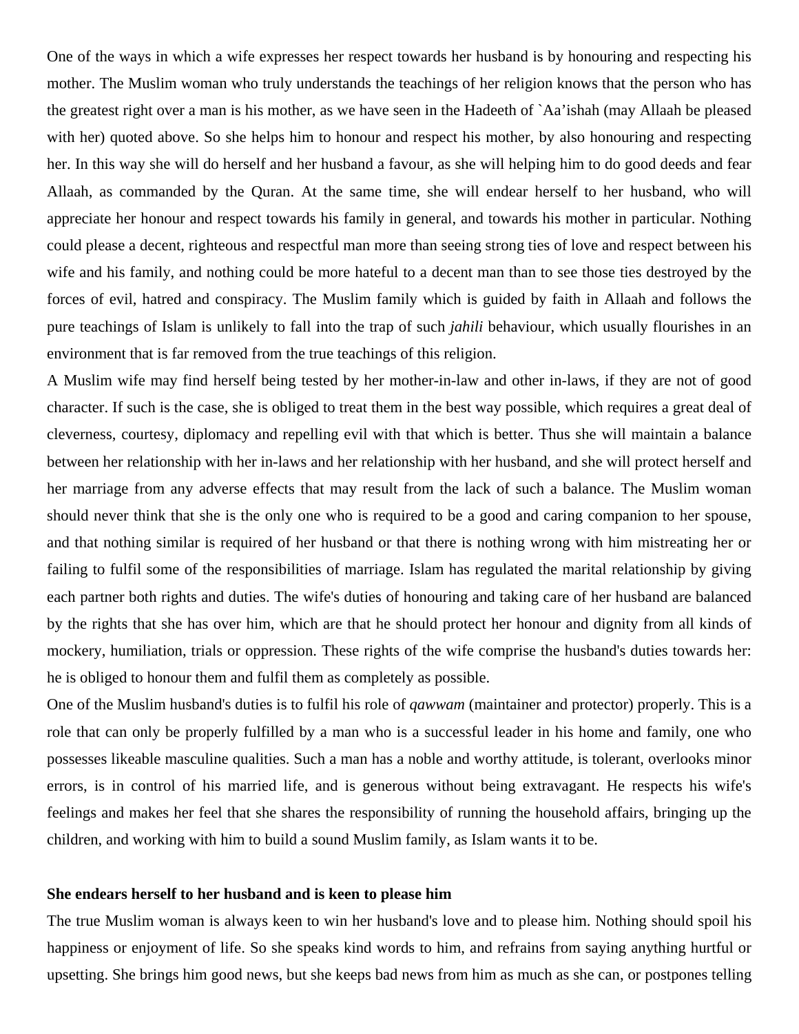One of the ways in which a wife expresses her respect towards her husband is by honouring and respecting his mother. The Muslim woman who truly understands the teachings of her religion knows that the person who has the greatest right over a man is his mother, as we have seen in the Hadeeth of `Aa'ishah (may Allaah be pleased with her) quoted above. So she helps him to honour and respect his mother, by also honouring and respecting her. In this way she will do herself and her husband a favour, as she will helping him to do good deeds and fear Allaah, as commanded by the Quran. At the same time, she will endear herself to her husband, who will appreciate her honour and respect towards his family in general, and towards his mother in particular. Nothing could please a decent, righteous and respectful man more than seeing strong ties of love and respect between his wife and his family, and nothing could be more hateful to a decent man than to see those ties destroyed by the forces of evil, hatred and conspiracy. The Muslim family which is guided by faith in Allaah and follows the pure teachings of Islam is unlikely to fall into the trap of such *jahili* behaviour, which usually flourishes in an environment that is far removed from the true teachings of this religion.

A Muslim wife may find herself being tested by her mother-in-law and other in-laws, if they are not of good character. If such is the case, she is obliged to treat them in the best way possible, which requires a great deal of cleverness, courtesy, diplomacy and repelling evil with that which is better. Thus she will maintain a balance between her relationship with her in-laws and her relationship with her husband, and she will protect herself and her marriage from any adverse effects that may result from the lack of such a balance. The Muslim woman should never think that she is the only one who is required to be a good and caring companion to her spouse, and that nothing similar is required of her husband or that there is nothing wrong with him mistreating her or failing to fulfil some of the responsibilities of marriage. Islam has regulated the marital relationship by giving each partner both rights and duties. The wife's duties of honouring and taking care of her husband are balanced by the rights that she has over him, which are that he should protect her honour and dignity from all kinds of mockery, humiliation, trials or oppression. These rights of the wife comprise the husband's duties towards her: he is obliged to honour them and fulfil them as completely as possible.

One of the Muslim husband's duties is to fulfil his role of *qawwam* (maintainer and protector) properly. This is a role that can only be properly fulfilled by a man who is a successful leader in his home and family, one who possesses likeable masculine qualities. Such a man has a noble and worthy attitude, is tolerant, overlooks minor errors, is in control of his married life, and is generous without being extravagant. He respects his wife's feelings and makes her feel that she shares the responsibility of running the household affairs, bringing up the children, and working with him to build a sound Muslim family, as Islam wants it to be.

**She endears herself to her husband and is keen to please him**

The true Muslim woman is always keen to win her husband's love and to please him. Nothing should spoil his happiness or enjoyment of life. So she speaks kind words to him, and refrains from saying anything hurtful or upsetting. She brings him good news, but she keeps bad news from him as much as she can, or postpones telling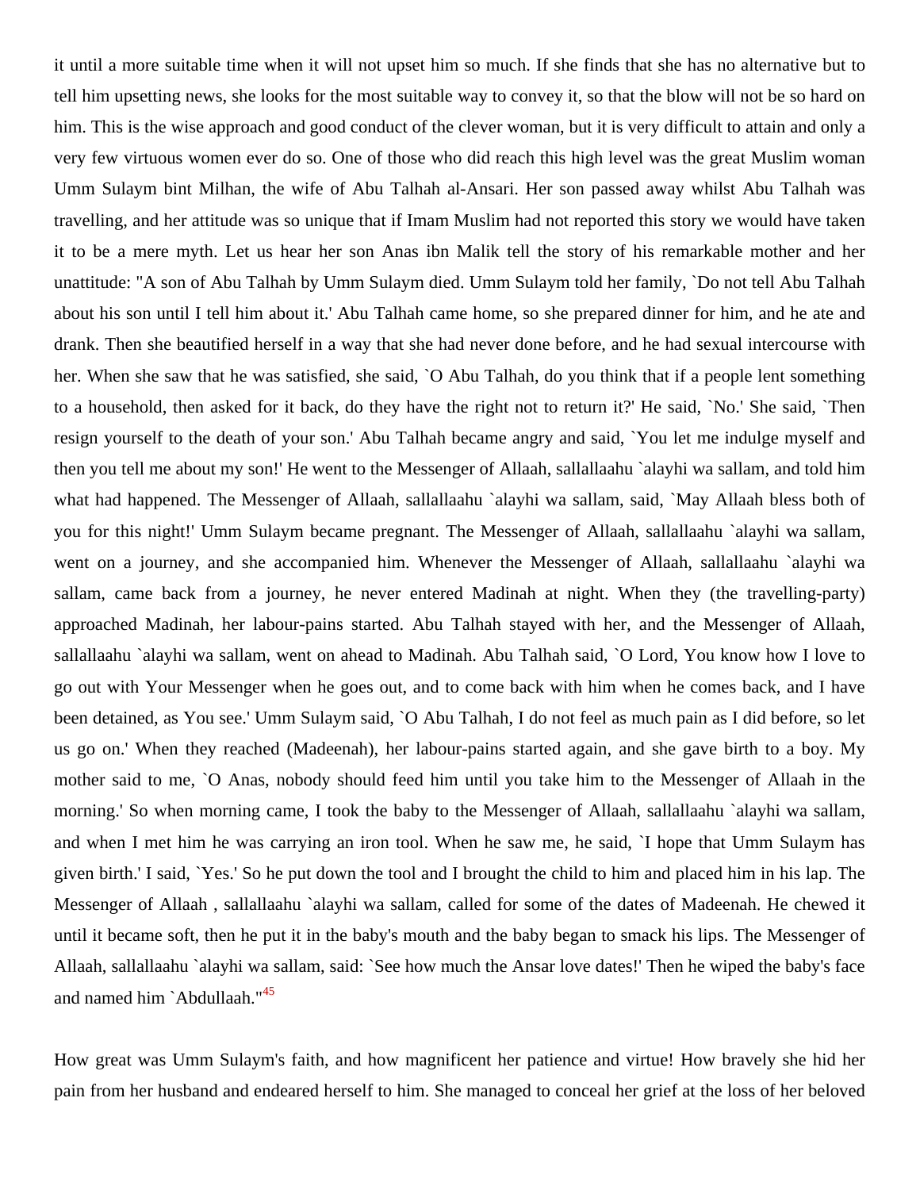it until a more suitable time when it will not upset him so much. If she finds that she has no alternative but to tell him upsetting news, she looks for the most suitable way to convey it, so that the blow will not be so hard on him. This is the wise approach and good conduct of the clever woman, but it is very difficult to attain and only a very few virtuous women ever do so. One of those who did reach this high level was the great Muslim woman Umm Sulaym bint Milhan, the wife of Abu Talhah al-Ansari. Her son passed away whilst Abu Talhah was travelling, and her attitude was so unique that if Imam Muslim had not reported this story we would have taken it to be a mere myth. Let us hear her son Anas ibn Malik tell the story of his remarkable mother and her unattitude: "A son of Abu Talhah by Umm Sulaym died. Umm Sulaym told her family, `Do not tell Abu Talhah about his son until I tell him about it.' Abu Talhah came home, so she prepared dinner for him, and he ate and drank. Then she beautified herself in a way that she had never done before, and he had sexual intercourse with her. When she saw that he was satisfied, she said, `O Abu Talhah, do you think that if a people lent something to a household, then asked for it back, do they have the right not to return it?' He said, `No.' She said, `Then resign yourself to the death of your son.' Abu Talhah became angry and said, `You let me indulge myself and then you tell me about my son!' He went to the Messenger of Allaah, sallallaahu `alayhi wa sallam, and told him what had happened. The Messenger of Allaah, sallallaahu `alayhi wa sallam, said, `May Allaah bless both of you for this night!' Umm Sulaym became pregnant. The Messenger of Allaah, sallallaahu `alayhi wa sallam, went on a journey, and she accompanied him. Whenever the Messenger of Allaah, sallallaahu `alayhi wa sallam, came back from a journey, he never entered Madinah at night. When they (the travelling-party) approached Madinah, her labour-pains started. Abu Talhah stayed with her, and the Messenger of Allaah, sallallaahu `alayhi wa sallam, went on ahead to Madinah. Abu Talhah said, `O Lord, You know how I love to go out with Your Messenger when he goes out, and to come back with him when he comes back, and I have been detained, as You see.' Umm Sulaym said, `O Abu Talhah, I do not feel as much pain as I did before, so let us go on.' When they reached (Madeenah), her labour-pains started again, and she gave birth to a boy. My mother said to me, `O Anas, nobody should feed him until you take him to the Messenger of Allaah in the morning.' So when morning came, I took the baby to the Messenger of Allaah, sallallaahu `alayhi wa sallam, and when I met him he was carrying an iron tool. When he saw me, he said, `I hope that Umm Sulaym has given birth.' I said, `Yes.' So he put down the tool and I brought the child to him and placed him in his lap. The Messenger of Allaah , sallallaahu `alayhi wa sallam, called for some of the dates of Madeenah. He chewed it until it became soft, then he put it in the baby's mouth and the baby began to smack his lips. The Messenger of Allaah, sallallaahu `alayhi wa sallam, said: `See how much the Ansar love dates!' Then he wiped the baby's face and named him `Abdullaah."[45]

How great was Umm Sulaym's faith, and how magnificent her patience and virtue! How bravely she hid her pain from her husband and endeared herself to him. She managed to conceal her grief at the loss of her beloved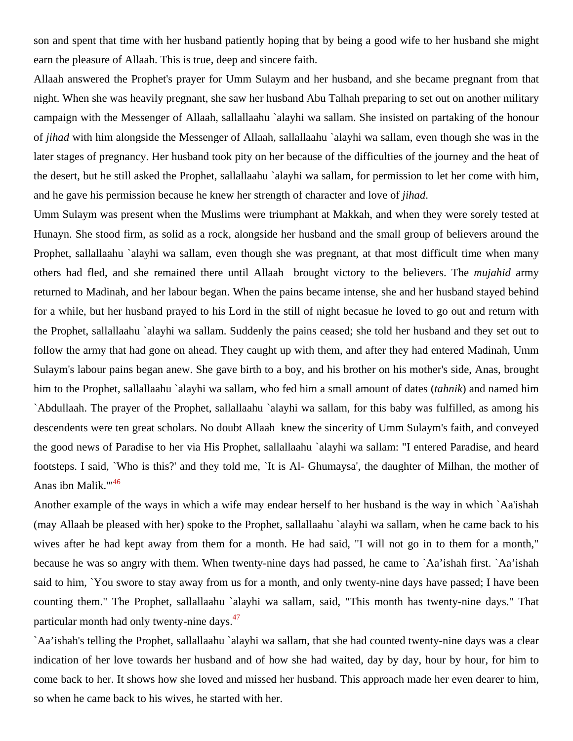son and spent that time with her husband patiently hoping that by being a good wife to her husband she might earn the pleasure of Allaah. This is true, deep and sincere faith.

Allaah answered the Prophet's prayer for Umm Sulaym and her husband, and she became pregnant from that night. When she was heavily pregnant, she saw her husband Abu Talhah preparing to set out on another military campaign with the Messenger of Allaah, sallallaahu `alayhi wa sallam. She insisted on partaking of the honour of *jihad* with him alongside the Messenger of Allaah, sallallaahu `alayhi wa sallam, even though she was in the later stages of pregnancy. Her husband took pity on her because of the difficulties of the journey and the heat of the desert, but he still asked the Prophet, sallallaahu `alayhi wa sallam, for permission to let her come with him, and he gave his permission because he knew her strength of character and love of *jihad*.

Umm Sulaym was present when the Muslims were triumphant at Makkah, and when they were sorely tested at Hunayn. She stood firm, as solid as a rock, alongside her husband and the small group of believers around the Prophet, sallallaahu `alayhi wa sallam, even though she was pregnant, at that most difficult time when many others had fled, and she remained there until Allaah brought victory to the believers. The *mujahid* army returned to Madinah, and her labour began. When the pains became intense, she and her husband stayed behind for a while, but her husband prayed to his Lord in the still of night becasue he loved to go out and return with the Prophet, sallallaahu `alayhi wa sallam. Suddenly the pains ceased; she told her husband and they set out to follow the army that had gone on ahead. They caught up with them, and after they had entered Madinah, Umm Sulaym's labour pains began anew. She gave birth to a boy, and his brother on his mother's side, Anas, brought him to the Prophet, sallallaahu `alayhi wa sallam, who fed him a small amount of dates (*tahnik*) and named him `Abdullaah. The prayer of the Prophet, sallallaahu `alayhi wa sallam, for this baby was fulfilled, as among his descendents were ten great scholars. No doubt Allaah knew the sincerity of Umm Sulaym's faith, and conveyed the good news of Paradise to her via His Prophet, sallallaahu `alayhi wa sallam: "I entered Paradise, and heard footsteps. I said, `Who is this?' and they told me, `It is Al- Ghumaysa', the daughter of Milhan, the mother of Anas ibn Malik.'"[46]

Another example of the ways in which a wife may endear herself to her husband is the way in which `Aa'ishah (may Allaah be pleased with her) spoke to the Prophet, sallallaahu `alayhi wa sallam, when he came back to his wives after he had kept away from them for a month. He had said, "I will not go in to them for a month," because he was so angry with them. When twenty-nine days had passed, he came to `Aa'ishah first. `Aa'ishah said to him, `You swore to stay away from us for a month, and only twenty-nine days have passed; I have been counting them." The Prophet, sallallaahu `alayhi wa sallam, said, "This month has twenty-nine days." That particular month had only twenty-nine days.[47]

`Aa'ishah's telling the Prophet, sallallaahu `alayhi wa sallam, that she had counted twenty-nine days was a clear indication of her love towards her husband and of how she had waited, day by day, hour by hour, for him to come back to her. It shows how she loved and missed her husband. This approach made her even dearer to him, so when he came back to his wives, he started with her.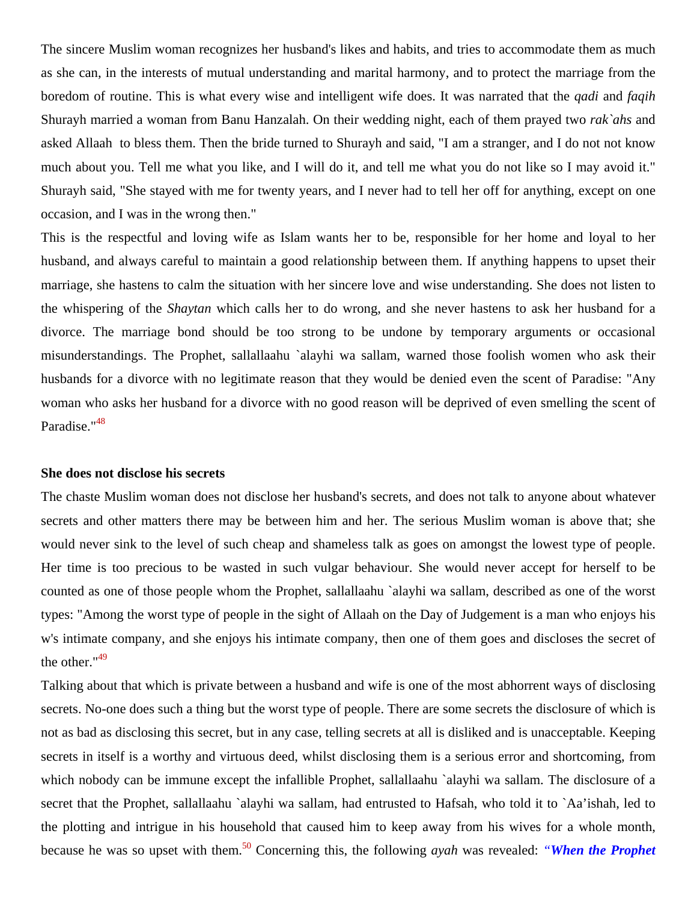The sincere Muslim woman recognizes her husband's likes and habits, and tries to accommodate them as much as she can, in the interests of mutual understanding and marital harmony, and to protect the marriage from the boredom of routine. This is what every wise and intelligent wife does. It was narrated that the *qadi* and *faqih* Shurayh married a woman from Banu Hanzalah. On their wedding night, each of them prayed two *rak`ahs* and asked Allaah  to bless them. Then the bride turned to Shurayh and said, "I am a stranger, and I do not not know much about you. Tell me what you like, and I will do it, and tell me what you do not like so I may avoid it." Shurayh said, "She stayed with me for twenty years, and I never had to tell her off for anything, except on one occasion, and I was in the wrong then."

This is the respectful and loving wife as Islam wants her to be, responsible for her home and loyal to her husband, and always careful to maintain a good relationship between them. If anything happens to upset their marriage, she hastens to calm the situation with her sincere love and wise understanding. She does not listen to the whispering of the *Shaytan* which calls her to do wrong, and she never hastens to ask her husband for a divorce. The marriage bond should be too strong to be undone by temporary arguments or occasional misunderstandings. The Prophet, sallallaahu `alayhi wa sallam, warned those foolish women who ask their husbands for a divorce with no legitimate reason that they would be denied even the scent of Paradise: "Any woman who asks her husband for a divorce with no good reason will be deprived of even smelling the scent of Paradise."[48]

**She does not disclose his secrets**

The chaste Muslim woman does not disclose her husband's secrets, and does not talk to anyone about whatever secrets and other matters there may be between him and her. The serious Muslim woman is above that; she would never sink to the level of such cheap and shameless talk as goes on amongst the lowest type of people. Her time is too precious to be wasted in such vulgar behaviour. She would never accept for herself to be counted as one of those people whom the Prophet, sallallaahu `alayhi wa sallam, described as one of the worst types: "Among the worst type of people in the sight of Allaah on the Day of Judgement is a man who enjoys his w's intimate company, and she enjoys his intimate company, then one of them goes and discloses the secret of the other."[49]

Talking about that which is private between a husband and wife is one of the most abhorrent ways of disclosing secrets. No-one does such a thing but the worst type of people. There are some secrets the disclosure of which is not as bad as disclosing this secret, but in any case, telling secrets at all is disliked and is unacceptable. Keeping secrets in itself is a worthy and virtuous deed, whilst disclosing them is a serious error and shortcoming, from which nobody can be immune except the infallible Prophet, sallallaahu `alayhi wa sallam. The disclosure of a secret that the Prophet, sallallaahu `alayhi wa sallam, had entrusted to Hafsah, who told it to `Aa'ishah, led to the plotting and intrigue in his household that caused him to keep away from his wives for a whole month, because he was so upset with them.[50] Concerning this, the following *ayah* was revealed: *"**When the Prophet***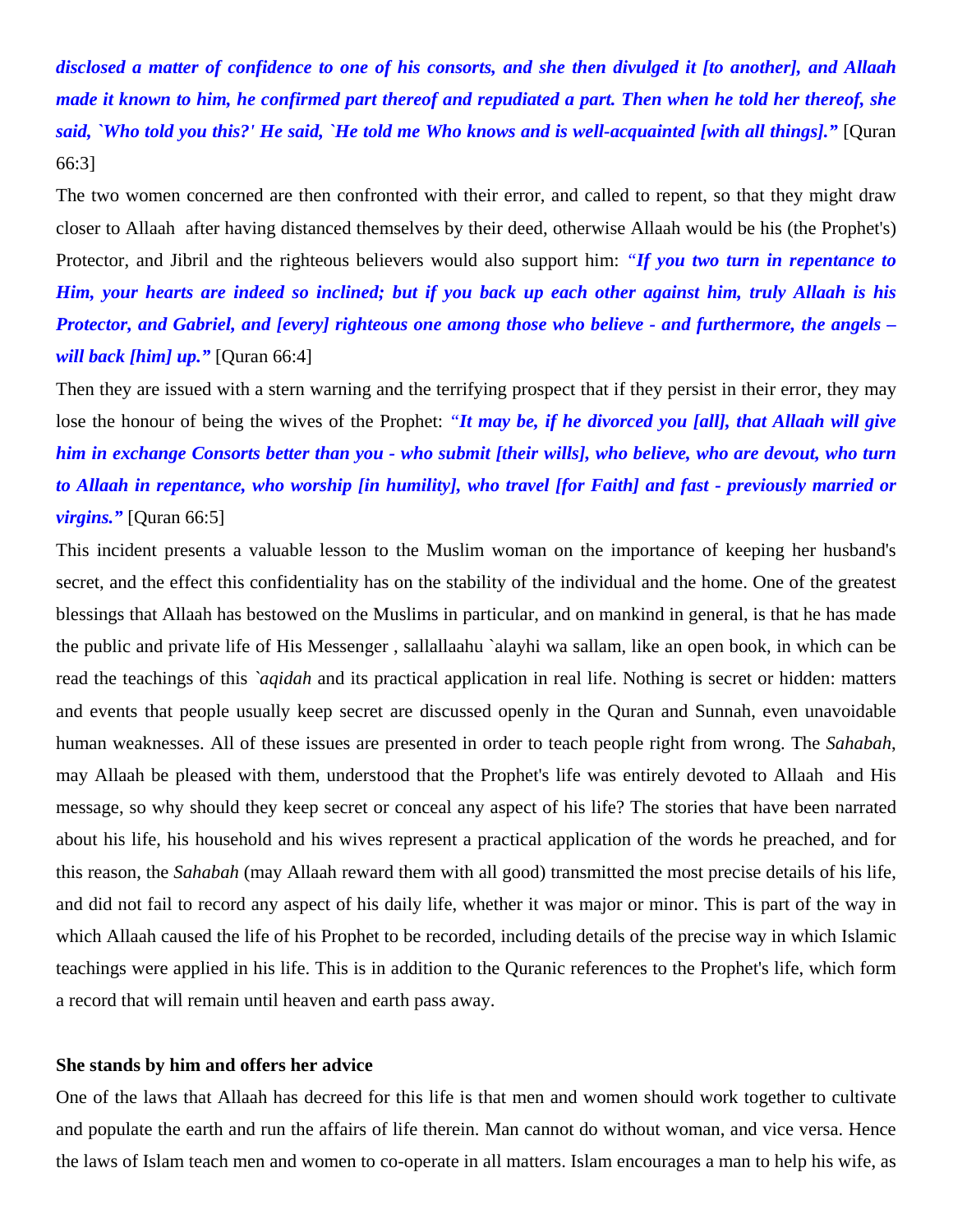***disclosed a matter of confidence to one of his consorts, and she then divulged it [to another], and Allaah made it known to him, he confirmed part thereof and repudiated a part. Then when he told her thereof, she said, `Who told you this?' He said, `He told me Who knows and is well-acquainted [with all things].”*** [Quran 66:3]

The two women concerned are then confronted with their error, and called to repent, so that they might draw closer to Allaah after having distanced themselves by their deed, otherwise Allaah would be his (the Prophet's) Protector, and Jibril and the righteous believers would also support him: ***"If you two turn in repentance to Him, your hearts are indeed so inclined; but if you back up each other against him, truly Allaah is his Protector, and Gabriel, and [every] righteous one among those who believe - and furthermore, the angels – will back [him] up.”*** [Quran 66:4]

Then they are issued with a stern warning and the terrifying prospect that if they persist in their error, they may lose the honour of being the wives of the Prophet: ***"It may be, if he divorced you [all], that Allaah will give him in exchange Consorts better than you - who submit [their wills], who believe, who are devout, who turn to Allaah in repentance, who worship [in humility], who travel [for Faith] and fast - previously married or virgins.”*** [Quran 66:5]

This incident presents a valuable lesson to the Muslim woman on the importance of keeping her husband's secret, and the effect this confidentiality has on the stability of the individual and the home. One of the greatest blessings that Allaah has bestowed on the Muslims in particular, and on mankind in general, is that he has made the public and private life of His Messenger , sallallaahu `alayhi wa sallam, like an open book, in which can be read the teachings of this *`aqidah* and its practical application in real life. Nothing is secret or hidden: matters and events that people usually keep secret are discussed openly in the Quran and Sunnah, even unavoidable human weaknesses. All of these issues are presented in order to teach people right from wrong. The *Sahabah*, may Allaah be pleased with them, understood that the Prophet's life was entirely devoted to Allaah and His message, so why should they keep secret or conceal any aspect of his life? The stories that have been narrated about his life, his household and his wives represent a practical application of the words he preached, and for this reason, the *Sahabah* (may Allaah reward them with all good) transmitted the most precise details of his life, and did not fail to record any aspect of his daily life, whether it was major or minor. This is part of the way in which Allaah caused the life of his Prophet to be recorded, including details of the precise way in which Islamic teachings were applied in his life. This is in addition to the Quranic references to the Prophet's life, which form a record that will remain until heaven and earth pass away.

**She stands by him and offers her advice**

One of the laws that Allaah has decreed for this life is that men and women should work together to cultivate and populate the earth and run the affairs of life therein. Man cannot do without woman, and vice versa. Hence the laws of Islam teach men and women to co-operate in all matters. Islam encourages a man to help his wife, as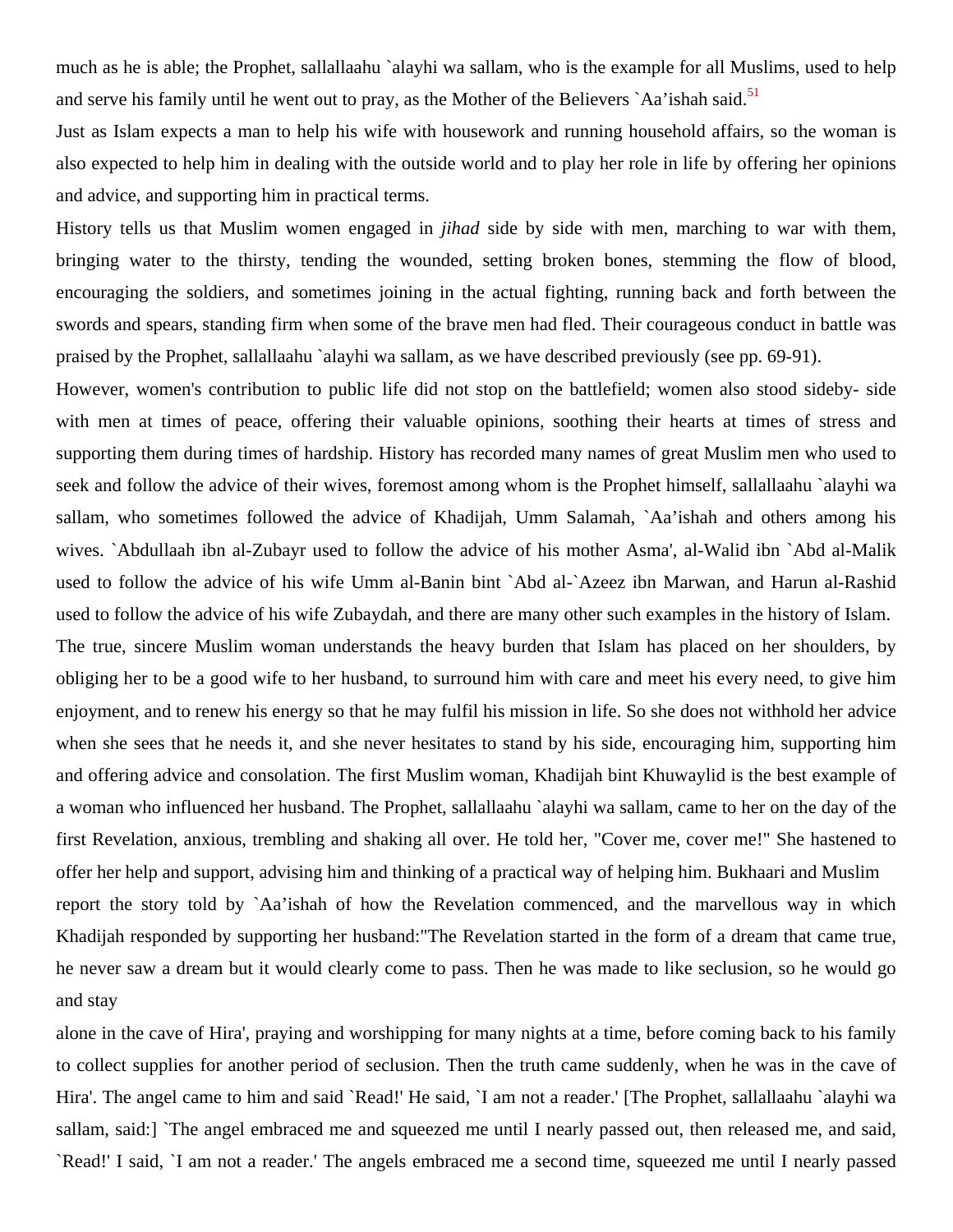much as he is able; the Prophet, sallallaahu `alayhi wa sallam, who is the example for all Muslims, used to help and serve his family until he went out to pray, as the Mother of the Believers `Aa'ishah said.[51]

Just as Islam expects a man to help his wife with housework and running household affairs, so the woman is also expected to help him in dealing with the outside world and to play her role in life by offering her opinions and advice, and supporting him in practical terms.

History tells us that Muslim women engaged in *jihad* side by side with men, marching to war with them, bringing water to the thirsty, tending the wounded, setting broken bones, stemming the flow of blood, encouraging the soldiers, and sometimes joining in the actual fighting, running back and forth between the swords and spears, standing firm when some of the brave men had fled. Their courageous conduct in battle was praised by the Prophet, sallallaahu `alayhi wa sallam, as we have described previously (see pp. 69-91).

However, women's contribution to public life did not stop on the battlefield; women also stood sideby- side with men at times of peace, offering their valuable opinions, soothing their hearts at times of stress and supporting them during times of hardship. History has recorded many names of great Muslim men who used to seek and follow the advice of their wives, foremost among whom is the Prophet himself, sallallaahu `alayhi wa sallam, who sometimes followed the advice of Khadijah, Umm Salamah, `Aa'ishah and others among his wives. `Abdullaah ibn al-Zubayr used to follow the advice of his mother Asma', al-Walid ibn `Abd al-Malik used to follow the advice of his wife Umm al-Banin bint `Abd al-`Azeez ibn Marwan, and Harun al-Rashid used to follow the advice of his wife Zubaydah, and there are many other such examples in the history of Islam.

The true, sincere Muslim woman understands the heavy burden that Islam has placed on her shoulders, by obliging her to be a good wife to her husband, to surround him with care and meet his every need, to give him enjoyment, and to renew his energy so that he may fulfil his mission in life. So she does not withhold her advice when she sees that he needs it, and she never hesitates to stand by his side, encouraging him, supporting him and offering advice and consolation. The first Muslim woman, Khadijah bint Khuwaylid is the best example of a woman who influenced her husband. The Prophet, sallallaahu `alayhi wa sallam, came to her on the day of the first Revelation, anxious, trembling and shaking all over. He told her, "Cover me, cover me!" She hastened to offer her help and support, advising him and thinking of a practical way of helping him. Bukhaari and Muslim report the story told by `Aa'ishah of how the Revelation commenced, and the marvellous way in which Khadijah responded by supporting her husband:"The Revelation started in the form of a dream that came true, he never saw a dream but it would clearly come to pass. Then he was made to like seclusion, so he would go and stay alone in the cave of Hira', praying and worshipping for many nights at a time, before coming back to his family to collect supplies for another period of seclusion. Then the truth came suddenly, when he was in the cave of Hira'. The angel came to him and said `Read!' He said, `I am not a reader.' [The Prophet, sallallaahu `alayhi wa sallam, said:] `The angel embraced me and squeezed me until I nearly passed out, then released me, and said, `Read!' I said, `I am not a reader.' The angels embraced me a second time, squeezed me until I nearly passed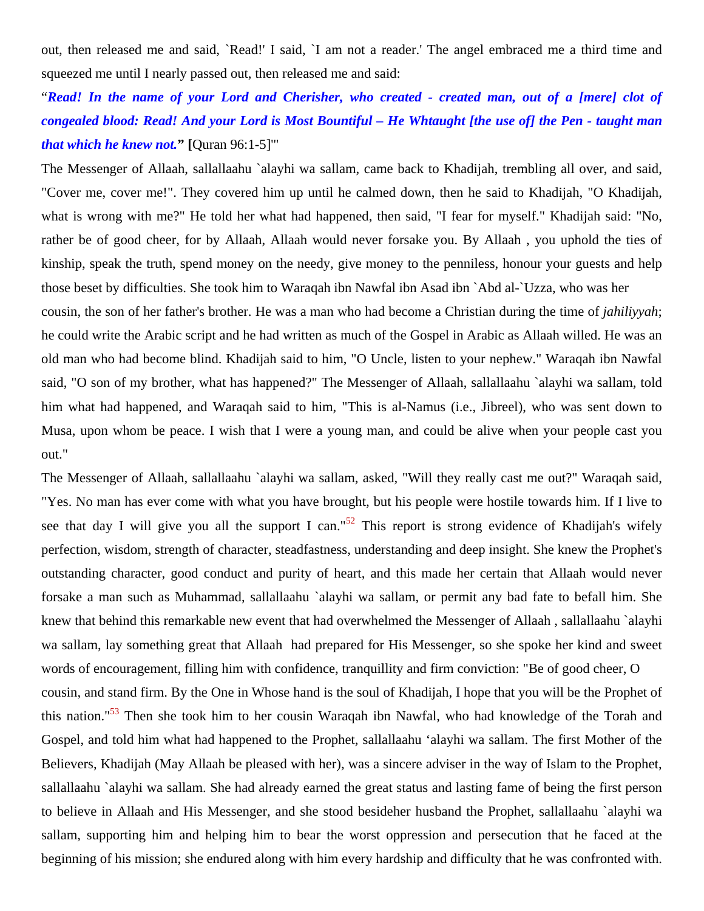out, then released me and said, `Read!' I said, `I am not a reader.' The angel embraced me a third time and squeezed me until I nearly passed out, then released me and said:

"***Read! In the name of your Lord and Cherisher, who created - created man, out of a [mere] clot of congealed blood: Read! And your Lord is Most Bountiful – He Whtaught [the use of] the Pen - taught man that which he knew not.*" [**Quran 96:1-5]'"

The Messenger of Allaah, sallallaahu `alayhi wa sallam, came back to Khadijah, trembling all over, and said, "Cover me, cover me!". They covered him up until he calmed down, then he said to Khadijah, "O Khadijah, what is wrong with me?" He told her what had happened, then said, "I fear for myself." Khadijah said: "No, rather be of good cheer, for by Allaah, Allaah would never forsake you. By Allaah , you uphold the ties of kinship, speak the truth, spend money on the needy, give money to the penniless, honour your guests and help those beset by difficulties. She took him to Waraqah ibn Nawfal ibn Asad ibn `Abd al-`Uzza, who was her cousin, the son of her father's brother. He was a man who had become a Christian during the time of *jahiliyyah*; he could write the Arabic script and he had written as much of the Gospel in Arabic as Allaah willed. He was an old man who had become blind. Khadijah said to him, "O Uncle, listen to your nephew." Waraqah ibn Nawfal said, "O son of my brother, what has happened?" The Messenger of Allaah, sallallaahu `alayhi wa sallam, told him what had happened, and Waraqah said to him, "This is al-Namus (i.e., Jibreel), who was sent down to Musa, upon whom be peace. I wish that I were a young man, and could be alive when your people cast you out."

The Messenger of Allaah, sallallaahu `alayhi wa sallam, asked, "Will they really cast me out?" Waraqah said, "Yes. No man has ever come with what you have brought, but his people were hostile towards him. If I live to see that day I will give you all the support I can."[52] This report is strong evidence of Khadijah's wifely perfection, wisdom, strength of character, steadfastness, understanding and deep insight. She knew the Prophet's outstanding character, good conduct and purity of heart, and this made her certain that Allaah would never forsake a man such as Muhammad, sallallaahu `alayhi wa sallam, or permit any bad fate to befall him. She knew that behind this remarkable new event that had overwhelmed the Messenger of Allaah , sallallaahu `alayhi wa sallam, lay something great that Allaah had prepared for His Messenger, so she spoke her kind and sweet words of encouragement, filling him with confidence, tranquillity and firm conviction: "Be of good cheer, O cousin, and stand firm. By the One in Whose hand is the soul of Khadijah, I hope that you will be the Prophet of this nation."[53] Then she took him to her cousin Waraqah ibn Nawfal, who had knowledge of the Torah and Gospel, and told him what had happened to the Prophet, sallallaahu 'alayhi wa sallam. The first Mother of the Believers, Khadijah (May Allaah be pleased with her), was a sincere adviser in the way of Islam to the Prophet, sallallaahu `alayhi wa sallam. She had already earned the great status and lasting fame of being the first person to believe in Allaah and His Messenger, and she stood besideher husband the Prophet, sallallaahu `alayhi wa sallam, supporting him and helping him to bear the worst oppression and persecution that he faced at the beginning of his mission; she endured along with him every hardship and difficulty that he was confronted with.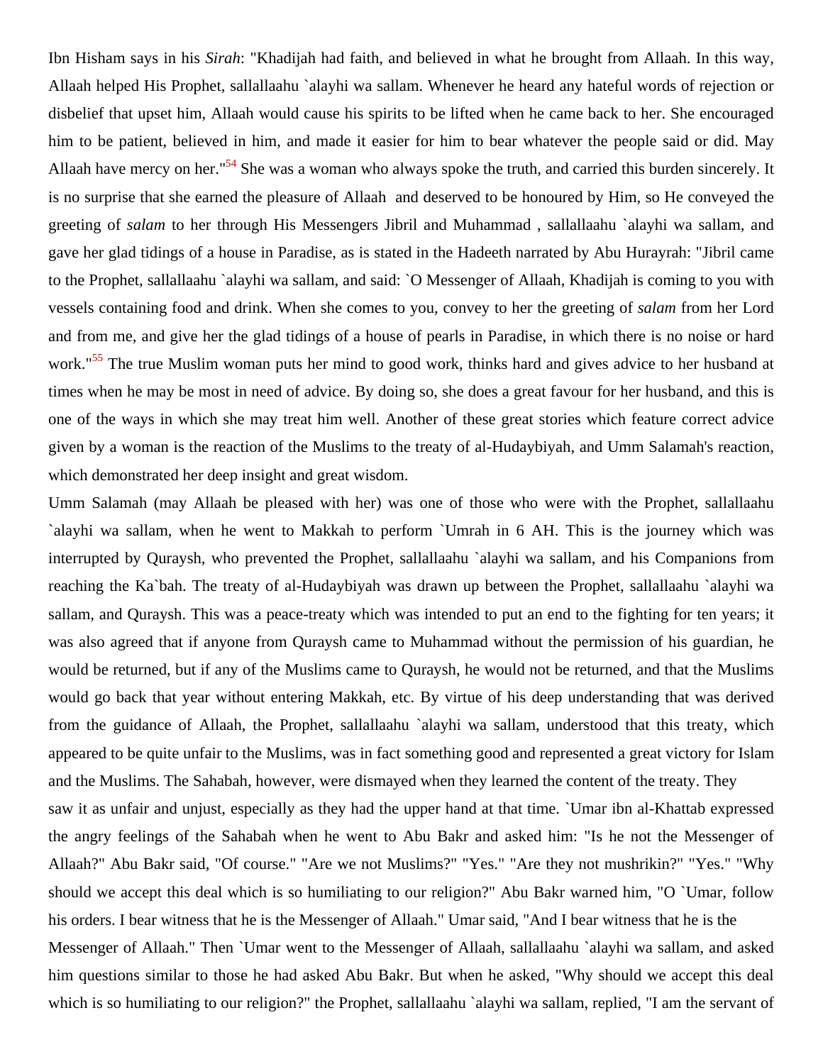Ibn Hisham says in his *Sirah*: "Khadijah had faith, and believed in what he brought from Allaah. In this way, Allaah helped His Prophet, sallallaahu `alayhi wa sallam. Whenever he heard any hateful words of rejection or disbelief that upset him, Allaah would cause his spirits to be lifted when he came back to her. She encouraged him to be patient, believed in him, and made it easier for him to bear whatever the people said or did. May Allaah have mercy on her."[54] She was a woman who always spoke the truth, and carried this burden sincerely. It is no surprise that she earned the pleasure of Allaah and deserved to be honoured by Him, so He conveyed the greeting of *salam* to her through His Messengers Jibril and Muhammad , sallallaahu `alayhi wa sallam, and gave her glad tidings of a house in Paradise, as is stated in the Hadeeth narrated by Abu Hurayrah: "Jibril came to the Prophet, sallallaahu `alayhi wa sallam, and said: `O Messenger of Allaah, Khadijah is coming to you with vessels containing food and drink. When she comes to you, convey to her the greeting of *salam* from her Lord and from me, and give her the glad tidings of a house of pearls in Paradise, in which there is no noise or hard work."[55] The true Muslim woman puts her mind to good work, thinks hard and gives advice to her husband at times when he may be most in need of advice. By doing so, she does a great favour for her husband, and this is one of the ways in which she may treat him well. Another of these great stories which feature correct advice given by a woman is the reaction of the Muslims to the treaty of al-Hudaybiyah, and Umm Salamah's reaction, which demonstrated her deep insight and great wisdom.

Umm Salamah (may Allaah be pleased with her) was one of those who were with the Prophet, sallallaahu `alayhi wa sallam, when he went to Makkah to perform `Umrah in 6 AH. This is the journey which was interrupted by Quraysh, who prevented the Prophet, sallallaahu `alayhi wa sallam, and his Companions from reaching the Ka`bah. The treaty of al-Hudaybiyah was drawn up between the Prophet, sallallaahu `alayhi wa sallam, and Quraysh. This was a peace-treaty which was intended to put an end to the fighting for ten years; it was also agreed that if anyone from Quraysh came to Muhammad without the permission of his guardian, he would be returned, but if any of the Muslims came to Quraysh, he would not be returned, and that the Muslims would go back that year without entering Makkah, etc. By virtue of his deep understanding that was derived from the guidance of Allaah, the Prophet, sallallaahu `alayhi wa sallam, understood that this treaty, which appeared to be quite unfair to the Muslims, was in fact something good and represented a great victory for Islam and the Muslims. The Sahabah, however, were dismayed when they learned the content of the treaty. They saw it as unfair and unjust, especially as they had the upper hand at that time. `Umar ibn al-Khattab expressed the angry feelings of the Sahabah when he went to Abu Bakr and asked him: "Is he not the Messenger of Allaah?" Abu Bakr said, "Of course." "Are we not Muslims?" "Yes." "Are they not mushrikin?" "Yes." "Why should we accept this deal which is so humiliating to our religion?" Abu Bakr warned him, "O `Umar, follow his orders. I bear witness that he is the Messenger of Allaah." Umar said, "And I bear witness that he is the Messenger of Allaah." Then `Umar went to the Messenger of Allaah, sallallaahu `alayhi wa sallam, and asked him questions similar to those he had asked Abu Bakr. But when he asked, "Why should we accept this deal which is so humiliating to our religion?" the Prophet, sallallaahu `alayhi wa sallam, replied, "I am the servant of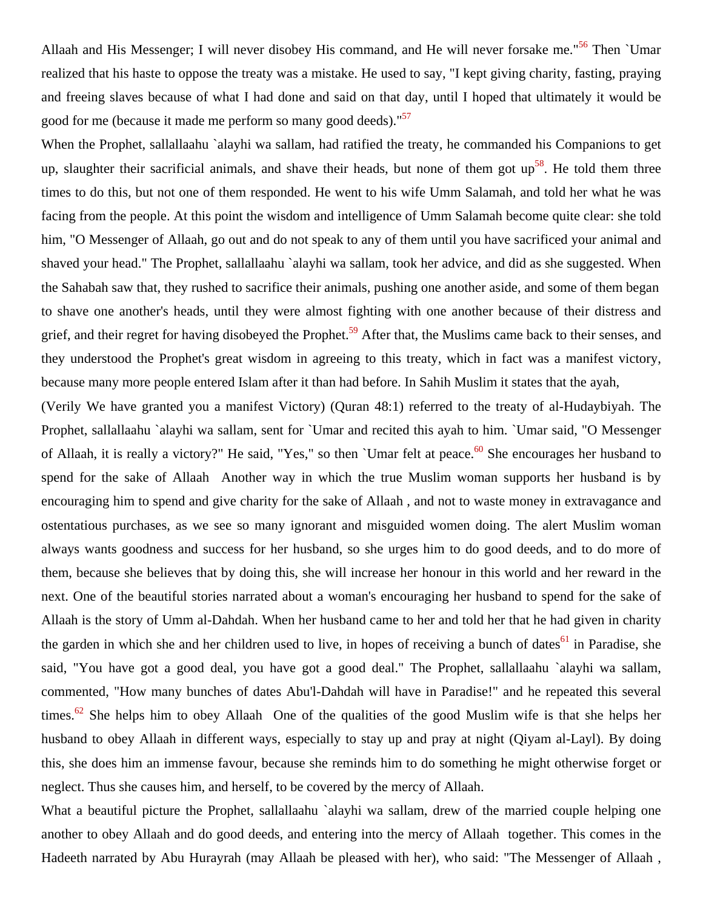Allaah and His Messenger; I will never disobey His command, and He will never forsake me."[56] Then `Umar realized that his haste to oppose the treaty was a mistake. He used to say, "I kept giving charity, fasting, praying and freeing slaves because of what I had done and said on that day, until I hoped that ultimately it would be good for me (because it made me perform so many good deeds)."[57]

When the Prophet, sallallaahu `alayhi wa sallam, had ratified the treaty, he commanded his Companions to get up, slaughter their sacrificial animals, and shave their heads, but none of them got up[58]. He told them three times to do this, but not one of them responded. He went to his wife Umm Salamah, and told her what he was facing from the people. At this point the wisdom and intelligence of Umm Salamah become quite clear: she told him, "O Messenger of Allaah, go out and do not speak to any of them until you have sacrificed your animal and shaved your head." The Prophet, sallallaahu `alayhi wa sallam, took her advice, and did as she suggested. When the Sahabah saw that, they rushed to sacrifice their animals, pushing one another aside, and some of them began to shave one another's heads, until they were almost fighting with one another because of their distress and grief, and their regret for having disobeyed the Prophet.[59] After that, the Muslims came back to their senses, and they understood the Prophet's great wisdom in agreeing to this treaty, which in fact was a manifest victory, because many more people entered Islam after it than had before. In Sahih Muslim it states that the ayah,

(Verily We have granted you a manifest Victory) (Quran 48:1) referred to the treaty of al-Hudaybiyah. The Prophet, sallallaahu `alayhi wa sallam, sent for `Umar and recited this ayah to him. `Umar said, "O Messenger of Allaah, it is really a victory?" He said, "Yes," so then `Umar felt at peace.[60] She encourages her husband to spend for the sake of Allaah Another way in which the true Muslim woman supports her husband is by encouraging him to spend and give charity for the sake of Allaah , and not to waste money in extravagance and ostentatious purchases, as we see so many ignorant and misguided women doing. The alert Muslim woman always wants goodness and success for her husband, so she urges him to do good deeds, and to do more of them, because she believes that by doing this, she will increase her honour in this world and her reward in the next. One of the beautiful stories narrated about a woman's encouraging her husband to spend for the sake of Allaah is the story of Umm al-Dahdah. When her husband came to her and told her that he had given in charity the garden in which she and her children used to live, in hopes of receiving a bunch of dates[61] in Paradise, she said, "You have got a good deal, you have got a good deal." The Prophet, sallallaahu `alayhi wa sallam, commented, "How many bunches of dates Abu'l-Dahdah will have in Paradise!" and he repeated this several times.[62] She helps him to obey Allaah One of the qualities of the good Muslim wife is that she helps her husband to obey Allaah in different ways, especially to stay up and pray at night (Qiyam al-Layl). By doing this, she does him an immense favour, because she reminds him to do something he might otherwise forget or neglect. Thus she causes him, and herself, to be covered by the mercy of Allaah.

What a beautiful picture the Prophet, sallallaahu `alayhi wa sallam, drew of the married couple helping one another to obey Allaah and do good deeds, and entering into the mercy of Allaah together. This comes in the Hadeeth narrated by Abu Hurayrah (may Allaah be pleased with her), who said: "The Messenger of Allaah ,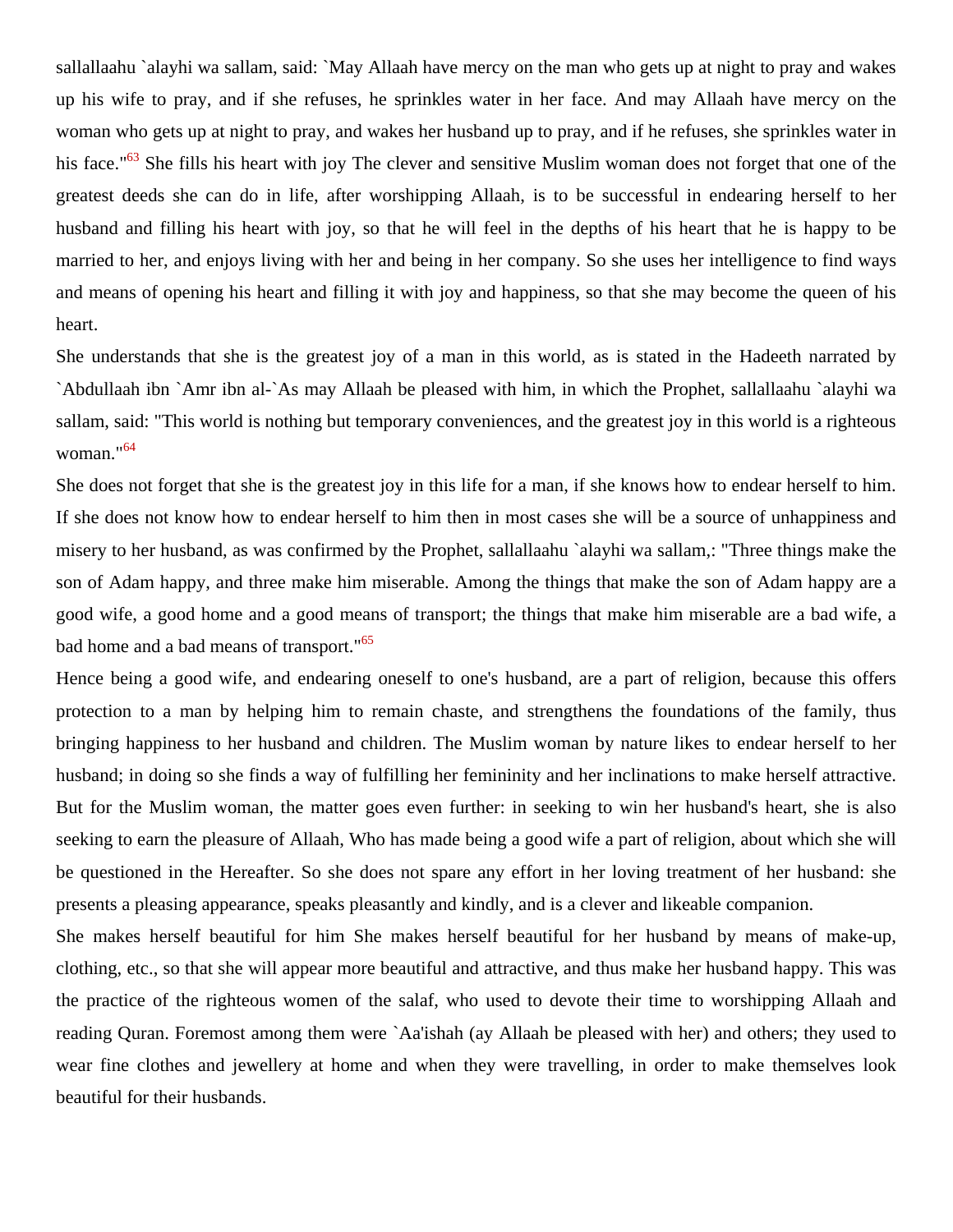sallallaahu `alayhi wa sallam, said: `May Allaah have mercy on the man who gets up at night to pray and wakes up his wife to pray, and if she refuses, he sprinkles water in her face. And may Allaah have mercy on the woman who gets up at night to pray, and wakes her husband up to pray, and if he refuses, she sprinkles water in his face."[63] She fills his heart with joy The clever and sensitive Muslim woman does not forget that one of the greatest deeds she can do in life, after worshipping Allaah, is to be successful in endearing herself to her husband and filling his heart with joy, so that he will feel in the depths of his heart that he is happy to be married to her, and enjoys living with her and being in her company. So she uses her intelligence to find ways and means of opening his heart and filling it with joy and happiness, so that she may become the queen of his heart.

She understands that she is the greatest joy of a man in this world, as is stated in the Hadeeth narrated by `Abdullaah ibn `Amr ibn al-`As may Allaah be pleased with him, in which the Prophet, sallallaahu `alayhi wa sallam, said: "This world is nothing but temporary conveniences, and the greatest joy in this world is a righteous woman."[64]

She does not forget that she is the greatest joy in this life for a man, if she knows how to endear herself to him. If she does not know how to endear herself to him then in most cases she will be a source of unhappiness and misery to her husband, as was confirmed by the Prophet, sallallaahu `alayhi wa sallam,: "Three things make the son of Adam happy, and three make him miserable. Among the things that make the son of Adam happy are a good wife, a good home and a good means of transport; the things that make him miserable are a bad wife, a bad home and a bad means of transport."[65]

Hence being a good wife, and endearing oneself to one's husband, are a part of religion, because this offers protection to a man by helping him to remain chaste, and strengthens the foundations of the family, thus bringing happiness to her husband and children. The Muslim woman by nature likes to endear herself to her husband; in doing so she finds a way of fulfilling her femininity and her inclinations to make herself attractive. But for the Muslim woman, the matter goes even further: in seeking to win her husband's heart, she is also seeking to earn the pleasure of Allaah, Who has made being a good wife a part of religion, about which she will be questioned in the Hereafter. So she does not spare any effort in her loving treatment of her husband: she presents a pleasing appearance, speaks pleasantly and kindly, and is a clever and likeable companion.

She makes herself beautiful for him She makes herself beautiful for her husband by means of make-up, clothing, etc., so that she will appear more beautiful and attractive, and thus make her husband happy. This was the practice of the righteous women of the salaf, who used to devote their time to worshipping Allaah and reading Quran. Foremost among them were `Aa'ishah (ay Allaah be pleased with her) and others; they used to wear fine clothes and jewellery at home and when they were travelling, in order to make themselves look beautiful for their husbands.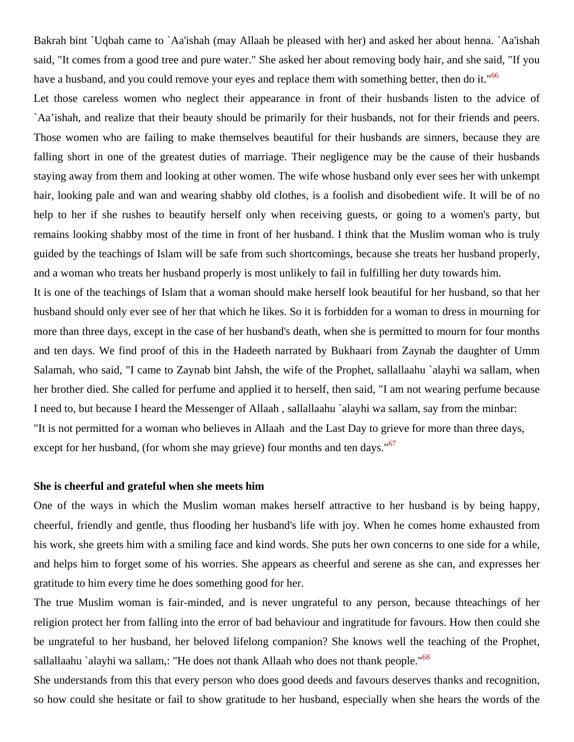Bakrah bint `Uqbah came to `Aa'ishah (may Allaah be pleased with her) and asked her about henna. `Aa'ishah said, "It comes from a good tree and pure water." She asked her about removing body hair, and she said, "If you have a husband, and you could remove your eyes and replace them with something better, then do it."[66]

Let those careless women who neglect their appearance in front of their husbands listen to the advice of `Aa'ishah, and realize that their beauty should be primarily for their husbands, not for their friends and peers. Those women who are failing to make themselves beautiful for their husbands are sinners, because they are falling short in one of the greatest duties of marriage. Their negligence may be the cause of their husbands staying away from them and looking at other women. The wife whose husband only ever sees her with unkempt hair, looking pale and wan and wearing shabby old clothes, is a foolish and disobedient wife. It will be of no help to her if she rushes to beautify herself only when receiving guests, or going to a women's party, but remains looking shabby most of the time in front of her husband. I think that the Muslim woman who is truly guided by the teachings of Islam will be safe from such shortcomings, because she treats her husband properly, and a woman who treats her husband properly is most unlikely to fail in fulfilling her duty towards him.

It is one of the teachings of Islam that a woman should make herself look beautiful for her husband, so that her husband should only ever see of her that which he likes. So it is forbidden for a woman to dress in mourning for more than three days, except in the case of her husband's death, when she is permitted to mourn for four months and ten days. We find proof of this in the Hadeeth narrated by Bukhaari from Zaynab the daughter of Umm Salamah, who said, "I came to Zaynab bint Jahsh, the wife of the Prophet, sallallaahu `alayhi wa sallam, when her brother died. She called for perfume and applied it to herself, then said, "I am not wearing perfume because I need to, but because I heard the Messenger of Allaah , sallallaahu `alayhi wa sallam, say from the minbar:

"It is not permitted for a woman who believes in Allaah and the Last Day to grieve for more than three days, except for her husband, (for whom she may grieve) four months and ten days."[67]

**She is cheerful and grateful when she meets him**

One of the ways in which the Muslim woman makes herself attractive to her husband is by being happy, cheerful, friendly and gentle, thus flooding her husband's life with joy. When he comes home exhausted from his work, she greets him with a smiling face and kind words. She puts her own concerns to one side for a while, and helps him to forget some of his worries. She appears as cheerful and serene as she can, and expresses her gratitude to him every time he does something good for her.

The true Muslim woman is fair-minded, and is never ungrateful to any person, because thteachings of her religion protect her from falling into the error of bad behaviour and ingratitude for favours. How then could she be ungrateful to her husband, her beloved lifelong companion? She knows well the teaching of the Prophet, sallallaahu `alayhi wa sallam,: "He does not thank Allaah who does not thank people."[68]

She understands from this that every person who does good deeds and favours deserves thanks and recognition, so how could she hesitate or fail to show gratitude to her husband, especially when she hears the words of the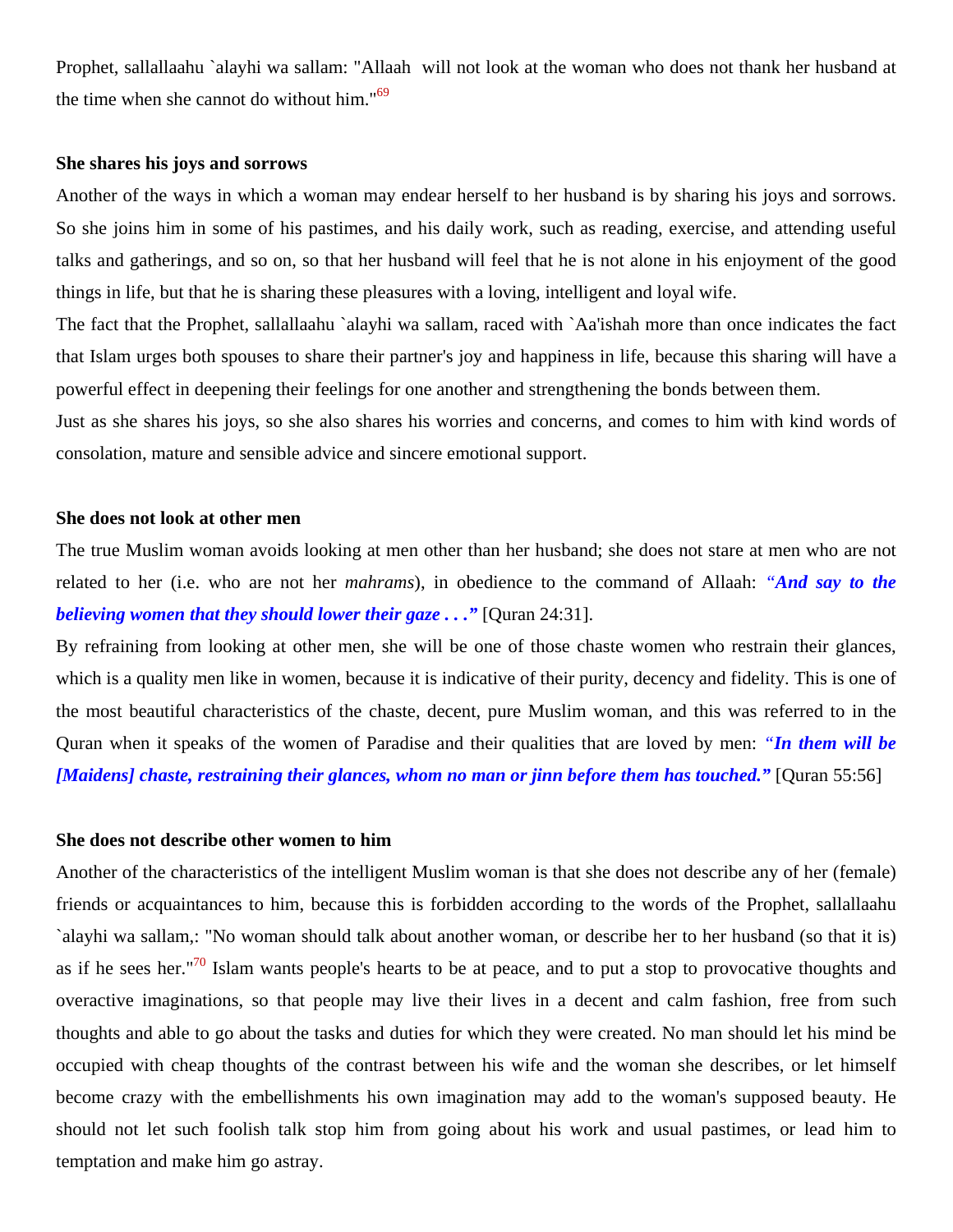Prophet, sallallaahu `alayhi wa sallam: "Allaah will not look at the woman who does not thank her husband at the time when she cannot do without him."[69]

**She shares his joys and sorrows**

Another of the ways in which a woman may endear herself to her husband is by sharing his joys and sorrows. So she joins him in some of his pastimes, and his daily work, such as reading, exercise, and attending useful talks and gatherings, and so on, so that her husband will feel that he is not alone in his enjoyment of the good things in life, but that he is sharing these pleasures with a loving, intelligent and loyal wife.

The fact that the Prophet, sallallaahu `alayhi wa sallam, raced with `Aa'ishah more than once indicates the fact that Islam urges both spouses to share their partner's joy and happiness in life, because this sharing will have a powerful effect in deepening their feelings for one another and strengthening the bonds between them.

Just as she shares his joys, so she also shares his worries and concerns, and comes to him with kind words of consolation, mature and sensible advice and sincere emotional support.

**She does not look at other men**

The true Muslim woman avoids looking at men other than her husband; she does not stare at men who are not related to her (i.e. who are not her *mahrams*), in obedience to the command of Allaah: ***"And say to the believing women that they should lower their gaze . . ."*** [Quran 24:31].

By refraining from looking at other men, she will be one of those chaste women who restrain their glances, which is a quality men like in women, because it is indicative of their purity, decency and fidelity. This is one of the most beautiful characteristics of the chaste, decent, pure Muslim woman, and this was referred to in the Quran when it speaks of the women of Paradise and their qualities that are loved by men: ***"In them will be [Maidens] chaste, restraining their glances, whom no man or jinn before them has touched."*** [Quran 55:56]

**She does not describe other women to him**

Another of the characteristics of the intelligent Muslim woman is that she does not describe any of her (female) friends or acquaintances to him, because this is forbidden according to the words of the Prophet, sallallaahu `alayhi wa sallam,: "No woman should talk about another woman, or describe her to her husband (so that it is) as if he sees her."[70] Islam wants people's hearts to be at peace, and to put a stop to provocative thoughts and overactive imaginations, so that people may live their lives in a decent and calm fashion, free from such thoughts and able to go about the tasks and duties for which they were created. No man should let his mind be occupied with cheap thoughts of the contrast between his wife and the woman she describes, or let himself become crazy with the embellishments his own imagination may add to the woman's supposed beauty. He should not let such foolish talk stop him from going about his work and usual pastimes, or lead him to temptation and make him go astray.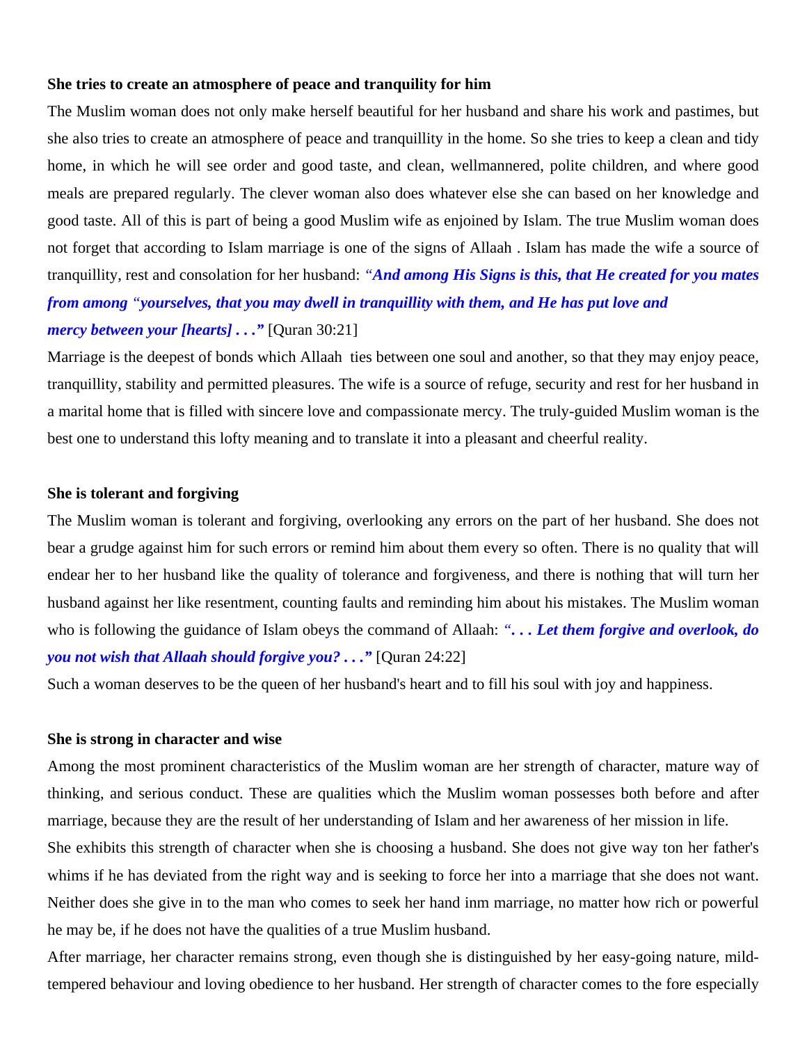### She tries to create an atmosphere of peace and tranquility for him

The Muslim woman does not only make herself beautiful for her husband and share his work and pastimes, but she also tries to create an atmosphere of peace and tranquillity in the home. So she tries to keep a clean and tidy home, in which he will see order and good taste, and clean, wellmannered, polite children, and where good meals are prepared regularly. The clever woman also does whatever else she can based on her knowledge and good taste. All of this is part of being a good Muslim wife as enjoined by Islam. The true Muslim woman does not forget that according to Islam marriage is one of the signs of Allaah . Islam has made the wife a source of tranquillity, rest and consolation for her husband: *"**And among His Signs is this, that He created for you mates from among "yourselves, that you may dwell in tranquillity with them, and He has put love and mercy between your [hearts] . . ."*** [Quran 30:21]

Marriage is the deepest of bonds which Allaah ties between one soul and another, so that they may enjoy peace, tranquillity, stability and permitted pleasures. The wife is a source of refuge, security and rest for her husband in a marital home that is filled with sincere love and compassionate mercy. The truly-guided Muslim woman is the best one to understand this lofty meaning and to translate it into a pleasant and cheerful reality.

### She is tolerant and forgiving

The Muslim woman is tolerant and forgiving, overlooking any errors on the part of her husband. She does not bear a grudge against him for such errors or remind him about them every so often. There is no quality that will endear her to her husband like the quality of tolerance and forgiveness, and there is nothing that will turn her husband against her like resentment, counting faults and reminding him about his mistakes. The Muslim woman who is following the guidance of Islam obeys the command of Allaah: *"**. . . Let them forgive and overlook, do you not wish that Allaah should forgive you? . . ."*** [Quran 24:22]

Such a woman deserves to be the queen of her husband's heart and to fill his soul with joy and happiness.

### She is strong in character and wise

Among the most prominent characteristics of the Muslim woman are her strength of character, mature way of thinking, and serious conduct. These are qualities which the Muslim woman possesses both before and after marriage, because they are the result of her understanding of Islam and her awareness of her mission in life.

She exhibits this strength of character when she is choosing a husband. She does not give way ton her father's whims if he has deviated from the right way and is seeking to force her into a marriage that she does not want. Neither does she give in to the man who comes to seek her hand inm marriage, no matter how rich or powerful he may be, if he does not have the qualities of a true Muslim husband.

After marriage, her character remains strong, even though she is distinguished by her easy-going nature, mild-tempered behaviour and loving obedience to her husband. Her strength of character comes to the fore especially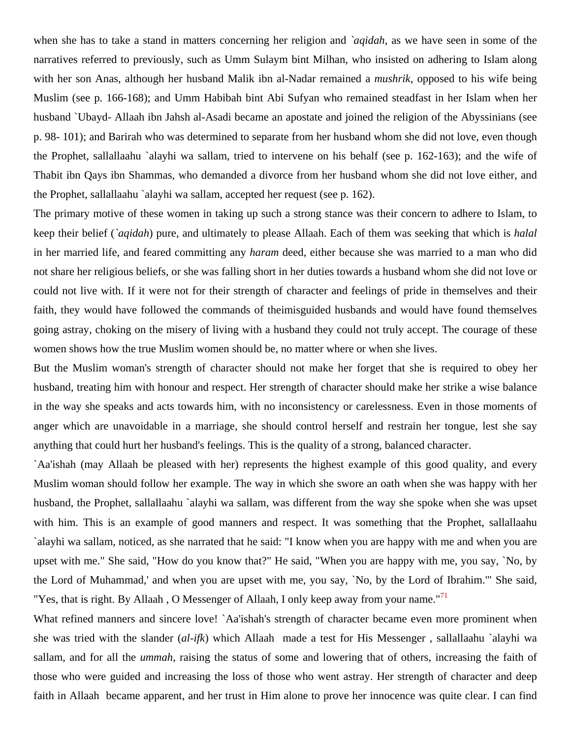when she has to take a stand in matters concerning her religion and *`aqidah*, as we have seen in some of the narratives referred to previously, such as Umm Sulaym bint Milhan, who insisted on adhering to Islam along with her son Anas, although her husband Malik ibn al-Nadar remained a *mushrik*, opposed to his wife being Muslim (see p. 166-168); and Umm Habibah bint Abi Sufyan who remained steadfast in her Islam when her husband `Ubayd- Allaah ibn Jahsh al-Asadi became an apostate and joined the religion of the Abyssinians (see p. 98- 101); and Barirah who was determined to separate from her husband whom she did not love, even though the Prophet, sallallaahu `alayhi wa sallam, tried to intervene on his behalf (see p. 162-163); and the wife of Thabit ibn Qays ibn Shammas, who demanded a divorce from her husband whom she did not love either, and the Prophet, sallallaahu `alayhi wa sallam, accepted her request (see p. 162).

The primary motive of these women in taking up such a strong stance was their concern to adhere to Islam, to keep their belief (*`aqidah*) pure, and ultimately to please Allaah. Each of them was seeking that which is *halal* in her married life, and feared committing any *haram* deed, either because she was married to a man who did not share her religious beliefs, or she was falling short in her duties towards a husband whom she did not love or could not live with. If it were not for their strength of character and feelings of pride in themselves and their faith, they would have followed the commands of theimisguided husbands and would have found themselves going astray, choking on the misery of living with a husband they could not truly accept. The courage of these women shows how the true Muslim women should be, no matter where or when she lives.

But the Muslim woman's strength of character should not make her forget that she is required to obey her husband, treating him with honour and respect. Her strength of character should make her strike a wise balance in the way she speaks and acts towards him, with no inconsistency or carelessness. Even in those moments of anger which are unavoidable in a marriage, she should control herself and restrain her tongue, lest she say anything that could hurt her husband's feelings. This is the quality of a strong, balanced character.

`Aa'ishah (may Allaah be pleased with her) represents the highest example of this good quality, and every Muslim woman should follow her example. The way in which she swore an oath when she was happy with her husband, the Prophet, sallallaahu `alayhi wa sallam, was different from the way she spoke when she was upset with him. This is an example of good manners and respect. It was something that the Prophet, sallallaahu `alayhi wa sallam, noticed, as she narrated that he said: "I know when you are happy with me and when you are upset with me." She said, "How do you know that?" He said, "When you are happy with me, you say, `No, by the Lord of Muhammad,' and when you are upset with me, you say, `No, by the Lord of Ibrahim.'" She said, "Yes, that is right. By Allaah , O Messenger of Allaah, I only keep away from your name."[71]

What refined manners and sincere love! `Aa'ishah's strength of character became even more prominent when she was tried with the slander (*al-ifk*) which Allaah made a test for His Messenger , sallallaahu `alayhi wa sallam, and for all the *ummah*, raising the status of some and lowering that of others, increasing the faith of those who were guided and increasing the loss of those who went astray. Her strength of character and deep faith in Allaah became apparent, and her trust in Him alone to prove her innocence was quite clear. I can find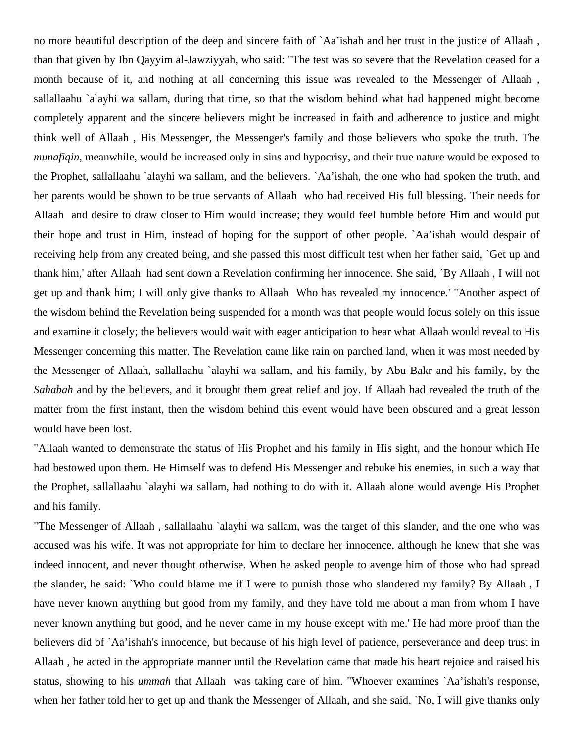no more beautiful description of the deep and sincere faith of `Aa'ishah and her trust in the justice of Allaah , than that given by Ibn Qayyim al-Jawziyyah, who said: "The test was so severe that the Revelation ceased for a month because of it, and nothing at all concerning this issue was revealed to the Messenger of Allaah , sallallaahu `alayhi wa sallam, during that time, so that the wisdom behind what had happened might become completely apparent and the sincere believers might be increased in faith and adherence to justice and might think well of Allaah , His Messenger, the Messenger's family and those believers who spoke the truth. The *munafiqin*, meanwhile, would be increased only in sins and hypocrisy, and their true nature would be exposed to the Prophet, sallallaahu `alayhi wa sallam, and the believers. `Aa'ishah, the one who had spoken the truth, and her parents would be shown to be true servants of Allaah who had received His full blessing. Their needs for Allaah and desire to draw closer to Him would increase; they would feel humble before Him and would put their hope and trust in Him, instead of hoping for the support of other people. `Aa'ishah would despair of receiving help from any created being, and she passed this most difficult test when her father said, `Get up and thank him,' after Allaah had sent down a Revelation confirming her innocence. She said, `By Allaah , I will not get up and thank him; I will only give thanks to Allaah Who has revealed my innocence.' "Another aspect of the wisdom behind the Revelation being suspended for a month was that people would focus solely on this issue and examine it closely; the believers would wait with eager anticipation to hear what Allaah would reveal to His Messenger concerning this matter. The Revelation came like rain on parched land, when it was most needed by the Messenger of Allaah, sallallaahu `alayhi wa sallam, and his family, by Abu Bakr and his family, by the *Sahabah* and by the believers, and it brought them great relief and joy. If Allaah had revealed the truth of the matter from the first instant, then the wisdom behind this event would have been obscured and a great lesson would have been lost.

"Allaah wanted to demonstrate the status of His Prophet and his family in His sight, and the honour which He had bestowed upon them. He Himself was to defend His Messenger and rebuke his enemies, in such a way that the Prophet, sallallaahu `alayhi wa sallam, had nothing to do with it. Allaah alone would avenge His Prophet and his family.

"The Messenger of Allaah , sallallaahu `alayhi wa sallam, was the target of this slander, and the one who was accused was his wife. It was not appropriate for him to declare her innocence, although he knew that she was indeed innocent, and never thought otherwise. When he asked people to avenge him of those who had spread the slander, he said: `Who could blame me if I were to punish those who slandered my family? By Allaah , I have never known anything but good from my family, and they have told me about a man from whom I have never known anything but good, and he never came in my house except with me.' He had more proof than the believers did of `Aa'ishah's innocence, but because of his high level of patience, perseverance and deep trust in Allaah , he acted in the appropriate manner until the Revelation came that made his heart rejoice and raised his status, showing to his *ummah* that Allaah was taking care of him. "Whoever examines `Aa'ishah's response, when her father told her to get up and thank the Messenger of Allaah, and she said, `No, I will give thanks only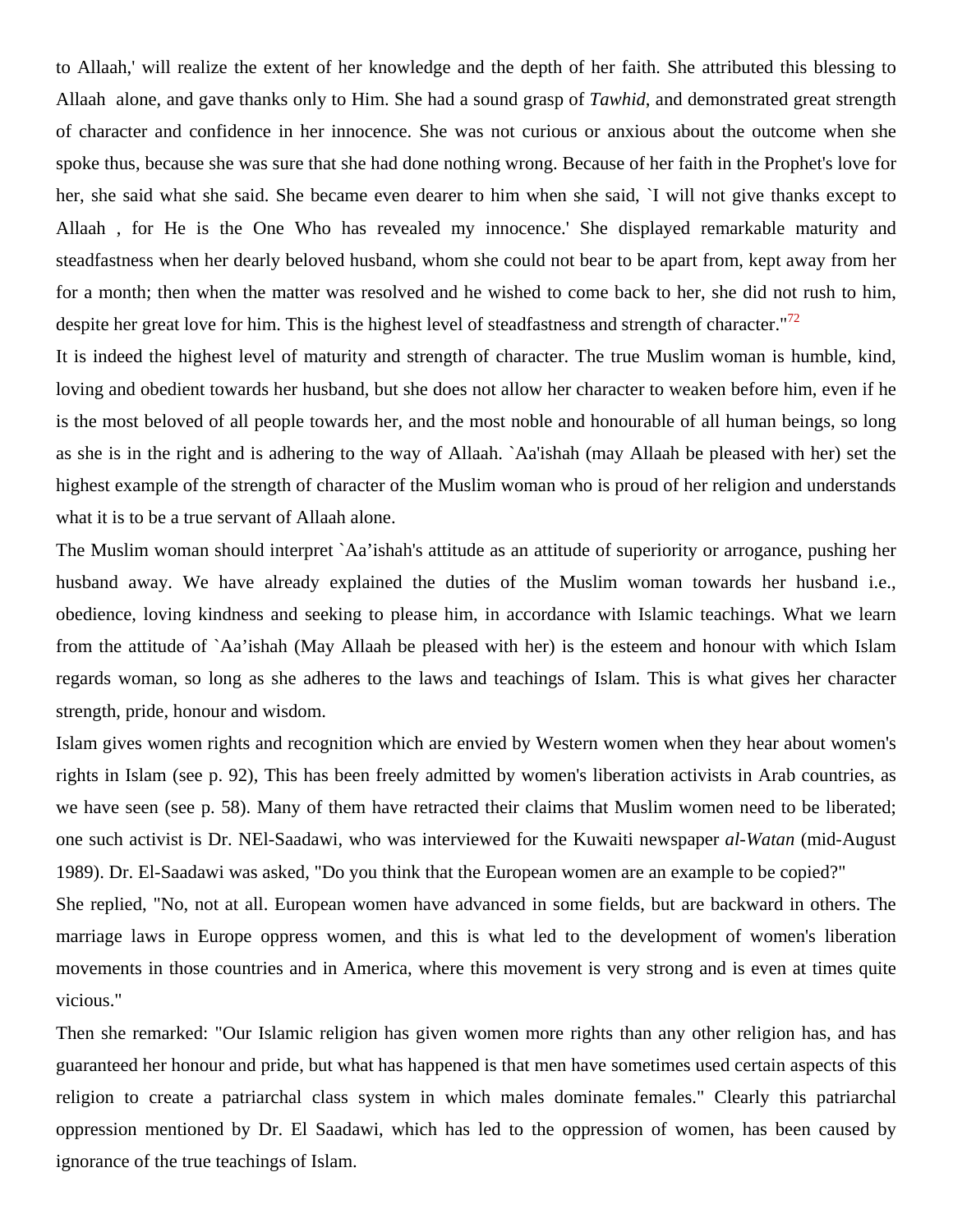to Allaah,' will realize the extent of her knowledge and the depth of her faith. She attributed this blessing to Allaah alone, and gave thanks only to Him. She had a sound grasp of *Tawhid*, and demonstrated great strength of character and confidence in her innocence. She was not curious or anxious about the outcome when she spoke thus, because she was sure that she had done nothing wrong. Because of her faith in the Prophet's love for her, she said what she said. She became even dearer to him when she said, `I will not give thanks except to Allaah , for He is the One Who has revealed my innocence.' She displayed remarkable maturity and steadfastness when her dearly beloved husband, whom she could not bear to be apart from, kept away from her for a month; then when the matter was resolved and he wished to come back to her, she did not rush to him, despite her great love for him. This is the highest level of steadfastness and strength of character."[72]

It is indeed the highest level of maturity and strength of character. The true Muslim woman is humble, kind, loving and obedient towards her husband, but she does not allow her character to weaken before him, even if he is the most beloved of all people towards her, and the most noble and honourable of all human beings, so long as she is in the right and is adhering to the way of Allaah. `Aa'ishah (may Allaah be pleased with her) set the highest example of the strength of character of the Muslim woman who is proud of her religion and understands what it is to be a true servant of Allaah alone.

The Muslim woman should interpret `Aa'ishah's attitude as an attitude of superiority or arrogance, pushing her husband away. We have already explained the duties of the Muslim woman towards her husband i.e., obedience, loving kindness and seeking to please him, in accordance with Islamic teachings. What we learn from the attitude of `Aa'ishah (May Allaah be pleased with her) is the esteem and honour with which Islam regards woman, so long as she adheres to the laws and teachings of Islam. This is what gives her character strength, pride, honour and wisdom.

Islam gives women rights and recognition which are envied by Western women when they hear about women's rights in Islam (see p. 92), This has been freely admitted by women's liberation activists in Arab countries, as we have seen (see p. 58). Many of them have retracted their claims that Muslim women need to be liberated; one such activist is Dr. NEl-Saadawi, who was interviewed for the Kuwaiti newspaper *al-Watan* (mid-August 1989). Dr. El-Saadawi was asked, "Do you think that the European women are an example to be copied?"

She replied, "No, not at all. European women have advanced in some fields, but are backward in others. The marriage laws in Europe oppress women, and this is what led to the development of women's liberation movements in those countries and in America, where this movement is very strong and is even at times quite vicious."

Then she remarked: "Our Islamic religion has given women more rights than any other religion has, and has guaranteed her honour and pride, but what has happened is that men have sometimes used certain aspects of this religion to create a patriarchal class system in which males dominate females." Clearly this patriarchal oppression mentioned by Dr. El Saadawi, which has led to the oppression of women, has been caused by ignorance of the true teachings of Islam.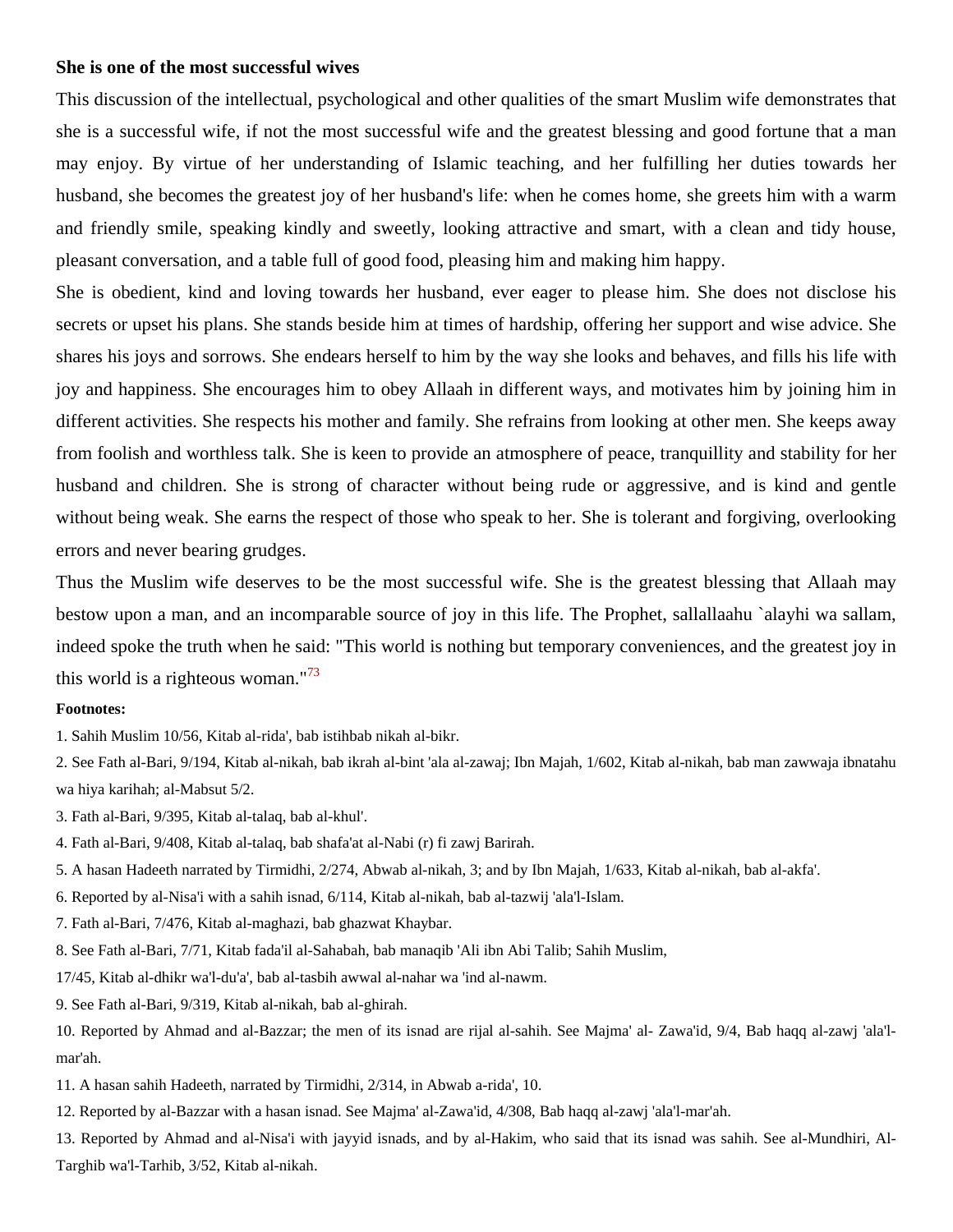### She is one of the most successful wives

This discussion of the intellectual, psychological and other qualities of the smart Muslim wife demonstrates that she is a successful wife, if not the most successful wife and the greatest blessing and good fortune that a man may enjoy. By virtue of her understanding of Islamic teaching, and her fulfilling her duties towards her husband, she becomes the greatest joy of her husband's life: when he comes home, she greets him with a warm and friendly smile, speaking kindly and sweetly, looking attractive and smart, with a clean and tidy house, pleasant conversation, and a table full of good food, pleasing him and making him happy.

She is obedient, kind and loving towards her husband, ever eager to please him. She does not disclose his secrets or upset his plans. She stands beside him at times of hardship, offering her support and wise advice. She shares his joys and sorrows. She endears herself to him by the way she looks and behaves, and fills his life with joy and happiness. She encourages him to obey Allaah in different ways, and motivates him by joining him in different activities. She respects his mother and family. She refrains from looking at other men. She keeps away from foolish and worthless talk. She is keen to provide an atmosphere of peace, tranquillity and stability for her husband and children. She is strong of character without being rude or aggressive, and is kind and gentle without being weak. She earns the respect of those who speak to her. She is tolerant and forgiving, overlooking errors and never bearing grudges.

Thus the Muslim wife deserves to be the most successful wife. She is the greatest blessing that Allaah may bestow upon a man, and an incomparable source of joy in this life. The Prophet, sallallaahu `alayhi wa sallam, indeed spoke the truth when he said: "This world is nothing but temporary conveniences, and the greatest joy in this world is a righteous woman."[73]

**Footnotes:**

1. Sahih Muslim 10/56, Kitab al-rida', bab istihbab nikah al-bikr.
2. See Fath al-Bari, 9/194, Kitab al-nikah, bab ikrah al-bint 'ala al-zawaj; Ibn Majah, 1/602, Kitab al-nikah, bab man zawwaja ibnatahu wa hiya karihah; al-Mabsut 5/2.
3. Fath al-Bari, 9/395, Kitab al-talaq, bab al-khul'.
4. Fath al-Bari, 9/408, Kitab al-talaq, bab shafa'at al-Nabi (r) fi zawj Barirah.
5. A hasan Hadeeth narrated by Tirmidhi, 2/274, Abwab al-nikah, 3; and by Ibn Majah, 1/633, Kitab al-nikah, bab al-akfa'.
6. Reported by al-Nisa'i with a sahih isnad, 6/114, Kitab al-nikah, bab al-tazwij 'ala'l-Islam.
7. Fath al-Bari, 7/476, Kitab al-maghazi, bab ghazwat Khaybar.
8. See Fath al-Bari, 7/71, Kitab fada'il al-Sahabah, bab manaqib 'Ali ibn Abi Talib; Sahih Muslim, 17/45, Kitab al-dhikr wa'l-du'a', bab al-tasbih awwal al-nahar wa 'ind al-nawm.
9. See Fath al-Bari, 9/319, Kitab al-nikah, bab al-ghirah.
10. Reported by Ahmad and al-Bazzar; the men of its isnad are rijal al-sahih. See Majma' al- Zawa'id, 9/4, Bab haqq al-zawj 'ala'l-mar'ah.
11. A hasan sahih Hadeeth, narrated by Tirmidhi, 2/314, in Abwab a-rida', 10.
12. Reported by al-Bazzar with a hasan isnad. See Majma' al-Zawa'id, 4/308, Bab haqq al-zawj 'ala'l-mar'ah.
13. Reported by Ahmad and al-Nisa'i with jayyid isnads, and by al-Hakim, who said that its isnad was sahih. See al-Mundhiri, Al-Targhib wa'l-Tarhib, 3/52, Kitab al-nikah.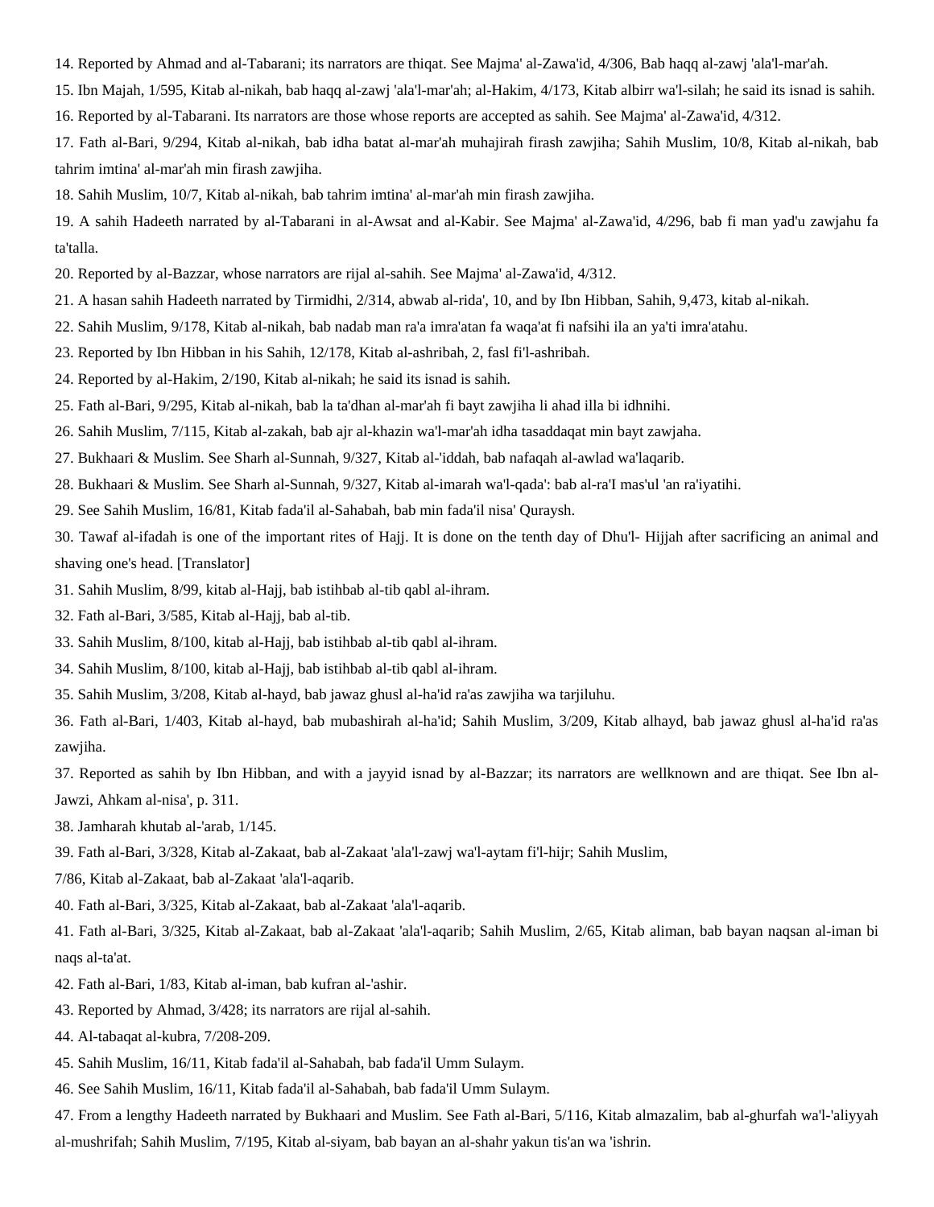14. Reported by Ahmad and al-Tabarani; its narrators are thiqat. See Majma' al-Zawa'id, 4/306, Bab haqq al-zawj 'ala'l-mar'ah.

15. Ibn Majah, 1/595, Kitab al-nikah, bab haqq al-zawj 'ala'l-mar'ah; al-Hakim, 4/173, Kitab albirr wa'l-silah; he said its isnad is sahih.

16. Reported by al-Tabarani. Its narrators are those whose reports are accepted as sahih. See Majma' al-Zawa'id, 4/312.

17. Fath al-Bari, 9/294, Kitab al-nikah, bab idha batat al-mar'ah muhajirah firash zawjiha; Sahih Muslim, 10/8, Kitab al-nikah, bab tahrim imtina' al-mar'ah min firash zawjiha.

18. Sahih Muslim, 10/7, Kitab al-nikah, bab tahrim imtina' al-mar'ah min firash zawjiha.

19. A sahih Hadeeth narrated by al-Tabarani in al-Awsat and al-Kabir. See Majma' al-Zawa'id, 4/296, bab fi man yad'u zawjahu fa ta'talla.

20. Reported by al-Bazzar, whose narrators are rijal al-sahih. See Majma' al-Zawa'id, 4/312.

21. A hasan sahih Hadeeth narrated by Tirmidhi, 2/314, abwab al-rida', 10, and by Ibn Hibban, Sahih, 9,473, kitab al-nikah.

22. Sahih Muslim, 9/178, Kitab al-nikah, bab nadab man ra'a imra'atan fa waqa'at fi nafsihi ila an ya'ti imra'atahu.

23. Reported by Ibn Hibban in his Sahih, 12/178, Kitab al-ashribah, 2, fasl fi'l-ashribah.

24. Reported by al-Hakim, 2/190, Kitab al-nikah; he said its isnad is sahih.

25. Fath al-Bari, 9/295, Kitab al-nikah, bab la ta'dhan al-mar'ah fi bayt zawjiha li ahad illa bi idhnihi.

26. Sahih Muslim, 7/115, Kitab al-zakah, bab ajr al-khazin wa'l-mar'ah idha tasaddaqat min bayt zawjaha.

27. Bukhaari & Muslim. See Sharh al-Sunnah, 9/327, Kitab al-'iddah, bab nafaqah al-awlad wa'laqarib.

28. Bukhaari & Muslim. See Sharh al-Sunnah, 9/327, Kitab al-imarah wa'l-qada': bab al-ra'I mas'ul 'an ra'iyatihi.

29. See Sahih Muslim, 16/81, Kitab fada'il al-Sahabah, bab min fada'il nisa' Quraysh.

30. Tawaf al-ifadah is one of the important rites of Hajj. It is done on the tenth day of Dhu'l- Hijjah after sacrificing an animal and shaving one's head. [Translator]

31. Sahih Muslim, 8/99, kitab al-Hajj, bab istihbab al-tib qabl al-ihram.

32. Fath al-Bari, 3/585, Kitab al-Hajj, bab al-tib.

33. Sahih Muslim, 8/100, kitab al-Hajj, bab istihbab al-tib qabl al-ihram.

34. Sahih Muslim, 8/100, kitab al-Hajj, bab istihbab al-tib qabl al-ihram.

35. Sahih Muslim, 3/208, Kitab al-hayd, bab jawaz ghusl al-ha'id ra'as zawjiha wa tarjiluhu.

36. Fath al-Bari, 1/403, Kitab al-hayd, bab mubashirah al-ha'id; Sahih Muslim, 3/209, Kitab alhayd, bab jawaz ghusl al-ha'id ra'as zawjiha.

37. Reported as sahih by Ibn Hibban, and with a jayyid isnad by al-Bazzar; its narrators are wellknown and are thiqat. See Ibn al-Jawzi, Ahkam al-nisa', p. 311.

38. Jamharah khutab al-'arab, 1/145.

39. Fath al-Bari, 3/328, Kitab al-Zakaat, bab al-Zakaat 'ala'l-zawj wa'l-aytam fi'l-hijr; Sahih Muslim, 7/86, Kitab al-Zakaat, bab al-Zakaat 'ala'l-aqarib.

40. Fath al-Bari, 3/325, Kitab al-Zakaat, bab al-Zakaat 'ala'l-aqarib.

41. Fath al-Bari, 3/325, Kitab al-Zakaat, bab al-Zakaat 'ala'l-aqarib; Sahih Muslim, 2/65, Kitab aliman, bab bayan naqsan al-iman bi naqs al-ta'at.

42. Fath al-Bari, 1/83, Kitab al-iman, bab kufran al-'ashir.

43. Reported by Ahmad, 3/428; its narrators are rijal al-sahih.

44. Al-tabaqat al-kubra, 7/208-209.

45. Sahih Muslim, 16/11, Kitab fada'il al-Sahabah, bab fada'il Umm Sulaym.

46. See Sahih Muslim, 16/11, Kitab fada'il al-Sahabah, bab fada'il Umm Sulaym.

47. From a lengthy Hadeeth narrated by Bukhaari and Muslim. See Fath al-Bari, 5/116, Kitab almazalim, bab al-ghurfah wa'l-'aliyyah al-mushrifah; Sahih Muslim, 7/195, Kitab al-siyam, bab bayan an al-shahr yakun tis'an wa 'ishrin.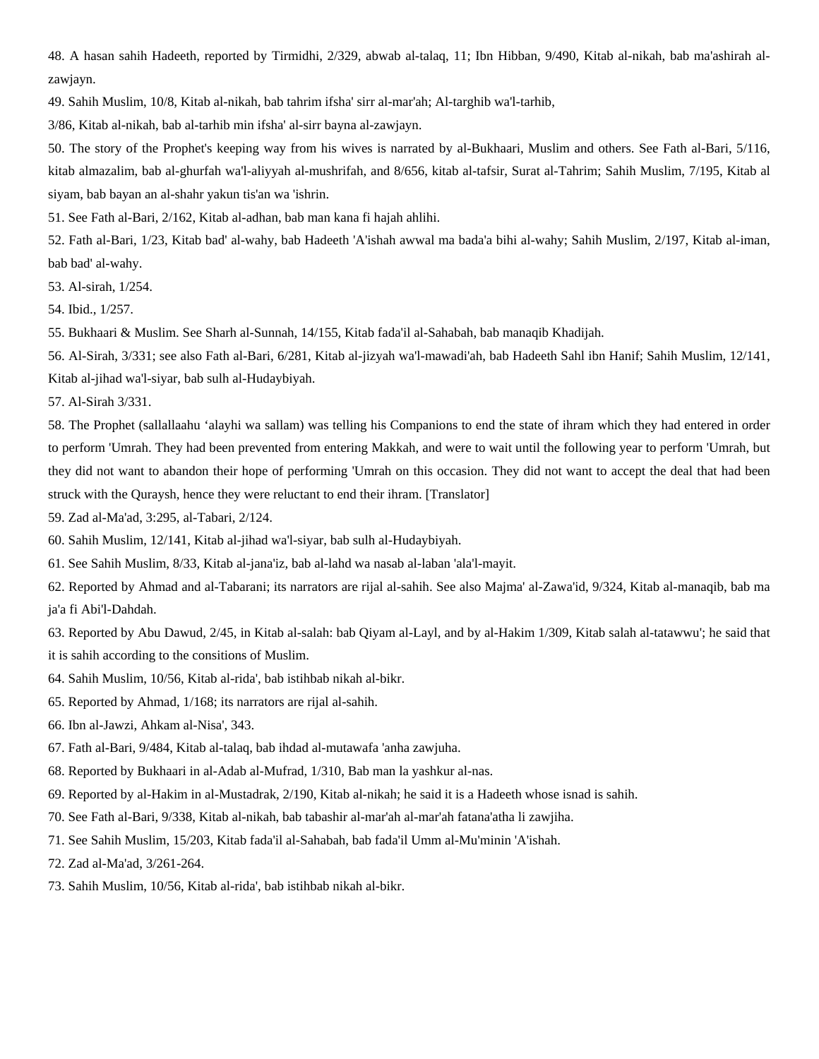48. A hasan sahih Hadeeth, reported by Tirmidhi, 2/329, abwab al-talaq, 11; Ibn Hibban, 9/490, Kitab al-nikah, bab ma'ashirah al-zawjayn.

49. Sahih Muslim, 10/8, Kitab al-nikah, bab tahrim ifsha' sirr al-mar'ah; Al-targhib wa'l-tarhib, 3/86, Kitab al-nikah, bab al-tarhib min ifsha' al-sirr bayna al-zawjayn.

50. The story of the Prophet's keeping way from his wives is narrated by al-Bukhaari, Muslim and others. See Fath al-Bari, 5/116, kitab almazalim, bab al-ghurfah wa'l-aliyyah al-mushrifah, and 8/656, kitab al-tafsir, Surat al-Tahrim; Sahih Muslim, 7/195, Kitab al siyam, bab bayan an al-shahr yakun tis'an wa 'ishrin.

51. See Fath al-Bari, 2/162, Kitab al-adhan, bab man kana fi hajah ahlihi.

52. Fath al-Bari, 1/23, Kitab bad' al-wahy, bab Hadeeth 'A'ishah awwal ma bada'a bihi al-wahy; Sahih Muslim, 2/197, Kitab al-iman, bab bad' al-wahy.

53. Al-sirah, 1/254.

54. Ibid., 1/257.

55. Bukhaari & Muslim. See Sharh al-Sunnah, 14/155, Kitab fada'il al-Sahabah, bab manaqib Khadijah.

56. Al-Sirah, 3/331; see also Fath al-Bari, 6/281, Kitab al-jizyah wa'l-mawadi'ah, bab Hadeeth Sahl ibn Hanif; Sahih Muslim, 12/141, Kitab al-jihad wa'l-siyar, bab sulh al-Hudaybiyah.

57. Al-Sirah 3/331.

58. The Prophet (sallallaahu ‘alayhi wa sallam) was telling his Companions to end the state of ihram which they had entered in order to perform 'Umrah. They had been prevented from entering Makkah, and were to wait until the following year to perform 'Umrah, but they did not want to abandon their hope of performing 'Umrah on this occasion. They did not want to accept the deal that had been struck with the Quraysh, hence they were reluctant to end their ihram. [Translator]

59. Zad al-Ma'ad, 3:295, al-Tabari, 2/124.

60. Sahih Muslim, 12/141, Kitab al-jihad wa'l-siyar, bab sulh al-Hudaybiyah.

61. See Sahih Muslim, 8/33, Kitab al-jana'iz, bab al-lahd wa nasab al-laban 'ala'l-mayit.

62. Reported by Ahmad and al-Tabarani; its narrators are rijal al-sahih. See also Majma' al-Zawa'id, 9/324, Kitab al-manaqib, bab ma ja'a fi Abi'l-Dahdah.

63. Reported by Abu Dawud, 2/45, in Kitab al-salah: bab Qiyam al-Layl, and by al-Hakim 1/309, Kitab salah al-tatawwu'; he said that it is sahih according to the consitions of Muslim.

64. Sahih Muslim, 10/56, Kitab al-rida', bab istihbab nikah al-bikr.

65. Reported by Ahmad, 1/168; its narrators are rijal al-sahih.

66. Ibn al-Jawzi, Ahkam al-Nisa', 343.

67. Fath al-Bari, 9/484, Kitab al-talaq, bab ihdad al-mutawafa 'anha zawjuha.

68. Reported by Bukhaari in al-Adab al-Mufrad, 1/310, Bab man la yashkur al-nas.

69. Reported by al-Hakim in al-Mustadrak, 2/190, Kitab al-nikah; he said it is a Hadeeth whose isnad is sahih.

70. See Fath al-Bari, 9/338, Kitab al-nikah, bab tabashir al-mar'ah al-mar'ah fatana'atha li zawjiha.

71. See Sahih Muslim, 15/203, Kitab fada'il al-Sahabah, bab fada'il Umm al-Mu'minin 'A'ishah.

72. Zad al-Ma'ad, 3/261-264.

73. Sahih Muslim, 10/56, Kitab al-rida', bab istihbab nikah al-bikr.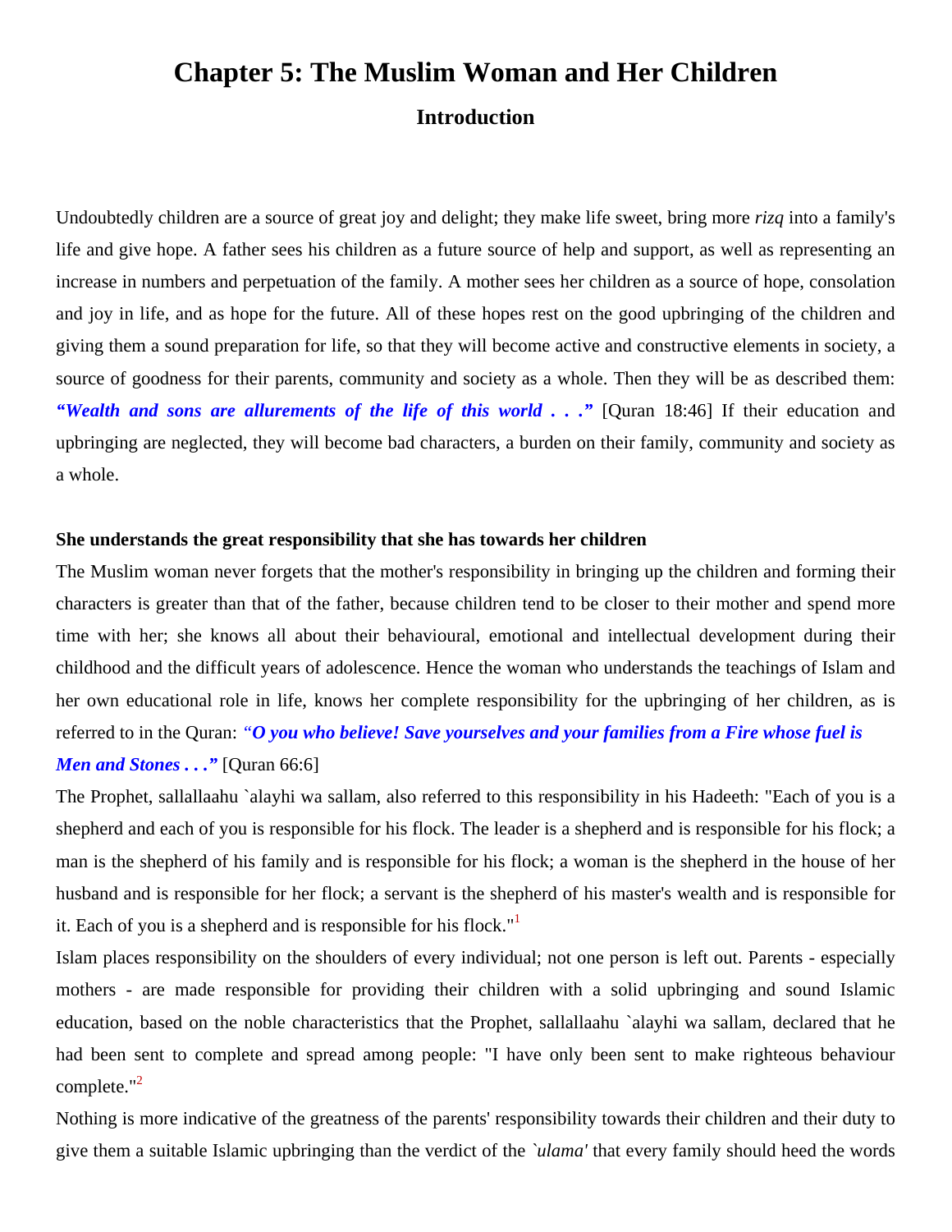# Chapter 5: The Muslim Woman and Her Children

## Introduction

Undoubtedly children are a source of great joy and delight; they make life sweet, bring more *rizq* into a family's life and give hope. A father sees his children as a future source of help and support, as well as representing an increase in numbers and perpetuation of the family. A mother sees her children as a source of hope, consolation and joy in life, and as hope for the future. All of these hopes rest on the good upbringing of the children and giving them a sound preparation for life, so that they will become active and constructive elements in society, a source of goodness for their parents, community and society as a whole. Then they will be as described them: ***"Wealth and sons are allurements of the life of this world . . ."*** [Quran 18:46] If their education and upbringing are neglected, they will become bad characters, a burden on their family, community and society as a whole.

**She understands the great responsibility that she has towards her children**

The Muslim woman never forgets that the mother's responsibility in bringing up the children and forming their characters is greater than that of the father, because children tend to be closer to their mother and spend more time with her; she knows all about their behavioural, emotional and intellectual development during their childhood and the difficult years of adolescence. Hence the woman who understands the teachings of Islam and her own educational role in life, knows her complete responsibility for the upbringing of her children, as is referred to in the Quran: ***"O you who believe! Save yourselves and your families from a Fire whose fuel is Men and Stones . . ."*** [Quran 66:6]

The Prophet, sallallaahu `alayhi wa sallam, also referred to this responsibility in his Hadeeth: "Each of you is a shepherd and each of you is responsible for his flock. The leader is a shepherd and is responsible for his flock; a man is the shepherd of his family and is responsible for his flock; a woman is the shepherd in the house of her husband and is responsible for her flock; a servant is the shepherd of his master's wealth and is responsible for it. Each of you is a shepherd and is responsible for his flock."[1]

Islam places responsibility on the shoulders of every individual; not one person is left out. Parents - especially mothers - are made responsible for providing their children with a solid upbringing and sound Islamic education, based on the noble characteristics that the Prophet, sallallaahu `alayhi wa sallam, declared that he had been sent to complete and spread among people: "I have only been sent to make righteous behaviour complete."[2]

Nothing is more indicative of the greatness of the parents' responsibility towards their children and their duty to give them a suitable Islamic upbringing than the verdict of the *`ulama'* that every family should heed the words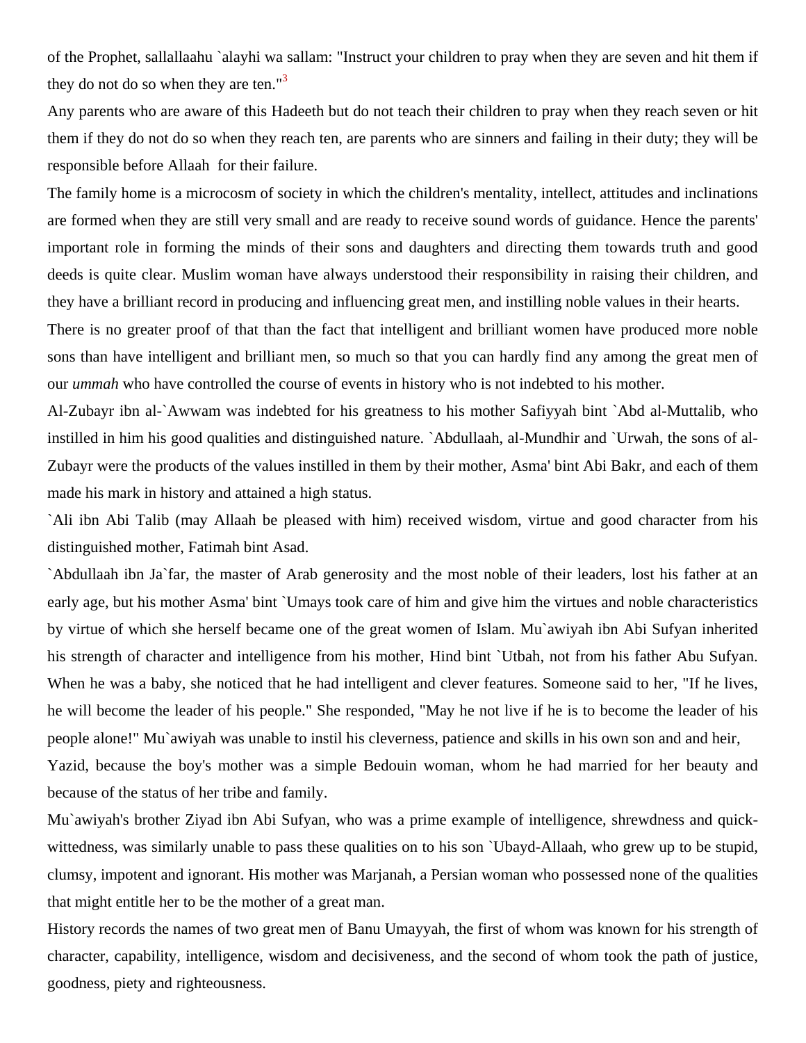of the Prophet, sallallaahu `alayhi wa sallam: "Instruct your children to pray when they are seven and hit them if they do not do so when they are ten."[3]

Any parents who are aware of this Hadeeth but do not teach their children to pray when they reach seven or hit them if they do not do so when they reach ten, are parents who are sinners and failing in their duty; they will be responsible before Allaah  for their failure.

The family home is a microcosm of society in which the children's mentality, intellect, attitudes and inclinations are formed when they are still very small and are ready to receive sound words of guidance. Hence the parents' important role in forming the minds of their sons and daughters and directing them towards truth and good deeds is quite clear. Muslim woman have always understood their responsibility in raising their children, and they have a brilliant record in producing and influencing great men, and instilling noble values in their hearts.

There is no greater proof of that than the fact that intelligent and brilliant women have produced more noble sons than have intelligent and brilliant men, so much so that you can hardly find any among the great men of our *ummah* who have controlled the course of events in history who is not indebted to his mother.

Al-Zubayr ibn al-`Awwam was indebted for his greatness to his mother Safiyyah bint `Abd al-Muttalib, who instilled in him his good qualities and distinguished nature. `Abdullaah, al-Mundhir and `Urwah, the sons of al-Zubayr were the products of the values instilled in them by their mother, Asma' bint Abi Bakr, and each of them made his mark in history and attained a high status.

`Ali ibn Abi Talib (may Allaah be pleased with him) received wisdom, virtue and good character from his distinguished mother, Fatimah bint Asad.

`Abdullaah ibn Ja`far, the master of Arab generosity and the most noble of their leaders, lost his father at an early age, but his mother Asma' bint `Umays took care of him and give him the virtues and noble characteristics by virtue of which she herself became one of the great women of Islam. Mu`awiyah ibn Abi Sufyan inherited his strength of character and intelligence from his mother, Hind bint `Utbah, not from his father Abu Sufyan. When he was a baby, she noticed that he had intelligent and clever features. Someone said to her, "If he lives, he will become the leader of his people." She responded, "May he not live if he is to become the leader of his people alone!" Mu`awiyah was unable to instil his cleverness, patience and skills in his own son and and heir, Yazid, because the boy's mother was a simple Bedouin woman, whom he had married for her beauty and because of the status of her tribe and family.

Mu`awiyah's brother Ziyad ibn Abi Sufyan, who was a prime example of intelligence, shrewdness and quick-wittedness, was similarly unable to pass these qualities on to his son `Ubayd-Allaah, who grew up to be stupid, clumsy, impotent and ignorant. His mother was Marjanah, a Persian woman who possessed none of the qualities that might entitle her to be the mother of a great man.

History records the names of two great men of Banu Umayyah, the first of whom was known for his strength of character, capability, intelligence, wisdom and decisiveness, and the second of whom took the path of justice, goodness, piety and righteousness.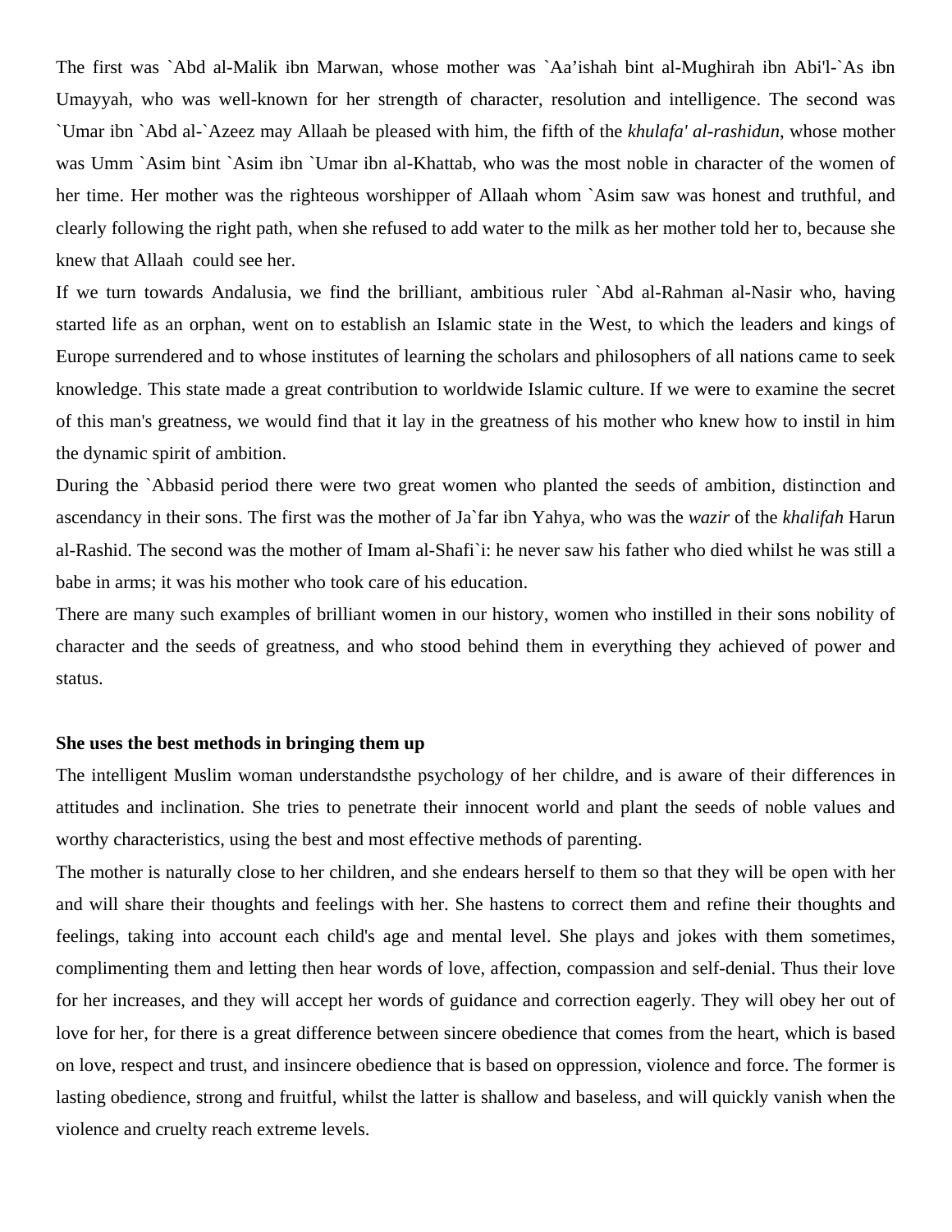The first was `Abd al-Malik ibn Marwan, whose mother was `Aa'ishah bint al-Mughirah ibn Abi'l-`As ibn Umayyah, who was well-known for her strength of character, resolution and intelligence. The second was `Umar ibn `Abd al-`Azeez may Allaah be pleased with him, the fifth of the *khulafa' al-rashidun*, whose mother was Umm `Asim bint `Asim ibn `Umar ibn al-Khattab, who was the most noble in character of the women of her time. Her mother was the righteous worshipper of Allaah whom `Asim saw was honest and truthful, and clearly following the right path, when she refused to add water to the milk as her mother told her to, because she knew that Allaah could see her.

If we turn towards Andalusia, we find the brilliant, ambitious ruler `Abd al-Rahman al-Nasir who, having started life as an orphan, went on to establish an Islamic state in the West, to which the leaders and kings of Europe surrendered and to whose institutes of learning the scholars and philosophers of all nations came to seek knowledge. This state made a great contribution to worldwide Islamic culture. If we were to examine the secret of this man's greatness, we would find that it lay in the greatness of his mother who knew how to instil in him the dynamic spirit of ambition.

During the `Abbasid period there were two great women who planted the seeds of ambition, distinction and ascendancy in their sons. The first was the mother of Ja`far ibn Yahya, who was the *wazir* of the *khalifah* Harun al-Rashid. The second was the mother of Imam al-Shafi`i: he never saw his father who died whilst he was still a babe in arms; it was his mother who took care of his education.

There are many such examples of brilliant women in our history, women who instilled in their sons nobility of character and the seeds of greatness, and who stood behind them in everything they achieved of power and status.

**She uses the best methods in bringing them up**

The intelligent Muslim woman understandsthe psychology of her childre, and is aware of their differences in attitudes and inclination. She tries to penetrate their innocent world and plant the seeds of noble values and worthy characteristics, using the best and most effective methods of parenting.

The mother is naturally close to her children, and she endears herself to them so that they will be open with her and will share their thoughts and feelings with her. She hastens to correct them and refine their thoughts and feelings, taking into account each child's age and mental level. She plays and jokes with them sometimes, complimenting them and letting then hear words of love, affection, compassion and self-denial. Thus their love for her increases, and they will accept her words of guidance and correction eagerly. They will obey her out of love for her, for there is a great difference between sincere obedience that comes from the heart, which is based on love, respect and trust, and insincere obedience that is based on oppression, violence and force. The former is lasting obedience, strong and fruitful, whilst the latter is shallow and baseless, and will quickly vanish when the violence and cruelty reach extreme levels.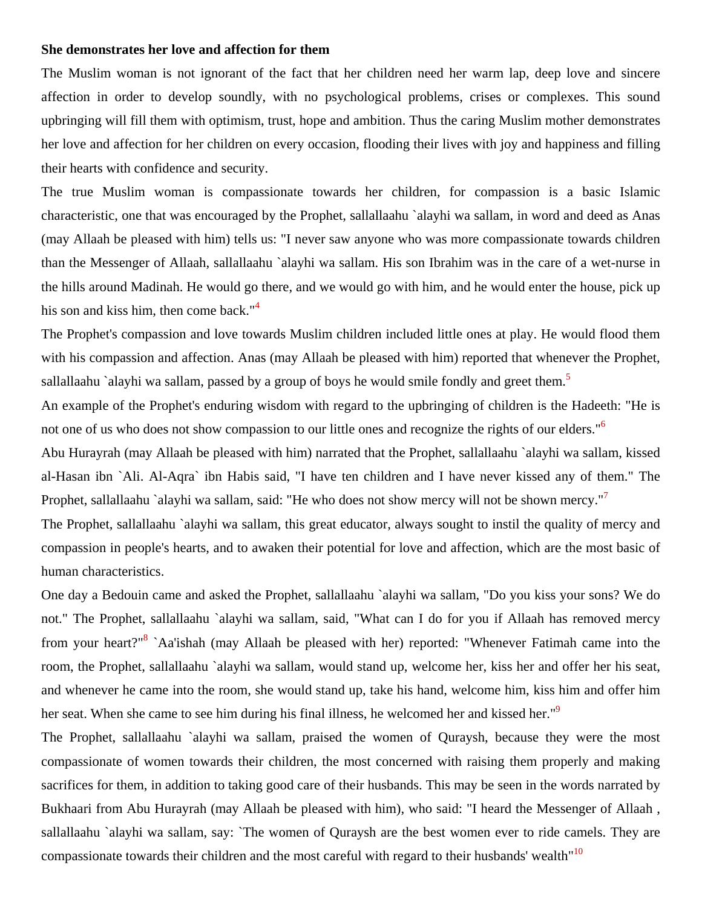**She demonstrates her love and affection for them**

The Muslim woman is not ignorant of the fact that her children need her warm lap, deep love and sincere affection in order to develop soundly, with no psychological problems, crises or complexes. This sound upbringing will fill them with optimism, trust, hope and ambition. Thus the caring Muslim mother demonstrates her love and affection for her children on every occasion, flooding their lives with joy and happiness and filling their hearts with confidence and security.

The true Muslim woman is compassionate towards her children, for compassion is a basic Islamic characteristic, one that was encouraged by the Prophet, sallallaahu `alayhi wa sallam, in word and deed as Anas (may Allaah be pleased with him) tells us: "I never saw anyone who was more compassionate towards children than the Messenger of Allaah, sallallaahu `alayhi wa sallam. His son Ibrahim was in the care of a wet-nurse in the hills around Madinah. He would go there, and we would go with him, and he would enter the house, pick up his son and kiss him, then come back."[4]

The Prophet's compassion and love towards Muslim children included little ones at play. He would flood them with his compassion and affection. Anas (may Allaah be pleased with him) reported that whenever the Prophet, sallallaahu `alayhi wa sallam, passed by a group of boys he would smile fondly and greet them.[5]

An example of the Prophet's enduring wisdom with regard to the upbringing of children is the Hadeeth: "He is not one of us who does not show compassion to our little ones and recognize the rights of our elders."[6]

Abu Hurayrah (may Allaah be pleased with him) narrated that the Prophet, sallallaahu `alayhi wa sallam, kissed al-Hasan ibn `Ali. Al-Aqra` ibn Habis said, "I have ten children and I have never kissed any of them." The Prophet, sallallaahu `alayhi wa sallam, said: "He who does not show mercy will not be shown mercy."[7]

The Prophet, sallallaahu `alayhi wa sallam, this great educator, always sought to instil the quality of mercy and compassion in people's hearts, and to awaken their potential for love and affection, which are the most basic of human characteristics.

One day a Bedouin came and asked the Prophet, sallallaahu `alayhi wa sallam, "Do you kiss your sons? We do not." The Prophet, sallallaahu `alayhi wa sallam, said, "What can I do for you if Allaah has removed mercy from your heart?"[8] `Aa'ishah (may Allaah be pleased with her) reported: "Whenever Fatimah came into the room, the Prophet, sallallaahu `alayhi wa sallam, would stand up, welcome her, kiss her and offer her his seat, and whenever he came into the room, she would stand up, take his hand, welcome him, kiss him and offer him her seat. When she came to see him during his final illness, he welcomed her and kissed her."[9]

The Prophet, sallallaahu `alayhi wa sallam, praised the women of Quraysh, because they were the most compassionate of women towards their children, the most concerned with raising them properly and making sacrifices for them, in addition to taking good care of their husbands. This may be seen in the words narrated by Bukhaari from Abu Hurayrah (may Allaah be pleased with him), who said: "I heard the Messenger of Allaah , sallallaahu `alayhi wa sallam, say: `The women of Quraysh are the best women ever to ride camels. They are compassionate towards their children and the most careful with regard to their husbands' wealth"[10]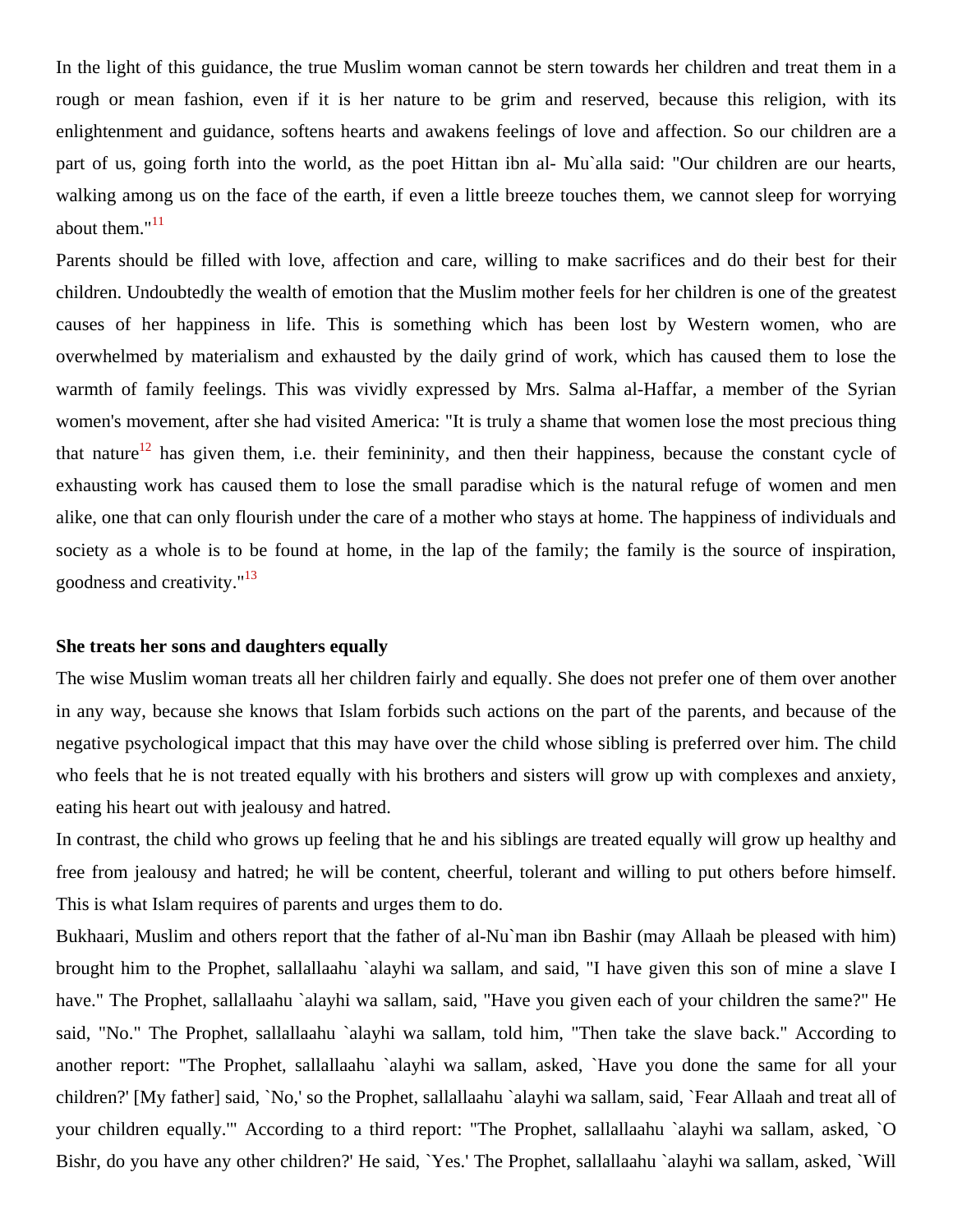In the light of this guidance, the true Muslim woman cannot be stern towards her children and treat them in a rough or mean fashion, even if it is her nature to be grim and reserved, because this religion, with its enlightenment and guidance, softens hearts and awakens feelings of love and affection. So our children are a part of us, going forth into the world, as the poet Hittan ibn al- Mu`alla said: "Our children are our hearts, walking among us on the face of the earth, if even a little breeze touches them, we cannot sleep for worrying about them."[11]

Parents should be filled with love, affection and care, willing to make sacrifices and do their best for their children. Undoubtedly the wealth of emotion that the Muslim mother feels for her children is one of the greatest causes of her happiness in life. This is something which has been lost by Western women, who are overwhelmed by materialism and exhausted by the daily grind of work, which has caused them to lose the warmth of family feelings. This was vividly expressed by Mrs. Salma al-Haffar, a member of the Syrian women's movement, after she had visited America: "It is truly a shame that women lose the most precious thing that nature[12] has given them, i.e. their femininity, and then their happiness, because the constant cycle of exhausting work has caused them to lose the small paradise which is the natural refuge of women and men alike, one that can only flourish under the care of a mother who stays at home. The happiness of individuals and society as a whole is to be found at home, in the lap of the family; the family is the source of inspiration, goodness and creativity."[13]

**She treats her sons and daughters equally**

The wise Muslim woman treats all her children fairly and equally. She does not prefer one of them over another in any way, because she knows that Islam forbids such actions on the part of the parents, and because of the negative psychological impact that this may have over the child whose sibling is preferred over him. The child who feels that he is not treated equally with his brothers and sisters will grow up with complexes and anxiety, eating his heart out with jealousy and hatred.

In contrast, the child who grows up feeling that he and his siblings are treated equally will grow up healthy and free from jealousy and hatred; he will be content, cheerful, tolerant and willing to put others before himself. This is what Islam requires of parents and urges them to do.

Bukhaari, Muslim and others report that the father of al-Nu`man ibn Bashir (may Allaah be pleased with him) brought him to the Prophet, sallallaahu `alayhi wa sallam, and said, "I have given this son of mine a slave I have." The Prophet, sallallaahu `alayhi wa sallam, said, "Have you given each of your children the same?" He said, "No." The Prophet, sallallaahu `alayhi wa sallam, told him, "Then take the slave back." According to another report: "The Prophet, sallallaahu `alayhi wa sallam, asked, `Have you done the same for all your children?' [My father] said, `No,' so the Prophet, sallallaahu `alayhi wa sallam, said, `Fear Allaah and treat all of your children equally.'" According to a third report: "The Prophet, sallallaahu `alayhi wa sallam, asked, `O Bishr, do you have any other children?' He said, `Yes.' The Prophet, sallallaahu `alayhi wa sallam, asked, `Will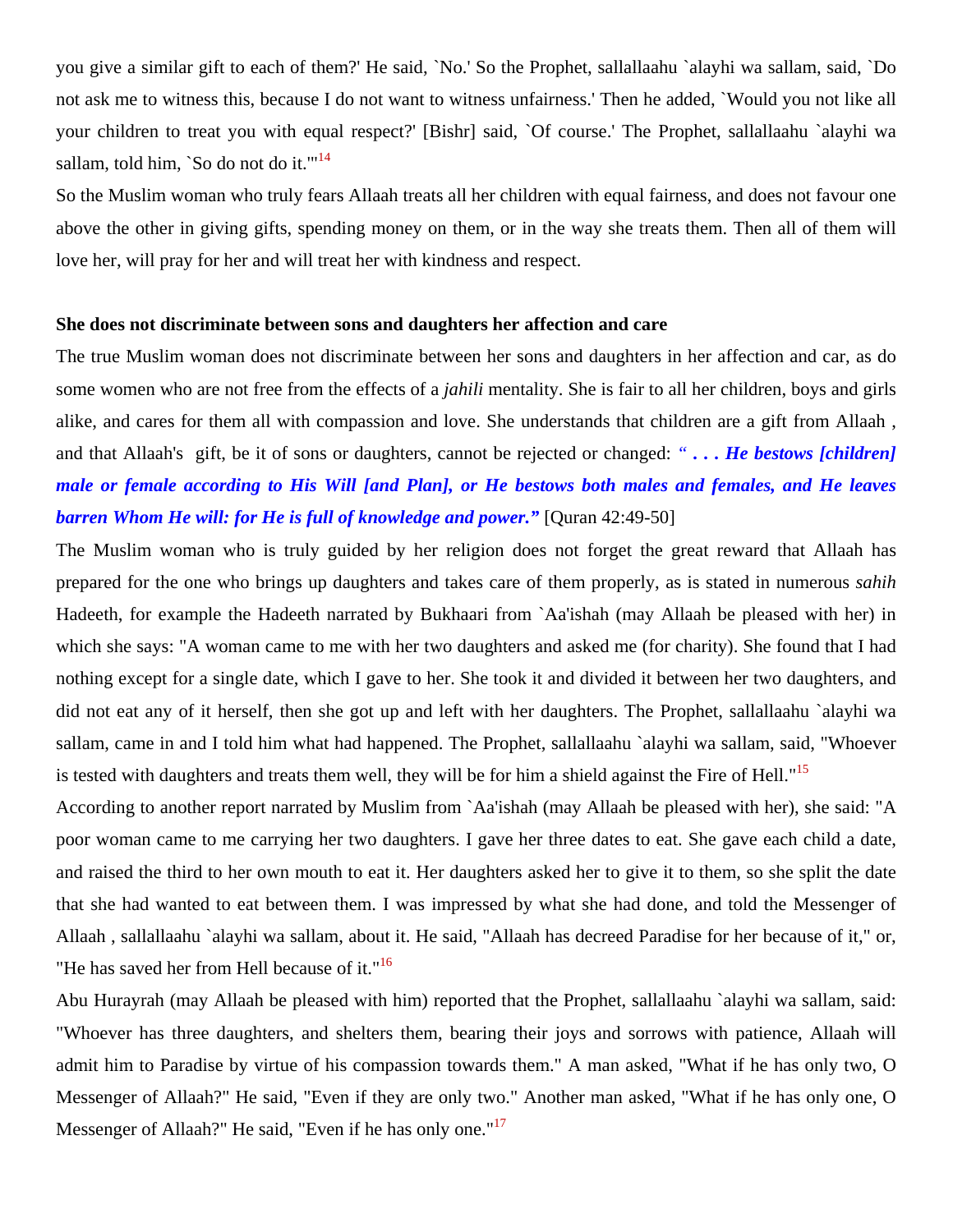you give a similar gift to each of them?' He said, `No.' So the Prophet, sallallaahu `alayhi wa sallam, said, `Do not ask me to witness this, because I do not want to witness unfairness.' Then he added, `Would you not like all your children to treat you with equal respect?' [Bishr] said, `Of course.' The Prophet, sallallaahu `alayhi wa sallam, told him, `So do not do it.'"[14]

So the Muslim woman who truly fears Allaah treats all her children with equal fairness, and does not favour one above the other in giving gifts, spending money on them, or in the way she treats them. Then all of them will love her, will pray for her and will treat her with kindness and respect.

**She does not discriminate between sons and daughters her affection and care**

The true Muslim woman does not discriminate between her sons and daughters in her affection and car, as do some women who are not free from the effects of a *jahili* mentality. She is fair to all her children, boys and girls alike, and cares for them all with compassion and love. She understands that children are a gift from Allaah , and that Allaah's gift, be it of sons or daughters, cannot be rejected or changed: *"**. . . He bestows [children] male or female according to His Will [and Plan], or He bestows both males and females, and He leaves barren Whom He will: for He is full of knowledge and power.**"* [Quran 42:49-50]

The Muslim woman who is truly guided by her religion does not forget the great reward that Allaah has prepared for the one who brings up daughters and takes care of them properly, as is stated in numerous *sahih* Hadeeth, for example the Hadeeth narrated by Bukhaari from `Aa'ishah (may Allaah be pleased with her) in which she says: "A woman came to me with her two daughters and asked me (for charity). She found that I had nothing except for a single date, which I gave to her. She took it and divided it between her two daughters, and did not eat any of it herself, then she got up and left with her daughters. The Prophet, sallallaahu `alayhi wa sallam, came in and I told him what had happened. The Prophet, sallallaahu `alayhi wa sallam, said, "Whoever is tested with daughters and treats them well, they will be for him a shield against the Fire of Hell."[15]

According to another report narrated by Muslim from `Aa'ishah (may Allaah be pleased with her), she said: "A poor woman came to me carrying her two daughters. I gave her three dates to eat. She gave each child a date, and raised the third to her own mouth to eat it. Her daughters asked her to give it to them, so she split the date that she had wanted to eat between them. I was impressed by what she had done, and told the Messenger of Allaah , sallallaahu `alayhi wa sallam, about it. He said, "Allaah has decreed Paradise for her because of it," or, "He has saved her from Hell because of it."[16]

Abu Hurayrah (may Allaah be pleased with him) reported that the Prophet, sallallaahu `alayhi wa sallam, said: "Whoever has three daughters, and shelters them, bearing their joys and sorrows with patience, Allaah will admit him to Paradise by virtue of his compassion towards them." A man asked, "What if he has only two, O Messenger of Allaah?" He said, "Even if they are only two." Another man asked, "What if he has only one, O Messenger of Allaah?" He said, "Even if he has only one."[17]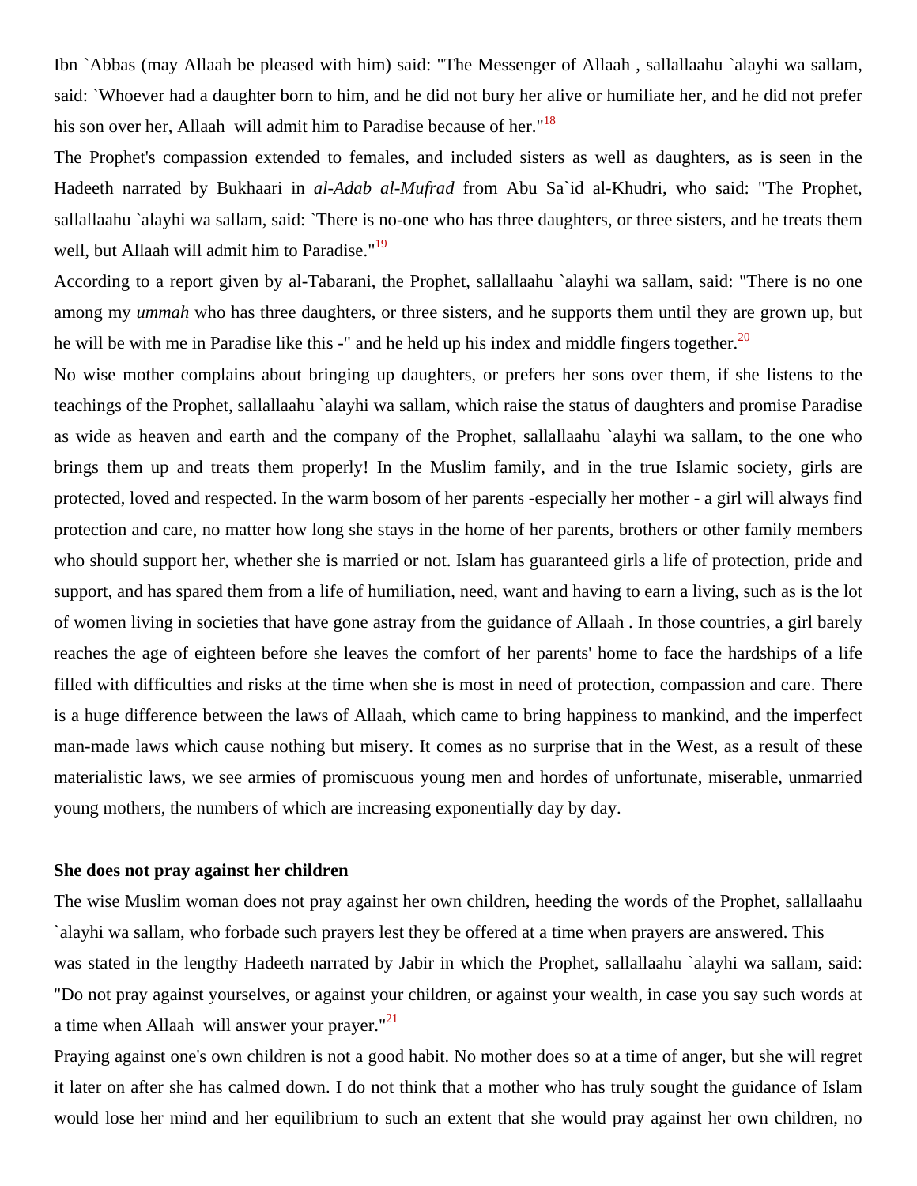Ibn `Abbas (may Allaah be pleased with him) said: "The Messenger of Allaah , sallallaahu `alayhi wa sallam, said: `Whoever had a daughter born to him, and he did not bury her alive or humiliate her, and he did not prefer his son over her, Allaah will admit him to Paradise because of her."[18]

The Prophet's compassion extended to females, and included sisters as well as daughters, as is seen in the Hadeeth narrated by Bukhaari in *al-Adab al-Mufrad* from Abu Sa`id al-Khudri, who said: "The Prophet, sallallaahu `alayhi wa sallam, said: `There is no-one who has three daughters, or three sisters, and he treats them well, but Allaah will admit him to Paradise."[19]

According to a report given by al-Tabarani, the Prophet, sallallaahu `alayhi wa sallam, said: "There is no one among my *ummah* who has three daughters, or three sisters, and he supports them until they are grown up, but he will be with me in Paradise like this -" and he held up his index and middle fingers together.[20]

No wise mother complains about bringing up daughters, or prefers her sons over them, if she listens to the teachings of the Prophet, sallallaahu `alayhi wa sallam, which raise the status of daughters and promise Paradise as wide as heaven and earth and the company of the Prophet, sallallaahu `alayhi wa sallam, to the one who brings them up and treats them properly! In the Muslim family, and in the true Islamic society, girls are protected, loved and respected. In the warm bosom of her parents -especially her mother - a girl will always find protection and care, no matter how long she stays in the home of her parents, brothers or other family members who should support her, whether she is married or not. Islam has guaranteed girls a life of protection, pride and support, and has spared them from a life of humiliation, need, want and having to earn a living, such as is the lot of women living in societies that have gone astray from the guidance of Allaah . In those countries, a girl barely reaches the age of eighteen before she leaves the comfort of her parents' home to face the hardships of a life filled with difficulties and risks at the time when she is most in need of protection, compassion and care. There is a huge difference between the laws of Allaah, which came to bring happiness to mankind, and the imperfect man-made laws which cause nothing but misery. It comes as no surprise that in the West, as a result of these materialistic laws, we see armies of promiscuous young men and hordes of unfortunate, miserable, unmarried young mothers, the numbers of which are increasing exponentially day by day.

**She does not pray against her children**

The wise Muslim woman does not pray against her own children, heeding the words of the Prophet, sallallaahu `alayhi wa sallam, who forbade such prayers lest they be offered at a time when prayers are answered. This was stated in the lengthy Hadeeth narrated by Jabir in which the Prophet, sallallaahu `alayhi wa sallam, said: "Do not pray against yourselves, or against your children, or against your wealth, in case you say such words at a time when Allaah will answer your prayer."[21]

Praying against one's own children is not a good habit. No mother does so at a time of anger, but she will regret it later on after she has calmed down. I do not think that a mother who has truly sought the guidance of Islam would lose her mind and her equilibrium to such an extent that she would pray against her own children, no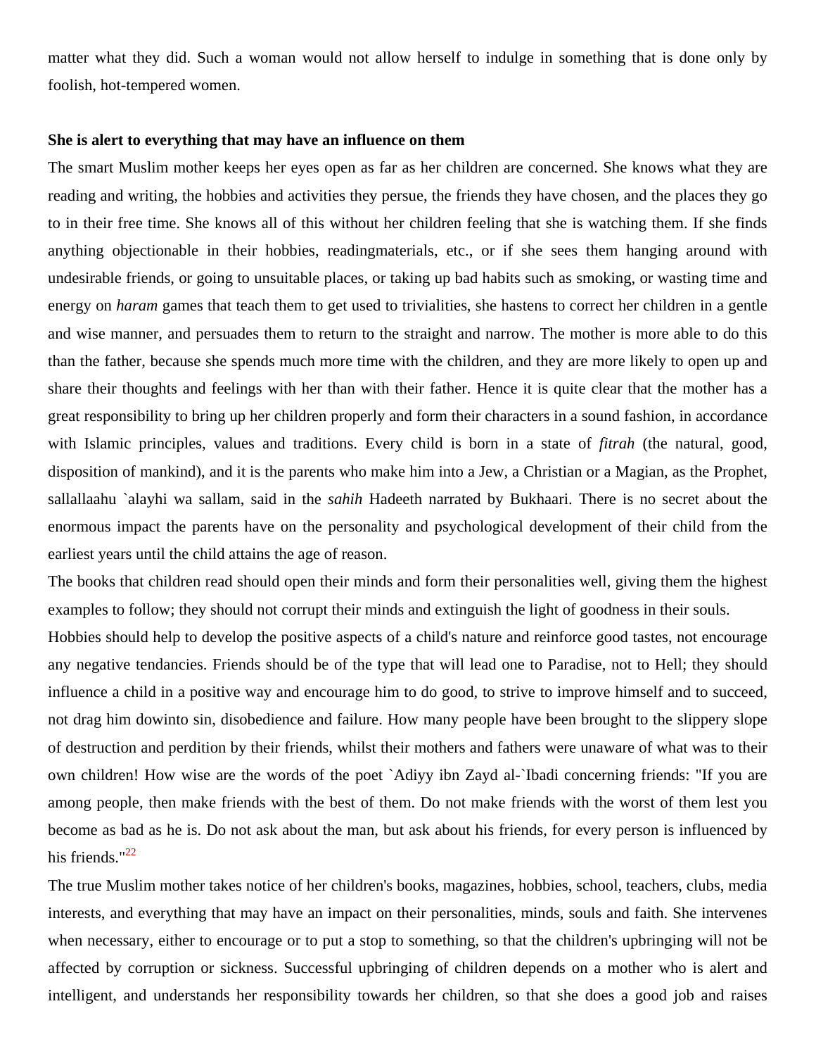matter what they did. Such a woman would not allow herself to indulge in something that is done only by foolish, hot-tempered women.

**She is alert to everything that may have an influence on them**

The smart Muslim mother keeps her eyes open as far as her children are concerned. She knows what they are reading and writing, the hobbies and activities they persue, the friends they have chosen, and the places they go to in their free time. She knows all of this without her children feeling that she is watching them. If she finds anything objectionable in their hobbies, readingmaterials, etc., or if she sees them hanging around with undesirable friends, or going to unsuitable places, or taking up bad habits such as smoking, or wasting time and energy on *haram* games that teach them to get used to trivialities, she hastens to correct her children in a gentle and wise manner, and persuades them to return to the straight and narrow. The mother is more able to do this than the father, because she spends much more time with the children, and they are more likely to open up and share their thoughts and feelings with her than with their father. Hence it is quite clear that the mother has a great responsibility to bring up her children properly and form their characters in a sound fashion, in accordance with Islamic principles, values and traditions. Every child is born in a state of *fitrah* (the natural, good, disposition of mankind), and it is the parents who make him into a Jew, a Christian or a Magian, as the Prophet, sallallaahu `alayhi wa sallam, said in the *sahih* Hadeeth narrated by Bukhaari. There is no secret about the enormous impact the parents have on the personality and psychological development of their child from the earliest years until the child attains the age of reason.

The books that children read should open their minds and form their personalities well, giving them the highest examples to follow; they should not corrupt their minds and extinguish the light of goodness in their souls.

Hobbies should help to develop the positive aspects of a child's nature and reinforce good tastes, not encourage any negative tendancies. Friends should be of the type that will lead one to Paradise, not to Hell; they should influence a child in a positive way and encourage him to do good, to strive to improve himself and to succeed, not drag him dowinto sin, disobedience and failure. How many people have been brought to the slippery slope of destruction and perdition by their friends, whilst their mothers and fathers were unaware of what was to their own children! How wise are the words of the poet `Adiyy ibn Zayd al-`Ibadi concerning friends: "If you are among people, then make friends with the best of them. Do not make friends with the worst of them lest you become as bad as he is. Do not ask about the man, but ask about his friends, for every person is influenced by his friends."[22]

The true Muslim mother takes notice of her children's books, magazines, hobbies, school, teachers, clubs, media interests, and everything that may have an impact on their personalities, minds, souls and faith. She intervenes when necessary, either to encourage or to put a stop to something, so that the children's upbringing will not be affected by corruption or sickness. Successful upbringing of children depends on a mother who is alert and intelligent, and understands her responsibility towards her children, so that she does a good job and raises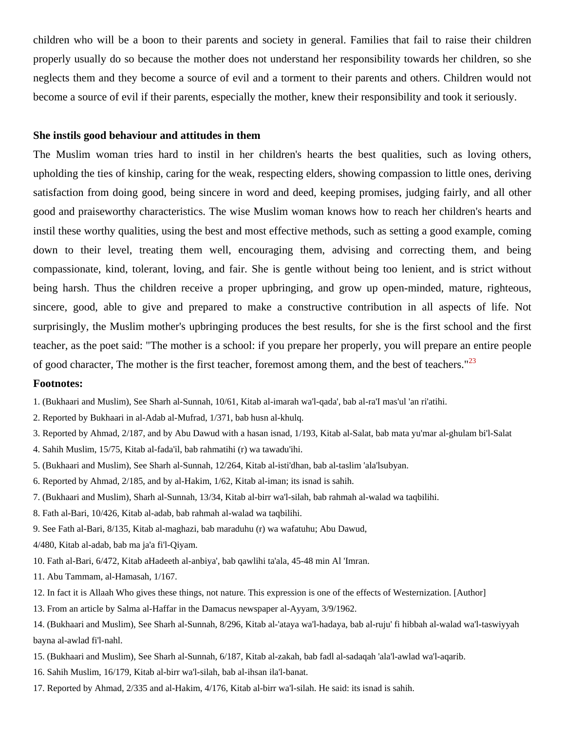children who will be a boon to their parents and society in general. Families that fail to raise their children properly usually do so because the mother does not understand her responsibility towards her children, so she neglects them and they become a source of evil and a torment to their parents and others. Children would not become a source of evil if their parents, especially the mother, knew their responsibility and took it seriously.

**She instils good behaviour and attitudes in them**

The Muslim woman tries hard to instil in her children's hearts the best qualities, such as loving others, upholding the ties of kinship, caring for the weak, respecting elders, showing compassion to little ones, deriving satisfaction from doing good, being sincere in word and deed, keeping promises, judging fairly, and all other good and praiseworthy characteristics. The wise Muslim woman knows how to reach her children's hearts and instil these worthy qualities, using the best and most effective methods, such as setting a good example, coming down to their level, treating them well, encouraging them, advising and correcting them, and being compassionate, kind, tolerant, loving, and fair. She is gentle without being too lenient, and is strict without being harsh. Thus the children receive a proper upbringing, and grow up open-minded, mature, righteous, sincere, good, able to give and prepared to make a constructive contribution in all aspects of life. Not surprisingly, the Muslim mother's upbringing produces the best results, for she is the first school and the first teacher, as the poet said: "The mother is a school: if you prepare her properly, you will prepare an entire people of good character, The mother is the first teacher, foremost among them, and the best of teachers."[23]

**Footnotes:**

1. (Bukhaari and Muslim), See Sharh al-Sunnah, 10/61, Kitab al-imarah wa'l-qada', bab al-ra'I mas'ul 'an ri'atihi.
2. Reported by Bukhaari in al-Adab al-Mufrad, 1/371, bab husn al-khulq.
3. Reported by Ahmad, 2/187, and by Abu Dawud with a hasan isnad, 1/193, Kitab al-Salat, bab mata yu'mar al-ghulam bi'l-Salat
4. Sahih Muslim, 15/75, Kitab al-fada'il, bab rahmatihi (r) wa tawadu'ihi.
5. (Bukhaari and Muslim), See Sharh al-Sunnah, 12/264, Kitab al-isti'dhan, bab al-taslim 'ala'lsubyan.
6. Reported by Ahmad, 2/185, and by al-Hakim, 1/62, Kitab al-iman; its isnad is sahih.
7. (Bukhaari and Muslim), Sharh al-Sunnah, 13/34, Kitab al-birr wa'l-silah, bab rahmah al-walad wa taqbilihi.
8. Fath al-Bari, 10/426, Kitab al-adab, bab rahmah al-walad wa taqbilihi.
9. See Fath al-Bari, 8/135, Kitab al-maghazi, bab maraduhu (r) wa wafatuhu; Abu Dawud, 4/480, Kitab al-adab, bab ma ja'a fi'l-Qiyam.
10. Fath al-Bari, 6/472, Kitab aHadeeth al-anbiya', bab qawlihi ta'ala, 45-48 min Al 'Imran.
11. Abu Tammam, al-Hamasah, 1/167.
12. In fact it is Allaah Who gives these things, not nature. This expression is one of the effects of Westernization. [Author]
13. From an article by Salma al-Haffar in the Damacus newspaper al-Ayyam, 3/9/1962.
14. (Bukhaari and Muslim), See Sharh al-Sunnah, 8/296, Kitab al-'ataya wa'l-hadaya, bab al-ruju' fi hibbah al-walad wa'l-taswiyyah bayna al-awlad fi'l-nahl.
15. (Bukhaari and Muslim), See Sharh al-Sunnah, 6/187, Kitab al-zakah, bab fadl al-sadaqah 'ala'l-awlad wa'l-aqarib.
16. Sahih Muslim, 16/179, Kitab al-birr wa'l-silah, bab al-ihsan ila'l-banat.
17. Reported by Ahmad, 2/335 and al-Hakim, 4/176, Kitab al-birr wa'l-silah. He said: its isnad is sahih.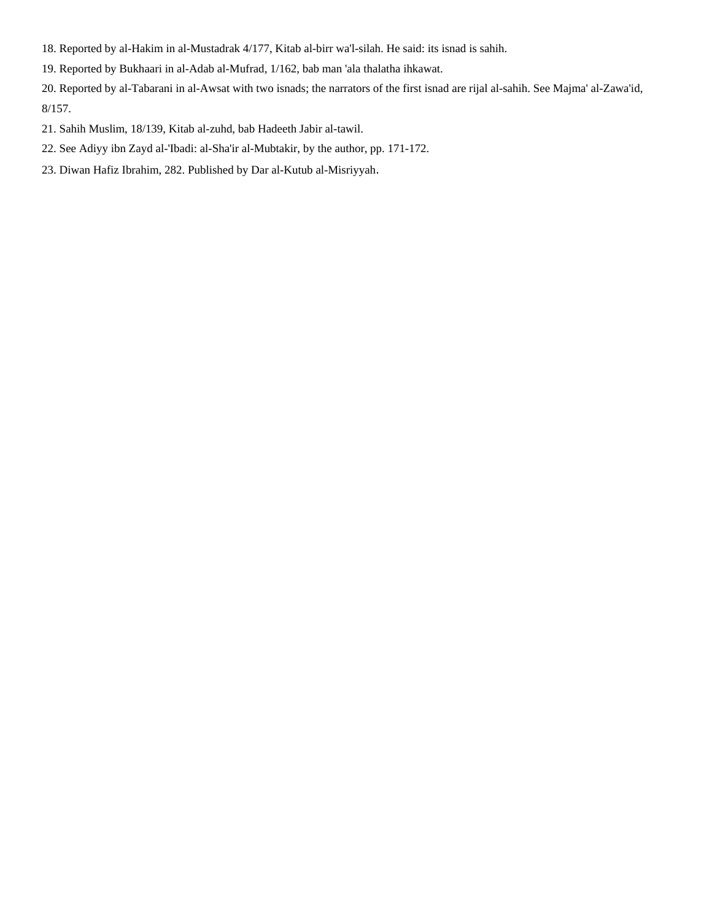18. Reported by al-Hakim in al-Mustadrak 4/177, Kitab al-birr wa'l-silah. He said: its isnad is sahih.

19. Reported by Bukhaari in al-Adab al-Mufrad, 1/162, bab man 'ala thalatha ihkawat.

20. Reported by al-Tabarani in al-Awsat with two isnads; the narrators of the first isnad are rijal al-sahih. See Majma' al-Zawa'id, 8/157.

21. Sahih Muslim, 18/139, Kitab al-zuhd, bab Hadeeth Jabir al-tawil.

22. See Adiyy ibn Zayd al-'Ibadi: al-Sha'ir al-Mubtakir, by the author, pp. 171-172.

23. Diwan Hafiz Ibrahim, 282. Published by Dar al-Kutub al-Misriyyah.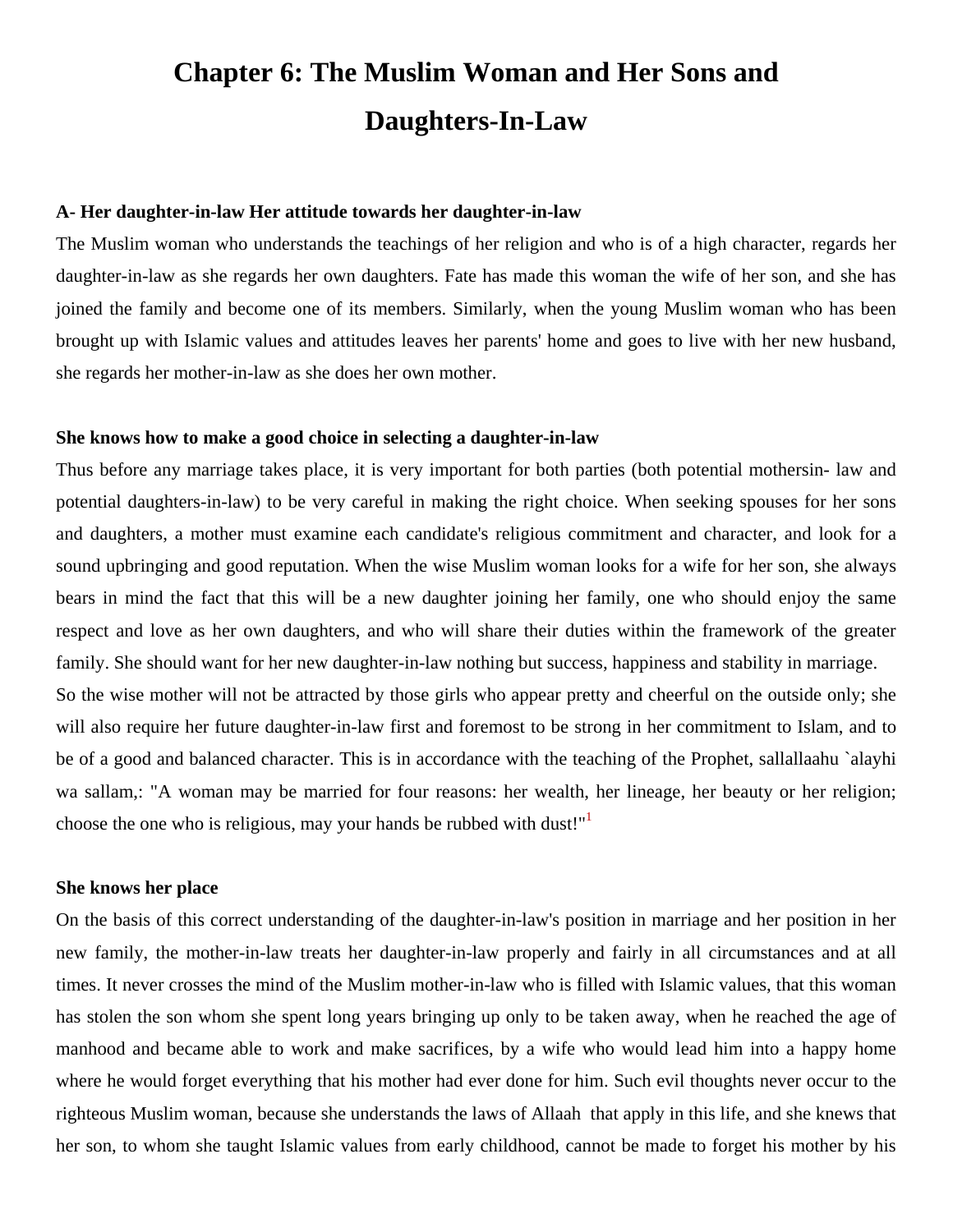# Chapter 6: The Muslim Woman and Her Sons and Daughters-In-Law

**A- Her daughter-in-law Her attitude towards her daughter-in-law**

The Muslim woman who understands the teachings of her religion and who is of a high character, regards her daughter-in-law as she regards her own daughters. Fate has made this woman the wife of her son, and she has joined the family and become one of its members. Similarly, when the young Muslim woman who has been brought up with Islamic values and attitudes leaves her parents' home and goes to live with her new husband, she regards her mother-in-law as she does her own mother.

**She knows how to make a good choice in selecting a daughter-in-law**

Thus before any marriage takes place, it is very important for both parties (both potential mothersin- law and potential daughters-in-law) to be very careful in making the right choice. When seeking spouses for her sons and daughters, a mother must examine each candidate's religious commitment and character, and look for a sound upbringing and good reputation. When the wise Muslim woman looks for a wife for her son, she always bears in mind the fact that this will be a new daughter joining her family, one who should enjoy the same respect and love as her own daughters, and who will share their duties within the framework of the greater family. She should want for her new daughter-in-law nothing but success, happiness and stability in marriage.

So the wise mother will not be attracted by those girls who appear pretty and cheerful on the outside only; she will also require her future daughter-in-law first and foremost to be strong in her commitment to Islam, and to be of a good and balanced character. This is in accordance with the teaching of the Prophet, sallallaahu `alayhi wa sallam,: "A woman may be married for four reasons: her wealth, her lineage, her beauty or her religion; choose the one who is religious, may your hands be rubbed with dust!"[1]

**She knows her place**

On the basis of this correct understanding of the daughter-in-law's position in marriage and her position in her new family, the mother-in-law treats her daughter-in-law properly and fairly in all circumstances and at all times. It never crosses the mind of the Muslim mother-in-law who is filled with Islamic values, that this woman has stolen the son whom she spent long years bringing up only to be taken away, when he reached the age of manhood and became able to work and make sacrifices, by a wife who would lead him into a happy home where he would forget everything that his mother had ever done for him. Such evil thoughts never occur to the righteous Muslim woman, because she understands the laws of Allaah that apply in this life, and she knews that her son, to whom she taught Islamic values from early childhood, cannot be made to forget his mother by his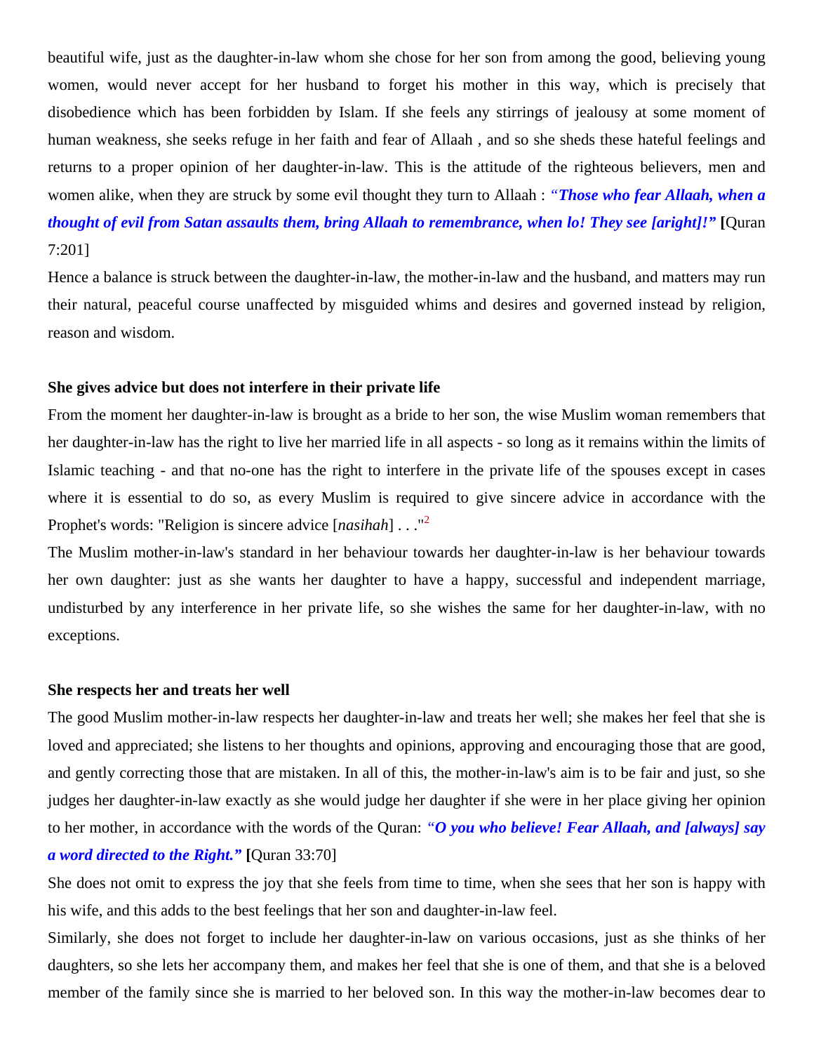beautiful wife, just as the daughter-in-law whom she chose for her son from among the good, believing young women, would never accept for her husband to forget his mother in this way, which is precisely that disobedience which has been forbidden by Islam. If she feels any stirrings of jealousy at some moment of human weakness, she seeks refuge in her faith and fear of Allaah , and so she sheds these hateful feelings and returns to a proper opinion of her daughter-in-law. This is the attitude of the righteous believers, men and women alike, when they are struck by some evil thought they turn to Allaah : *"**Those who fear Allaah, when a thought of evil from Satan assaults them, bring Allaah to remembrance, when lo! They see [aright]!"*** **[**Quran 7:201]

Hence a balance is struck between the daughter-in-law, the mother-in-law and the husband, and matters may run their natural, peaceful course unaffected by misguided whims and desires and governed instead by religion, reason and wisdom.

**She gives advice but does not interfere in their private life**

From the moment her daughter-in-law is brought as a bride to her son, the wise Muslim woman remembers that her daughter-in-law has the right to live her married life in all aspects - so long as it remains within the limits of Islamic teaching - and that no-one has the right to interfere in the private life of the spouses except in cases where it is essential to do so, as every Muslim is required to give sincere advice in accordance with the Prophet's words: "Religion is sincere advice [*nasihah*] . . ."[2]

The Muslim mother-in-law's standard in her behaviour towards her daughter-in-law is her behaviour towards her own daughter: just as she wants her daughter to have a happy, successful and independent marriage, undisturbed by any interference in her private life, so she wishes the same for her daughter-in-law, with no exceptions.

**She respects her and treats her well**

The good Muslim mother-in-law respects her daughter-in-law and treats her well; she makes her feel that she is loved and appreciated; she listens to her thoughts and opinions, approving and encouraging those that are good, and gently correcting those that are mistaken. In all of this, the mother-in-law's aim is to be fair and just, so she judges her daughter-in-law exactly as she would judge her daughter if she were in her place giving her opinion to her mother, in accordance with the words of the Quran: *"**O you who believe! Fear Allaah, and [always] say a word directed to the Right."*** **[**Quran 33:70]

She does not omit to express the joy that she feels from time to time, when she sees that her son is happy with his wife, and this adds to the best feelings that her son and daughter-in-law feel.

Similarly, she does not forget to include her daughter-in-law on various occasions, just as she thinks of her daughters, so she lets her accompany them, and makes her feel that she is one of them, and that she is a beloved member of the family since she is married to her beloved son. In this way the mother-in-law becomes dear to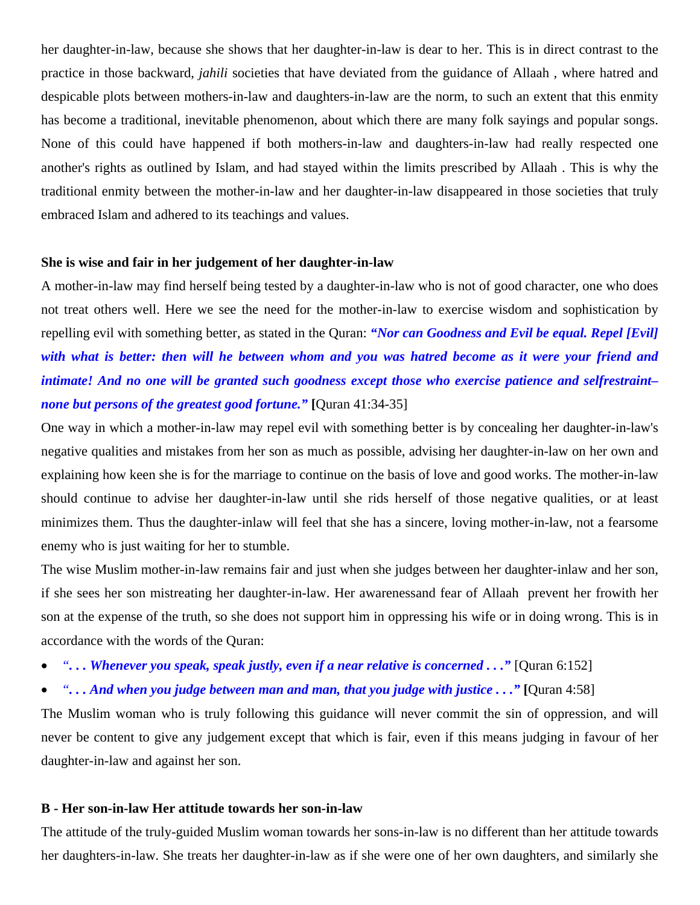her daughter-in-law, because she shows that her daughter-in-law is dear to her. This is in direct contrast to the practice in those backward, *jahili* societies that have deviated from the guidance of Allaah , where hatred and despicable plots between mothers-in-law and daughters-in-law are the norm, to such an extent that this enmity has become a traditional, inevitable phenomenon, about which there are many folk sayings and popular songs. None of this could have happened if both mothers-in-law and daughters-in-law had really respected one another's rights as outlined by Islam, and had stayed within the limits prescribed by Allaah . This is why the traditional enmity between the mother-in-law and her daughter-in-law disappeared in those societies that truly embraced Islam and adhered to its teachings and values.

**She is wise and fair in her judgement of her daughter-in-law**

A mother-in-law may find herself being tested by a daughter-in-law who is not of good character, one who does not treat others well. Here we see the need for the mother-in-law to exercise wisdom and sophistication by repelling evil with something better, as stated in the Quran: ***"Nor can Goodness and Evil be equal. Repel [Evil] with what is better: then will he between whom and you was hatred become as it were your friend and intimate! And no one will be granted such goodness except those who exercise patience and selfrestraint– none but persons of the greatest good fortune."*** **[**Quran 41:34-35]

One way in which a mother-in-law may repel evil with something better is by concealing her daughter-in-law's negative qualities and mistakes from her son as much as possible, advising her daughter-in-law on her own and explaining how keen she is for the marriage to continue on the basis of love and good works. The mother-in-law should continue to advise her daughter-in-law until she rids herself of those negative qualities, or at least minimizes them. Thus the daughter-inlaw will feel that she has a sincere, loving mother-in-law, not a fearsome enemy who is just waiting for her to stumble.

The wise Muslim mother-in-law remains fair and just when she judges between her daughter-inlaw and her son, if she sees her son mistreating her daughter-in-law. Her awarenessand fear of Allaah  prevent her frowith her son at the expense of the truth, so she does not support him in oppressing his wife or in doing wrong. This is in accordance with the words of the Quran:

- "***. . . Whenever you speak, speak justly, even if a near relative is concerned . . ."*** [Quran 6:152]
- "***. . . And when you judge between man and man, that you judge with justice . . ."*** **[**Quran 4:58]

The Muslim woman who is truly following this guidance will never commit the sin of oppression, and will never be content to give any judgement except that which is fair, even if this means judging in favour of her daughter-in-law and against her son.

**B - Her son-in-law Her attitude towards her son-in-law**

The attitude of the truly-guided Muslim woman towards her sons-in-law is no different than her attitude towards her daughters-in-law. She treats her daughter-in-law as if she were one of her own daughters, and similarly she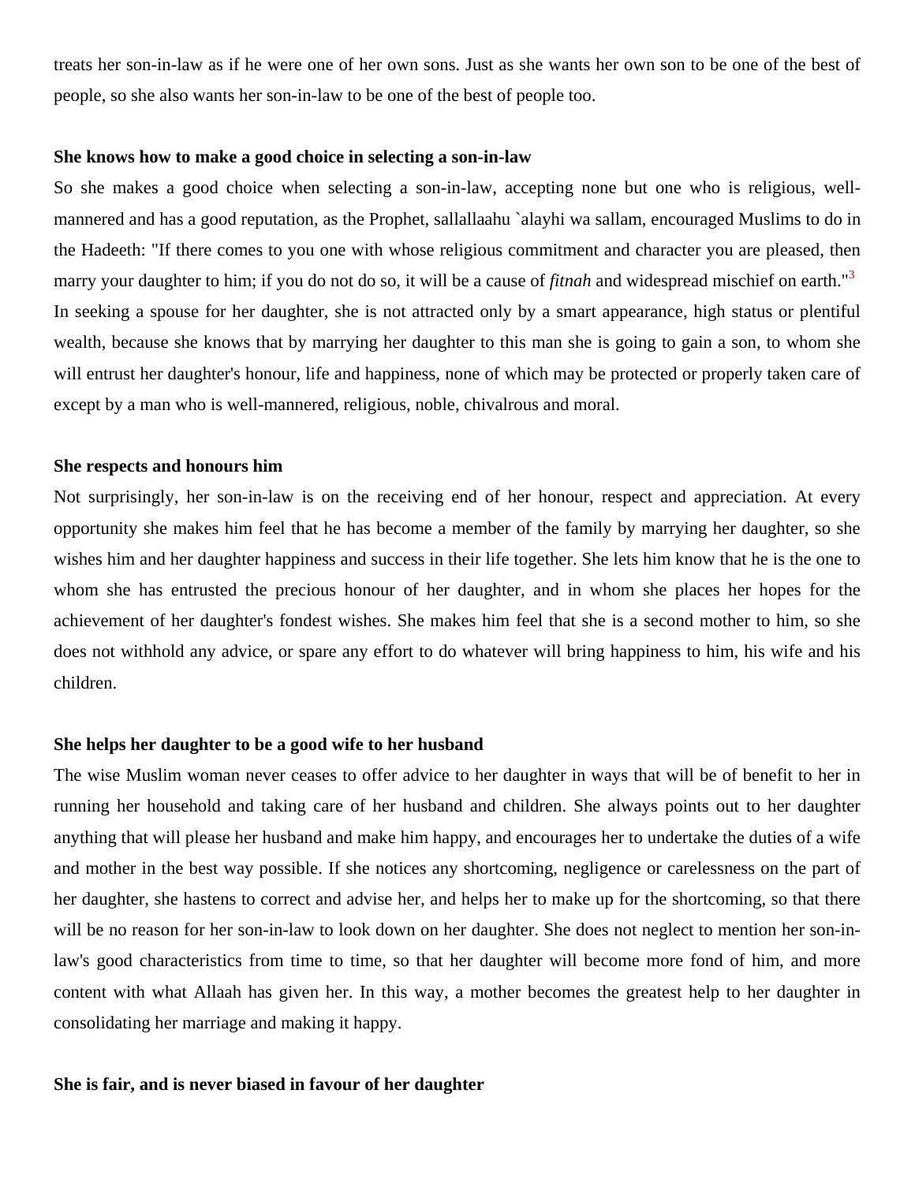treats her son-in-law as if he were one of her own sons. Just as she wants her own son to be one of the best of people, so she also wants her son-in-law to be one of the best of people too.

**She knows how to make a good choice in selecting a son-in-law**

So she makes a good choice when selecting a son-in-law, accepting none but one who is religious, well-mannered and has a good reputation, as the Prophet, sallallaahu `alayhi wa sallam, encouraged Muslims to do in the Hadeeth: "If there comes to you one with whose religious commitment and character you are pleased, then marry your daughter to him; if you do not do so, it will be a cause of *fitnah* and widespread mischief on earth."[3] In seeking a spouse for her daughter, she is not attracted only by a smart appearance, high status or plentiful wealth, because she knows that by marrying her daughter to this man she is going to gain a son, to whom she will entrust her daughter's honour, life and happiness, none of which may be protected or properly taken care of except by a man who is well-mannered, religious, noble, chivalrous and moral.

**She respects and honours him**

Not surprisingly, her son-in-law is on the receiving end of her honour, respect and appreciation. At every opportunity she makes him feel that he has become a member of the family by marrying her daughter, so she wishes him and her daughter happiness and success in their life together. She lets him know that he is the one to whom she has entrusted the precious honour of her daughter, and in whom she places her hopes for the achievement of her daughter's fondest wishes. She makes him feel that she is a second mother to him, so she does not withhold any advice, or spare any effort to do whatever will bring happiness to him, his wife and his children.

**She helps her daughter to be a good wife to her husband**

The wise Muslim woman never ceases to offer advice to her daughter in ways that will be of benefit to her in running her household and taking care of her husband and children. She always points out to her daughter anything that will please her husband and make him happy, and encourages her to undertake the duties of a wife and mother in the best way possible. If she notices any shortcoming, negligence or carelessness on the part of her daughter, she hastens to correct and advise her, and helps her to make up for the shortcoming, so that there will be no reason for her son-in-law to look down on her daughter. She does not neglect to mention her son-in-law's good characteristics from time to time, so that her daughter will become more fond of him, and more content with what Allaah has given her. In this way, a mother becomes the greatest help to her daughter in consolidating her marriage and making it happy.

**She is fair, and is never biased in favour of her daughter**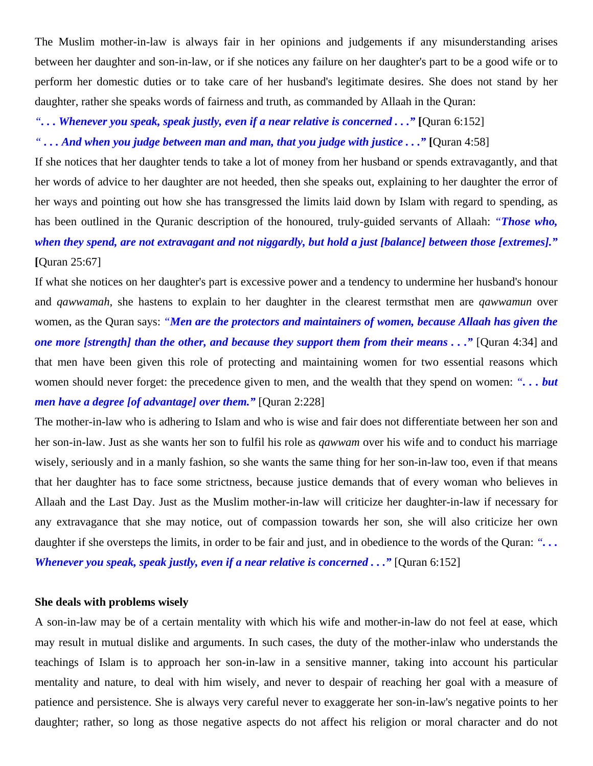The Muslim mother-in-law is always fair in her opinions and judgements if any misunderstanding arises between her daughter and son-in-law, or if she notices any failure on her daughter's part to be a good wife or to perform her domestic duties or to take care of her husband's legitimate desires. She does not stand by her daughter, rather she speaks words of fairness and truth, as commanded by Allaah in the Quran:

***". . . Whenever you speak, speak justly, even if a near relative is concerned . . ."*** **[**Quran 6:152]

***" . . . And when you judge between man and man, that you judge with justice . . ."*** **[**Quran 4:58]

If she notices that her daughter tends to take a lot of money from her husband or spends extravagantly, and that her words of advice to her daughter are not heeded, then she speaks out, explaining to her daughter the error of her ways and pointing out how she has transgressed the limits laid down by Islam with regard to spending, as has been outlined in the Quranic description of the honoured, truly-guided servants of Allaah: ***"Those who, when they spend, are not extravagant and not niggardly, but hold a just [balance] between those [extremes]."*** **[**Quran 25:67]

If what she notices on her daughter's part is excessive power and a tendency to undermine her husband's honour and *qawwamah*, she hastens to explain to her daughter in the clearest termsthat men are *qawwamun* over women, as the Quran says: ***"Men are the protectors and maintainers of women, because Allaah has given the one more [strength] than the other, and because they support them from their means . . ."*** [Quran 4:34] and that men have been given this role of protecting and maintaining women for two essential reasons which women should never forget: the precedence given to men, and the wealth that they spend on women: ***". . . but men have a degree [of advantage] over them."*** [Quran 2:228]

The mother-in-law who is adhering to Islam and who is wise and fair does not differentiate between her son and her son-in-law. Just as she wants her son to fulfil his role as *qawwam* over his wife and to conduct his marriage wisely, seriously and in a manly fashion, so she wants the same thing for her son-in-law too, even if that means that her daughter has to face some strictness, because justice demands that of every woman who believes in Allaah and the Last Day. Just as the Muslim mother-in-law will criticize her daughter-in-law if necessary for any extravagance that she may notice, out of compassion towards her son, she will also criticize her own daughter if she oversteps the limits, in order to be fair and just, and in obedience to the words of the Quran: ***". . . Whenever you speak, speak justly, even if a near relative is concerned . . ."*** [Quran 6:152]

**She deals with problems wisely**

A son-in-law may be of a certain mentality with which his wife and mother-in-law do not feel at ease, which may result in mutual dislike and arguments. In such cases, the duty of the mother-inlaw who understands the teachings of Islam is to approach her son-in-law in a sensitive manner, taking into account his particular mentality and nature, to deal with him wisely, and never to despair of reaching her goal with a measure of patience and persistence. She is always very careful never to exaggerate her son-in-law's negative points to her daughter; rather, so long as those negative aspects do not affect his religion or moral character and do not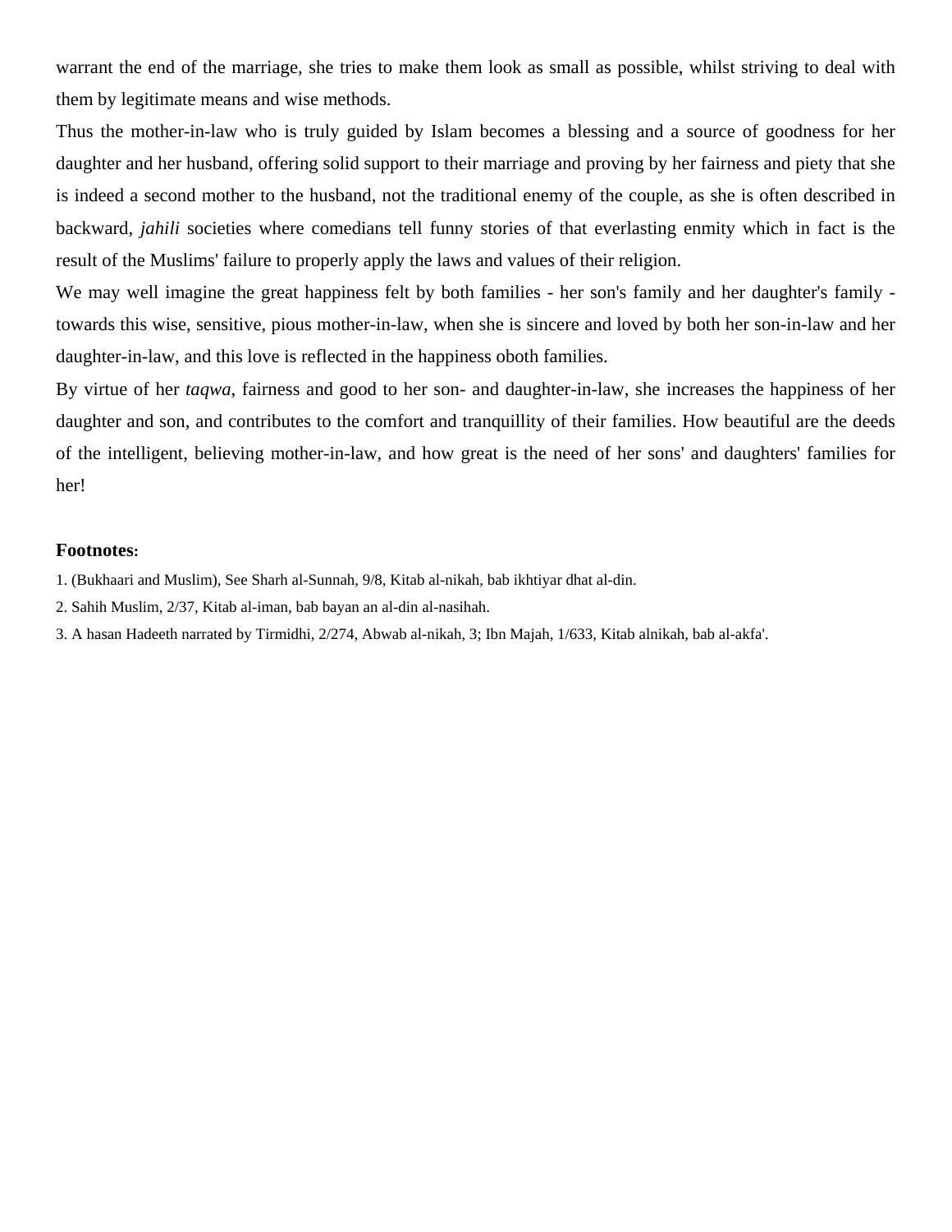warrant the end of the marriage, she tries to make them look as small as possible, whilst striving to deal with them by legitimate means and wise methods.

Thus the mother-in-law who is truly guided by Islam becomes a blessing and a source of goodness for her daughter and her husband, offering solid support to their marriage and proving by her fairness and piety that she is indeed a second mother to the husband, not the traditional enemy of the couple, as she is often described in backward, *jahili* societies where comedians tell funny stories of that everlasting enmity which in fact is the result of the Muslims' failure to properly apply the laws and values of their religion.

We may well imagine the great happiness felt by both families - her son's family and her daughter's family - towards this wise, sensitive, pious mother-in-law, when she is sincere and loved by both her son-in-law and her daughter-in-law, and this love is reflected in the happiness oboth families.

By virtue of her *taqwa*, fairness and good to her son- and daughter-in-law, she increases the happiness of her daughter and son, and contributes to the comfort and tranquillity of their families. How beautiful are the deeds of the intelligent, believing mother-in-law, and how great is the need of her sons' and daughters' families for her!

**Footnotes:**

1. (Bukhaari and Muslim), See Sharh al-Sunnah, 9/8, Kitab al-nikah, bab ikhtiyar dhat al-din.
2. Sahih Muslim, 2/37, Kitab al-iman, bab bayan an al-din al-nasihah.
3. A hasan Hadeeth narrated by Tirmidhi, 2/274, Abwab al-nikah, 3; Ibn Majah, 1/633, Kitab alnikah, bab al-akfa'.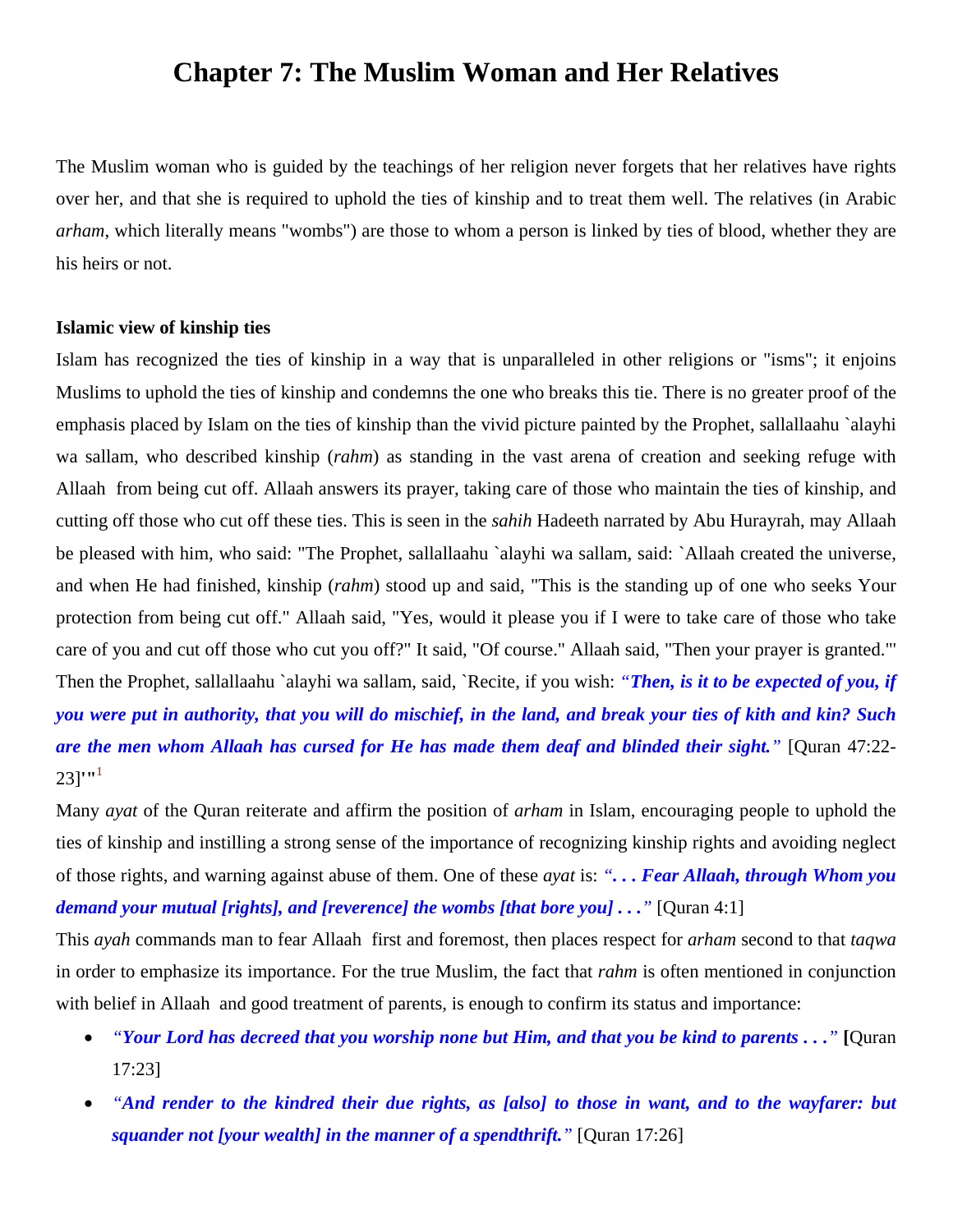# Chapter 7: The Muslim Woman and Her Relatives

The Muslim woman who is guided by the teachings of her religion never forgets that her relatives have rights over her, and that she is required to uphold the ties of kinship and to treat them well. The relatives (in Arabic *arham*, which literally means "wombs") are those to whom a person is linked by ties of blood, whether they are his heirs or not.

**Islamic view of kinship ties**

Islam has recognized the ties of kinship in a way that is unparalleled in other religions or "isms"; it enjoins Muslims to uphold the ties of kinship and condemns the one who breaks this tie. There is no greater proof of the emphasis placed by Islam on the ties of kinship than the vivid picture painted by the Prophet, sallallaahu `alayhi wa sallam, who described kinship (*rahm*) as standing in the vast arena of creation and seeking refuge with Allaah from being cut off. Allaah answers its prayer, taking care of those who maintain the ties of kinship, and cutting off those who cut off these ties. This is seen in the *sahih* Hadeeth narrated by Abu Hurayrah, may Allaah be pleased with him, who said: "The Prophet, sallallaahu `alayhi wa sallam, said: `Allaah created the universe, and when He had finished, kinship (*rahm*) stood up and said, "This is the standing up of one who seeks Your protection from being cut off." Allaah said, "Yes, would it please you if I were to take care of those who take care of you and cut off those who cut you off?" It said, "Of course." Allaah said, "Then your prayer is granted."' Then the Prophet, sallallaahu `alayhi wa sallam, said, `Recite, if you wish: *"Then, is it to be expected of you, if you were put in authority, that you will do mischief, in the land, and break your ties of kith and kin? Such are the men whom Allaah has cursed for He has made them deaf and blinded their sight."* [Quran 47:22-23]'"[1]

Many *ayat* of the Quran reiterate and affirm the position of *arham* in Islam, encouraging people to uphold the ties of kinship and instilling a strong sense of the importance of recognizing kinship rights and avoiding neglect of those rights, and warning against abuse of them. One of these *ayat* is: *". . . Fear Allaah, through Whom you demand your mutual [rights], and [reverence] the wombs [that bore you] . . ."* [Quran 4:1]

This *ayah* commands man to fear Allaah first and foremost, then places respect for *arham* second to that *taqwa* in order to emphasize its importance. For the true Muslim, the fact that *rahm* is often mentioned in conjunction with belief in Allaah and good treatment of parents, is enough to confirm its status and importance:

- *"Your Lord has decreed that you worship none but Him, and that you be kind to parents . . ."* [Quran 17:23]
- *"And render to the kindred their due rights, as [also] to those in want, and to the wayfarer: but squander not [your wealth] in the manner of a spendthrift."* [Quran 17:26]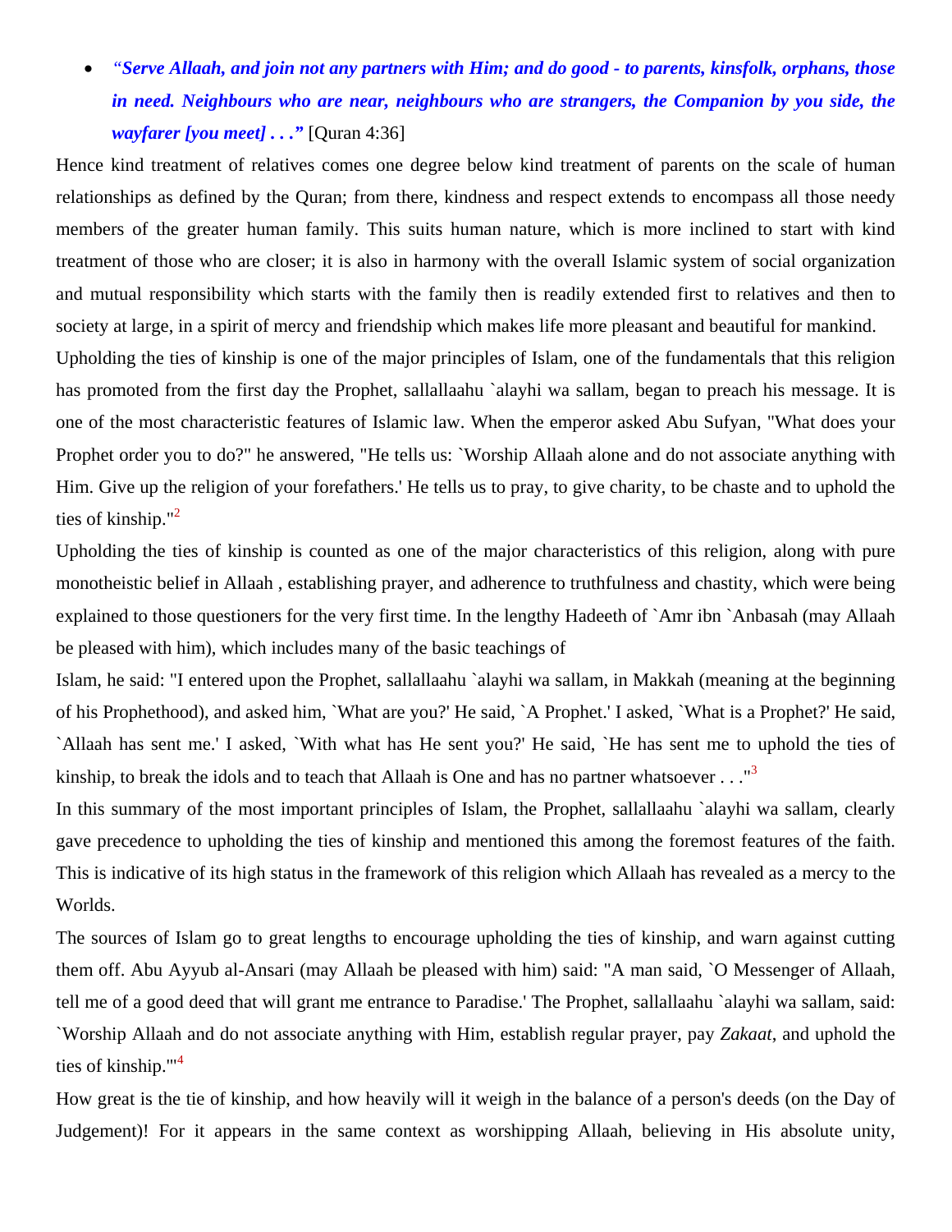- ***"Serve Allaah, and join not any partners with Him; and do good - to parents, kinsfolk, orphans, those in need. Neighbours who are near, neighbours who are strangers, the Companion by you side, the wayfarer [you meet] . . ."*** [Quran 4:36]

Hence kind treatment of relatives comes one degree below kind treatment of parents on the scale of human relationships as defined by the Quran; from there, kindness and respect extends to encompass all those needy members of the greater human family. This suits human nature, which is more inclined to start with kind treatment of those who are closer; it is also in harmony with the overall Islamic system of social organization and mutual responsibility which starts with the family then is readily extended first to relatives and then to society at large, in a spirit of mercy and friendship which makes life more pleasant and beautiful for mankind.

Upholding the ties of kinship is one of the major principles of Islam, one of the fundamentals that this religion has promoted from the first day the Prophet, sallallaahu `alayhi wa sallam, began to preach his message. It is one of the most characteristic features of Islamic law. When the emperor asked Abu Sufyan, "What does your Prophet order you to do?" he answered, "He tells us: `Worship Allaah alone and do not associate anything with Him. Give up the religion of your forefathers.' He tells us to pray, to give charity, to be chaste and to uphold the ties of kinship."[2]

Upholding the ties of kinship is counted as one of the major characteristics of this religion, along with pure monotheistic belief in Allaah , establishing prayer, and adherence to truthfulness and chastity, which were being explained to those questioners for the very first time. In the lengthy Hadeeth of `Amr ibn `Anbasah (may Allaah be pleased with him), which includes many of the basic teachings of Islam, he said: "I entered upon the Prophet, sallallaahu `alayhi wa sallam, in Makkah (meaning at the beginning of his Prophethood), and asked him, `What are you?' He said, `A Prophet.' I asked, `What is a Prophet?' He said, `Allaah has sent me.' I asked, `With what has He sent you?' He said, `He has sent me to uphold the ties of kinship, to break the idols and to teach that Allaah is One and has no partner whatsoever . . ."[3]

In this summary of the most important principles of Islam, the Prophet, sallallaahu `alayhi wa sallam, clearly gave precedence to upholding the ties of kinship and mentioned this among the foremost features of the faith. This is indicative of its high status in the framework of this religion which Allaah has revealed as a mercy to the Worlds.

The sources of Islam go to great lengths to encourage upholding the ties of kinship, and warn against cutting them off. Abu Ayyub al-Ansari (may Allaah be pleased with him) said: "A man said, `O Messenger of Allaah, tell me of a good deed that will grant me entrance to Paradise.' The Prophet, sallallaahu `alayhi wa sallam, said: `Worship Allaah and do not associate anything with Him, establish regular prayer, pay *Zakaat*, and uphold the ties of kinship.'"[4]

How great is the tie of kinship, and how heavily will it weigh in the balance of a person's deeds (on the Day of Judgement)! For it appears in the same context as worshipping Allaah, believing in His absolute unity,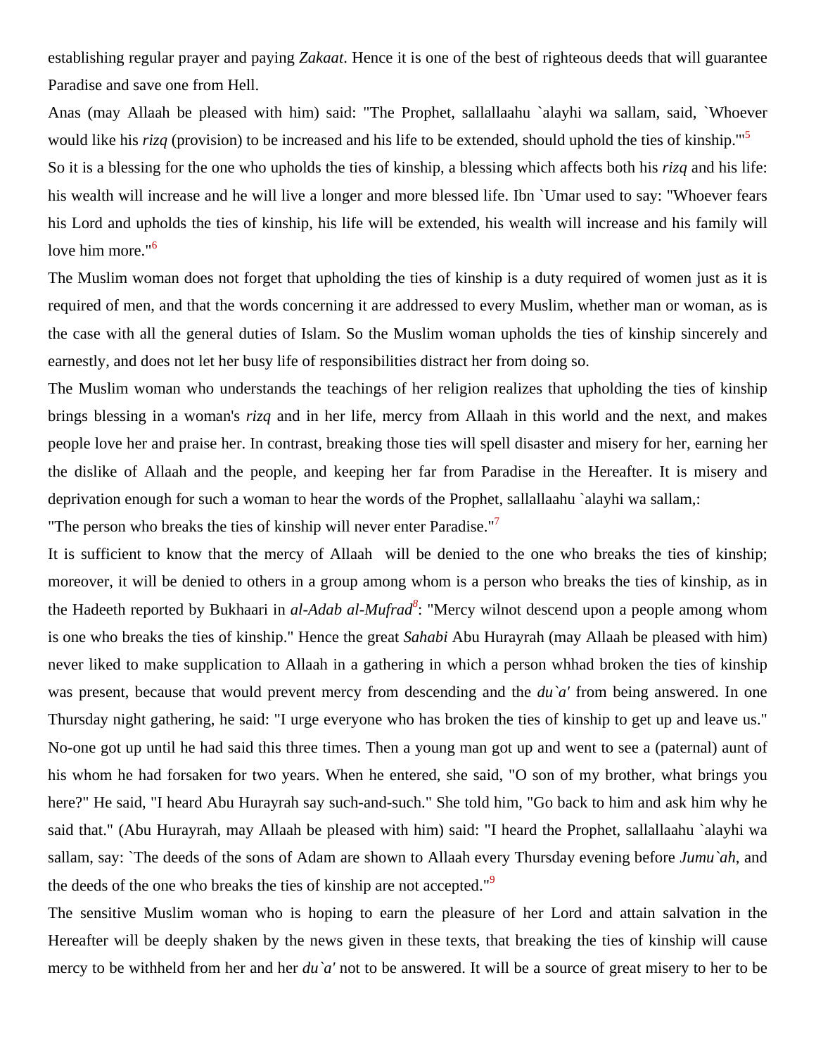establishing regular prayer and paying *Zakaat*. Hence it is one of the best of righteous deeds that will guarantee Paradise and save one from Hell.

Anas (may Allaah be pleased with him) said: "The Prophet, sallallaahu `alayhi wa sallam, said, `Whoever would like his *rizq* (provision) to be increased and his life to be extended, should uphold the ties of kinship.'"[5]

So it is a blessing for the one who upholds the ties of kinship, a blessing which affects both his *rizq* and his life: his wealth will increase and he will live a longer and more blessed life. Ibn `Umar used to say: "Whoever fears his Lord and upholds the ties of kinship, his life will be extended, his wealth will increase and his family will love him more."[6]

The Muslim woman does not forget that upholding the ties of kinship is a duty required of women just as it is required of men, and that the words concerning it are addressed to every Muslim, whether man or woman, as is the case with all the general duties of Islam. So the Muslim woman upholds the ties of kinship sincerely and earnestly, and does not let her busy life of responsibilities distract her from doing so.

The Muslim woman who understands the teachings of her religion realizes that upholding the ties of kinship brings blessing in a woman's *rizq* and in her life, mercy from Allaah in this world and the next, and makes people love her and praise her. In contrast, breaking those ties will spell disaster and misery for her, earning her the dislike of Allaah and the people, and keeping her far from Paradise in the Hereafter. It is misery and deprivation enough for such a woman to hear the words of the Prophet, sallallaahu `alayhi wa sallam,:

"The person who breaks the ties of kinship will never enter Paradise."[7]

It is sufficient to know that the mercy of Allaah will be denied to the one who breaks the ties of kinship; moreover, it will be denied to others in a group among whom is a person who breaks the ties of kinship, as in the Hadeeth reported by Bukhaari in *al-Adab al-Mufrad*[8]: "Mercy wilnot descend upon a people among whom is one who breaks the ties of kinship." Hence the great *Sahabi* Abu Hurayrah (may Allaah be pleased with him) never liked to make supplication to Allaah in a gathering in which a person whhad broken the ties of kinship was present, because that would prevent mercy from descending and the *du`a'* from being answered. In one Thursday night gathering, he said: "I urge everyone who has broken the ties of kinship to get up and leave us." No-one got up until he had said this three times. Then a young man got up and went to see a (paternal) aunt of his whom he had forsaken for two years. When he entered, she said, "O son of my brother, what brings you here?" He said, "I heard Abu Hurayrah say such-and-such." She told him, "Go back to him and ask him why he said that." (Abu Hurayrah, may Allaah be pleased with him) said: "I heard the Prophet, sallallaahu `alayhi wa sallam, say: `The deeds of the sons of Adam are shown to Allaah every Thursday evening before *Jumu`ah*, and the deeds of the one who breaks the ties of kinship are not accepted."[9]

The sensitive Muslim woman who is hoping to earn the pleasure of her Lord and attain salvation in the Hereafter will be deeply shaken by the news given in these texts, that breaking the ties of kinship will cause mercy to be withheld from her and her *du`a'* not to be answered. It will be a source of great misery to her to be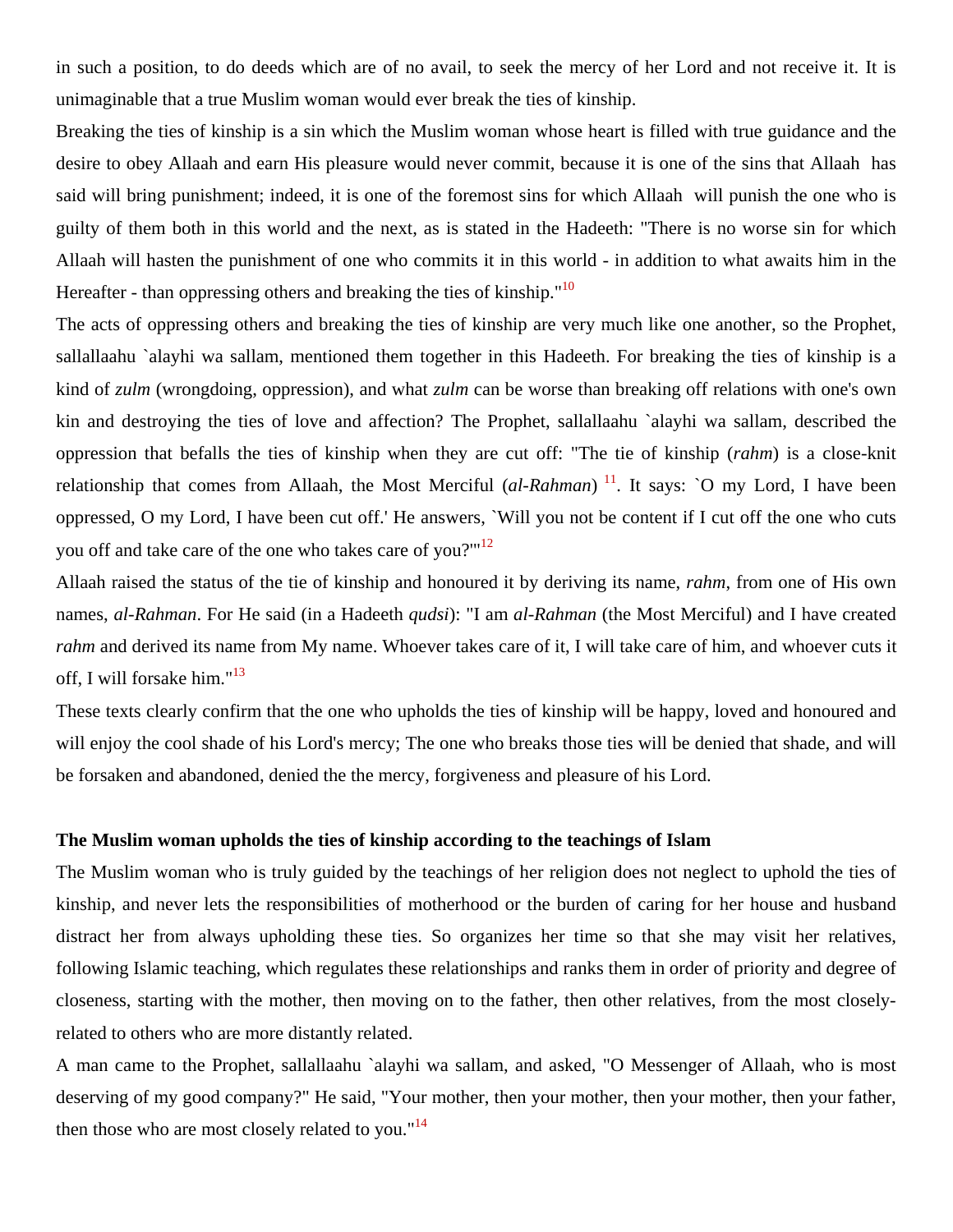in such a position, to do deeds which are of no avail, to seek the mercy of her Lord and not receive it. It is unimaginable that a true Muslim woman would ever break the ties of kinship.

Breaking the ties of kinship is a sin which the Muslim woman whose heart is filled with true guidance and the desire to obey Allaah and earn His pleasure would never commit, because it is one of the sins that Allaah  has said will bring punishment; indeed, it is one of the foremost sins for which Allaah  will punish the one who is guilty of them both in this world and the next, as is stated in the Hadeeth: "There is no worse sin for which Allaah will hasten the punishment of one who commits it in this world - in addition to what awaits him in the Hereafter - than oppressing others and breaking the ties of kinship."[10]

The acts of oppressing others and breaking the ties of kinship are very much like one another, so the Prophet, sallallaahu `alayhi wa sallam, mentioned them together in this Hadeeth. For breaking the ties of kinship is a kind of *zulm* (wrongdoing, oppression), and what *zulm* can be worse than breaking off relations with one's own kin and destroying the ties of love and affection? The Prophet, sallallaahu `alayhi wa sallam, described the oppression that befalls the ties of kinship when they are cut off: "The tie of kinship (*rahm*) is a close-knit relationship that comes from Allaah, the Most Merciful (*al-Rahman*) [11]. It says: `O my Lord, I have been oppressed, O my Lord, I have been cut off.' He answers, `Will you not be content if I cut off the one who cuts you off and take care of the one who takes care of you?'"[12]

Allaah raised the status of the tie of kinship and honoured it by deriving its name, *rahm*, from one of His own names, *al-Rahman*. For He said (in a Hadeeth *qudsi*): "I am *al-Rahman* (the Most Merciful) and I have created *rahm* and derived its name from My name. Whoever takes care of it, I will take care of him, and whoever cuts it off, I will forsake him."[13]

These texts clearly confirm that the one who upholds the ties of kinship will be happy, loved and honoured and will enjoy the cool shade of his Lord's mercy; The one who breaks those ties will be denied that shade, and will be forsaken and abandoned, denied the the mercy, forgiveness and pleasure of his Lord.

**The Muslim woman upholds the ties of kinship according to the teachings of Islam**

The Muslim woman who is truly guided by the teachings of her religion does not neglect to uphold the ties of kinship, and never lets the responsibilities of motherhood or the burden of caring for her house and husband distract her from always upholding these ties. So organizes her time so that she may visit her relatives, following Islamic teaching, which regulates these relationships and ranks them in order of priority and degree of closeness, starting with the mother, then moving on to the father, then other relatives, from the most closely-related to others who are more distantly related.

A man came to the Prophet, sallallaahu `alayhi wa sallam, and asked, "O Messenger of Allaah, who is most deserving of my good company?" He said, "Your mother, then your mother, then your mother, then your father, then those who are most closely related to you."[14]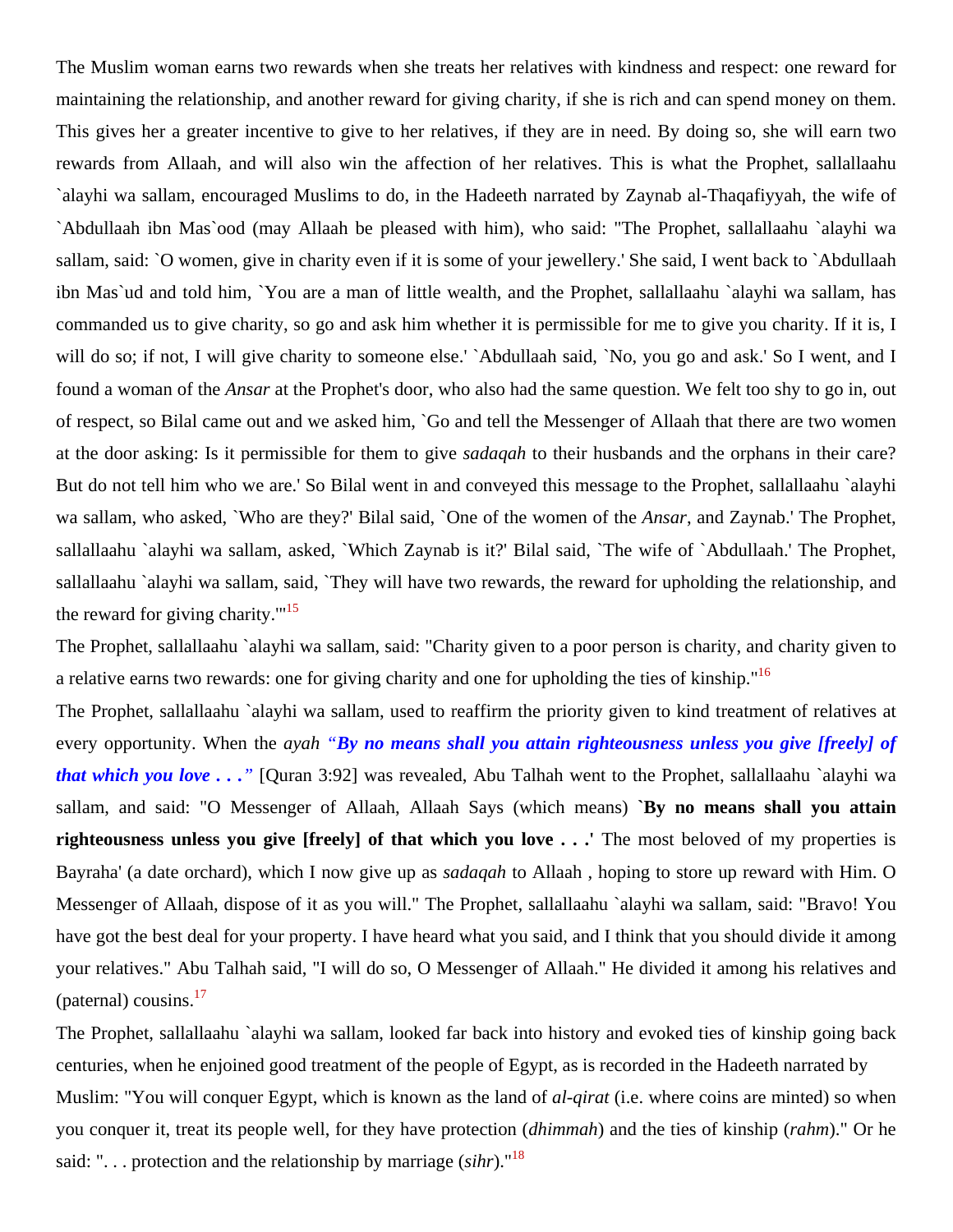The Muslim woman earns two rewards when she treats her relatives with kindness and respect: one reward for maintaining the relationship, and another reward for giving charity, if she is rich and can spend money on them. This gives her a greater incentive to give to her relatives, if they are in need. By doing so, she will earn two rewards from Allaah, and will also win the affection of her relatives. This is what the Prophet, sallallaahu `alayhi wa sallam, encouraged Muslims to do, in the Hadeeth narrated by Zaynab al-Thaqafiyyah, the wife of `Abdullaah ibn Mas`ood (may Allaah be pleased with him), who said: "The Prophet, sallallaahu `alayhi wa sallam, said: `O women, give in charity even if it is some of your jewellery.' She said, I went back to `Abdullaah ibn Mas`ud and told him, `You are a man of little wealth, and the Prophet, sallallaahu `alayhi wa sallam, has commanded us to give charity, so go and ask him whether it is permissible for me to give you charity. If it is, I will do so; if not, I will give charity to someone else.' `Abdullaah said, `No, you go and ask.' So I went, and I found a woman of the *Ansar* at the Prophet's door, who also had the same question. We felt too shy to go in, out of respect, so Bilal came out and we asked him, `Go and tell the Messenger of Allaah that there are two women at the door asking: Is it permissible for them to give *sadaqah* to their husbands and the orphans in their care? But do not tell him who we are.' So Bilal went in and conveyed this message to the Prophet, sallallaahu `alayhi wa sallam, who asked, `Who are they?' Bilal said, `One of the women of the *Ansar*, and Zaynab.' The Prophet, sallallaahu `alayhi wa sallam, asked, `Which Zaynab is it?' Bilal said, `The wife of `Abdullaah.' The Prophet, sallallaahu `alayhi wa sallam, said, `They will have two rewards, the reward for upholding the relationship, and the reward for giving charity.'"[15]

The Prophet, sallallaahu `alayhi wa sallam, said: "Charity given to a poor person is charity, and charity given to a relative earns two rewards: one for giving charity and one for upholding the ties of kinship."[16]

The Prophet, sallallaahu `alayhi wa sallam, used to reaffirm the priority given to kind treatment of relatives at every opportunity. When the *ayah* ***"By no means shall you attain righteousness unless you give [freely] of that which you love . . ."*** [Quran 3:92] was revealed, Abu Talhah went to the Prophet, sallallaahu `alayhi wa sallam, and said: "O Messenger of Allaah, Allaah Says (which means) **`By no means shall you attain righteousness unless you give [freely] of that which you love . . .'** The most beloved of my properties is Bayraha' (a date orchard), which I now give up as *sadaqah* to Allaah , hoping to store up reward with Him. O Messenger of Allaah, dispose of it as you will." The Prophet, sallallaahu `alayhi wa sallam, said: "Bravo! You have got the best deal for your property. I have heard what you said, and I think that you should divide it among your relatives." Abu Talhah said, "I will do so, O Messenger of Allaah." He divided it among his relatives and (paternal) cousins.[17]

The Prophet, sallallaahu `alayhi wa sallam, looked far back into history and evoked ties of kinship going back centuries, when he enjoined good treatment of the people of Egypt, as is recorded in the Hadeeth narrated by Muslim: "You will conquer Egypt, which is known as the land of *al-qirat* (i.e. where coins are minted) so when you conquer it, treat its people well, for they have protection (*dhimmah*) and the ties of kinship (*rahm*)." Or he said: ". . . protection and the relationship by marriage (*sihr*)."[18]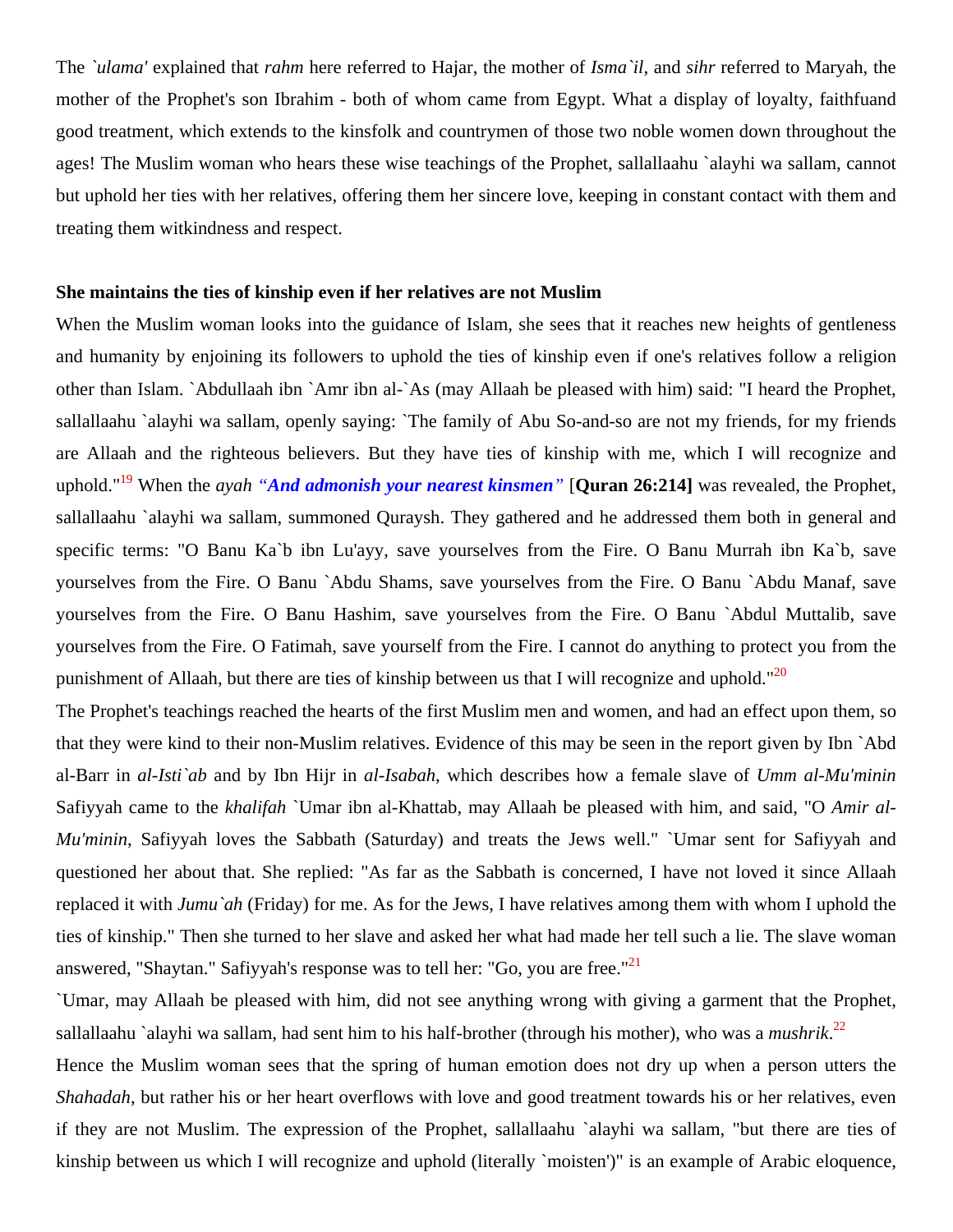The *`ulama'* explained that *rahm* here referred to Hajar, the mother of *Isma`il*, and *sihr* referred to Maryah, the mother of the Prophet's son Ibrahim - both of whom came from Egypt. What a display of loyalty, faithfuand good treatment, which extends to the kinsfolk and countrymen of those two noble women down throughout the ages! The Muslim woman who hears these wise teachings of the Prophet, sallallaahu `alayhi wa sallam, cannot but uphold her ties with her relatives, offering them her sincere love, keeping in constant contact with them and treating them witkindness and respect.

**She maintains the ties of kinship even if her relatives are not Muslim**

When the Muslim woman looks into the guidance of Islam, she sees that it reaches new heights of gentleness and humanity by enjoining its followers to uphold the ties of kinship even if one's relatives follow a religion other than Islam. `Abdullaah ibn `Amr ibn al-`As (may Allaah be pleased with him) said: "I heard the Prophet, sallallaahu `alayhi wa sallam, openly saying: `The family of Abu So-and-so are not my friends, for my friends are Allaah and the righteous believers. But they have ties of kinship with me, which I will recognize and uphold."[19] When the *ayah* ***"And admonish your nearest kinsmen"*** [**Quran 26:214]** was revealed, the Prophet, sallallaahu `alayhi wa sallam, summoned Quraysh. They gathered and he addressed them both in general and specific terms: "O Banu Ka`b ibn Lu'ayy, save yourselves from the Fire. O Banu Murrah ibn Ka`b, save yourselves from the Fire. O Banu `Abdu Shams, save yourselves from the Fire. O Banu `Abdu Manaf, save yourselves from the Fire. O Banu Hashim, save yourselves from the Fire. O Banu `Abdul Muttalib, save yourselves from the Fire. O Fatimah, save yourself from the Fire. I cannot do anything to protect you from the punishment of Allaah, but there are ties of kinship between us that I will recognize and uphold."[20]

The Prophet's teachings reached the hearts of the first Muslim men and women, and had an effect upon them, so that they were kind to their non-Muslim relatives. Evidence of this may be seen in the report given by Ibn `Abd al-Barr in *al-Isti`ab* and by Ibn Hijr in *al-Isabah*, which describes how a female slave of *Umm al-Mu'minin* Safiyyah came to the *khalifah* `Umar ibn al-Khattab, may Allaah be pleased with him, and said, "O *Amir al-Mu'minin*, Safiyyah loves the Sabbath (Saturday) and treats the Jews well." `Umar sent for Safiyyah and questioned her about that. She replied: "As far as the Sabbath is concerned, I have not loved it since Allaah replaced it with *Jumu`ah* (Friday) for me. As for the Jews, I have relatives among them with whom I uphold the ties of kinship." Then she turned to her slave and asked her what had made her tell such a lie. The slave woman answered, "Shaytan." Safiyyah's response was to tell her: "Go, you are free."[21]

`Umar, may Allaah be pleased with him, did not see anything wrong with giving a garment that the Prophet, sallallaahu `alayhi wa sallam, had sent him to his half-brother (through his mother), who was a *mushrik*.[22]

Hence the Muslim woman sees that the spring of human emotion does not dry up when a person utters the *Shahadah*, but rather his or her heart overflows with love and good treatment towards his or her relatives, even if they are not Muslim. The expression of the Prophet, sallallaahu `alayhi wa sallam, "but there are ties of kinship between us which I will recognize and uphold (literally `moisten')" is an example of Arabic eloquence,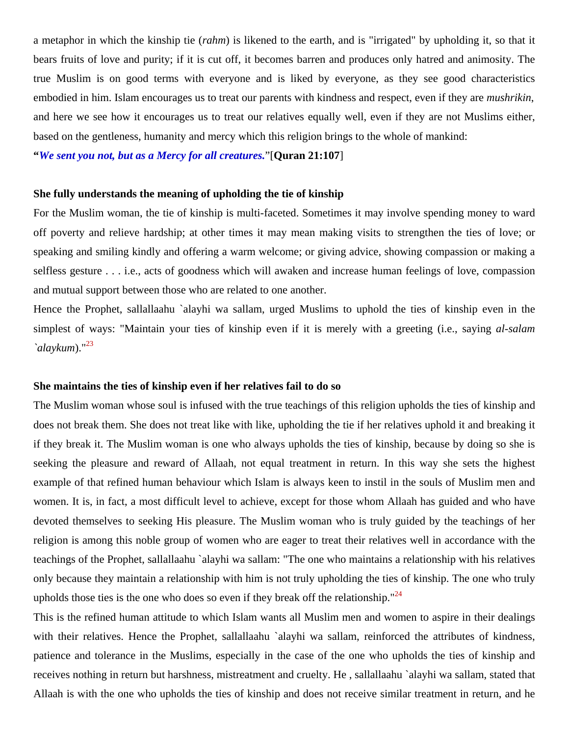a metaphor in which the kinship tie (*rahm*) is likened to the earth, and is "irrigated" by upholding it, so that it bears fruits of love and purity; if it is cut off, it becomes barren and produces only hatred and animosity. The true Muslim is on good terms with everyone and is liked by everyone, as they see good characteristics embodied in him. Islam encourages us to treat our parents with kindness and respect, even if they are *mushrikin*, and here we see how it encourages us to treat our relatives equally well, even if they are not Muslims either, based on the gentleness, humanity and mercy which this religion brings to the whole of mankind:

**"*We sent you not, but as a Mercy for all creatures.*"**[**Quran 21:107**]

**She fully understands the meaning of upholding the tie of kinship**

For the Muslim woman, the tie of kinship is multi-faceted. Sometimes it may involve spending money to ward off poverty and relieve hardship; at other times it may mean making visits to strengthen the ties of love; or speaking and smiling kindly and offering a warm welcome; or giving advice, showing compassion or making a selfless gesture . . . i.e., acts of goodness which will awaken and increase human feelings of love, compassion and mutual support between those who are related to one another.

Hence the Prophet, sallallaahu `alayhi wa sallam, urged Muslims to uphold the ties of kinship even in the simplest of ways: "Maintain your ties of kinship even if it is merely with a greeting (i.e., saying *al-salam `alaykum*)."[23]

**She maintains the ties of kinship even if her relatives fail to do so**

The Muslim woman whose soul is infused with the true teachings of this religion upholds the ties of kinship and does not break them. She does not treat like with like, upholding the tie if her relatives uphold it and breaking it if they break it. The Muslim woman is one who always upholds the ties of kinship, because by doing so she is seeking the pleasure and reward of Allaah, not equal treatment in return. In this way she sets the highest example of that refined human behaviour which Islam is always keen to instil in the souls of Muslim men and women. It is, in fact, a most difficult level to achieve, except for those whom Allaah has guided and who have devoted themselves to seeking His pleasure. The Muslim woman who is truly guided by the teachings of her religion is among this noble group of women who are eager to treat their relatives well in accordance with the teachings of the Prophet, sallallaahu `alayhi wa sallam: "The one who maintains a relationship with his relatives only because they maintain a relationship with him is not truly upholding the ties of kinship. The one who truly upholds those ties is the one who does so even if they break off the relationship."[24]

This is the refined human attitude to which Islam wants all Muslim men and women to aspire in their dealings with their relatives. Hence the Prophet, sallallaahu `alayhi wa sallam, reinforced the attributes of kindness, patience and tolerance in the Muslims, especially in the case of the one who upholds the ties of kinship and receives nothing in return but harshness, mistreatment and cruelty. He , sallallaahu `alayhi wa sallam, stated that Allaah is with the one who upholds the ties of kinship and does not receive similar treatment in return, and he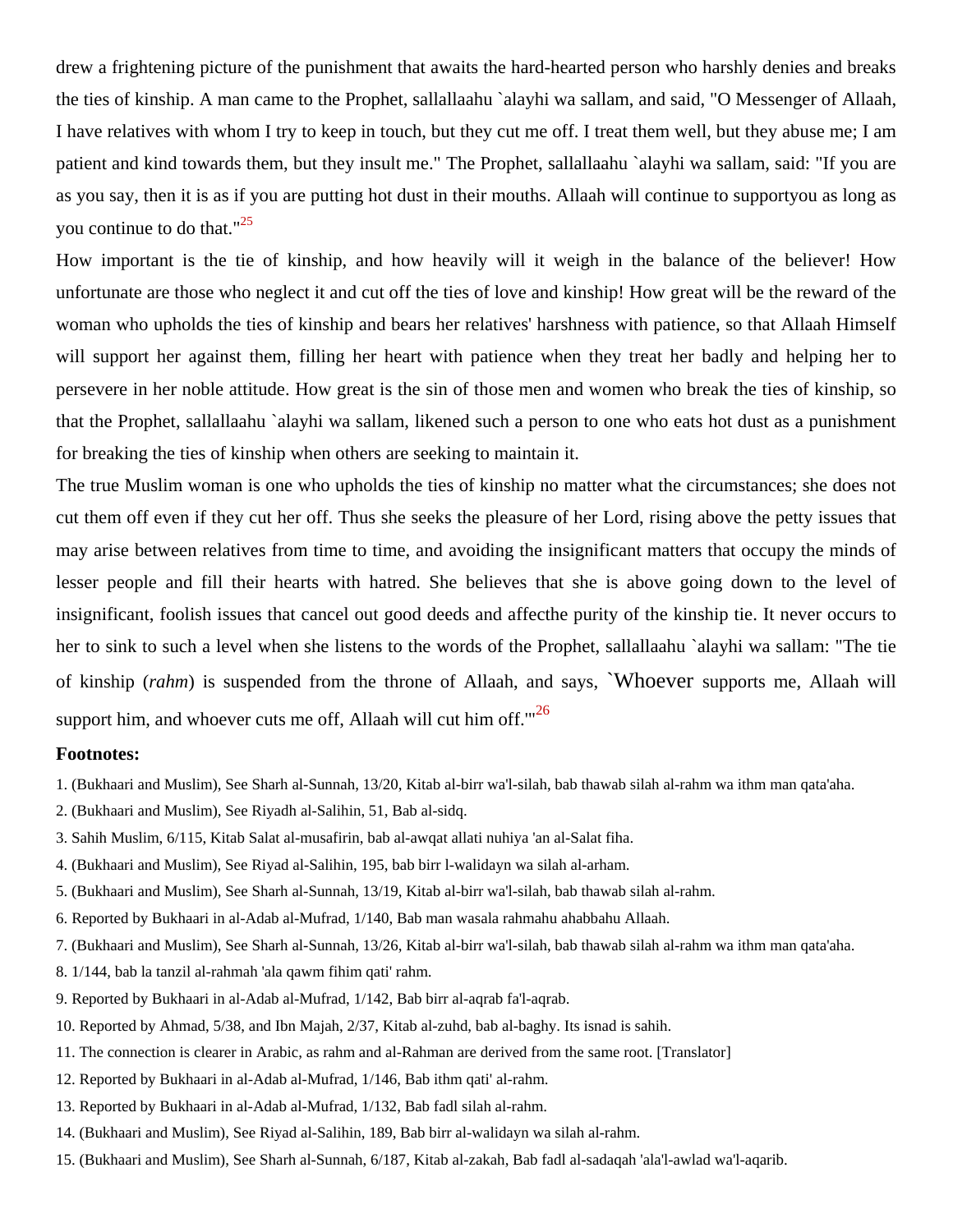drew a frightening picture of the punishment that awaits the hard-hearted person who harshly denies and breaks the ties of kinship. A man came to the Prophet, sallallaahu `alayhi wa sallam, and said, "O Messenger of Allaah, I have relatives with whom I try to keep in touch, but they cut me off. I treat them well, but they abuse me; I am patient and kind towards them, but they insult me." The Prophet, sallallaahu `alayhi wa sallam, said: "If you are as you say, then it is as if you are putting hot dust in their mouths. Allaah will continue to supportyou as long as you continue to do that."[25]

How important is the tie of kinship, and how heavily will it weigh in the balance of the believer! How unfortunate are those who neglect it and cut off the ties of love and kinship! How great will be the reward of the woman who upholds the ties of kinship and bears her relatives' harshness with patience, so that Allaah Himself will support her against them, filling her heart with patience when they treat her badly and helping her to persevere in her noble attitude. How great is the sin of those men and women who break the ties of kinship, so that the Prophet, sallallaahu `alayhi wa sallam, likened such a person to one who eats hot dust as a punishment for breaking the ties of kinship when others are seeking to maintain it.

The true Muslim woman is one who upholds the ties of kinship no matter what the circumstances; she does not cut them off even if they cut her off. Thus she seeks the pleasure of her Lord, rising above the petty issues that may arise between relatives from time to time, and avoiding the insignificant matters that occupy the minds of lesser people and fill their hearts with hatred. She believes that she is above going down to the level of insignificant, foolish issues that cancel out good deeds and affecthe purity of the kinship tie. It never occurs to her to sink to such a level when she listens to the words of the Prophet, sallallaahu `alayhi wa sallam: "The tie of kinship (*rahm*) is suspended from the throne of Allaah, and says, `Whoever supports me, Allaah will support him, and whoever cuts me off, Allaah will cut him off.'"[26]

**Footnotes:**

1. (Bukhaari and Muslim), See Sharh al-Sunnah, 13/20, Kitab al-birr wa'l-silah, bab thawab silah al-rahm wa ithm man qata'aha.
2. (Bukhaari and Muslim), See Riyadh al-Salihin, 51, Bab al-sidq.
3. Sahih Muslim, 6/115, Kitab Salat al-musafirin, bab al-awqat allati nuhiya 'an al-Salat fiha.
4. (Bukhaari and Muslim), See Riyad al-Salihin, 195, bab birr l-walidayn wa silah al-arham.
5. (Bukhaari and Muslim), See Sharh al-Sunnah, 13/19, Kitab al-birr wa'l-silah, bab thawab silah al-rahm.
6. Reported by Bukhaari in al-Adab al-Mufrad, 1/140, Bab man wasala rahmahu ahabbahu Allaah.
7. (Bukhaari and Muslim), See Sharh al-Sunnah, 13/26, Kitab al-birr wa'l-silah, bab thawab silah al-rahm wa ithm man qata'aha.
8. 1/144, bab la tanzil al-rahmah 'ala qawm fihim qati' rahm.
9. Reported by Bukhaari in al-Adab al-Mufrad, 1/142, Bab birr al-aqrab fa'l-aqrab.
10. Reported by Ahmad, 5/38, and Ibn Majah, 2/37, Kitab al-zuhd, bab al-baghy. Its isnad is sahih.
11. The connection is clearer in Arabic, as rahm and al-Rahman are derived from the same root. [Translator]
12. Reported by Bukhaari in al-Adab al-Mufrad, 1/146, Bab ithm qati' al-rahm.
13. Reported by Bukhaari in al-Adab al-Mufrad, 1/132, Bab fadl silah al-rahm.
14. (Bukhaari and Muslim), See Riyad al-Salihin, 189, Bab birr al-walidayn wa silah al-rahm.
15. (Bukhaari and Muslim), See Sharh al-Sunnah, 6/187, Kitab al-zakah, Bab fadl al-sadaqah 'ala'l-awlad wa'l-aqarib.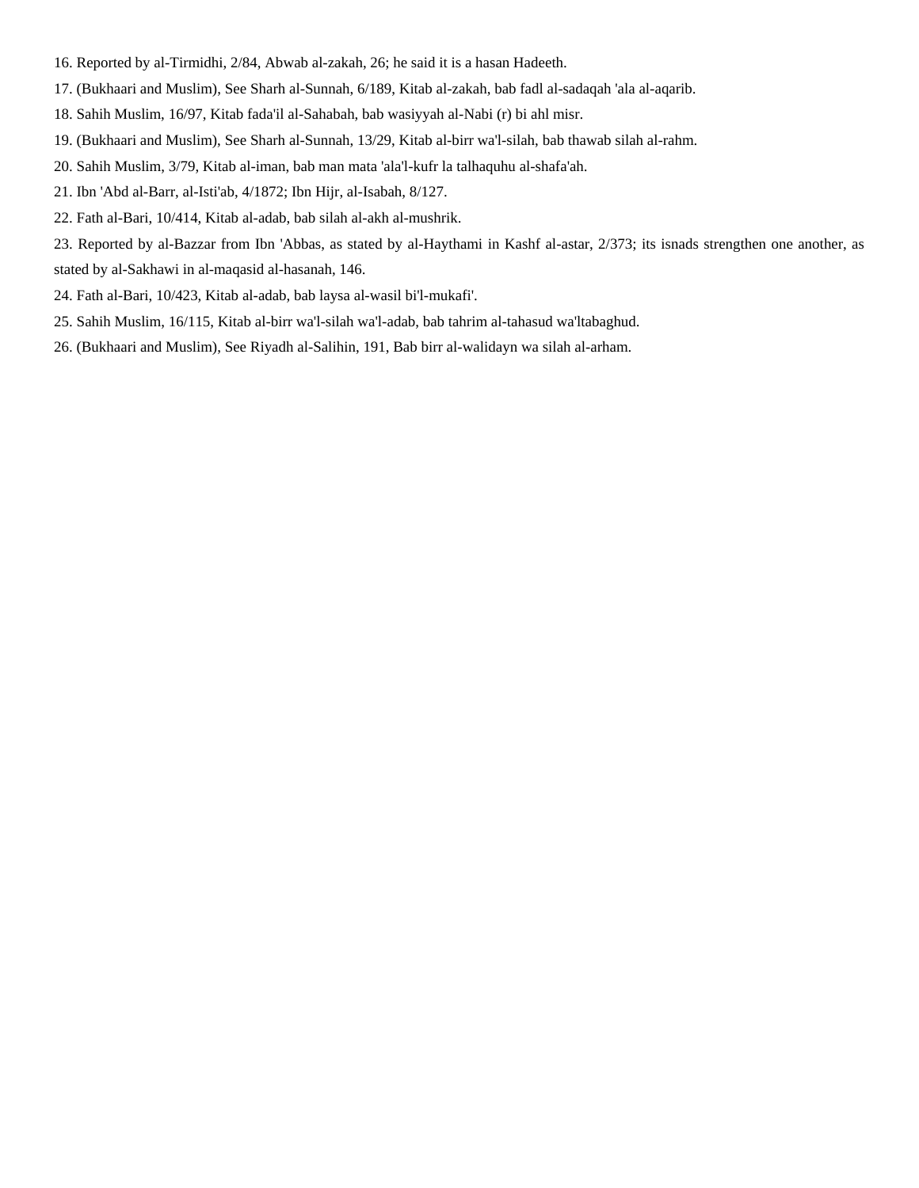16. Reported by al-Tirmidhi, 2/84, Abwab al-zakah, 26; he said it is a hasan Hadeeth.

17. (Bukhaari and Muslim), See Sharh al-Sunnah, 6/189, Kitab al-zakah, bab fadl al-sadaqah 'ala al-aqarib.

18. Sahih Muslim, 16/97, Kitab fada'il al-Sahabah, bab wasiyyah al-Nabi (r) bi ahl misr.

19. (Bukhaari and Muslim), See Sharh al-Sunnah, 13/29, Kitab al-birr wa'l-silah, bab thawab silah al-rahm.

20. Sahih Muslim, 3/79, Kitab al-iman, bab man mata 'ala'l-kufr la talhaquhu al-shafa'ah.

21. Ibn 'Abd al-Barr, al-Isti'ab, 4/1872; Ibn Hijr, al-Isabah, 8/127.

22. Fath al-Bari, 10/414, Kitab al-adab, bab silah al-akh al-mushrik.

23. Reported by al-Bazzar from Ibn 'Abbas, as stated by al-Haythami in Kashf al-astar, 2/373; its isnads strengthen one another, as stated by al-Sakhawi in al-maqasid al-hasanah, 146.

24. Fath al-Bari, 10/423, Kitab al-adab, bab laysa al-wasil bi'l-mukafi'.

25. Sahih Muslim, 16/115, Kitab al-birr wa'l-silah wa'l-adab, bab tahrim al-tahasud wa'ltabaghud.

26. (Bukhaari and Muslim), See Riyadh al-Salihin, 191, Bab birr al-walidayn wa silah al-arham.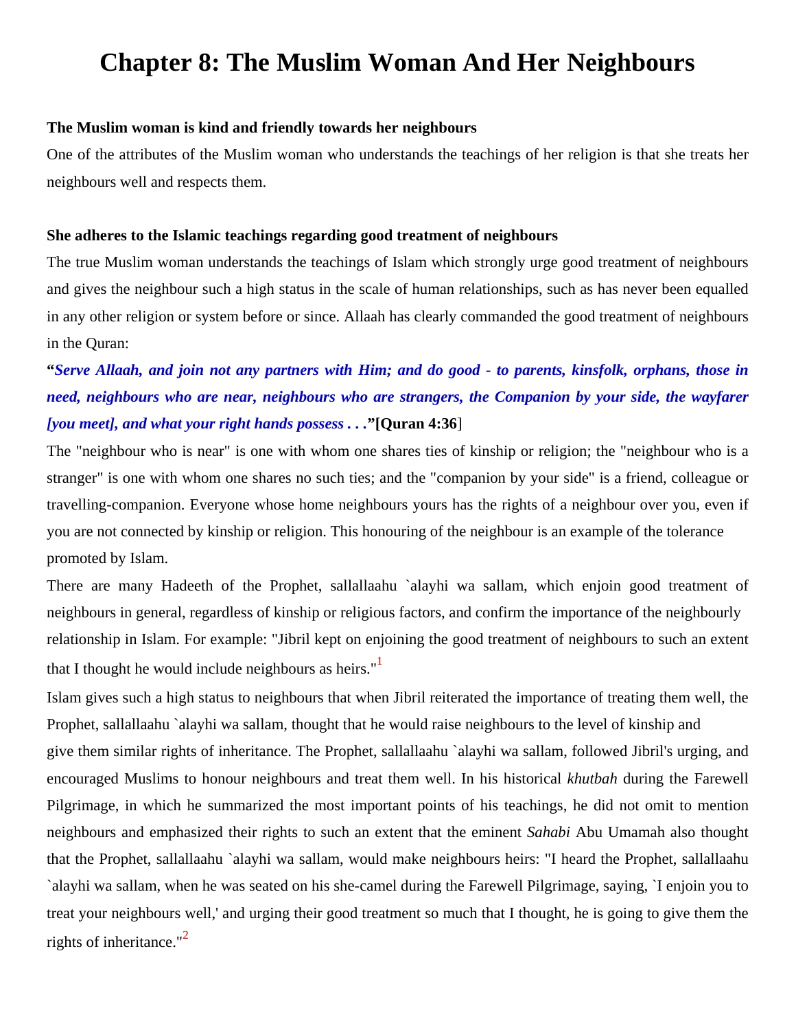# Chapter 8: The Muslim Woman And Her Neighbours

**The Muslim woman is kind and friendly towards her neighbours**

One of the attributes of the Muslim woman who understands the teachings of her religion is that she treats her neighbours well and respects them.

**She adheres to the Islamic teachings regarding good treatment of neighbours**

The true Muslim woman understands the teachings of Islam which strongly urge good treatment of neighbours and gives the neighbour such a high status in the scale of human relationships, such as has never been equalled in any other religion or system before or since. Allaah has clearly commanded the good treatment of neighbours in the Quran:

**"*Serve Allaah, and join not any partners with Him; and do good - to parents, kinsfolk, orphans, those in need, neighbours who are near, neighbours who are strangers, the Companion by your side, the wayfarer [you meet], and what your right hands possess . . .*"[Quran 4:36]**

The "neighbour who is near" is one with whom one shares ties of kinship or religion; the "neighbour who is a stranger" is one with whom one shares no such ties; and the "companion by your side" is a friend, colleague or travelling-companion. Everyone whose home neighbours yours has the rights of a neighbour over you, even if you are not connected by kinship or religion. This honouring of the neighbour is an example of the tolerance promoted by Islam.

There are many Hadeeth of the Prophet, sallallaahu `alayhi wa sallam, which enjoin good treatment of neighbours in general, regardless of kinship or religious factors, and confirm the importance of the neighbourly relationship in Islam. For example: "Jibril kept on enjoining the good treatment of neighbours to such an extent that I thought he would include neighbours as heirs."[1]

Islam gives such a high status to neighbours that when Jibril reiterated the importance of treating them well, the Prophet, sallallaahu `alayhi wa sallam, thought that he would raise neighbours to the level of kinship and give them similar rights of inheritance. The Prophet, sallallaahu `alayhi wa sallam, followed Jibril's urging, and encouraged Muslims to honour neighbours and treat them well. In his historical *khutbah* during the Farewell Pilgrimage, in which he summarized the most important points of his teachings, he did not omit to mention neighbours and emphasized their rights to such an extent that the eminent *Sahabi* Abu Umamah also thought that the Prophet, sallallaahu `alayhi wa sallam, would make neighbours heirs: "I heard the Prophet, sallallaahu `alayhi wa sallam, when he was seated on his she-camel during the Farewell Pilgrimage, saying, `I enjoin you to treat your neighbours well,' and urging their good treatment so much that I thought, he is going to give them the rights of inheritance."[2]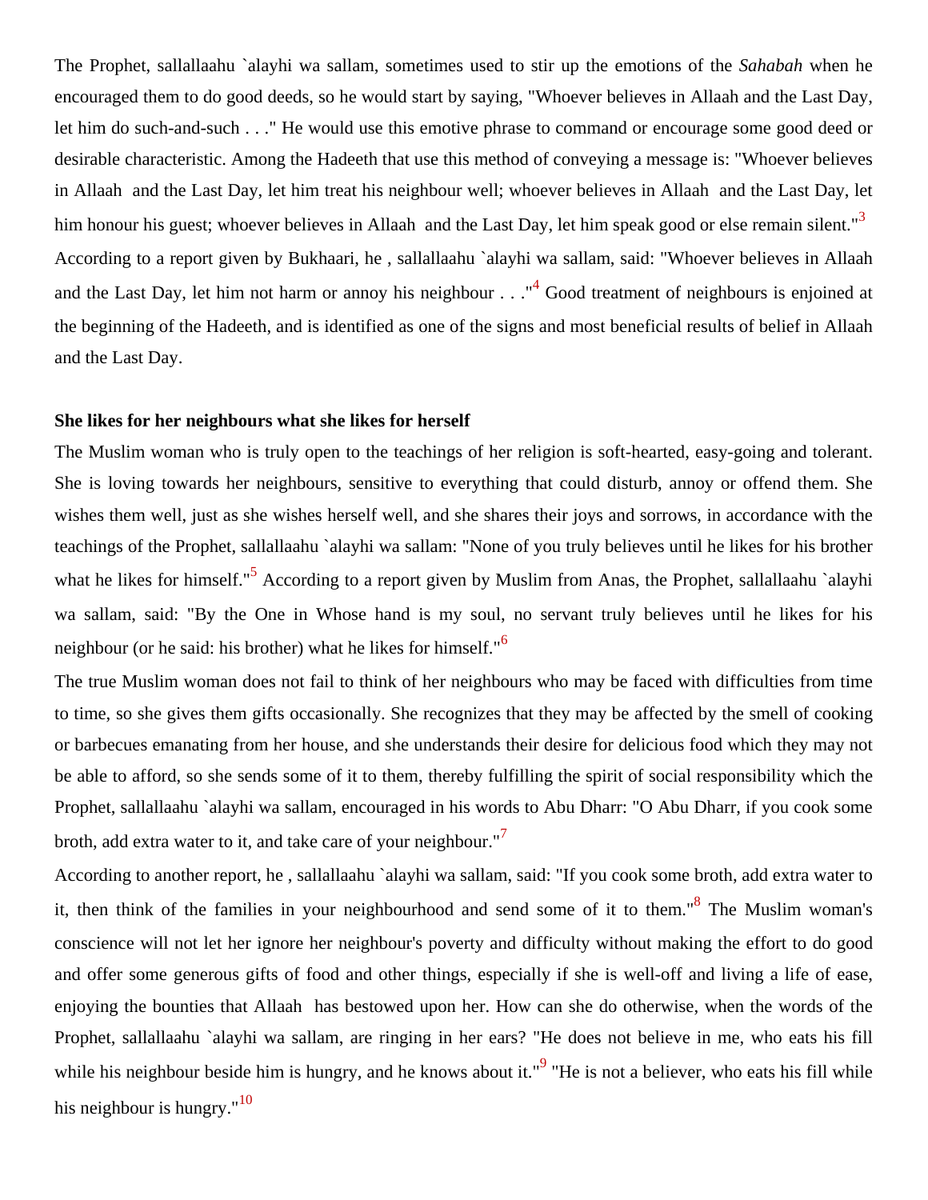The Prophet, sallallaahu `alayhi wa sallam, sometimes used to stir up the emotions of the *Sahabah* when he encouraged them to do good deeds, so he would start by saying, "Whoever believes in Allaah and the Last Day, let him do such-and-such . . ." He would use this emotive phrase to command or encourage some good deed or desirable characteristic. Among the Hadeeth that use this method of conveying a message is: "Whoever believes in Allaah and the Last Day, let him treat his neighbour well; whoever believes in Allaah and the Last Day, let him honour his guest; whoever believes in Allaah and the Last Day, let him speak good or else remain silent."[3] According to a report given by Bukhaari, he , sallallaahu `alayhi wa sallam, said: "Whoever believes in Allaah and the Last Day, let him not harm or annoy his neighbour . . ."[4] Good treatment of neighbours is enjoined at the beginning of the Hadeeth, and is identified as one of the signs and most beneficial results of belief in Allaah and the Last Day.

**She likes for her neighbours what she likes for herself**

The Muslim woman who is truly open to the teachings of her religion is soft-hearted, easy-going and tolerant. She is loving towards her neighbours, sensitive to everything that could disturb, annoy or offend them. She wishes them well, just as she wishes herself well, and she shares their joys and sorrows, in accordance with the teachings of the Prophet, sallallaahu `alayhi wa sallam: "None of you truly believes until he likes for his brother what he likes for himself."[5] According to a report given by Muslim from Anas, the Prophet, sallallaahu `alayhi wa sallam, said: "By the One in Whose hand is my soul, no servant truly believes until he likes for his neighbour (or he said: his brother) what he likes for himself."[6]

The true Muslim woman does not fail to think of her neighbours who may be faced with difficulties from time to time, so she gives them gifts occasionally. She recognizes that they may be affected by the smell of cooking or barbecues emanating from her house, and she understands their desire for delicious food which they may not be able to afford, so she sends some of it to them, thereby fulfilling the spirit of social responsibility which the Prophet, sallallaahu `alayhi wa sallam, encouraged in his words to Abu Dharr: "O Abu Dharr, if you cook some broth, add extra water to it, and take care of your neighbour."[7]

According to another report, he , sallallaahu `alayhi wa sallam, said: "If you cook some broth, add extra water to it, then think of the families in your neighbourhood and send some of it to them."[8] The Muslim woman's conscience will not let her ignore her neighbour's poverty and difficulty without making the effort to do good and offer some generous gifts of food and other things, especially if she is well-off and living a life of ease, enjoying the bounties that Allaah has bestowed upon her. How can she do otherwise, when the words of the Prophet, sallallaahu `alayhi wa sallam, are ringing in her ears? "He does not believe in me, who eats his fill while his neighbour beside him is hungry, and he knows about it."[9] "He is not a believer, who eats his fill while his neighbour is hungry."[10]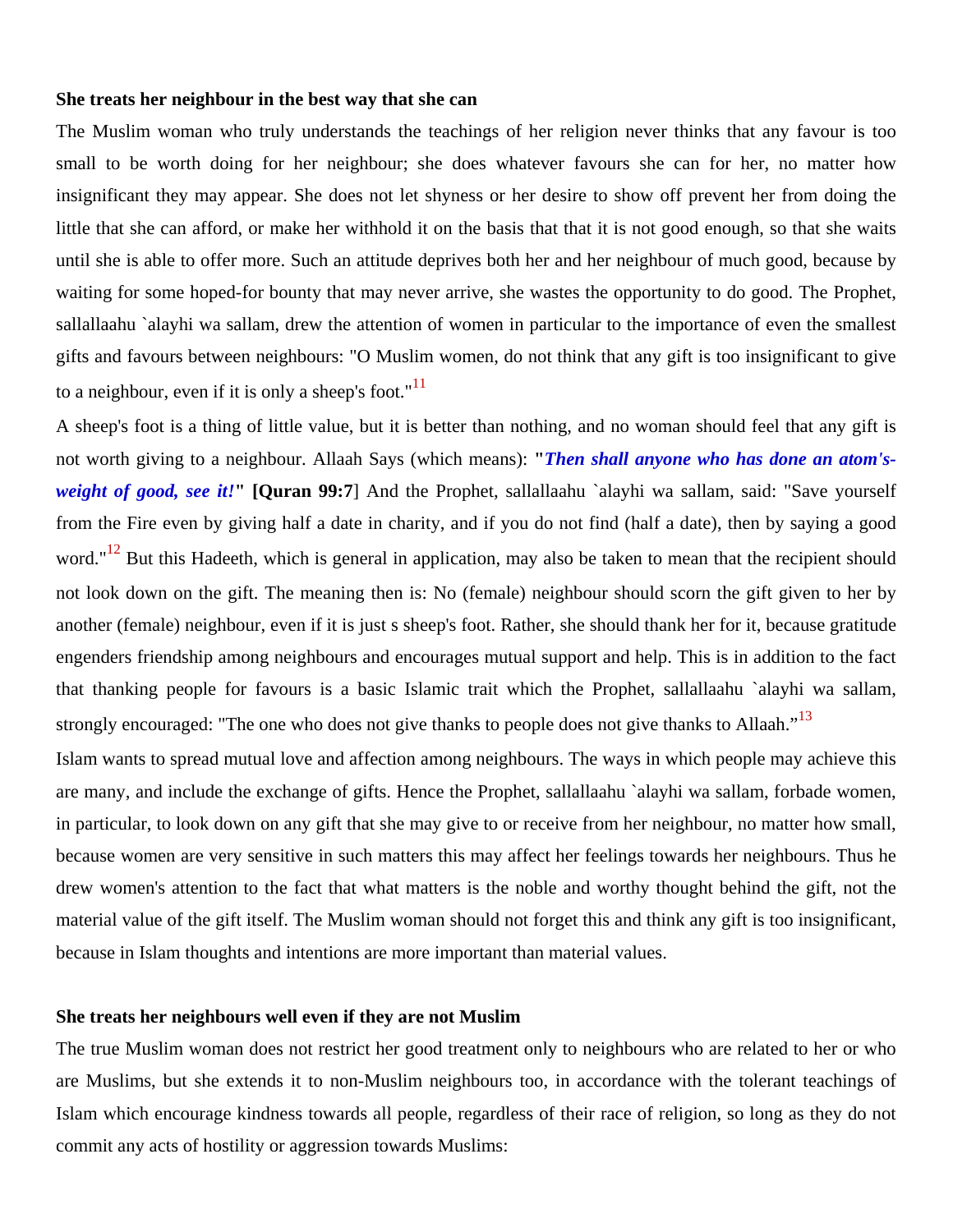**She treats her neighbour in the best way that she can**

The Muslim woman who truly understands the teachings of her religion never thinks that any favour is too small to be worth doing for her neighbour; she does whatever favours she can for her, no matter how insignificant they may appear. She does not let shyness or her desire to show off prevent her from doing the little that she can afford, or make her withhold it on the basis that that it is not good enough, so that she waits until she is able to offer more. Such an attitude deprives both her and her neighbour of much good, because by waiting for some hoped-for bounty that may never arrive, she wastes the opportunity to do good. The Prophet, sallallaahu `alayhi wa sallam, drew the attention of women in particular to the importance of even the smallest gifts and favours between neighbours: "O Muslim women, do not think that any gift is too insignificant to give to a neighbour, even if it is only a sheep's foot."[11]

A sheep's foot is a thing of little value, but it is better than nothing, and no woman should feel that any gift is not worth giving to a neighbour. Allaah Says (which means): **"*Then shall anyone who has done an atom's-weight of good, see it!*" [Quran 99:7]** And the Prophet, sallallaahu `alayhi wa sallam, said: "Save yourself from the Fire even by giving half a date in charity, and if you do not find (half a date), then by saying a good word."[12] But this Hadeeth, which is general in application, may also be taken to mean that the recipient should not look down on the gift. The meaning then is: No (female) neighbour should scorn the gift given to her by another (female) neighbour, even if it is just s sheep's foot. Rather, she should thank her for it, because gratitude engenders friendship among neighbours and encourages mutual support and help. This is in addition to the fact that thanking people for favours is a basic Islamic trait which the Prophet, sallallaahu `alayhi wa sallam, strongly encouraged: "The one who does not give thanks to people does not give thanks to Allaah."[13]

Islam wants to spread mutual love and affection among neighbours. The ways in which people may achieve this are many, and include the exchange of gifts. Hence the Prophet, sallallaahu `alayhi wa sallam, forbade women, in particular, to look down on any gift that she may give to or receive from her neighbour, no matter how small, because women are very sensitive in such matters this may affect her feelings towards her neighbours. Thus he drew women's attention to the fact that what matters is the noble and worthy thought behind the gift, not the material value of the gift itself. The Muslim woman should not forget this and think any gift is too insignificant, because in Islam thoughts and intentions are more important than material values.

**She treats her neighbours well even if they are not Muslim**

The true Muslim woman does not restrict her good treatment only to neighbours who are related to her or who are Muslims, but she extends it to non-Muslim neighbours too, in accordance with the tolerant teachings of Islam which encourage kindness towards all people, regardless of their race of religion, so long as they do not commit any acts of hostility or aggression towards Muslims: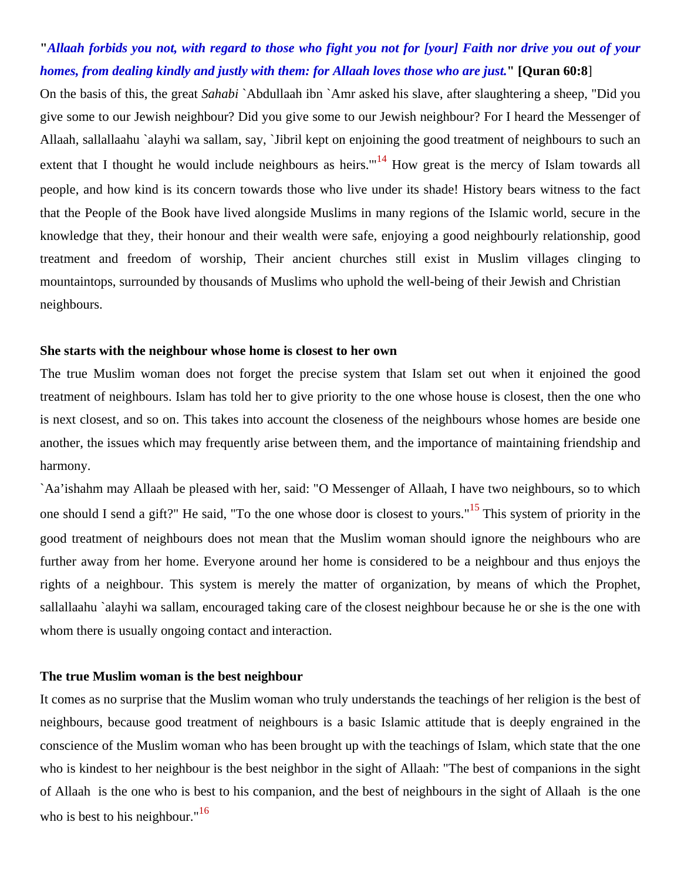"***Allaah forbids you not, with regard to those who fight you not for [your] Faith nor drive you out of your homes, from dealing kindly and justly with them: for Allaah loves those who are just.***" **[Quran 60:8**]

On the basis of this, the great *Sahabi* `Abdullaah ibn `Amr asked his slave, after slaughtering a sheep, "Did you give some to our Jewish neighbour? Did you give some to our Jewish neighbour? For I heard the Messenger of Allaah, sallallaahu `alayhi wa sallam, say, `Jibril kept on enjoining the good treatment of neighbours to such an extent that I thought he would include neighbours as heirs.'"[14] How great is the mercy of Islam towards all people, and how kind is its concern towards those who live under its shade! History bears witness to the fact that the People of the Book have lived alongside Muslims in many regions of the Islamic world, secure in the knowledge that they, their honour and their wealth were safe, enjoying a good neighbourly relationship, good treatment and freedom of worship, Their ancient churches still exist in Muslim villages clinging to mountaintops, surrounded by thousands of Muslims who uphold the well-being of their Jewish and Christian neighbours.

**She starts with the neighbour whose home is closest to her own**

The true Muslim woman does not forget the precise system that Islam set out when it enjoined the good treatment of neighbours. Islam has told her to give priority to the one whose house is closest, then the one who is next closest, and so on. This takes into account the closeness of the neighbours whose homes are beside one another, the issues which may frequently arise between them, and the importance of maintaining friendship and harmony.

`Aa'ishahm may Allaah be pleased with her, said: "O Messenger of Allaah, I have two neighbours, so to which one should I send a gift?" He said, "To the one whose door is closest to yours."[15] This system of priority in the good treatment of neighbours does not mean that the Muslim woman should ignore the neighbours who are further away from her home. Everyone around her home is considered to be a neighbour and thus enjoys the rights of a neighbour. This system is merely the matter of organization, by means of which the Prophet, sallallaahu `alayhi wa sallam, encouraged taking care of the closest neighbour because he or she is the one with whom there is usually ongoing contact and interaction.

**The true Muslim woman is the best neighbour**

It comes as no surprise that the Muslim woman who truly understands the teachings of her religion is the best of neighbours, because good treatment of neighbours is a basic Islamic attitude that is deeply engrained in the conscience of the Muslim woman who has been brought up with the teachings of Islam, which state that the one who is kindest to her neighbour is the best neighbor in the sight of Allaah: "The best of companions in the sight of Allaah is the one who is best to his companion, and the best of neighbours in the sight of Allaah is the one who is best to his neighbour."[16]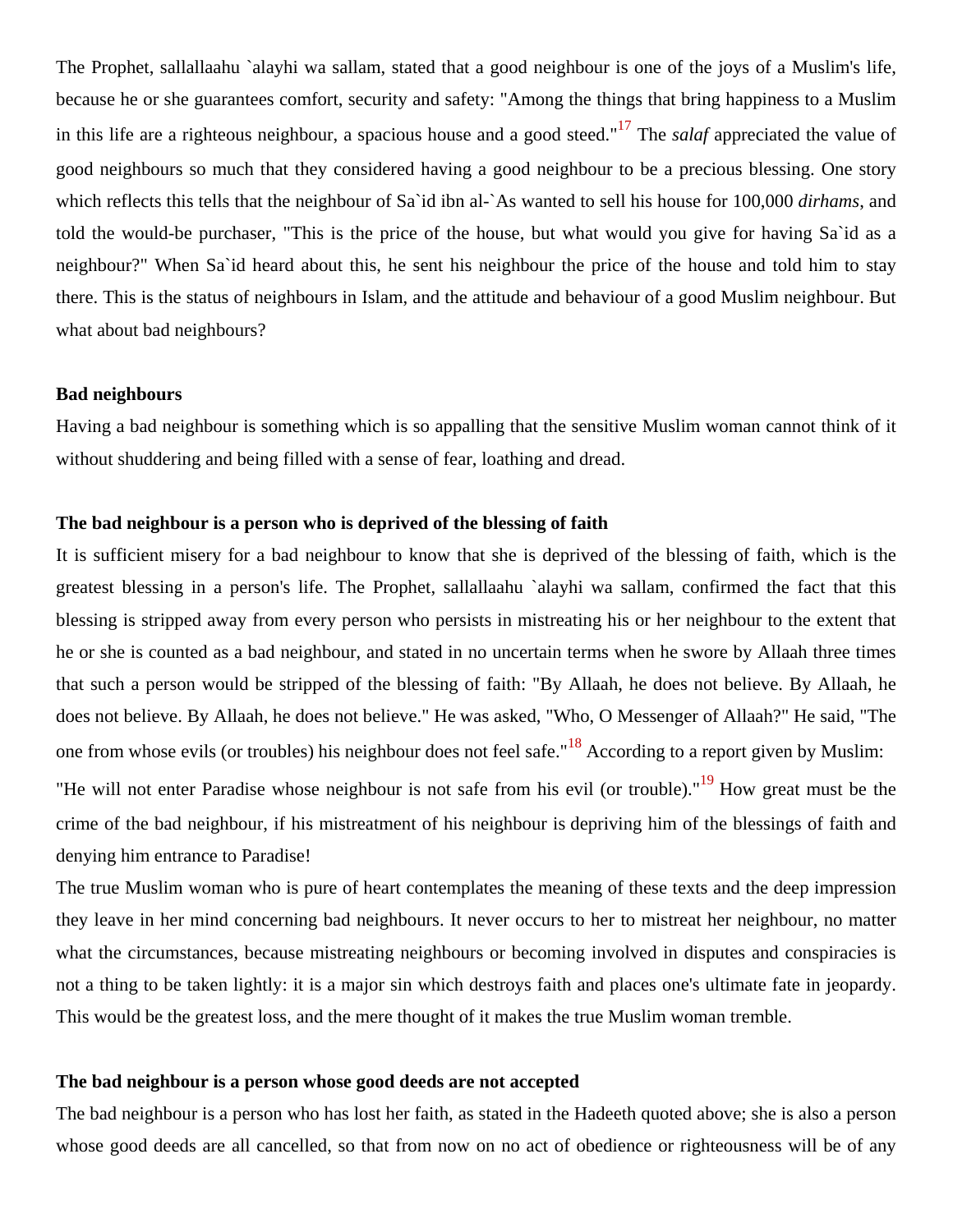The Prophet, sallallaahu `alayhi wa sallam, stated that a good neighbour is one of the joys of a Muslim's life, because he or she guarantees comfort, security and safety: "Among the things that bring happiness to a Muslim in this life are a righteous neighbour, a spacious house and a good steed."[17] The *salaf* appreciated the value of good neighbours so much that they considered having a good neighbour to be a precious blessing. One story which reflects this tells that the neighbour of Sa`id ibn al-`As wanted to sell his house for 100,000 *dirhams*, and told the would-be purchaser, "This is the price of the house, but what would you give for having Sa`id as a neighbour?" When Sa`id heard about this, he sent his neighbour the price of the house and told him to stay there. This is the status of neighbours in Islam, and the attitude and behaviour of a good Muslim neighbour. But what about bad neighbours?

**Bad neighbours**

Having a bad neighbour is something which is so appalling that the sensitive Muslim woman cannot think of it without shuddering and being filled with a sense of fear, loathing and dread.

**The bad neighbour is a person who is deprived of the blessing of faith**

It is sufficient misery for a bad neighbour to know that she is deprived of the blessing of faith, which is the greatest blessing in a person's life. The Prophet, sallallaahu `alayhi wa sallam, confirmed the fact that this blessing is stripped away from every person who persists in mistreating his or her neighbour to the extent that he or she is counted as a bad neighbour, and stated in no uncertain terms when he swore by Allaah three times that such a person would be stripped of the blessing of faith: "By Allaah, he does not believe. By Allaah, he does not believe. By Allaah, he does not believe." He was asked, "Who, O Messenger of Allaah?" He said, "The one from whose evils (or troubles) his neighbour does not feel safe."[18] According to a report given by Muslim: "He will not enter Paradise whose neighbour is not safe from his evil (or trouble)."[19] How great must be the crime of the bad neighbour, if his mistreatment of his neighbour is depriving him of the blessings of faith and denying him entrance to Paradise!

The true Muslim woman who is pure of heart contemplates the meaning of these texts and the deep impression they leave in her mind concerning bad neighbours. It never occurs to her to mistreat her neighbour, no matter what the circumstances, because mistreating neighbours or becoming involved in disputes and conspiracies is not a thing to be taken lightly: it is a major sin which destroys faith and places one's ultimate fate in jeopardy. This would be the greatest loss, and the mere thought of it makes the true Muslim woman tremble.

**The bad neighbour is a person whose good deeds are not accepted**

The bad neighbour is a person who has lost her faith, as stated in the Hadeeth quoted above; she is also a person whose good deeds are all cancelled, so that from now on no act of obedience or righteousness will be of any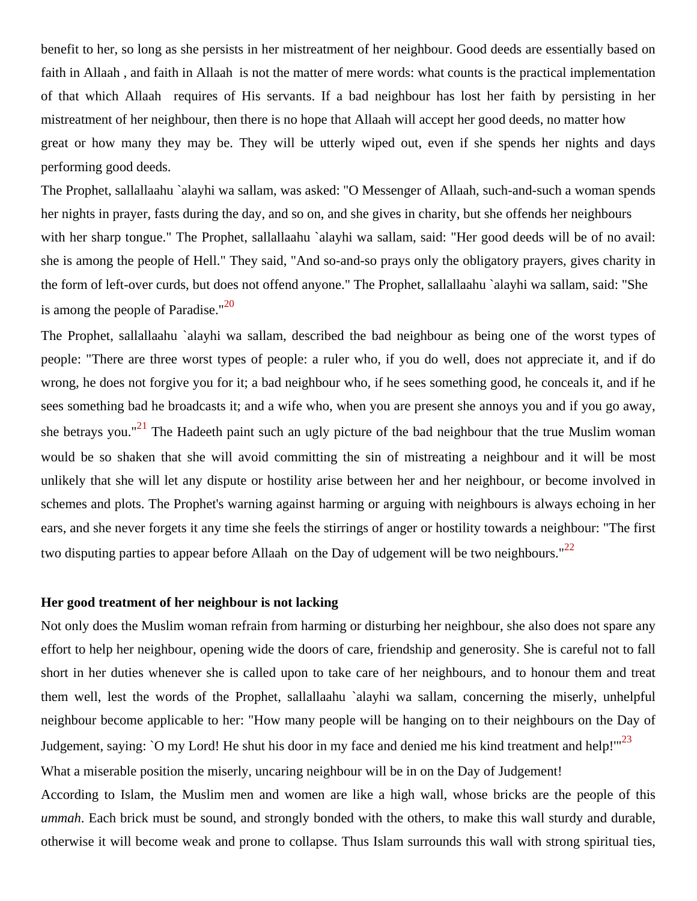benefit to her, so long as she persists in her mistreatment of her neighbour. Good deeds are essentially based on faith in Allaah , and faith in Allaah is not the matter of mere words: what counts is the practical implementation of that which Allaah requires of His servants. If a bad neighbour has lost her faith by persisting in her mistreatment of her neighbour, then there is no hope that Allaah will accept her good deeds, no matter how great or how many they may be. They will be utterly wiped out, even if she spends her nights and days performing good deeds.

The Prophet, sallallaahu `alayhi wa sallam, was asked: "O Messenger of Allaah, such-and-such a woman spends her nights in prayer, fasts during the day, and so on, and she gives in charity, but she offends her neighbours with her sharp tongue." The Prophet, sallallaahu `alayhi wa sallam, said: "Her good deeds will be of no avail: she is among the people of Hell." They said, "And so-and-so prays only the obligatory prayers, gives charity in the form of left-over curds, but does not offend anyone." The Prophet, sallallaahu `alayhi wa sallam, said: "She is among the people of Paradise."[20]

The Prophet, sallallaahu `alayhi wa sallam, described the bad neighbour as being one of the worst types of people: "There are three worst types of people: a ruler who, if you do well, does not appreciate it, and if do wrong, he does not forgive you for it; a bad neighbour who, if he sees something good, he conceals it, and if he sees something bad he broadcasts it; and a wife who, when you are present she annoys you and if you go away, she betrays you."[21] The Hadeeth paint such an ugly picture of the bad neighbour that the true Muslim woman would be so shaken that she will avoid committing the sin of mistreating a neighbour and it will be most unlikely that she will let any dispute or hostility arise between her and her neighbour, or become involved in schemes and plots. The Prophet's warning against harming or arguing with neighbours is always echoing in her ears, and she never forgets it any time she feels the stirrings of anger or hostility towards a neighbour: "The first two disputing parties to appear before Allaah on the Day of udgement will be two neighbours."[22]

**Her good treatment of her neighbour is not lacking**

Not only does the Muslim woman refrain from harming or disturbing her neighbour, she also does not spare any effort to help her neighbour, opening wide the doors of care, friendship and generosity. She is careful not to fall short in her duties whenever she is called upon to take care of her neighbours, and to honour them and treat them well, lest the words of the Prophet, sallallaahu `alayhi wa sallam, concerning the miserly, unhelpful neighbour become applicable to her: "How many people will be hanging on to their neighbours on the Day of Judgement, saying: `O my Lord! He shut his door in my face and denied me his kind treatment and help!'"[23]

What a miserable position the miserly, uncaring neighbour will be in on the Day of Judgement!

According to Islam, the Muslim men and women are like a high wall, whose bricks are the people of this *ummah*. Each brick must be sound, and strongly bonded with the others, to make this wall sturdy and durable, otherwise it will become weak and prone to collapse. Thus Islam surrounds this wall with strong spiritual ties,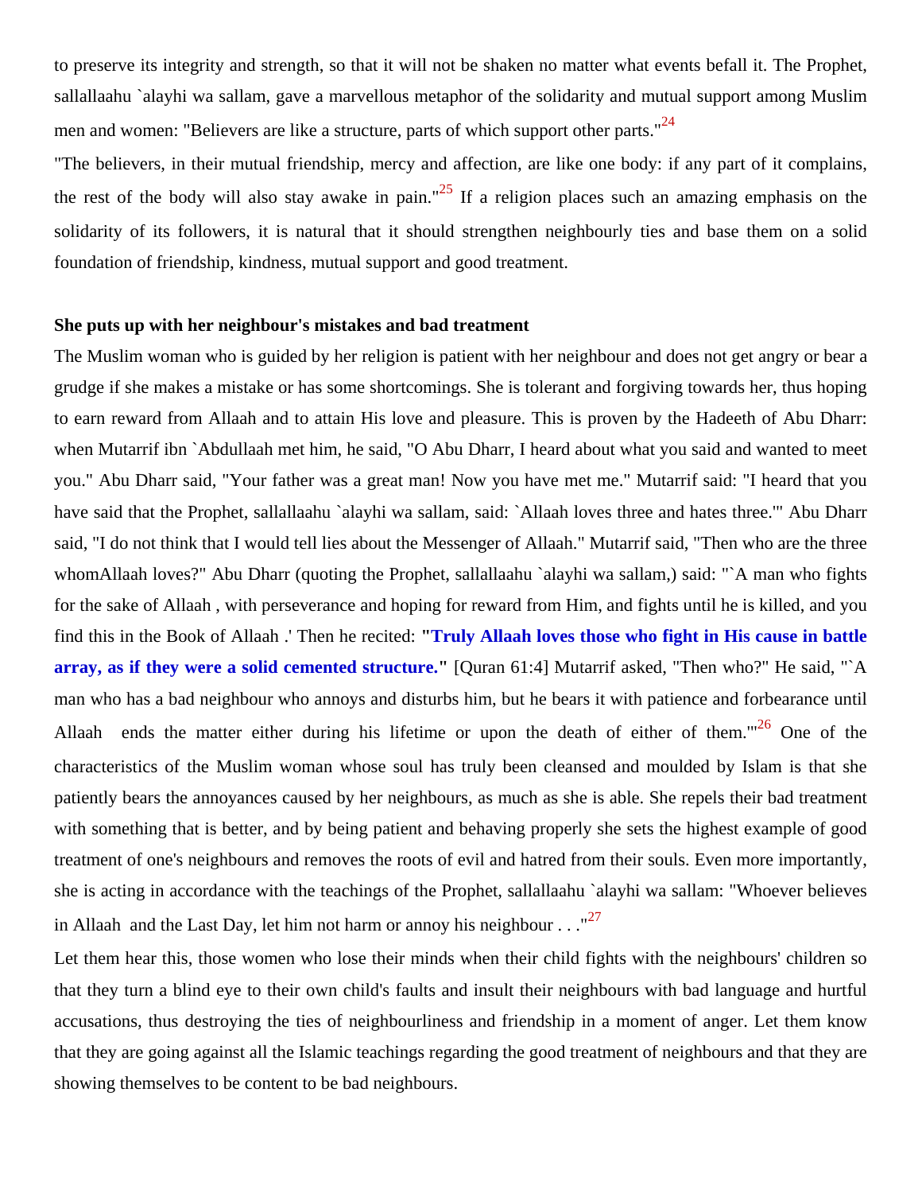to preserve its integrity and strength, so that it will not be shaken no matter what events befall it. The Prophet, sallallaahu `alayhi wa sallam, gave a marvellous metaphor of the solidarity and mutual support among Muslim men and women: "Believers are like a structure, parts of which support other parts."[24]

"The believers, in their mutual friendship, mercy and affection, are like one body: if any part of it complains, the rest of the body will also stay awake in pain."[25] If a religion places such an amazing emphasis on the solidarity of its followers, it is natural that it should strengthen neighbourly ties and base them on a solid foundation of friendship, kindness, mutual support and good treatment.

**She puts up with her neighbour's mistakes and bad treatment**

The Muslim woman who is guided by her religion is patient with her neighbour and does not get angry or bear a grudge if she makes a mistake or has some shortcomings. She is tolerant and forgiving towards her, thus hoping to earn reward from Allaah and to attain His love and pleasure. This is proven by the Hadeeth of Abu Dharr: when Mutarrif ibn `Abdullaah met him, he said, "O Abu Dharr, I heard about what you said and wanted to meet you." Abu Dharr said, "Your father was a great man! Now you have met me." Mutarrif said: "I heard that you have said that the Prophet, sallallaahu `alayhi wa sallam, said: `Allaah loves three and hates three.'" Abu Dharr said, "I do not think that I would tell lies about the Messenger of Allaah." Mutarrif said, "Then who are the three whomAllaah loves?" Abu Dharr (quoting the Prophet, sallallaahu `alayhi wa sallam,) said: "`A man who fights for the sake of Allaah , with perseverance and hoping for reward from Him, and fights until he is killed, and you find this in the Book of Allaah .' Then he recited: **"Truly Allaah loves those who fight in His cause in battle array, as if they were a solid cemented structure."** [Quran 61:4] Mutarrif asked, "Then who?" He said, "`A man who has a bad neighbour who annoys and disturbs him, but he bears it with patience and forbearance until Allaah ends the matter either during his lifetime or upon the death of either of them.'"[26] One of the characteristics of the Muslim woman whose soul has truly been cleansed and moulded by Islam is that she patiently bears the annoyances caused by her neighbours, as much as she is able. She repels their bad treatment with something that is better, and by being patient and behaving properly she sets the highest example of good treatment of one's neighbours and removes the roots of evil and hatred from their souls. Even more importantly, she is acting in accordance with the teachings of the Prophet, sallallaahu `alayhi wa sallam: "Whoever believes in Allaah and the Last Day, let him not harm or annoy his neighbour . . ."[27]

Let them hear this, those women who lose their minds when their child fights with the neighbours' children so that they turn a blind eye to their own child's faults and insult their neighbours with bad language and hurtful accusations, thus destroying the ties of neighbourliness and friendship in a moment of anger. Let them know that they are going against all the Islamic teachings regarding the good treatment of neighbours and that they are showing themselves to be content to be bad neighbours.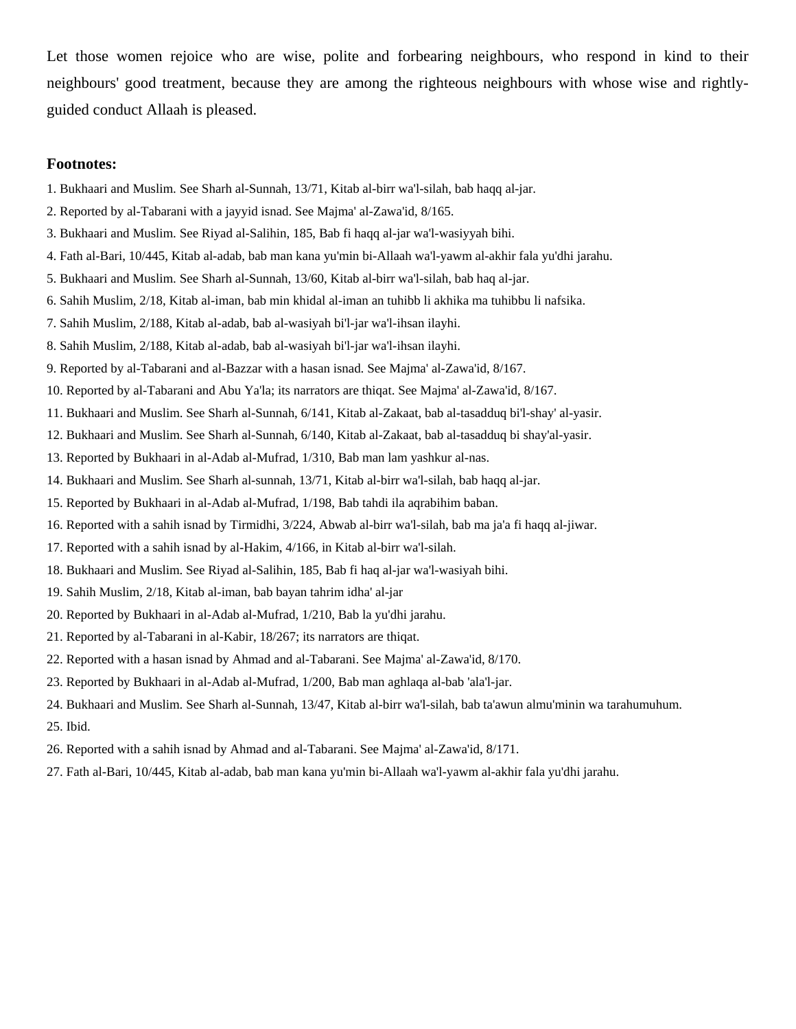Let those women rejoice who are wise, polite and forbearing neighbours, who respond in kind to their neighbours' good treatment, because they are among the righteous neighbours with whose wise and rightly-guided conduct Allaah is pleased.

**Footnotes:**

1. Bukhaari and Muslim. See Sharh al-Sunnah, 13/71, Kitab al-birr wa'l-silah, bab haqq al-jar.
2. Reported by al-Tabarani with a jayyid isnad. See Majma' al-Zawa'id, 8/165.
3. Bukhaari and Muslim. See Riyad al-Salihin, 185, Bab fi haqq al-jar wa'l-wasiyyah bihi.
4. Fath al-Bari, 10/445, Kitab al-adab, bab man kana yu'min bi-Allaah wa'l-yawm al-akhir fala yu'dhi jarahu.
5. Bukhaari and Muslim. See Sharh al-Sunnah, 13/60, Kitab al-birr wa'l-silah, bab haq al-jar.
6. Sahih Muslim, 2/18, Kitab al-iman, bab min khidal al-iman an tuhibb li akhika ma tuhibbu li nafsika.
7. Sahih Muslim, 2/188, Kitab al-adab, bab al-wasiyah bi'l-jar wa'l-ihsan ilayhi.
8. Sahih Muslim, 2/188, Kitab al-adab, bab al-wasiyah bi'l-jar wa'l-ihsan ilayhi.
9. Reported by al-Tabarani and al-Bazzar with a hasan isnad. See Majma' al-Zawa'id, 8/167.
10. Reported by al-Tabarani and Abu Ya'la; its narrators are thiqat. See Majma' al-Zawa'id, 8/167.
11. Bukhaari and Muslim. See Sharh al-Sunnah, 6/141, Kitab al-Zakaat, bab al-tasadduq bi'l-shay' al-yasir.
12. Bukhaari and Muslim. See Sharh al-Sunnah, 6/140, Kitab al-Zakaat, bab al-tasadduq bi shay'al-yasir.
13. Reported by Bukhaari in al-Adab al-Mufrad, 1/310, Bab man lam yashkur al-nas.
14. Bukhaari and Muslim. See Sharh al-sunnah, 13/71, Kitab al-birr wa'l-silah, bab haqq al-jar.
15. Reported by Bukhaari in al-Adab al-Mufrad, 1/198, Bab tahdi ila aqrabihim baban.
16. Reported with a sahih isnad by Tirmidhi, 3/224, Abwab al-birr wa'l-silah, bab ma ja'a fi haqq al-jiwar.
17. Reported with a sahih isnad by al-Hakim, 4/166, in Kitab al-birr wa'l-silah.
18. Bukhaari and Muslim. See Riyad al-Salihin, 185, Bab fi haq al-jar wa'l-wasiyah bihi.
19. Sahih Muslim, 2/18, Kitab al-iman, bab bayan tahrim idha' al-jar
20. Reported by Bukhaari in al-Adab al-Mufrad, 1/210, Bab la yu'dhi jarahu.
21. Reported by al-Tabarani in al-Kabir, 18/267; its narrators are thiqat.
22. Reported with a hasan isnad by Ahmad and al-Tabarani. See Majma' al-Zawa'id, 8/170.
23. Reported by Bukhaari in al-Adab al-Mufrad, 1/200, Bab man aghlaqa al-bab 'ala'l-jar.
24. Bukhaari and Muslim. See Sharh al-Sunnah, 13/47, Kitab al-birr wa'l-silah, bab ta'awun almu'minin wa tarahumuhum.
25. Ibid.
26. Reported with a sahih isnad by Ahmad and al-Tabarani. See Majma' al-Zawa'id, 8/171.
27. Fath al-Bari, 10/445, Kitab al-adab, bab man kana yu'min bi-Allaah wa'l-yawm al-akhir fala yu'dhi jarahu.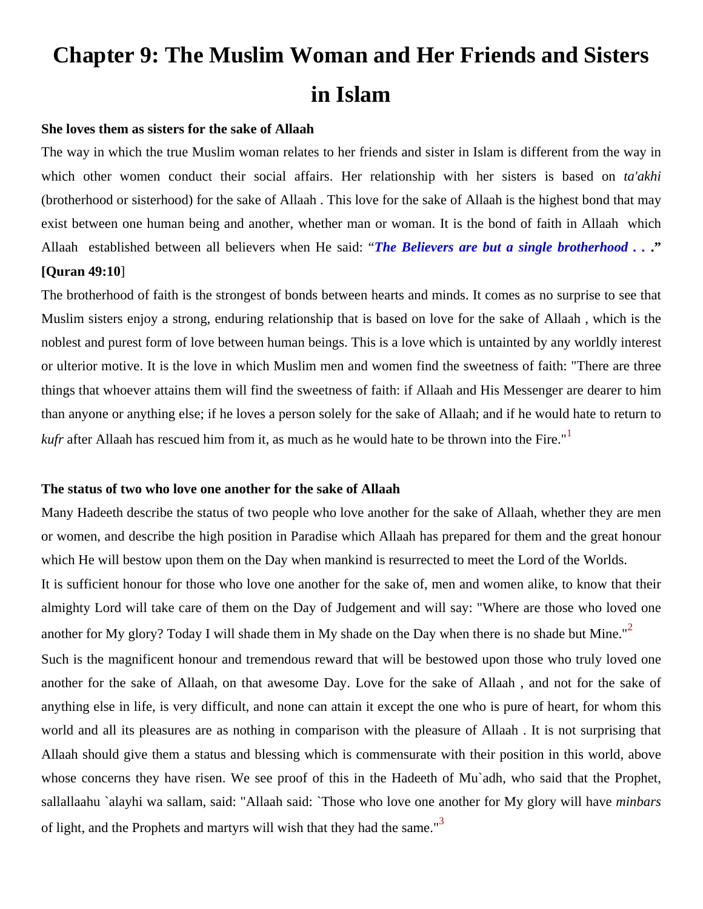# Chapter 9: The Muslim Woman and Her Friends and Sisters in Islam

**She loves them as sisters for the sake of Allaah**

The way in which the true Muslim woman relates to her friends and sister in Islam is different from the way in which other women conduct their social affairs. Her relationship with her sisters is based on *ta'akhi* (brotherhood or sisterhood) for the sake of Allaah . This love for the sake of Allaah is the highest bond that may exist between one human being and another, whether man or woman. It is the bond of faith in Allaah which Allaah established between all believers when He said: "***The Believers are but a single brotherhood . . .***" **[Quran 49:10**]

The brotherhood of faith is the strongest of bonds between hearts and minds. It comes as no surprise to see that Muslim sisters enjoy a strong, enduring relationship that is based on love for the sake of Allaah , which is the noblest and purest form of love between human beings. This is a love which is untainted by any worldly interest or ulterior motive. It is the love in which Muslim men and women find the sweetness of faith: "There are three things that whoever attains them will find the sweetness of faith: if Allaah and His Messenger are dearer to him than anyone or anything else; if he loves a person solely for the sake of Allaah; and if he would hate to return to *kufr* after Allaah has rescued him from it, as much as he would hate to be thrown into the Fire."[1]

**The status of two who love one another for the sake of Allaah**

Many Hadeeth describe the status of two people who love another for the sake of Allaah, whether they are men or women, and describe the high position in Paradise which Allaah has prepared for them and the great honour which He will bestow upon them on the Day when mankind is resurrected to meet the Lord of the Worlds.

It is sufficient honour for those who love one another for the sake of, men and women alike, to know that their almighty Lord will take care of them on the Day of Judgement and will say: "Where are those who loved one another for My glory? Today I will shade them in My shade on the Day when there is no shade but Mine."[2]

Such is the magnificent honour and tremendous reward that will be bestowed upon those who truly loved one another for the sake of Allaah, on that awesome Day. Love for the sake of Allaah , and not for the sake of anything else in life, is very difficult, and none can attain it except the one who is pure of heart, for whom this world and all its pleasures are as nothing in comparison with the pleasure of Allaah . It is not surprising that Allaah should give them a status and blessing which is commensurate with their position in this world, above whose concerns they have risen. We see proof of this in the Hadeeth of Mu`adh, who said that the Prophet, sallallaahu `alayhi wa sallam, said: "Allaah said: `Those who love one another for My glory will have *minbars* of light, and the Prophets and martyrs will wish that they had the same."[3]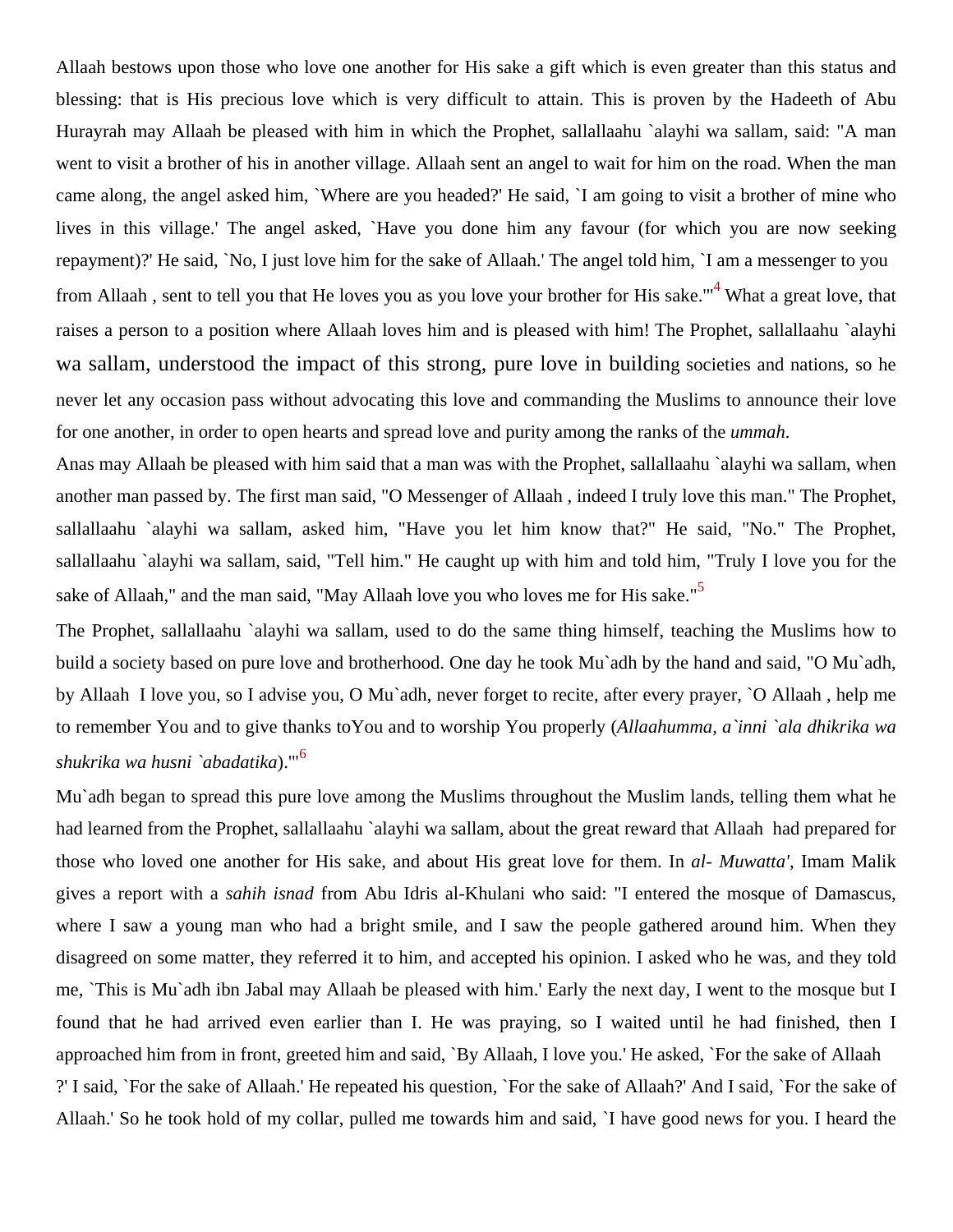Allaah bestows upon those who love one another for His sake a gift which is even greater than this status and blessing: that is His precious love which is very difficult to attain. This is proven by the Hadeeth of Abu Hurayrah may Allaah be pleased with him in which the Prophet, sallallaahu `alayhi wa sallam, said: "A man went to visit a brother of his in another village. Allaah sent an angel to wait for him on the road. When the man came along, the angel asked him, `Where are you headed?' He said, `I am going to visit a brother of mine who lives in this village.' The angel asked, `Have you done him any favour (for which you are now seeking repayment)?' He said, `No, I just love him for the sake of Allaah.' The angel told him, `I am a messenger to you from Allaah , sent to tell you that He loves you as you love your brother for His sake.'"[4] What a great love, that raises a person to a position where Allaah loves him and is pleased with him! The Prophet, sallallaahu `alayhi wa sallam, understood the impact of this strong, pure love in building societies and nations, so he never let any occasion pass without advocating this love and commanding the Muslims to announce their love for one another, in order to open hearts and spread love and purity among the ranks of the *ummah*.

Anas may Allaah be pleased with him said that a man was with the Prophet, sallallaahu `alayhi wa sallam, when another man passed by. The first man said, "O Messenger of Allaah , indeed I truly love this man." The Prophet, sallallaahu `alayhi wa sallam, asked him, "Have you let him know that?" He said, "No." The Prophet, sallallaahu `alayhi wa sallam, said, "Tell him." He caught up with him and told him, "Truly I love you for the sake of Allaah," and the man said, "May Allaah love you who loves me for His sake."[5]

The Prophet, sallallaahu `alayhi wa sallam, used to do the same thing himself, teaching the Muslims how to build a society based on pure love and brotherhood. One day he took Mu`adh by the hand and said, "O Mu`adh, by Allaah I love you, so I advise you, O Mu`adh, never forget to recite, after every prayer, `O Allaah , help me to remember You and to give thanks toYou and to worship You properly (*Allaahumma, a`inni `ala dhikrika wa shukrika wa husni `abadatika*).'"[6]

Mu`adh began to spread this pure love among the Muslims throughout the Muslim lands, telling them what he had learned from the Prophet, sallallaahu `alayhi wa sallam, about the great reward that Allaah had prepared for those who loved one another for His sake, and about His great love for them. In *al- Muwatta'*, Imam Malik gives a report with a *sahih isnad* from Abu Idris al-Khulani who said: "I entered the mosque of Damascus, where I saw a young man who had a bright smile, and I saw the people gathered around him. When they disagreed on some matter, they referred it to him, and accepted his opinion. I asked who he was, and they told me, `This is Mu`adh ibn Jabal may Allaah be pleased with him.' Early the next day, I went to the mosque but I found that he had arrived even earlier than I. He was praying, so I waited until he had finished, then I approached him from in front, greeted him and said, `By Allaah, I love you.' He asked, `For the sake of Allaah ?' I said, `For the sake of Allaah.' He repeated his question, `For the sake of Allaah?' And I said, `For the sake of Allaah.' So he took hold of my collar, pulled me towards him and said, `I have good news for you. I heard the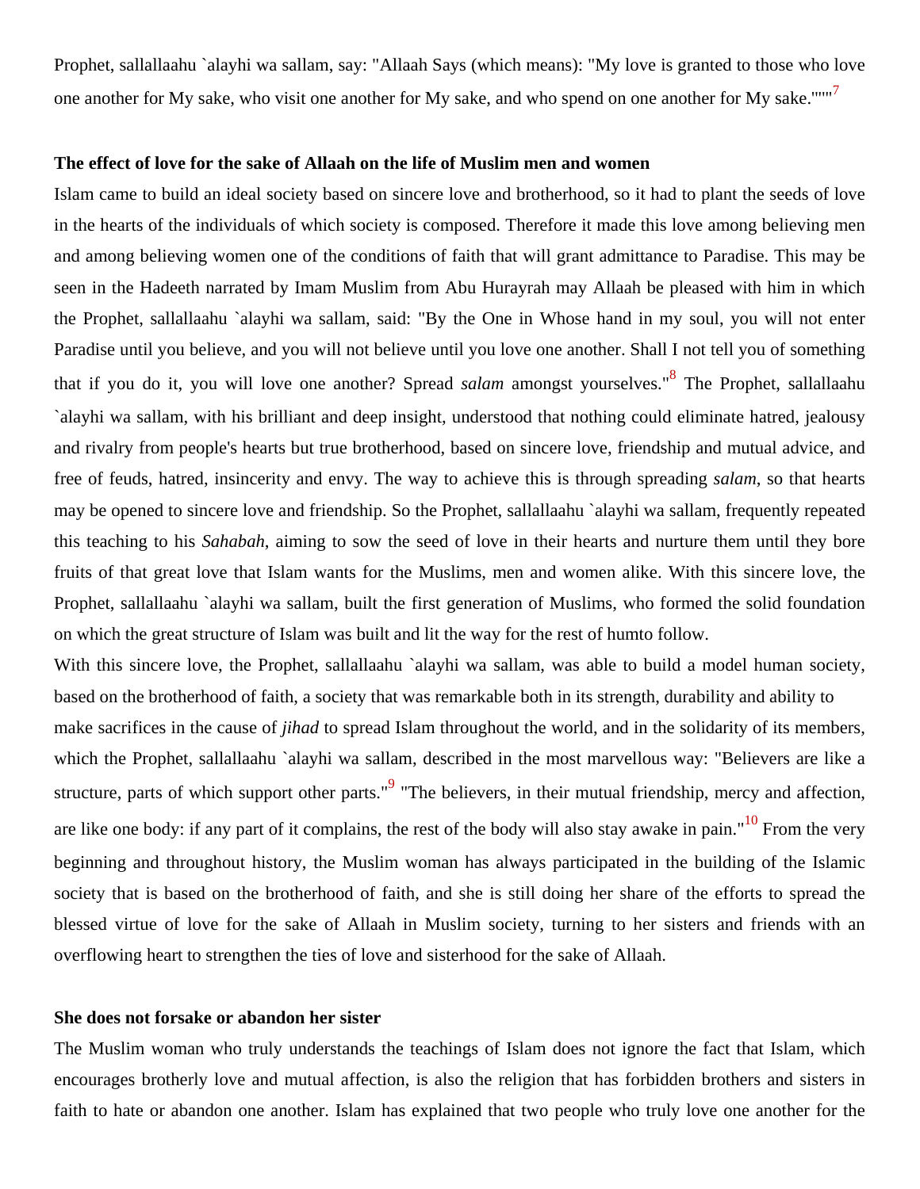Prophet, sallallaahu `alayhi wa sallam, say: "Allaah Says (which means): "My love is granted to those who love one another for My sake, who visit one another for My sake, and who spend on one another for My sake.""" [7]

**The effect of love for the sake of Allaah on the life of Muslim men and women**

Islam came to build an ideal society based on sincere love and brotherhood, so it had to plant the seeds of love in the hearts of the individuals of which society is composed. Therefore it made this love among believing men and among believing women one of the conditions of faith that will grant admittance to Paradise. This may be seen in the Hadeeth narrated by Imam Muslim from Abu Hurayrah may Allaah be pleased with him in which the Prophet, sallallaahu `alayhi wa sallam, said: "By the One in Whose hand in my soul, you will not enter Paradise until you believe, and you will not believe until you love one another. Shall I not tell you of something that if you do it, you will love one another? Spread *salam* amongst yourselves." [8] The Prophet, sallallaahu `alayhi wa sallam, with his brilliant and deep insight, understood that nothing could eliminate hatred, jealousy and rivalry from people's hearts but true brotherhood, based on sincere love, friendship and mutual advice, and free of feuds, hatred, insincerity and envy. The way to achieve this is through spreading *salam*, so that hearts may be opened to sincere love and friendship. So the Prophet, sallallaahu `alayhi wa sallam, frequently repeated this teaching to his *Sahabah*, aiming to sow the seed of love in their hearts and nurture them until they bore fruits of that great love that Islam wants for the Muslims, men and women alike. With this sincere love, the Prophet, sallallaahu `alayhi wa sallam, built the first generation of Muslims, who formed the solid foundation on which the great structure of Islam was built and lit the way for the rest of humto follow.

With this sincere love, the Prophet, sallallaahu `alayhi wa sallam, was able to build a model human society, based on the brotherhood of faith, a society that was remarkable both in its strength, durability and ability to make sacrifices in the cause of *jihad* to spread Islam throughout the world, and in the solidarity of its members, which the Prophet, sallallaahu `alayhi wa sallam, described in the most marvellous way: "Believers are like a structure, parts of which support other parts." [9] "The believers, in their mutual friendship, mercy and affection, are like one body: if any part of it complains, the rest of the body will also stay awake in pain." [10] From the very beginning and throughout history, the Muslim woman has always participated in the building of the Islamic society that is based on the brotherhood of faith, and she is still doing her share of the efforts to spread the blessed virtue of love for the sake of Allaah in Muslim society, turning to her sisters and friends with an overflowing heart to strengthen the ties of love and sisterhood for the sake of Allaah.

**She does not forsake or abandon her sister**

The Muslim woman who truly understands the teachings of Islam does not ignore the fact that Islam, which encourages brotherly love and mutual affection, is also the religion that has forbidden brothers and sisters in faith to hate or abandon one another. Islam has explained that two people who truly love one another for the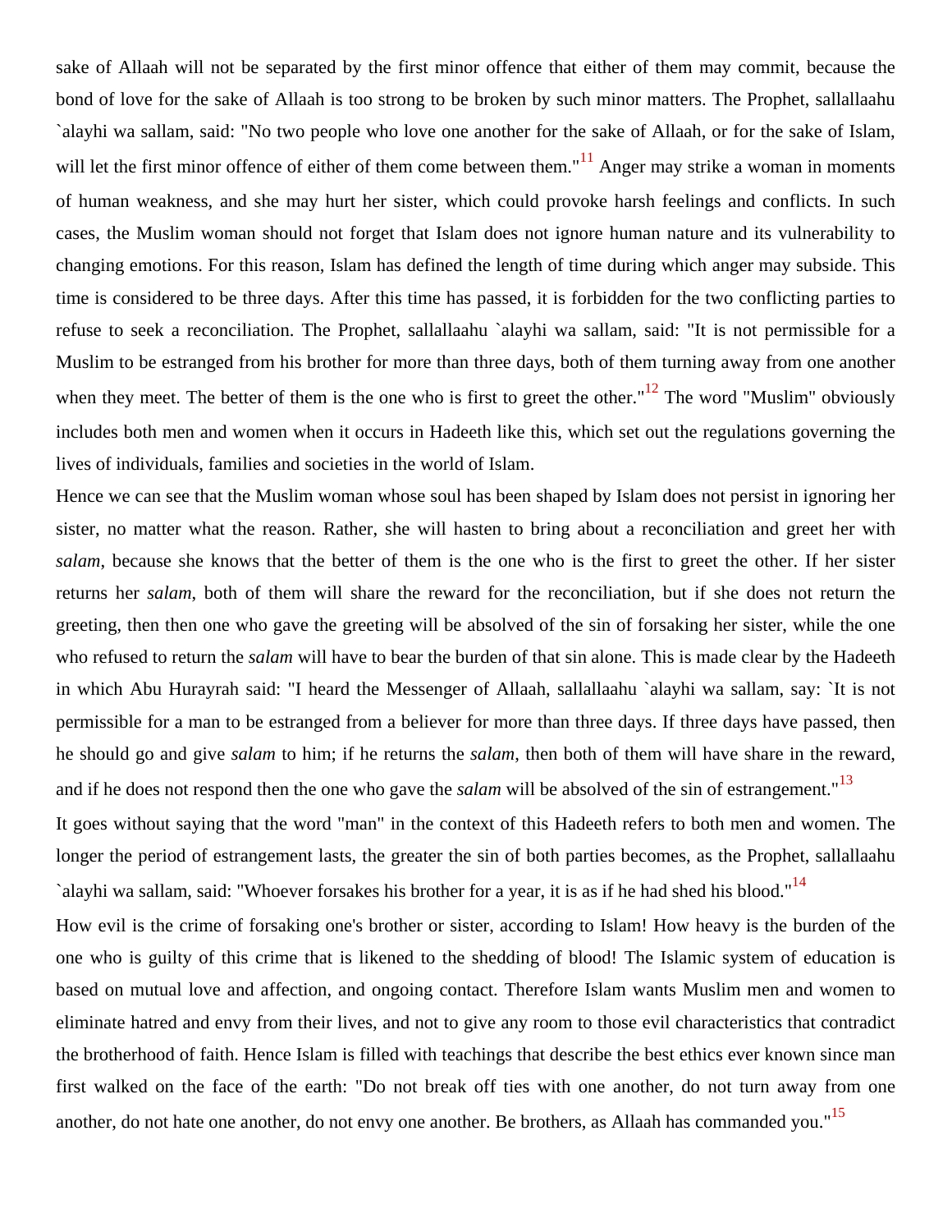sake of Allaah will not be separated by the first minor offence that either of them may commit, because the bond of love for the sake of Allaah is too strong to be broken by such minor matters. The Prophet, sallallaahu `alayhi wa sallam, said: "No two people who love one another for the sake of Allaah, or for the sake of Islam, will let the first minor offence of either of them come between them."[11] Anger may strike a woman in moments of human weakness, and she may hurt her sister, which could provoke harsh feelings and conflicts. In such cases, the Muslim woman should not forget that Islam does not ignore human nature and its vulnerability to changing emotions. For this reason, Islam has defined the length of time during which anger may subside. This time is considered to be three days. After this time has passed, it is forbidden for the two conflicting parties to refuse to seek a reconciliation. The Prophet, sallallaahu `alayhi wa sallam, said: "It is not permissible for a Muslim to be estranged from his brother for more than three days, both of them turning away from one another when they meet. The better of them is the one who is first to greet the other."[12] The word "Muslim" obviously includes both men and women when it occurs in Hadeeth like this, which set out the regulations governing the lives of individuals, families and societies in the world of Islam.

Hence we can see that the Muslim woman whose soul has been shaped by Islam does not persist in ignoring her sister, no matter what the reason. Rather, she will hasten to bring about a reconciliation and greet her with *salam*, because she knows that the better of them is the one who is the first to greet the other. If her sister returns her *salam*, both of them will share the reward for the reconciliation, but if she does not return the greeting, then then one who gave the greeting will be absolved of the sin of forsaking her sister, while the one who refused to return the *salam* will have to bear the burden of that sin alone. This is made clear by the Hadeeth in which Abu Hurayrah said: "I heard the Messenger of Allaah, sallallaahu `alayhi wa sallam, say: `It is not permissible for a man to be estranged from a believer for more than three days. If three days have passed, then he should go and give *salam* to him; if he returns the *salam*, then both of them will have share in the reward, and if he does not respond then the one who gave the *salam* will be absolved of the sin of estrangement."[13]

It goes without saying that the word "man" in the context of this Hadeeth refers to both men and women. The longer the period of estrangement lasts, the greater the sin of both parties becomes, as the Prophet, sallallaahu `alayhi wa sallam, said: "Whoever forsakes his brother for a year, it is as if he had shed his blood."[14]

How evil is the crime of forsaking one's brother or sister, according to Islam! How heavy is the burden of the one who is guilty of this crime that is likened to the shedding of blood! The Islamic system of education is based on mutual love and affection, and ongoing contact. Therefore Islam wants Muslim men and women to eliminate hatred and envy from their lives, and not to give any room to those evil characteristics that contradict the brotherhood of faith. Hence Islam is filled with teachings that describe the best ethics ever known since man first walked on the face of the earth: "Do not break off ties with one another, do not turn away from one another, do not hate one another, do not envy one another. Be brothers, as Allaah has commanded you."[15]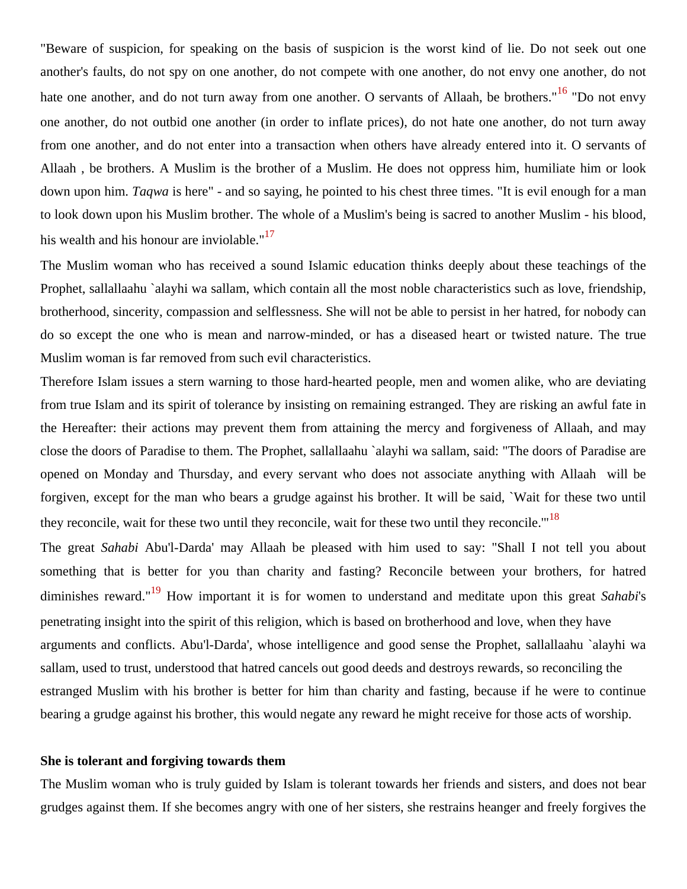"Beware of suspicion, for speaking on the basis of suspicion is the worst kind of lie. Do not seek out one another's faults, do not spy on one another, do not compete with one another, do not envy one another, do not hate one another, and do not turn away from one another. O servants of Allaah, be brothers."[16] "Do not envy one another, do not outbid one another (in order to inflate prices), do not hate one another, do not turn away from one another, and do not enter into a transaction when others have already entered into it. O servants of Allaah , be brothers. A Muslim is the brother of a Muslim. He does not oppress him, humiliate him or look down upon him. *Taqwa* is here" - and so saying, he pointed to his chest three times. "It is evil enough for a man to look down upon his Muslim brother. The whole of a Muslim's being is sacred to another Muslim - his blood, his wealth and his honour are inviolable."[17]

The Muslim woman who has received a sound Islamic education thinks deeply about these teachings of the Prophet, sallallaahu `alayhi wa sallam, which contain all the most noble characteristics such as love, friendship, brotherhood, sincerity, compassion and selflessness. She will not be able to persist in her hatred, for nobody can do so except the one who is mean and narrow-minded, or has a diseased heart or twisted nature. The true Muslim woman is far removed from such evil characteristics.

Therefore Islam issues a stern warning to those hard-hearted people, men and women alike, who are deviating from true Islam and its spirit of tolerance by insisting on remaining estranged. They are risking an awful fate in the Hereafter: their actions may prevent them from attaining the mercy and forgiveness of Allaah, and may close the doors of Paradise to them. The Prophet, sallallaahu `alayhi wa sallam, said: "The doors of Paradise are opened on Monday and Thursday, and every servant who does not associate anything with Allaah will be forgiven, except for the man who bears a grudge against his brother. It will be said, `Wait for these two until they reconcile, wait for these two until they reconcile, wait for these two until they reconcile.'"[18]

The great *Sahabi* Abu'l-Darda' may Allaah be pleased with him used to say: "Shall I not tell you about something that is better for you than charity and fasting? Reconcile between your brothers, for hatred diminishes reward."[19] How important it is for women to understand and meditate upon this great *Sahabi*'s penetrating insight into the spirit of this religion, which is based on brotherhood and love, when they have arguments and conflicts. Abu'l-Darda', whose intelligence and good sense the Prophet, sallallaahu `alayhi wa sallam, used to trust, understood that hatred cancels out good deeds and destroys rewards, so reconciling the estranged Muslim with his brother is better for him than charity and fasting, because if he were to continue bearing a grudge against his brother, this would negate any reward he might receive for those acts of worship.

**She is tolerant and forgiving towards them**

The Muslim woman who is truly guided by Islam is tolerant towards her friends and sisters, and does not bear grudges against them. If she becomes angry with one of her sisters, she restrains heanger and freely forgives the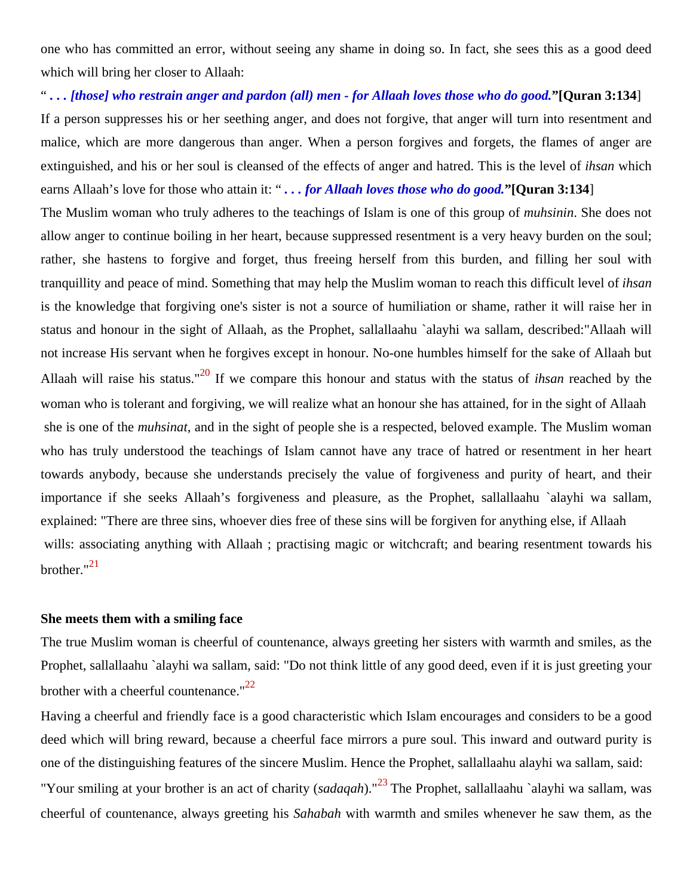one who has committed an error, without seeing any shame in doing so. In fact, she sees this as a good deed which will bring her closer to Allaah:

"***. . . [those] who restrain anger and pardon (all) men - for Allaah loves those who do good.*"**[Quran 3:134]**

If a person suppresses his or her seething anger, and does not forgive, that anger will turn into resentment and malice, which are more dangerous than anger. When a person forgives and forgets, the flames of anger are extinguished, and his or her soul is cleansed of the effects of anger and hatred. This is the level of *ihsan* which earns Allaah's love for those who attain it: "***. . . for Allaah loves those who do good.*"**[Quran 3:134]**

The Muslim woman who truly adheres to the teachings of Islam is one of this group of *muhsinin*. She does not allow anger to continue boiling in her heart, because suppressed resentment is a very heavy burden on the soul; rather, she hastens to forgive and forget, thus freeing herself from this burden, and filling her soul with tranquillity and peace of mind. Something that may help the Muslim woman to reach this difficult level of *ihsan* is the knowledge that forgiving one's sister is not a source of humiliation or shame, rather it will raise her in status and honour in the sight of Allaah, as the Prophet, sallallaahu `alayhi wa sallam, described:"Allaah will not increase His servant when he forgives except in honour. No-one humbles himself for the sake of Allaah but Allaah will raise his status."[20] If we compare this honour and status with the status of *ihsan* reached by the woman who is tolerant and forgiving, we will realize what an honour she has attained, for in the sight of Allaah she is one of the *muhsinat*, and in the sight of people she is a respected, beloved example. The Muslim woman who has truly understood the teachings of Islam cannot have any trace of hatred or resentment in her heart towards anybody, because she understands precisely the value of forgiveness and purity of heart, and their importance if she seeks Allaah's forgiveness and pleasure, as the Prophet, sallallaahu `alayhi wa sallam, explained: "There are three sins, whoever dies free of these sins will be forgiven for anything else, if Allaah wills: associating anything with Allaah ; practising magic or witchcraft; and bearing resentment towards his brother."[21]

**She meets them with a smiling face**

The true Muslim woman is cheerful of countenance, always greeting her sisters with warmth and smiles, as the Prophet, sallallaahu `alayhi wa sallam, said: "Do not think little of any good deed, even if it is just greeting your brother with a cheerful countenance."[22]

Having a cheerful and friendly face is a good characteristic which Islam encourages and considers to be a good deed which will bring reward, because a cheerful face mirrors a pure soul. This inward and outward purity is one of the distinguishing features of the sincere Muslim. Hence the Prophet, sallallaahu alayhi wa sallam, said: "Your smiling at your brother is an act of charity (*sadaqah*)."[23] The Prophet, sallallaahu `alayhi wa sallam, was cheerful of countenance, always greeting his *Sahabah* with warmth and smiles whenever he saw them, as the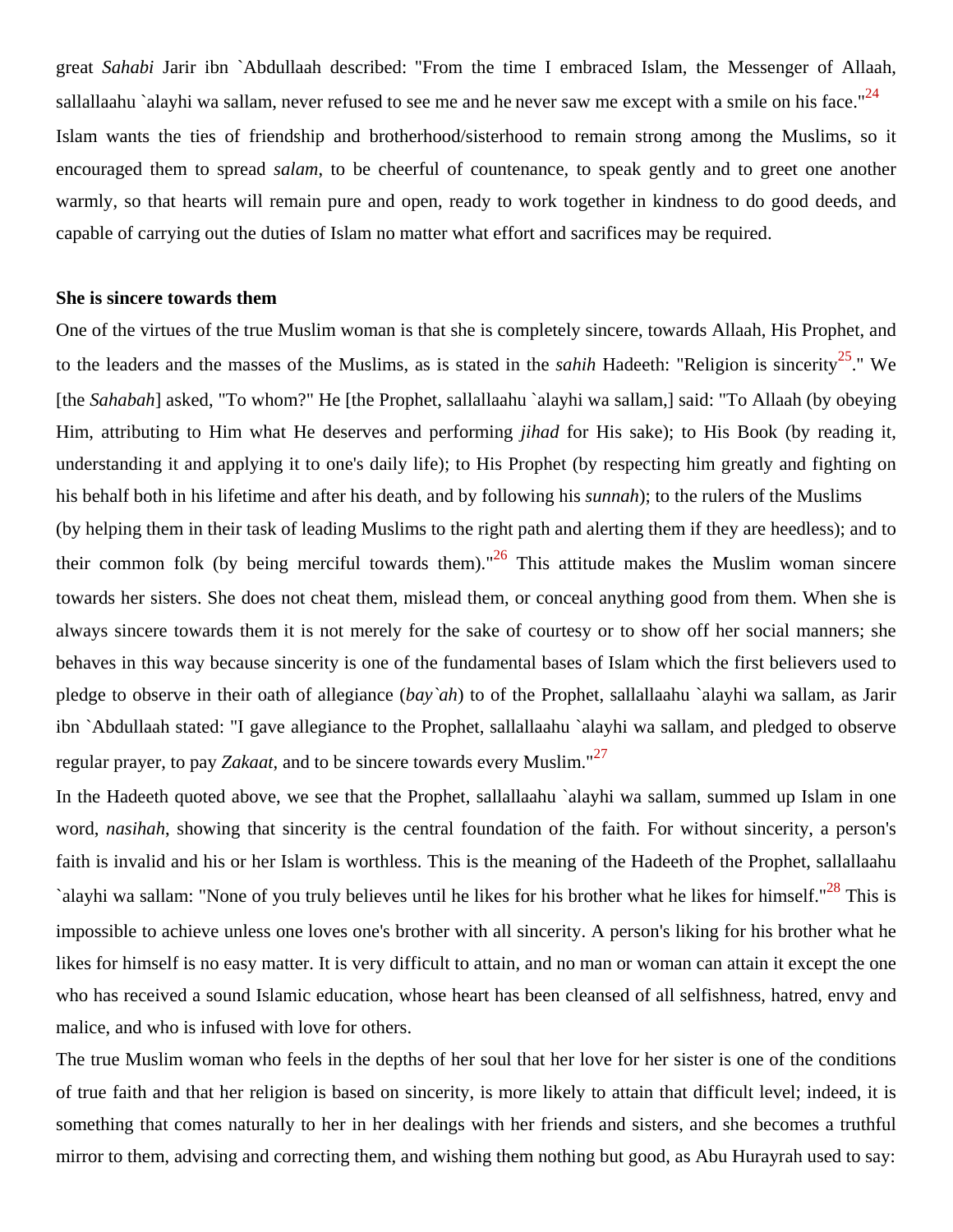great *Sahabi* Jarir ibn `Abdullaah described: "From the time I embraced Islam, the Messenger of Allaah, sallallaahu `alayhi wa sallam, never refused to see me and he never saw me except with a smile on his face."[24]

Islam wants the ties of friendship and brotherhood/sisterhood to remain strong among the Muslims, so it encouraged them to spread *salam*, to be cheerful of countenance, to speak gently and to greet one another warmly, so that hearts will remain pure and open, ready to work together in kindness to do good deeds, and capable of carrying out the duties of Islam no matter what effort and sacrifices may be required.

**She is sincere towards them**

One of the virtues of the true Muslim woman is that she is completely sincere, towards Allaah, His Prophet, and to the leaders and the masses of the Muslims, as is stated in the *sahih* Hadeeth: "Religion is sincerity[25]." We [the *Sahabah*] asked, "To whom?" He [the Prophet, sallallaahu `alayhi wa sallam,] said: "To Allaah (by obeying Him, attributing to Him what He deserves and performing *jihad* for His sake); to His Book (by reading it, understanding it and applying it to one's daily life); to His Prophet (by respecting him greatly and fighting on his behalf both in his lifetime and after his death, and by following his *sunnah*); to the rulers of the Muslims (by helping them in their task of leading Muslims to the right path and alerting them if they are heedless); and to their common folk (by being merciful towards them)."[26] This attitude makes the Muslim woman sincere towards her sisters. She does not cheat them, mislead them, or conceal anything good from them. When she is always sincere towards them it is not merely for the sake of courtesy or to show off her social manners; she behaves in this way because sincerity is one of the fundamental bases of Islam which the first believers used to pledge to observe in their oath of allegiance (*bay`ah*) to of the Prophet, sallallaahu `alayhi wa sallam, as Jarir ibn `Abdullaah stated: "I gave allegiance to the Prophet, sallallaahu `alayhi wa sallam, and pledged to observe regular prayer, to pay *Zakaat*, and to be sincere towards every Muslim."[27]

In the Hadeeth quoted above, we see that the Prophet, sallallaahu `alayhi wa sallam, summed up Islam in one word, *nasihah*, showing that sincerity is the central foundation of the faith. For without sincerity, a person's faith is invalid and his or her Islam is worthless. This is the meaning of the Hadeeth of the Prophet, sallallaahu `alayhi wa sallam: "None of you truly believes until he likes for his brother what he likes for himself."[28] This is impossible to achieve unless one loves one's brother with all sincerity. A person's liking for his brother what he likes for himself is no easy matter. It is very difficult to attain, and no man or woman can attain it except the one who has received a sound Islamic education, whose heart has been cleansed of all selfishness, hatred, envy and malice, and who is infused with love for others.

The true Muslim woman who feels in the depths of her soul that her love for her sister is one of the conditions of true faith and that her religion is based on sincerity, is more likely to attain that difficult level; indeed, it is something that comes naturally to her in her dealings with her friends and sisters, and she becomes a truthful mirror to them, advising and correcting them, and wishing them nothing but good, as Abu Hurayrah used to say: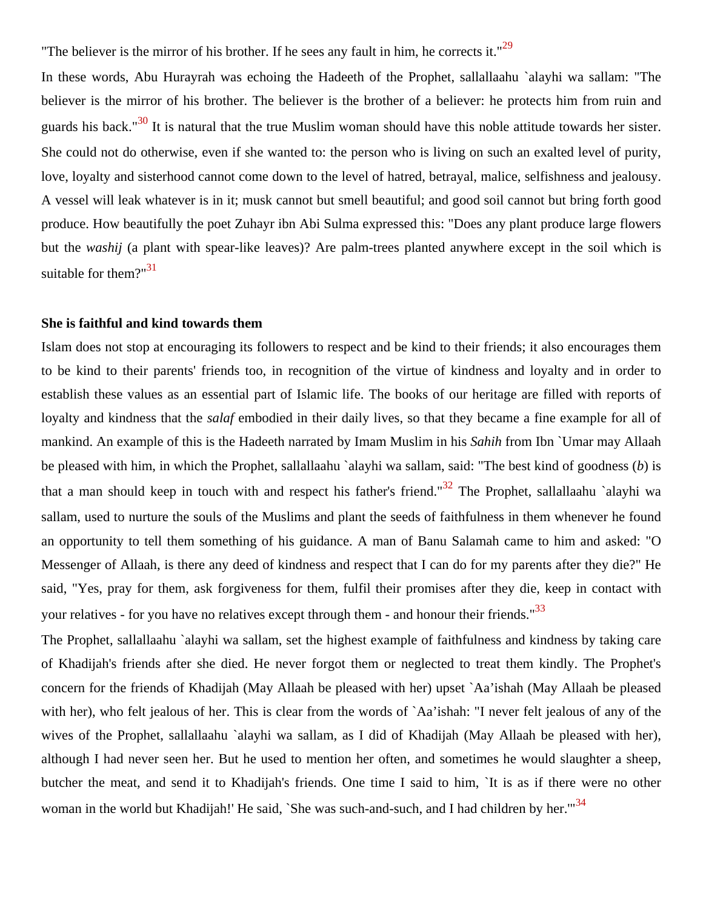"The believer is the mirror of his brother. If he sees any fault in him, he corrects it."[29]

In these words, Abu Hurayrah was echoing the Hadeeth of the Prophet, sallallaahu `alayhi wa sallam: "The believer is the mirror of his brother. The believer is the brother of a believer: he protects him from ruin and guards his back."[30] It is natural that the true Muslim woman should have this noble attitude towards her sister. She could not do otherwise, even if she wanted to: the person who is living on such an exalted level of purity, love, loyalty and sisterhood cannot come down to the level of hatred, betrayal, malice, selfishness and jealousy. A vessel will leak whatever is in it; musk cannot but smell beautiful; and good soil cannot but bring forth good produce. How beautifully the poet Zuhayr ibn Abi Sulma expressed this: "Does any plant produce large flowers but the *washij* (a plant with spear-like leaves)? Are palm-trees planted anywhere except in the soil which is suitable for them?"[31]

**She is faithful and kind towards them**

Islam does not stop at encouraging its followers to respect and be kind to their friends; it also encourages them to be kind to their parents' friends too, in recognition of the virtue of kindness and loyalty and in order to establish these values as an essential part of Islamic life. The books of our heritage are filled with reports of loyalty and kindness that the *salaf* embodied in their daily lives, so that they became a fine example for all of mankind. An example of this is the Hadeeth narrated by Imam Muslim in his *Sahih* from Ibn `Umar may Allaah be pleased with him, in which the Prophet, sallallaahu `alayhi wa sallam, said: "The best kind of goodness (*b*) is that a man should keep in touch with and respect his father's friend."[32] The Prophet, sallallaahu `alayhi wa sallam, used to nurture the souls of the Muslims and plant the seeds of faithfulness in them whenever he found an opportunity to tell them something of his guidance. A man of Banu Salamah came to him and asked: "O Messenger of Allaah, is there any deed of kindness and respect that I can do for my parents after they die?" He said, "Yes, pray for them, ask forgiveness for them, fulfil their promises after they die, keep in contact with your relatives - for you have no relatives except through them - and honour their friends."[33]

The Prophet, sallallaahu `alayhi wa sallam, set the highest example of faithfulness and kindness by taking care of Khadijah's friends after she died. He never forgot them or neglected to treat them kindly. The Prophet's concern for the friends of Khadijah (May Allaah be pleased with her) upset `Aa'ishah (May Allaah be pleased with her), who felt jealous of her. This is clear from the words of `Aa'ishah: "I never felt jealous of any of the wives of the Prophet, sallallaahu `alayhi wa sallam, as I did of Khadijah (May Allaah be pleased with her), although I had never seen her. But he used to mention her often, and sometimes he would slaughter a sheep, butcher the meat, and send it to Khadijah's friends. One time I said to him, `It is as if there were no other woman in the world but Khadijah!' He said, `She was such-and-such, and I had children by her.'"[34]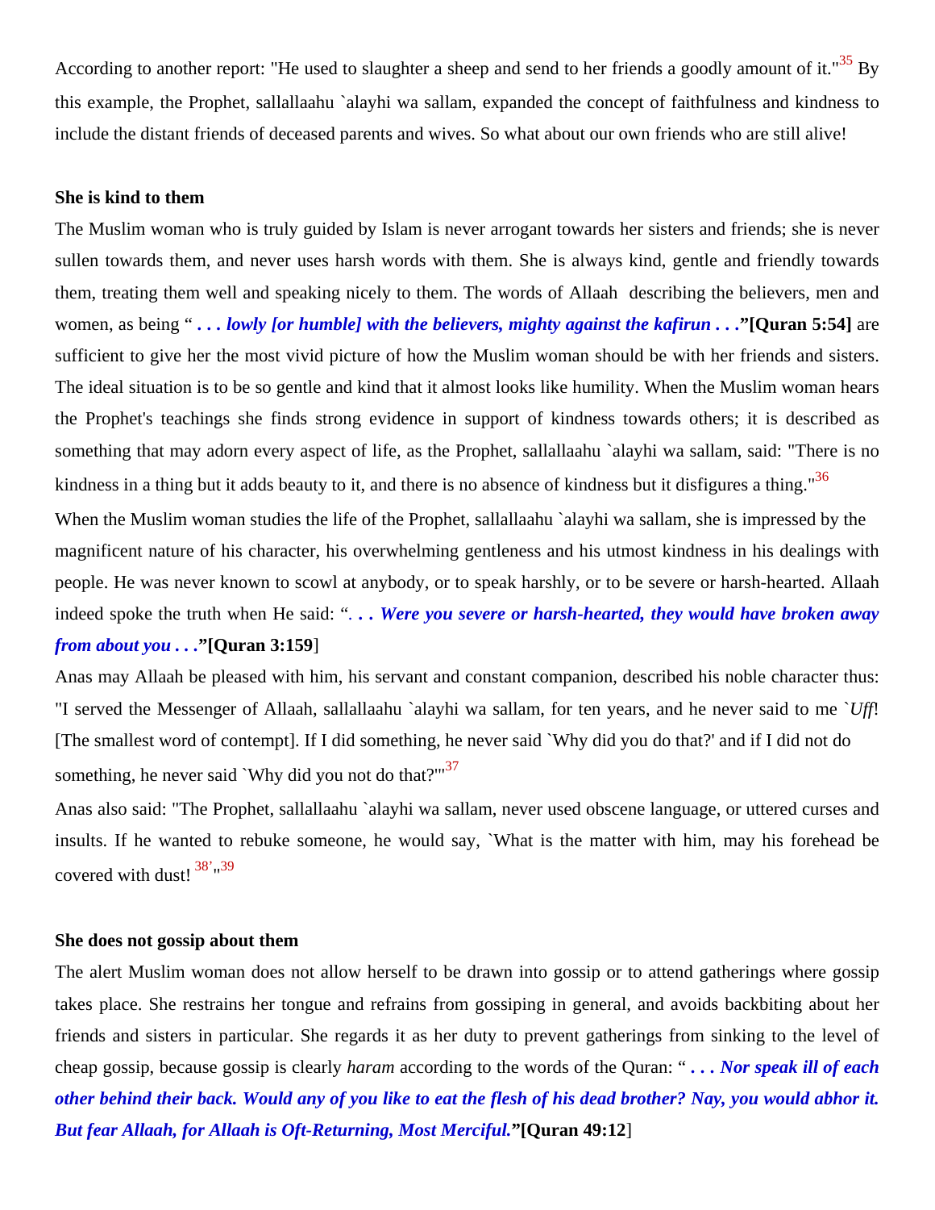According to another report: "He used to slaughter a sheep and send to her friends a goodly amount of it."[35] By this example, the Prophet, sallallaahu `alayhi wa sallam, expanded the concept of faithfulness and kindness to include the distant friends of deceased parents and wives. So what about our own friends who are still alive!

**She is kind to them**

The Muslim woman who is truly guided by Islam is never arrogant towards her sisters and friends; she is never sullen towards them, and never uses harsh words with them. She is always kind, gentle and friendly towards them, treating them well and speaking nicely to them. The words of Allaah describing the believers, men and women, as being "***. . . lowly [or humble] with the believers, mighty against the kafirun . . .*"**[Quran 5:54]** are sufficient to give her the most vivid picture of how the Muslim woman should be with her friends and sisters. The ideal situation is to be so gentle and kind that it almost looks like humility. When the Muslim woman hears the Prophet's teachings she finds strong evidence in support of kindness towards others; it is described as something that may adorn every aspect of life, as the Prophet, sallallaahu `alayhi wa sallam, said: "There is no kindness in a thing but it adds beauty to it, and there is no absence of kindness but it disfigures a thing."[36]

When the Muslim woman studies the life of the Prophet, sallallaahu `alayhi wa sallam, she is impressed by the magnificent nature of his character, his overwhelming gentleness and his utmost kindness in his dealings with people. He was never known to scowl at anybody, or to speak harshly, or to be severe or harsh-hearted. Allaah indeed spoke the truth when He said: "***. . . Were you severe or harsh-hearted, they would have broken away from about you . . .*"**[Quran 3:159**]

Anas may Allaah be pleased with him, his servant and constant companion, described his noble character thus: "I served the Messenger of Allaah, sallallaahu `alayhi wa sallam, for ten years, and he never said to me `*Uff*! [The smallest word of contempt]. If I did something, he never said `Why did you do that?' and if I did not do something, he never said `Why did you not do that?'"[37]

Anas also said: "The Prophet, sallallaahu `alayhi wa sallam, never used obscene language, or uttered curses and insults. If he wanted to rebuke someone, he would say, `What is the matter with him, may his forehead be covered with dust! [38]'"[39]

**She does not gossip about them**

The alert Muslim woman does not allow herself to be drawn into gossip or to attend gatherings where gossip takes place. She restrains her tongue and refrains from gossiping in general, and avoids backbiting about her friends and sisters in particular. She regards it as her duty to prevent gatherings from sinking to the level of cheap gossip, because gossip is clearly *haram* according to the words of the Quran: "***. . . Nor speak ill of each other behind their back. Would any of you like to eat the flesh of his dead brother? Nay, you would abhor it. But fear Allaah, for Allaah is Oft-Returning, Most Merciful.*"**[Quran 49:12**]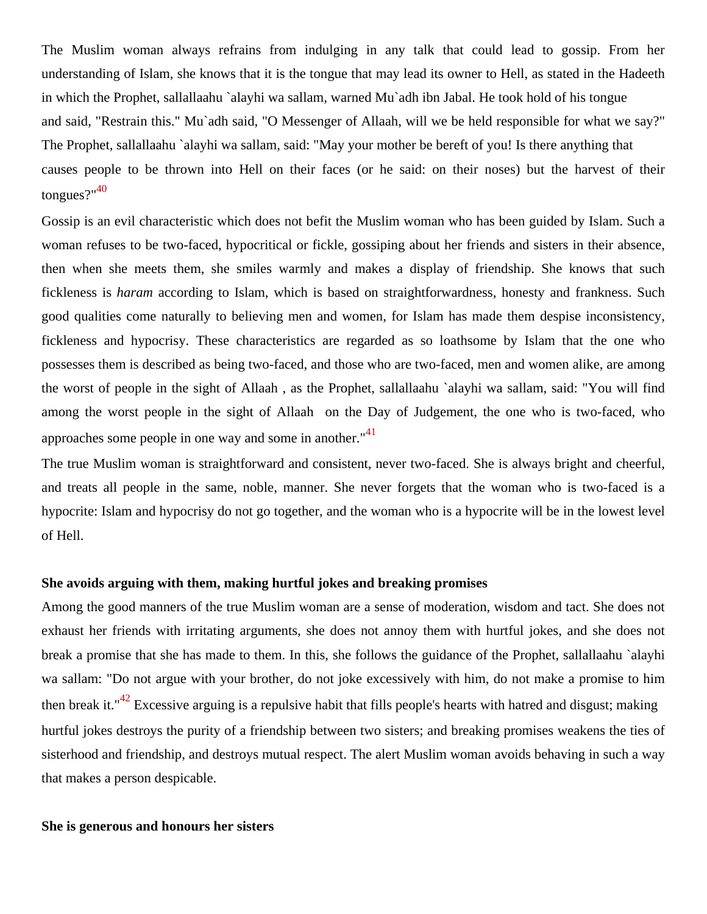The Muslim woman always refrains from indulging in any talk that could lead to gossip. From her understanding of Islam, she knows that it is the tongue that may lead its owner to Hell, as stated in the Hadeeth in which the Prophet, sallallaahu `alayhi wa sallam, warned Mu`adh ibn Jabal. He took hold of his tongue and said, "Restrain this." Mu`adh said, "O Messenger of Allaah, will we be held responsible for what we say?" The Prophet, sallallaahu `alayhi wa sallam, said: "May your mother be bereft of you! Is there anything that causes people to be thrown into Hell on their faces (or he said: on their noses) but the harvest of their tongues?"[40]

Gossip is an evil characteristic which does not befit the Muslim woman who has been guided by Islam. Such a woman refuses to be two-faced, hypocritical or fickle, gossiping about her friends and sisters in their absence, then when she meets them, she smiles warmly and makes a display of friendship. She knows that such fickleness is *haram* according to Islam, which is based on straightforwardness, honesty and frankness. Such good qualities come naturally to believing men and women, for Islam has made them despise inconsistency, fickleness and hypocrisy. These characteristics are regarded as so loathsome by Islam that the one who possesses them is described as being two-faced, and those who are two-faced, men and women alike, are among the worst of people in the sight of Allaah , as the Prophet, sallallaahu `alayhi wa sallam, said: "You will find among the worst people in the sight of Allaah on the Day of Judgement, the one who is two-faced, who approaches some people in one way and some in another."[41]

The true Muslim woman is straightforward and consistent, never two-faced. She is always bright and cheerful, and treats all people in the same, noble, manner. She never forgets that the woman who is two-faced is a hypocrite: Islam and hypocrisy do not go together, and the woman who is a hypocrite will be in the lowest level of Hell.

**She avoids arguing with them, making hurtful jokes and breaking promises**

Among the good manners of the true Muslim woman are a sense of moderation, wisdom and tact. She does not exhaust her friends with irritating arguments, she does not annoy them with hurtful jokes, and she does not break a promise that she has made to them. In this, she follows the guidance of the Prophet, sallallaahu `alayhi wa sallam: "Do not argue with your brother, do not joke excessively with him, do not make a promise to him then break it."[42] Excessive arguing is a repulsive habit that fills people's hearts with hatred and disgust; making hurtful jokes destroys the purity of a friendship between two sisters; and breaking promises weakens the ties of sisterhood and friendship, and destroys mutual respect. The alert Muslim woman avoids behaving in such a way that makes a person despicable.

**She is generous and honours her sisters**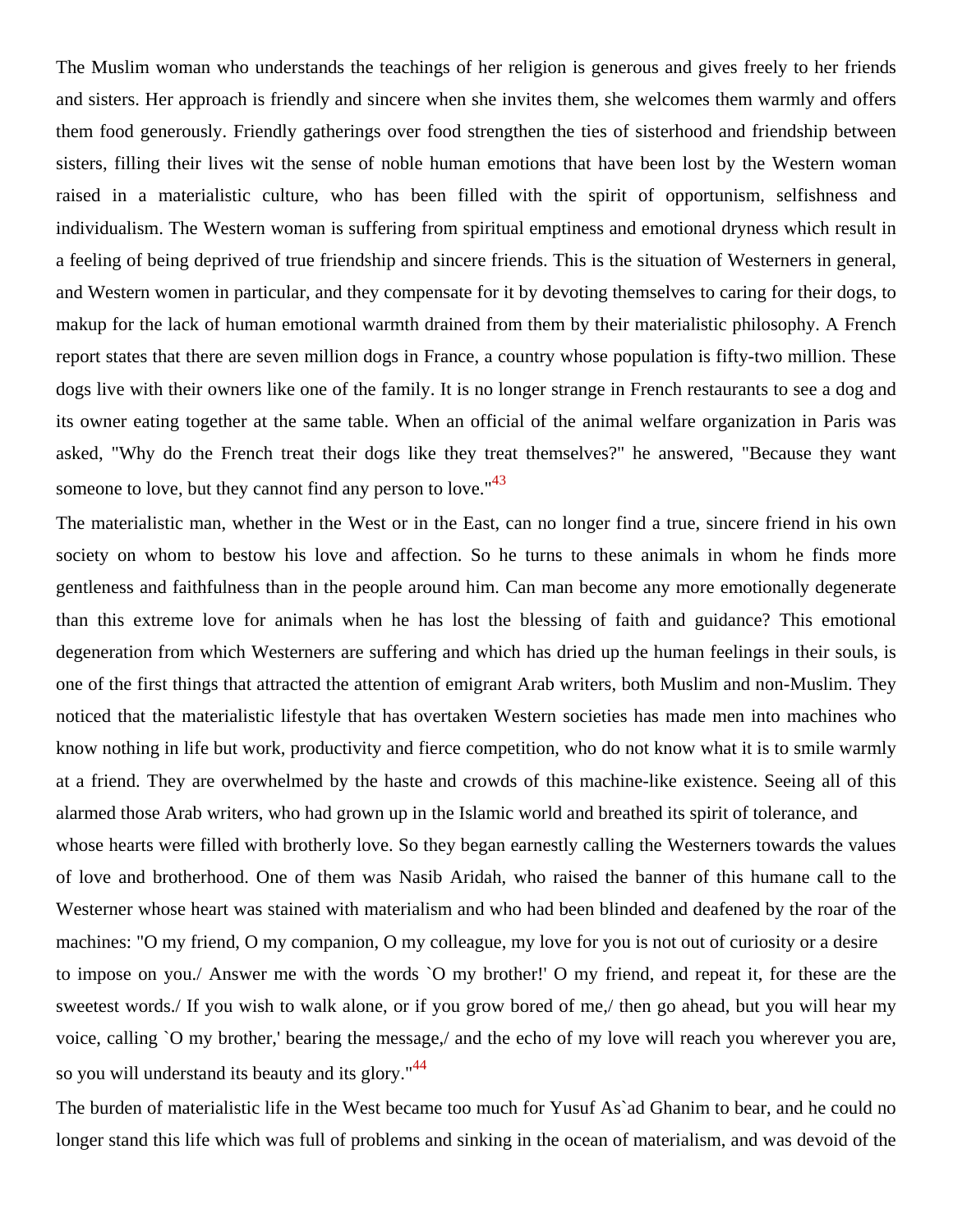The Muslim woman who understands the teachings of her religion is generous and gives freely to her friends and sisters. Her approach is friendly and sincere when she invites them, she welcomes them warmly and offers them food generously. Friendly gatherings over food strengthen the ties of sisterhood and friendship between sisters, filling their lives wit the sense of noble human emotions that have been lost by the Western woman raised in a materialistic culture, who has been filled with the spirit of opportunism, selfishness and individualism. The Western woman is suffering from spiritual emptiness and emotional dryness which result in a feeling of being deprived of true friendship and sincere friends. This is the situation of Westerners in general, and Western women in particular, and they compensate for it by devoting themselves to caring for their dogs, to makup for the lack of human emotional warmth drained from them by their materialistic philosophy. A French report states that there are seven million dogs in France, a country whose population is fifty-two million. These dogs live with their owners like one of the family. It is no longer strange in French restaurants to see a dog and its owner eating together at the same table. When an official of the animal welfare organization in Paris was asked, "Why do the French treat their dogs like they treat themselves?" he answered, "Because they want someone to love, but they cannot find any person to love."[43]

The materialistic man, whether in the West or in the East, can no longer find a true, sincere friend in his own society on whom to bestow his love and affection. So he turns to these animals in whom he finds more gentleness and faithfulness than in the people around him. Can man become any more emotionally degenerate than this extreme love for animals when he has lost the blessing of faith and guidance? This emotional degeneration from which Westerners are suffering and which has dried up the human feelings in their souls, is one of the first things that attracted the attention of emigrant Arab writers, both Muslim and non-Muslim. They noticed that the materialistic lifestyle that has overtaken Western societies has made men into machines who know nothing in life but work, productivity and fierce competition, who do not know what it is to smile warmly at a friend. They are overwhelmed by the haste and crowds of this machine-like existence. Seeing all of this alarmed those Arab writers, who had grown up in the Islamic world and breathed its spirit of tolerance, and whose hearts were filled with brotherly love. So they began earnestly calling the Westerners towards the values of love and brotherhood. One of them was Nasib Aridah, who raised the banner of this humane call to the Westerner whose heart was stained with materialism and who had been blinded and deafened by the roar of the machines: "O my friend, O my companion, O my colleague, my love for you is not out of curiosity or a desire to impose on you./ Answer me with the words `O my brother!' O my friend, and repeat it, for these are the sweetest words./ If you wish to walk alone, or if you grow bored of me,/ then go ahead, but you will hear my voice, calling `O my brother,' bearing the message,/ and the echo of my love will reach you wherever you are, so you will understand its beauty and its glory."[44]

The burden of materialistic life in the West became too much for Yusuf As`ad Ghanim to bear, and he could no longer stand this life which was full of problems and sinking in the ocean of materialism, and was devoid of the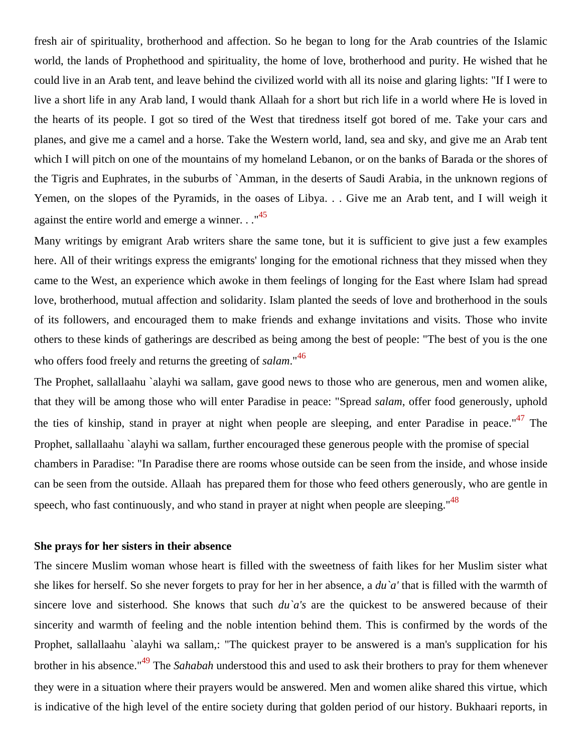fresh air of spirituality, brotherhood and affection. So he began to long for the Arab countries of the Islamic world, the lands of Prophethood and spirituality, the home of love, brotherhood and purity. He wished that he could live in an Arab tent, and leave behind the civilized world with all its noise and glaring lights: "If I were to live a short life in any Arab land, I would thank Allaah for a short but rich life in a world where He is loved in the hearts of its people. I got so tired of the West that tiredness itself got bored of me. Take your cars and planes, and give me a camel and a horse. Take the Western world, land, sea and sky, and give me an Arab tent which I will pitch on one of the mountains of my homeland Lebanon, or on the banks of Barada or the shores of the Tigris and Euphrates, in the suburbs of `Amman, in the deserts of Saudi Arabia, in the unknown regions of Yemen, on the slopes of the Pyramids, in the oases of Libya. . . Give me an Arab tent, and I will weigh it against the entire world and emerge a winner. . ."[45]

Many writings by emigrant Arab writers share the same tone, but it is sufficient to give just a few examples here. All of their writings express the emigrants' longing for the emotional richness that they missed when they came to the West, an experience which awoke in them feelings of longing for the East where Islam had spread love, brotherhood, mutual affection and solidarity. Islam planted the seeds of love and brotherhood in the souls of its followers, and encouraged them to make friends and exhange invitations and visits. Those who invite others to these kinds of gatherings are described as being among the best of people: "The best of you is the one who offers food freely and returns the greeting of *salam*."[46]

The Prophet, sallallaahu `alayhi wa sallam, gave good news to those who are generous, men and women alike, that they will be among those who will enter Paradise in peace: "Spread *salam*, offer food generously, uphold the ties of kinship, stand in prayer at night when people are sleeping, and enter Paradise in peace."[47] The Prophet, sallallaahu `alayhi wa sallam, further encouraged these generous people with the promise of special chambers in Paradise: "In Paradise there are rooms whose outside can be seen from the inside, and whose inside can be seen from the outside. Allaah has prepared them for those who feed others generously, who are gentle in speech, who fast continuously, and who stand in prayer at night when people are sleeping."[48]

**She prays for her sisters in their absence**

The sincere Muslim woman whose heart is filled with the sweetness of faith likes for her Muslim sister what she likes for herself. So she never forgets to pray for her in her absence, a *du`a'* that is filled with the warmth of sincere love and sisterhood. She knows that such *du`a's* are the quickest to be answered because of their sincerity and warmth of feeling and the noble intention behind them. This is confirmed by the words of the Prophet, sallallaahu `alayhi wa sallam,: "The quickest prayer to be answered is a man's supplication for his brother in his absence."[49] The *Sahabah* understood this and used to ask their brothers to pray for them whenever they were in a situation where their prayers would be answered. Men and women alike shared this virtue, which is indicative of the high level of the entire society during that golden period of our history. Bukhaari reports, in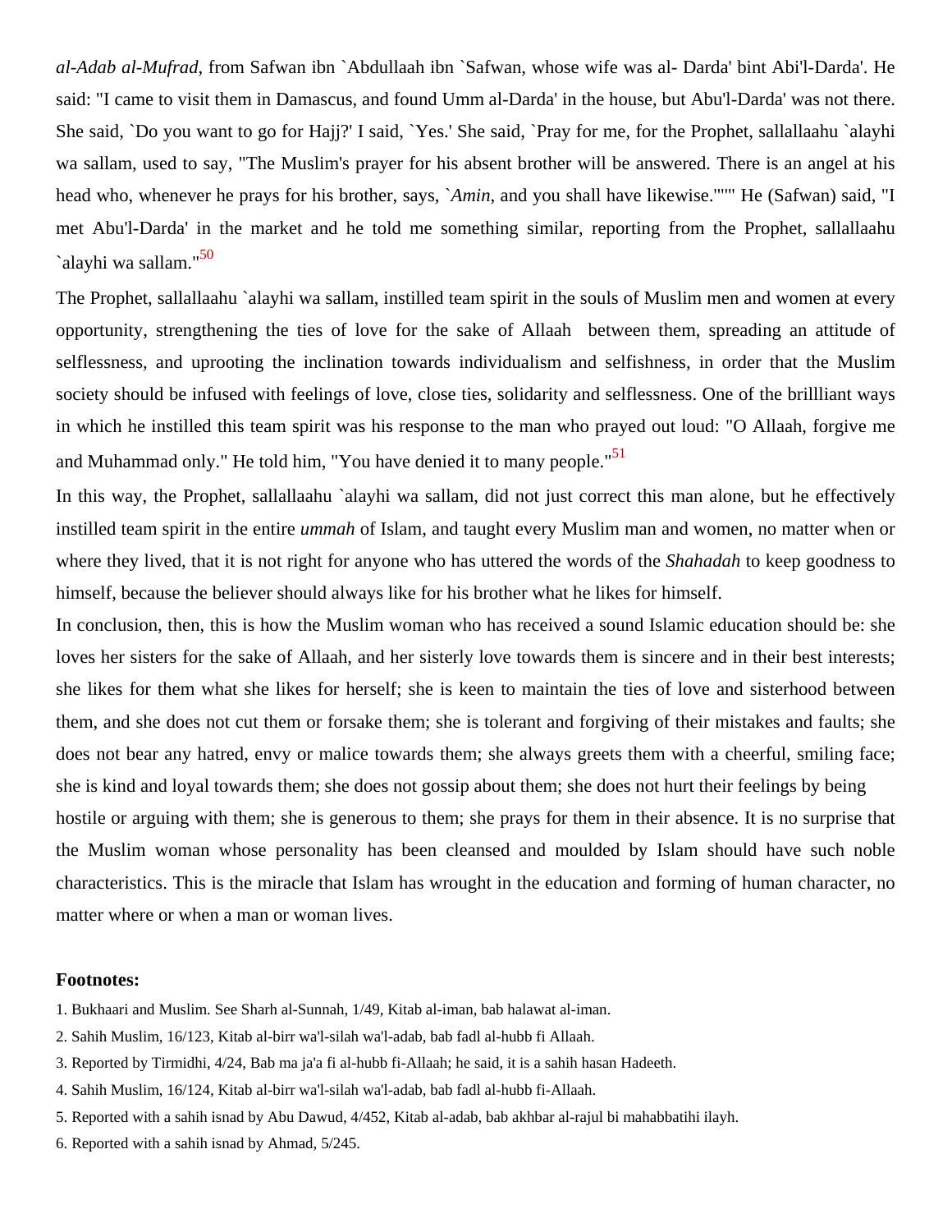*al-Adab al-Mufrad*, from Safwan ibn `Abdullaah ibn `Safwan, whose wife was al- Darda' bint Abi'l-Darda'. He said: "I came to visit them in Damascus, and found Umm al-Darda' in the house, but Abu'l-Darda' was not there. She said, `Do you want to go for Hajj?' I said, `Yes.' She said, `Pray for me, for the Prophet, sallallaahu `alayhi wa sallam, used to say, "The Muslim's prayer for his absent brother will be answered. There is an angel at his head who, whenever he prays for his brother, says, `*Amin*, and you shall have likewise."'" He (Safwan) said, "I met Abu'l-Darda' in the market and he told me something similar, reporting from the Prophet, sallallaahu `alayhi wa sallam."[50]

The Prophet, sallallaahu `alayhi wa sallam, instilled team spirit in the souls of Muslim men and women at every opportunity, strengthening the ties of love for the sake of Allaah between them, spreading an attitude of selflessness, and uprooting the inclination towards individualism and selfishness, in order that the Muslim society should be infused with feelings of love, close ties, solidarity and selflessness. One of the brillliant ways in which he instilled this team spirit was his response to the man who prayed out loud: "O Allaah, forgive me and Muhammad only." He told him, "You have denied it to many people."[51]

In this way, the Prophet, sallallaahu `alayhi wa sallam, did not just correct this man alone, but he effectively instilled team spirit in the entire *ummah* of Islam, and taught every Muslim man and women, no matter when or where they lived, that it is not right for anyone who has uttered the words of the *Shahadah* to keep goodness to himself, because the believer should always like for his brother what he likes for himself.

In conclusion, then, this is how the Muslim woman who has received a sound Islamic education should be: she loves her sisters for the sake of Allaah, and her sisterly love towards them is sincere and in their best interests; she likes for them what she likes for herself; she is keen to maintain the ties of love and sisterhood between them, and she does not cut them or forsake them; she is tolerant and forgiving of their mistakes and faults; she does not bear any hatred, envy or malice towards them; she always greets them with a cheerful, smiling face; she is kind and loyal towards them; she does not gossip about them; she does not hurt their feelings by being hostile or arguing with them; she is generous to them; she prays for them in their absence. It is no surprise that the Muslim woman whose personality has been cleansed and moulded by Islam should have such noble characteristics. This is the miracle that Islam has wrought in the education and forming of human character, no matter where or when a man or woman lives.

**Footnotes:**

1. Bukhaari and Muslim. See Sharh al-Sunnah, 1/49, Kitab al-iman, bab halawat al-iman.
2. Sahih Muslim, 16/123, Kitab al-birr wa'l-silah wa'l-adab, bab fadl al-hubb fi Allaah.
3. Reported by Tirmidhi, 4/24, Bab ma ja'a fi al-hubb fi-Allaah; he said, it is a sahih hasan Hadeeth.
4. Sahih Muslim, 16/124, Kitab al-birr wa'l-silah wa'l-adab, bab fadl al-hubb fi-Allaah.
5. Reported with a sahih isnad by Abu Dawud, 4/452, Kitab al-adab, bab akhbar al-rajul bi mahabbatihi ilayh.
6. Reported with a sahih isnad by Ahmad, 5/245.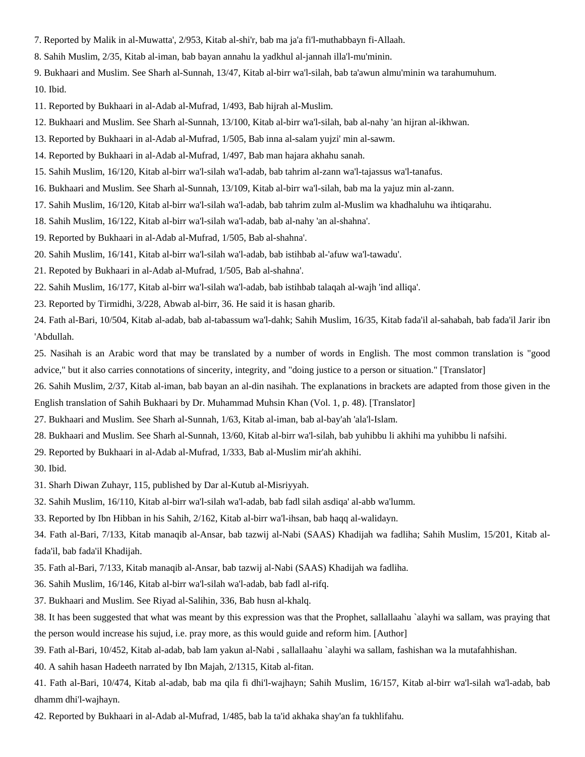7. Reported by Malik in al-Muwatta', 2/953, Kitab al-shi'r, bab ma ja'a fi'l-muthabbayn fi-Allaah.

8. Sahih Muslim, 2/35, Kitab al-iman, bab bayan annahu la yadkhul al-jannah illa'l-mu'minin.

9. Bukhaari and Muslim. See Sharh al-Sunnah, 13/47, Kitab al-birr wa'l-silah, bab ta'awun almu'minin wa tarahumuhum.

10. Ibid.

11. Reported by Bukhaari in al-Adab al-Mufrad, 1/493, Bab hijrah al-Muslim.

12. Bukhaari and Muslim. See Sharh al-Sunnah, 13/100, Kitab al-birr wa'l-silah, bab al-nahy 'an hijran al-ikhwan.

13. Reported by Bukhaari in al-Adab al-Mufrad, 1/505, Bab inna al-salam yujzi' min al-sawm.

14. Reported by Bukhaari in al-Adab al-Mufrad, 1/497, Bab man hajara akhahu sanah.

15. Sahih Muslim, 16/120, Kitab al-birr wa'l-silah wa'l-adab, bab tahrim al-zann wa'l-tajassus wa'l-tanafus.

16. Bukhaari and Muslim. See Sharh al-Sunnah, 13/109, Kitab al-birr wa'l-silah, bab ma la yajuz min al-zann.

17. Sahih Muslim, 16/120, Kitab al-birr wa'l-silah wa'l-adab, bab tahrim zulm al-Muslim wa khadhaluhu wa ihtiqarahu.

18. Sahih Muslim, 16/122, Kitab al-birr wa'l-silah wa'l-adab, bab al-nahy 'an al-shahna'.

19. Reported by Bukhaari in al-Adab al-Mufrad, 1/505, Bab al-shahna'.

20. Sahih Muslim, 16/141, Kitab al-birr wa'l-silah wa'l-adab, bab istihbab al-'afuw wa'l-tawadu'.

21. Repoted by Bukhaari in al-Adab al-Mufrad, 1/505, Bab al-shahna'.

22. Sahih Muslim, 16/177, Kitab al-birr wa'l-silah wa'l-adab, bab istihbab talaqah al-wajh 'ind alliqa'.

23. Reported by Tirmidhi, 3/228, Abwab al-birr, 36. He said it is hasan gharib.

24. Fath al-Bari, 10/504, Kitab al-adab, bab al-tabassum wa'l-dahk; Sahih Muslim, 16/35, Kitab fada'il al-sahabah, bab fada'il Jarir ibn 'Abdullah.

25. Nasihah is an Arabic word that may be translated by a number of words in English. The most common translation is "good advice," but it also carries connotations of sincerity, integrity, and "doing justice to a person or situation." [Translator]

26. Sahih Muslim, 2/37, Kitab al-iman, bab bayan an al-din nasihah. The explanations in brackets are adapted from those given in the English translation of Sahih Bukhaari by Dr. Muhammad Muhsin Khan (Vol. 1, p. 48). [Translator]

27. Bukhaari and Muslim. See Sharh al-Sunnah, 1/63, Kitab al-iman, bab al-bay'ah 'ala'l-Islam.

28. Bukhaari and Muslim. See Sharh al-Sunnah, 13/60, Kitab al-birr wa'l-silah, bab yuhibbu li akhihi ma yuhibbu li nafsihi.

29. Reported by Bukhaari in al-Adab al-Mufrad, 1/333, Bab al-Muslim mir'ah akhihi.

30. Ibid.

31. Sharh Diwan Zuhayr, 115, published by Dar al-Kutub al-Misriyyah.

32. Sahih Muslim, 16/110, Kitab al-birr wa'l-silah wa'l-adab, bab fadl silah asdiqa' al-abb wa'lumm.

33. Reported by Ibn Hibban in his Sahih, 2/162, Kitab al-birr wa'l-ihsan, bab haqq al-walidayn.

34. Fath al-Bari, 7/133, Kitab manaqib al-Ansar, bab tazwij al-Nabi (SAAS) Khadijah wa fadliha; Sahih Muslim, 15/201, Kitab al-fada'il, bab fada'il Khadijah.

35. Fath al-Bari, 7/133, Kitab manaqib al-Ansar, bab tazwij al-Nabi (SAAS) Khadijah wa fadliha.

36. Sahih Muslim, 16/146, Kitab al-birr wa'l-silah wa'l-adab, bab fadl al-rifq.

37. Bukhaari and Muslim. See Riyad al-Salihin, 336, Bab husn al-khalq.

38. It has been suggested that what was meant by this expression was that the Prophet, sallallaahu `alayhi wa sallam, was praying that the person would increase his sujud, i.e. pray more, as this would guide and reform him. [Author]

39. Fath al-Bari, 10/452, Kitab al-adab, bab lam yakun al-Nabi , sallallaahu `alayhi wa sallam, fashishan wa la mutafahhishan.

40. A sahih hasan Hadeeth narrated by Ibn Majah, 2/1315, Kitab al-fitan.

41. Fath al-Bari, 10/474, Kitab al-adab, bab ma qila fi dhi'l-wajhayn; Sahih Muslim, 16/157, Kitab al-birr wa'l-silah wa'l-adab, bab dhamm dhi'l-wajhayn.

42. Reported by Bukhaari in al-Adab al-Mufrad, 1/485, bab la ta'id akhaka shay'an fa tukhlifahu.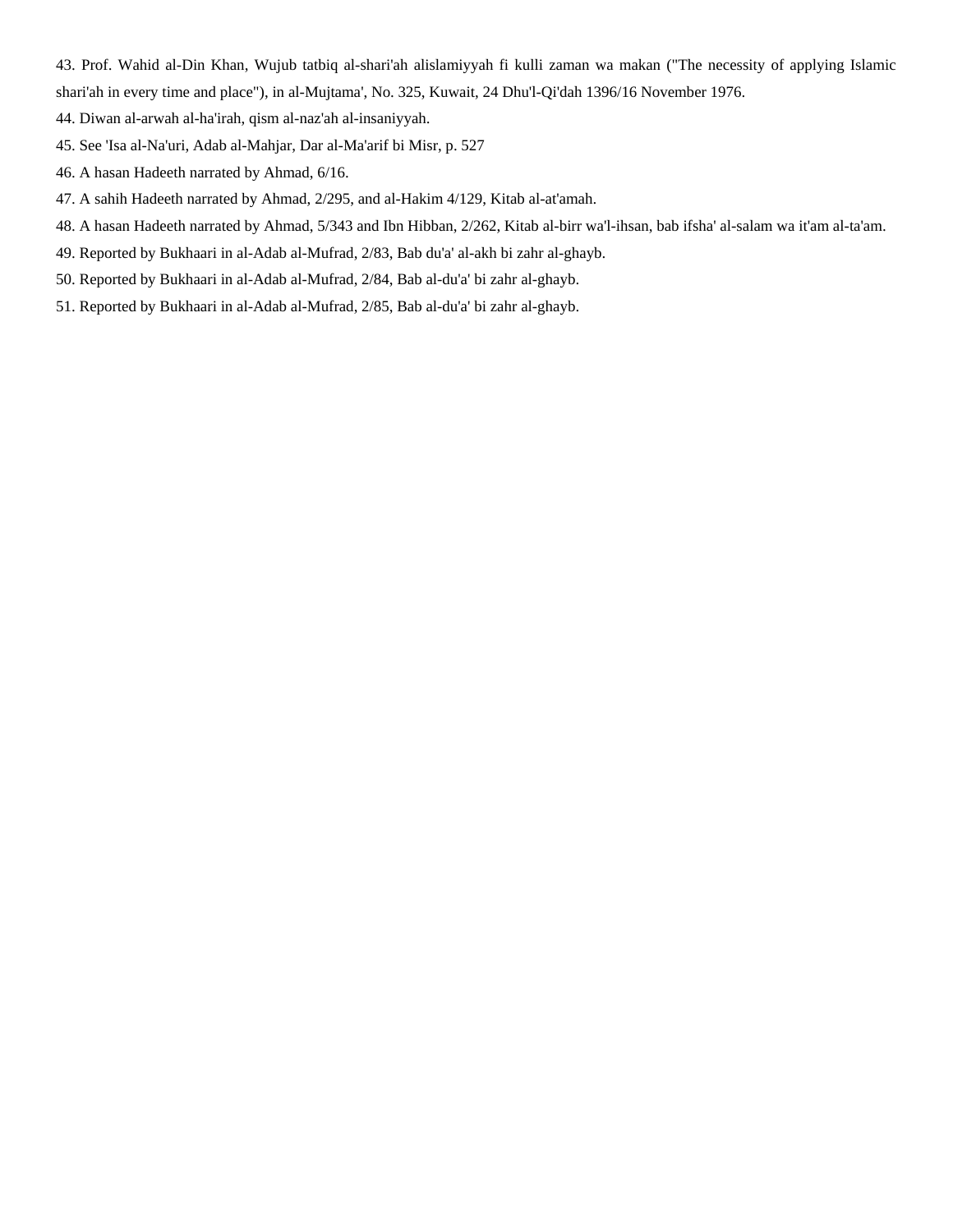43. Prof. Wahid al-Din Khan, Wujub tatbiq al-shari'ah alislamiyyah fi kulli zaman wa makan ("The necessity of applying Islamic shari'ah in every time and place"), in al-Mujtama', No. 325, Kuwait, 24 Dhu'l-Qi'dah 1396/16 November 1976.

44. Diwan al-arwah al-ha'irah, qism al-naz'ah al-insaniyyah.

45. See 'Isa al-Na'uri, Adab al-Mahjar, Dar al-Ma'arif bi Misr, p. 527

46. A hasan Hadeeth narrated by Ahmad, 6/16.

47. A sahih Hadeeth narrated by Ahmad, 2/295, and al-Hakim 4/129, Kitab al-at'amah.

48. A hasan Hadeeth narrated by Ahmad, 5/343 and Ibn Hibban, 2/262, Kitab al-birr wa'l-ihsan, bab ifsha' al-salam wa it'am al-ta'am.

49. Reported by Bukhaari in al-Adab al-Mufrad, 2/83, Bab du'a' al-akh bi zahr al-ghayb.

50. Reported by Bukhaari in al-Adab al-Mufrad, 2/84, Bab al-du'a' bi zahr al-ghayb.

51. Reported by Bukhaari in al-Adab al-Mufrad, 2/85, Bab al-du'a' bi zahr al-ghayb.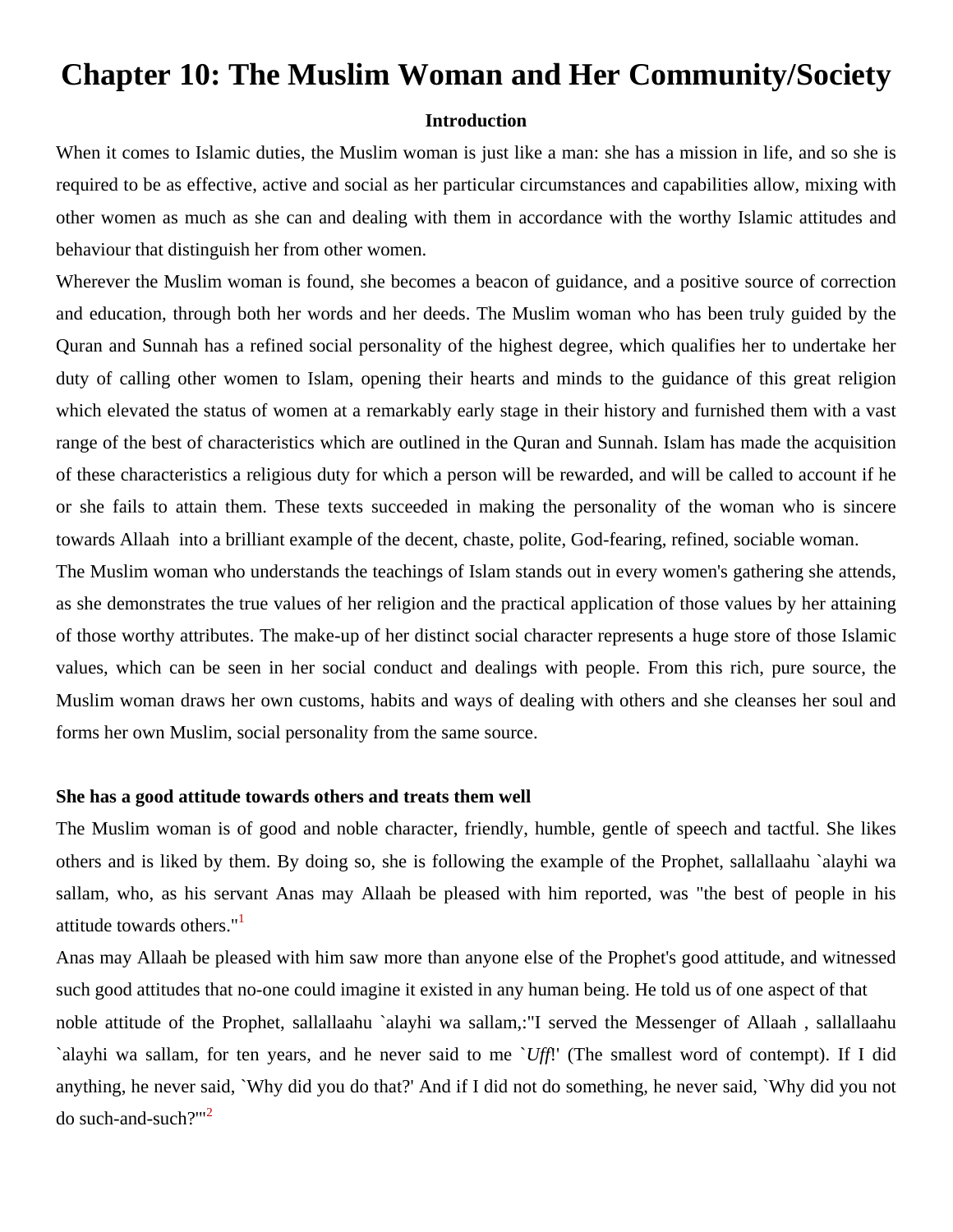# Chapter 10: The Muslim Woman and Her Community/Society

**Introduction**

When it comes to Islamic duties, the Muslim woman is just like a man: she has a mission in life, and so she is required to be as effective, active and social as her particular circumstances and capabilities allow, mixing with other women as much as she can and dealing with them in accordance with the worthy Islamic attitudes and behaviour that distinguish her from other women.

Wherever the Muslim woman is found, she becomes a beacon of guidance, and a positive source of correction and education, through both her words and her deeds. The Muslim woman who has been truly guided by the Quran and Sunnah has a refined social personality of the highest degree, which qualifies her to undertake her duty of calling other women to Islam, opening their hearts and minds to the guidance of this great religion which elevated the status of women at a remarkably early stage in their history and furnished them with a vast range of the best of characteristics which are outlined in the Quran and Sunnah. Islam has made the acquisition of these characteristics a religious duty for which a person will be rewarded, and will be called to account if he or she fails to attain them. These texts succeeded in making the personality of the woman who is sincere towards Allaah into a brilliant example of the decent, chaste, polite, God-fearing, refined, sociable woman.

The Muslim woman who understands the teachings of Islam stands out in every women's gathering she attends, as she demonstrates the true values of her religion and the practical application of those values by her attaining of those worthy attributes. The make-up of her distinct social character represents a huge store of those Islamic values, which can be seen in her social conduct and dealings with people. From this rich, pure source, the Muslim woman draws her own customs, habits and ways of dealing with others and she cleanses her soul and forms her own Muslim, social personality from the same source.

**She has a good attitude towards others and treats them well**

The Muslim woman is of good and noble character, friendly, humble, gentle of speech and tactful. She likes others and is liked by them. By doing so, she is following the example of the Prophet, sallallaahu `alayhi wa sallam, who, as his servant Anas may Allaah be pleased with him reported, was "the best of people in his attitude towards others."[1]

Anas may Allaah be pleased with him saw more than anyone else of the Prophet's good attitude, and witnessed such good attitudes that no-one could imagine it existed in any human being. He told us of one aspect of that noble attitude of the Prophet, sallallaahu `alayhi wa sallam,:"I served the Messenger of Allaah , sallallaahu `alayhi wa sallam, for ten years, and he never said to me `*Uff*!' (The smallest word of contempt). If I did anything, he never said, `Why did you do that?' And if I did not do something, he never said, `Why did you not do such-and-such?'"[2]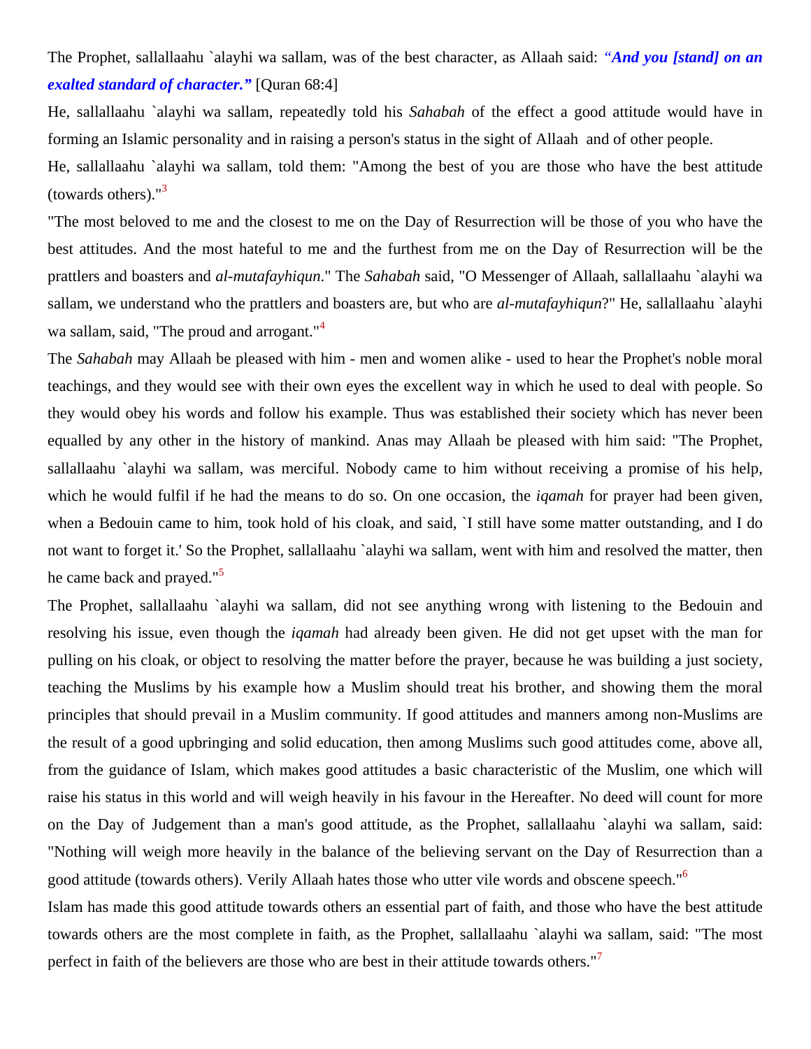The Prophet, sallallaahu `alayhi wa sallam, was of the best character, as Allaah said: ***"And you [stand] on an exalted standard of character."*** [Quran 68:4]

He, sallallaahu `alayhi wa sallam, repeatedly told his *Sahabah* of the effect a good attitude would have in forming an Islamic personality and in raising a person's status in the sight of Allaah and of other people.

He, sallallaahu `alayhi wa sallam, told them: "Among the best of you are those who have the best attitude (towards others)."[3]

"The most beloved to me and the closest to me on the Day of Resurrection will be those of you who have the best attitudes. And the most hateful to me and the furthest from me on the Day of Resurrection will be the prattlers and boasters and *al-mutafayhiqun*." The *Sahabah* said, "O Messenger of Allaah, sallallaahu `alayhi wa sallam, we understand who the prattlers and boasters are, but who are *al-mutafayhiqun*?" He, sallallaahu `alayhi wa sallam, said, "The proud and arrogant."[4]

The *Sahabah* may Allaah be pleased with him - men and women alike - used to hear the Prophet's noble moral teachings, and they would see with their own eyes the excellent way in which he used to deal with people. So they would obey his words and follow his example. Thus was established their society which has never been equalled by any other in the history of mankind. Anas may Allaah be pleased with him said: "The Prophet, sallallaahu `alayhi wa sallam, was merciful. Nobody came to him without receiving a promise of his help, which he would fulfil if he had the means to do so. On one occasion, the *iqamah* for prayer had been given, when a Bedouin came to him, took hold of his cloak, and said, `I still have some matter outstanding, and I do not want to forget it.' So the Prophet, sallallaahu `alayhi wa sallam, went with him and resolved the matter, then he came back and prayed."[5]

The Prophet, sallallaahu `alayhi wa sallam, did not see anything wrong with listening to the Bedouin and resolving his issue, even though the *iqamah* had already been given. He did not get upset with the man for pulling on his cloak, or object to resolving the matter before the prayer, because he was building a just society, teaching the Muslims by his example how a Muslim should treat his brother, and showing them the moral principles that should prevail in a Muslim community. If good attitudes and manners among non-Muslims are the result of a good upbringing and solid education, then among Muslims such good attitudes come, above all, from the guidance of Islam, which makes good attitudes a basic characteristic of the Muslim, one which will raise his status in this world and will weigh heavily in his favour in the Hereafter. No deed will count for more on the Day of Judgement than a man's good attitude, as the Prophet, sallallaahu `alayhi wa sallam, said: "Nothing will weigh more heavily in the balance of the believing servant on the Day of Resurrection than a good attitude (towards others). Verily Allaah hates those who utter vile words and obscene speech."[6]

Islam has made this good attitude towards others an essential part of faith, and those who have the best attitude towards others are the most complete in faith, as the Prophet, sallallaahu `alayhi wa sallam, said: "The most perfect in faith of the believers are those who are best in their attitude towards others."[7]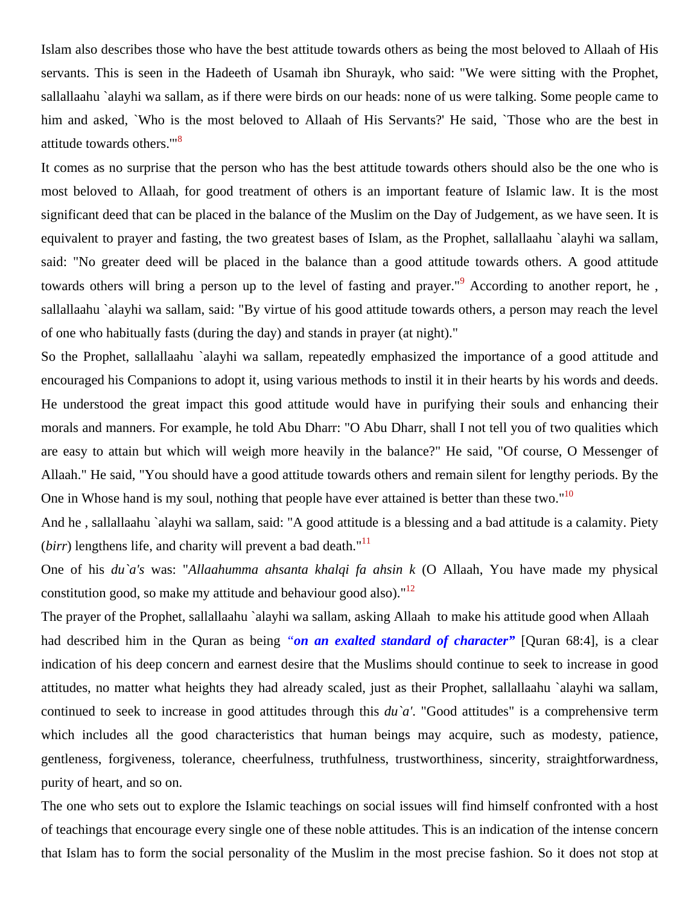Islam also describes those who have the best attitude towards others as being the most beloved to Allaah of His servants. This is seen in the Hadeeth of Usamah ibn Shurayk, who said: "We were sitting with the Prophet, sallallaahu `alayhi wa sallam, as if there were birds on our heads: none of us were talking. Some people came to him and asked, `Who is the most beloved to Allaah of His Servants?' He said, `Those who are the best in attitude towards others.'"[8]

It comes as no surprise that the person who has the best attitude towards others should also be the one who is most beloved to Allaah, for good treatment of others is an important feature of Islamic law. It is the most significant deed that can be placed in the balance of the Muslim on the Day of Judgement, as we have seen. It is equivalent to prayer and fasting, the two greatest bases of Islam, as the Prophet, sallallaahu `alayhi wa sallam, said: "No greater deed will be placed in the balance than a good attitude towards others. A good attitude towards others will bring a person up to the level of fasting and prayer."[9] According to another report, he , sallallaahu `alayhi wa sallam, said: "By virtue of his good attitude towards others, a person may reach the level of one who habitually fasts (during the day) and stands in prayer (at night)."

So the Prophet, sallallaahu `alayhi wa sallam, repeatedly emphasized the importance of a good attitude and encouraged his Companions to adopt it, using various methods to instil it in their hearts by his words and deeds. He understood the great impact this good attitude would have in purifying their souls and enhancing their morals and manners. For example, he told Abu Dharr: "O Abu Dharr, shall I not tell you of two qualities which are easy to attain but which will weigh more heavily in the balance?" He said, "Of course, O Messenger of Allaah." He said, "You should have a good attitude towards others and remain silent for lengthy periods. By the One in Whose hand is my soul, nothing that people have ever attained is better than these two."[10]

And he , sallallaahu `alayhi wa sallam, said: "A good attitude is a blessing and a bad attitude is a calamity. Piety (*birr*) lengthens life, and charity will prevent a bad death."[11]

One of his *du`a's* was: "*Allaahumma ahsanta khalqi fa ahsin k* (O Allaah, You have made my physical constitution good, so make my attitude and behaviour good also)."[12]

The prayer of the Prophet, sallallaahu `alayhi wa sallam, asking Allaah to make his attitude good when Allaah had described him in the Quran as being ***"on an exalted standard of character"*** [Quran 68:4], is a clear indication of his deep concern and earnest desire that the Muslims should continue to seek to increase in good attitudes, no matter what heights they had already scaled, just as their Prophet, sallallaahu `alayhi wa sallam, continued to seek to increase in good attitudes through this *du`a'*. "Good attitudes" is a comprehensive term which includes all the good characteristics that human beings may acquire, such as modesty, patience, gentleness, forgiveness, tolerance, cheerfulness, truthfulness, trustworthiness, sincerity, straightforwardness, purity of heart, and so on.

The one who sets out to explore the Islamic teachings on social issues will find himself confronted with a host of teachings that encourage every single one of these noble attitudes. This is an indication of the intense concern that Islam has to form the social personality of the Muslim in the most precise fashion. So it does not stop at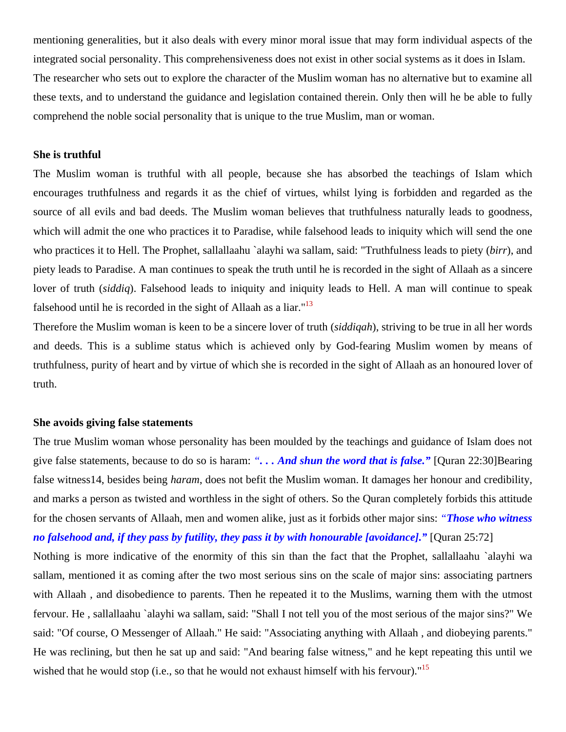mentioning generalities, but it also deals with every minor moral issue that may form individual aspects of the integrated social personality. This comprehensiveness does not exist in other social systems as it does in Islam. The researcher who sets out to explore the character of the Muslim woman has no alternative but to examine all these texts, and to understand the guidance and legislation contained therein. Only then will he be able to fully comprehend the noble social personality that is unique to the true Muslim, man or woman.

**She is truthful**

The Muslim woman is truthful with all people, because she has absorbed the teachings of Islam which encourages truthfulness and regards it as the chief of virtues, whilst lying is forbidden and regarded as the source of all evils and bad deeds. The Muslim woman believes that truthfulness naturally leads to goodness, which will admit the one who practices it to Paradise, while falsehood leads to iniquity which will send the one who practices it to Hell. The Prophet, sallallaahu `alayhi wa sallam, said: "Truthfulness leads to piety (*birr*), and piety leads to Paradise. A man continues to speak the truth until he is recorded in the sight of Allaah as a sincere lover of truth (*siddiq*). Falsehood leads to iniquity and iniquity leads to Hell. A man will continue to speak falsehood until he is recorded in the sight of Allaah as a liar."[13]

Therefore the Muslim woman is keen to be a sincere lover of truth (*siddiqah*), striving to be true in all her words and deeds. This is a sublime status which is achieved only by God-fearing Muslim women by means of truthfulness, purity of heart and by virtue of which she is recorded in the sight of Allaah as an honoured lover of truth.

**She avoids giving false statements**

The true Muslim woman whose personality has been moulded by the teachings and guidance of Islam does not give false statements, because to do so is haram: ***". . . And shun the word that is false."*** [Quran 22:30]Bearing false witness14, besides being *haram*, does not befit the Muslim woman. It damages her honour and credibility, and marks a person as twisted and worthless in the sight of others. So the Quran completely forbids this attitude for the chosen servants of Allaah, men and women alike, just as it forbids other major sins: ***"Those who witness no falsehood and, if they pass by futility, they pass it by with honourable [avoidance]."*** [Quran 25:72]

Nothing is more indicative of the enormity of this sin than the fact that the Prophet, sallallaahu `alayhi wa sallam, mentioned it as coming after the two most serious sins on the scale of major sins: associating partners with Allaah , and disobedience to parents. Then he repeated it to the Muslims, warning them with the utmost fervour. He , sallallaahu `alayhi wa sallam, said: "Shall I not tell you of the most serious of the major sins?" We said: "Of course, O Messenger of Allaah." He said: "Associating anything with Allaah , and diobeying parents." He was reclining, but then he sat up and said: "And bearing false witness," and he kept repeating this until we wished that he would stop (i.e., so that he would not exhaust himself with his fervour)."[15]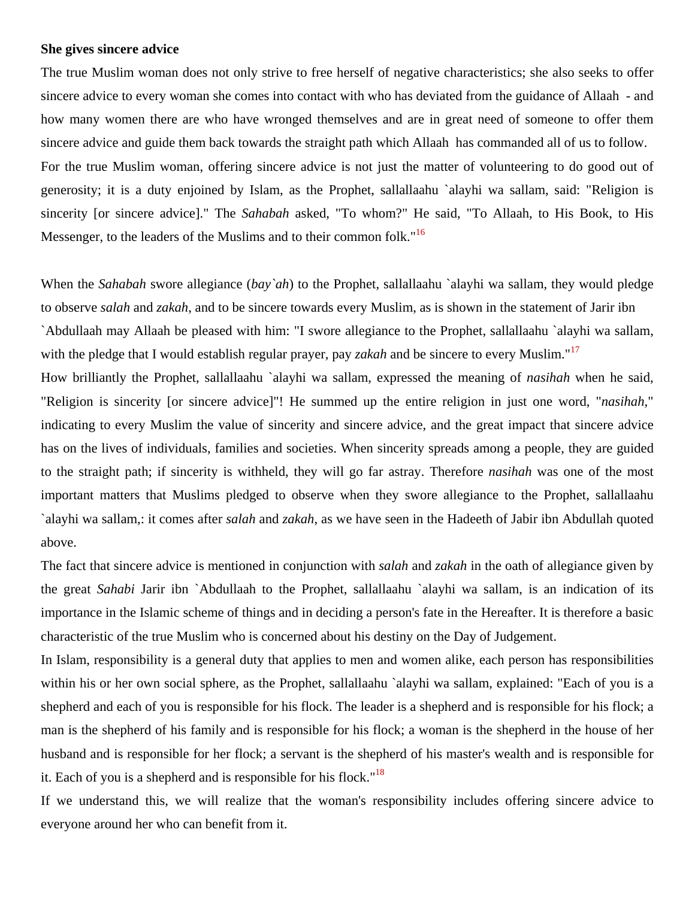**She gives sincere advice**

The true Muslim woman does not only strive to free herself of negative characteristics; she also seeks to offer sincere advice to every woman she comes into contact with who has deviated from the guidance of Allaah - and how many women there are who have wronged themselves and are in great need of someone to offer them sincere advice and guide them back towards the straight path which Allaah has commanded all of us to follow.

For the true Muslim woman, offering sincere advice is not just the matter of volunteering to do good out of generosity; it is a duty enjoined by Islam, as the Prophet, sallallaahu `alayhi wa sallam, said: "Religion is sincerity [or sincere advice]." The *Sahabah* asked, "To whom?" He said, "To Allaah, to His Book, to His Messenger, to the leaders of the Muslims and to their common folk."[16]

When the *Sahabah* swore allegiance (*bay`ah*) to the Prophet, sallallaahu `alayhi wa sallam, they would pledge to observe *salah* and *zakah*, and to be sincere towards every Muslim, as is shown in the statement of Jarir ibn `Abdullaah may Allaah be pleased with him: "I swore allegiance to the Prophet, sallallaahu `alayhi wa sallam, with the pledge that I would establish regular prayer, pay *zakah* and be sincere to every Muslim."[17]

How brilliantly the Prophet, sallallaahu `alayhi wa sallam, expressed the meaning of *nasihah* when he said, "Religion is sincerity [or sincere advice]"! He summed up the entire religion in just one word, "*nasihah*," indicating to every Muslim the value of sincerity and sincere advice, and the great impact that sincere advice has on the lives of individuals, families and societies. When sincerity spreads among a people, they are guided to the straight path; if sincerity is withheld, they will go far astray. Therefore *nasihah* was one of the most important matters that Muslims pledged to observe when they swore allegiance to the Prophet, sallallaahu `alayhi wa sallam,: it comes after *salah* and *zakah*, as we have seen in the Hadeeth of Jabir ibn Abdullah quoted above.

The fact that sincere advice is mentioned in conjunction with *salah* and *zakah* in the oath of allegiance given by the great *Sahabi* Jarir ibn `Abdullaah to the Prophet, sallallaahu `alayhi wa sallam, is an indication of its importance in the Islamic scheme of things and in deciding a person's fate in the Hereafter. It is therefore a basic characteristic of the true Muslim who is concerned about his destiny on the Day of Judgement.

In Islam, responsibility is a general duty that applies to men and women alike, each person has responsibilities within his or her own social sphere, as the Prophet, sallallaahu `alayhi wa sallam, explained: "Each of you is a shepherd and each of you is responsible for his flock. The leader is a shepherd and is responsible for his flock; a man is the shepherd of his family and is responsible for his flock; a woman is the shepherd in the house of her husband and is responsible for her flock; a servant is the shepherd of his master's wealth and is responsible for it. Each of you is a shepherd and is responsible for his flock."[18]

If we understand this, we will realize that the woman's responsibility includes offering sincere advice to everyone around her who can benefit from it.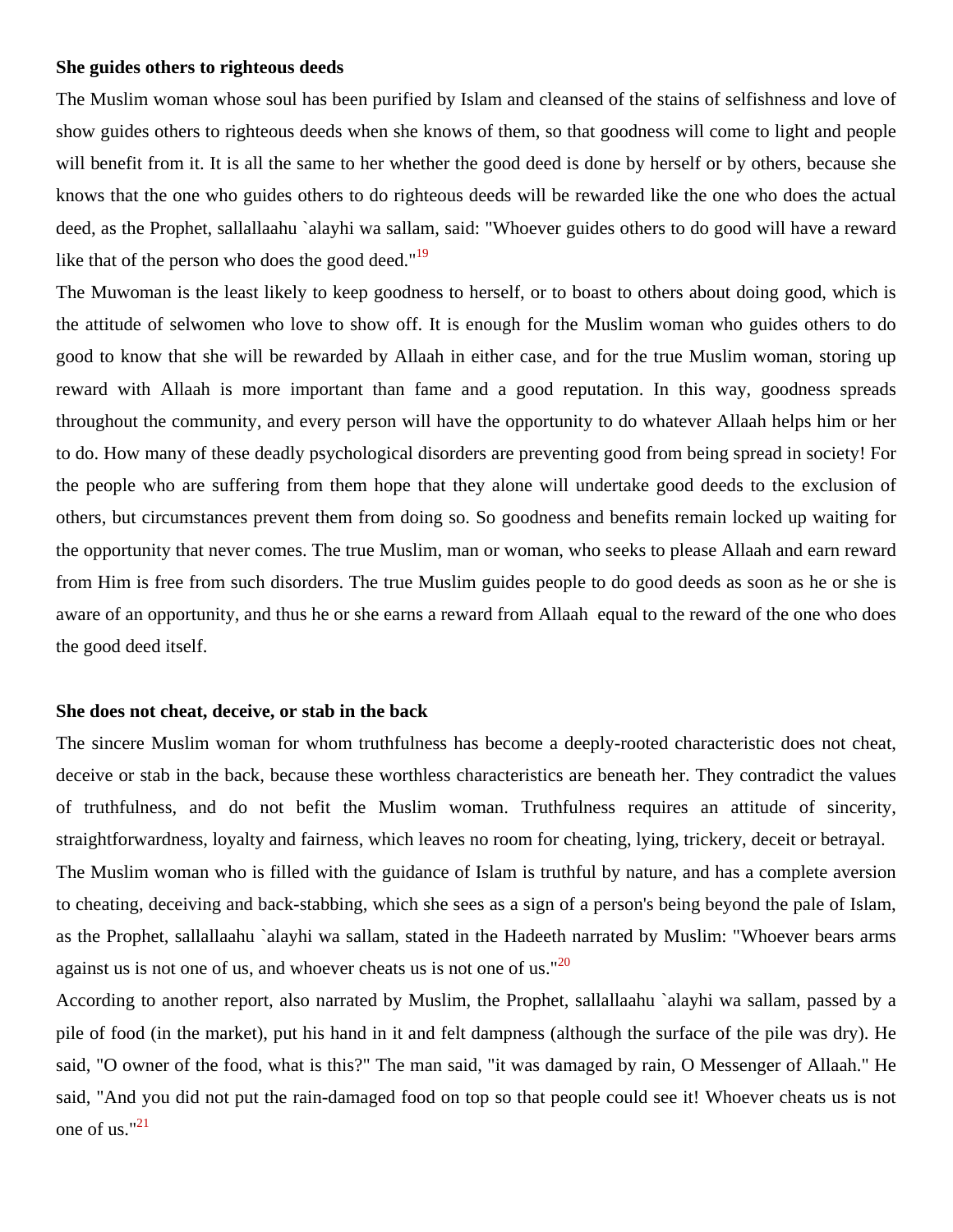**She guides others to righteous deeds**

The Muslim woman whose soul has been purified by Islam and cleansed of the stains of selfishness and love of show guides others to righteous deeds when she knows of them, so that goodness will come to light and people will benefit from it. It is all the same to her whether the good deed is done by herself or by others, because she knows that the one who guides others to do righteous deeds will be rewarded like the one who does the actual deed, as the Prophet, sallallaahu `alayhi wa sallam, said: "Whoever guides others to do good will have a reward like that of the person who does the good deed."[19]

The Muwoman is the least likely to keep goodness to herself, or to boast to others about doing good, which is the attitude of selwomen who love to show off. It is enough for the Muslim woman who guides others to do good to know that she will be rewarded by Allaah in either case, and for the true Muslim woman, storing up reward with Allaah is more important than fame and a good reputation. In this way, goodness spreads throughout the community, and every person will have the opportunity to do whatever Allaah helps him or her to do. How many of these deadly psychological disorders are preventing good from being spread in society! For the people who are suffering from them hope that they alone will undertake good deeds to the exclusion of others, but circumstances prevent them from doing so. So goodness and benefits remain locked up waiting for the opportunity that never comes. The true Muslim, man or woman, who seeks to please Allaah and earn reward from Him is free from such disorders. The true Muslim guides people to do good deeds as soon as he or she is aware of an opportunity, and thus he or she earns a reward from Allaah equal to the reward of the one who does the good deed itself.

**She does not cheat, deceive, or stab in the back**

The sincere Muslim woman for whom truthfulness has become a deeply-rooted characteristic does not cheat, deceive or stab in the back, because these worthless characteristics are beneath her. They contradict the values of truthfulness, and do not befit the Muslim woman. Truthfulness requires an attitude of sincerity, straightforwardness, loyalty and fairness, which leaves no room for cheating, lying, trickery, deceit or betrayal.

The Muslim woman who is filled with the guidance of Islam is truthful by nature, and has a complete aversion to cheating, deceiving and back-stabbing, which she sees as a sign of a person's being beyond the pale of Islam, as the Prophet, sallallaahu `alayhi wa sallam, stated in the Hadeeth narrated by Muslim: "Whoever bears arms against us is not one of us, and whoever cheats us is not one of us."[20]

According to another report, also narrated by Muslim, the Prophet, sallallaahu `alayhi wa sallam, passed by a pile of food (in the market), put his hand in it and felt dampness (although the surface of the pile was dry). He said, "O owner of the food, what is this?" The man said, "it was damaged by rain, O Messenger of Allaah." He said, "And you did not put the rain-damaged food on top so that people could see it! Whoever cheats us is not one of us."[21]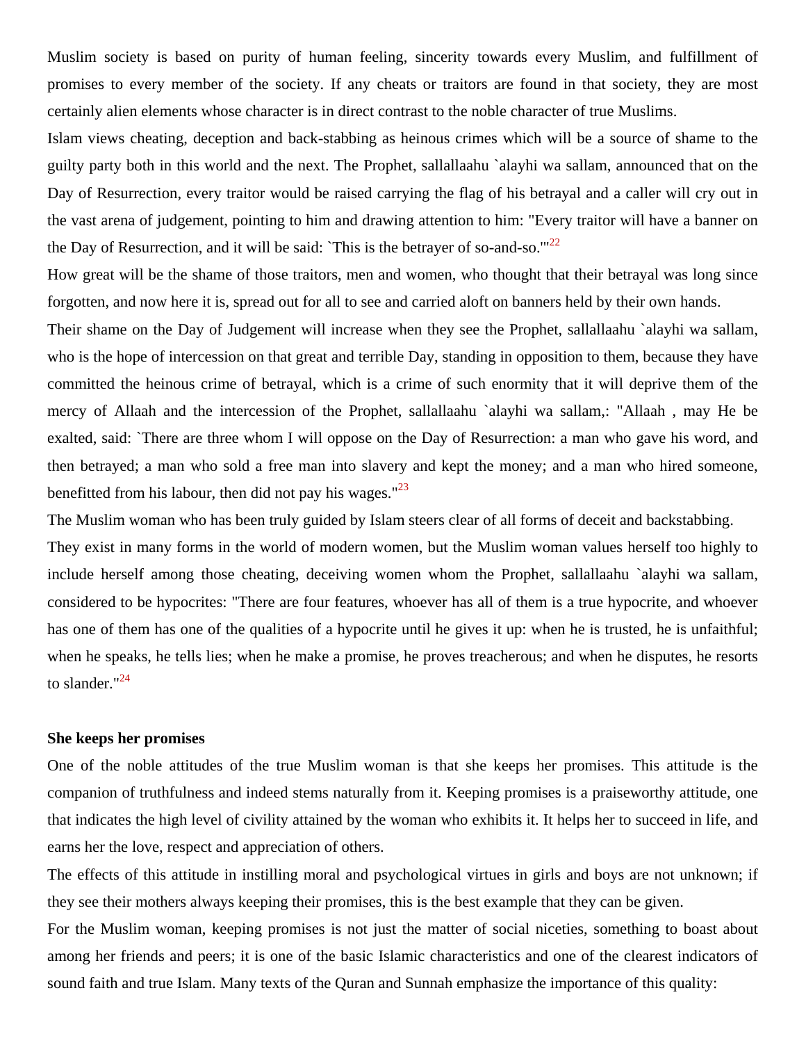Muslim society is based on purity of human feeling, sincerity towards every Muslim, and fulfillment of promises to every member of the society. If any cheats or traitors are found in that society, they are most certainly alien elements whose character is in direct contrast to the noble character of true Muslims.

Islam views cheating, deception and back-stabbing as heinous crimes which will be a source of shame to the guilty party both in this world and the next. The Prophet, sallallaahu `alayhi wa sallam, announced that on the Day of Resurrection, every traitor would be raised carrying the flag of his betrayal and a caller will cry out in the vast arena of judgement, pointing to him and drawing attention to him: "Every traitor will have a banner on the Day of Resurrection, and it will be said: `This is the betrayer of so-and-so.'"[22]

How great will be the shame of those traitors, men and women, who thought that their betrayal was long since forgotten, and now here it is, spread out for all to see and carried aloft on banners held by their own hands.

Their shame on the Day of Judgement will increase when they see the Prophet, sallallaahu `alayhi wa sallam, who is the hope of intercession on that great and terrible Day, standing in opposition to them, because they have committed the heinous crime of betrayal, which is a crime of such enormity that it will deprive them of the mercy of Allaah and the intercession of the Prophet, sallallaahu `alayhi wa sallam,: "Allaah , may He be exalted, said: `There are three whom I will oppose on the Day of Resurrection: a man who gave his word, and then betrayed; a man who sold a free man into slavery and kept the money; and a man who hired someone, benefitted from his labour, then did not pay his wages."[23]

The Muslim woman who has been truly guided by Islam steers clear of all forms of deceit and backstabbing.

They exist in many forms in the world of modern women, but the Muslim woman values herself too highly to include herself among those cheating, deceiving women whom the Prophet, sallallaahu `alayhi wa sallam, considered to be hypocrites: "There are four features, whoever has all of them is a true hypocrite, and whoever has one of them has one of the qualities of a hypocrite until he gives it up: when he is trusted, he is unfaithful; when he speaks, he tells lies; when he make a promise, he proves treacherous; and when he disputes, he resorts to slander."[24]

**She keeps her promises**

One of the noble attitudes of the true Muslim woman is that she keeps her promises. This attitude is the companion of truthfulness and indeed stems naturally from it. Keeping promises is a praiseworthy attitude, one that indicates the high level of civility attained by the woman who exhibits it. It helps her to succeed in life, and earns her the love, respect and appreciation of others.

The effects of this attitude in instilling moral and psychological virtues in girls and boys are not unknown; if they see their mothers always keeping their promises, this is the best example that they can be given.

For the Muslim woman, keeping promises is not just the matter of social niceties, something to boast about among her friends and peers; it is one of the basic Islamic characteristics and one of the clearest indicators of sound faith and true Islam. Many texts of the Quran and Sunnah emphasize the importance of this quality: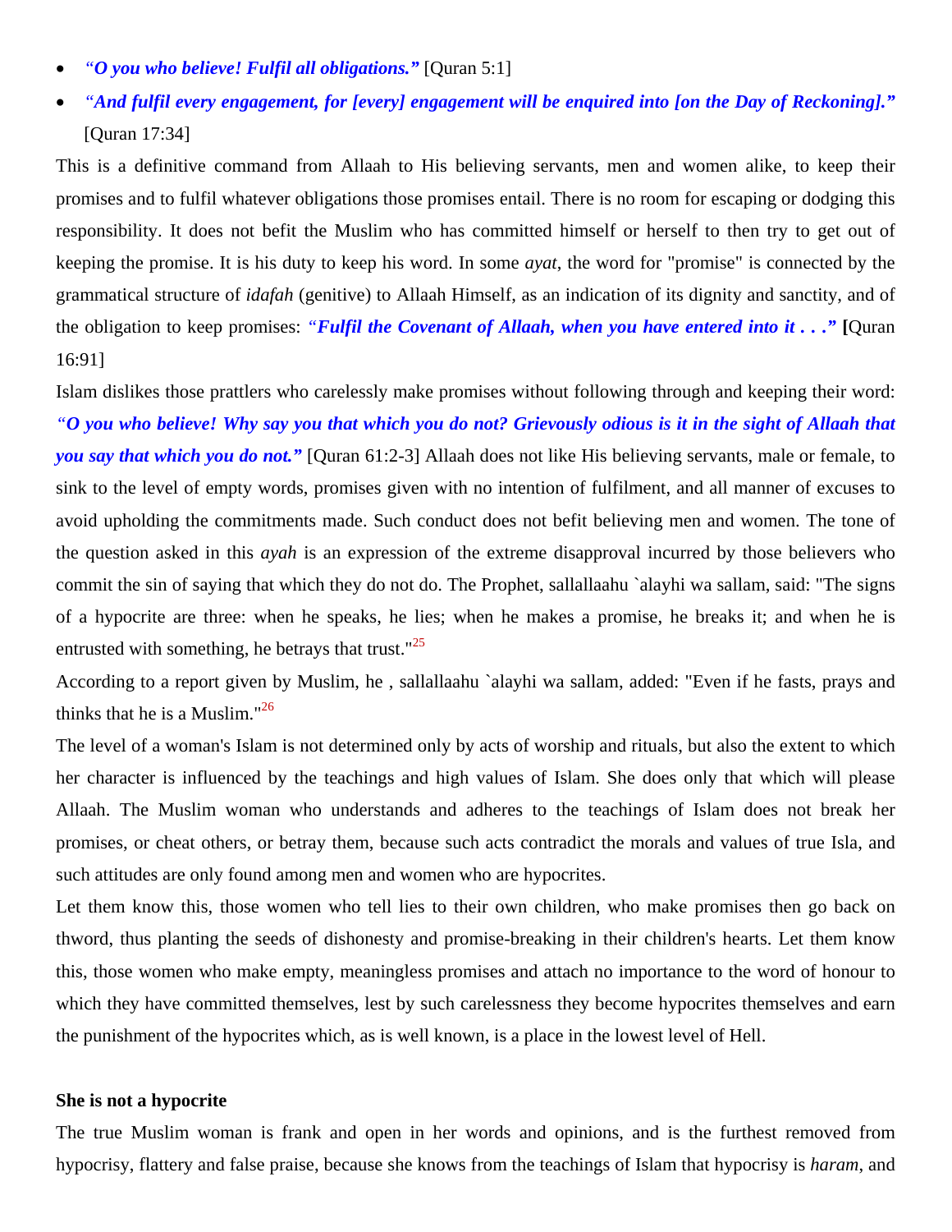- *"O you who believe! Fulfil all obligations."* [Quran 5:1]
- *"And fulfil every engagement, for [every] engagement will be enquired into [on the Day of Reckoning]."* [Quran 17:34]

This is a definitive command from Allaah to His believing servants, men and women alike, to keep their promises and to fulfil whatever obligations those promises entail. There is no room for escaping or dodging this responsibility. It does not befit the Muslim who has committed himself or herself to then try to get out of keeping the promise. It is his duty to keep his word. In some *ayat*, the word for "promise" is connected by the grammatical structure of *idafah* (genitive) to Allaah Himself, as an indication of its dignity and sanctity, and of the obligation to keep promises: *"Fulfil the Covenant of Allaah, when you have entered into it . . ."* [Quran 16:91]

Islam dislikes those prattlers who carelessly make promises without following through and keeping their word: *"O you who believe! Why say you that which you do not? Grievously odious is it in the sight of Allaah that you say that which you do not."* [Quran 61:2-3] Allaah does not like His believing servants, male or female, to sink to the level of empty words, promises given with no intention of fulfilment, and all manner of excuses to avoid upholding the commitments made. Such conduct does not befit believing men and women. The tone of the question asked in this *ayah* is an expression of the extreme disapproval incurred by those believers who commit the sin of saying that which they do not do. The Prophet, sallallaahu `alayhi wa sallam, said: "The signs of a hypocrite are three: when he speaks, he lies; when he makes a promise, he breaks it; and when he is entrusted with something, he betrays that trust."[25]

According to a report given by Muslim, he , sallallaahu `alayhi wa sallam, added: "Even if he fasts, prays and thinks that he is a Muslim."[26]

The level of a woman's Islam is not determined only by acts of worship and rituals, but also the extent to which her character is influenced by the teachings and high values of Islam. She does only that which will please Allaah. The Muslim woman who understands and adheres to the teachings of Islam does not break her promises, or cheat others, or betray them, because such acts contradict the morals and values of true Isla, and such attitudes are only found among men and women who are hypocrites.

Let them know this, those women who tell lies to their own children, who make promises then go back on thword, thus planting the seeds of dishonesty and promise-breaking in their children's hearts. Let them know this, those women who make empty, meaningless promises and attach no importance to the word of honour to which they have committed themselves, lest by such carelessness they become hypocrites themselves and earn the punishment of the hypocrites which, as is well known, is a place in the lowest level of Hell.

**She is not a hypocrite**

The true Muslim woman is frank and open in her words and opinions, and is the furthest removed from hypocrisy, flattery and false praise, because she knows from the teachings of Islam that hypocrisy is *haram*, and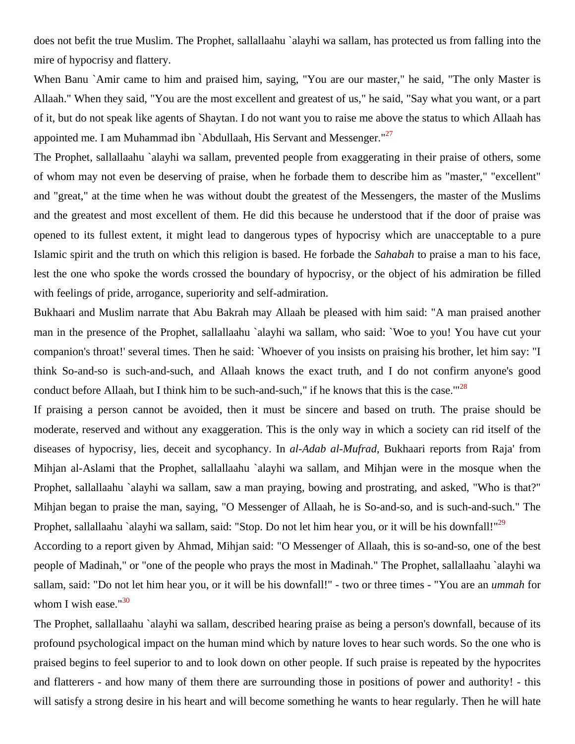does not befit the true Muslim. The Prophet, sallallaahu `alayhi wa sallam, has protected us from falling into the mire of hypocrisy and flattery.

When Banu `Amir came to him and praised him, saying, "You are our master," he said, "The only Master is Allaah." When they said, "You are the most excellent and greatest of us," he said, "Say what you want, or a part of it, but do not speak like agents of Shaytan. I do not want you to raise me above the status to which Allaah has appointed me. I am Muhammad ibn `Abdullaah, His Servant and Messenger."[27]

The Prophet, sallallaahu `alayhi wa sallam, prevented people from exaggerating in their praise of others, some of whom may not even be deserving of praise, when he forbade them to describe him as "master," "excellent" and "great," at the time when he was without doubt the greatest of the Messengers, the master of the Muslims and the greatest and most excellent of them. He did this because he understood that if the door of praise was opened to its fullest extent, it might lead to dangerous types of hypocrisy which are unacceptable to a pure Islamic spirit and the truth on which this religion is based. He forbade the *Sahabah* to praise a man to his face, lest the one who spoke the words crossed the boundary of hypocrisy, or the object of his admiration be filled with feelings of pride, arrogance, superiority and self-admiration.

Bukhaari and Muslim narrate that Abu Bakrah may Allaah be pleased with him said: "A man praised another man in the presence of the Prophet, sallallaahu `alayhi wa sallam, who said: `Woe to you! You have cut your companion's throat!' several times. Then he said: `Whoever of you insists on praising his brother, let him say: "I think So-and-so is such-and-such, and Allaah knows the exact truth, and I do not confirm anyone's good conduct before Allaah, but I think him to be such-and-such," if he knows that this is the case.'"[28]

If praising a person cannot be avoided, then it must be sincere and based on truth. The praise should be moderate, reserved and without any exaggeration. This is the only way in which a society can rid itself of the diseases of hypocrisy, lies, deceit and sycophancy. In *al-Adab al-Mufrad*, Bukhaari reports from Raja' from Mihjan al-Aslami that the Prophet, sallallaahu `alayhi wa sallam, and Mihjan were in the mosque when the Prophet, sallallaahu `alayhi wa sallam, saw a man praying, bowing and prostrating, and asked, "Who is that?" Mihjan began to praise the man, saying, "O Messenger of Allaah, he is So-and-so, and is such-and-such." The Prophet, sallallaahu `alayhi wa sallam, said: "Stop. Do not let him hear you, or it will be his downfall!"[29]

According to a report given by Ahmad, Mihjan said: "O Messenger of Allaah, this is so-and-so, one of the best people of Madinah," or "one of the people who prays the most in Madinah." The Prophet, sallallaahu `alayhi wa sallam, said: "Do not let him hear you, or it will be his downfall!" - two or three times - "You are an *ummah* for whom I wish ease."[30]

The Prophet, sallallaahu `alayhi wa sallam, described hearing praise as being a person's downfall, because of its profound psychological impact on the human mind which by nature loves to hear such words. So the one who is praised begins to feel superior to and to look down on other people. If such praise is repeated by the hypocrites and flatterers - and how many of them there are surrounding those in positions of power and authority! - this will satisfy a strong desire in his heart and will become something he wants to hear regularly. Then he will hate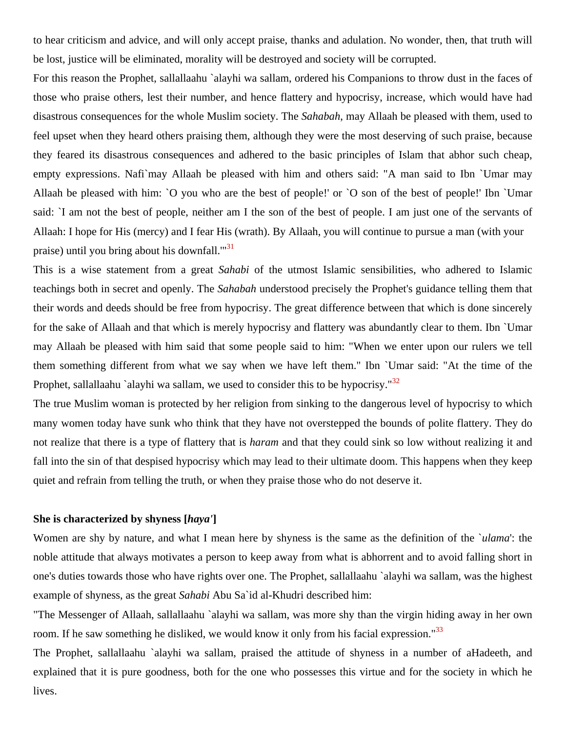to hear criticism and advice, and will only accept praise, thanks and adulation. No wonder, then, that truth will be lost, justice will be eliminated, morality will be destroyed and society will be corrupted.

For this reason the Prophet, sallallaahu `alayhi wa sallam, ordered his Companions to throw dust in the faces of those who praise others, lest their number, and hence flattery and hypocrisy, increase, which would have had disastrous consequences for the whole Muslim society. The *Sahabah*, may Allaah be pleased with them, used to feel upset when they heard others praising them, although they were the most deserving of such praise, because they feared its disastrous consequences and adhered to the basic principles of Islam that abhor such cheap, empty expressions. Nafi`may Allaah be pleased with him and others said: "A man said to Ibn `Umar may Allaah be pleased with him: `O you who are the best of people!' or `O son of the best of people!' Ibn `Umar said: `I am not the best of people, neither am I the son of the best of people. I am just one of the servants of Allaah: I hope for His (mercy) and I fear His (wrath). By Allaah, you will continue to pursue a man (with your praise) until you bring about his downfall.'"[31]

This is a wise statement from a great *Sahabi* of the utmost Islamic sensibilities, who adhered to Islamic teachings both in secret and openly. The *Sahabah* understood precisely the Prophet's guidance telling them that their words and deeds should be free from hypocrisy. The great difference between that which is done sincerely for the sake of Allaah and that which is merely hypocrisy and flattery was abundantly clear to them. Ibn `Umar may Allaah be pleased with him said that some people said to him: "When we enter upon our rulers we tell them something different from what we say when we have left them." Ibn `Umar said: "At the time of the Prophet, sallallaahu `alayhi wa sallam, we used to consider this to be hypocrisy."[32]

The true Muslim woman is protected by her religion from sinking to the dangerous level of hypocrisy to which many women today have sunk who think that they have not overstepped the bounds of polite flattery. They do not realize that there is a type of flattery that is *haram* and that they could sink so low without realizing it and fall into the sin of that despised hypocrisy which may lead to their ultimate doom. This happens when they keep quiet and refrain from telling the truth, or when they praise those who do not deserve it.

**She is characterized by shyness [*haya'*]**

Women are shy by nature, and what I mean here by shyness is the same as the definition of the `*ulama*': the noble attitude that always motivates a person to keep away from what is abhorrent and to avoid falling short in one's duties towards those who have rights over one. The Prophet, sallallaahu `alayhi wa sallam, was the highest example of shyness, as the great *Sahabi* Abu Sa`id al-Khudri described him:

"The Messenger of Allaah, sallallaahu `alayhi wa sallam, was more shy than the virgin hiding away in her own room. If he saw something he disliked, we would know it only from his facial expression."[33]

The Prophet, sallallaahu `alayhi wa sallam, praised the attitude of shyness in a number of aHadeeth, and explained that it is pure goodness, both for the one who possesses this virtue and for the society in which he lives.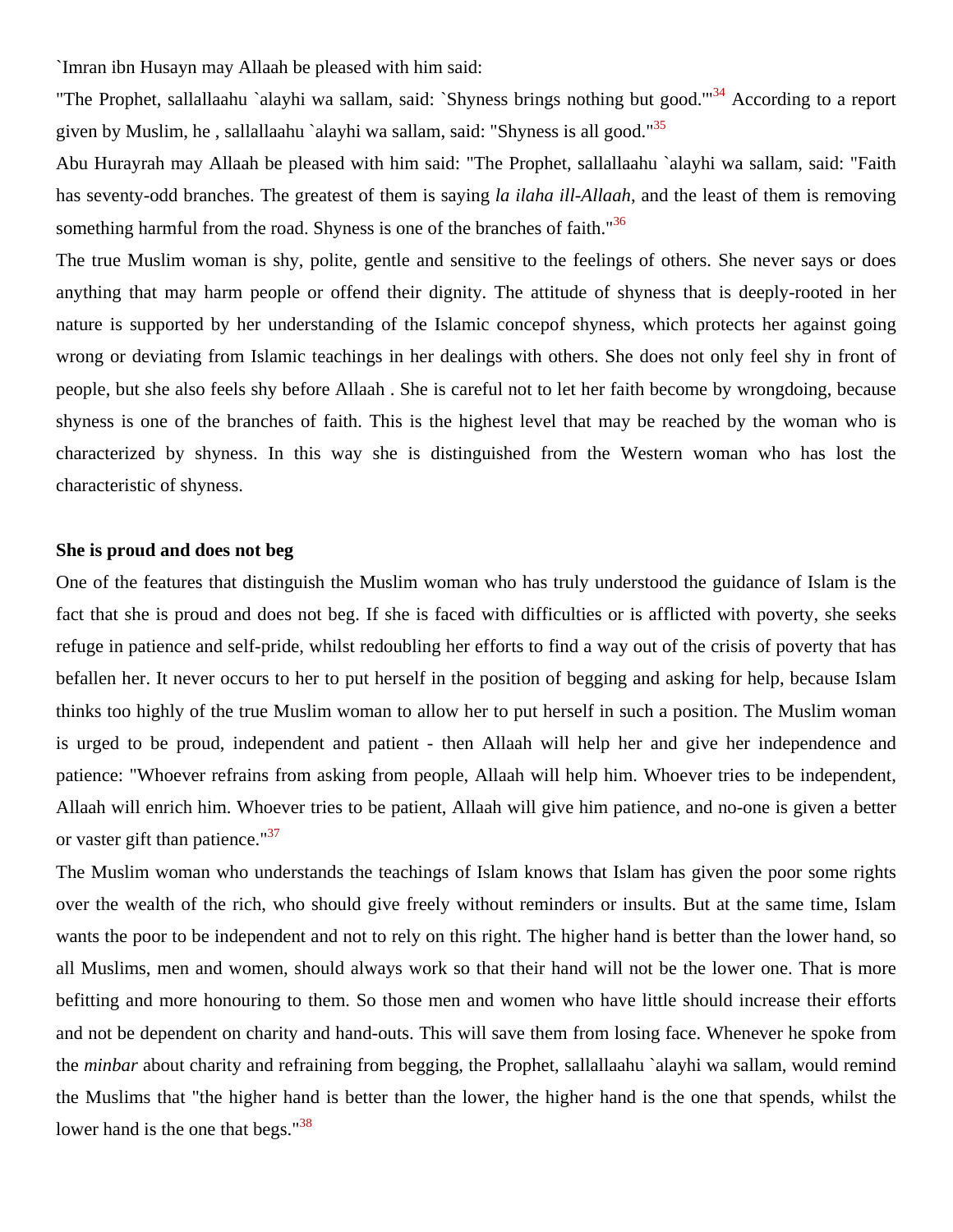`Imran ibn Husayn may Allaah be pleased with him said:

"The Prophet, sallallaahu `alayhi wa sallam, said: `Shyness brings nothing but good.'"[34] According to a report given by Muslim, he , sallallaahu `alayhi wa sallam, said: "Shyness is all good."[35]

Abu Hurayrah may Allaah be pleased with him said: "The Prophet, sallallaahu `alayhi wa sallam, said: "Faith has seventy-odd branches. The greatest of them is saying *la ilaha ill-Allaah*, and the least of them is removing something harmful from the road. Shyness is one of the branches of faith."[36]

The true Muslim woman is shy, polite, gentle and sensitive to the feelings of others. She never says or does anything that may harm people or offend their dignity. The attitude of shyness that is deeply-rooted in her nature is supported by her understanding of the Islamic concepof shyness, which protects her against going wrong or deviating from Islamic teachings in her dealings with others. She does not only feel shy in front of people, but she also feels shy before Allaah . She is careful not to let her faith become by wrongdoing, because shyness is one of the branches of faith. This is the highest level that may be reached by the woman who is characterized by shyness. In this way she is distinguished from the Western woman who has lost the characteristic of shyness.

**She is proud and does not beg**

One of the features that distinguish the Muslim woman who has truly understood the guidance of Islam is the fact that she is proud and does not beg. If she is faced with difficulties or is afflicted with poverty, she seeks refuge in patience and self-pride, whilst redoubling her efforts to find a way out of the crisis of poverty that has befallen her. It never occurs to her to put herself in the position of begging and asking for help, because Islam thinks too highly of the true Muslim woman to allow her to put herself in such a position. The Muslim woman is urged to be proud, independent and patient - then Allaah will help her and give her independence and patience: "Whoever refrains from asking from people, Allaah will help him. Whoever tries to be independent, Allaah will enrich him. Whoever tries to be patient, Allaah will give him patience, and no-one is given a better or vaster gift than patience."[37]

The Muslim woman who understands the teachings of Islam knows that Islam has given the poor some rights over the wealth of the rich, who should give freely without reminders or insults. But at the same time, Islam wants the poor to be independent and not to rely on this right. The higher hand is better than the lower hand, so all Muslims, men and women, should always work so that their hand will not be the lower one. That is more befitting and more honouring to them. So those men and women who have little should increase their efforts and not be dependent on charity and hand-outs. This will save them from losing face. Whenever he spoke from the *minbar* about charity and refraining from begging, the Prophet, sallallaahu `alayhi wa sallam, would remind the Muslims that "the higher hand is better than the lower, the higher hand is the one that spends, whilst the lower hand is the one that begs."[38]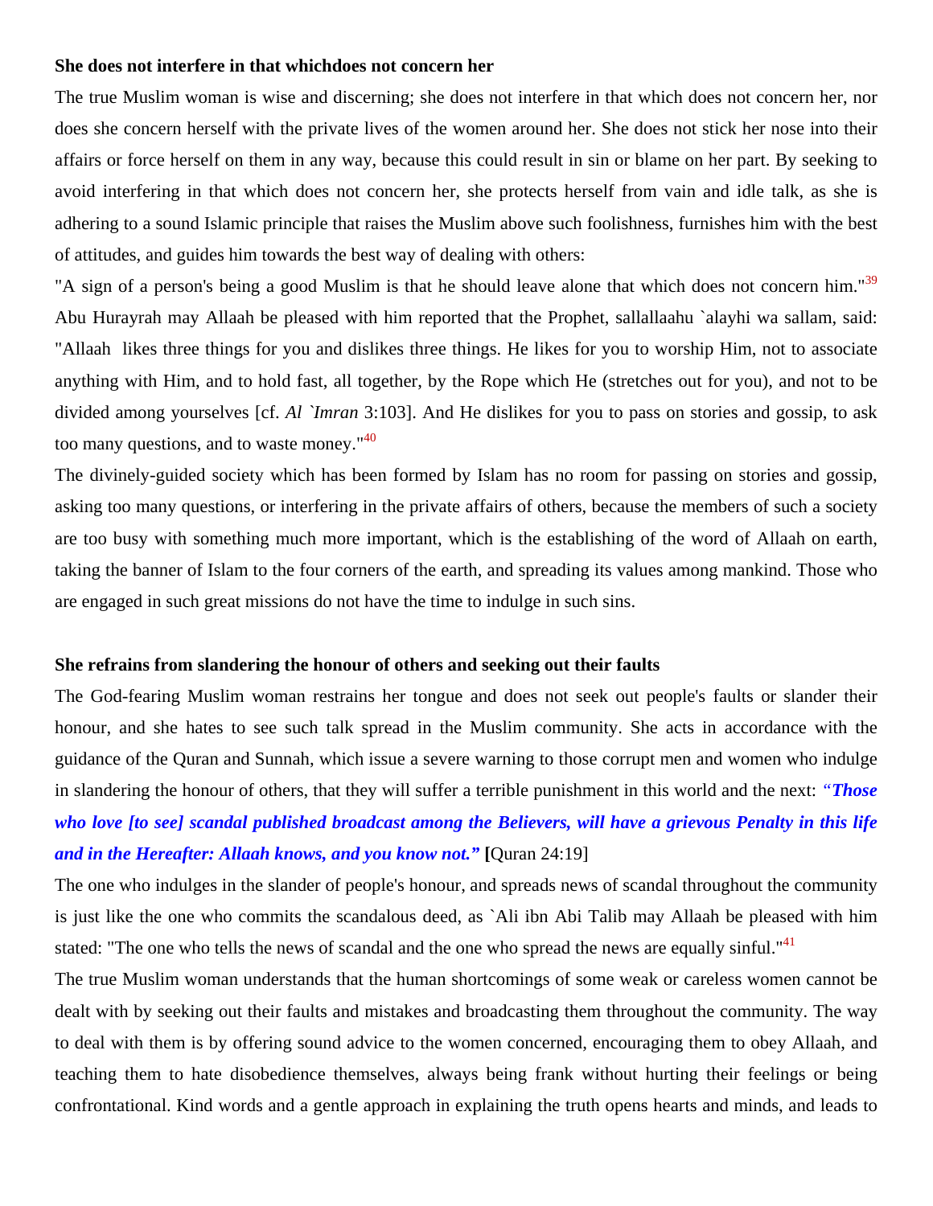### She does not interfere in that whichdoes not concern her

The true Muslim woman is wise and discerning; she does not interfere in that which does not concern her, nor does she concern herself with the private lives of the women around her. She does not stick her nose into their affairs or force herself on them in any way, because this could result in sin or blame on her part. By seeking to avoid interfering in that which does not concern her, she protects herself from vain and idle talk, as she is adhering to a sound Islamic principle that raises the Muslim above such foolishness, furnishes him with the best of attitudes, and guides him towards the best way of dealing with others:

"A sign of a person's being a good Muslim is that he should leave alone that which does not concern him."[39]

Abu Hurayrah may Allaah be pleased with him reported that the Prophet, sallallaahu `alayhi wa sallam, said: "Allaah likes three things for you and dislikes three things. He likes for you to worship Him, not to associate anything with Him, and to hold fast, all together, by the Rope which He (stretches out for you), and not to be divided among yourselves [cf. *Al `Imran* 3:103]. And He dislikes for you to pass on stories and gossip, to ask too many questions, and to waste money."[40]

The divinely-guided society which has been formed by Islam has no room for passing on stories and gossip, asking too many questions, or interfering in the private affairs of others, because the members of such a society are too busy with something much more important, which is the establishing of the word of Allaah on earth, taking the banner of Islam to the four corners of the earth, and spreading its values among mankind. Those who are engaged in such great missions do not have the time to indulge in such sins.

### She refrains from slandering the honour of others and seeking out their faults

The God-fearing Muslim woman restrains her tongue and does not seek out people's faults or slander their honour, and she hates to see such talk spread in the Muslim community. She acts in accordance with the guidance of the Quran and Sunnah, which issue a severe warning to those corrupt men and women who indulge in slandering the honour of others, that they will suffer a terrible punishment in this world and the next: ***"Those who love [to see] scandal published broadcast among the Believers, will have a grievous Penalty in this life and in the Hereafter: Allaah knows, and you know not."*** **[**Quran 24:19]

The one who indulges in the slander of people's honour, and spreads news of scandal throughout the community is just like the one who commits the scandalous deed, as `Ali ibn Abi Talib may Allaah be pleased with him stated: "The one who tells the news of scandal and the one who spread the news are equally sinful."[41]

The true Muslim woman understands that the human shortcomings of some weak or careless women cannot be dealt with by seeking out their faults and mistakes and broadcasting them throughout the community. The way to deal with them is by offering sound advice to the women concerned, encouraging them to obey Allaah, and teaching them to hate disobedience themselves, always being frank without hurting their feelings or being confrontational. Kind words and a gentle approach in explaining the truth opens hearts and minds, and leads to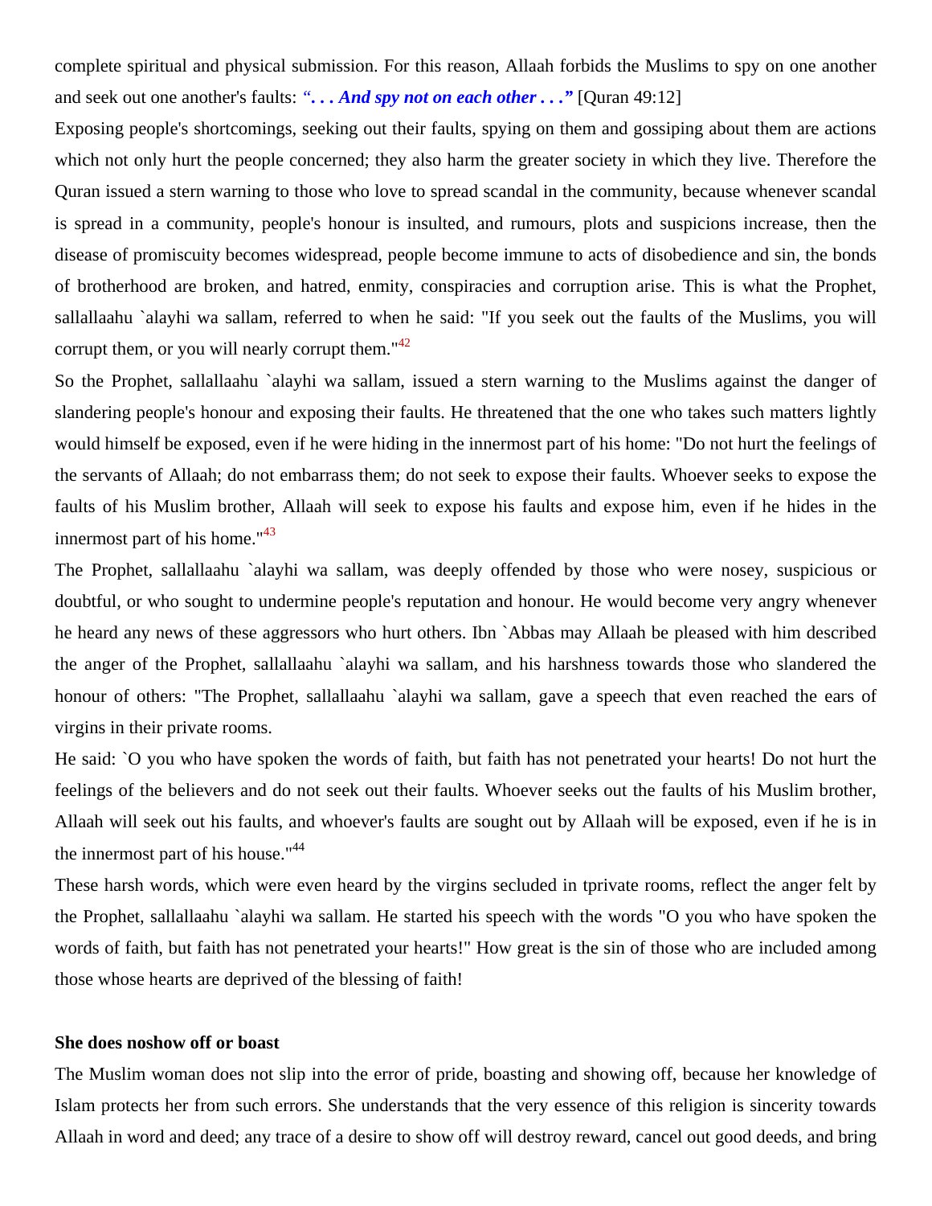complete spiritual and physical submission. For this reason, Allaah forbids the Muslims to spy on one another and seek out one another's faults: ***". . . And spy not on each other . . ."*** [Quran 49:12]

Exposing people's shortcomings, seeking out their faults, spying on them and gossiping about them are actions which not only hurt the people concerned; they also harm the greater society in which they live. Therefore the Quran issued a stern warning to those who love to spread scandal in the community, because whenever scandal is spread in a community, people's honour is insulted, and rumours, plots and suspicions increase, then the disease of promiscuity becomes widespread, people become immune to acts of disobedience and sin, the bonds of brotherhood are broken, and hatred, enmity, conspiracies and corruption arise. This is what the Prophet, sallallaahu `alayhi wa sallam, referred to when he said: "If you seek out the faults of the Muslims, you will corrupt them, or you will nearly corrupt them."[42]

So the Prophet, sallallaahu `alayhi wa sallam, issued a stern warning to the Muslims against the danger of slandering people's honour and exposing their faults. He threatened that the one who takes such matters lightly would himself be exposed, even if he were hiding in the innermost part of his home: "Do not hurt the feelings of the servants of Allaah; do not embarrass them; do not seek to expose their faults. Whoever seeks to expose the faults of his Muslim brother, Allaah will seek to expose his faults and expose him, even if he hides in the innermost part of his home."[43]

The Prophet, sallallaahu `alayhi wa sallam, was deeply offended by those who were nosey, suspicious or doubtful, or who sought to undermine people's reputation and honour. He would become very angry whenever he heard any news of these aggressors who hurt others. Ibn `Abbas may Allaah be pleased with him described the anger of the Prophet, sallallaahu `alayhi wa sallam, and his harshness towards those who slandered the honour of others: "The Prophet, sallallaahu `alayhi wa sallam, gave a speech that even reached the ears of virgins in their private rooms.

He said: `O you who have spoken the words of faith, but faith has not penetrated your hearts! Do not hurt the feelings of the believers and do not seek out their faults. Whoever seeks out the faults of his Muslim brother, Allaah will seek out his faults, and whoever's faults are sought out by Allaah will be exposed, even if he is in the innermost part of his house."[44]

These harsh words, which were even heard by the virgins secluded in tprivate rooms, reflect the anger felt by the Prophet, sallallaahu `alayhi wa sallam. He started his speech with the words "O you who have spoken the words of faith, but faith has not penetrated your hearts!" How great is the sin of those who are included among those whose hearts are deprived of the blessing of faith!

**She does noshow off or boast**

The Muslim woman does not slip into the error of pride, boasting and showing off, because her knowledge of Islam protects her from such errors. She understands that the very essence of this religion is sincerity towards Allaah in word and deed; any trace of a desire to show off will destroy reward, cancel out good deeds, and bring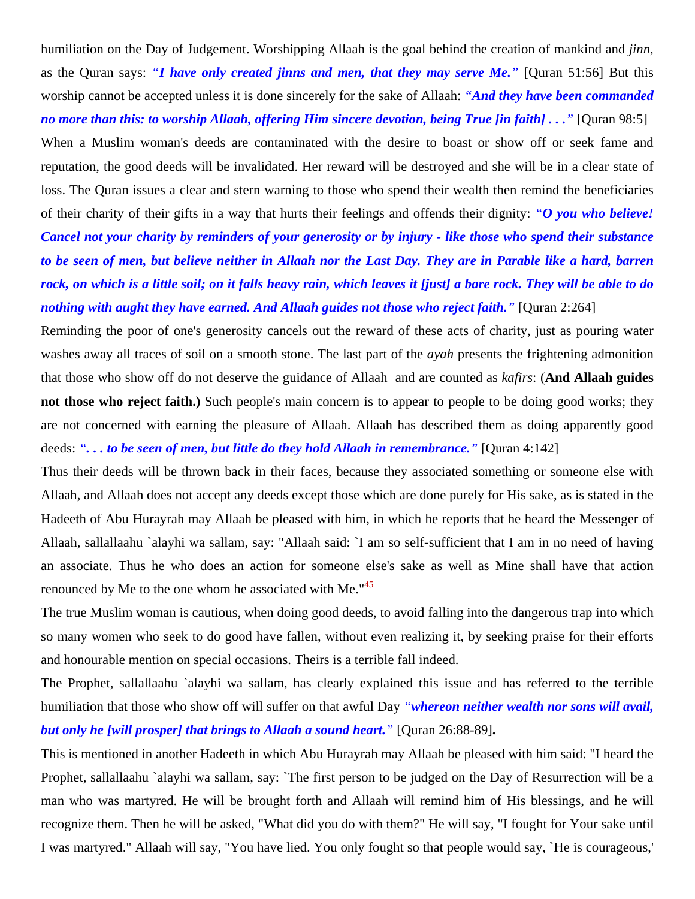humiliation on the Day of Judgement. Worshipping Allaah is the goal behind the creation of mankind and *jinn*, as the Quran says: *"**I have only created jinns and men, that they may serve Me.**"* [Quran 51:56] But this worship cannot be accepted unless it is done sincerely for the sake of Allaah: *"**And they have been commanded no more than this: to worship Allaah, offering Him sincere devotion, being True [in faith] . . .**"* [Quran 98:5]

When a Muslim woman's deeds are contaminated with the desire to boast or show off or seek fame and reputation, the good deeds will be invalidated. Her reward will be destroyed and she will be in a clear state of loss. The Quran issues a clear and stern warning to those who spend their wealth then remind the beneficiaries of their charity of their gifts in a way that hurts their feelings and offends their dignity: *"**O you who believe! Cancel not your charity by reminders of your generosity or by injury - like those who spend their substance to be seen of men, but believe neither in Allaah nor the Last Day. They are in Parable like a hard, barren rock, on which is a little soil; on it falls heavy rain, which leaves it [just] a bare rock. They will be able to do nothing with aught they have earned. And Allaah guides not those who reject faith.**"* [Quran 2:264]

Reminding the poor of one's generosity cancels out the reward of these acts of charity, just as pouring water washes away all traces of soil on a smooth stone. The last part of the *ayah* presents the frightening admonition that those who show off do not deserve the guidance of Allaah and are counted as *kafirs*: (**And Allaah guides not those who reject faith.)** Such people's main concern is to appear to people to be doing good works; they are not concerned with earning the pleasure of Allaah. Allaah has described them as doing apparently good deeds: *"**. . . to be seen of men, but little do they hold Allaah in remembrance.**"* [Quran 4:142]

Thus their deeds will be thrown back in their faces, because they associated something or someone else with Allaah, and Allaah does not accept any deeds except those which are done purely for His sake, as is stated in the Hadeeth of Abu Hurayrah may Allaah be pleased with him, in which he reports that he heard the Messenger of Allaah, sallallaahu `alayhi wa sallam, say: "Allaah said: `I am so self-sufficient that I am in no need of having an associate. Thus he who does an action for someone else's sake as well as Mine shall have that action renounced by Me to the one whom he associated with Me."[45]

The true Muslim woman is cautious, when doing good deeds, to avoid falling into the dangerous trap into which so many women who seek to do good have fallen, without even realizing it, by seeking praise for their efforts and honourable mention on special occasions. Theirs is a terrible fall indeed.

The Prophet, sallallaahu `alayhi wa sallam, has clearly explained this issue and has referred to the terrible humiliation that those who show off will suffer on that awful Day *"**whereon neither wealth nor sons will avail, but only he [will prosper] that brings to Allaah a sound heart.**"* [Quran 26:88-89]**.**

This is mentioned in another Hadeeth in which Abu Hurayrah may Allaah be pleased with him said: "I heard the Prophet, sallallaahu `alayhi wa sallam, say: `The first person to be judged on the Day of Resurrection will be a man who was martyred. He will be brought forth and Allaah will remind him of His blessings, and he will recognize them. Then he will be asked, "What did you do with them?" He will say, "I fought for Your sake until I was martyred." Allaah will say, "You have lied. You only fought so that people would say, `He is courageous,'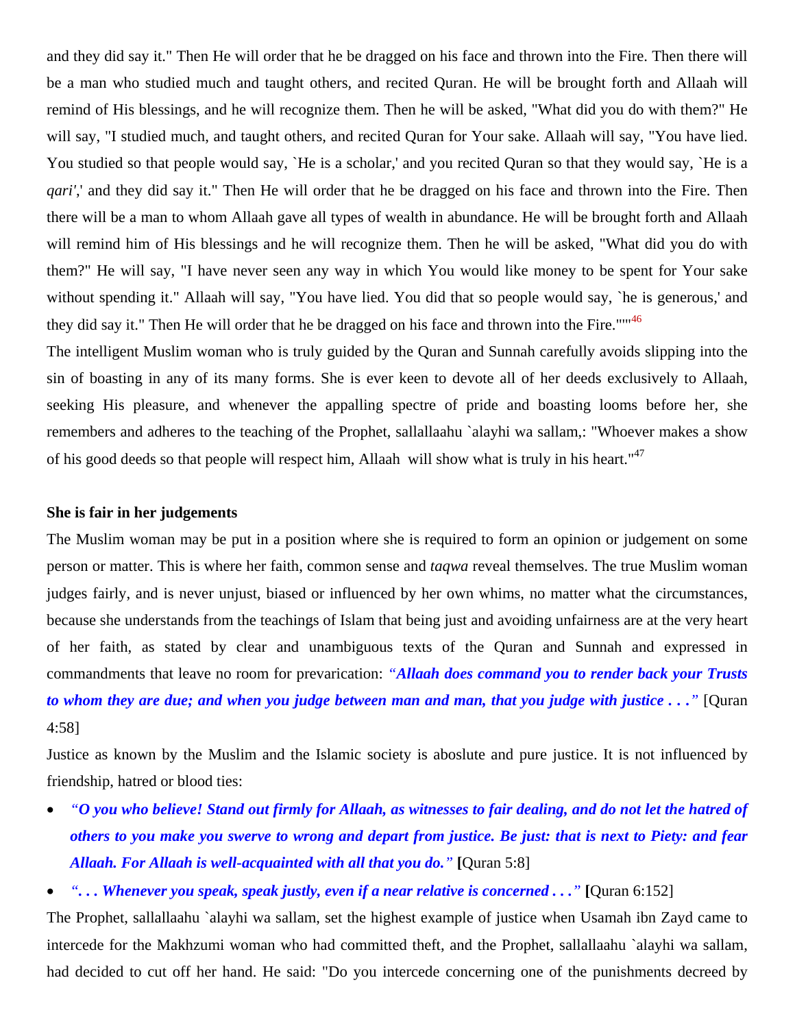and they did say it." Then He will order that he be dragged on his face and thrown into the Fire. Then there will be a man who studied much and taught others, and recited Quran. He will be brought forth and Allaah will remind of His blessings, and he will recognize them. Then he will be asked, "What did you do with them?" He will say, "I studied much, and taught others, and recited Quran for Your sake. Allaah will say, "You have lied. You studied so that people would say, `He is a scholar,' and you recited Quran so that they would say, `He is a *qari'*,' and they did say it." Then He will order that he be dragged on his face and thrown into the Fire. Then there will be a man to whom Allaah gave all types of wealth in abundance. He will be brought forth and Allaah will remind him of His blessings and he will recognize them. Then he will be asked, "What did you do with them?" He will say, "I have never seen any way in which You would like money to be spent for Your sake without spending it." Allaah will say, "You have lied. You did that so people would say, `he is generous,' and they did say it." Then He will order that he be dragged on his face and thrown into the Fire.""[46]

The intelligent Muslim woman who is truly guided by the Quran and Sunnah carefully avoids slipping into the sin of boasting in any of its many forms. She is ever keen to devote all of her deeds exclusively to Allaah, seeking His pleasure, and whenever the appalling spectre of pride and boasting looms before her, she remembers and adheres to the teaching of the Prophet, sallallaahu `alayhi wa sallam,: "Whoever makes a show of his good deeds so that people will respect him, Allaah will show what is truly in his heart."[47]

**She is fair in her judgements**

The Muslim woman may be put in a position where she is required to form an opinion or judgement on some person or matter. This is where her faith, common sense and *taqwa* reveal themselves. The true Muslim woman judges fairly, and is never unjust, biased or influenced by her own whims, no matter what the circumstances, because she understands from the teachings of Islam that being just and avoiding unfairness are at the very heart of her faith, as stated by clear and unambiguous texts of the Quran and Sunnah and expressed in commandments that leave no room for prevarication: *"**Allaah does command you to render back your Trusts to whom they are due; and when you judge between man and man, that you judge with justice . . .**"* [Quran 4:58]

Justice as known by the Muslim and the Islamic society is aboslute and pure justice. It is not influenced by friendship, hatred or blood ties:

- *"**O you who believe! Stand out firmly for Allaah, as witnesses to fair dealing, and do not let the hatred of others to you make you swerve to wrong and depart from justice. Be just: that is next to Piety: and fear Allaah. For Allaah is well-acquainted with all that you do.**"* **[**Quran 5:8]
- *"**. . . Whenever you speak, speak justly, even if a near relative is concerned . . .**"* **[**Quran 6:152]

The Prophet, sallallaahu `alayhi wa sallam, set the highest example of justice when Usamah ibn Zayd came to intercede for the Makhzumi woman who had committed theft, and the Prophet, sallallaahu `alayhi wa sallam, had decided to cut off her hand. He said: "Do you intercede concerning one of the punishments decreed by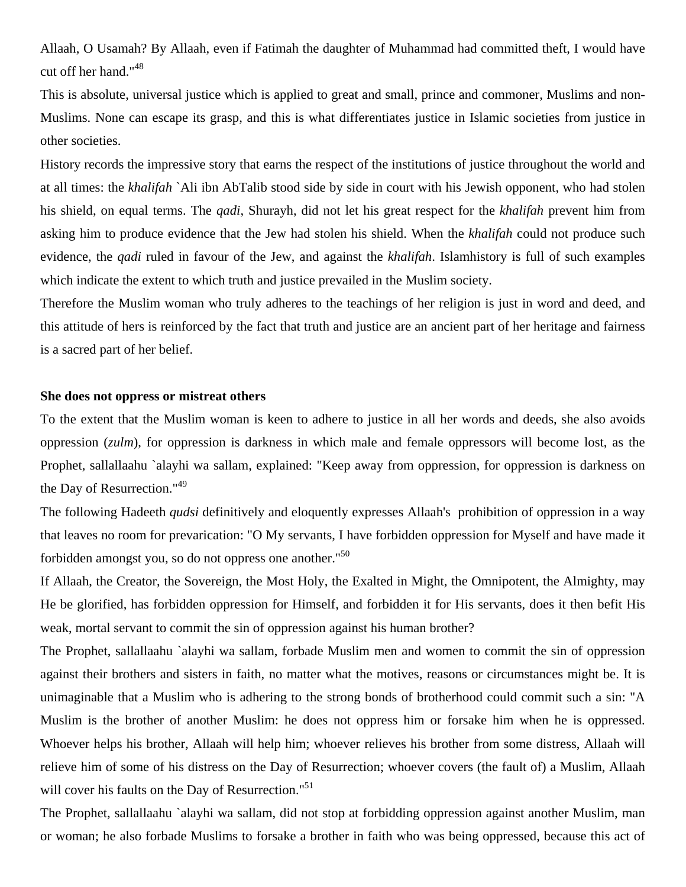Allaah, O Usamah? By Allaah, even if Fatimah the daughter of Muhammad had committed theft, I would have cut off her hand."[48]

This is absolute, universal justice which is applied to great and small, prince and commoner, Muslims and non-Muslims. None can escape its grasp, and this is what differentiates justice in Islamic societies from justice in other societies.

History records the impressive story that earns the respect of the institutions of justice throughout the world and at all times: the *khalifah* `Ali ibn AbTalib stood side by side in court with his Jewish opponent, who had stolen his shield, on equal terms. The *qadi*, Shurayh, did not let his great respect for the *khalifah* prevent him from asking him to produce evidence that the Jew had stolen his shield. When the *khalifah* could not produce such evidence, the *qadi* ruled in favour of the Jew, and against the *khalifah*. Islamhistory is full of such examples which indicate the extent to which truth and justice prevailed in the Muslim society.

Therefore the Muslim woman who truly adheres to the teachings of her religion is just in word and deed, and this attitude of hers is reinforced by the fact that truth and justice are an ancient part of her heritage and fairness is a sacred part of her belief.

**She does not oppress or mistreat others**

To the extent that the Muslim woman is keen to adhere to justice in all her words and deeds, she also avoids oppression (*zulm*), for oppression is darkness in which male and female oppressors will become lost, as the Prophet, sallallaahu `alayhi wa sallam, explained: "Keep away from oppression, for oppression is darkness on the Day of Resurrection."[49]

The following Hadeeth *qudsi* definitively and eloquently expresses Allaah's prohibition of oppression in a way that leaves no room for prevarication: "O My servants, I have forbidden oppression for Myself and have made it forbidden amongst you, so do not oppress one another."[50]

If Allaah, the Creator, the Sovereign, the Most Holy, the Exalted in Might, the Omnipotent, the Almighty, may He be glorified, has forbidden oppression for Himself, and forbidden it for His servants, does it then befit His weak, mortal servant to commit the sin of oppression against his human brother?

The Prophet, sallallaahu `alayhi wa sallam, forbade Muslim men and women to commit the sin of oppression against their brothers and sisters in faith, no matter what the motives, reasons or circumstances might be. It is unimaginable that a Muslim who is adhering to the strong bonds of brotherhood could commit such a sin: "A Muslim is the brother of another Muslim: he does not oppress him or forsake him when he is oppressed. Whoever helps his brother, Allaah will help him; whoever relieves his brother from some distress, Allaah will relieve him of some of his distress on the Day of Resurrection; whoever covers (the fault of) a Muslim, Allaah will cover his faults on the Day of Resurrection."[51]

The Prophet, sallallaahu `alayhi wa sallam, did not stop at forbidding oppression against another Muslim, man or woman; he also forbade Muslims to forsake a brother in faith who was being oppressed, because this act of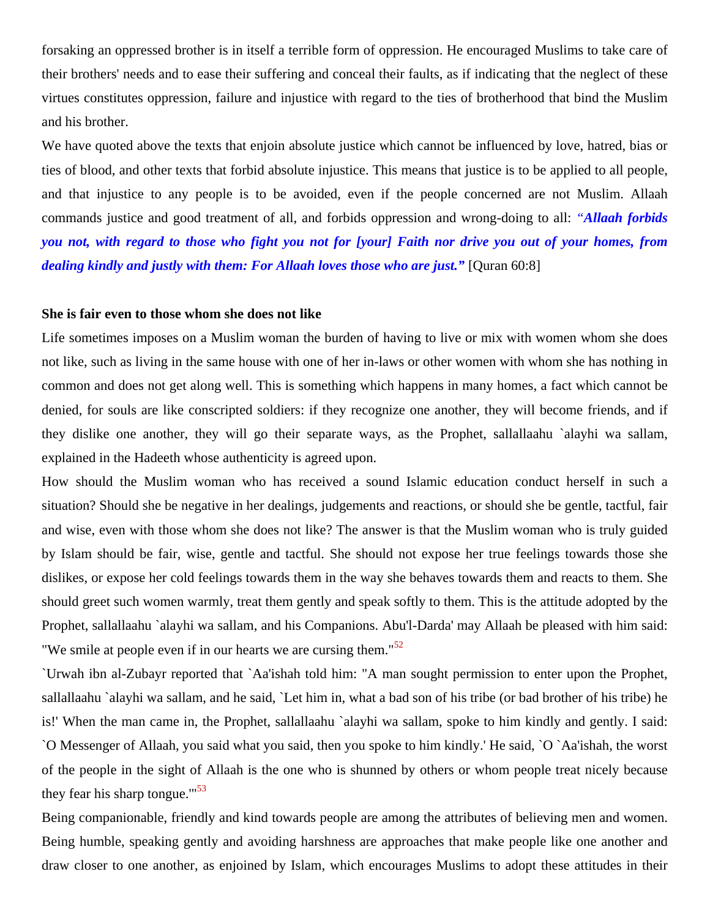forsaking an oppressed brother is in itself a terrible form of oppression. He encouraged Muslims to take care of their brothers' needs and to ease their suffering and conceal their faults, as if indicating that the neglect of these virtues constitutes oppression, failure and injustice with regard to the ties of brotherhood that bind the Muslim and his brother.

We have quoted above the texts that enjoin absolute justice which cannot be influenced by love, hatred, bias or ties of blood, and other texts that forbid absolute injustice. This means that justice is to be applied to all people, and that injustice to any people is to be avoided, even if the people concerned are not Muslim. Allaah commands justice and good treatment of all, and forbids oppression and wrong-doing to all: ***"Allaah forbids you not, with regard to those who fight you not for [your] Faith nor drive you out of your homes, from dealing kindly and justly with them: For Allaah loves those who are just."*** [Quran 60:8]

**She is fair even to those whom she does not like**

Life sometimes imposes on a Muslim woman the burden of having to live or mix with women whom she does not like, such as living in the same house with one of her in-laws or other women with whom she has nothing in common and does not get along well. This is something which happens in many homes, a fact which cannot be denied, for souls are like conscripted soldiers: if they recognize one another, they will become friends, and if they dislike one another, they will go their separate ways, as the Prophet, sallallaahu `alayhi wa sallam, explained in the Hadeeth whose authenticity is agreed upon.

How should the Muslim woman who has received a sound Islamic education conduct herself in such a situation? Should she be negative in her dealings, judgements and reactions, or should she be gentle, tactful, fair and wise, even with those whom she does not like? The answer is that the Muslim woman who is truly guided by Islam should be fair, wise, gentle and tactful. She should not expose her true feelings towards those she dislikes, or expose her cold feelings towards them in the way she behaves towards them and reacts to them. She should greet such women warmly, treat them gently and speak softly to them. This is the attitude adopted by the Prophet, sallallaahu `alayhi wa sallam, and his Companions. Abu'l-Darda' may Allaah be pleased with him said: "We smile at people even if in our hearts we are cursing them."[52]

`Urwah ibn al-Zubayr reported that `Aa'ishah told him: "A man sought permission to enter upon the Prophet, sallallaahu `alayhi wa sallam, and he said, `Let him in, what a bad son of his tribe (or bad brother of his tribe) he is!' When the man came in, the Prophet, sallallaahu `alayhi wa sallam, spoke to him kindly and gently. I said: `O Messenger of Allaah, you said what you said, then you spoke to him kindly.' He said, `O `Aa'ishah, the worst of the people in the sight of Allaah is the one who is shunned by others or whom people treat nicely because they fear his sharp tongue.'"[53]

Being companionable, friendly and kind towards people are among the attributes of believing men and women. Being humble, speaking gently and avoiding harshness are approaches that make people like one another and draw closer to one another, as enjoined by Islam, which encourages Muslims to adopt these attitudes in their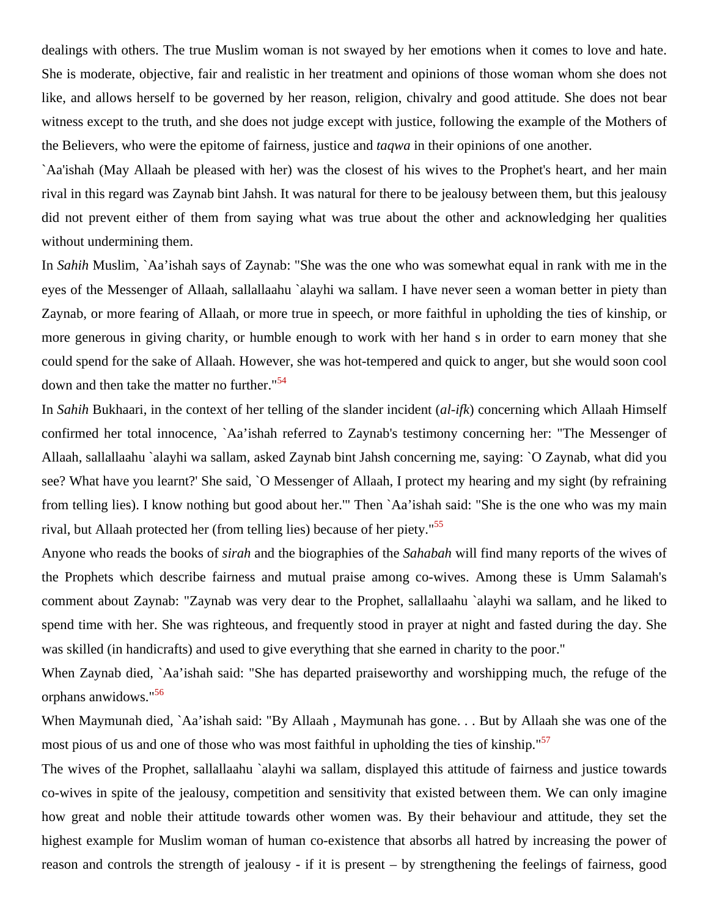dealings with others. The true Muslim woman is not swayed by her emotions when it comes to love and hate. She is moderate, objective, fair and realistic in her treatment and opinions of those woman whom she does not like, and allows herself to be governed by her reason, religion, chivalry and good attitude. She does not bear witness except to the truth, and she does not judge except with justice, following the example of the Mothers of the Believers, who were the epitome of fairness, justice and *taqwa* in their opinions of one another.

`Aa'ishah (May Allaah be pleased with her) was the closest of his wives to the Prophet's heart, and her main rival in this regard was Zaynab bint Jahsh. It was natural for there to be jealousy between them, but this jealousy did not prevent either of them from saying what was true about the other and acknowledging her qualities without undermining them.

In *Sahih* Muslim, `Aa'ishah says of Zaynab: "She was the one who was somewhat equal in rank with me in the eyes of the Messenger of Allaah, sallallaahu `alayhi wa sallam. I have never seen a woman better in piety than Zaynab, or more fearing of Allaah, or more true in speech, or more faithful in upholding the ties of kinship, or more generous in giving charity, or humble enough to work with her hand s in order to earn money that she could spend for the sake of Allaah. However, she was hot-tempered and quick to anger, but she would soon cool down and then take the matter no further."[54]

In *Sahih* Bukhaari, in the context of her telling of the slander incident (*al-ifk*) concerning which Allaah Himself confirmed her total innocence, `Aa'ishah referred to Zaynab's testimony concerning her: "The Messenger of Allaah, sallallaahu `alayhi wa sallam, asked Zaynab bint Jahsh concerning me, saying: `O Zaynab, what did you see? What have you learnt?' She said, `O Messenger of Allaah, I protect my hearing and my sight (by refraining from telling lies). I know nothing but good about her.'" Then `Aa'ishah said: "She is the one who was my main rival, but Allaah protected her (from telling lies) because of her piety."[55]

Anyone who reads the books of *sirah* and the biographies of the *Sahabah* will find many reports of the wives of the Prophets which describe fairness and mutual praise among co-wives. Among these is Umm Salamah's comment about Zaynab: "Zaynab was very dear to the Prophet, sallallaahu `alayhi wa sallam, and he liked to spend time with her. She was righteous, and frequently stood in prayer at night and fasted during the day. She was skilled (in handicrafts) and used to give everything that she earned in charity to the poor."

When Zaynab died, `Aa'ishah said: "She has departed praiseworthy and worshipping much, the refuge of the orphans anwidows."[56]

When Maymunah died, `Aa'ishah said: "By Allaah , Maymunah has gone. . . But by Allaah she was one of the most pious of us and one of those who was most faithful in upholding the ties of kinship."[57]

The wives of the Prophet, sallallaahu `alayhi wa sallam, displayed this attitude of fairness and justice towards co-wives in spite of the jealousy, competition and sensitivity that existed between them. We can only imagine how great and noble their attitude towards other women was. By their behaviour and attitude, they set the highest example for Muslim woman of human co-existence that absorbs all hatred by increasing the power of reason and controls the strength of jealousy - if it is present – by strengthening the feelings of fairness, good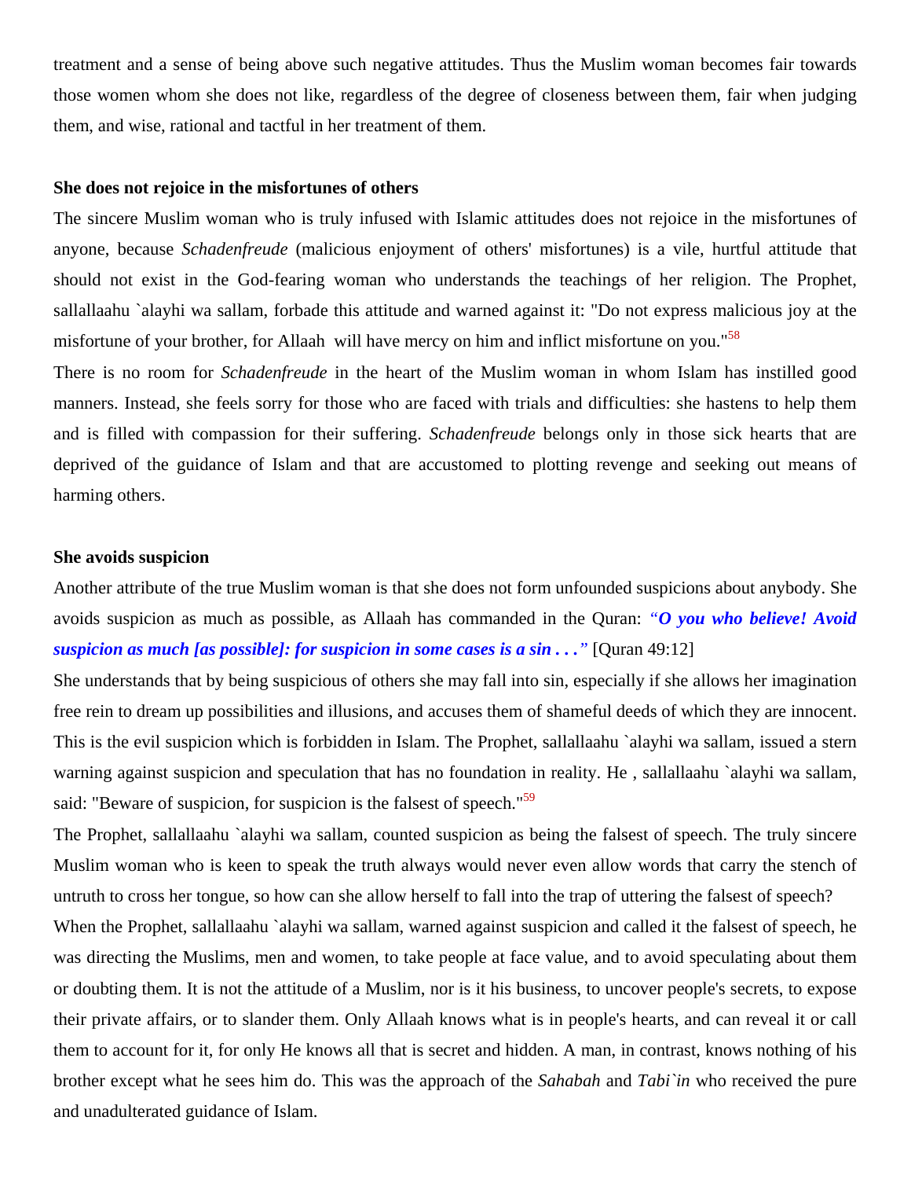treatment and a sense of being above such negative attitudes. Thus the Muslim woman becomes fair towards those women whom she does not like, regardless of the degree of closeness between them, fair when judging them, and wise, rational and tactful in her treatment of them.

**She does not rejoice in the misfortunes of others**

The sincere Muslim woman who is truly infused with Islamic attitudes does not rejoice in the misfortunes of anyone, because *Schadenfreude* (malicious enjoyment of others' misfortunes) is a vile, hurtful attitude that should not exist in the God-fearing woman who understands the teachings of her religion. The Prophet, sallallaahu `alayhi wa sallam, forbade this attitude and warned against it: "Do not express malicious joy at the misfortune of your brother, for Allaah will have mercy on him and inflict misfortune on you."[58]

There is no room for *Schadenfreude* in the heart of the Muslim woman in whom Islam has instilled good manners. Instead, she feels sorry for those who are faced with trials and difficulties: she hastens to help them and is filled with compassion for their suffering. *Schadenfreude* belongs only in those sick hearts that are deprived of the guidance of Islam and that are accustomed to plotting revenge and seeking out means of harming others.

**She avoids suspicion**

Another attribute of the true Muslim woman is that she does not form unfounded suspicions about anybody. She avoids suspicion as much as possible, as Allaah has commanded in the Quran: ***"O you who believe! Avoid suspicion as much [as possible]: for suspicion in some cases is a sin . . ."*** [Quran 49:12]

She understands that by being suspicious of others she may fall into sin, especially if she allows her imagination free rein to dream up possibilities and illusions, and accuses them of shameful deeds of which they are innocent. This is the evil suspicion which is forbidden in Islam. The Prophet, sallallaahu `alayhi wa sallam, issued a stern warning against suspicion and speculation that has no foundation in reality. He , sallallaahu `alayhi wa sallam, said: "Beware of suspicion, for suspicion is the falsest of speech."[59]

The Prophet, sallallaahu `alayhi wa sallam, counted suspicion as being the falsest of speech. The truly sincere Muslim woman who is keen to speak the truth always would never even allow words that carry the stench of untruth to cross her tongue, so how can she allow herself to fall into the trap of uttering the falsest of speech?

When the Prophet, sallallaahu `alayhi wa sallam, warned against suspicion and called it the falsest of speech, he was directing the Muslims, men and women, to take people at face value, and to avoid speculating about them or doubting them. It is not the attitude of a Muslim, nor is it his business, to uncover people's secrets, to expose their private affairs, or to slander them. Only Allaah knows what is in people's hearts, and can reveal it or call them to account for it, for only He knows all that is secret and hidden. A man, in contrast, knows nothing of his brother except what he sees him do. This was the approach of the *Sahabah* and *Tabi`in* who received the pure and unadulterated guidance of Islam.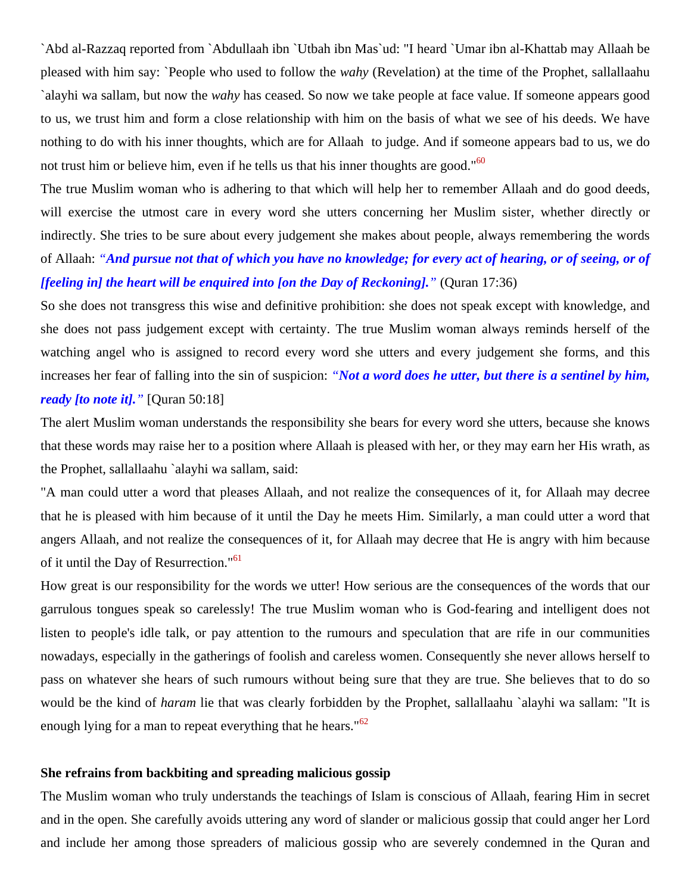`Abd al-Razzaq reported from `Abdullaah ibn `Utbah ibn Mas`ud: "I heard `Umar ibn al-Khattab may Allaah be pleased with him say: `People who used to follow the *wahy* (Revelation) at the time of the Prophet, sallallaahu `alayhi wa sallam, but now the *wahy* has ceased. So now we take people at face value. If someone appears good to us, we trust him and form a close relationship with him on the basis of what we see of his deeds. We have nothing to do with his inner thoughts, which are for Allaah to judge. And if someone appears bad to us, we do not trust him or believe him, even if he tells us that his inner thoughts are good."[60]

The true Muslim woman who is adhering to that which will help her to remember Allaah and do good deeds, will exercise the utmost care in every word she utters concerning her Muslim sister, whether directly or indirectly. She tries to be sure about every judgement she makes about people, always remembering the words of Allaah: ***"And pursue not that of which you have no knowledge; for every act of hearing, or of seeing, or of [feeling in] the heart will be enquired into [on the Day of Reckoning]."*** (Quran 17:36)

So she does not transgress this wise and definitive prohibition: she does not speak except with knowledge, and she does not pass judgement except with certainty. The true Muslim woman always reminds herself of the watching angel who is assigned to record every word she utters and every judgement she forms, and this increases her fear of falling into the sin of suspicion: ***"Not a word does he utter, but there is a sentinel by him, ready [to note it]."*** [Quran 50:18]

The alert Muslim woman understands the responsibility she bears for every word she utters, because she knows that these words may raise her to a position where Allaah is pleased with her, or they may earn her His wrath, as the Prophet, sallallaahu `alayhi wa sallam, said:

"A man could utter a word that pleases Allaah, and not realize the consequences of it, for Allaah may decree that he is pleased with him because of it until the Day he meets Him. Similarly, a man could utter a word that angers Allaah, and not realize the consequences of it, for Allaah may decree that He is angry with him because of it until the Day of Resurrection."[61]

How great is our responsibility for the words we utter! How serious are the consequences of the words that our garrulous tongues speak so carelessly! The true Muslim woman who is God-fearing and intelligent does not listen to people's idle talk, or pay attention to the rumours and speculation that are rife in our communities nowadays, especially in the gatherings of foolish and careless women. Consequently she never allows herself to pass on whatever she hears of such rumours without being sure that they are true. She believes that to do so would be the kind of *haram* lie that was clearly forbidden by the Prophet, sallallaahu `alayhi wa sallam: "It is enough lying for a man to repeat everything that he hears."[62]

### She refrains from backbiting and spreading malicious gossip

The Muslim woman who truly understands the teachings of Islam is conscious of Allaah, fearing Him in secret and in the open. She carefully avoids uttering any word of slander or malicious gossip that could anger her Lord and include her among those spreaders of malicious gossip who are severely condemned in the Quran and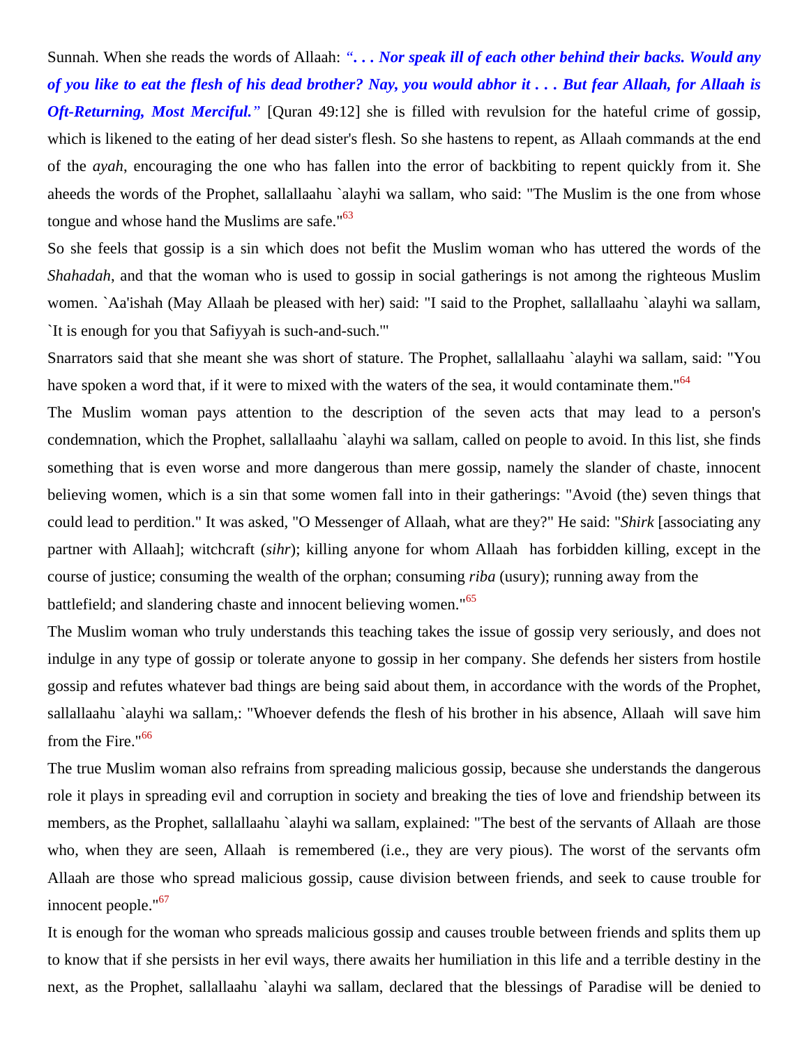Sunnah. When she reads the words of Allaah: *". . . Nor speak ill of each other behind their backs. Would any of you like to eat the flesh of his dead brother? Nay, you would abhor it . . . But fear Allaah, for Allaah is Oft-Returning, Most Merciful."* [Quran 49:12] she is filled with revulsion for the hateful crime of gossip, which is likened to the eating of her dead sister's flesh. So she hastens to repent, as Allaah commands at the end of the *ayah*, encouraging the one who has fallen into the error of backbiting to repent quickly from it. She aheeds the words of the Prophet, sallallaahu `alayhi wa sallam, who said: "The Muslim is the one from whose tongue and whose hand the Muslims are safe."[63]

So she feels that gossip is a sin which does not befit the Muslim woman who has uttered the words of the *Shahadah*, and that the woman who is used to gossip in social gatherings is not among the righteous Muslim women. `Aa'ishah (May Allaah be pleased with her) said: "I said to the Prophet, sallallaahu `alayhi wa sallam, `It is enough for you that Safiyyah is such-and-such.'"

Snarrators said that she meant she was short of stature. The Prophet, sallallaahu `alayhi wa sallam, said: "You have spoken a word that, if it were to mixed with the waters of the sea, it would contaminate them."[64]

The Muslim woman pays attention to the description of the seven acts that may lead to a person's condemnation, which the Prophet, sallallaahu `alayhi wa sallam, called on people to avoid. In this list, she finds something that is even worse and more dangerous than mere gossip, namely the slander of chaste, innocent believing women, which is a sin that some women fall into in their gatherings: "Avoid (the) seven things that could lead to perdition." It was asked, "O Messenger of Allaah, what are they?" He said: "*Shirk* [associating any partner with Allaah]; witchcraft (*sihr*); killing anyone for whom Allaah has forbidden killing, except in the course of justice; consuming the wealth of the orphan; consuming *riba* (usury); running away from the battlefield; and slandering chaste and innocent believing women."[65]

The Muslim woman who truly understands this teaching takes the issue of gossip very seriously, and does not indulge in any type of gossip or tolerate anyone to gossip in her company. She defends her sisters from hostile gossip and refutes whatever bad things are being said about them, in accordance with the words of the Prophet, sallallaahu `alayhi wa sallam,: "Whoever defends the flesh of his brother in his absence, Allaah will save him from the Fire."[66]

The true Muslim woman also refrains from spreading malicious gossip, because she understands the dangerous role it plays in spreading evil and corruption in society and breaking the ties of love and friendship between its members, as the Prophet, sallallaahu `alayhi wa sallam, explained: "The best of the servants of Allaah are those who, when they are seen, Allaah is remembered (i.e., they are very pious). The worst of the servants ofm Allaah are those who spread malicious gossip, cause division between friends, and seek to cause trouble for innocent people."[67]

It is enough for the woman who spreads malicious gossip and causes trouble between friends and splits them up to know that if she persists in her evil ways, there awaits her humiliation in this life and a terrible destiny in the next, as the Prophet, sallallaahu `alayhi wa sallam, declared that the blessings of Paradise will be denied to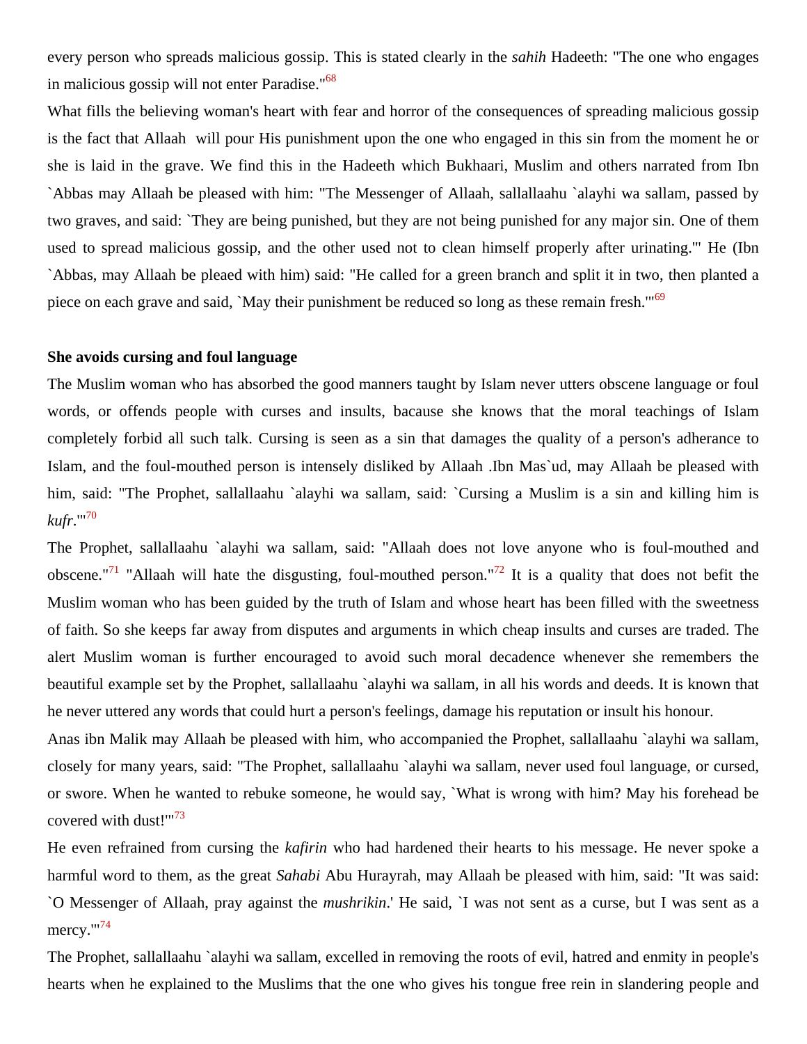every person who spreads malicious gossip. This is stated clearly in the *sahih* Hadeeth: "The one who engages in malicious gossip will not enter Paradise."[68]

What fills the believing woman's heart with fear and horror of the consequences of spreading malicious gossip is the fact that Allaah will pour His punishment upon the one who engaged in this sin from the moment he or she is laid in the grave. We find this in the Hadeeth which Bukhaari, Muslim and others narrated from Ibn `Abbas may Allaah be pleased with him: "The Messenger of Allaah, sallallaahu `alayhi wa sallam, passed by two graves, and said: `They are being punished, but they are not being punished for any major sin. One of them used to spread malicious gossip, and the other used not to clean himself properly after urinating.'" He (Ibn `Abbas, may Allaah be pleaed with him) said: "He called for a green branch and split it in two, then planted a piece on each grave and said, `May their punishment be reduced so long as these remain fresh.'"[69]

### She avoids cursing and foul language

The Muslim woman who has absorbed the good manners taught by Islam never utters obscene language or foul words, or offends people with curses and insults, bacause she knows that the moral teachings of Islam completely forbid all such talk. Cursing is seen as a sin that damages the quality of a person's adherance to Islam, and the foul-mouthed person is intensely disliked by Allaah .Ibn Mas`ud, may Allaah be pleased with him, said: "The Prophet, sallallaahu `alayhi wa sallam, said: `Cursing a Muslim is a sin and killing him is *kufr*.'"[70]

The Prophet, sallallaahu `alayhi wa sallam, said: "Allaah does not love anyone who is foul-mouthed and obscene."[71] "Allaah will hate the disgusting, foul-mouthed person."[72] It is a quality that does not befit the Muslim woman who has been guided by the truth of Islam and whose heart has been filled with the sweetness of faith. So she keeps far away from disputes and arguments in which cheap insults and curses are traded. The alert Muslim woman is further encouraged to avoid such moral decadence whenever she remembers the beautiful example set by the Prophet, sallallaahu `alayhi wa sallam, in all his words and deeds. It is known that he never uttered any words that could hurt a person's feelings, damage his reputation or insult his honour.

Anas ibn Malik may Allaah be pleased with him, who accompanied the Prophet, sallallaahu `alayhi wa sallam, closely for many years, said: "The Prophet, sallallaahu `alayhi wa sallam, never used foul language, or cursed, or swore. When he wanted to rebuke someone, he would say, `What is wrong with him? May his forehead be covered with dust!'"[73]

He even refrained from cursing the *kafirin* who had hardened their hearts to his message. He never spoke a harmful word to them, as the great *Sahabi* Abu Hurayrah, may Allaah be pleased with him, said: "It was said: `O Messenger of Allaah, pray against the *mushrikin*.' He said, `I was not sent as a curse, but I was sent as a mercy.'"[74]

The Prophet, sallallaahu `alayhi wa sallam, excelled in removing the roots of evil, hatred and enmity in people's hearts when he explained to the Muslims that the one who gives his tongue free rein in slandering people and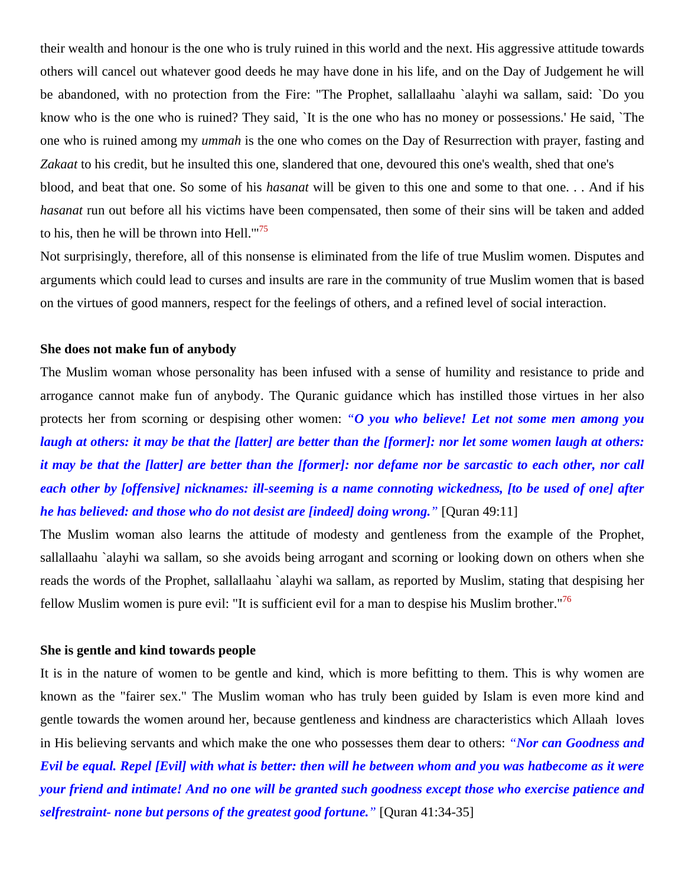their wealth and honour is the one who is truly ruined in this world and the next. His aggressive attitude towards others will cancel out whatever good deeds he may have done in his life, and on the Day of Judgement he will be abandoned, with no protection from the Fire: "The Prophet, sallallaahu `alayhi wa sallam, said: `Do you know who is the one who is ruined? They said, `It is the one who has no money or possessions.' He said, `The one who is ruined among my *ummah* is the one who comes on the Day of Resurrection with prayer, fasting and *Zakaat* to his credit, but he insulted this one, slandered that one, devoured this one's wealth, shed that one's blood, and beat that one. So some of his *hasanat* will be given to this one and some to that one. . . And if his *hasanat* run out before all his victims have been compensated, then some of their sins will be taken and added to his, then he will be thrown into Hell.'"[75]

Not surprisingly, therefore, all of this nonsense is eliminated from the life of true Muslim women. Disputes and arguments which could lead to curses and insults are rare in the community of true Muslim women that is based on the virtues of good manners, respect for the feelings of others, and a refined level of social interaction.

**She does not make fun of anybody**

The Muslim woman whose personality has been infused with a sense of humility and resistance to pride and arrogance cannot make fun of anybody. The Quranic guidance which has instilled those virtues in her also protects her from scorning or despising other women: ***"O you who believe! Let not some men among you laugh at others: it may be that the [latter] are better than the [former]: nor let some women laugh at others: it may be that the [latter] are better than the [former]: nor defame nor be sarcastic to each other, nor call each other by [offensive] nicknames: ill-seeming is a name connoting wickedness, [to be used of one] after he has believed: and those who do not desist are [indeed] doing wrong."*** [Quran 49:11]

The Muslim woman also learns the attitude of modesty and gentleness from the example of the Prophet, sallallaahu `alayhi wa sallam, so she avoids being arrogant and scorning or looking down on others when she reads the words of the Prophet, sallallaahu `alayhi wa sallam, as reported by Muslim, stating that despising her fellow Muslim women is pure evil: "It is sufficient evil for a man to despise his Muslim brother."[76]

**She is gentle and kind towards people**

It is in the nature of women to be gentle and kind, which is more befitting to them. This is why women are known as the "fairer sex." The Muslim woman who has truly been guided by Islam is even more kind and gentle towards the women around her, because gentleness and kindness are characteristics which Allaah loves in His believing servants and which make the one who possesses them dear to others: ***"Nor can Goodness and Evil be equal. Repel [Evil] with what is better: then will he between whom and you was hatbecome as it were your friend and intimate! And no one will be granted such goodness except those who exercise patience and selfrestraint- none but persons of the greatest good fortune."*** [Quran 41:34-35]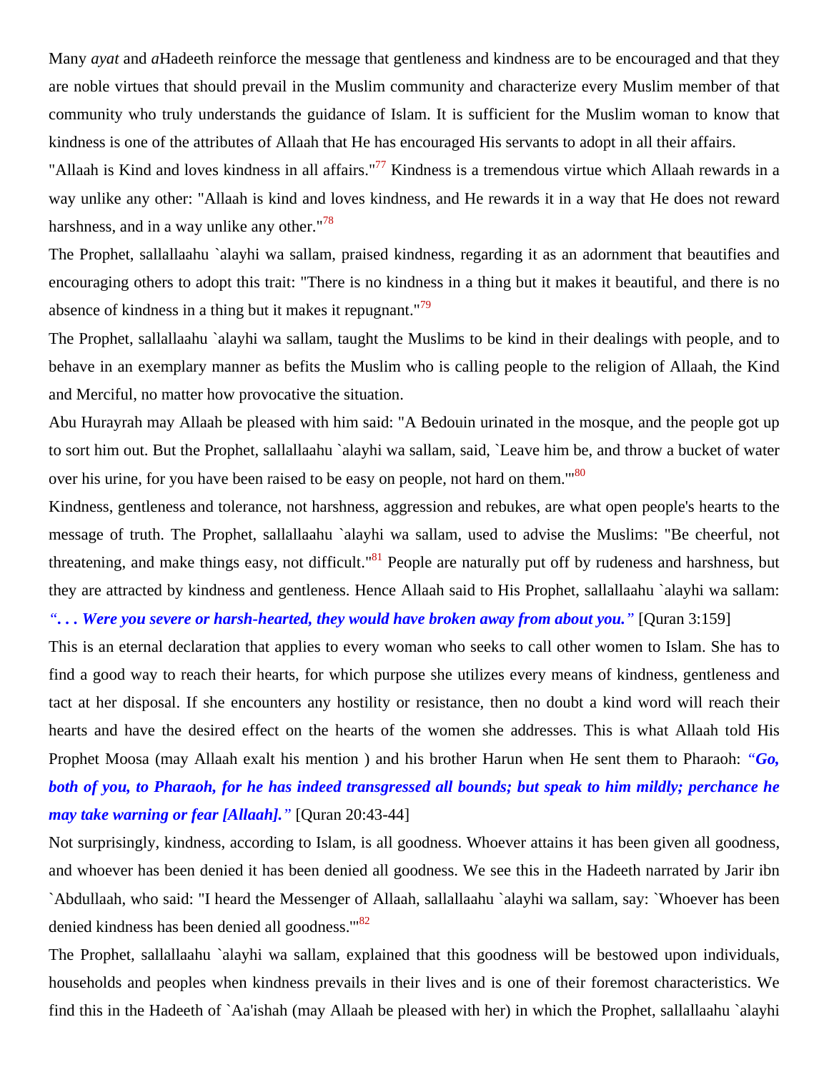Many *ayat* and *a*Hadeeth reinforce the message that gentleness and kindness are to be encouraged and that they are noble virtues that should prevail in the Muslim community and characterize every Muslim member of that community who truly understands the guidance of Islam. It is sufficient for the Muslim woman to know that kindness is one of the attributes of Allaah that He has encouraged His servants to adopt in all their affairs.

"Allaah is Kind and loves kindness in all affairs."[77] Kindness is a tremendous virtue which Allaah rewards in a way unlike any other: "Allaah is kind and loves kindness, and He rewards it in a way that He does not reward harshness, and in a way unlike any other."[78]

The Prophet, sallallaahu `alayhi wa sallam, praised kindness, regarding it as an adornment that beautifies and encouraging others to adopt this trait: "There is no kindness in a thing but it makes it beautiful, and there is no absence of kindness in a thing but it makes it repugnant."[79]

The Prophet, sallallaahu `alayhi wa sallam, taught the Muslims to be kind in their dealings with people, and to behave in an exemplary manner as befits the Muslim who is calling people to the religion of Allaah, the Kind and Merciful, no matter how provocative the situation.

Abu Hurayrah may Allaah be pleased with him said: "A Bedouin urinated in the mosque, and the people got up to sort him out. But the Prophet, sallallaahu `alayhi wa sallam, said, `Leave him be, and throw a bucket of water over his urine, for you have been raised to be easy on people, not hard on them.'"[80]

Kindness, gentleness and tolerance, not harshness, aggression and rebukes, are what open people's hearts to the message of truth. The Prophet, sallallaahu `alayhi wa sallam, used to advise the Muslims: "Be cheerful, not threatening, and make things easy, not difficult."[81] People are naturally put off by rudeness and harshness, but they are attracted by kindness and gentleness. Hence Allaah said to His Prophet, sallallaahu `alayhi wa sallam: ***". . . Were you severe or harsh-hearted, they would have broken away from about you."*** [Quran 3:159]

This is an eternal declaration that applies to every woman who seeks to call other women to Islam. She has to find a good way to reach their hearts, for which purpose she utilizes every means of kindness, gentleness and tact at her disposal. If she encounters any hostility or resistance, then no doubt a kind word will reach their hearts and have the desired effect on the hearts of the women she addresses. This is what Allaah told His Prophet Moosa (may Allaah exalt his mention ) and his brother Harun when He sent them to Pharaoh: ***"Go, both of you, to Pharaoh, for he has indeed transgressed all bounds; but speak to him mildly; perchance he may take warning or fear [Allaah]."*** [Quran 20:43-44]

Not surprisingly, kindness, according to Islam, is all goodness. Whoever attains it has been given all goodness, and whoever has been denied it has been denied all goodness. We see this in the Hadeeth narrated by Jarir ibn `Abdullaah, who said: "I heard the Messenger of Allaah, sallallaahu `alayhi wa sallam, say: `Whoever has been denied kindness has been denied all goodness.'"[82]

The Prophet, sallallaahu `alayhi wa sallam, explained that this goodness will be bestowed upon individuals, households and peoples when kindness prevails in their lives and is one of their foremost characteristics. We find this in the Hadeeth of `Aa'ishah (may Allaah be pleased with her) in which the Prophet, sallallaahu `alayhi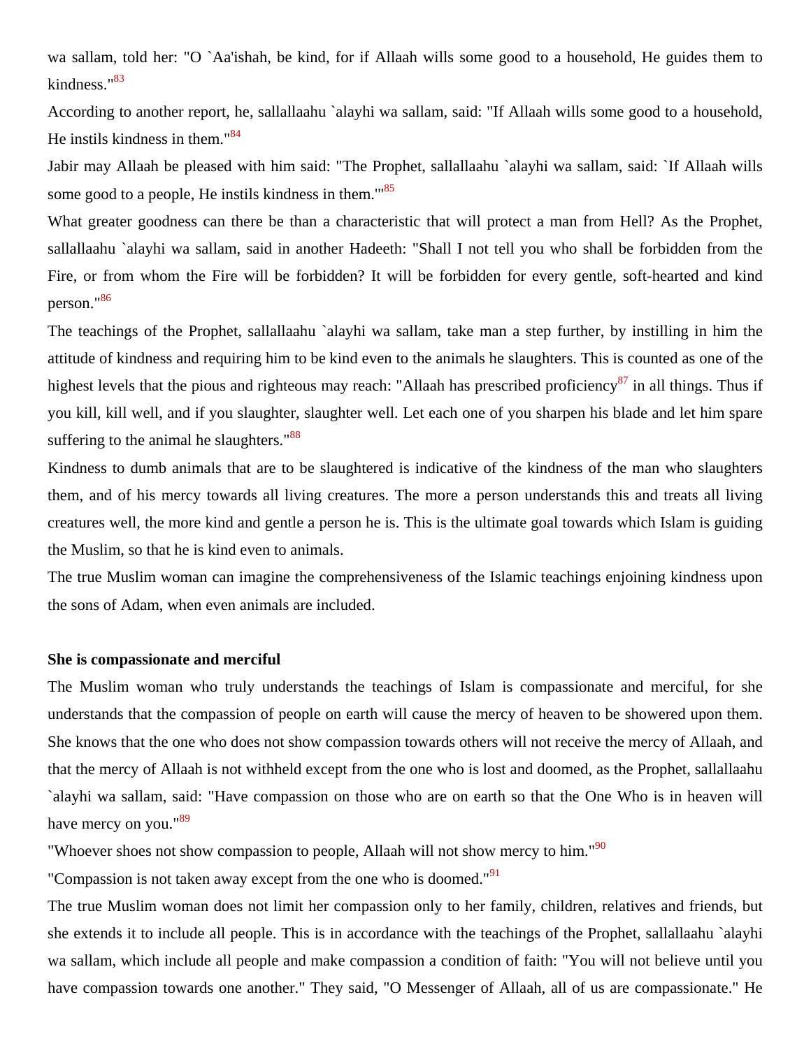wa sallam, told her: "O `Aa'ishah, be kind, for if Allaah wills some good to a household, He guides them to kindness."[83]

According to another report, he, sallallaahu `alayhi wa sallam, said: "If Allaah wills some good to a household, He instils kindness in them."[84]

Jabir may Allaah be pleased with him said: "The Prophet, sallallaahu `alayhi wa sallam, said: `If Allaah wills some good to a people, He instils kindness in them.'"[85]

What greater goodness can there be than a characteristic that will protect a man from Hell? As the Prophet, sallallaahu `alayhi wa sallam, said in another Hadeeth: "Shall I not tell you who shall be forbidden from the Fire, or from whom the Fire will be forbidden? It will be forbidden for every gentle, soft-hearted and kind person."[86]

The teachings of the Prophet, sallallaahu `alayhi wa sallam, take man a step further, by instilling in him the attitude of kindness and requiring him to be kind even to the animals he slaughters. This is counted as one of the highest levels that the pious and righteous may reach: "Allaah has prescribed proficiency[87] in all things. Thus if you kill, kill well, and if you slaughter, slaughter well. Let each one of you sharpen his blade and let him spare suffering to the animal he slaughters."[88]

Kindness to dumb animals that are to be slaughtered is indicative of the kindness of the man who slaughters them, and of his mercy towards all living creatures. The more a person understands this and treats all living creatures well, the more kind and gentle a person he is. This is the ultimate goal towards which Islam is guiding the Muslim, so that he is kind even to animals.

The true Muslim woman can imagine the comprehensiveness of the Islamic teachings enjoining kindness upon the sons of Adam, when even animals are included.

**She is compassionate and merciful**

The Muslim woman who truly understands the teachings of Islam is compassionate and merciful, for she understands that the compassion of people on earth will cause the mercy of heaven to be showered upon them. She knows that the one who does not show compassion towards others will not receive the mercy of Allaah, and that the mercy of Allaah is not withheld except from the one who is lost and doomed, as the Prophet, sallallaahu `alayhi wa sallam, said: "Have compassion on those who are on earth so that the One Who is in heaven will have mercy on you."[89]

"Whoever shoes not show compassion to people, Allaah will not show mercy to him."[90]

"Compassion is not taken away except from the one who is doomed."[91]

The true Muslim woman does not limit her compassion only to her family, children, relatives and friends, but she extends it to include all people. This is in accordance with the teachings of the Prophet, sallallaahu `alayhi wa sallam, which include all people and make compassion a condition of faith: "You will not believe until you have compassion towards one another." They said, "O Messenger of Allaah, all of us are compassionate." He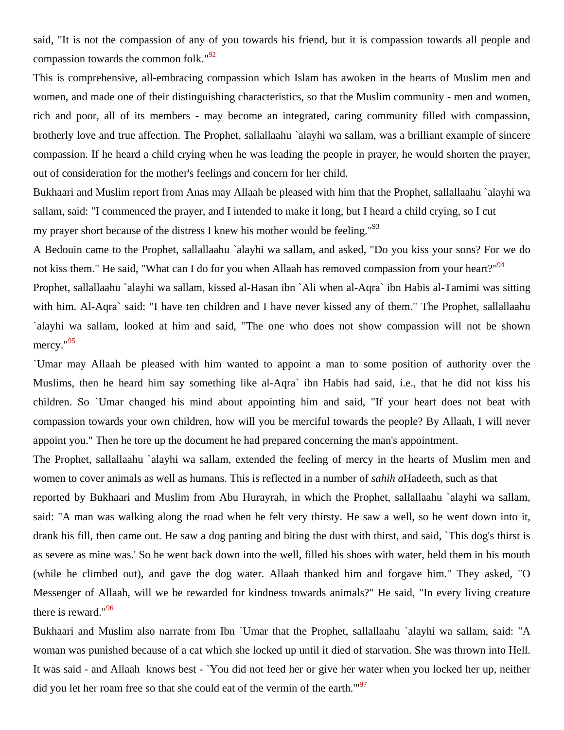said, "It is not the compassion of any of you towards his friend, but it is compassion towards all people and compassion towards the common folk."[92]

This is comprehensive, all-embracing compassion which Islam has awoken in the hearts of Muslim men and women, and made one of their distinguishing characteristics, so that the Muslim community - men and women, rich and poor, all of its members - may become an integrated, caring community filled with compassion, brotherly love and true affection. The Prophet, sallallaahu `alayhi wa sallam, was a brilliant example of sincere compassion. If he heard a child crying when he was leading the people in prayer, he would shorten the prayer, out of consideration for the mother's feelings and concern for her child.

Bukhaari and Muslim report from Anas may Allaah be pleased with him that the Prophet, sallallaahu `alayhi wa sallam, said: "I commenced the prayer, and I intended to make it long, but I heard a child crying, so I cut my prayer short because of the distress I knew his mother would be feeling."[93]

A Bedouin came to the Prophet, sallallaahu `alayhi wa sallam, and asked, "Do you kiss your sons? For we do not kiss them." He said, "What can I do for you when Allaah has removed compassion from your heart?"[94]

Prophet, sallallaahu `alayhi wa sallam, kissed al-Hasan ibn `Ali when al-Aqra` ibn Habis al-Tamimi was sitting with him. Al-Aqra` said: "I have ten children and I have never kissed any of them." The Prophet, sallallaahu `alayhi wa sallam, looked at him and said, "The one who does not show compassion will not be shown mercy."[95]

`Umar may Allaah be pleased with him wanted to appoint a man to some position of authority over the Muslims, then he heard him say something like al-Aqra` ibn Habis had said, i.e., that he did not kiss his children. So `Umar changed his mind about appointing him and said, "If your heart does not beat with compassion towards your own children, how will you be merciful towards the people? By Allaah, I will never appoint you." Then he tore up the document he had prepared concerning the man's appointment.

The Prophet, sallallaahu `alayhi wa sallam, extended the feeling of mercy in the hearts of Muslim men and women to cover animals as well as humans. This is reflected in a number of *sahih a*Hadeeth, such as that reported by Bukhaari and Muslim from Abu Hurayrah, in which the Prophet, sallallaahu `alayhi wa sallam, said: "A man was walking along the road when he felt very thirsty. He saw a well, so he went down into it, drank his fill, then came out. He saw a dog panting and biting the dust with thirst, and said, `This dog's thirst is as severe as mine was.' So he went back down into the well, filled his shoes with water, held them in his mouth (while he climbed out), and gave the dog water. Allaah thanked him and forgave him." They asked, "O Messenger of Allaah, will we be rewarded for kindness towards animals?" He said, "In every living creature there is reward."[96]

Bukhaari and Muslim also narrate from Ibn `Umar that the Prophet, sallallaahu `alayhi wa sallam, said: "A woman was punished because of a cat which she locked up until it died of starvation. She was thrown into Hell. It was said - and Allaah knows best - `You did not feed her or give her water when you locked her up, neither did you let her roam free so that she could eat of the vermin of the earth.'"[97]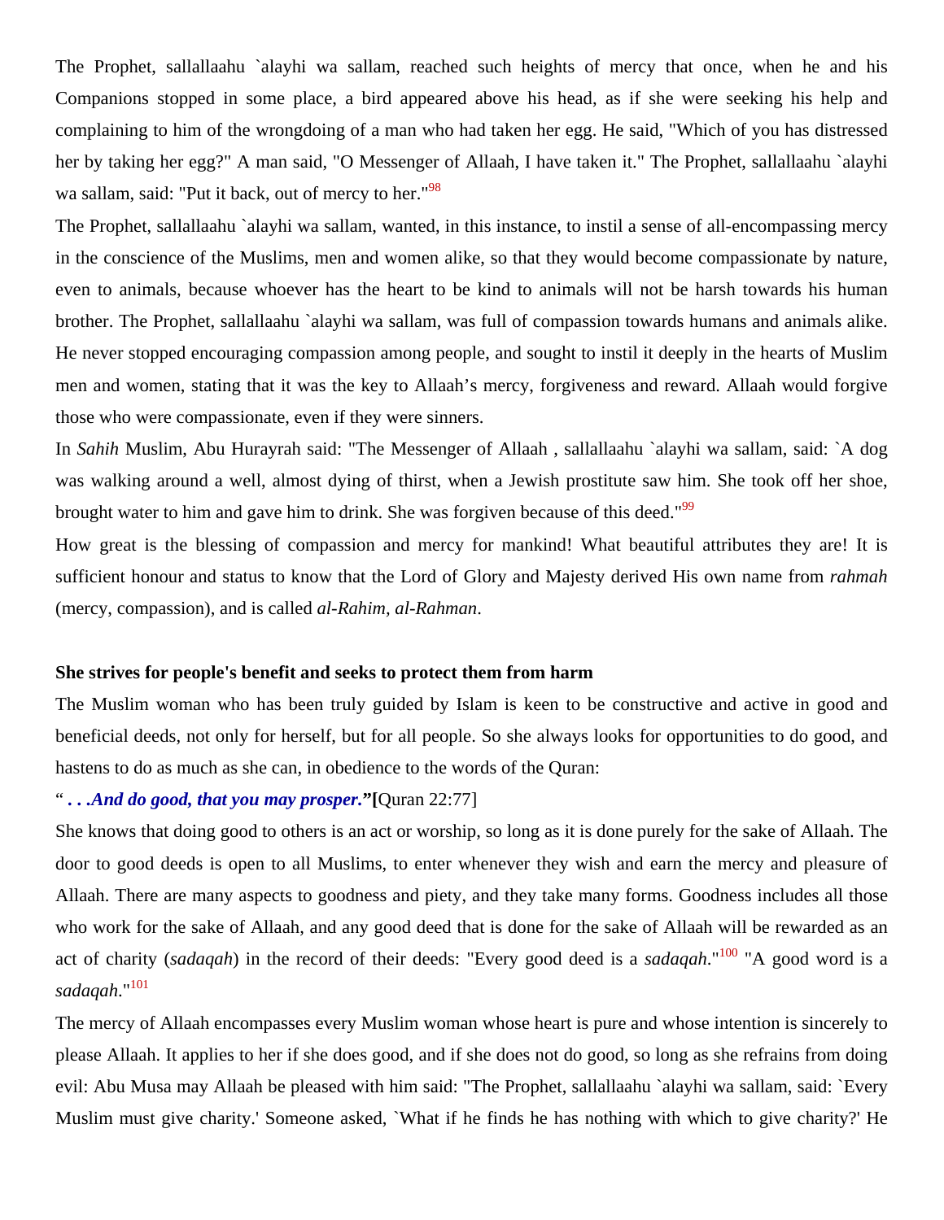The Prophet, sallallaahu `alayhi wa sallam, reached such heights of mercy that once, when he and his Companions stopped in some place, a bird appeared above his head, as if she were seeking his help and complaining to him of the wrongdoing of a man who had taken her egg. He said, "Which of you has distressed her by taking her egg?" A man said, "O Messenger of Allaah, I have taken it." The Prophet, sallallaahu `alayhi wa sallam, said: "Put it back, out of mercy to her."[98]

The Prophet, sallallaahu `alayhi wa sallam, wanted, in this instance, to instil a sense of all-encompassing mercy in the conscience of the Muslims, men and women alike, so that they would become compassionate by nature, even to animals, because whoever has the heart to be kind to animals will not be harsh towards his human brother. The Prophet, sallallaahu `alayhi wa sallam, was full of compassion towards humans and animals alike. He never stopped encouraging compassion among people, and sought to instil it deeply in the hearts of Muslim men and women, stating that it was the key to Allaah's mercy, forgiveness and reward. Allaah would forgive those who were compassionate, even if they were sinners.

In *Sahih* Muslim, Abu Hurayrah said: "The Messenger of Allaah , sallallaahu `alayhi wa sallam, said: `A dog was walking around a well, almost dying of thirst, when a Jewish prostitute saw him. She took off her shoe, brought water to him and gave him to drink. She was forgiven because of this deed."[99]

How great is the blessing of compassion and mercy for mankind! What beautiful attributes they are! It is sufficient honour and status to know that the Lord of Glory and Majesty derived His own name from *rahmah* (mercy, compassion), and is called *al-Rahim, al-Rahman*.

**She strives for people's benefit and seeks to protect them from harm**

The Muslim woman who has been truly guided by Islam is keen to be constructive and active in good and beneficial deeds, not only for herself, but for all people. So she always looks for opportunities to do good, and hastens to do as much as she can, in obedience to the words of the Quran:

"***. . .And do good, that you may prosper.*"**[Quran 22:77]

She knows that doing good to others is an act or worship, so long as it is done purely for the sake of Allaah. The door to good deeds is open to all Muslims, to enter whenever they wish and earn the mercy and pleasure of Allaah. There are many aspects to goodness and piety, and they take many forms. Goodness includes all those who work for the sake of Allaah, and any good deed that is done for the sake of Allaah will be rewarded as an act of charity (*sadaqah*) in the record of their deeds: "Every good deed is a *sadaqah*."[100] "A good word is a *sadaqah*."[101]

The mercy of Allaah encompasses every Muslim woman whose heart is pure and whose intention is sincerely to please Allaah. It applies to her if she does good, and if she does not do good, so long as she refrains from doing evil: Abu Musa may Allaah be pleased with him said: "The Prophet, sallallaahu `alayhi wa sallam, said: `Every Muslim must give charity.' Someone asked, `What if he finds he has nothing with which to give charity?' He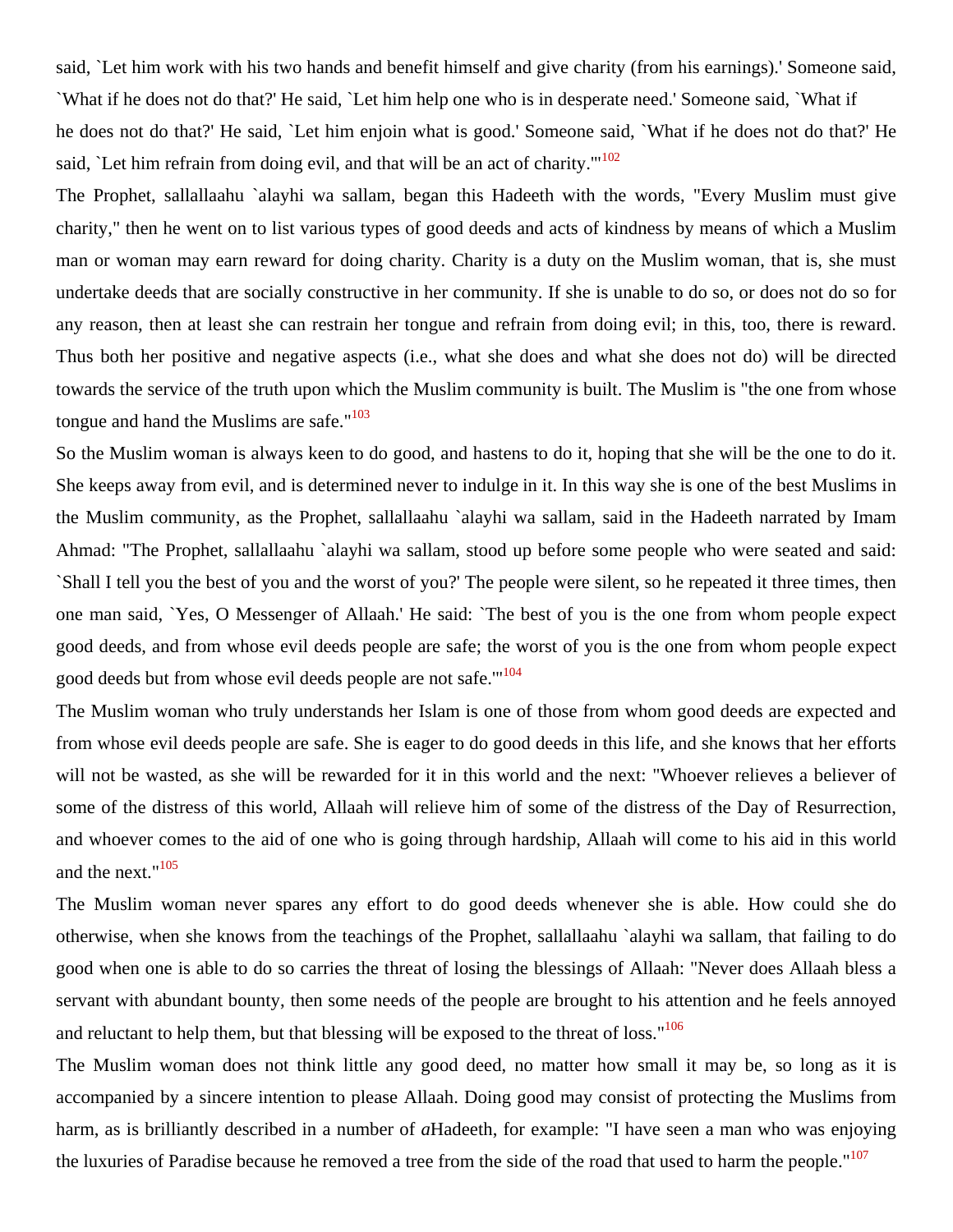said, `Let him work with his two hands and benefit himself and give charity (from his earnings).' Someone said, `What if he does not do that?' He said, `Let him help one who is in desperate need.' Someone said, `What if he does not do that?' He said, `Let him enjoin what is good.' Someone said, `What if he does not do that?' He said, `Let him refrain from doing evil, and that will be an act of charity.'"[102]

The Prophet, sallallaahu `alayhi wa sallam, began this Hadeeth with the words, "Every Muslim must give charity," then he went on to list various types of good deeds and acts of kindness by means of which a Muslim man or woman may earn reward for doing charity. Charity is a duty on the Muslim woman, that is, she must undertake deeds that are socially constructive in her community. If she is unable to do so, or does not do so for any reason, then at least she can restrain her tongue and refrain from doing evil; in this, too, there is reward. Thus both her positive and negative aspects (i.e., what she does and what she does not do) will be directed towards the service of the truth upon which the Muslim community is built. The Muslim is "the one from whose tongue and hand the Muslims are safe."[103]

So the Muslim woman is always keen to do good, and hastens to do it, hoping that she will be the one to do it. She keeps away from evil, and is determined never to indulge in it. In this way she is one of the best Muslims in the Muslim community, as the Prophet, sallallaahu `alayhi wa sallam, said in the Hadeeth narrated by Imam Ahmad: "The Prophet, sallallaahu `alayhi wa sallam, stood up before some people who were seated and said: `Shall I tell you the best of you and the worst of you?' The people were silent, so he repeated it three times, then one man said, `Yes, O Messenger of Allaah.' He said: `The best of you is the one from whom people expect good deeds, and from whose evil deeds people are safe; the worst of you is the one from whom people expect good deeds but from whose evil deeds people are not safe.'"[104]

The Muslim woman who truly understands her Islam is one of those from whom good deeds are expected and from whose evil deeds people are safe. She is eager to do good deeds in this life, and she knows that her efforts will not be wasted, as she will be rewarded for it in this world and the next: "Whoever relieves a believer of some of the distress of this world, Allaah will relieve him of some of the distress of the Day of Resurrection, and whoever comes to the aid of one who is going through hardship, Allaah will come to his aid in this world and the next."[105]

The Muslim woman never spares any effort to do good deeds whenever she is able. How could she do otherwise, when she knows from the teachings of the Prophet, sallallaahu `alayhi wa sallam, that failing to do good when one is able to do so carries the threat of losing the blessings of Allaah: "Never does Allaah bless a servant with abundant bounty, then some needs of the people are brought to his attention and he feels annoyed and reluctant to help them, but that blessing will be exposed to the threat of loss."[106]

The Muslim woman does not think little any good deed, no matter how small it may be, so long as it is accompanied by a sincere intention to please Allaah. Doing good may consist of protecting the Muslims from harm, as is brilliantly described in a number of *a*Hadeeth, for example: "I have seen a man who was enjoying the luxuries of Paradise because he removed a tree from the side of the road that used to harm the people."[107]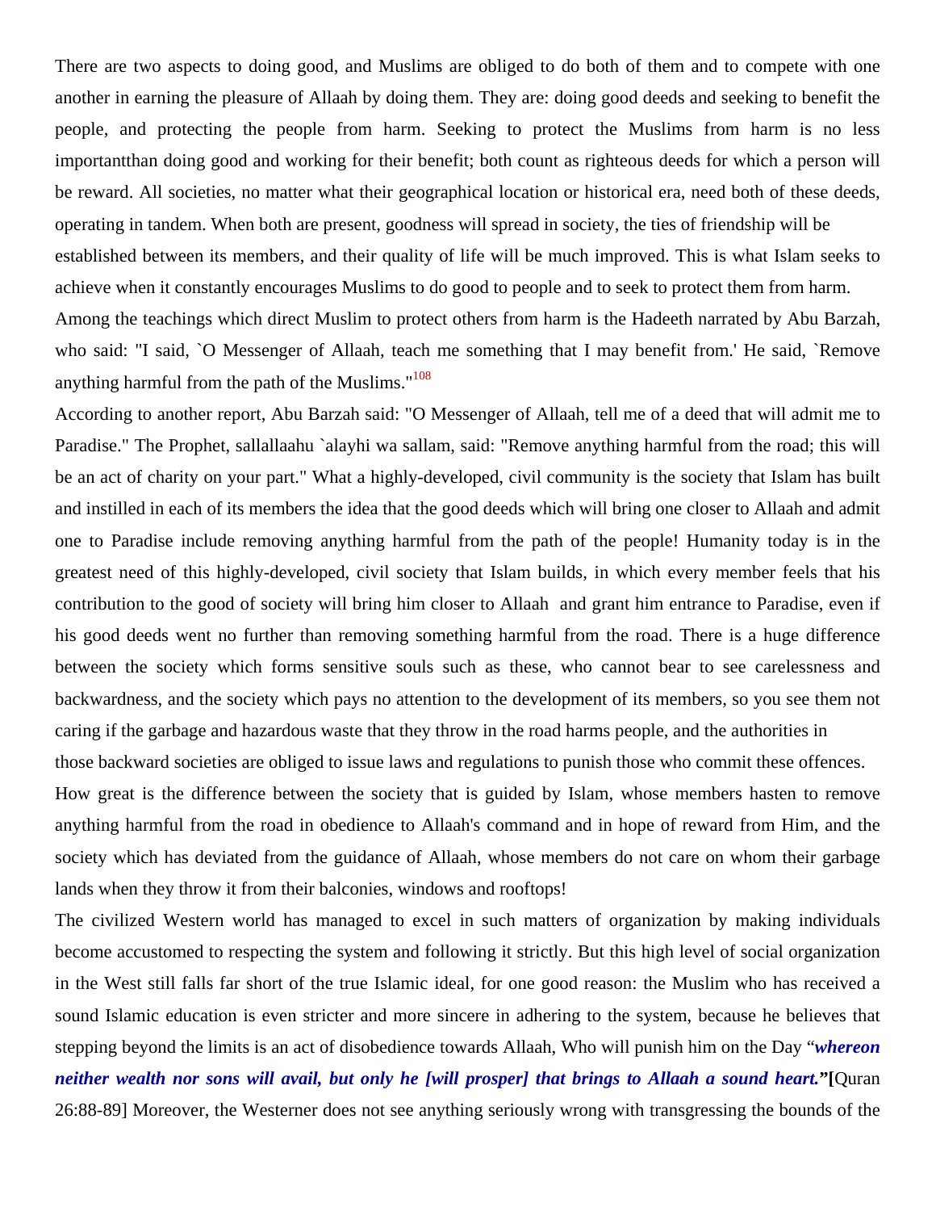There are two aspects to doing good, and Muslims are obliged to do both of them and to compete with one another in earning the pleasure of Allaah by doing them. They are: doing good deeds and seeking to benefit the people, and protecting the people from harm. Seeking to protect the Muslims from harm is no less importantthan doing good and working for their benefit; both count as righteous deeds for which a person will be reward. All societies, no matter what their geographical location or historical era, need both of these deeds, operating in tandem. When both are present, goodness will spread in society, the ties of friendship will be established between its members, and their quality of life will be much improved. This is what Islam seeks to achieve when it constantly encourages Muslims to do good to people and to seek to protect them from harm.

Among the teachings which direct Muslim to protect others from harm is the Hadeeth narrated by Abu Barzah, who said: "I said, `O Messenger of Allaah, teach me something that I may benefit from.' He said, `Remove anything harmful from the path of the Muslims."[108]

According to another report, Abu Barzah said: "O Messenger of Allaah, tell me of a deed that will admit me to Paradise." The Prophet, sallallaahu `alayhi wa sallam, said: "Remove anything harmful from the road; this will be an act of charity on your part." What a highly-developed, civil community is the society that Islam has built and instilled in each of its members the idea that the good deeds which will bring one closer to Allaah and admit one to Paradise include removing anything harmful from the path of the people! Humanity today is in the greatest need of this highly-developed, civil society that Islam builds, in which every member feels that his contribution to the good of society will bring him closer to Allaah and grant him entrance to Paradise, even if his good deeds went no further than removing something harmful from the road. There is a huge difference between the society which forms sensitive souls such as these, who cannot bear to see carelessness and backwardness, and the society which pays no attention to the development of its members, so you see them not caring if the garbage and hazardous waste that they throw in the road harms people, and the authorities in those backward societies are obliged to issue laws and regulations to punish those who commit these offences.

How great is the difference between the society that is guided by Islam, whose members hasten to remove anything harmful from the road in obedience to Allaah's command and in hope of reward from Him, and the society which has deviated from the guidance of Allaah, whose members do not care on whom their garbage lands when they throw it from their balconies, windows and rooftops!

The civilized Western world has managed to excel in such matters of organization by making individuals become accustomed to respecting the system and following it strictly. But this high level of social organization in the West still falls far short of the true Islamic ideal, for one good reason: the Muslim who has received a sound Islamic education is even stricter and more sincere in adhering to the system, because he believes that stepping beyond the limits is an act of disobedience towards Allaah, Who will punish him on the Day "***whereon neither wealth nor sons will avail, but only he [will prosper] that brings to Allaah a sound heart.***"**[**Quran 26:88-89] Moreover, the Westerner does not see anything seriously wrong with transgressing the bounds of the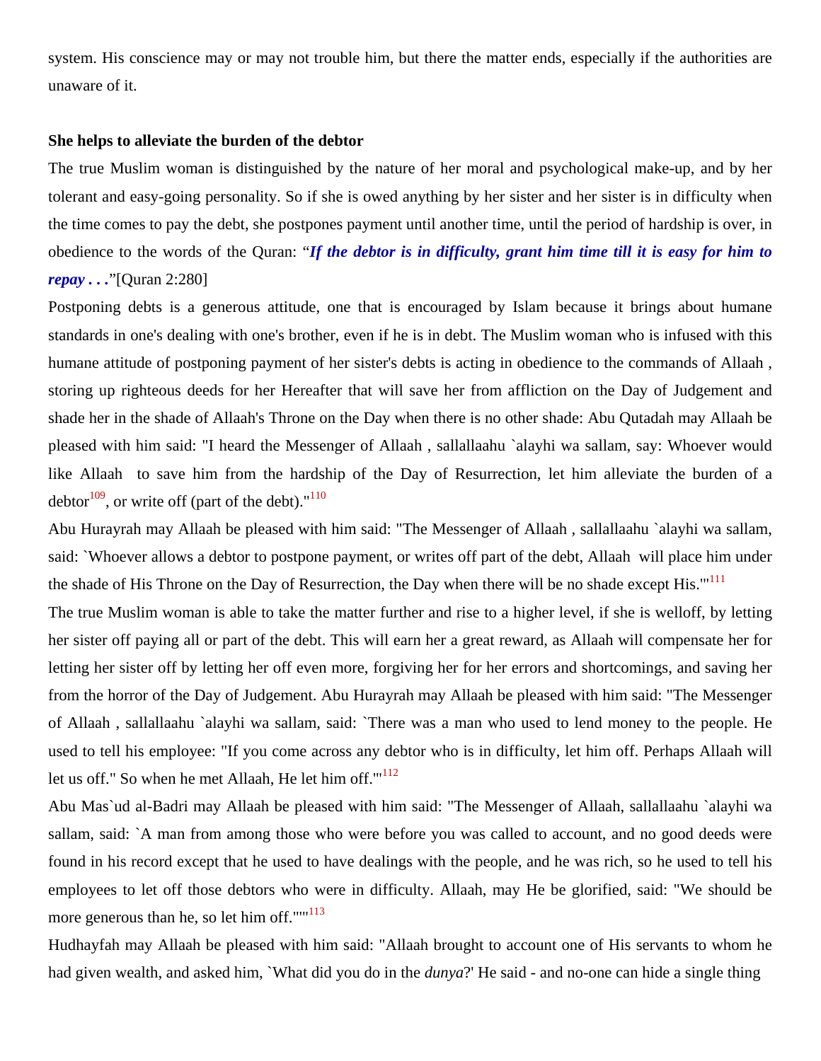system. His conscience may or may not trouble him, but there the matter ends, especially if the authorities are unaware of it.

**She helps to alleviate the burden of the debtor**

The true Muslim woman is distinguished by the nature of her moral and psychological make-up, and by her tolerant and easy-going personality. So if she is owed anything by her sister and her sister is in difficulty when the time comes to pay the debt, she postpones payment until another time, until the period of hardship is over, in obedience to the words of the Quran: "***If the debtor is in difficulty, grant him time till it is easy for him to repay . . .***"[Quran 2:280]

Postponing debts is a generous attitude, one that is encouraged by Islam because it brings about humane standards in one's dealing with one's brother, even if he is in debt. The Muslim woman who is infused with this humane attitude of postponing payment of her sister's debts is acting in obedience to the commands of Allaah , storing up righteous deeds for her Hereafter that will save her from affliction on the Day of Judgement and shade her in the shade of Allaah's Throne on the Day when there is no other shade: Abu Qutadah may Allaah be pleased with him said: "I heard the Messenger of Allaah , sallallaahu `alayhi wa sallam, say: Whoever would like Allaah to save him from the hardship of the Day of Resurrection, let him alleviate the burden of a debtor[109], or write off (part of the debt)."[110]

Abu Hurayrah may Allaah be pleased with him said: "The Messenger of Allaah , sallallaahu `alayhi wa sallam, said: `Whoever allows a debtor to postpone payment, or writes off part of the debt, Allaah will place him under the shade of His Throne on the Day of Resurrection, the Day when there will be no shade except His.'"[111]

The true Muslim woman is able to take the matter further and rise to a higher level, if she is welloff, by letting her sister off paying all or part of the debt. This will earn her a great reward, as Allaah will compensate her for letting her sister off by letting her off even more, forgiving her for her errors and shortcomings, and saving her from the horror of the Day of Judgement. Abu Hurayrah may Allaah be pleased with him said: "The Messenger of Allaah , sallallaahu `alayhi wa sallam, said: `There was a man who used to lend money to the people. He used to tell his employee: "If you come across any debtor who is in difficulty, let him off. Perhaps Allaah will let us off." So when he met Allaah, He let him off.'"[112]

Abu Mas`ud al-Badri may Allaah be pleased with him said: "The Messenger of Allaah, sallallaahu `alayhi wa sallam, said: `A man from among those who were before you was called to account, and no good deeds were found in his record except that he used to have dealings with the people, and he was rich, so he used to tell his employees to let off those debtors who were in difficulty. Allaah, may He be glorified, said: "We should be more generous than he, so let him off."'"[113]

Hudhayfah may Allaah be pleased with him said: "Allaah brought to account one of His servants to whom he had given wealth, and asked him, `What did you do in the *dunya*?' He said - and no-one can hide a single thing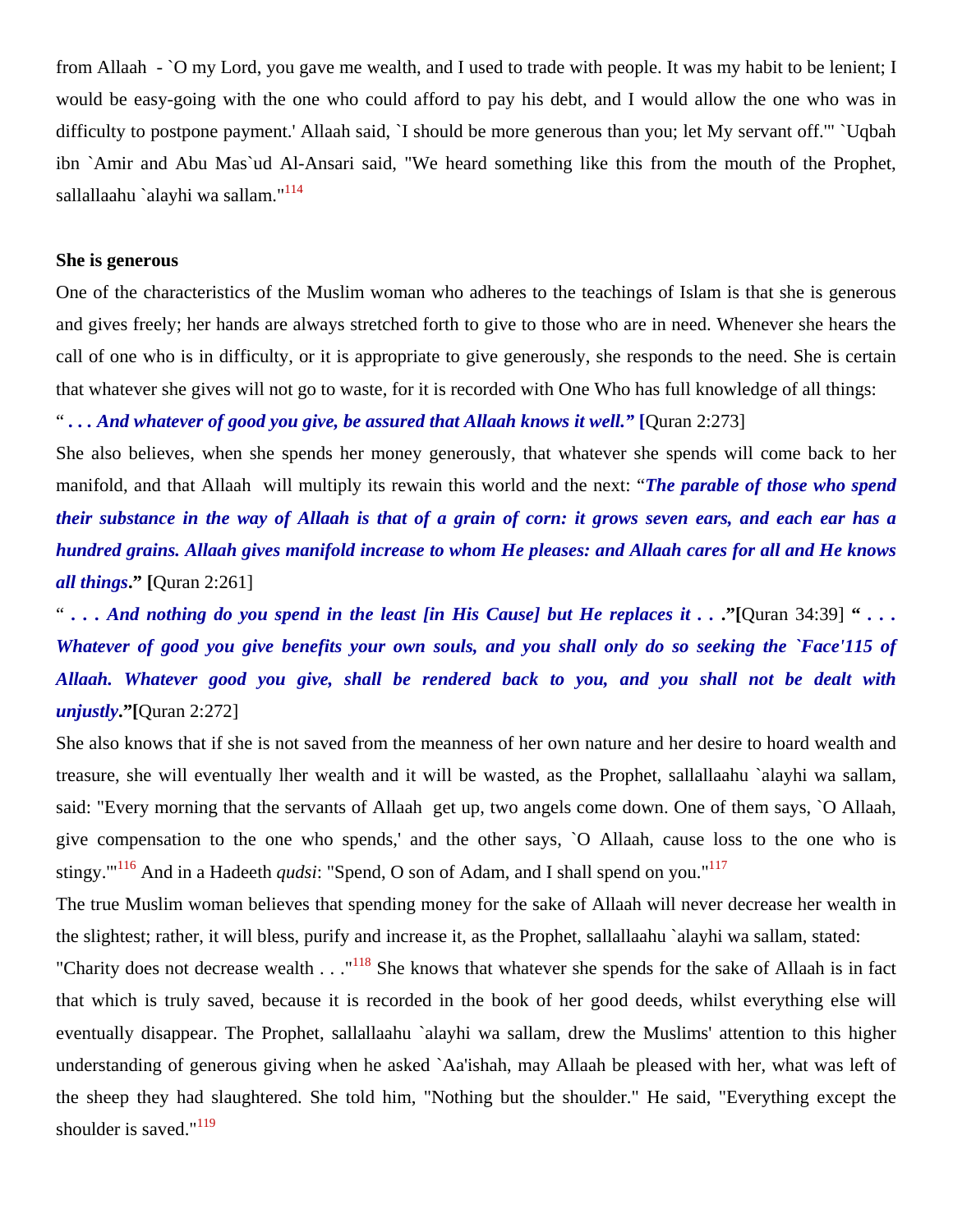from Allaah  - `O my Lord, you gave me wealth, and I used to trade with people. It was my habit to be lenient; I would be easy-going with the one who could afford to pay his debt, and I would allow the one who was in difficulty to postpone payment.' Allaah said, `I should be more generous than you; let My servant off.'" `Uqbah ibn `Amir and Abu Mas`ud Al-Ansari said, "We heard something like this from the mouth of the Prophet, sallallaahu `alayhi wa sallam."[114]

**She is generous**

One of the characteristics of the Muslim woman who adheres to the teachings of Islam is that she is generous and gives freely; her hands are always stretched forth to give to those who are in need. Whenever she hears the call of one who is in difficulty, or it is appropriate to give generously, she responds to the need. She is certain that whatever she gives will not go to waste, for it is recorded with One Who has full knowledge of all things:

"***. . . And whatever of good you give, be assured that Allaah knows it well."*** **[**Quran 2:273]

She also believes, when she spends her money generously, that whatever she spends will come back to her manifold, and that Allaah  will multiply its rewain this world and the next: "***The parable of those who spend their substance in the way of Allaah is that of a grain of corn: it grows seven ears, and each ear has a hundred grains. Allaah gives manifold increase to whom He pleases: and Allaah cares for all and He knows all things*."** **[**Quran 2:261]

"***. . . And nothing do you spend in the least [in His Cause] but He replaces it . . .*"[**Quran 34:39] **"*. . . Whatever of good you give benefits your own souls, and you shall only do so seeking the `Face'115 of Allaah. Whatever good you give, shall be rendered back to you, and you shall not be dealt with unjustly*."[**Quran 2:272]

She also knows that if she is not saved from the meanness of her own nature and her desire to hoard wealth and treasure, she will eventually lher wealth and it will be wasted, as the Prophet, sallallaahu `alayhi wa sallam, said: "Every morning that the servants of Allaah  get up, two angels come down. One of them says, `O Allaah, give compensation to the one who spends,' and the other says, `O Allaah, cause loss to the one who is stingy.'"[116] And in a Hadeeth *qudsi*: "Spend, O son of Adam, and I shall spend on you."[117]

The true Muslim woman believes that spending money for the sake of Allaah will never decrease her wealth in the slightest; rather, it will bless, purify and increase it, as the Prophet, sallallaahu `alayhi wa sallam, stated: "Charity does not decrease wealth . . ."[118] She knows that whatever she spends for the sake of Allaah is in fact that which is truly saved, because it is recorded in the book of her good deeds, whilst everything else will eventually disappear. The Prophet, sallallaahu `alayhi wa sallam, drew the Muslims' attention to this higher understanding of generous giving when he asked `Aa'ishah, may Allaah be pleased with her, what was left of the sheep they had slaughtered. She told him, "Nothing but the shoulder." He said, "Everything except the shoulder is saved."[119]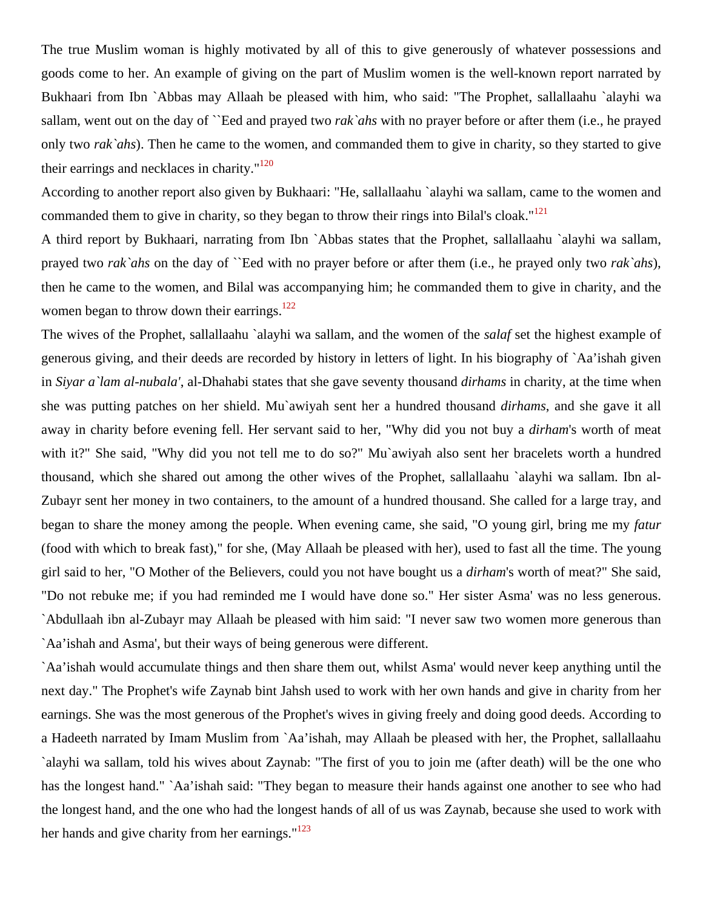The true Muslim woman is highly motivated by all of this to give generously of whatever possessions and goods come to her. An example of giving on the part of Muslim women is the well-known report narrated by Bukhaari from Ibn `Abbas may Allaah be pleased with him, who said: "The Prophet, sallallaahu `alayhi wa sallam, went out on the day of ``Eed and prayed two *rak`ahs* with no prayer before or after them (i.e., he prayed only two *rak`ahs*). Then he came to the women, and commanded them to give in charity, so they started to give their earrings and necklaces in charity."[120]

According to another report also given by Bukhaari: "He, sallallaahu `alayhi wa sallam, came to the women and commanded them to give in charity, so they began to throw their rings into Bilal's cloak."[121]

A third report by Bukhaari, narrating from Ibn `Abbas states that the Prophet, sallallaahu `alayhi wa sallam, prayed two *rak`ahs* on the day of ``Eed with no prayer before or after them (i.e., he prayed only two *rak`ahs*), then he came to the women, and Bilal was accompanying him; he commanded them to give in charity, and the women began to throw down their earrings.[122]

The wives of the Prophet, sallallaahu `alayhi wa sallam, and the women of the *salaf* set the highest example of generous giving, and their deeds are recorded by history in letters of light. In his biography of `Aa'ishah given in *Siyar a`lam al-nubala'*, al-Dhahabi states that she gave seventy thousand *dirhams* in charity, at the time when she was putting patches on her shield. Mu`awiyah sent her a hundred thousand *dirhams*, and she gave it all away in charity before evening fell. Her servant said to her, "Why did you not buy a *dirham*'s worth of meat with it?" She said, "Why did you not tell me to do so?" Mu`awiyah also sent her bracelets worth a hundred thousand, which she shared out among the other wives of the Prophet, sallallaahu `alayhi wa sallam. Ibn al-Zubayr sent her money in two containers, to the amount of a hundred thousand. She called for a large tray, and began to share the money among the people. When evening came, she said, "O young girl, bring me my *fatur* (food with which to break fast)," for she, (May Allaah be pleased with her), used to fast all the time. The young girl said to her, "O Mother of the Believers, could you not have bought us a *dirham*'s worth of meat?" She said, "Do not rebuke me; if you had reminded me I would have done so." Her sister Asma' was no less generous. `Abdullaah ibn al-Zubayr may Allaah be pleased with him said: "I never saw two women more generous than `Aa'ishah and Asma', but their ways of being generous were different.

`Aa'ishah would accumulate things and then share them out, whilst Asma' would never keep anything until the next day." The Prophet's wife Zaynab bint Jahsh used to work with her own hands and give in charity from her earnings. She was the most generous of the Prophet's wives in giving freely and doing good deeds. According to a Hadeeth narrated by Imam Muslim from `Aa'ishah, may Allaah be pleased with her, the Prophet, sallallaahu `alayhi wa sallam, told his wives about Zaynab: "The first of you to join me (after death) will be the one who has the longest hand." `Aa'ishah said: "They began to measure their hands against one another to see who had the longest hand, and the one who had the longest hands of all of us was Zaynab, because she used to work with her hands and give charity from her earnings."[123]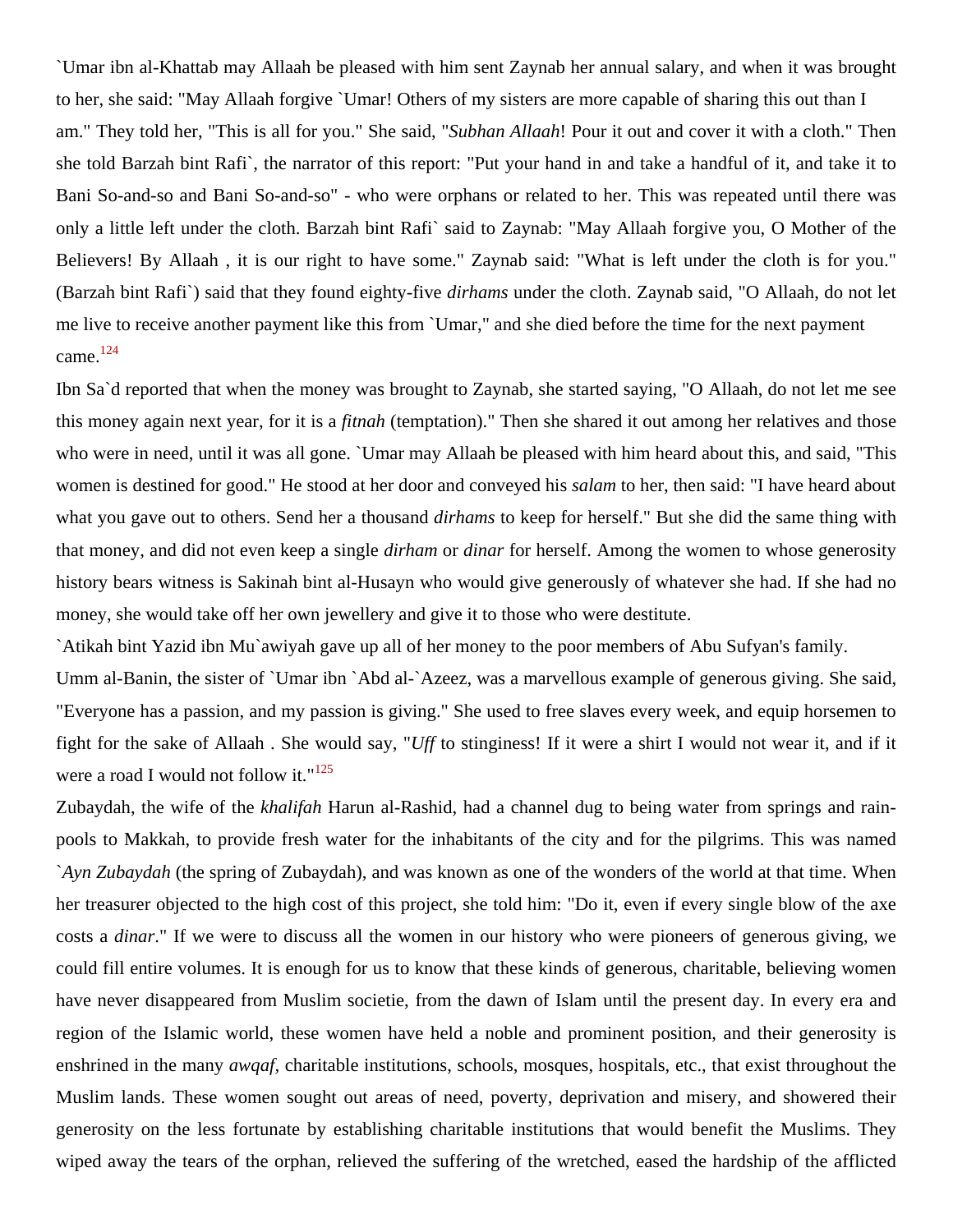`Umar ibn al-Khattab may Allaah be pleased with him sent Zaynab her annual salary, and when it was brought to her, she said: "May Allaah forgive `Umar! Others of my sisters are more capable of sharing this out than I am." They told her, "This is all for you." She said, "*Subhan Allaah*! Pour it out and cover it with a cloth." Then she told Barzah bint Rafi`, the narrator of this report: "Put your hand in and take a handful of it, and take it to Bani So-and-so and Bani So-and-so" - who were orphans or related to her. This was repeated until there was only a little left under the cloth. Barzah bint Rafi` said to Zaynab: "May Allaah forgive you, O Mother of the Believers! By Allaah , it is our right to have some." Zaynab said: "What is left under the cloth is for you." (Barzah bint Rafi`) said that they found eighty-five *dirhams* under the cloth. Zaynab said, "O Allaah, do not let me live to receive another payment like this from `Umar," and she died before the time for the next payment came.[124]

Ibn Sa`d reported that when the money was brought to Zaynab, she started saying, "O Allaah, do not let me see this money again next year, for it is a *fitnah* (temptation)." Then she shared it out among her relatives and those who were in need, until it was all gone. `Umar may Allaah be pleased with him heard about this, and said, "This women is destined for good." He stood at her door and conveyed his *salam* to her, then said: "I have heard about what you gave out to others. Send her a thousand *dirhams* to keep for herself." But she did the same thing with that money, and did not even keep a single *dirham* or *dinar* for herself. Among the women to whose generosity history bears witness is Sakinah bint al-Husayn who would give generously of whatever she had. If she had no money, she would take off her own jewellery and give it to those who were destitute.

`Atikah bint Yazid ibn Mu`awiyah gave up all of her money to the poor members of Abu Sufyan's family.

Umm al-Banin, the sister of `Umar ibn `Abd al-`Azeez, was a marvellous example of generous giving. She said, "Everyone has a passion, and my passion is giving." She used to free slaves every week, and equip horsemen to fight for the sake of Allaah . She would say, "*Uff* to stinginess! If it were a shirt I would not wear it, and if it were a road I would not follow it."[125]

Zubaydah, the wife of the *khalifah* Harun al-Rashid, had a channel dug to being water from springs and rain-pools to Makkah, to provide fresh water for the inhabitants of the city and for the pilgrims. This was named *`Ayn Zubaydah* (the spring of Zubaydah), and was known as one of the wonders of the world at that time. When her treasurer objected to the high cost of this project, she told him: "Do it, even if every single blow of the axe costs a *dinar*." If we were to discuss all the women in our history who were pioneers of generous giving, we could fill entire volumes. It is enough for us to know that these kinds of generous, charitable, believing women have never disappeared from Muslim societie, from the dawn of Islam until the present day. In every era and region of the Islamic world, these women have held a noble and prominent position, and their generosity is enshrined in the many *awqaf*, charitable institutions, schools, mosques, hospitals, etc., that exist throughout the Muslim lands. These women sought out areas of need, poverty, deprivation and misery, and showered their generosity on the less fortunate by establishing charitable institutions that would benefit the Muslims. They wiped away the tears of the orphan, relieved the suffering of the wretched, eased the hardship of the afflicted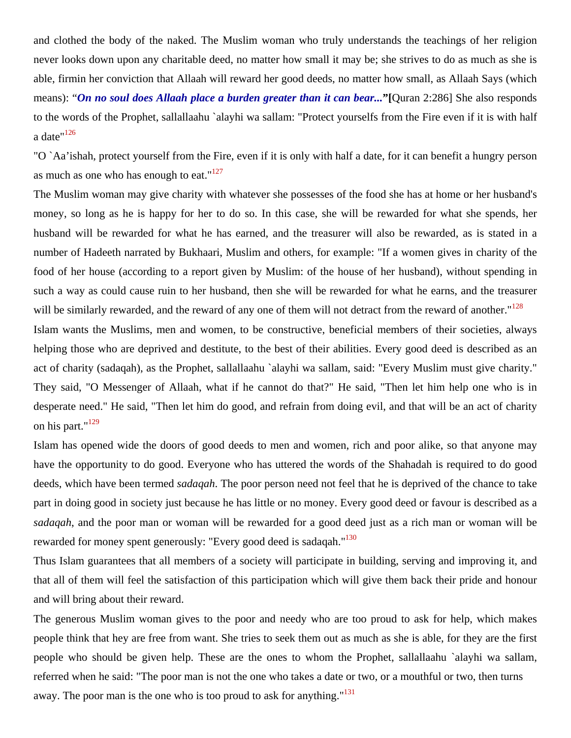and clothed the body of the naked. The Muslim woman who truly understands the teachings of her religion never looks down upon any charitable deed, no matter how small it may be; she strives to do as much as she is able, firmin her conviction that Allaah will reward her good deeds, no matter how small, as Allaah Says (which means): "***On no soul does Allaah place a burden greater than it can bear...*****"[**Quran 2:286] She also responds to the words of the Prophet, sallallaahu `alayhi wa sallam: "Protect yourselfs from the Fire even if it is with half a date"[126]

"O `Aa'ishah, protect yourself from the Fire, even if it is only with half a date, for it can benefit a hungry person as much as one who has enough to eat."[127]

The Muslim woman may give charity with whatever she possesses of the food she has at home or her husband's money, so long as he is happy for her to do so. In this case, she will be rewarded for what she spends, her husband will be rewarded for what he has earned, and the treasurer will also be rewarded, as is stated in a number of Hadeeth narrated by Bukhaari, Muslim and others, for example: "If a women gives in charity of the food of her house (according to a report given by Muslim: of the house of her husband), without spending in such a way as could cause ruin to her husband, then she will be rewarded for what he earns, and the treasurer will be similarly rewarded, and the reward of any one of them will not detract from the reward of another."[128]

Islam wants the Muslims, men and women, to be constructive, beneficial members of their societies, always helping those who are deprived and destitute, to the best of their abilities. Every good deed is described as an act of charity (sadaqah), as the Prophet, sallallaahu `alayhi wa sallam, said: "Every Muslim must give charity." They said, "O Messenger of Allaah, what if he cannot do that?" He said, "Then let him help one who is in desperate need." He said, "Then let him do good, and refrain from doing evil, and that will be an act of charity on his part."[129]

Islam has opened wide the doors of good deeds to men and women, rich and poor alike, so that anyone may have the opportunity to do good. Everyone who has uttered the words of the Shahadah is required to do good deeds, which have been termed *sadaqah*. The poor person need not feel that he is deprived of the chance to take part in doing good in society just because he has little or no money. Every good deed or favour is described as a *sadaqah*, and the poor man or woman will be rewarded for a good deed just as a rich man or woman will be rewarded for money spent generously: "Every good deed is sadaqah."[130]

Thus Islam guarantees that all members of a society will participate in building, serving and improving it, and that all of them will feel the satisfaction of this participation which will give them back their pride and honour and will bring about their reward.

The generous Muslim woman gives to the poor and needy who are too proud to ask for help, which makes people think that hey are free from want. She tries to seek them out as much as she is able, for they are the first people who should be given help. These are the ones to whom the Prophet, sallallaahu `alayhi wa sallam, referred when he said: "The poor man is not the one who takes a date or two, or a mouthful or two, then turns away. The poor man is the one who is too proud to ask for anything."[131]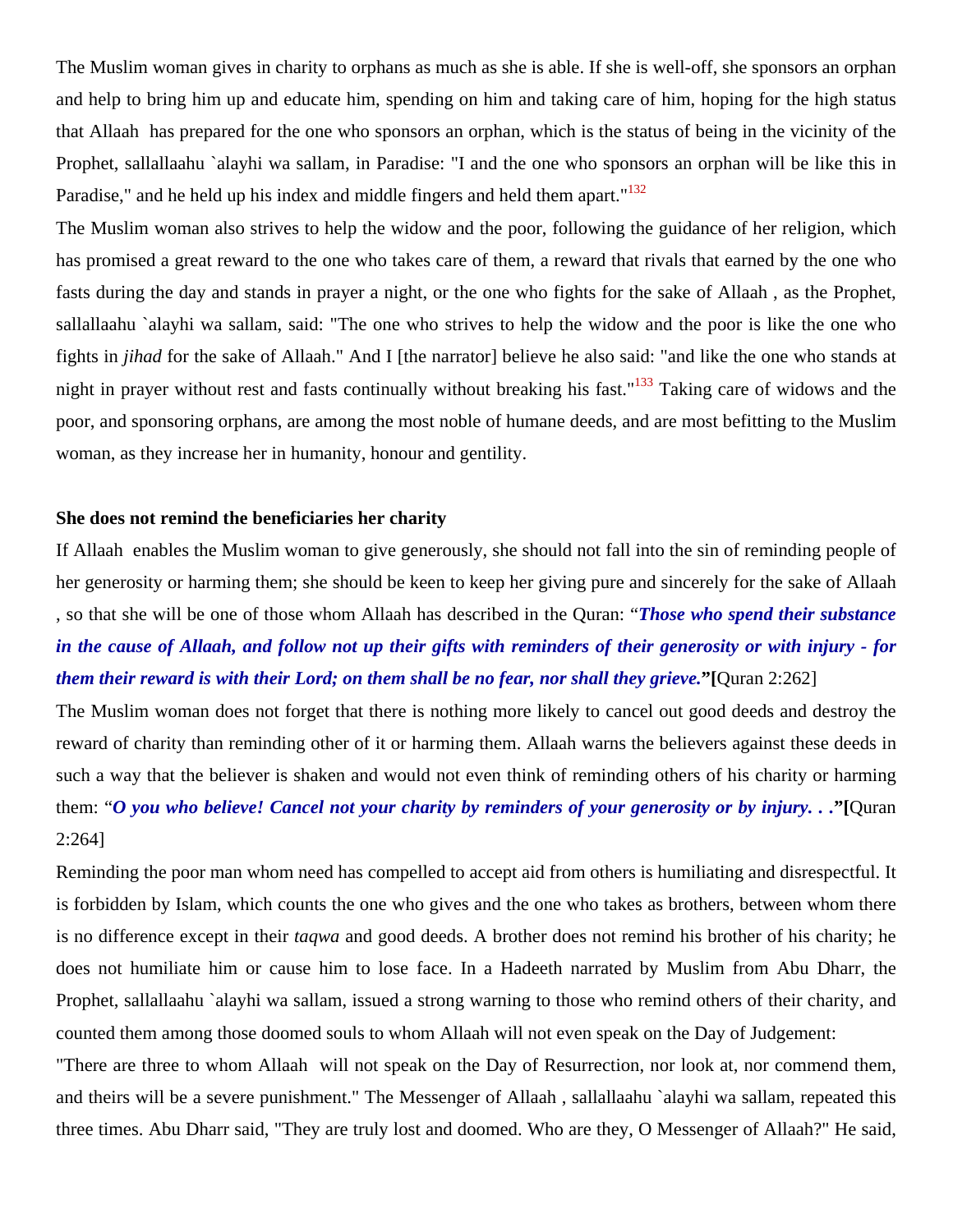The Muslim woman gives in charity to orphans as much as she is able. If she is well-off, she sponsors an orphan and help to bring him up and educate him, spending on him and taking care of him, hoping for the high status that Allaah  has prepared for the one who sponsors an orphan, which is the status of being in the vicinity of the Prophet, sallallaahu `alayhi wa sallam, in Paradise: "I and the one who sponsors an orphan will be like this in Paradise," and he held up his index and middle fingers and held them apart."[132]

The Muslim woman also strives to help the widow and the poor, following the guidance of her religion, which has promised a great reward to the one who takes care of them, a reward that rivals that earned by the one who fasts during the day and stands in prayer a night, or the one who fights for the sake of Allaah , as the Prophet, sallallaahu `alayhi wa sallam, said: "The one who strives to help the widow and the poor is like the one who fights in *jihad* for the sake of Allaah." And I [the narrator] believe he also said: "and like the one who stands at night in prayer without rest and fasts continually without breaking his fast."[133] Taking care of widows and the poor, and sponsoring orphans, are among the most noble of humane deeds, and are most befitting to the Muslim woman, as they increase her in humanity, honour and gentility.

**She does not remind the beneficiaries her charity**

If Allaah  enables the Muslim woman to give generously, she should not fall into the sin of reminding people of her generosity or harming them; she should be keen to keep her giving pure and sincerely for the sake of Allaah , so that she will be one of those whom Allaah has described in the Quran: “***Those who spend their substance in the cause of Allaah, and follow not up their gifts with reminders of their generosity or with injury - for them their reward is with their Lord; on them shall be no fear, nor shall they grieve.***”**[**Quran 2:262]

The Muslim woman does not forget that there is nothing more likely to cancel out good deeds and destroy the reward of charity than reminding other of it or harming them. Allaah warns the believers against these deeds in such a way that the believer is shaken and would not even think of reminding others of his charity or harming them: “***O you who believe! Cancel not your charity by reminders of your generosity or by injury. . .***”**[**Quran 2:264]

Reminding the poor man whom need has compelled to accept aid from others is humiliating and disrespectful. It is forbidden by Islam, which counts the one who gives and the one who takes as brothers, between whom there is no difference except in their *taqwa* and good deeds. A brother does not remind his brother of his charity; he does not humiliate him or cause him to lose face. In a Hadeeth narrated by Muslim from Abu Dharr, the Prophet, sallallaahu `alayhi wa sallam, issued a strong warning to those who remind others of their charity, and counted them among those doomed souls to whom Allaah will not even speak on the Day of Judgement:

"There are three to whom Allaah  will not speak on the Day of Resurrection, nor look at, nor commend them, and theirs will be a severe punishment." The Messenger of Allaah , sallallaahu `alayhi wa sallam, repeated this three times. Abu Dharr said, "They are truly lost and doomed. Who are they, O Messenger of Allaah?" He said,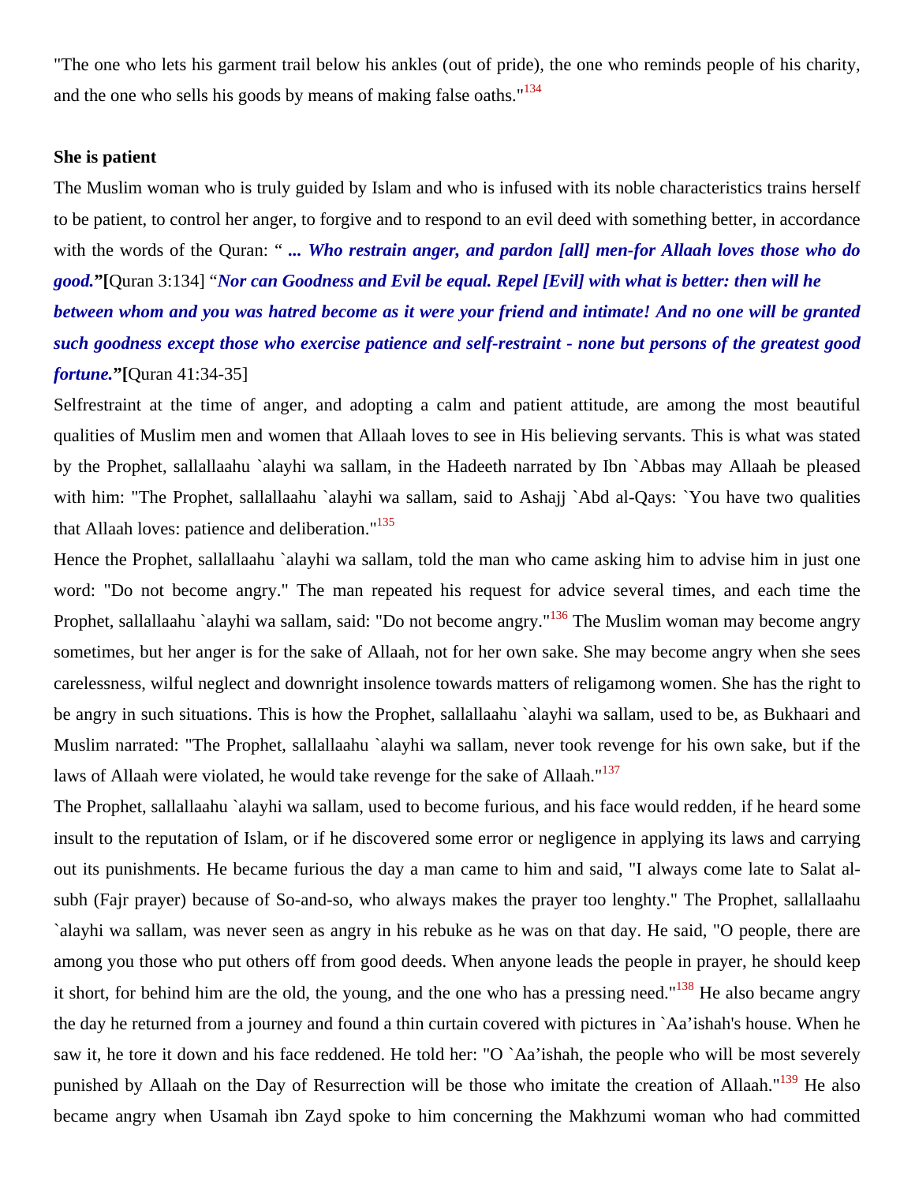"The one who lets his garment trail below his ankles (out of pride), the one who reminds people of his charity, and the one who sells his goods by means of making false oaths."[134]

**She is patient**

The Muslim woman who is truly guided by Islam and who is infused with its noble characteristics trains herself to be patient, to control her anger, to forgive and to respond to an evil deed with something better, in accordance with the words of the Quran: " ***... Who restrain anger, and pardon [all] men-for Allaah loves those who do good.*"[**Quran 3:134] "***Nor can Goodness and Evil be equal. Repel [Evil] with what is better: then will he between whom and you was hatred become as it were your friend and intimate! And no one will be granted such goodness except those who exercise patience and self-restraint - none but persons of the greatest good fortune.*"[**Quran 41:34-35]

Selfrestraint at the time of anger, and adopting a calm and patient attitude, are among the most beautiful qualities of Muslim men and women that Allaah loves to see in His believing servants. This is what was stated by the Prophet, sallallaahu `alayhi wa sallam, in the Hadeeth narrated by Ibn `Abbas may Allaah be pleased with him: "The Prophet, sallallaahu `alayhi wa sallam, said to Ashajj `Abd al-Qays: `You have two qualities that Allaah loves: patience and deliberation."[135]

Hence the Prophet, sallallaahu `alayhi wa sallam, told the man who came asking him to advise him in just one word: "Do not become angry." The man repeated his request for advice several times, and each time the Prophet, sallallaahu `alayhi wa sallam, said: "Do not become angry."[136] The Muslim woman may become angry sometimes, but her anger is for the sake of Allaah, not for her own sake. She may become angry when she sees carelessness, wilful neglect and downright insolence towards matters of religamong women. She has the right to be angry in such situations. This is how the Prophet, sallallaahu `alayhi wa sallam, used to be, as Bukhaari and Muslim narrated: "The Prophet, sallallaahu `alayhi wa sallam, never took revenge for his own sake, but if the laws of Allaah were violated, he would take revenge for the sake of Allaah."[137]

The Prophet, sallallaahu `alayhi wa sallam, used to become furious, and his face would redden, if he heard some insult to the reputation of Islam, or if he discovered some error or negligence in applying its laws and carrying out its punishments. He became furious the day a man came to him and said, "I always come late to Salat al-subh (Fajr prayer) because of So-and-so, who always makes the prayer too lenghty." The Prophet, sallallaahu `alayhi wa sallam, was never seen as angry in his rebuke as he was on that day. He said, "O people, there are among you those who put others off from good deeds. When anyone leads the people in prayer, he should keep it short, for behind him are the old, the young, and the one who has a pressing need."[138] He also became angry the day he returned from a journey and found a thin curtain covered with pictures in `Aa'ishah's house. When he saw it, he tore it down and his face reddened. He told her: "O `Aa'ishah, the people who will be most severely punished by Allaah on the Day of Resurrection will be those who imitate the creation of Allaah."[139] He also became angry when Usamah ibn Zayd spoke to him concerning the Makhzumi woman who had committed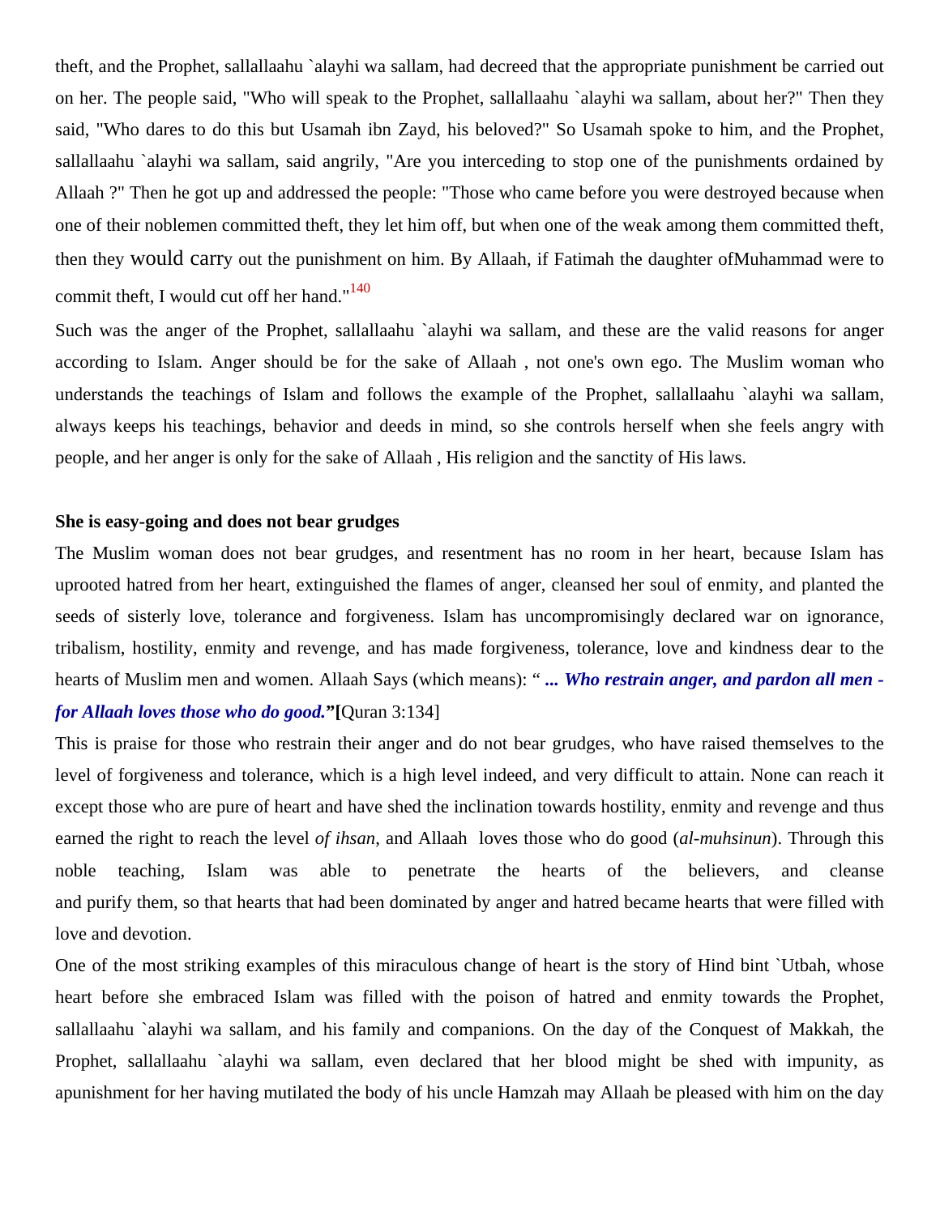theft, and the Prophet, sallallaahu `alayhi wa sallam, had decreed that the appropriate punishment be carried out on her. The people said, "Who will speak to the Prophet, sallallaahu `alayhi wa sallam, about her?" Then they said, "Who dares to do this but Usamah ibn Zayd, his beloved?" So Usamah spoke to him, and the Prophet, sallallaahu `alayhi wa sallam, said angrily, "Are you interceding to stop one of the punishments ordained by Allaah ?" Then he got up and addressed the people: "Those who came before you were destroyed because when one of their noblemen committed theft, they let him off, but when one of the weak among them committed theft, then they would carry out the punishment on him. By Allaah, if Fatimah the daughter ofMuhammad were to commit theft, I would cut off her hand."[140]

Such was the anger of the Prophet, sallallaahu `alayhi wa sallam, and these are the valid reasons for anger according to Islam. Anger should be for the sake of Allaah , not one's own ego. The Muslim woman who understands the teachings of Islam and follows the example of the Prophet, sallallaahu `alayhi wa sallam, always keeps his teachings, behavior and deeds in mind, so she controls herself when she feels angry with people, and her anger is only for the sake of Allaah , His religion and the sanctity of His laws.

**She is easy-going and does not bear grudges**

The Muslim woman does not bear grudges, and resentment has no room in her heart, because Islam has uprooted hatred from her heart, extinguished the flames of anger, cleansed her soul of enmity, and planted the seeds of sisterly love, tolerance and forgiveness. Islam has uncompromisingly declared war on ignorance, tribalism, hostility, enmity and revenge, and has made forgiveness, tolerance, love and kindness dear to the hearts of Muslim men and women. Allaah Says (which means): " ***... Who restrain anger, and pardon all men - for Allaah loves those who do good.*"**[Quran 3:134]

This is praise for those who restrain their anger and do not bear grudges, who have raised themselves to the level of forgiveness and tolerance, which is a high level indeed, and very difficult to attain. None can reach it except those who are pure of heart and have shed the inclination towards hostility, enmity and revenge and thus earned the right to reach the level *of ihsan*, and Allaah loves those who do good (*al-muhsinun*). Through this noble teaching, Islam was able to penetrate the hearts of the believers, and cleanse and purify them, so that hearts that had been dominated by anger and hatred became hearts that were filled with love and devotion.

One of the most striking examples of this miraculous change of heart is the story of Hind bint `Utbah, whose heart before she embraced Islam was filled with the poison of hatred and enmity towards the Prophet, sallallaahu `alayhi wa sallam, and his family and companions. On the day of the Conquest of Makkah, the Prophet, sallallaahu `alayhi wa sallam, even declared that her blood might be shed with impunity, as apunishment for her having mutilated the body of his uncle Hamzah may Allaah be pleased with him on the day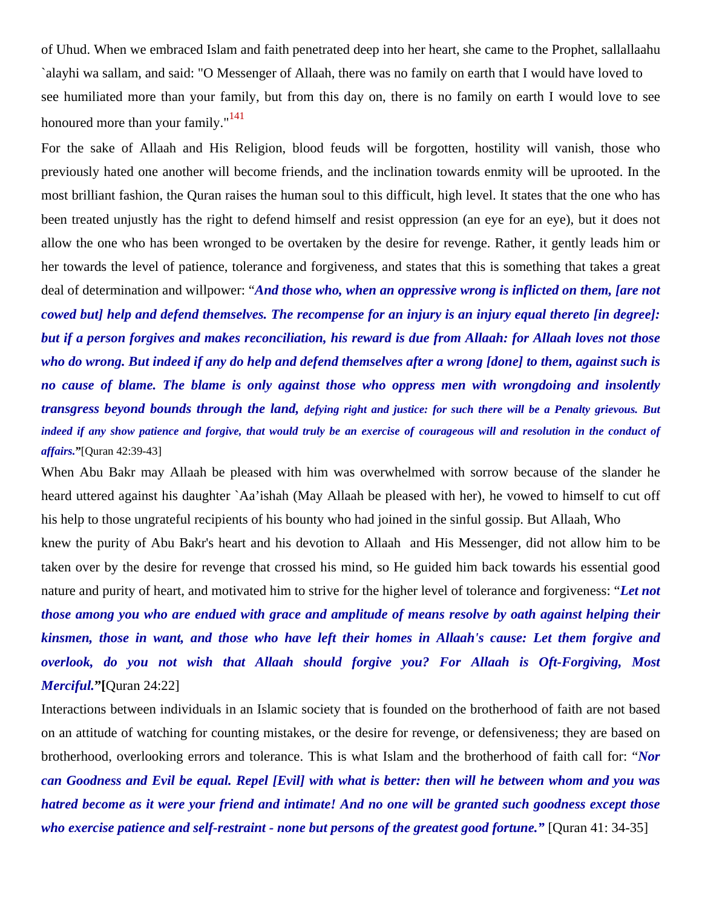of Uhud. When we embraced Islam and faith penetrated deep into her heart, she came to the Prophet, sallallaahu `alayhi wa sallam, and said: "O Messenger of Allaah, there was no family on earth that I would have loved to see humiliated more than your family, but from this day on, there is no family on earth I would love to see honoured more than your family."[141]

For the sake of Allaah and His Religion, blood feuds will be forgotten, hostility will vanish, those who previously hated one another will become friends, and the inclination towards enmity will be uprooted. In the most brilliant fashion, the Quran raises the human soul to this difficult, high level. It states that the one who has been treated unjustly has the right to defend himself and resist oppression (an eye for an eye), but it does not allow the one who has been wronged to be overtaken by the desire for revenge. Rather, it gently leads him or her towards the level of patience, tolerance and forgiveness, and states that this is something that takes a great deal of determination and willpower: "***And those who, when an oppressive wrong is inflicted on them, [are not cowed but] help and defend themselves. The recompense for an injury is an injury equal thereto [in degree]: but if a person forgives and makes reconciliation, his reward is due from Allaah: for Allaah loves not those who do wrong. But indeed if any do help and defend themselves after a wrong [done] to them, against such is no cause of blame. The blame is only against those who oppress men with wrongdoing and insolently transgress beyond bounds through the land, defying right and justice: for such there will be a Penalty grievous. But indeed if any show patience and forgive, that would truly be an exercise of courageous will and resolution in the conduct of affairs.***"[Quran 42:39-43]

When Abu Bakr may Allaah be pleased with him was overwhelmed with sorrow because of the slander he heard uttered against his daughter `Aa'ishah (May Allaah be pleased with her), he vowed to himself to cut off his help to those ungrateful recipients of his bounty who had joined in the sinful gossip. But Allaah, Who knew the purity of Abu Bakr's heart and his devotion to Allaah and His Messenger, did not allow him to be taken over by the desire for revenge that crossed his mind, so He guided him back towards his essential good nature and purity of heart, and motivated him to strive for the higher level of tolerance and forgiveness: "***Let not those among you who are endued with grace and amplitude of means resolve by oath against helping their kinsmen, those in want, and those who have left their homes in Allaah's cause: Let them forgive and overlook, do you not wish that Allaah should forgive you? For Allaah is Oft-Forgiving, Most Merciful.***"[Quran 24:22]

Interactions between individuals in an Islamic society that is founded on the brotherhood of faith are not based on an attitude of watching for counting mistakes, or the desire for revenge, or defensiveness; they are based on brotherhood, overlooking errors and tolerance. This is what Islam and the brotherhood of faith call for: "***Nor can Goodness and Evil be equal. Repel [Evil] with what is better: then will he between whom and you was hatred become as it were your friend and intimate! And no one will be granted such goodness except those who exercise patience and self-restraint - none but persons of the greatest good fortune.***" [Quran 41: 34-35]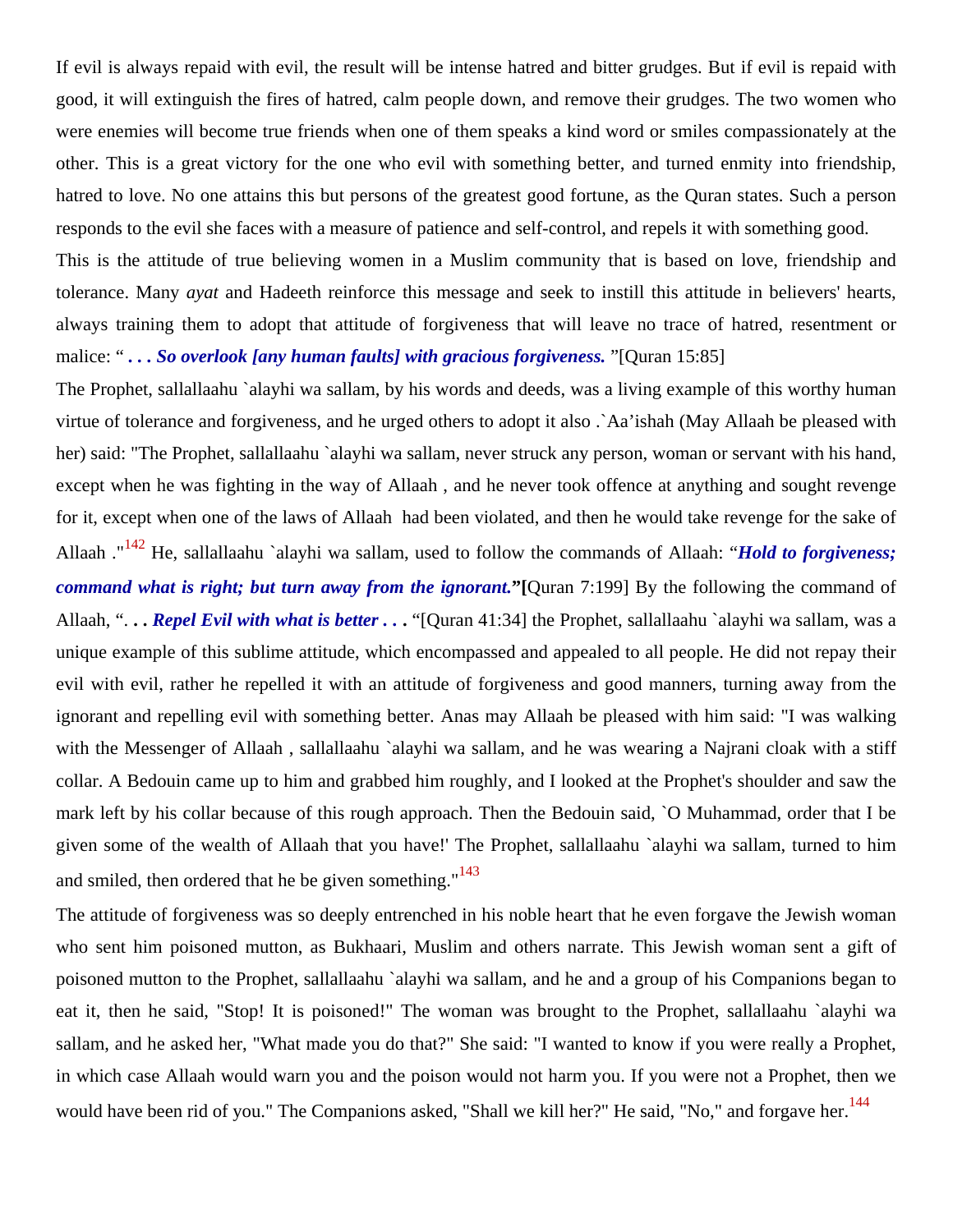If evil is always repaid with evil, the result will be intense hatred and bitter grudges. But if evil is repaid with good, it will extinguish the fires of hatred, calm people down, and remove their grudges. The two women who were enemies will become true friends when one of them speaks a kind word or smiles compassionately at the other. This is a great victory for the one who evil with something better, and turned enmity into friendship, hatred to love. No one attains this but persons of the greatest good fortune, as the Quran states. Such a person responds to the evil she faces with a measure of patience and self-control, and repels it with something good.

This is the attitude of true believing women in a Muslim community that is based on love, friendship and tolerance. Many *ayat* and Hadeeth reinforce this message and seek to instill this attitude in believers' hearts, always training them to adopt that attitude of forgiveness that will leave no trace of hatred, resentment or malice: " ***. . . So overlook [any human faults] with gracious forgiveness.*** "[Quran 15:85]

The Prophet, sallallaahu `alayhi wa sallam, by his words and deeds, was a living example of this worthy human virtue of tolerance and forgiveness, and he urged others to adopt it also .`Aa'ishah (May Allaah be pleased with her) said: "The Prophet, sallallaahu `alayhi wa sallam, never struck any person, woman or servant with his hand, except when he was fighting in the way of Allaah , and he never took offence at anything and sought revenge for it, except when one of the laws of Allaah had been violated, and then he would take revenge for the sake of Allaah ."[142] He, sallallaahu `alayhi wa sallam, used to follow the commands of Allaah: "***Hold to forgiveness; command what is right; but turn away from the ignorant.***"**[**Quran 7:199] By the following the command of Allaah, "***. . . Repel Evil with what is better . . .*** "[Quran 41:34] the Prophet, sallallaahu `alayhi wa sallam, was a unique example of this sublime attitude, which encompassed and appealed to all people. He did not repay their evil with evil, rather he repelled it with an attitude of forgiveness and good manners, turning away from the ignorant and repelling evil with something better. Anas may Allaah be pleased with him said: "I was walking with the Messenger of Allaah , sallallaahu `alayhi wa sallam, and he was wearing a Najrani cloak with a stiff collar. A Bedouin came up to him and grabbed him roughly, and I looked at the Prophet's shoulder and saw the mark left by his collar because of this rough approach. Then the Bedouin said, `O Muhammad, order that I be given some of the wealth of Allaah that you have!' The Prophet, sallallaahu `alayhi wa sallam, turned to him and smiled, then ordered that he be given something."[143]

The attitude of forgiveness was so deeply entrenched in his noble heart that he even forgave the Jewish woman who sent him poisoned mutton, as Bukhaari, Muslim and others narrate. This Jewish woman sent a gift of poisoned mutton to the Prophet, sallallaahu `alayhi wa sallam, and he and a group of his Companions began to eat it, then he said, "Stop! It is poisoned!" The woman was brought to the Prophet, sallallaahu `alayhi wa sallam, and he asked her, "What made you do that?" She said: "I wanted to know if you were really a Prophet, in which case Allaah would warn you and the poison would not harm you. If you were not a Prophet, then we would have been rid of you." The Companions asked, "Shall we kill her?" He said, "No," and forgave her.[144]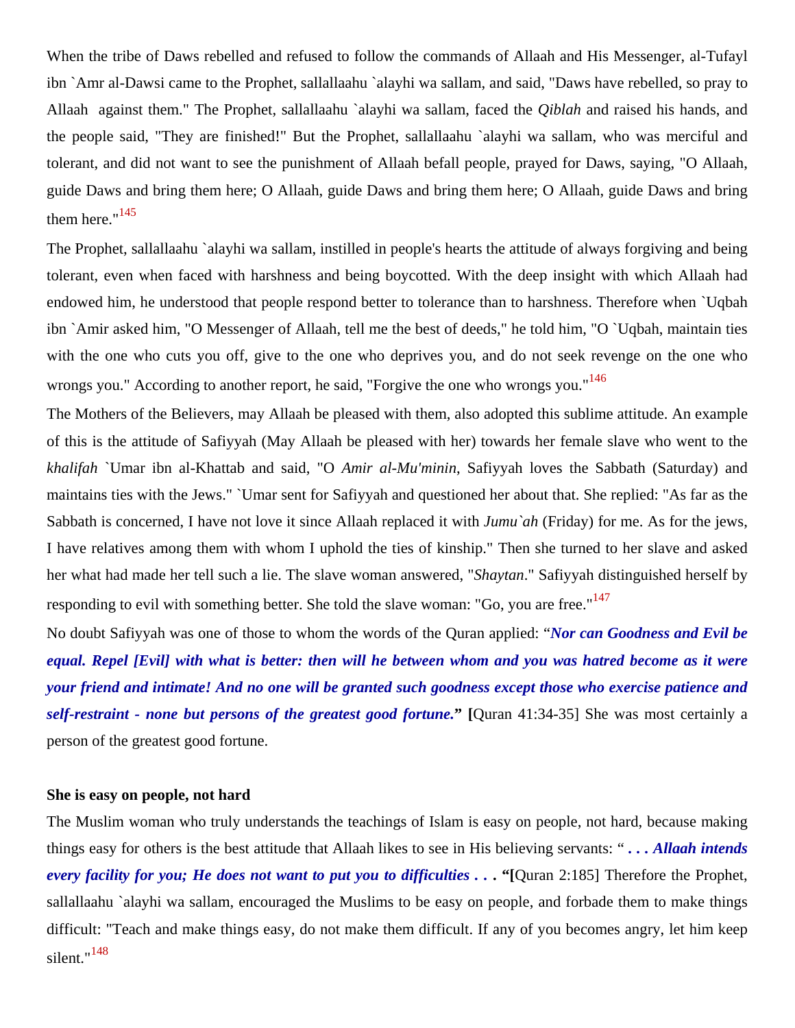When the tribe of Daws rebelled and refused to follow the commands of Allaah and His Messenger, al-Tufayl ibn `Amr al-Dawsi came to the Prophet, sallallaahu `alayhi wa sallam, and said, "Daws have rebelled, so pray to Allaah against them." The Prophet, sallallaahu `alayhi wa sallam, faced the *Qiblah* and raised his hands, and the people said, "They are finished!" But the Prophet, sallallaahu `alayhi wa sallam, who was merciful and tolerant, and did not want to see the punishment of Allaah befall people, prayed for Daws, saying, "O Allaah, guide Daws and bring them here; O Allaah, guide Daws and bring them here; O Allaah, guide Daws and bring them here."[145]

The Prophet, sallallaahu `alayhi wa sallam, instilled in people's hearts the attitude of always forgiving and being tolerant, even when faced with harshness and being boycotted. With the deep insight with which Allaah had endowed him, he understood that people respond better to tolerance than to harshness. Therefore when `Uqbah ibn `Amir asked him, "O Messenger of Allaah, tell me the best of deeds," he told him, "O `Uqbah, maintain ties with the one who cuts you off, give to the one who deprives you, and do not seek revenge on the one who wrongs you." According to another report, he said, "Forgive the one who wrongs you."[146]

The Mothers of the Believers, may Allaah be pleased with them, also adopted this sublime attitude. An example of this is the attitude of Safiyyah (May Allaah be pleased with her) towards her female slave who went to the *khalifah* `Umar ibn al-Khattab and said, "O *Amir al-Mu'minin*, Safiyyah loves the Sabbath (Saturday) and maintains ties with the Jews." `Umar sent for Safiyyah and questioned her about that. She replied: "As far as the Sabbath is concerned, I have not love it since Allaah replaced it with *Jumu`ah* (Friday) for me. As for the jews, I have relatives among them with whom I uphold the ties of kinship." Then she turned to her slave and asked her what had made her tell such a lie. The slave woman answered, "*Shaytan*." Safiyyah distinguished herself by responding to evil with something better. She told the slave woman: "Go, you are free."[147]

No doubt Safiyyah was one of those to whom the words of the Quran applied: "***Nor can Goodness and Evil be equal. Repel [Evil] with what is better: then will he between whom and you was hatred become as it were your friend and intimate! And no one will be granted such goodness except those who exercise patience and self-restraint - none but persons of the greatest good fortune.***" **[**Quran 41:34-35] She was most certainly a person of the greatest good fortune.

**She is easy on people, not hard**

The Muslim woman who truly understands the teachings of Islam is easy on people, not hard, because making things easy for others is the best attitude that Allaah likes to see in His believing servants: "***. . . Allaah intends every facility for you; He does not want to put you to difficulties . . .*** "**[**Quran 2:185] Therefore the Prophet, sallallaahu `alayhi wa sallam, encouraged the Muslims to be easy on people, and forbade them to make things difficult: "Teach and make things easy, do not make them difficult. If any of you becomes angry, let him keep silent."[148]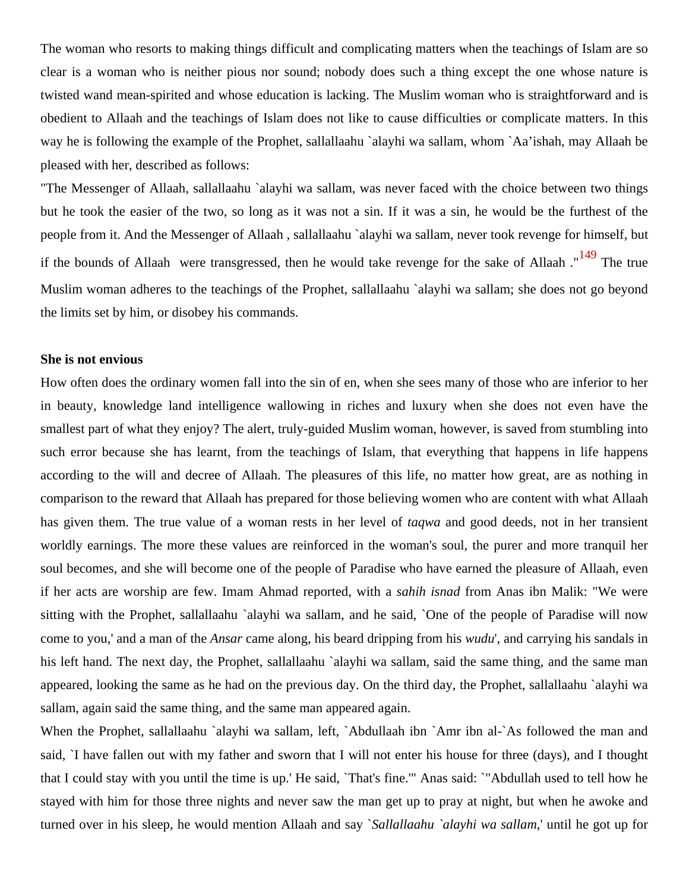The woman who resorts to making things difficult and complicating matters when the teachings of Islam are so clear is a woman who is neither pious nor sound; nobody does such a thing except the one whose nature is twisted wand mean-spirited and whose education is lacking. The Muslim woman who is straightforward and is obedient to Allaah and the teachings of Islam does not like to cause difficulties or complicate matters. In this way he is following the example of the Prophet, sallallaahu `alayhi wa sallam, whom `Aa'ishah, may Allaah be pleased with her, described as follows:

"The Messenger of Allaah, sallallaahu `alayhi wa sallam, was never faced with the choice between two things but he took the easier of the two, so long as it was not a sin. If it was a sin, he would be the furthest of the people from it. And the Messenger of Allaah , sallallaahu `alayhi wa sallam, never took revenge for himself, but if the bounds of Allaah were transgressed, then he would take revenge for the sake of Allaah ."[149] The true Muslim woman adheres to the teachings of the Prophet, sallallaahu `alayhi wa sallam; she does not go beyond the limits set by him, or disobey his commands.

**She is not envious**

How often does the ordinary women fall into the sin of en, when she sees many of those who are inferior to her in beauty, knowledge land intelligence wallowing in riches and luxury when she does not even have the smallest part of what they enjoy? The alert, truly-guided Muslim woman, however, is saved from stumbling into such error because she has learnt, from the teachings of Islam, that everything that happens in life happens according to the will and decree of Allaah. The pleasures of this life, no matter how great, are as nothing in comparison to the reward that Allaah has prepared for those believing women who are content with what Allaah has given them. The true value of a woman rests in her level of *taqwa* and good deeds, not in her transient worldly earnings. The more these values are reinforced in the woman's soul, the purer and more tranquil her soul becomes, and she will become one of the people of Paradise who have earned the pleasure of Allaah, even if her acts are worship are few. Imam Ahmad reported, with a *sahih isnad* from Anas ibn Malik: "We were sitting with the Prophet, sallallaahu `alayhi wa sallam, and he said, `One of the people of Paradise will now come to you,' and a man of the *Ansar* came along, his beard dripping from his *wudu*', and carrying his sandals in his left hand. The next day, the Prophet, sallallaahu `alayhi wa sallam, said the same thing, and the same man appeared, looking the same as he had on the previous day. On the third day, the Prophet, sallallaahu `alayhi wa sallam, again said the same thing, and the same man appeared again.

When the Prophet, sallallaahu `alayhi wa sallam, left, `Abdullaah ibn `Amr ibn al-`As followed the man and said, `I have fallen out with my father and sworn that I will not enter his house for three (days), and I thought that I could stay with you until the time is up.' He said, `That's fine.'" Anas said: `"Abdullah used to tell how he stayed with him for those three nights and never saw the man get up to pray at night, but when he awoke and turned over in his sleep, he would mention Allaah and say `*Sallallaahu `alayhi wa sallam*,' until he got up for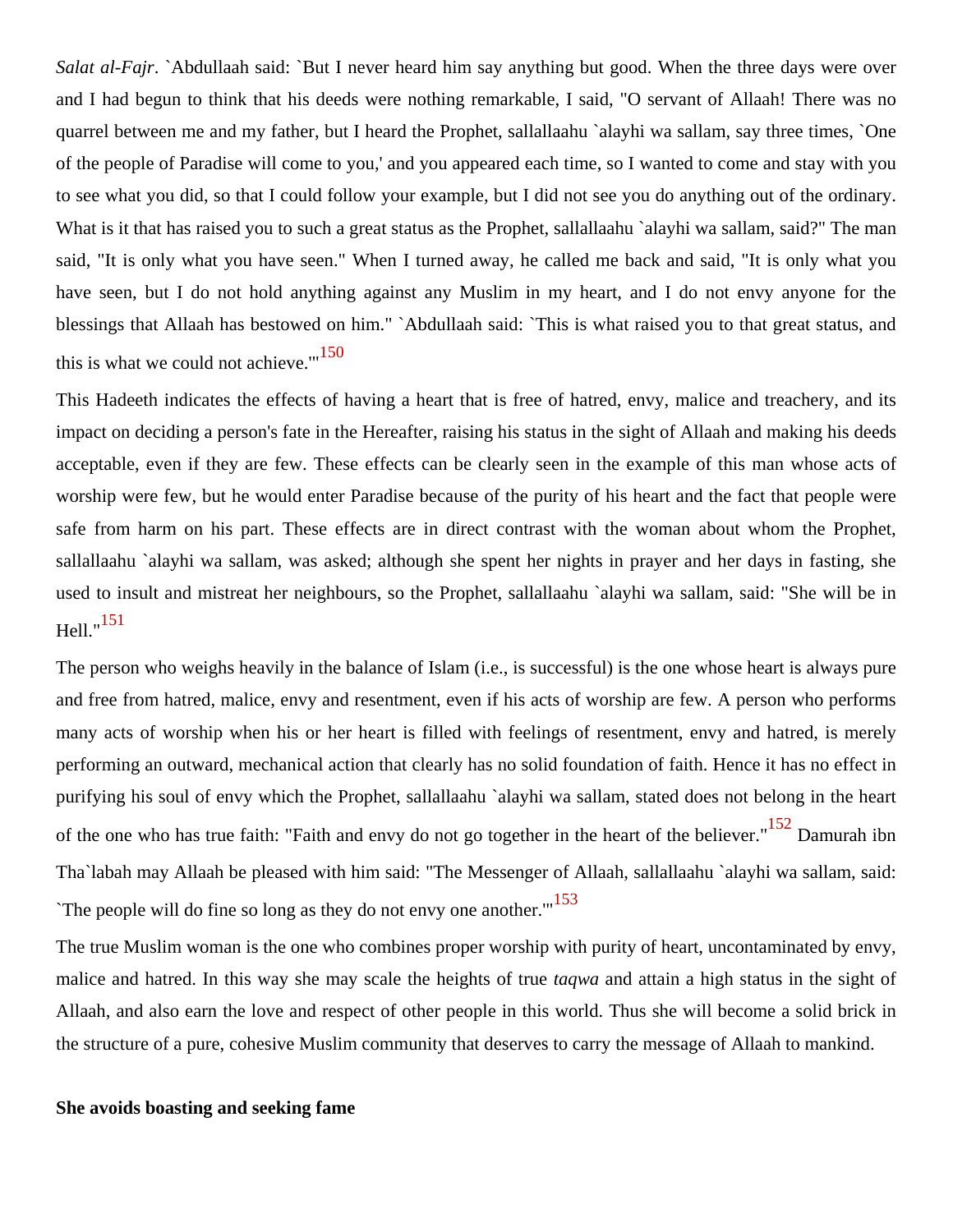*Salat al-Fajr*. `Abdullaah said: `But I never heard him say anything but good. When the three days were over and I had begun to think that his deeds were nothing remarkable, I said, "O servant of Allaah! There was no quarrel between me and my father, but I heard the Prophet, sallallaahu `alayhi wa sallam, say three times, `One of the people of Paradise will come to you,' and you appeared each time, so I wanted to come and stay with you to see what you did, so that I could follow your example, but I did not see you do anything out of the ordinary. What is it that has raised you to such a great status as the Prophet, sallallaahu `alayhi wa sallam, said?" The man said, "It is only what you have seen." When I turned away, he called me back and said, "It is only what you have seen, but I do not hold anything against any Muslim in my heart, and I do not envy anyone for the blessings that Allaah has bestowed on him." `Abdullaah said: `This is what raised you to that great status, and this is what we could not achieve.'"[150]

This Hadeeth indicates the effects of having a heart that is free of hatred, envy, malice and treachery, and its impact on deciding a person's fate in the Hereafter, raising his status in the sight of Allaah and making his deeds acceptable, even if they are few. These effects can be clearly seen in the example of this man whose acts of worship were few, but he would enter Paradise because of the purity of his heart and the fact that people were safe from harm on his part. These effects are in direct contrast with the woman about whom the Prophet, sallallaahu `alayhi wa sallam, was asked; although she spent her nights in prayer and her days in fasting, she used to insult and mistreat her neighbours, so the Prophet, sallallaahu `alayhi wa sallam, said: "She will be in Hell."[151]

The person who weighs heavily in the balance of Islam (i.e., is successful) is the one whose heart is always pure and free from hatred, malice, envy and resentment, even if his acts of worship are few. A person who performs many acts of worship when his or her heart is filled with feelings of resentment, envy and hatred, is merely performing an outward, mechanical action that clearly has no solid foundation of faith. Hence it has no effect in purifying his soul of envy which the Prophet, sallallaahu `alayhi wa sallam, stated does not belong in the heart of the one who has true faith: "Faith and envy do not go together in the heart of the believer."[152] Damurah ibn Tha`labah may Allaah be pleased with him said: "The Messenger of Allaah, sallallaahu `alayhi wa sallam, said: `The people will do fine so long as they do not envy one another.'"[153]

The true Muslim woman is the one who combines proper worship with purity of heart, uncontaminated by envy, malice and hatred. In this way she may scale the heights of true *taqwa* and attain a high status in the sight of Allaah, and also earn the love and respect of other people in this world. Thus she will become a solid brick in the structure of a pure, cohesive Muslim community that deserves to carry the message of Allaah to mankind.

**She avoids boasting and seeking fame**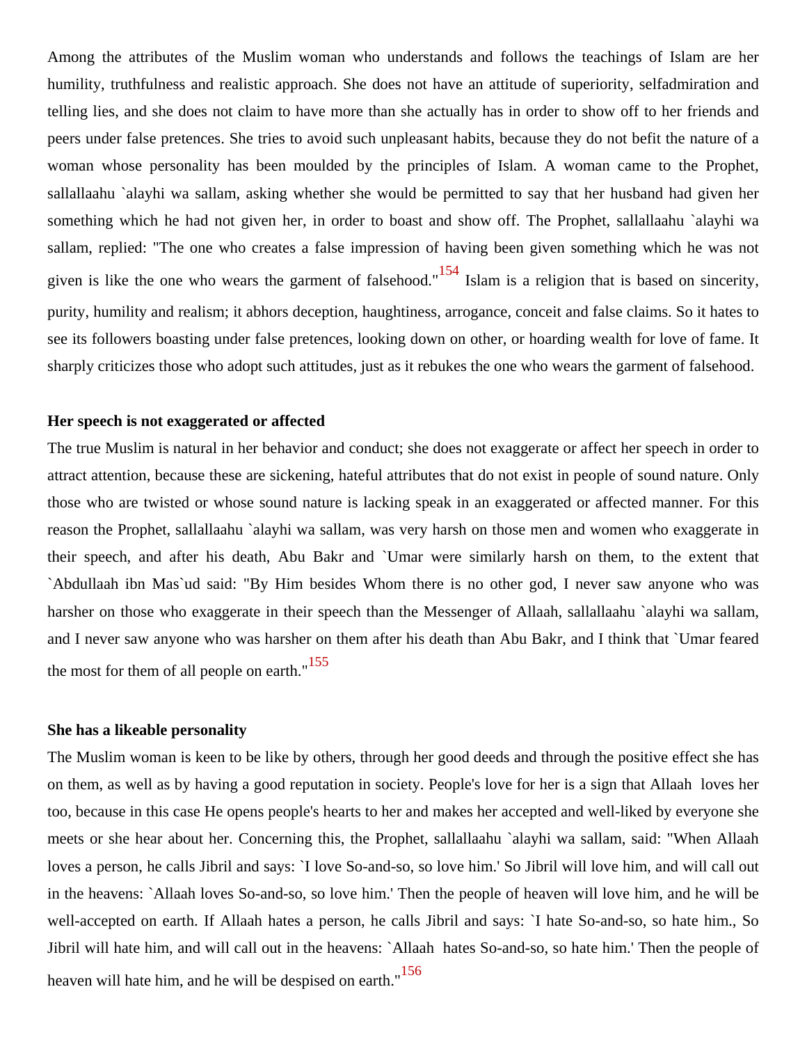Among the attributes of the Muslim woman who understands and follows the teachings of Islam are her humility, truthfulness and realistic approach. She does not have an attitude of superiority, selfadmiration and telling lies, and she does not claim to have more than she actually has in order to show off to her friends and peers under false pretences. She tries to avoid such unpleasant habits, because they do not befit the nature of a woman whose personality has been moulded by the principles of Islam. A woman came to the Prophet, sallallaahu `alayhi wa sallam, asking whether she would be permitted to say that her husband had given her something which he had not given her, in order to boast and show off. The Prophet, sallallaahu `alayhi wa sallam, replied: "The one who creates a false impression of having been given something which he was not given is like the one who wears the garment of falsehood."[154] Islam is a religion that is based on sincerity, purity, humility and realism; it abhors deception, haughtiness, arrogance, conceit and false claims. So it hates to see its followers boasting under false pretences, looking down on other, or hoarding wealth for love of fame. It sharply criticizes those who adopt such attitudes, just as it rebukes the one who wears the garment of falsehood.

**Her speech is not exaggerated or affected**

The true Muslim is natural in her behavior and conduct; she does not exaggerate or affect her speech in order to attract attention, because these are sickening, hateful attributes that do not exist in people of sound nature. Only those who are twisted or whose sound nature is lacking speak in an exaggerated or affected manner. For this reason the Prophet, sallallaahu `alayhi wa sallam, was very harsh on those men and women who exaggerate in their speech, and after his death, Abu Bakr and `Umar were similarly harsh on them, to the extent that `Abdullaah ibn Mas`ud said: "By Him besides Whom there is no other god, I never saw anyone who was harsher on those who exaggerate in their speech than the Messenger of Allaah, sallallaahu `alayhi wa sallam, and I never saw anyone who was harsher on them after his death than Abu Bakr, and I think that `Umar feared the most for them of all people on earth."[155]

**She has a likeable personality**

The Muslim woman is keen to be like by others, through her good deeds and through the positive effect she has on them, as well as by having a good reputation in society. People's love for her is a sign that Allaah loves her too, because in this case He opens people's hearts to her and makes her accepted and well-liked by everyone she meets or she hear about her. Concerning this, the Prophet, sallallaahu `alayhi wa sallam, said: "When Allaah loves a person, he calls Jibril and says: `I love So-and-so, so love him.' So Jibril will love him, and will call out in the heavens: `Allaah loves So-and-so, so love him.' Then the people of heaven will love him, and he will be well-accepted on earth. If Allaah hates a person, he calls Jibril and says: `I hate So-and-so, so hate him., So Jibril will hate him, and will call out in the heavens: `Allaah hates So-and-so, so hate him.' Then the people of heaven will hate him, and he will be despised on earth."[156]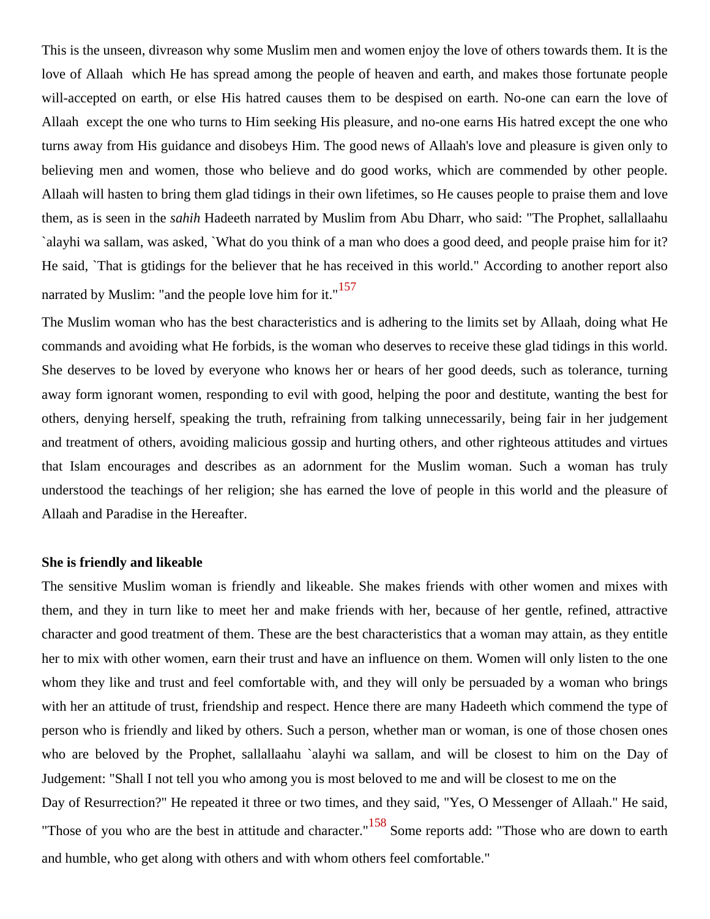This is the unseen, divreason why some Muslim men and women enjoy the love of others towards them. It is the love of Allaah  which He has spread among the people of heaven and earth, and makes those fortunate people will-accepted on earth, or else His hatred causes them to be despised on earth. No-one can earn the love of Allaah  except the one who turns to Him seeking His pleasure, and no-one earns His hatred except the one who turns away from His guidance and disobeys Him. The good news of Allaah's love and pleasure is given only to believing men and women, those who believe and do good works, which are commended by other people. Allaah will hasten to bring them glad tidings in their own lifetimes, so He causes people to praise them and love them, as is seen in the *sahih* Hadeeth narrated by Muslim from Abu Dharr, who said: "The Prophet, sallallaahu `alayhi wa sallam, was asked, `What do you think of a man who does a good deed, and people praise him for it? He said, `That is gtidings for the believer that he has received in this world." According to another report also narrated by Muslim: "and the people love him for it."[157]

The Muslim woman who has the best characteristics and is adhering to the limits set by Allaah, doing what He commands and avoiding what He forbids, is the woman who deserves to receive these glad tidings in this world. She deserves to be loved by everyone who knows her or hears of her good deeds, such as tolerance, turning away form ignorant women, responding to evil with good, helping the poor and destitute, wanting the best for others, denying herself, speaking the truth, refraining from talking unnecessarily, being fair in her judgement and treatment of others, avoiding malicious gossip and hurting others, and other righteous attitudes and virtues that Islam encourages and describes as an adornment for the Muslim woman. Such a woman has truly understood the teachings of her religion; she has earned the love of people in this world and the pleasure of Allaah and Paradise in the Hereafter.

**She is friendly and likeable**

The sensitive Muslim woman is friendly and likeable. She makes friends with other women and mixes with them, and they in turn like to meet her and make friends with her, because of her gentle, refined, attractive character and good treatment of them. These are the best characteristics that a woman may attain, as they entitle her to mix with other women, earn their trust and have an influence on them. Women will only listen to the one whom they like and trust and feel comfortable with, and they will only be persuaded by a woman who brings with her an attitude of trust, friendship and respect. Hence there are many Hadeeth which commend the type of person who is friendly and liked by others. Such a person, whether man or woman, is one of those chosen ones who are beloved by the Prophet, sallallaahu `alayhi wa sallam, and will be closest to him on the Day of Judgement: "Shall I not tell you who among you is most beloved to me and will be closest to me on the Day of Resurrection?" He repeated it three or two times, and they said, "Yes, O Messenger of Allaah." He said, "Those of you who are the best in attitude and character."[158] Some reports add: "Those who are down to earth and humble, who get along with others and with whom others feel comfortable."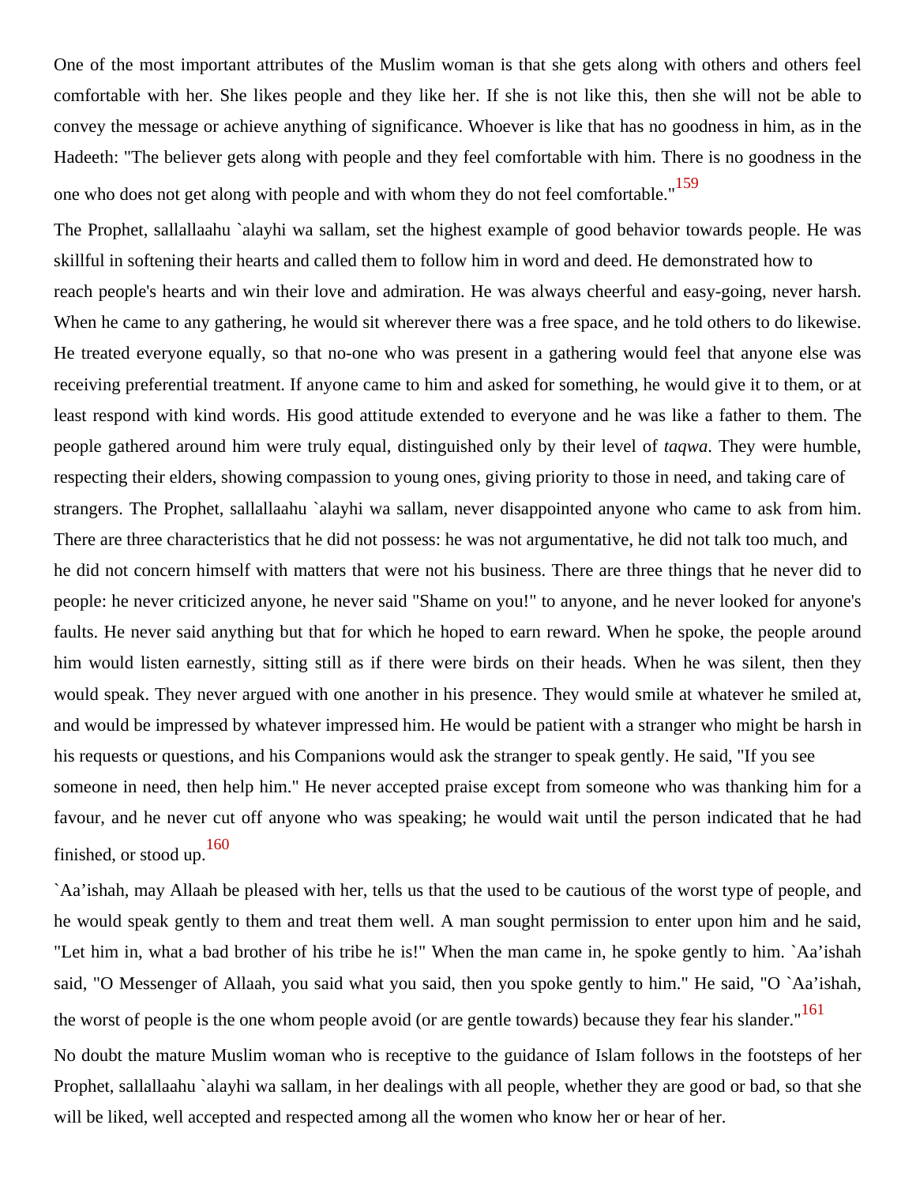One of the most important attributes of the Muslim woman is that she gets along with others and others feel comfortable with her. She likes people and they like her. If she is not like this, then she will not be able to convey the message or achieve anything of significance. Whoever is like that has no goodness in him, as in the Hadeeth: "The believer gets along with people and they feel comfortable with him. There is no goodness in the one who does not get along with people and with whom they do not feel comfortable."[159]

The Prophet, sallallaahu `alayhi wa sallam, set the highest example of good behavior towards people. He was skillful in softening their hearts and called them to follow him in word and deed. He demonstrated how to reach people's hearts and win their love and admiration. He was always cheerful and easy-going, never harsh. When he came to any gathering, he would sit wherever there was a free space, and he told others to do likewise. He treated everyone equally, so that no-one who was present in a gathering would feel that anyone else was receiving preferential treatment. If anyone came to him and asked for something, he would give it to them, or at least respond with kind words. His good attitude extended to everyone and he was like a father to them. The people gathered around him were truly equal, distinguished only by their level of *taqwa*. They were humble, respecting their elders, showing compassion to young ones, giving priority to those in need, and taking care of strangers. The Prophet, sallallaahu `alayhi wa sallam, never disappointed anyone who came to ask from him. There are three characteristics that he did not possess: he was not argumentative, he did not talk too much, and he did not concern himself with matters that were not his business. There are three things that he never did to people: he never criticized anyone, he never said "Shame on you!" to anyone, and he never looked for anyone's faults. He never said anything but that for which he hoped to earn reward. When he spoke, the people around him would listen earnestly, sitting still as if there were birds on their heads. When he was silent, then they would speak. They never argued with one another in his presence. They would smile at whatever he smiled at, and would be impressed by whatever impressed him. He would be patient with a stranger who might be harsh in his requests or questions, and his Companions would ask the stranger to speak gently. He said, "If you see someone in need, then help him." He never accepted praise except from someone who was thanking him for a favour, and he never cut off anyone who was speaking; he would wait until the person indicated that he had finished, or stood up.[160]

`Aa'ishah, may Allaah be pleased with her, tells us that the used to be cautious of the worst type of people, and he would speak gently to them and treat them well. A man sought permission to enter upon him and he said, "Let him in, what a bad brother of his tribe he is!" When the man came in, he spoke gently to him. `Aa'ishah said, "O Messenger of Allaah, you said what you said, then you spoke gently to him." He said, "O `Aa'ishah, the worst of people is the one whom people avoid (or are gentle towards) because they fear his slander."[161]

No doubt the mature Muslim woman who is receptive to the guidance of Islam follows in the footsteps of her Prophet, sallallaahu `alayhi wa sallam, in her dealings with all people, whether they are good or bad, so that she will be liked, well accepted and respected among all the women who know her or hear of her.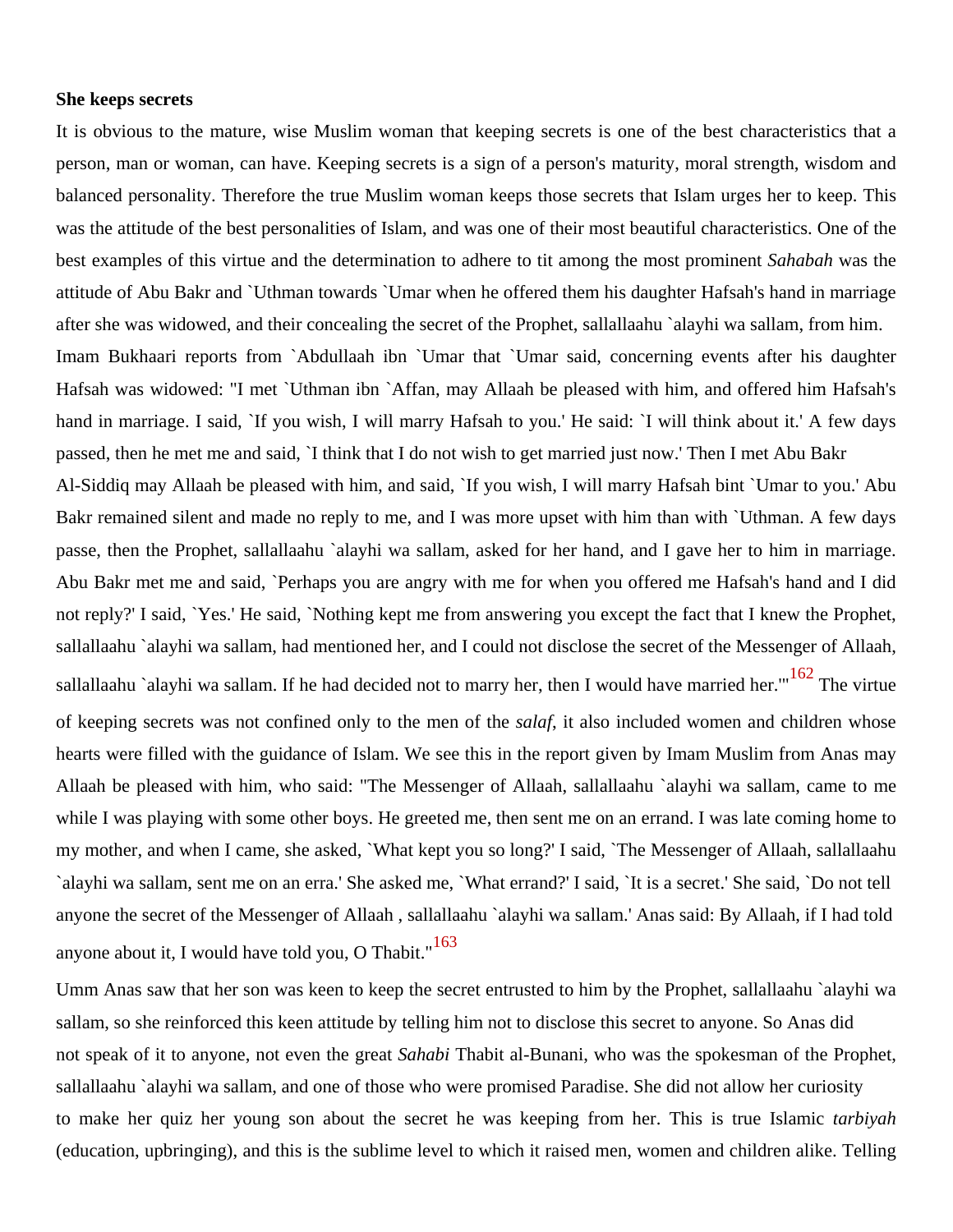**She keeps secrets**

It is obvious to the mature, wise Muslim woman that keeping secrets is one of the best characteristics that a person, man or woman, can have. Keeping secrets is a sign of a person's maturity, moral strength, wisdom and balanced personality. Therefore the true Muslim woman keeps those secrets that Islam urges her to keep. This was the attitude of the best personalities of Islam, and was one of their most beautiful characteristics. One of the best examples of this virtue and the determination to adhere to tit among the most prominent *Sahabah* was the attitude of Abu Bakr and `Uthman towards `Umar when he offered them his daughter Hafsah's hand in marriage after she was widowed, and their concealing the secret of the Prophet, sallallaahu `alayhi wa sallam, from him.

Imam Bukhaari reports from `Abdullaah ibn `Umar that `Umar said, concerning events after his daughter Hafsah was widowed: "I met `Uthman ibn `Affan, may Allaah be pleased with him, and offered him Hafsah's hand in marriage. I said, `If you wish, I will marry Hafsah to you.' He said: `I will think about it.' A few days passed, then he met me and said, `I think that I do not wish to get married just now.' Then I met Abu Bakr Al-Siddiq may Allaah be pleased with him, and said, `If you wish, I will marry Hafsah bint `Umar to you.' Abu Bakr remained silent and made no reply to me, and I was more upset with him than with `Uthman. A few days passe, then the Prophet, sallallaahu `alayhi wa sallam, asked for her hand, and I gave her to him in marriage. Abu Bakr met me and said, `Perhaps you are angry with me for when you offered me Hafsah's hand and I did not reply?' I said, `Yes.' He said, `Nothing kept me from answering you except the fact that I knew the Prophet, sallallaahu `alayhi wa sallam, had mentioned her, and I could not disclose the secret of the Messenger of Allaah, sallallaahu `alayhi wa sallam. If he had decided not to marry her, then I would have married her.'"[162] The virtue of keeping secrets was not confined only to the men of the *salaf*, it also included women and children whose hearts were filled with the guidance of Islam. We see this in the report given by Imam Muslim from Anas may Allaah be pleased with him, who said: "The Messenger of Allaah, sallallaahu `alayhi wa sallam, came to me while I was playing with some other boys. He greeted me, then sent me on an errand. I was late coming home to my mother, and when I came, she asked, `What kept you so long?' I said, `The Messenger of Allaah, sallallaahu `alayhi wa sallam, sent me on an erra.' She asked me, `What errand?' I said, `It is a secret.' She said, `Do not tell anyone the secret of the Messenger of Allaah , sallallaahu `alayhi wa sallam.' Anas said: By Allaah, if I had told anyone about it, I would have told you, O Thabit."[163]

Umm Anas saw that her son was keen to keep the secret entrusted to him by the Prophet, sallallaahu `alayhi wa sallam, so she reinforced this keen attitude by telling him not to disclose this secret to anyone. So Anas did not speak of it to anyone, not even the great *Sahabi* Thabit al-Bunani, who was the spokesman of the Prophet, sallallaahu `alayhi wa sallam, and one of those who were promised Paradise. She did not allow her curiosity to make her quiz her young son about the secret he was keeping from her. This is true Islamic *tarbiyah* (education, upbringing), and this is the sublime level to which it raised men, women and children alike. Telling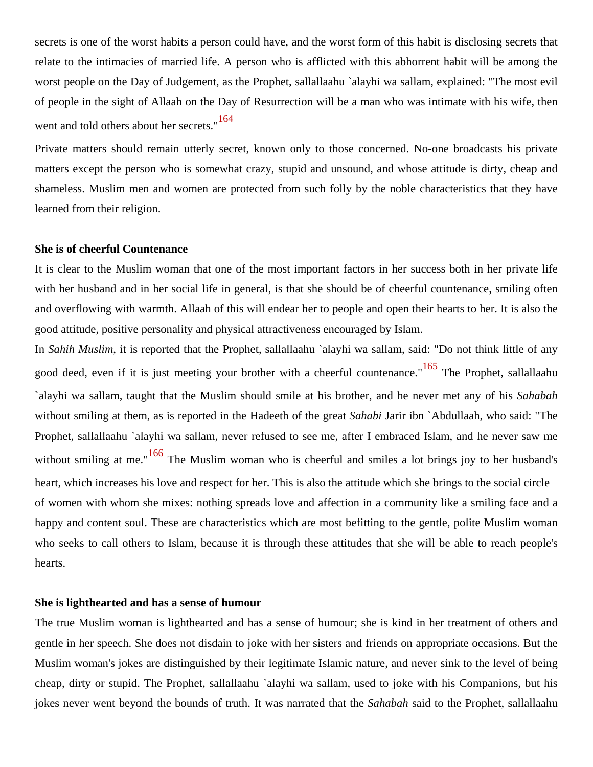secrets is one of the worst habits a person could have, and the worst form of this habit is disclosing secrets that relate to the intimacies of married life. A person who is afflicted with this abhorrent habit will be among the worst people on the Day of Judgement, as the Prophet, sallallaahu `alayhi wa sallam, explained: "The most evil of people in the sight of Allaah on the Day of Resurrection will be a man who was intimate with his wife, then went and told others about her secrets."[164]

Private matters should remain utterly secret, known only to those concerned. No-one broadcasts his private matters except the person who is somewhat crazy, stupid and unsound, and whose attitude is dirty, cheap and shameless. Muslim men and women are protected from such folly by the noble characteristics that they have learned from their religion.

**She is of cheerful Countenance**

It is clear to the Muslim woman that one of the most important factors in her success both in her private life with her husband and in her social life in general, is that she should be of cheerful countenance, smiling often and overflowing with warmth. Allaah of this will endear her to people and open their hearts to her. It is also the good attitude, positive personality and physical attractiveness encouraged by Islam.

In *Sahih Muslim*, it is reported that the Prophet, sallallaahu `alayhi wa sallam, said: "Do not think little of any good deed, even if it is just meeting your brother with a cheerful countenance."[165] The Prophet, sallallaahu `alayhi wa sallam, taught that the Muslim should smile at his brother, and he never met any of his *Sahabah* without smiling at them, as is reported in the Hadeeth of the great *Sahabi* Jarir ibn `Abdullaah, who said: "The Prophet, sallallaahu `alayhi wa sallam, never refused to see me, after I embraced Islam, and he never saw me without smiling at me."[166] The Muslim woman who is cheerful and smiles a lot brings joy to her husband's heart, which increases his love and respect for her. This is also the attitude which she brings to the social circle of women with whom she mixes: nothing spreads love and affection in a community like a smiling face and a happy and content soul. These are characteristics which are most befitting to the gentle, polite Muslim woman who seeks to call others to Islam, because it is through these attitudes that she will be able to reach people's hearts.

**She is lighthearted and has a sense of humour**

The true Muslim woman is lighthearted and has a sense of humour; she is kind in her treatment of others and gentle in her speech. She does not disdain to joke with her sisters and friends on appropriate occasions. But the Muslim woman's jokes are distinguished by their legitimate Islamic nature, and never sink to the level of being cheap, dirty or stupid. The Prophet, sallallaahu `alayhi wa sallam, used to joke with his Companions, but his jokes never went beyond the bounds of truth. It was narrated that the *Sahabah* said to the Prophet, sallallaahu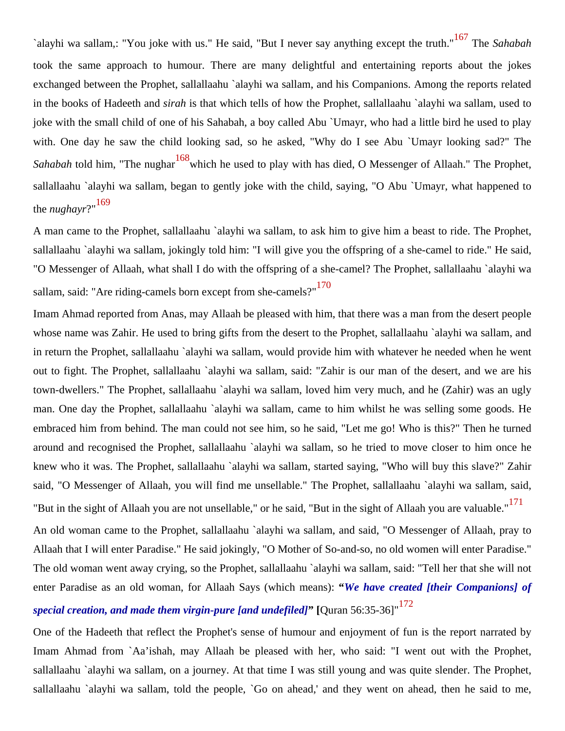`alayhi wa sallam,: "You joke with us." He said, "But I never say anything except the truth."[167] The *Sahabah* took the same approach to humour. There are many delightful and entertaining reports about the jokes exchanged between the Prophet, sallallaahu `alayhi wa sallam, and his Companions. Among the reports related in the books of Hadeeth and *sirah* is that which tells of how the Prophet, sallallaahu `alayhi wa sallam, used to joke with the small child of one of his Sahabah, a boy called Abu `Umayr, who had a little bird he used to play with. One day he saw the child looking sad, so he asked, "Why do I see Abu `Umayr looking sad?" The *Sahabah* told him, "The nughar[168] which he used to play with has died, O Messenger of Allaah." The Prophet, sallallaahu `alayhi wa sallam, began to gently joke with the child, saying, "O Abu `Umayr, what happened to the *nughayr*?"[169]

A man came to the Prophet, sallallaahu `alayhi wa sallam, to ask him to give him a beast to ride. The Prophet, sallallaahu `alayhi wa sallam, jokingly told him: "I will give you the offspring of a she-camel to ride." He said, "O Messenger of Allaah, what shall I do with the offspring of a she-camel? The Prophet, sallallaahu `alayhi wa sallam, said: "Are riding-camels born except from she-camels?"[170]

Imam Ahmad reported from Anas, may Allaah be pleased with him, that there was a man from the desert people whose name was Zahir. He used to bring gifts from the desert to the Prophet, sallallaahu `alayhi wa sallam, and in return the Prophet, sallallaahu `alayhi wa sallam, would provide him with whatever he needed when he went out to fight. The Prophet, sallallaahu `alayhi wa sallam, said: "Zahir is our man of the desert, and we are his town-dwellers." The Prophet, sallallaahu `alayhi wa sallam, loved him very much, and he (Zahir) was an ugly man. One day the Prophet, sallallaahu `alayhi wa sallam, came to him whilst he was selling some goods. He embraced him from behind. The man could not see him, so he said, "Let me go! Who is this?" Then he turned around and recognised the Prophet, sallallaahu `alayhi wa sallam, so he tried to move closer to him once he knew who it was. The Prophet, sallallaahu `alayhi wa sallam, started saying, "Who will buy this slave?" Zahir said, "O Messenger of Allaah, you will find me unsellable." The Prophet, sallallaahu `alayhi wa sallam, said, "But in the sight of Allaah you are not unsellable," or he said, "But in the sight of Allaah you are valuable."[171]

An old woman came to the Prophet, sallallaahu `alayhi wa sallam, and said, "O Messenger of Allaah, pray to Allaah that I will enter Paradise." He said jokingly, "O Mother of So-and-so, no old women will enter Paradise." The old woman went away crying, so the Prophet, sallallaahu `alayhi wa sallam, said: "Tell her that she will not enter Paradise as an old woman, for Allaah Says (which means): **"*We have created [their Companions] of special creation, and made them virgin-pure [and undefiled]*"** **[**Quran 56:35-36]"[172]

One of the Hadeeth that reflect the Prophet's sense of humour and enjoyment of fun is the report narrated by Imam Ahmad from `Aa'ishah, may Allaah be pleased with her, who said: "I went out with the Prophet, sallallaahu `alayhi wa sallam, on a journey. At that time I was still young and was quite slender. The Prophet, sallallaahu `alayhi wa sallam, told the people, `Go on ahead,' and they went on ahead, then he said to me,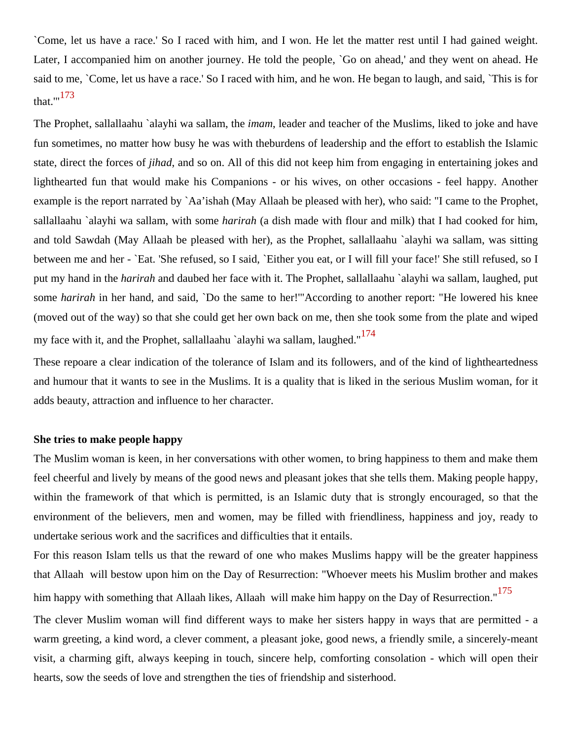`Come, let us have a race.' So I raced with him, and I won. He let the matter rest until I had gained weight. Later, I accompanied him on another journey. He told the people, `Go on ahead,' and they went on ahead. He said to me, `Come, let us have a race.' So I raced with him, and he won. He began to laugh, and said, `This is for that.'"[173]

The Prophet, sallallaahu `alayhi wa sallam, the *imam*, leader and teacher of the Muslims, liked to joke and have fun sometimes, no matter how busy he was with theburdens of leadership and the effort to establish the Islamic state, direct the forces of *jihad*, and so on. All of this did not keep him from engaging in entertaining jokes and lighthearted fun that would make his Companions - or his wives, on other occasions - feel happy. Another example is the report narrated by `Aa'ishah (May Allaah be pleased with her), who said: "I came to the Prophet, sallallaahu `alayhi wa sallam, with some *harirah* (a dish made with flour and milk) that I had cooked for him, and told Sawdah (May Allaah be pleased with her), as the Prophet, sallallaahu `alayhi wa sallam, was sitting between me and her - `Eat. 'She refused, so I said, `Either you eat, or I will fill your face!' She still refused, so I put my hand in the *harirah* and daubed her face with it. The Prophet, sallallaahu `alayhi wa sallam, laughed, put some *harirah* in her hand, and said, `Do the same to her!'"According to another report: "He lowered his knee (moved out of the way) so that she could get her own back on me, then she took some from the plate and wiped my face with it, and the Prophet, sallallaahu `alayhi wa sallam, laughed."[174]

These repoare a clear indication of the tolerance of Islam and its followers, and of the kind of lightheartedness and humour that it wants to see in the Muslims. It is a quality that is liked in the serious Muslim woman, for it adds beauty, attraction and influence to her character.

**She tries to make people happy**

The Muslim woman is keen, in her conversations with other women, to bring happiness to them and make them feel cheerful and lively by means of the good news and pleasant jokes that she tells them. Making people happy, within the framework of that which is permitted, is an Islamic duty that is strongly encouraged, so that the environment of the believers, men and women, may be filled with friendliness, happiness and joy, ready to undertake serious work and the sacrifices and difficulties that it entails.

For this reason Islam tells us that the reward of one who makes Muslims happy will be the greater happiness that Allaah will bestow upon him on the Day of Resurrection: "Whoever meets his Muslim brother and makes him happy with something that Allaah likes, Allaah will make him happy on the Day of Resurrection."[175]

The clever Muslim woman will find different ways to make her sisters happy in ways that are permitted - a warm greeting, a kind word, a clever comment, a pleasant joke, good news, a friendly smile, a sincerely-meant visit, a charming gift, always keeping in touch, sincere help, comforting consolation - which will open their hearts, sow the seeds of love and strengthen the ties of friendship and sisterhood.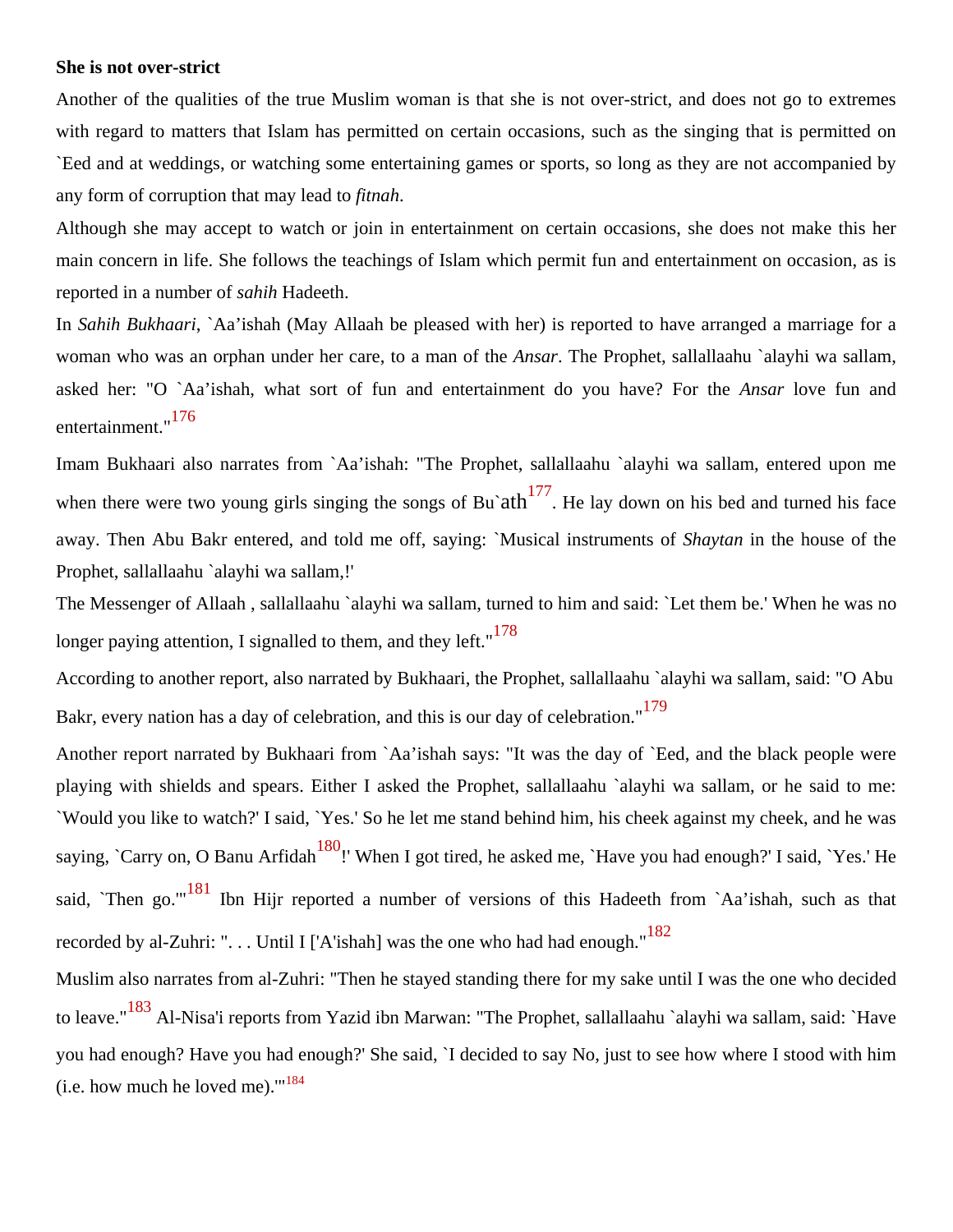**She is not over-strict**

Another of the qualities of the true Muslim woman is that she is not over-strict, and does not go to extremes with regard to matters that Islam has permitted on certain occasions, such as the singing that is permitted on `Eed and at weddings, or watching some entertaining games or sports, so long as they are not accompanied by any form of corruption that may lead to *fitnah*.

Although she may accept to watch or join in entertainment on certain occasions, she does not make this her main concern in life. She follows the teachings of Islam which permit fun and entertainment on occasion, as is reported in a number of *sahih* Hadeeth.

In *Sahih Bukhaari*, `Aa'ishah (May Allaah be pleased with her) is reported to have arranged a marriage for a woman who was an orphan under her care, to a man of the *Ansar*. The Prophet, sallallaahu `alayhi wa sallam, asked her: "O `Aa'ishah, what sort of fun and entertainment do you have? For the *Ansar* love fun and entertainment."[176]

Imam Bukhaari also narrates from `Aa'ishah: "The Prophet, sallallaahu `alayhi wa sallam, entered upon me when there were two young girls singing the songs of Bu`ath[177]. He lay down on his bed and turned his face away. Then Abu Bakr entered, and told me off, saying: `Musical instruments of *Shaytan* in the house of the Prophet, sallallaahu `alayhi wa sallam,!'

The Messenger of Allaah , sallallaahu `alayhi wa sallam, turned to him and said: `Let them be.' When he was no longer paying attention, I signalled to them, and they left."[178]

According to another report, also narrated by Bukhaari, the Prophet, sallallaahu `alayhi wa sallam, said: "O Abu Bakr, every nation has a day of celebration, and this is our day of celebration."[179]

Another report narrated by Bukhaari from `Aa'ishah says: "It was the day of `Eed, and the black people were playing with shields and spears. Either I asked the Prophet, sallallaahu `alayhi wa sallam, or he said to me: `Would you like to watch?' I said, `Yes.' So he let me stand behind him, his cheek against my cheek, and he was saying, `Carry on, O Banu Arfidah[180]!' When I got tired, he asked me, `Have you had enough?' I said, `Yes.' He said, `Then go.'"[181] Ibn Hijr reported a number of versions of this Hadeeth from `Aa'ishah, such as that recorded by al-Zuhri: ". . . Until I ['A'ishah] was the one who had had enough."[182]

Muslim also narrates from al-Zuhri: "Then he stayed standing there for my sake until I was the one who decided to leave."[183] Al-Nisa'i reports from Yazid ibn Marwan: "The Prophet, sallallaahu `alayhi wa sallam, said: `Have you had enough? Have you had enough?' She said, `I decided to say No, just to see how where I stood with him (i.e. how much he loved me).'"[184]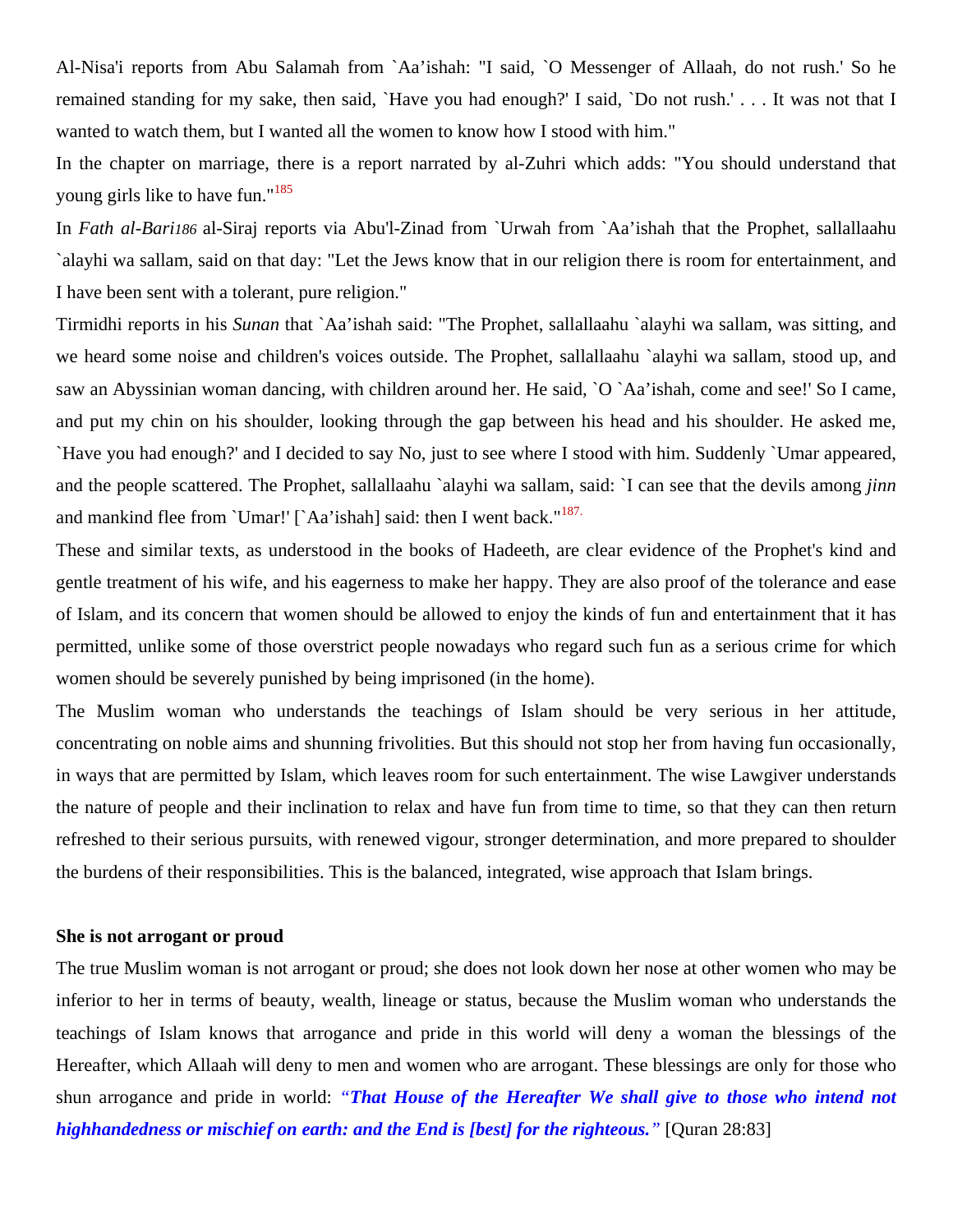Al-Nisa'i reports from Abu Salamah from `Aa'ishah: "I said, `O Messenger of Allaah, do not rush.' So he remained standing for my sake, then said, `Have you had enough?' I said, `Do not rush.' . . . It was not that I wanted to watch them, but I wanted all the women to know how I stood with him."

In the chapter on marriage, there is a report narrated by al-Zuhri which adds: "You should understand that young girls like to have fun."[185]

In *Fath al-Bari*[186] al-Siraj reports via Abu'l-Zinad from `Urwah from `Aa'ishah that the Prophet, sallallaahu `alayhi wa sallam, said on that day: "Let the Jews know that in our religion there is room for entertainment, and I have been sent with a tolerant, pure religion."

Tirmidhi reports in his *Sunan* that `Aa'ishah said: "The Prophet, sallallaahu `alayhi wa sallam, was sitting, and we heard some noise and children's voices outside. The Prophet, sallallaahu `alayhi wa sallam, stood up, and saw an Abyssinian woman dancing, with children around her. He said, `O `Aa'ishah, come and see!' So I came, and put my chin on his shoulder, looking through the gap between his head and his shoulder. He asked me, `Have you had enough?' and I decided to say No, just to see where I stood with him. Suddenly `Umar appeared, and the people scattered. The Prophet, sallallaahu `alayhi wa sallam, said: `I can see that the devils among *jinn* and mankind flee from `Umar!' [`Aa'ishah] said: then I went back."[187.]

These and similar texts, as understood in the books of Hadeeth, are clear evidence of the Prophet's kind and gentle treatment of his wife, and his eagerness to make her happy. They are also proof of the tolerance and ease of Islam, and its concern that women should be allowed to enjoy the kinds of fun and entertainment that it has permitted, unlike some of those overstrict people nowadays who regard such fun as a serious crime for which women should be severely punished by being imprisoned (in the home).

The Muslim woman who understands the teachings of Islam should be very serious in her attitude, concentrating on noble aims and shunning frivolities. But this should not stop her from having fun occasionally, in ways that are permitted by Islam, which leaves room for such entertainment. The wise Lawgiver understands the nature of people and their inclination to relax and have fun from time to time, so that they can then return refreshed to their serious pursuits, with renewed vigour, stronger determination, and more prepared to shoulder the burdens of their responsibilities. This is the balanced, integrated, wise approach that Islam brings.

**She is not arrogant or proud**

The true Muslim woman is not arrogant or proud; she does not look down her nose at other women who may be inferior to her in terms of beauty, wealth, lineage or status, because the Muslim woman who understands the teachings of Islam knows that arrogance and pride in this world will deny a woman the blessings of the Hereafter, which Allaah will deny to men and women who are arrogant. These blessings are only for those who shun arrogance and pride in world: ***"That House of the Hereafter We shall give to those who intend not highhandedness or mischief on earth: and the End is [best] for the righteous."*** [Quran 28:83]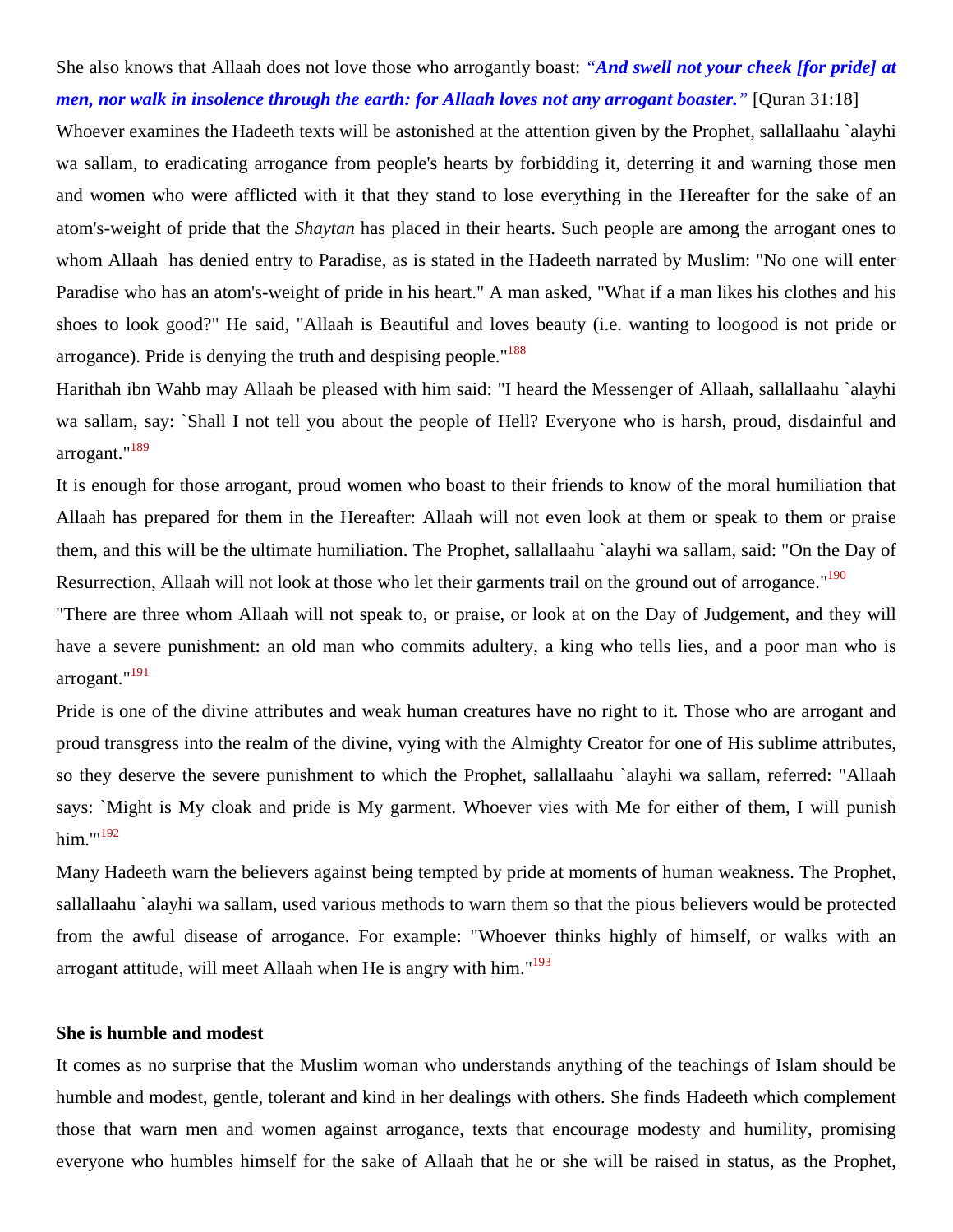She also knows that Allaah does not love those who arrogantly boast: ***"And swell not your cheek [for pride] at men, nor walk in insolence through the earth: for Allaah loves not any arrogant boaster."*** [Quran 31:18]

Whoever examines the Hadeeth texts will be astonished at the attention given by the Prophet, sallallaahu `alayhi wa sallam, to eradicating arrogance from people's hearts by forbidding it, deterring it and warning those men and women who were afflicted with it that they stand to lose everything in the Hereafter for the sake of an atom's-weight of pride that the *Shaytan* has placed in their hearts. Such people are among the arrogant ones to whom Allaah has denied entry to Paradise, as is stated in the Hadeeth narrated by Muslim: "No one will enter Paradise who has an atom's-weight of pride in his heart." A man asked, "What if a man likes his clothes and his shoes to look good?" He said, "Allaah is Beautiful and loves beauty (i.e. wanting to loogood is not pride or arrogance). Pride is denying the truth and despising people."[188]

Harithah ibn Wahb may Allaah be pleased with him said: "I heard the Messenger of Allaah, sallallaahu `alayhi wa sallam, say: `Shall I not tell you about the people of Hell? Everyone who is harsh, proud, disdainful and arrogant."[189]

It is enough for those arrogant, proud women who boast to their friends to know of the moral humiliation that Allaah has prepared for them in the Hereafter: Allaah will not even look at them or speak to them or praise them, and this will be the ultimate humiliation. The Prophet, sallallaahu `alayhi wa sallam, said: "On the Day of Resurrection, Allaah will not look at those who let their garments trail on the ground out of arrogance."[190]

"There are three whom Allaah will not speak to, or praise, or look at on the Day of Judgement, and they will have a severe punishment: an old man who commits adultery, a king who tells lies, and a poor man who is arrogant."[191]

Pride is one of the divine attributes and weak human creatures have no right to it. Those who are arrogant and proud transgress into the realm of the divine, vying with the Almighty Creator for one of His sublime attributes, so they deserve the severe punishment to which the Prophet, sallallaahu `alayhi wa sallam, referred: "Allaah says: `Might is My cloak and pride is My garment. Whoever vies with Me for either of them, I will punish him.'"[192]

Many Hadeeth warn the believers against being tempted by pride at moments of human weakness. The Prophet, sallallaahu `alayhi wa sallam, used various methods to warn them so that the pious believers would be protected from the awful disease of arrogance. For example: "Whoever thinks highly of himself, or walks with an arrogant attitude, will meet Allaah when He is angry with him."[193]

**She is humble and modest**

It comes as no surprise that the Muslim woman who understands anything of the teachings of Islam should be humble and modest, gentle, tolerant and kind in her dealings with others. She finds Hadeeth which complement those that warn men and women against arrogance, texts that encourage modesty and humility, promising everyone who humbles himself for the sake of Allaah that he or she will be raised in status, as the Prophet,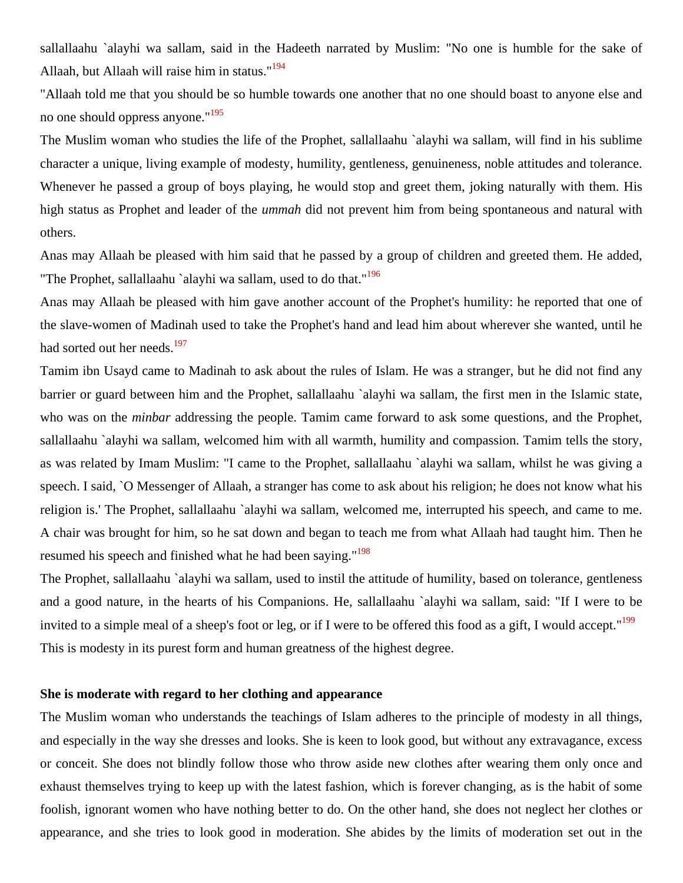sallallaahu `alayhi wa sallam, said in the Hadeeth narrated by Muslim: "No one is humble for the sake of Allaah, but Allaah will raise him in status."[194]

"Allaah told me that you should be so humble towards one another that no one should boast to anyone else and no one should oppress anyone."[195]

The Muslim woman who studies the life of the Prophet, sallallaahu `alayhi wa sallam, will find in his sublime character a unique, living example of modesty, humility, gentleness, genuineness, noble attitudes and tolerance. Whenever he passed a group of boys playing, he would stop and greet them, joking naturally with them. His high status as Prophet and leader of the *ummah* did not prevent him from being spontaneous and natural with others.

Anas may Allaah be pleased with him said that he passed by a group of children and greeted them. He added, "The Prophet, sallallaahu `alayhi wa sallam, used to do that."[196]

Anas may Allaah be pleased with him gave another account of the Prophet's humility: he reported that one of the slave-women of Madinah used to take the Prophet's hand and lead him about wherever she wanted, until he had sorted out her needs.[197]

Tamim ibn Usayd came to Madinah to ask about the rules of Islam. He was a stranger, but he did not find any barrier or guard between him and the Prophet, sallallaahu `alayhi wa sallam, the first men in the Islamic state, who was on the *minbar* addressing the people. Tamim came forward to ask some questions, and the Prophet, sallallaahu `alayhi wa sallam, welcomed him with all warmth, humility and compassion. Tamim tells the story, as was related by Imam Muslim: "I came to the Prophet, sallallaahu `alayhi wa sallam, whilst he was giving a speech. I said, `O Messenger of Allaah, a stranger has come to ask about his religion; he does not know what his religion is.' The Prophet, sallallaahu `alayhi wa sallam, welcomed me, interrupted his speech, and came to me. A chair was brought for him, so he sat down and began to teach me from what Allaah had taught him. Then he resumed his speech and finished what he had been saying."[198]

The Prophet, sallallaahu `alayhi wa sallam, used to instil the attitude of humility, based on tolerance, gentleness and a good nature, in the hearts of his Companions. He, sallallaahu `alayhi wa sallam, said: "If I were to be invited to a simple meal of a sheep's foot or leg, or if I were to be offered this food as a gift, I would accept."[199] This is modesty in its purest form and human greatness of the highest degree.

**She is moderate with regard to her clothing and appearance**

The Muslim woman who understands the teachings of Islam adheres to the principle of modesty in all things, and especially in the way she dresses and looks. She is keen to look good, but without any extravagance, excess or conceit. She does not blindly follow those who throw aside new clothes after wearing them only once and exhaust themselves trying to keep up with the latest fashion, which is forever changing, as is the habit of some foolish, ignorant women who have nothing better to do. On the other hand, she does not neglect her clothes or appearance, and she tries to look good in moderation. She abides by the limits of moderation set out in the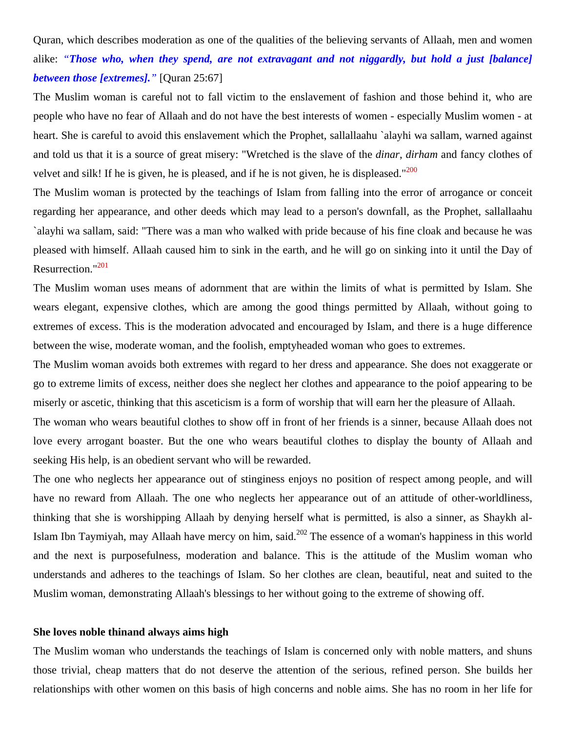Quran, which describes moderation as one of the qualities of the believing servants of Allaah, men and women alike: *"**Those who, when they spend, are not extravagant and not niggardly, but hold a just [balance] between those [extremes].**"* [Quran 25:67]

The Muslim woman is careful not to fall victim to the enslavement of fashion and those behind it, who are people who have no fear of Allaah and do not have the best interests of women - especially Muslim women - at heart. She is careful to avoid this enslavement which the Prophet, sallallaahu `alayhi wa sallam, warned against and told us that it is a source of great misery: "Wretched is the slave of the *dinar*, *dirham* and fancy clothes of velvet and silk! If he is given, he is pleased, and if he is not given, he is displeased."[200]

The Muslim woman is protected by the teachings of Islam from falling into the error of arrogance or conceit regarding her appearance, and other deeds which may lead to a person's downfall, as the Prophet, sallallaahu `alayhi wa sallam, said: "There was a man who walked with pride because of his fine cloak and because he was pleased with himself. Allaah caused him to sink in the earth, and he will go on sinking into it until the Day of Resurrection."[201]

The Muslim woman uses means of adornment that are within the limits of what is permitted by Islam. She wears elegant, expensive clothes, which are among the good things permitted by Allaah, without going to extremes of excess. This is the moderation advocated and encouraged by Islam, and there is a huge difference between the wise, moderate woman, and the foolish, emptyheaded woman who goes to extremes.

The Muslim woman avoids both extremes with regard to her dress and appearance. She does not exaggerate or go to extreme limits of excess, neither does she neglect her clothes and appearance to the poiof appearing to be miserly or ascetic, thinking that this asceticism is a form of worship that will earn her the pleasure of Allaah.

The woman who wears beautiful clothes to show off in front of her friends is a sinner, because Allaah does not love every arrogant boaster. But the one who wears beautiful clothes to display the bounty of Allaah and seeking His help, is an obedient servant who will be rewarded.

The one who neglects her appearance out of stinginess enjoys no position of respect among people, and will have no reward from Allaah. The one who neglects her appearance out of an attitude of other-worldliness, thinking that she is worshipping Allaah by denying herself what is permitted, is also a sinner, as Shaykh al-Islam Ibn Taymiyah, may Allaah have mercy on him, said.[202] The essence of a woman's happiness in this world and the next is purposefulness, moderation and balance. This is the attitude of the Muslim woman who understands and adheres to the teachings of Islam. So her clothes are clean, beautiful, neat and suited to the Muslim woman, demonstrating Allaah's blessings to her without going to the extreme of showing off.

**She loves noble thinand always aims high**

The Muslim woman who understands the teachings of Islam is concerned only with noble matters, and shuns those trivial, cheap matters that do not deserve the attention of the serious, refined person. She builds her relationships with other women on this basis of high concerns and noble aims. She has no room in her life for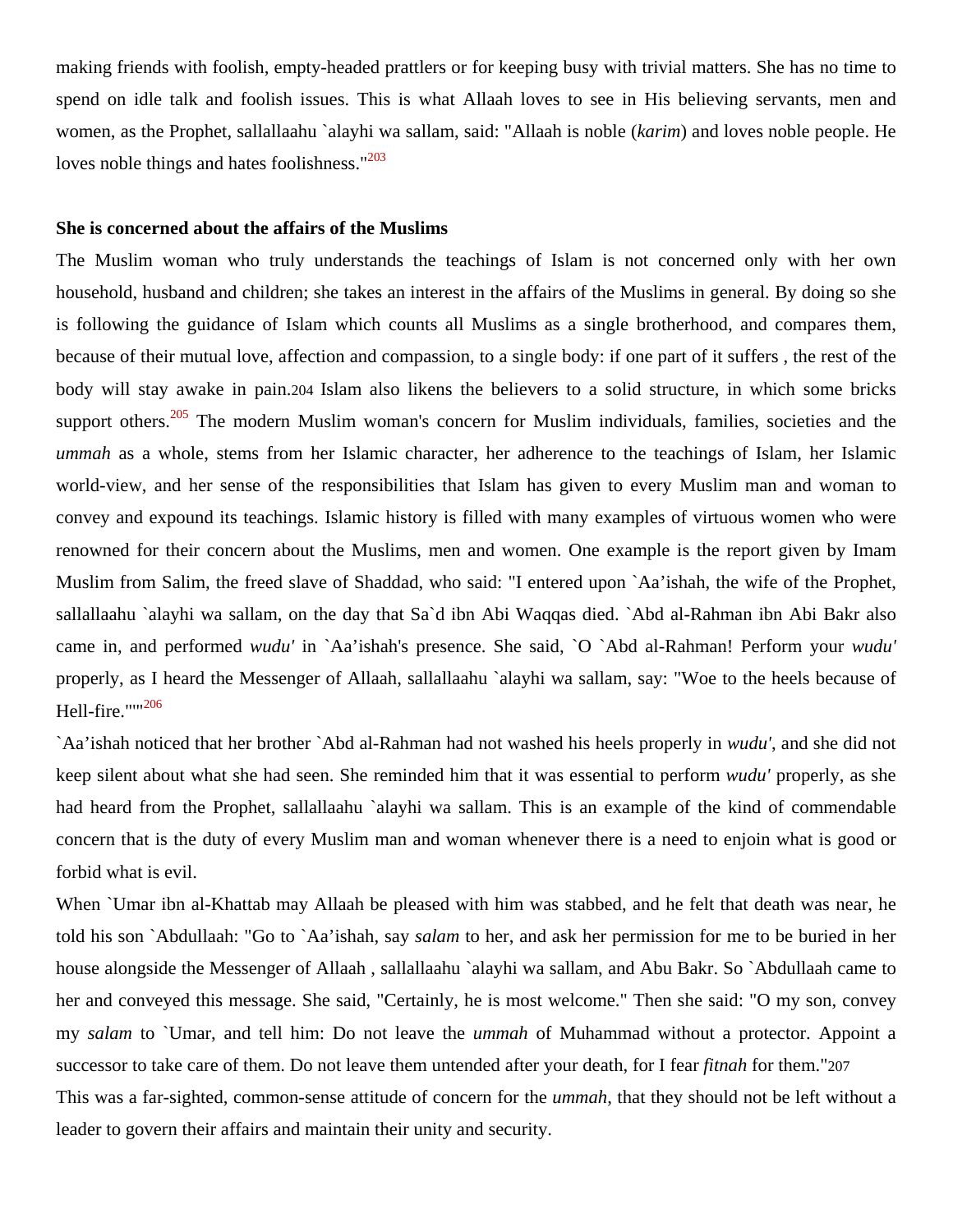making friends with foolish, empty-headed prattlers or for keeping busy with trivial matters. She has no time to spend on idle talk and foolish issues. This is what Allaah loves to see in His believing servants, men and women, as the Prophet, sallallaahu `alayhi wa sallam, said: "Allaah is noble (*karim*) and loves noble people. He loves noble things and hates foolishness."[203]

**She is concerned about the affairs of the Muslims**

The Muslim woman who truly understands the teachings of Islam is not concerned only with her own household, husband and children; she takes an interest in the affairs of the Muslims in general. By doing so she is following the guidance of Islam which counts all Muslims as a single brotherhood, and compares them, because of their mutual love, affection and compassion, to a single body: if one part of it suffers , the rest of the body will stay awake in pain.[204] Islam also likens the believers to a solid structure, in which some bricks support others.[205] The modern Muslim woman's concern for Muslim individuals, families, societies and the *ummah* as a whole, stems from her Islamic character, her adherence to the teachings of Islam, her Islamic world-view, and her sense of the responsibilities that Islam has given to every Muslim man and woman to convey and expound its teachings. Islamic history is filled with many examples of virtuous women who were renowned for their concern about the Muslims, men and women. One example is the report given by Imam Muslim from Salim, the freed slave of Shaddad, who said: "I entered upon `Aa'ishah, the wife of the Prophet, sallallaahu `alayhi wa sallam, on the day that Sa`d ibn Abi Waqqas died. `Abd al-Rahman ibn Abi Bakr also came in, and performed *wudu'* in `Aa'ishah's presence. She said, `O `Abd al-Rahman! Perform your *wudu'* properly, as I heard the Messenger of Allaah, sallallaahu `alayhi wa sallam, say: "Woe to the heels because of Hell-fire."'"[206]

`Aa'ishah noticed that her brother `Abd al-Rahman had not washed his heels properly in *wudu'*, and she did not keep silent about what she had seen. She reminded him that it was essential to perform *wudu'* properly, as she had heard from the Prophet, sallallaahu `alayhi wa sallam. This is an example of the kind of commendable concern that is the duty of every Muslim man and woman whenever there is a need to enjoin what is good or forbid what is evil.

When `Umar ibn al-Khattab may Allaah be pleased with him was stabbed, and he felt that death was near, he told his son `Abdullaah: "Go to `Aa'ishah, say *salam* to her, and ask her permission for me to be buried in her house alongside the Messenger of Allaah , sallallaahu `alayhi wa sallam, and Abu Bakr. So `Abdullaah came to her and conveyed this message. She said, "Certainly, he is most welcome." Then she said: "O my son, convey my *salam* to `Umar, and tell him: Do not leave the *ummah* of Muhammad without a protector. Appoint a successor to take care of them. Do not leave them untended after your death, for I fear *fitnah* for them."[207]

This was a far-sighted, common-sense attitude of concern for the *ummah*, that they should not be left without a leader to govern their affairs and maintain their unity and security.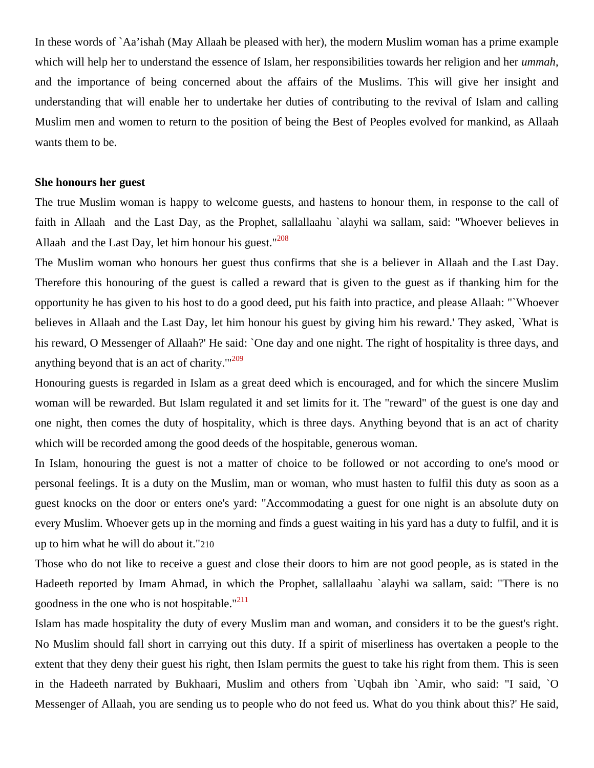In these words of `Aa'ishah (May Allaah be pleased with her), the modern Muslim woman has a prime example which will help her to understand the essence of Islam, her responsibilities towards her religion and her *ummah*, and the importance of being concerned about the affairs of the Muslims. This will give her insight and understanding that will enable her to undertake her duties of contributing to the revival of Islam and calling Muslim men and women to return to the position of being the Best of Peoples evolved for mankind, as Allaah wants them to be.

**She honours her guest**

The true Muslim woman is happy to welcome guests, and hastens to honour them, in response to the call of faith in Allaah and the Last Day, as the Prophet, sallallaahu `alayhi wa sallam, said: "Whoever believes in Allaah and the Last Day, let him honour his guest."[208]

The Muslim woman who honours her guest thus confirms that she is a believer in Allaah and the Last Day. Therefore this honouring of the guest is called a reward that is given to the guest as if thanking him for the opportunity he has given to his host to do a good deed, put his faith into practice, and please Allaah: "`Whoever believes in Allaah and the Last Day, let him honour his guest by giving him his reward.' They asked, `What is his reward, O Messenger of Allaah?' He said: `One day and one night. The right of hospitality is three days, and anything beyond that is an act of charity.'"[209]

Honouring guests is regarded in Islam as a great deed which is encouraged, and for which the sincere Muslim woman will be rewarded. But Islam regulated it and set limits for it. The "reward" of the guest is one day and one night, then comes the duty of hospitality, which is three days. Anything beyond that is an act of charity which will be recorded among the good deeds of the hospitable, generous woman.

In Islam, honouring the guest is not a matter of choice to be followed or not according to one's mood or personal feelings. It is a duty on the Muslim, man or woman, who must hasten to fulfil this duty as soon as a guest knocks on the door or enters one's yard: "Accommodating a guest for one night is an absolute duty on every Muslim. Whoever gets up in the morning and finds a guest waiting in his yard has a duty to fulfil, and it is up to him what he will do about it."[210]

Those who do not like to receive a guest and close their doors to him are not good people, as is stated in the Hadeeth reported by Imam Ahmad, in which the Prophet, sallallaahu `alayhi wa sallam, said: "There is no goodness in the one who is not hospitable."[211]

Islam has made hospitality the duty of every Muslim man and woman, and considers it to be the guest's right. No Muslim should fall short in carrying out this duty. If a spirit of miserliness has overtaken a people to the extent that they deny their guest his right, then Islam permits the guest to take his right from them. This is seen in the Hadeeth narrated by Bukhaari, Muslim and others from `Uqbah ibn `Amir, who said: "I said, `O Messenger of Allaah, you are sending us to people who do not feed us. What do you think about this?' He said,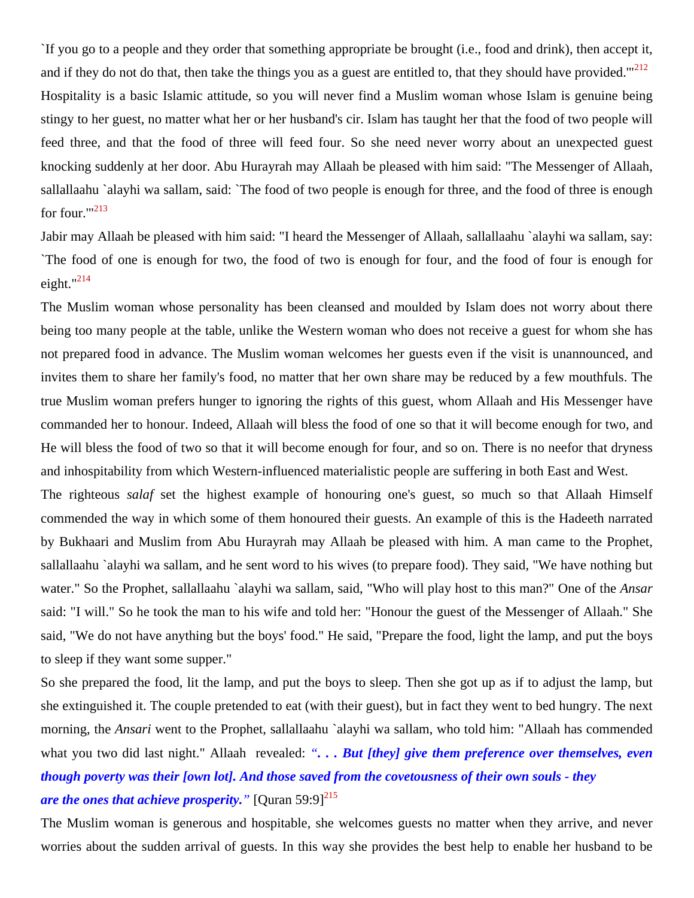`If you go to a people and they order that something appropriate be brought (i.e., food and drink), then accept it, and if they do not do that, then take the things you as a guest are entitled to, that they should have provided.'"[212]

Hospitality is a basic Islamic attitude, so you will never find a Muslim woman whose Islam is genuine being stingy to her guest, no matter what her or her husband's cir. Islam has taught her that the food of two people will feed three, and that the food of three will feed four. So she need never worry about an unexpected guest knocking suddenly at her door. Abu Hurayrah may Allaah be pleased with him said: "The Messenger of Allaah, sallallaahu `alayhi wa sallam, said: `The food of two people is enough for three, and the food of three is enough for four.'"[213]

Jabir may Allaah be pleased with him said: "I heard the Messenger of Allaah, sallallaahu `alayhi wa sallam, say: `The food of one is enough for two, the food of two is enough for four, and the food of four is enough for eight."[214]

The Muslim woman whose personality has been cleansed and moulded by Islam does not worry about there being too many people at the table, unlike the Western woman who does not receive a guest for whom she has not prepared food in advance. The Muslim woman welcomes her guests even if the visit is unannounced, and invites them to share her family's food, no matter that her own share may be reduced by a few mouthfuls. The true Muslim woman prefers hunger to ignoring the rights of this guest, whom Allaah and His Messenger have commanded her to honour. Indeed, Allaah will bless the food of one so that it will become enough for two, and He will bless the food of two so that it will become enough for four, and so on. There is no neefor that dryness and inhospitability from which Western-influenced materialistic people are suffering in both East and West.

The righteous *salaf* set the highest example of honouring one's guest, so much so that Allaah Himself commended the way in which some of them honoured their guests. An example of this is the Hadeeth narrated by Bukhaari and Muslim from Abu Hurayrah may Allaah be pleased with him. A man came to the Prophet, sallallaahu `alayhi wa sallam, and he sent word to his wives (to prepare food). They said, "We have nothing but water." So the Prophet, sallallaahu `alayhi wa sallam, said, "Who will play host to this man?" One of the *Ansar* said: "I will." So he took the man to his wife and told her: "Honour the guest of the Messenger of Allaah." She said, "We do not have anything but the boys' food." He said, "Prepare the food, light the lamp, and put the boys to sleep if they want some supper."

So she prepared the food, lit the lamp, and put the boys to sleep. Then she got up as if to adjust the lamp, but she extinguished it. The couple pretended to eat (with their guest), but in fact they went to bed hungry. The next morning, the *Ansari* went to the Prophet, sallallaahu `alayhi wa sallam, who told him: "Allaah has commended what you two did last night." Allaah revealed: ***". . . But [they] give them preference over themselves, even though poverty was their [own lot]. And those saved from the covetousness of their own souls - they are the ones that achieve prosperity."*** [Quran 59:9][215]

The Muslim woman is generous and hospitable, she welcomes guests no matter when they arrive, and never worries about the sudden arrival of guests. In this way she provides the best help to enable her husband to be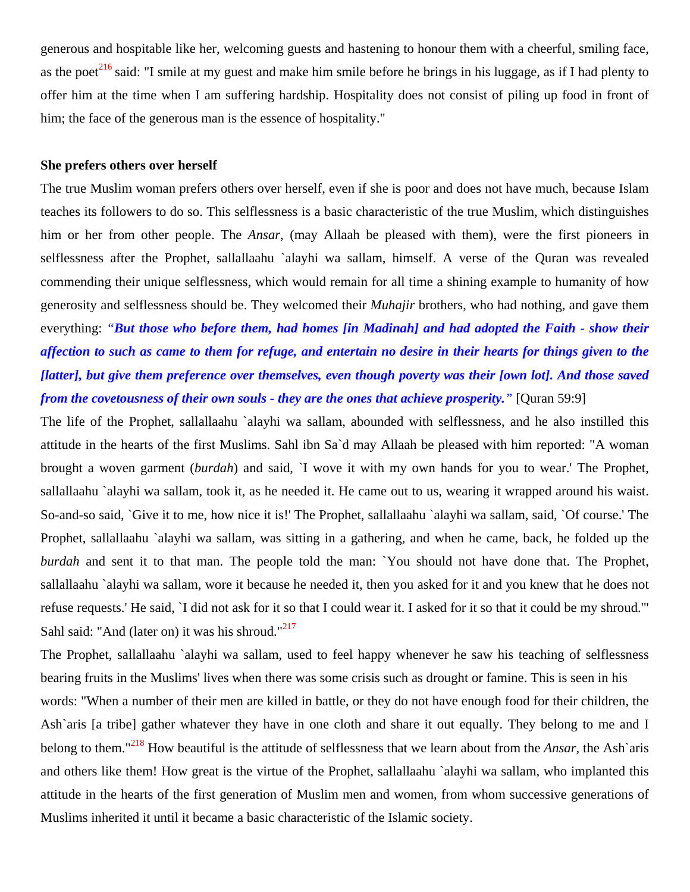generous and hospitable like her, welcoming guests and hastening to honour them with a cheerful, smiling face, as the poet[216] said: "I smile at my guest and make him smile before he brings in his luggage, as if I had plenty to offer him at the time when I am suffering hardship. Hospitality does not consist of piling up food in front of him; the face of the generous man is the essence of hospitality."

**She prefers others over herself**

The true Muslim woman prefers others over herself, even if she is poor and does not have much, because Islam teaches its followers to do so. This selflessness is a basic characteristic of the true Muslim, which distinguishes him or her from other people. The *Ansar*, (may Allaah be pleased with them), were the first pioneers in selflessness after the Prophet, sallallaahu `alayhi wa sallam, himself. A verse of the Quran was revealed commending their unique selflessness, which would remain for all time a shining example to humanity of how generosity and selflessness should be. They welcomed their *Muhajir* brothers, who had nothing, and gave them everything: *"**But those who before them, had homes [in Madinah] and had adopted the Faith - show their affection to such as came to them for refuge, and entertain no desire in their hearts for things given to the [latter], but give them preference over themselves, even though poverty was their [own lot]. And those saved from the covetousness of their own souls - they are the ones that achieve prosperity.**"* [Quran 59:9]

The life of the Prophet, sallallaahu `alayhi wa sallam, abounded with selflessness, and he also instilled this attitude in the hearts of the first Muslims. Sahl ibn Sa`d may Allaah be pleased with him reported: "A woman brought a woven garment (*burdah*) and said, `I wove it with my own hands for you to wear.' The Prophet, sallallaahu `alayhi wa sallam, took it, as he needed it. He came out to us, wearing it wrapped around his waist. So-and-so said, `Give it to me, how nice it is!' The Prophet, sallallaahu `alayhi wa sallam, said, `Of course.' The Prophet, sallallaahu `alayhi wa sallam, was sitting in a gathering, and when he came, back, he folded up the *burdah* and sent it to that man. The people told the man: `You should not have done that. The Prophet, sallallaahu `alayhi wa sallam, wore it because he needed it, then you asked for it and you knew that he does not refuse requests.' He said, `I did not ask for it so that I could wear it. I asked for it so that it could be my shroud.'" Sahl said: "And (later on) it was his shroud."[217]

The Prophet, sallallaahu `alayhi wa sallam, used to feel happy whenever he saw his teaching of selflessness bearing fruits in the Muslims' lives when there was some crisis such as drought or famine. This is seen in his words: "When a number of their men are killed in battle, or they do not have enough food for their children, the Ash`aris [a tribe] gather whatever they have in one cloth and share it out equally. They belong to me and I belong to them."[218] How beautiful is the attitude of selflessness that we learn about from the *Ansar*, the Ash`aris and others like them! How great is the virtue of the Prophet, sallallaahu `alayhi wa sallam, who implanted this attitude in the hearts of the first generation of Muslim men and women, from whom successive generations of Muslims inherited it until it became a basic characteristic of the Islamic society.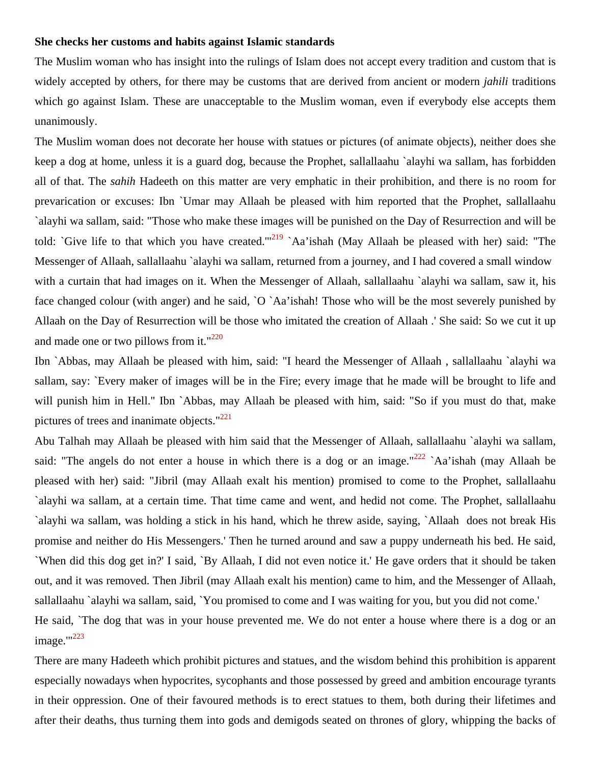**She checks her customs and habits against Islamic standards**

The Muslim woman who has insight into the rulings of Islam does not accept every tradition and custom that is widely accepted by others, for there may be customs that are derived from ancient or modern *jahili* traditions which go against Islam. These are unacceptable to the Muslim woman, even if everybody else accepts them unanimously.

The Muslim woman does not decorate her house with statues or pictures (of animate objects), neither does she keep a dog at home, unless it is a guard dog, because the Prophet, sallallaahu `alayhi wa sallam, has forbidden all of that. The *sahih* Hadeeth on this matter are very emphatic in their prohibition, and there is no room for prevarication or excuses: Ibn `Umar may Allaah be pleased with him reported that the Prophet, sallallaahu `alayhi wa sallam, said: "Those who make these images will be punished on the Day of Resurrection and will be told: `Give life to that which you have created.'"[219] `Aa'ishah (May Allaah be pleased with her) said: "The Messenger of Allaah, sallallaahu `alayhi wa sallam, returned from a journey, and I had covered a small window with a curtain that had images on it. When the Messenger of Allaah, sallallaahu `alayhi wa sallam, saw it, his face changed colour (with anger) and he said, `O `Aa'ishah! Those who will be the most severely punished by Allaah on the Day of Resurrection will be those who imitated the creation of Allaah .' She said: So we cut it up and made one or two pillows from it."[220]

Ibn `Abbas, may Allaah be pleased with him, said: "I heard the Messenger of Allaah , sallallaahu `alayhi wa sallam, say: `Every maker of images will be in the Fire; every image that he made will be brought to life and will punish him in Hell." Ibn `Abbas, may Allaah be pleased with him, said: "So if you must do that, make pictures of trees and inanimate objects."[221]

Abu Talhah may Allaah be pleased with him said that the Messenger of Allaah, sallallaahu `alayhi wa sallam, said: "The angels do not enter a house in which there is a dog or an image."[222] `Aa'ishah (may Allaah be pleased with her) said: "Jibril (may Allaah exalt his mention) promised to come to the Prophet, sallallaahu `alayhi wa sallam, at a certain time. That time came and went, and hedid not come. The Prophet, sallallaahu `alayhi wa sallam, was holding a stick in his hand, which he threw aside, saying, `Allaah does not break His promise and neither do His Messengers.' Then he turned around and saw a puppy underneath his bed. He said, `When did this dog get in?' I said, `By Allaah, I did not even notice it.' He gave orders that it should be taken out, and it was removed. Then Jibril (may Allaah exalt his mention) came to him, and the Messenger of Allaah, sallallaahu `alayhi wa sallam, said, `You promised to come and I was waiting for you, but you did not come.' He said, `The dog that was in your house prevented me. We do not enter a house where there is a dog or an image.'"[223]

There are many Hadeeth which prohibit pictures and statues, and the wisdom behind this prohibition is apparent especially nowadays when hypocrites, sycophants and those possessed by greed and ambition encourage tyrants in their oppression. One of their favoured methods is to erect statues to them, both during their lifetimes and after their deaths, thus turning them into gods and demigods seated on thrones of glory, whipping the backs of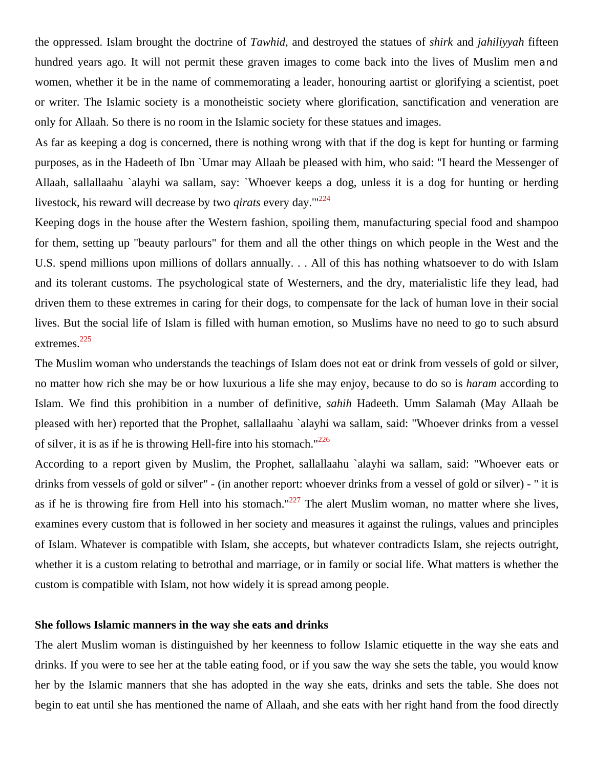the oppressed. Islam brought the doctrine of *Tawhid*, and destroyed the statues of *shirk* and *jahiliyyah* fifteen hundred years ago. It will not permit these graven images to come back into the lives of Muslim men and women, whether it be in the name of commemorating a leader, honouring aartist or glorifying a scientist, poet or writer. The Islamic society is a monotheistic society where glorification, sanctification and veneration are only for Allaah. So there is no room in the Islamic society for these statues and images.

As far as keeping a dog is concerned, there is nothing wrong with that if the dog is kept for hunting or farming purposes, as in the Hadeeth of Ibn `Umar may Allaah be pleased with him, who said: "I heard the Messenger of Allaah, sallallaahu `alayhi wa sallam, say: `Whoever keeps a dog, unless it is a dog for hunting or herding livestock, his reward will decrease by two *qirats* every day.'"[224]

Keeping dogs in the house after the Western fashion, spoiling them, manufacturing special food and shampoo for them, setting up "beauty parlours" for them and all the other things on which people in the West and the U.S. spend millions upon millions of dollars annually. . . All of this has nothing whatsoever to do with Islam and its tolerant customs. The psychological state of Westerners, and the dry, materialistic life they lead, had driven them to these extremes in caring for their dogs, to compensate for the lack of human love in their social lives. But the social life of Islam is filled with human emotion, so Muslims have no need to go to such absurd extremes.[225]

The Muslim woman who understands the teachings of Islam does not eat or drink from vessels of gold or silver, no matter how rich she may be or how luxurious a life she may enjoy, because to do so is *haram* according to Islam. We find this prohibition in a number of definitive, *sahih* Hadeeth. Umm Salamah (May Allaah be pleased with her) reported that the Prophet, sallallaahu `alayhi wa sallam, said: "Whoever drinks from a vessel of silver, it is as if he is throwing Hell-fire into his stomach."[226]

According to a report given by Muslim, the Prophet, sallallaahu `alayhi wa sallam, said: "Whoever eats or drinks from vessels of gold or silver" - (in another report: whoever drinks from a vessel of gold or silver) - " it is as if he is throwing fire from Hell into his stomach."[227] The alert Muslim woman, no matter where she lives, examines every custom that is followed in her society and measures it against the rulings, values and principles of Islam. Whatever is compatible with Islam, she accepts, but whatever contradicts Islam, she rejects outright, whether it is a custom relating to betrothal and marriage, or in family or social life. What matters is whether the custom is compatible with Islam, not how widely it is spread among people.

**She follows Islamic manners in the way she eats and drinks**

The alert Muslim woman is distinguished by her keenness to follow Islamic etiquette in the way she eats and drinks. If you were to see her at the table eating food, or if you saw the way she sets the table, you would know her by the Islamic manners that she has adopted in the way she eats, drinks and sets the table. She does not begin to eat until she has mentioned the name of Allaah, and she eats with her right hand from the food directly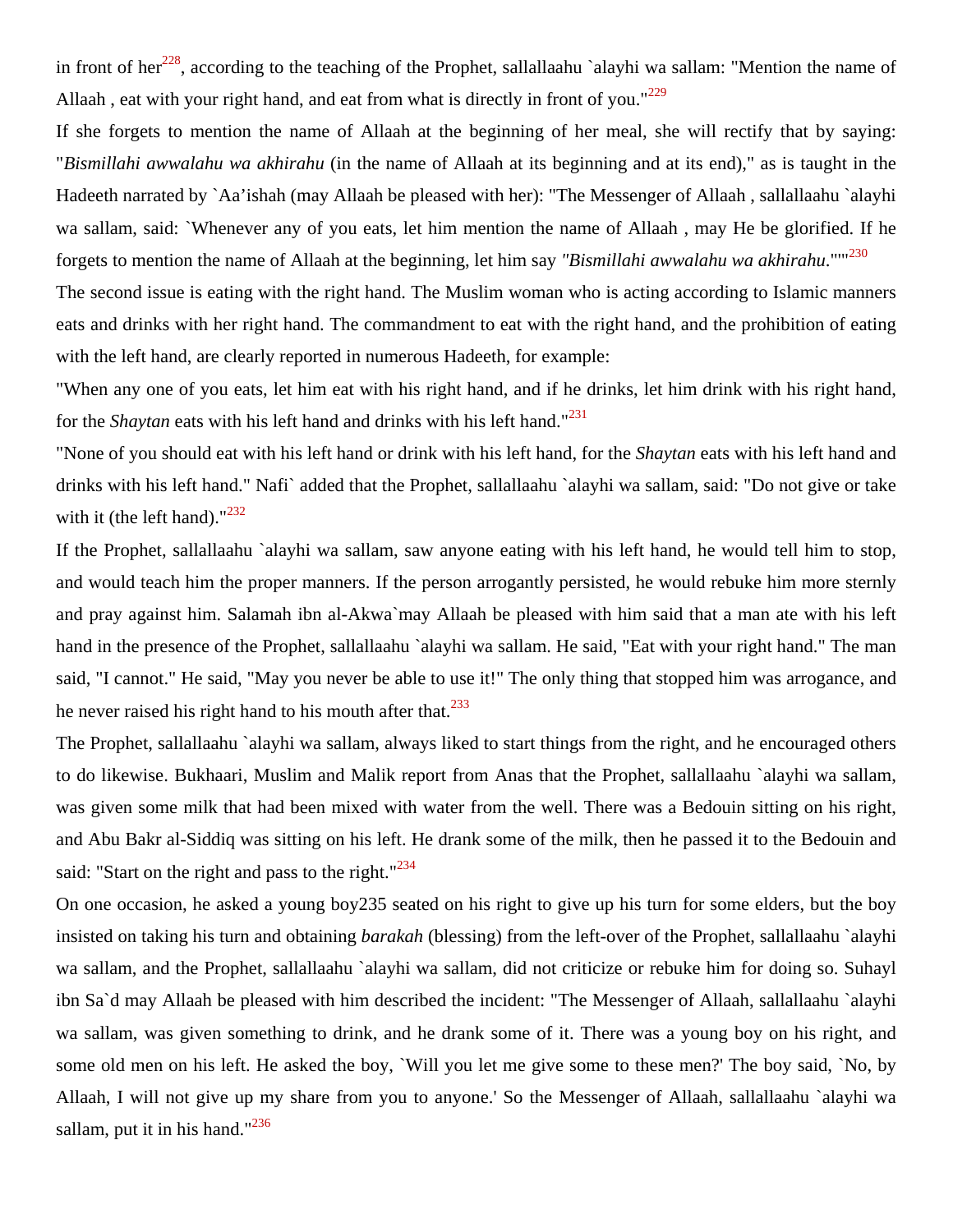in front of her[228], according to the teaching of the Prophet, sallallaahu `alayhi wa sallam: "Mention the name of Allaah , eat with your right hand, and eat from what is directly in front of you."[229]

If she forgets to mention the name of Allaah at the beginning of her meal, she will rectify that by saying: "*Bismillahi awwalahu wa akhirahu* (in the name of Allaah at its beginning and at its end)," as is taught in the Hadeeth narrated by `Aa'ishah (may Allaah be pleased with her): "The Messenger of Allaah , sallallaahu `alayhi wa sallam, said: `Whenever any of you eats, let him mention the name of Allaah , may He be glorified. If he forgets to mention the name of Allaah at the beginning, let him say *"Bismillahi awwalahu wa akhirahu.*"'"[230]

The second issue is eating with the right hand. The Muslim woman who is acting according to Islamic manners eats and drinks with her right hand. The commandment to eat with the right hand, and the prohibition of eating with the left hand, are clearly reported in numerous Hadeeth, for example:

"When any one of you eats, let him eat with his right hand, and if he drinks, let him drink with his right hand, for the *Shaytan* eats with his left hand and drinks with his left hand."[231]

"None of you should eat with his left hand or drink with his left hand, for the *Shaytan* eats with his left hand and drinks with his left hand." Nafi` added that the Prophet, sallallaahu `alayhi wa sallam, said: "Do not give or take with it (the left hand)."[232]

If the Prophet, sallallaahu `alayhi wa sallam, saw anyone eating with his left hand, he would tell him to stop, and would teach him the proper manners. If the person arrogantly persisted, he would rebuke him more sternly and pray against him. Salamah ibn al-Akwa`may Allaah be pleased with him said that a man ate with his left hand in the presence of the Prophet, sallallaahu `alayhi wa sallam. He said, "Eat with your right hand." The man said, "I cannot." He said, "May you never be able to use it!" The only thing that stopped him was arrogance, and he never raised his right hand to his mouth after that.[233]

The Prophet, sallallaahu `alayhi wa sallam, always liked to start things from the right, and he encouraged others to do likewise. Bukhaari, Muslim and Malik report from Anas that the Prophet, sallallaahu `alayhi wa sallam, was given some milk that had been mixed with water from the well. There was a Bedouin sitting on his right, and Abu Bakr al-Siddiq was sitting on his left. He drank some of the milk, then he passed it to the Bedouin and said: "Start on the right and pass to the right."[234]

On one occasion, he asked a young boy235 seated on his right to give up his turn for some elders, but the boy insisted on taking his turn and obtaining *barakah* (blessing) from the left-over of the Prophet, sallallaahu `alayhi wa sallam, and the Prophet, sallallaahu `alayhi wa sallam, did not criticize or rebuke him for doing so. Suhayl ibn Sa`d may Allaah be pleased with him described the incident: "The Messenger of Allaah, sallallaahu `alayhi wa sallam, was given something to drink, and he drank some of it. There was a young boy on his right, and some old men on his left. He asked the boy, `Will you let me give some to these men?' The boy said, `No, by Allaah, I will not give up my share from you to anyone.' So the Messenger of Allaah, sallallaahu `alayhi wa sallam, put it in his hand."[236]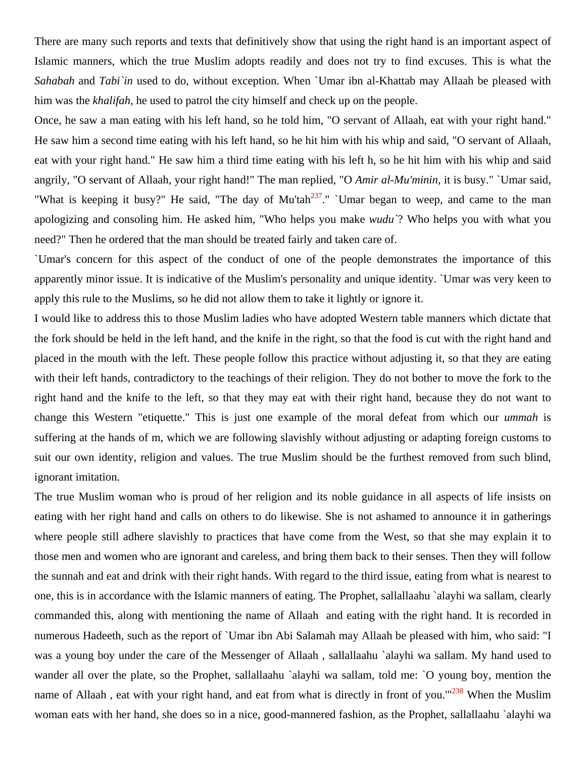There are many such reports and texts that definitively show that using the right hand is an important aspect of Islamic manners, which the true Muslim adopts readily and does not try to find excuses. This is what the *Sahabah* and *Tabi`in* used to do, without exception. When `Umar ibn al-Khattab may Allaah be pleased with him was the *khalifah*, he used to patrol the city himself and check up on the people.

Once, he saw a man eating with his left hand, so he told him, "O servant of Allaah, eat with your right hand." He saw him a second time eating with his left hand, so he hit him with his whip and said, "O servant of Allaah, eat with your right hand." He saw him a third time eating with his left h, so he hit him with his whip and said angrily, "O servant of Allaah, your right hand!" The man replied, "O *Amir al-Mu'minin*, it is busy." `Umar said, "What is keeping it busy?" He said, "The day of Mu'tah[237]." `Umar began to weep, and came to the man apologizing and consoling him. He asked him, "Who helps you make *wudu`*? Who helps you with what you need?" Then he ordered that the man should be treated fairly and taken care of.

`Umar's concern for this aspect of the conduct of one of the people demonstrates the importance of this apparently minor issue. It is indicative of the Muslim's personality and unique identity. `Umar was very keen to apply this rule to the Muslims, so he did not allow them to take it lightly or ignore it.

I would like to address this to those Muslim ladies who have adopted Western table manners which dictate that the fork should be held in the left hand, and the knife in the right, so that the food is cut with the right hand and placed in the mouth with the left. These people follow this practice without adjusting it, so that they are eating with their left hands, contradictory to the teachings of their religion. They do not bother to move the fork to the right hand and the knife to the left, so that they may eat with their right hand, because they do not want to change this Western "etiquette." This is just one example of the moral defeat from which our *ummah* is suffering at the hands of m, which we are following slavishly without adjusting or adapting foreign customs to suit our own identity, religion and values. The true Muslim should be the furthest removed from such blind, ignorant imitation.

The true Muslim woman who is proud of her religion and its noble guidance in all aspects of life insists on eating with her right hand and calls on others to do likewise. She is not ashamed to announce it in gatherings where people still adhere slavishly to practices that have come from the West, so that she may explain it to those men and women who are ignorant and careless, and bring them back to their senses. Then they will follow the sunnah and eat and drink with their right hands. With regard to the third issue, eating from what is nearest to one, this is in accordance with the Islamic manners of eating. The Prophet, sallallaahu `alayhi wa sallam, clearly commanded this, along with mentioning the name of Allaah and eating with the right hand. It is recorded in numerous Hadeeth, such as the report of `Umar ibn Abi Salamah may Allaah be pleased with him, who said: "I was a young boy under the care of the Messenger of Allaah , sallallaahu `alayhi wa sallam. My hand used to wander all over the plate, so the Prophet, sallallaahu `alayhi wa sallam, told me: `O young boy, mention the name of Allaah , eat with your right hand, and eat from what is directly in front of you.'"[238] When the Muslim woman eats with her hand, she does so in a nice, good-mannered fashion, as the Prophet, sallallaahu `alayhi wa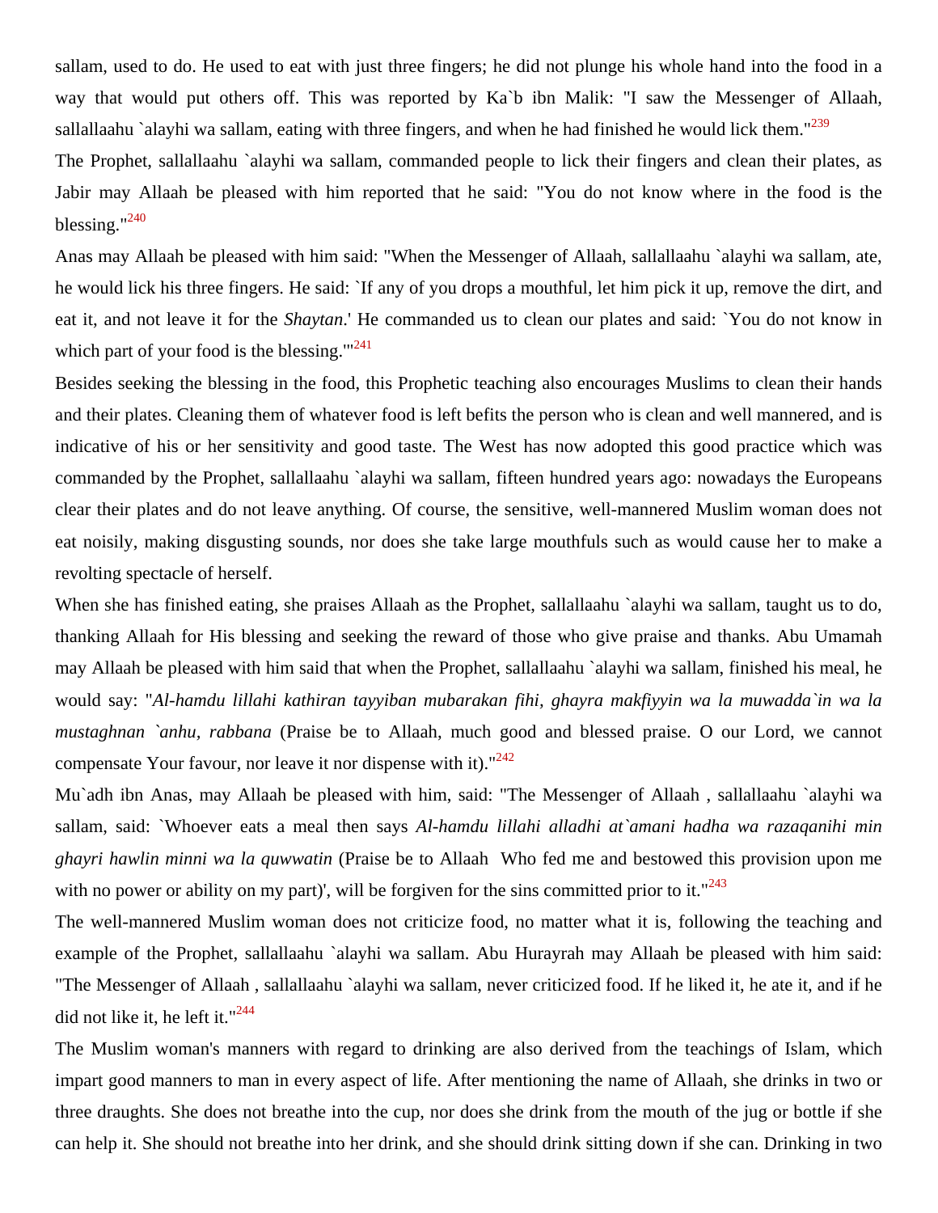sallam, used to do. He used to eat with just three fingers; he did not plunge his whole hand into the food in a way that would put others off. This was reported by Ka`b ibn Malik: "I saw the Messenger of Allaah, sallallaahu `alayhi wa sallam, eating with three fingers, and when he had finished he would lick them."[239]

The Prophet, sallallaahu `alayhi wa sallam, commanded people to lick their fingers and clean their plates, as Jabir may Allaah be pleased with him reported that he said: "You do not know where in the food is the blessing."[240]

Anas may Allaah be pleased with him said: "When the Messenger of Allaah, sallallaahu `alayhi wa sallam, ate, he would lick his three fingers. He said: `If any of you drops a mouthful, let him pick it up, remove the dirt, and eat it, and not leave it for the *Shaytan*.' He commanded us to clean our plates and said: `You do not know in which part of your food is the blessing.'"[241]

Besides seeking the blessing in the food, this Prophetic teaching also encourages Muslims to clean their hands and their plates. Cleaning them of whatever food is left befits the person who is clean and well mannered, and is indicative of his or her sensitivity and good taste. The West has now adopted this good practice which was commanded by the Prophet, sallallaahu `alayhi wa sallam, fifteen hundred years ago: nowadays the Europeans clear their plates and do not leave anything. Of course, the sensitive, well-mannered Muslim woman does not eat noisily, making disgusting sounds, nor does she take large mouthfuls such as would cause her to make a revolting spectacle of herself.

When she has finished eating, she praises Allaah as the Prophet, sallallaahu `alayhi wa sallam, taught us to do, thanking Allaah for His blessing and seeking the reward of those who give praise and thanks. Abu Umamah may Allaah be pleased with him said that when the Prophet, sallallaahu `alayhi wa sallam, finished his meal, he would say: "*Al-hamdu lillahi kathiran tayyiban mubarakan fihi, ghayra makfiyyin wa la muwadda`in wa la mustaghnan `anhu, rabbana* (Praise be to Allaah, much good and blessed praise. O our Lord, we cannot compensate Your favour, nor leave it nor dispense with it)."[242]

Mu`adh ibn Anas, may Allaah be pleased with him, said: "The Messenger of Allaah , sallallaahu `alayhi wa sallam, said: `Whoever eats a meal then says *Al-hamdu lillahi alladhi at`amani hadha wa razaqanihi min ghayri hawlin minni wa la quwwatin* (Praise be to Allaah Who fed me and bestowed this provision upon me with no power or ability on my part)', will be forgiven for the sins committed prior to it."[243]

The well-mannered Muslim woman does not criticize food, no matter what it is, following the teaching and example of the Prophet, sallallaahu `alayhi wa sallam. Abu Hurayrah may Allaah be pleased with him said: "The Messenger of Allaah , sallallaahu `alayhi wa sallam, never criticized food. If he liked it, he ate it, and if he did not like it, he left it."[244]

The Muslim woman's manners with regard to drinking are also derived from the teachings of Islam, which impart good manners to man in every aspect of life. After mentioning the name of Allaah, she drinks in two or three draughts. She does not breathe into the cup, nor does she drink from the mouth of the jug or bottle if she can help it. She should not breathe into her drink, and she should drink sitting down if she can. Drinking in two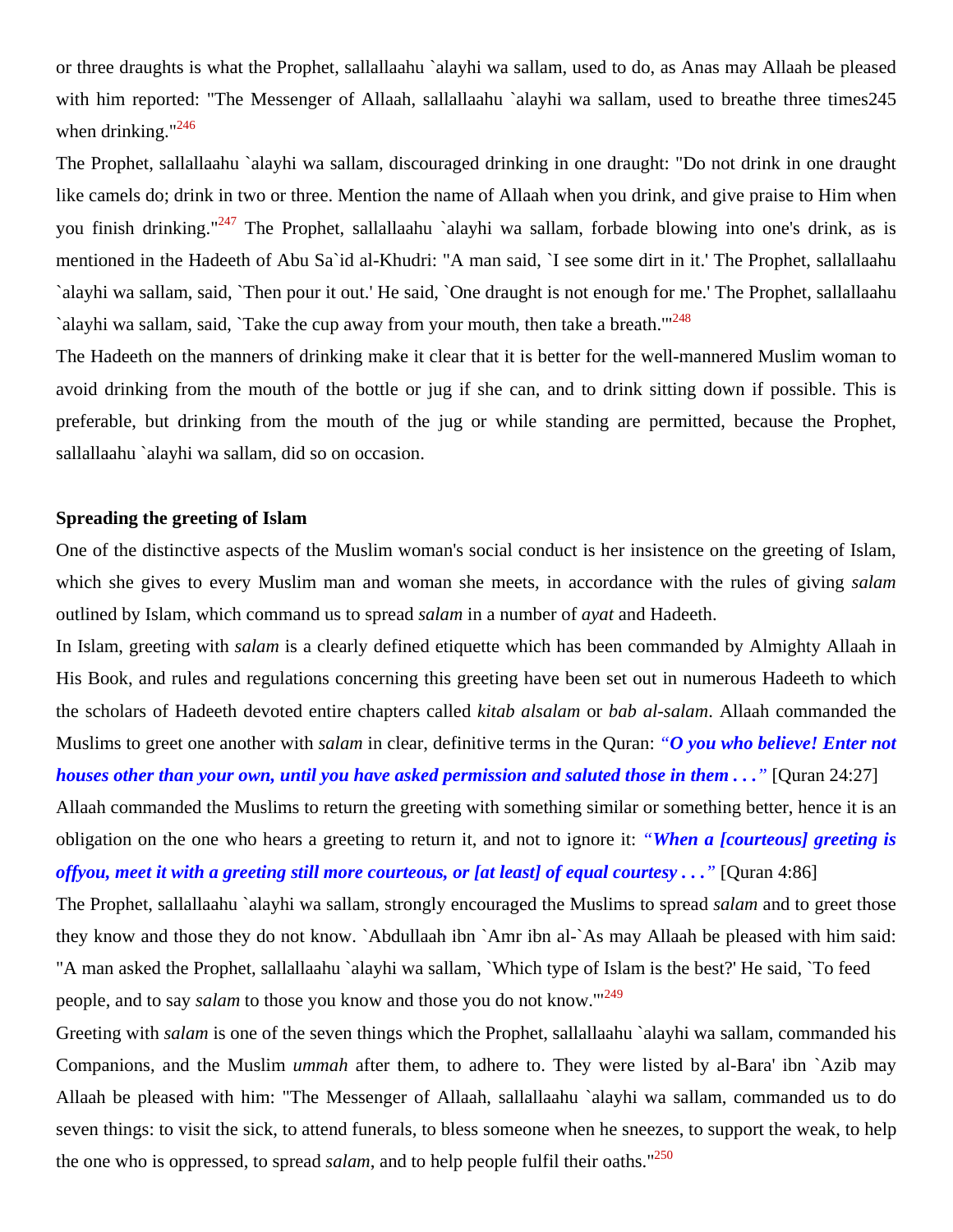or three draughts is what the Prophet, sallallaahu `alayhi wa sallam, used to do, as Anas may Allaah be pleased with him reported: "The Messenger of Allaah, sallallaahu `alayhi wa sallam, used to breathe three times245 when drinking."[246]

The Prophet, sallallaahu `alayhi wa sallam, discouraged drinking in one draught: "Do not drink in one draught like camels do; drink in two or three. Mention the name of Allaah when you drink, and give praise to Him when you finish drinking."[247] The Prophet, sallallaahu `alayhi wa sallam, forbade blowing into one's drink, as is mentioned in the Hadeeth of Abu Sa`id al-Khudri: "A man said, `I see some dirt in it.' The Prophet, sallallaahu `alayhi wa sallam, said, `Then pour it out.' He said, `One draught is not enough for me.' The Prophet, sallallaahu `alayhi wa sallam, said, `Take the cup away from your mouth, then take a breath.'"[248]

The Hadeeth on the manners of drinking make it clear that it is better for the well-mannered Muslim woman to avoid drinking from the mouth of the bottle or jug if she can, and to drink sitting down if possible. This is preferable, but drinking from the mouth of the jug or while standing are permitted, because the Prophet, sallallaahu `alayhi wa sallam, did so on occasion.

**Spreading the greeting of Islam**

One of the distinctive aspects of the Muslim woman's social conduct is her insistence on the greeting of Islam, which she gives to every Muslim man and woman she meets, in accordance with the rules of giving *salam* outlined by Islam, which command us to spread *salam* in a number of *ayat* and Hadeeth.

In Islam, greeting with *salam* is a clearly defined etiquette which has been commanded by Almighty Allaah in His Book, and rules and regulations concerning this greeting have been set out in numerous Hadeeth to which the scholars of Hadeeth devoted entire chapters called *kitab alsalam* or *bab al-salam*. Allaah commanded the Muslims to greet one another with *salam* in clear, definitive terms in the Quran: ***"O you who believe! Enter not houses other than your own, until you have asked permission and saluted those in them . . ."*** [Quran 24:27]

Allaah commanded the Muslims to return the greeting with something similar or something better, hence it is an obligation on the one who hears a greeting to return it, and not to ignore it: ***"When a [courteous] greeting is offyou, meet it with a greeting still more courteous, or [at least] of equal courtesy . . ."*** [Quran 4:86]

The Prophet, sallallaahu `alayhi wa sallam, strongly encouraged the Muslims to spread *salam* and to greet those they know and those they do not know. `Abdullaah ibn `Amr ibn al-`As may Allaah be pleased with him said: "A man asked the Prophet, sallallaahu `alayhi wa sallam, `Which type of Islam is the best?' He said, `To feed people, and to say *salam* to those you know and those you do not know.'"[249]

Greeting with *salam* is one of the seven things which the Prophet, sallallaahu `alayhi wa sallam, commanded his Companions, and the Muslim *ummah* after them, to adhere to. They were listed by al-Bara' ibn `Azib may Allaah be pleased with him: "The Messenger of Allaah, sallallaahu `alayhi wa sallam, commanded us to do seven things: to visit the sick, to attend funerals, to bless someone when he sneezes, to support the weak, to help the one who is oppressed, to spread *salam*, and to help people fulfil their oaths."[250]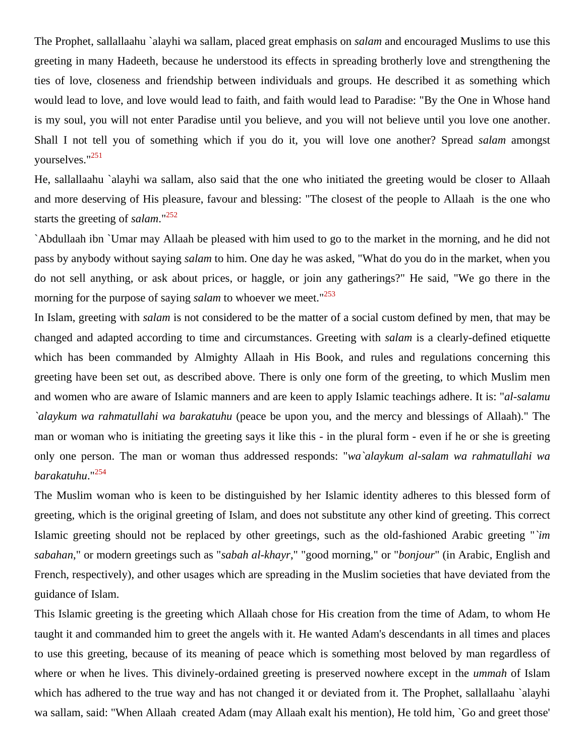The Prophet, sallallaahu `alayhi wa sallam, placed great emphasis on *salam* and encouraged Muslims to use this greeting in many Hadeeth, because he understood its effects in spreading brotherly love and strengthening the ties of love, closeness and friendship between individuals and groups. He described it as something which would lead to love, and love would lead to faith, and faith would lead to Paradise: "By the One in Whose hand is my soul, you will not enter Paradise until you believe, and you will not believe until you love one another. Shall I not tell you of something which if you do it, you will love one another? Spread *salam* amongst yourselves."[251]

He, sallallaahu `alayhi wa sallam, also said that the one who initiated the greeting would be closer to Allaah and more deserving of His pleasure, favour and blessing: "The closest of the people to Allaah is the one who starts the greeting of *salam*."[252]

`Abdullaah ibn `Umar may Allaah be pleased with him used to go to the market in the morning, and he did not pass by anybody without saying *salam* to him. One day he was asked, "What do you do in the market, when you do not sell anything, or ask about prices, or haggle, or join any gatherings?" He said, "We go there in the morning for the purpose of saying *salam* to whoever we meet."[253]

In Islam, greeting with *salam* is not considered to be the matter of a social custom defined by men, that may be changed and adapted according to time and circumstances. Greeting with *salam* is a clearly-defined etiquette which has been commanded by Almighty Allaah in His Book, and rules and regulations concerning this greeting have been set out, as described above. There is only one form of the greeting, to which Muslim men and women who are aware of Islamic manners and are keen to apply Islamic teachings adhere. It is: "*al-salamu `alaykum wa rahmatullahi wa barakatuhu* (peace be upon you, and the mercy and blessings of Allaah)." The man or woman who is initiating the greeting says it like this - in the plural form - even if he or she is greeting only one person. The man or woman thus addressed responds: "*wa`alaykum al-salam wa rahmatullahi wa barakatuhu*."[254]

The Muslim woman who is keen to be distinguished by her Islamic identity adheres to this blessed form of greeting, which is the original greeting of Islam, and does not substitute any other kind of greeting. This correct Islamic greeting should not be replaced by other greetings, such as the old-fashioned Arabic greeting "*`im sabahan*," or modern greetings such as "*sabah al-khayr*," "good morning," or "*bonjour*" (in Arabic, English and French, respectively), and other usages which are spreading in the Muslim societies that have deviated from the guidance of Islam.

This Islamic greeting is the greeting which Allaah chose for His creation from the time of Adam, to whom He taught it and commanded him to greet the angels with it. He wanted Adam's descendants in all times and places to use this greeting, because of its meaning of peace which is something most beloved by man regardless of where or when he lives. This divinely-ordained greeting is preserved nowhere except in the *ummah* of Islam which has adhered to the true way and has not changed it or deviated from it. The Prophet, sallallaahu `alayhi wa sallam, said: "When Allaah created Adam (may Allaah exalt his mention), He told him, `Go and greet those'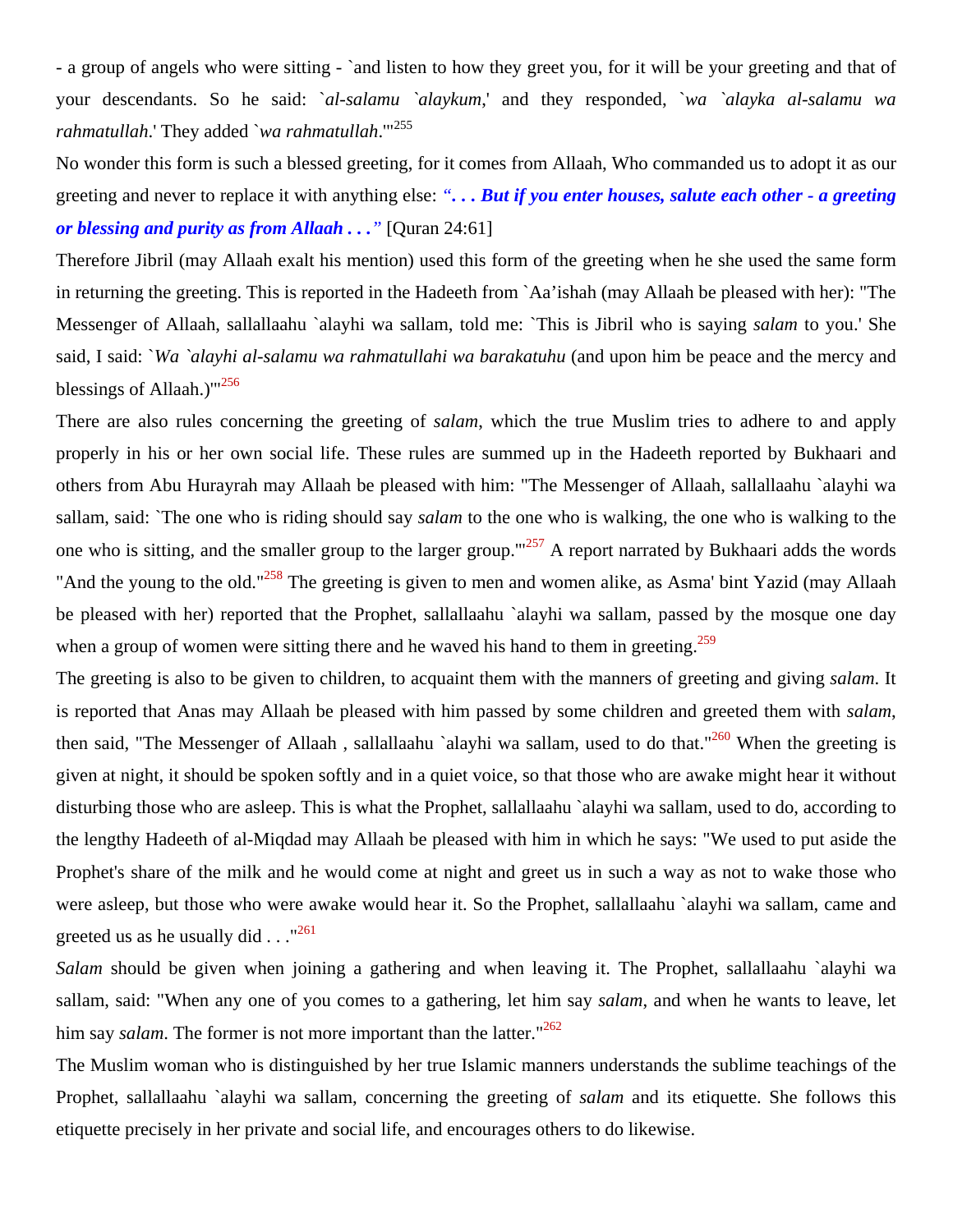- a group of angels who were sitting - `and listen to how they greet you, for it will be your greeting and that of your descendants. So he said: `*al-salamu `alaykum*,' and they responded, `*wa `alayka al-salamu wa rahmatullah*.' They added `*wa rahmatullah*.'"[255]

No wonder this form is such a blessed greeting, for it comes from Allaah, Who commanded us to adopt it as our greeting and never to replace it with anything else: ***". . . But if you enter houses, salute each other - a greeting or blessing and purity as from Allaah . . ."*** [Quran 24:61]

Therefore Jibril (may Allaah exalt his mention) used this form of the greeting when he she used the same form in returning the greeting. This is reported in the Hadeeth from `Aa'ishah (may Allaah be pleased with her): "The Messenger of Allaah, sallallaahu `alayhi wa sallam, told me: `This is Jibril who is saying *salam* to you.' She said, I said: `*Wa `alayhi al-salamu wa rahmatullahi wa barakatuhu* (and upon him be peace and the mercy and blessings of Allaah.)'"[256]

There are also rules concerning the greeting of *salam*, which the true Muslim tries to adhere to and apply properly in his or her own social life. These rules are summed up in the Hadeeth reported by Bukhaari and others from Abu Hurayrah may Allaah be pleased with him: "The Messenger of Allaah, sallallaahu `alayhi wa sallam, said: `The one who is riding should say *salam* to the one who is walking, the one who is walking to the one who is sitting, and the smaller group to the larger group.'"[257] A report narrated by Bukhaari adds the words "And the young to the old."[258] The greeting is given to men and women alike, as Asma' bint Yazid (may Allaah be pleased with her) reported that the Prophet, sallallaahu `alayhi wa sallam, passed by the mosque one day when a group of women were sitting there and he waved his hand to them in greeting.[259]

The greeting is also to be given to children, to acquaint them with the manners of greeting and giving *salam*. It is reported that Anas may Allaah be pleased with him passed by some children and greeted them with *salam*, then said, "The Messenger of Allaah , sallallaahu `alayhi wa sallam, used to do that."[260] When the greeting is given at night, it should be spoken softly and in a quiet voice, so that those who are awake might hear it without disturbing those who are asleep. This is what the Prophet, sallallaahu `alayhi wa sallam, used to do, according to the lengthy Hadeeth of al-Miqdad may Allaah be pleased with him in which he says: "We used to put aside the Prophet's share of the milk and he would come at night and greet us in such a way as not to wake those who were asleep, but those who were awake would hear it. So the Prophet, sallallaahu `alayhi wa sallam, came and greeted us as he usually did . . ."[261]

*Salam* should be given when joining a gathering and when leaving it. The Prophet, sallallaahu `alayhi wa sallam, said: "When any one of you comes to a gathering, let him say *salam*, and when he wants to leave, let him say *salam*. The former is not more important than the latter."[262]

The Muslim woman who is distinguished by her true Islamic manners understands the sublime teachings of the Prophet, sallallaahu `alayhi wa sallam, concerning the greeting of *salam* and its etiquette. She follows this etiquette precisely in her private and social life, and encourages others to do likewise.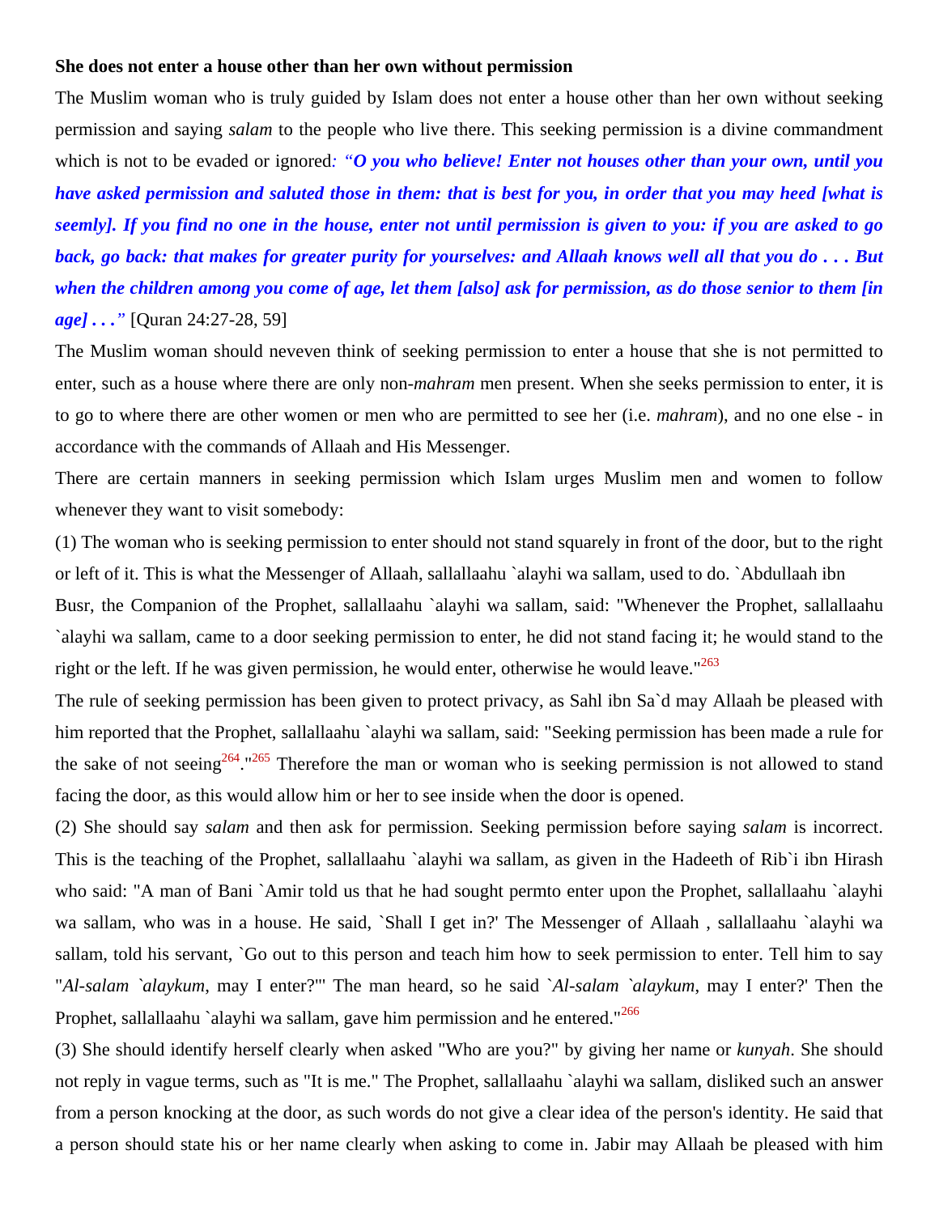**She does not enter a house other than her own without permission**

The Muslim woman who is truly guided by Islam does not enter a house other than her own without seeking permission and saying *salam* to the people who live there. This seeking permission is a divine commandment which is not to be evaded or ignored*: "**O you who believe! Enter not houses other than your own, until you have asked permission and saluted those in them: that is best for you, in order that you may heed [what is seemly]. If you find no one in the house, enter not until permission is given to you: if you are asked to go back, go back: that makes for greater purity for yourselves: and Allaah knows well all that you do . . . But when the children among you come of age, let them [also] ask for permission, as do those senior to them [in age] . . .**"* [Quran 24:27-28, 59]

The Muslim woman should neveven think of seeking permission to enter a house that she is not permitted to enter, such as a house where there are only non-*mahram* men present. When she seeks permission to enter, it is to go to where there are other women or men who are permitted to see her (i.e. *mahram*), and no one else - in accordance with the commands of Allaah and His Messenger.

There are certain manners in seeking permission which Islam urges Muslim men and women to follow whenever they want to visit somebody:

(1) The woman who is seeking permission to enter should not stand squarely in front of the door, but to the right or left of it. This is what the Messenger of Allaah, sallallaahu `alayhi wa sallam, used to do. `Abdullaah ibn Busr, the Companion of the Prophet, sallallaahu `alayhi wa sallam, said: "Whenever the Prophet, sallallaahu `alayhi wa sallam, came to a door seeking permission to enter, he did not stand facing it; he would stand to the right or the left. If he was given permission, he would enter, otherwise he would leave."[263]

The rule of seeking permission has been given to protect privacy, as Sahl ibn Sa`d may Allaah be pleased with him reported that the Prophet, sallallaahu `alayhi wa sallam, said: "Seeking permission has been made a rule for the sake of not seeing[264]."[265] Therefore the man or woman who is seeking permission is not allowed to stand facing the door, as this would allow him or her to see inside when the door is opened.

(2) She should say *salam* and then ask for permission. Seeking permission before saying *salam* is incorrect. This is the teaching of the Prophet, sallallaahu `alayhi wa sallam, as given in the Hadeeth of Rib`i ibn Hirash who said: "A man of Bani `Amir told us that he had sought permto enter upon the Prophet, sallallaahu `alayhi wa sallam, who was in a house. He said, `Shall I get in?' The Messenger of Allaah , sallallaahu `alayhi wa sallam, told his servant, `Go out to this person and teach him how to seek permission to enter. Tell him to say "*Al-salam `alaykum*, may I enter?"' The man heard, so he said `*Al-salam `alaykum*, may I enter?' Then the Prophet, sallallaahu `alayhi wa sallam, gave him permission and he entered."[266]

(3) She should identify herself clearly when asked "Who are you?" by giving her name or *kunyah*. She should not reply in vague terms, such as "It is me." The Prophet, sallallaahu `alayhi wa sallam, disliked such an answer from a person knocking at the door, as such words do not give a clear idea of the person's identity. He said that a person should state his or her name clearly when asking to come in. Jabir may Allaah be pleased with him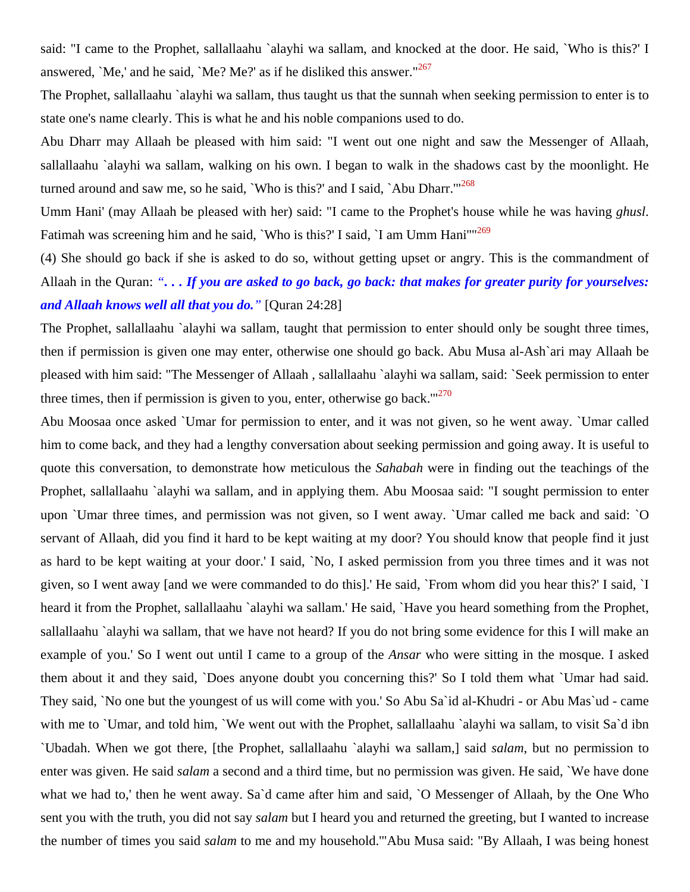said: "I came to the Prophet, sallallaahu `alayhi wa sallam, and knocked at the door. He said, `Who is this?' I answered, `Me,' and he said, `Me? Me?' as if he disliked this answer."[267]

The Prophet, sallallaahu `alayhi wa sallam, thus taught us that the sunnah when seeking permission to enter is to state one's name clearly. This is what he and his noble companions used to do.

Abu Dharr may Allaah be pleased with him said: "I went out one night and saw the Messenger of Allaah, sallallaahu `alayhi wa sallam, walking on his own. I began to walk in the shadows cast by the moonlight. He turned around and saw me, so he said, `Who is this?' and I said, `Abu Dharr.'"[268]

Umm Hani' (may Allaah be pleased with her) said: "I came to the Prophet's house while he was having *ghusl*. Fatimah was screening him and he said, `Who is this?' I said, `I am Umm Hani'"[269]

(4) She should go back if she is asked to do so, without getting upset or angry. This is the commandment of Allaah in the Quran: ***". . . If you are asked to go back, go back: that makes for greater purity for yourselves: and Allaah knows well all that you do."*** [Quran 24:28]

The Prophet, sallallaahu `alayhi wa sallam, taught that permission to enter should only be sought three times, then if permission is given one may enter, otherwise one should go back. Abu Musa al-Ash`ari may Allaah be pleased with him said: "The Messenger of Allaah , sallallaahu `alayhi wa sallam, said: `Seek permission to enter three times, then if permission is given to you, enter, otherwise go back.'"[270]

Abu Moosaa once asked `Umar for permission to enter, and it was not given, so he went away. `Umar called him to come back, and they had a lengthy conversation about seeking permission and going away. It is useful to quote this conversation, to demonstrate how meticulous the *Sahabah* were in finding out the teachings of the Prophet, sallallaahu `alayhi wa sallam, and in applying them. Abu Moosaa said: "I sought permission to enter upon `Umar three times, and permission was not given, so I went away. `Umar called me back and said: `O servant of Allaah, did you find it hard to be kept waiting at my door? You should know that people find it just as hard to be kept waiting at your door.' I said, `No, I asked permission from you three times and it was not given, so I went away [and we were commanded to do this].' He said, `From whom did you hear this?' I said, `I heard it from the Prophet, sallallaahu `alayhi wa sallam.' He said, `Have you heard something from the Prophet, sallallaahu `alayhi wa sallam, that we have not heard? If you do not bring some evidence for this I will make an example of you.' So I went out until I came to a group of the *Ansar* who were sitting in the mosque. I asked them about it and they said, `Does anyone doubt you concerning this?' So I told them what `Umar had said. They said, `No one but the youngest of us will come with you.' So Abu Sa`id al-Khudri - or Abu Mas`ud - came with me to `Umar, and told him, `We went out with the Prophet, sallallaahu `alayhi wa sallam, to visit Sa`d ibn `Ubadah. When we got there, [the Prophet, sallallaahu `alayhi wa sallam,] said *salam*, but no permission to enter was given. He said *salam* a second and a third time, but no permission was given. He said, `We have done what we had to,' then he went away. Sa`d came after him and said, `O Messenger of Allaah, by the One Who sent you with the truth, you did not say *salam* but I heard you and returned the greeting, but I wanted to increase the number of times you said *salam* to me and my household.'"Abu Musa said: "By Allaah, I was being honest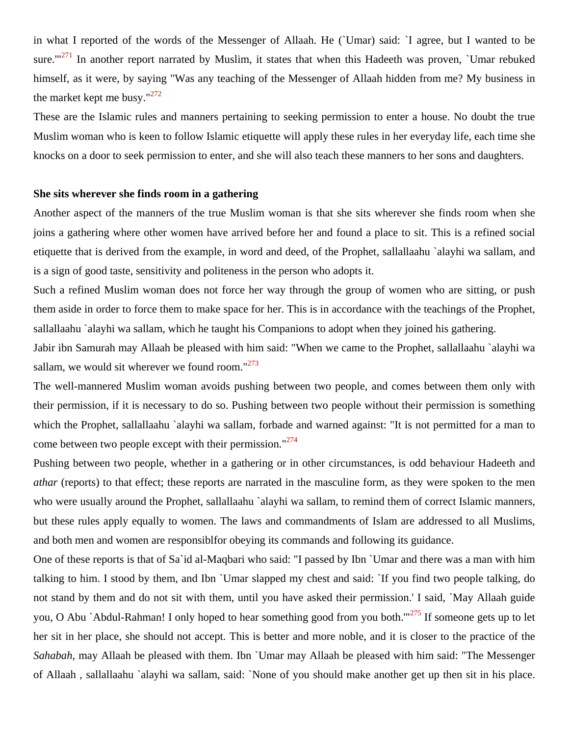in what I reported of the words of the Messenger of Allaah. He (`Umar) said: `I agree, but I wanted to be sure.'"[271] In another report narrated by Muslim, it states that when this Hadeeth was proven, `Umar rebuked himself, as it were, by saying "Was any teaching of the Messenger of Allaah hidden from me? My business in the market kept me busy."[272]

These are the Islamic rules and manners pertaining to seeking permission to enter a house. No doubt the true Muslim woman who is keen to follow Islamic etiquette will apply these rules in her everyday life, each time she knocks on a door to seek permission to enter, and she will also teach these manners to her sons and daughters.

**She sits wherever she finds room in a gathering**

Another aspect of the manners of the true Muslim woman is that she sits wherever she finds room when she joins a gathering where other women have arrived before her and found a place to sit. This is a refined social etiquette that is derived from the example, in word and deed, of the Prophet, sallallaahu `alayhi wa sallam, and is a sign of good taste, sensitivity and politeness in the person who adopts it.

Such a refined Muslim woman does not force her way through the group of women who are sitting, or push them aside in order to force them to make space for her. This is in accordance with the teachings of the Prophet, sallallaahu `alayhi wa sallam, which he taught his Companions to adopt when they joined his gathering.

Jabir ibn Samurah may Allaah be pleased with him said: "When we came to the Prophet, sallallaahu `alayhi wa sallam, we would sit wherever we found room."[273]

The well-mannered Muslim woman avoids pushing between two people, and comes between them only with their permission, if it is necessary to do so. Pushing between two people without their permission is something which the Prophet, sallallaahu `alayhi wa sallam, forbade and warned against: "It is not permitted for a man to come between two people except with their permission."[274]

Pushing between two people, whether in a gathering or in other circumstances, is odd behaviour Hadeeth and *athar* (reports) to that effect; these reports are narrated in the masculine form, as they were spoken to the men who were usually around the Prophet, sallallaahu `alayhi wa sallam, to remind them of correct Islamic manners, but these rules apply equally to women. The laws and commandments of Islam are addressed to all Muslims, and both men and women are responsiblfor obeying its commands and following its guidance.

One of these reports is that of Sa`id al-Maqbari who said: "I passed by Ibn `Umar and there was a man with him talking to him. I stood by them, and Ibn `Umar slapped my chest and said: `If you find two people talking, do not stand by them and do not sit with them, until you have asked their permission.' I said, `May Allaah guide you, O Abu `Abdul-Rahman! I only hoped to hear something good from you both.'"[275] If someone gets up to let her sit in her place, she should not accept. This is better and more noble, and it is closer to the practice of the *Sahabah*, may Allaah be pleased with them. Ibn `Umar may Allaah be pleased with him said: "The Messenger of Allaah , sallallaahu `alayhi wa sallam, said: `None of you should make another get up then sit in his place.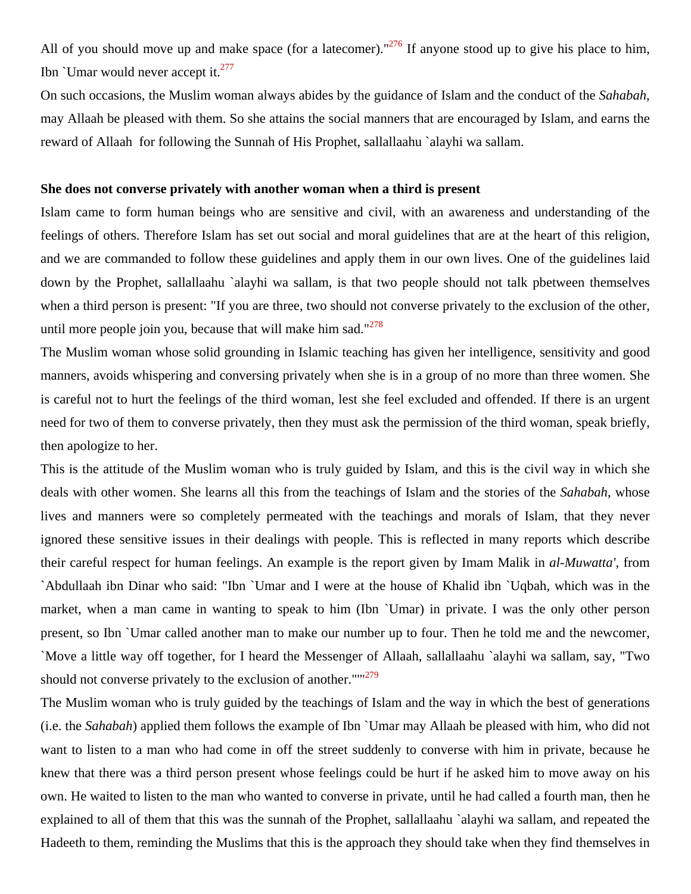All of you should move up and make space (for a latecomer)."[276] If anyone stood up to give his place to him, Ibn `Umar would never accept it.[277]

On such occasions, the Muslim woman always abides by the guidance of Islam and the conduct of the *Sahabah*, may Allaah be pleased with them. So she attains the social manners that are encouraged by Islam, and earns the reward of Allaah  for following the Sunnah of His Prophet, sallallaahu `alayhi wa sallam.

**She does not converse privately with another woman when a third is present**

Islam came to form human beings who are sensitive and civil, with an awareness and understanding of the feelings of others. Therefore Islam has set out social and moral guidelines that are at the heart of this religion, and we are commanded to follow these guidelines and apply them in our own lives. One of the guidelines laid down by the Prophet, sallallaahu `alayhi wa sallam, is that two people should not talk pbetween themselves when a third person is present: "If you are three, two should not converse privately to the exclusion of the other, until more people join you, because that will make him sad."[278]

The Muslim woman whose solid grounding in Islamic teaching has given her intelligence, sensitivity and good manners, avoids whispering and conversing privately when she is in a group of no more than three women. She is careful not to hurt the feelings of the third woman, lest she feel excluded and offended. If there is an urgent need for two of them to converse privately, then they must ask the permission of the third woman, speak briefly, then apologize to her.

This is the attitude of the Muslim woman who is truly guided by Islam, and this is the civil way in which she deals with other women. She learns all this from the teachings of Islam and the stories of the *Sahabah*, whose lives and manners were so completely permeated with the teachings and morals of Islam, that they never ignored these sensitive issues in their dealings with people. This is reflected in many reports which describe their careful respect for human feelings. An example is the report given by Imam Malik in *al-Muwatta'*, from `Abdullaah ibn Dinar who said: "Ibn `Umar and I were at the house of Khalid ibn `Uqbah, which was in the market, when a man came in wanting to speak to him (Ibn `Umar) in private. I was the only other person present, so Ibn `Umar called another man to make our number up to four. Then he told me and the newcomer, `Move a little way off together, for I heard the Messenger of Allaah, sallallaahu `alayhi wa sallam, say, "Two should not converse privately to the exclusion of another.""[279]

The Muslim woman who is truly guided by the teachings of Islam and the way in which the best of generations (i.e. the *Sahabah*) applied them follows the example of Ibn `Umar may Allaah be pleased with him, who did not want to listen to a man who had come in off the street suddenly to converse with him in private, because he knew that there was a third person present whose feelings could be hurt if he asked him to move away on his own. He waited to listen to the man who wanted to converse in private, until he had called a fourth man, then he explained to all of them that this was the sunnah of the Prophet, sallallaahu `alayhi wa sallam, and repeated the Hadeeth to them, reminding the Muslims that this is the approach they should take when they find themselves in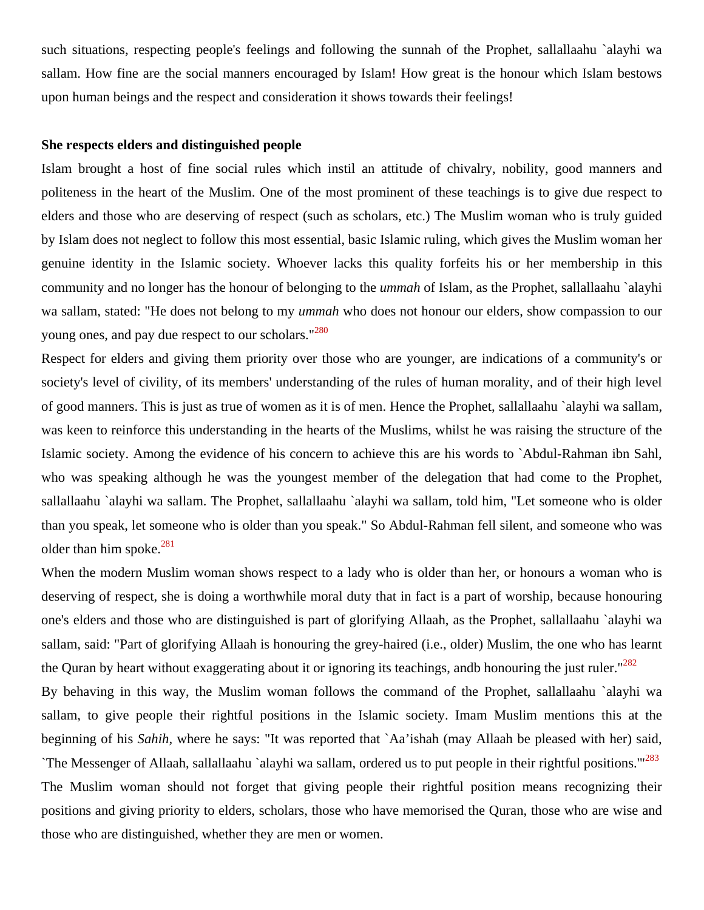such situations, respecting people's feelings and following the sunnah of the Prophet, sallallaahu `alayhi wa sallam. How fine are the social manners encouraged by Islam! How great is the honour which Islam bestows upon human beings and the respect and consideration it shows towards their feelings!

**She respects elders and distinguished people**

Islam brought a host of fine social rules which instil an attitude of chivalry, nobility, good manners and politeness in the heart of the Muslim. One of the most prominent of these teachings is to give due respect to elders and those who are deserving of respect (such as scholars, etc.) The Muslim woman who is truly guided by Islam does not neglect to follow this most essential, basic Islamic ruling, which gives the Muslim woman her genuine identity in the Islamic society. Whoever lacks this quality forfeits his or her membership in this community and no longer has the honour of belonging to the *ummah* of Islam, as the Prophet, sallallaahu `alayhi wa sallam, stated: "He does not belong to my *ummah* who does not honour our elders, show compassion to our young ones, and pay due respect to our scholars."[280]

Respect for elders and giving them priority over those who are younger, are indications of a community's or society's level of civility, of its members' understanding of the rules of human morality, and of their high level of good manners. This is just as true of women as it is of men. Hence the Prophet, sallallaahu `alayhi wa sallam, was keen to reinforce this understanding in the hearts of the Muslims, whilst he was raising the structure of the Islamic society. Among the evidence of his concern to achieve this are his words to `Abdul-Rahman ibn Sahl, who was speaking although he was the youngest member of the delegation that had come to the Prophet, sallallaahu `alayhi wa sallam. The Prophet, sallallaahu `alayhi wa sallam, told him, "Let someone who is older than you speak, let someone who is older than you speak." So Abdul-Rahman fell silent, and someone who was older than him spoke.[281]

When the modern Muslim woman shows respect to a lady who is older than her, or honours a woman who is deserving of respect, she is doing a worthwhile moral duty that in fact is a part of worship, because honouring one's elders and those who are distinguished is part of glorifying Allaah, as the Prophet, sallallaahu `alayhi wa sallam, said: "Part of glorifying Allaah is honouring the grey-haired (i.e., older) Muslim, the one who has learnt the Quran by heart without exaggerating about it or ignoring its teachings, andb honouring the just ruler."[282]

By behaving in this way, the Muslim woman follows the command of the Prophet, sallallaahu `alayhi wa sallam, to give people their rightful positions in the Islamic society. Imam Muslim mentions this at the beginning of his *Sahih*, where he says: "It was reported that `Aa'ishah (may Allaah be pleased with her) said, `The Messenger of Allaah, sallallaahu `alayhi wa sallam, ordered us to put people in their rightful positions.'"[283]

The Muslim woman should not forget that giving people their rightful position means recognizing their positions and giving priority to elders, scholars, those who have memorised the Quran, those who are wise and those who are distinguished, whether they are men or women.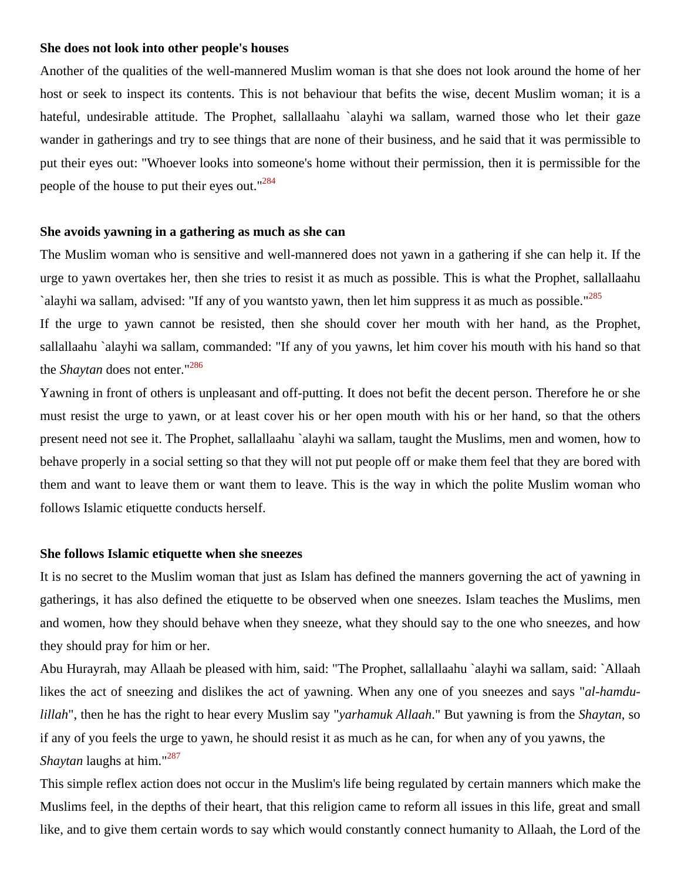**She does not look into other people's houses**

Another of the qualities of the well-mannered Muslim woman is that she does not look around the home of her host or seek to inspect its contents. This is not behaviour that befits the wise, decent Muslim woman; it is a hateful, undesirable attitude. The Prophet, sallallaahu `alayhi wa sallam, warned those who let their gaze wander in gatherings and try to see things that are none of their business, and he said that it was permissible to put their eyes out: "Whoever looks into someone's home without their permission, then it is permissible for the people of the house to put their eyes out."[284]

**She avoids yawning in a gathering as much as she can**

The Muslim woman who is sensitive and well-mannered does not yawn in a gathering if she can help it. If the urge to yawn overtakes her, then she tries to resist it as much as possible. This is what the Prophet, sallallaahu `alayhi wa sallam, advised: "If any of you wantsto yawn, then let him suppress it as much as possible."[285]

If the urge to yawn cannot be resisted, then she should cover her mouth with her hand, as the Prophet, sallallaahu `alayhi wa sallam, commanded: "If any of you yawns, let him cover his mouth with his hand so that the *Shaytan* does not enter."[286]

Yawning in front of others is unpleasant and off-putting. It does not befit the decent person. Therefore he or she must resist the urge to yawn, or at least cover his or her open mouth with his or her hand, so that the others present need not see it. The Prophet, sallallaahu `alayhi wa sallam, taught the Muslims, men and women, how to behave properly in a social setting so that they will not put people off or make them feel that they are bored with them and want to leave them or want them to leave. This is the way in which the polite Muslim woman who follows Islamic etiquette conducts herself.

**She follows Islamic etiquette when she sneezes**

It is no secret to the Muslim woman that just as Islam has defined the manners governing the act of yawning in gatherings, it has also defined the etiquette to be observed when one sneezes. Islam teaches the Muslims, men and women, how they should behave when they sneeze, what they should say to the one who sneezes, and how they should pray for him or her.

Abu Hurayrah, may Allaah be pleased with him, said: "The Prophet, sallallaahu `alayhi wa sallam, said: `Allaah likes the act of sneezing and dislikes the act of yawning. When any one of you sneezes and says "*al-hamdu-lillah*", then he has the right to hear every Muslim say "*yarhamuk Allaah*." But yawning is from the *Shaytan*, so if any of you feels the urge to yawn, he should resist it as much as he can, for when any of you yawns, the *Shaytan* laughs at him."[287]

This simple reflex action does not occur in the Muslim's life being regulated by certain manners which make the Muslims feel, in the depths of their heart, that this religion came to reform all issues in this life, great and small like, and to give them certain words to say which would constantly connect humanity to Allaah, the Lord of the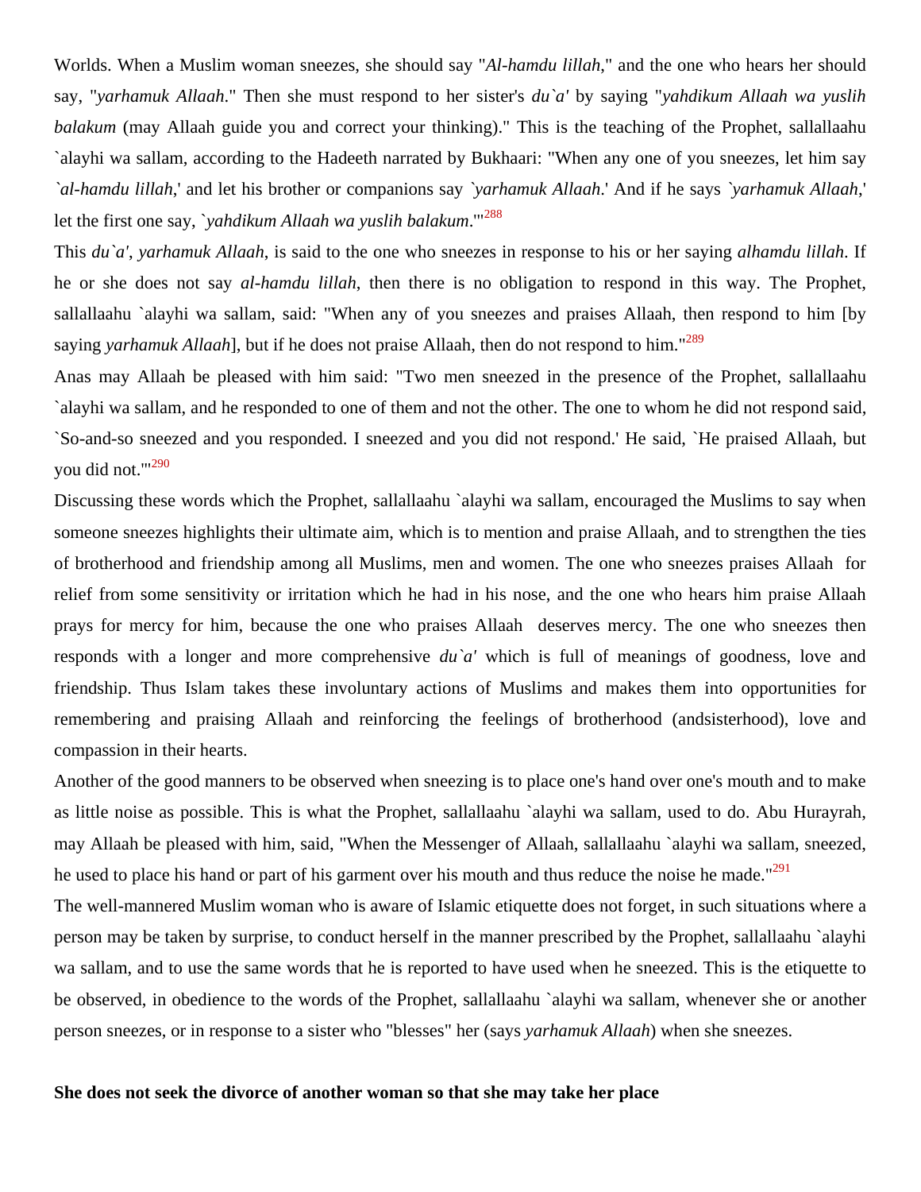Worlds. When a Muslim woman sneezes, she should say "*Al-hamdu lillah*," and the one who hears her should say, "*yarhamuk Allaah*." Then she must respond to her sister's *du`a'* by saying "*yahdikum Allaah wa yuslih balakum* (may Allaah guide you and correct your thinking)." This is the teaching of the Prophet, sallallaahu `alayhi wa sallam, according to the Hadeeth narrated by Bukhaari: "When any one of you sneezes, let him say *`al-hamdu lillah*,' and let his brother or companions say *`yarhamuk Allaah*.' And if he says *`yarhamuk Allaah*,' let the first one say, *`yahdikum Allaah wa yuslih balakum*.'"[288]

This *du`a'*, *yarhamuk Allaah*, is said to the one who sneezes in response to his or her saying *alhamdu lillah*. If he or she does not say *al-hamdu lillah*, then there is no obligation to respond in this way. The Prophet, sallallaahu `alayhi wa sallam, said: "When any of you sneezes and praises Allaah, then respond to him [by saying *yarhamuk Allaah*], but if he does not praise Allaah, then do not respond to him."[289]

Anas may Allaah be pleased with him said: "Two men sneezed in the presence of the Prophet, sallallaahu `alayhi wa sallam, and he responded to one of them and not the other. The one to whom he did not respond said, `So-and-so sneezed and you responded. I sneezed and you did not respond.' He said, `He praised Allaah, but you did not.'"[290]

Discussing these words which the Prophet, sallallaahu `alayhi wa sallam, encouraged the Muslims to say when someone sneezes highlights their ultimate aim, which is to mention and praise Allaah, and to strengthen the ties of brotherhood and friendship among all Muslims, men and women. The one who sneezes praises Allaah for relief from some sensitivity or irritation which he had in his nose, and the one who hears him praise Allaah prays for mercy for him, because the one who praises Allaah deserves mercy. The one who sneezes then responds with a longer and more comprehensive *du`a'* which is full of meanings of goodness, love and friendship. Thus Islam takes these involuntary actions of Muslims and makes them into opportunities for remembering and praising Allaah and reinforcing the feelings of brotherhood (andsisterhood), love and compassion in their hearts.

Another of the good manners to be observed when sneezing is to place one's hand over one's mouth and to make as little noise as possible. This is what the Prophet, sallallaahu `alayhi wa sallam, used to do. Abu Hurayrah, may Allaah be pleased with him, said, "When the Messenger of Allaah, sallallaahu `alayhi wa sallam, sneezed, he used to place his hand or part of his garment over his mouth and thus reduce the noise he made."[291]

The well-mannered Muslim woman who is aware of Islamic etiquette does not forget, in such situations where a person may be taken by surprise, to conduct herself in the manner prescribed by the Prophet, sallallaahu `alayhi wa sallam, and to use the same words that he is reported to have used when he sneezed. This is the etiquette to be observed, in obedience to the words of the Prophet, sallallaahu `alayhi wa sallam, whenever she or another person sneezes, or in response to a sister who "blesses" her (says *yarhamuk Allaah*) when she sneezes.

**She does not seek the divorce of another woman so that she may take her place**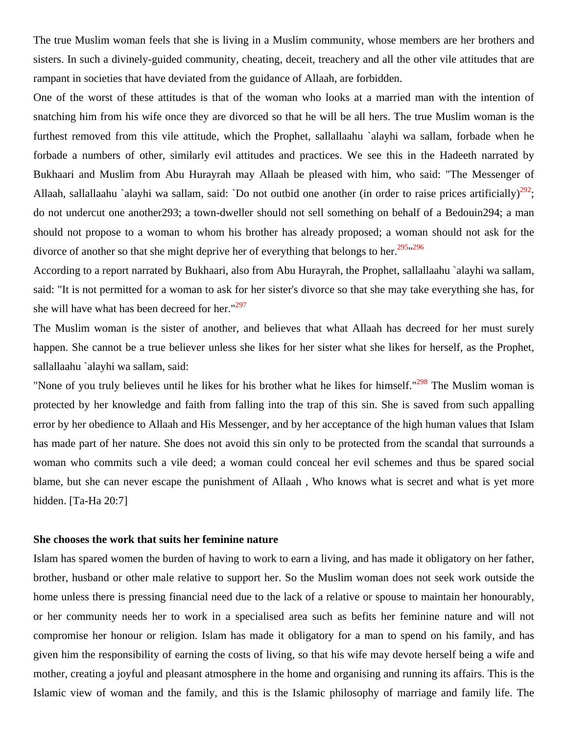The true Muslim woman feels that she is living in a Muslim community, whose members are her brothers and sisters. In such a divinely-guided community, cheating, deceit, treachery and all the other vile attitudes that are rampant in societies that have deviated from the guidance of Allaah, are forbidden.

One of the worst of these attitudes is that of the woman who looks at a married man with the intention of snatching him from his wife once they are divorced so that he will be all hers. The true Muslim woman is the furthest removed from this vile attitude, which the Prophet, sallallaahu `alayhi wa sallam, forbade when he forbade a numbers of other, similarly evil attitudes and practices. We see this in the Hadeeth narrated by Bukhaari and Muslim from Abu Hurayrah may Allaah be pleased with him, who said: "The Messenger of Allaah, sallallaahu `alayhi wa sallam, said: `Do not outbid one another (in order to raise prices artificially)[292]; do not undercut one another293; a town-dweller should not sell something on behalf of a Bedouin294; a man should not propose to a woman to whom his brother has already proposed; a woman should not ask for the divorce of another so that she might deprive her of everything that belongs to her.[295]"[296]

According to a report narrated by Bukhaari, also from Abu Hurayrah, the Prophet, sallallaahu `alayhi wa sallam, said: "It is not permitted for a woman to ask for her sister's divorce so that she may take everything she has, for she will have what has been decreed for her."[297]

The Muslim woman is the sister of another, and believes that what Allaah has decreed for her must surely happen. She cannot be a true believer unless she likes for her sister what she likes for herself, as the Prophet, sallallaahu `alayhi wa sallam, said:

"None of you truly believes until he likes for his brother what he likes for himself."[298] The Muslim woman is protected by her knowledge and faith from falling into the trap of this sin. She is saved from such appalling error by her obedience to Allaah and His Messenger, and by her acceptance of the high human values that Islam has made part of her nature. She does not avoid this sin only to be protected from the scandal that surrounds a woman who commits such a vile deed; a woman could conceal her evil schemes and thus be spared social blame, but she can never escape the punishment of Allaah , Who knows what is secret and what is yet more hidden. [Ta-Ha 20:7]

**She chooses the work that suits her feminine nature**

Islam has spared women the burden of having to work to earn a living, and has made it obligatory on her father, brother, husband or other male relative to support her. So the Muslim woman does not seek work outside the home unless there is pressing financial need due to the lack of a relative or spouse to maintain her honourably, or her community needs her to work in a specialised area such as befits her feminine nature and will not compromise her honour or religion. Islam has made it obligatory for a man to spend on his family, and has given him the responsibility of earning the costs of living, so that his wife may devote herself being a wife and mother, creating a joyful and pleasant atmosphere in the home and organising and running its affairs. This is the Islamic view of woman and the family, and this is the Islamic philosophy of marriage and family life. The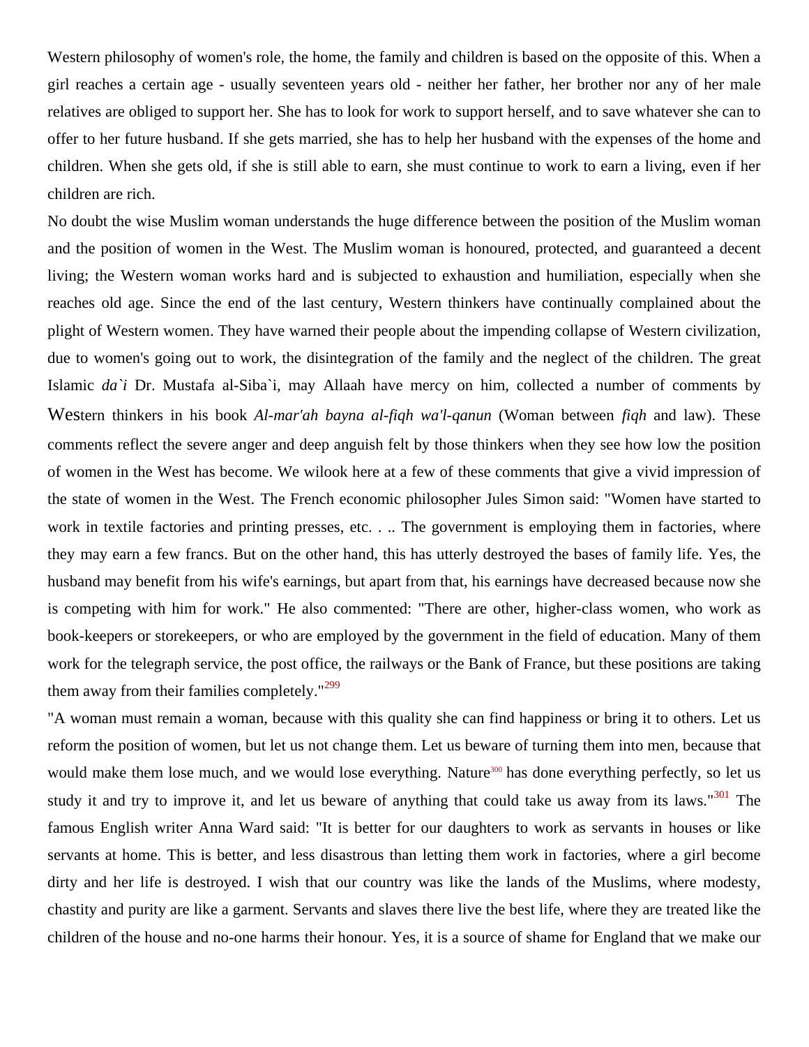Western philosophy of women's role, the home, the family and children is based on the opposite of this. When a girl reaches a certain age - usually seventeen years old - neither her father, her brother nor any of her male relatives are obliged to support her. She has to look for work to support herself, and to save whatever she can to offer to her future husband. If she gets married, she has to help her husband with the expenses of the home and children. When she gets old, if she is still able to earn, she must continue to work to earn a living, even if her children are rich.

No doubt the wise Muslim woman understands the huge difference between the position of the Muslim woman and the position of women in the West. The Muslim woman is honoured, protected, and guaranteed a decent living; the Western woman works hard and is subjected to exhaustion and humiliation, especially when she reaches old age. Since the end of the last century, Western thinkers have continually complained about the plight of Western women. They have warned their people about the impending collapse of Western civilization, due to women's going out to work, the disintegration of the family and the neglect of the children. The great Islamic *da`i* Dr. Mustafa al-Siba`i, may Allaah have mercy on him, collected a number of comments by Western thinkers in his book *Al-mar'ah bayna al-fiqh wa'l-qanun* (Woman between *fiqh* and law). These comments reflect the severe anger and deep anguish felt by those thinkers when they see how low the position of women in the West has become. We wilook here at a few of these comments that give a vivid impression of the state of women in the West. The French economic philosopher Jules Simon said: "Women have started to work in textile factories and printing presses, etc. . .. The government is employing them in factories, where they may earn a few francs. But on the other hand, this has utterly destroyed the bases of family life. Yes, the husband may benefit from his wife's earnings, but apart from that, his earnings have decreased because now she is competing with him for work." He also commented: "There are other, higher-class women, who work as book-keepers or storekeepers, or who are employed by the government in the field of education. Many of them work for the telegraph service, the post office, the railways or the Bank of France, but these positions are taking them away from their families completely."[299]

"A woman must remain a woman, because with this quality she can find happiness or bring it to others. Let us reform the position of women, but let us not change them. Let us beware of turning them into men, because that would make them lose much, and we would lose everything. Nature[300] has done everything perfectly, so let us study it and try to improve it, and let us beware of anything that could take us away from its laws."[301] The famous English writer Anna Ward said: "It is better for our daughters to work as servants in houses or like servants at home. This is better, and less disastrous than letting them work in factories, where a girl become dirty and her life is destroyed. I wish that our country was like the lands of the Muslims, where modesty, chastity and purity are like a garment. Servants and slaves there live the best life, where they are treated like the children of the house and no-one harms their honour. Yes, it is a source of shame for England that we make our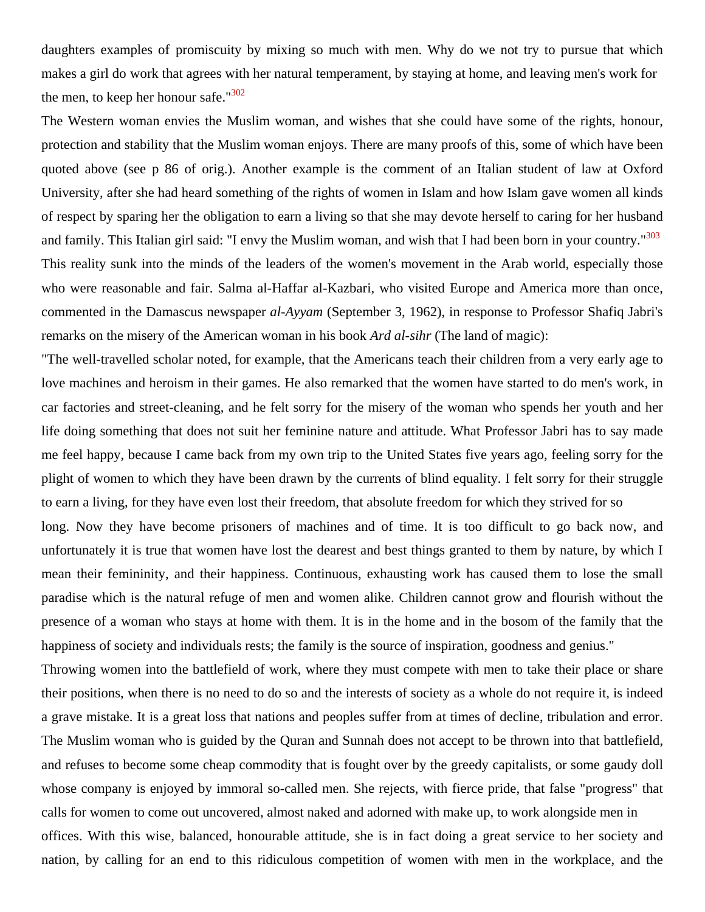daughters examples of promiscuity by mixing so much with men. Why do we not try to pursue that which makes a girl do work that agrees with her natural temperament, by staying at home, and leaving men's work for the men, to keep her honour safe."[302]

The Western woman envies the Muslim woman, and wishes that she could have some of the rights, honour, protection and stability that the Muslim woman enjoys. There are many proofs of this, some of which have been quoted above (see p 86 of orig.). Another example is the comment of an Italian student of law at Oxford University, after she had heard something of the rights of women in Islam and how Islam gave women all kinds of respect by sparing her the obligation to earn a living so that she may devote herself to caring for her husband and family. This Italian girl said: "I envy the Muslim woman, and wish that I had been born in your country."[303]

This reality sunk into the minds of the leaders of the women's movement in the Arab world, especially those who were reasonable and fair. Salma al-Haffar al-Kazbari, who visited Europe and America more than once, commented in the Damascus newspaper *al-Ayyam* (September 3, 1962), in response to Professor Shafiq Jabri's remarks on the misery of the American woman in his book *Ard al-sihr* (The land of magic):

"The well-travelled scholar noted, for example, that the Americans teach their children from a very early age to love machines and heroism in their games. He also remarked that the women have started to do men's work, in car factories and street-cleaning, and he felt sorry for the misery of the woman who spends her youth and her life doing something that does not suit her feminine nature and attitude. What Professor Jabri has to say made me feel happy, because I came back from my own trip to the United States five years ago, feeling sorry for the plight of women to which they have been drawn by the currents of blind equality. I felt sorry for their struggle to earn a living, for they have even lost their freedom, that absolute freedom for which they strived for so long. Now they have become prisoners of machines and of time. It is too difficult to go back now, and unfortunately it is true that women have lost the dearest and best things granted to them by nature, by which I mean their femininity, and their happiness. Continuous, exhausting work has caused them to lose the small paradise which is the natural refuge of men and women alike. Children cannot grow and flourish without the presence of a woman who stays at home with them. It is in the home and in the bosom of the family that the happiness of society and individuals rests; the family is the source of inspiration, goodness and genius."

Throwing women into the battlefield of work, where they must compete with men to take their place or share their positions, when there is no need to do so and the interests of society as a whole do not require it, is indeed a grave mistake. It is a great loss that nations and peoples suffer from at times of decline, tribulation and error. The Muslim woman who is guided by the Quran and Sunnah does not accept to be thrown into that battlefield, and refuses to become some cheap commodity that is fought over by the greedy capitalists, or some gaudy doll whose company is enjoyed by immoral so-called men. She rejects, with fierce pride, that false "progress" that calls for women to come out uncovered, almost naked and adorned with make up, to work alongside men in offices. With this wise, balanced, honourable attitude, she is in fact doing a great service to her society and nation, by calling for an end to this ridiculous competition of women with men in the workplace, and the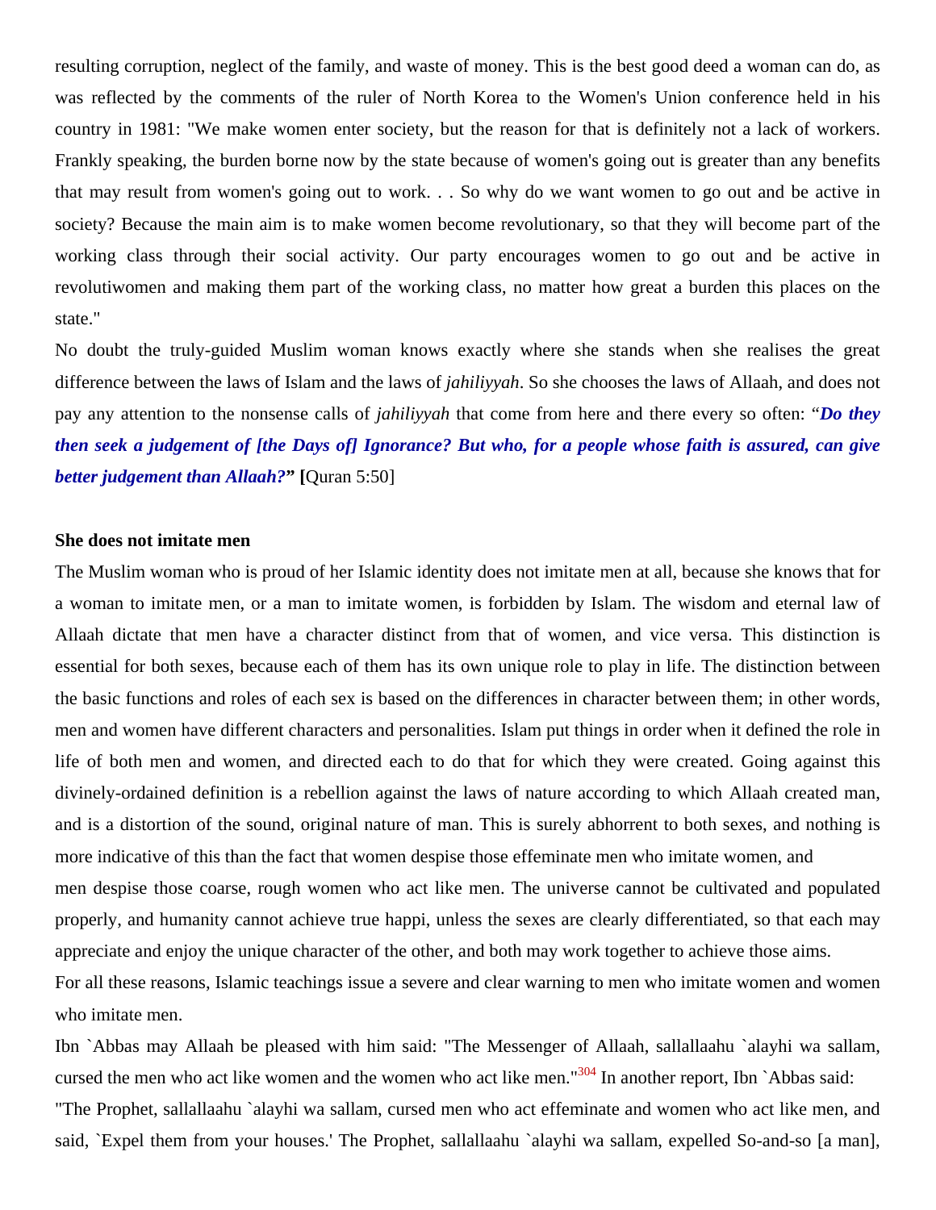resulting corruption, neglect of the family, and waste of money. This is the best good deed a woman can do, as was reflected by the comments of the ruler of North Korea to the Women's Union conference held in his country in 1981: "We make women enter society, but the reason for that is definitely not a lack of workers. Frankly speaking, the burden borne now by the state because of women's going out is greater than any benefits that may result from women's going out to work. . . So why do we want women to go out and be active in society? Because the main aim is to make women become revolutionary, so that they will become part of the working class through their social activity. Our party encourages women to go out and be active in revolutiwomen and making them part of the working class, no matter how great a burden this places on the state."

No doubt the truly-guided Muslim woman knows exactly where she stands when she realises the great difference between the laws of Islam and the laws of *jahiliyyah*. So she chooses the laws of Allaah, and does not pay any attention to the nonsense calls of *jahiliyyah* that come from here and there every so often: "***Do they then seek a judgement of [the Days of] Ignorance? But who, for a people whose faith is assured, can give better judgement than Allaah?*" [Quran 5:50]

**She does not imitate men**

The Muslim woman who is proud of her Islamic identity does not imitate men at all, because she knows that for a woman to imitate men, or a man to imitate women, is forbidden by Islam. The wisdom and eternal law of Allaah dictate that men have a character distinct from that of women, and vice versa. This distinction is essential for both sexes, because each of them has its own unique role to play in life. The distinction between the basic functions and roles of each sex is based on the differences in character between them; in other words, men and women have different characters and personalities. Islam put things in order when it defined the role in life of both men and women, and directed each to do that for which they were created. Going against this divinely-ordained definition is a rebellion against the laws of nature according to which Allaah created man, and is a distortion of the sound, original nature of man. This is surely abhorrent to both sexes, and nothing is more indicative of this than the fact that women despise those effeminate men who imitate women, and men despise those coarse, rough women who act like men. The universe cannot be cultivated and populated properly, and humanity cannot achieve true happi, unless the sexes are clearly differentiated, so that each may appreciate and enjoy the unique character of the other, and both may work together to achieve those aims.

For all these reasons, Islamic teachings issue a severe and clear warning to men who imitate women and women who imitate men.

Ibn `Abbas may Allaah be pleased with him said: "The Messenger of Allaah, sallallaahu `alayhi wa sallam, cursed the men who act like women and the women who act like men."[304] In another report, Ibn `Abbas said: "The Prophet, sallallaahu `alayhi wa sallam, cursed men who act effeminate and women who act like men, and said, `Expel them from your houses.' The Prophet, sallallaahu `alayhi wa sallam, expelled So-and-so [a man],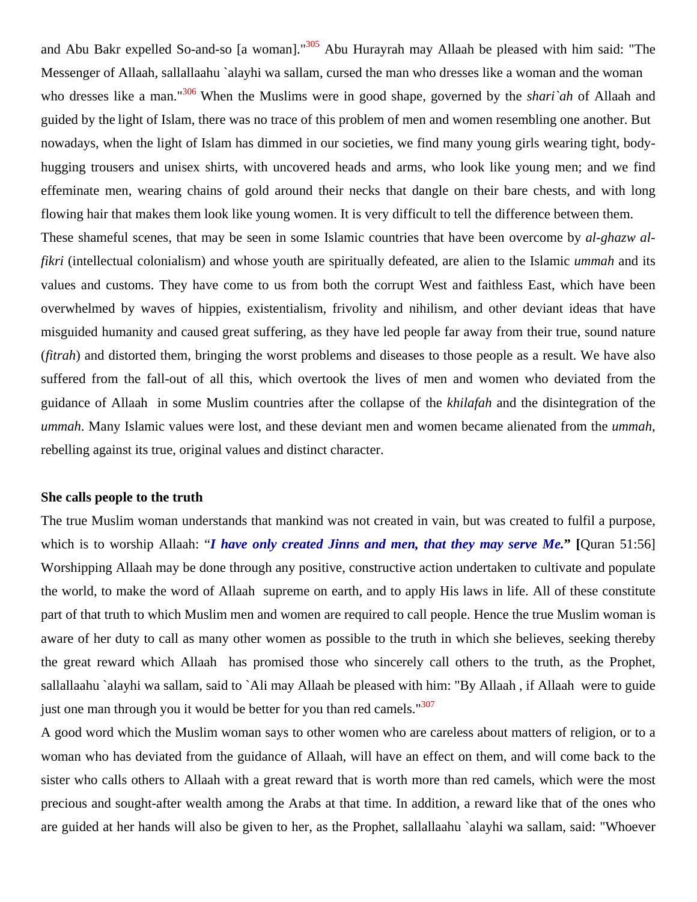and Abu Bakr expelled So-and-so [a woman]."[305] Abu Hurayrah may Allaah be pleased with him said: "The Messenger of Allaah, sallallaahu `alayhi wa sallam, cursed the man who dresses like a woman and the woman who dresses like a man."[306] When the Muslims were in good shape, governed by the *shari`ah* of Allaah and guided by the light of Islam, there was no trace of this problem of men and women resembling one another. But nowadays, when the light of Islam has dimmed in our societies, we find many young girls wearing tight, body-hugging trousers and unisex shirts, with uncovered heads and arms, who look like young men; and we find effeminate men, wearing chains of gold around their necks that dangle on their bare chests, and with long flowing hair that makes them look like young women. It is very difficult to tell the difference between them.

These shameful scenes, that may be seen in some Islamic countries that have been overcome by *al-ghazw al-fikri* (intellectual colonialism) and whose youth are spiritually defeated, are alien to the Islamic *ummah* and its values and customs. They have come to us from both the corrupt West and faithless East, which have been overwhelmed by waves of hippies, existentialism, frivolity and nihilism, and other deviant ideas that have misguided humanity and caused great suffering, as they have led people far away from their true, sound nature (*fitrah*) and distorted them, bringing the worst problems and diseases to those people as a result. We have also suffered from the fall-out of all this, which overtook the lives of men and women who deviated from the guidance of Allaah in some Muslim countries after the collapse of the *khilafah* and the disintegration of the *ummah*. Many Islamic values were lost, and these deviant men and women became alienated from the *ummah*, rebelling against its true, original values and distinct character.

**She calls people to the truth**

The true Muslim woman understands that mankind was not created in vain, but was created to fulfil a purpose, which is to worship Allaah: "***I have only created Jinns and men, that they may serve Me.***" [Quran 51:56] Worshipping Allaah may be done through any positive, constructive action undertaken to cultivate and populate the world, to make the word of Allaah supreme on earth, and to apply His laws in life. All of these constitute part of that truth to which Muslim men and women are required to call people. Hence the true Muslim woman is aware of her duty to call as many other women as possible to the truth in which she believes, seeking thereby the great reward which Allaah has promised those who sincerely call others to the truth, as the Prophet, sallallaahu `alayhi wa sallam, said to `Ali may Allaah be pleased with him: "By Allaah , if Allaah were to guide just one man through you it would be better for you than red camels."[307]

A good word which the Muslim woman says to other women who are careless about matters of religion, or to a woman who has deviated from the guidance of Allaah, will have an effect on them, and will come back to the sister who calls others to Allaah with a great reward that is worth more than red camels, which were the most precious and sought-after wealth among the Arabs at that time. In addition, a reward like that of the ones who are guided at her hands will also be given to her, as the Prophet, sallallaahu `alayhi wa sallam, said: "Whoever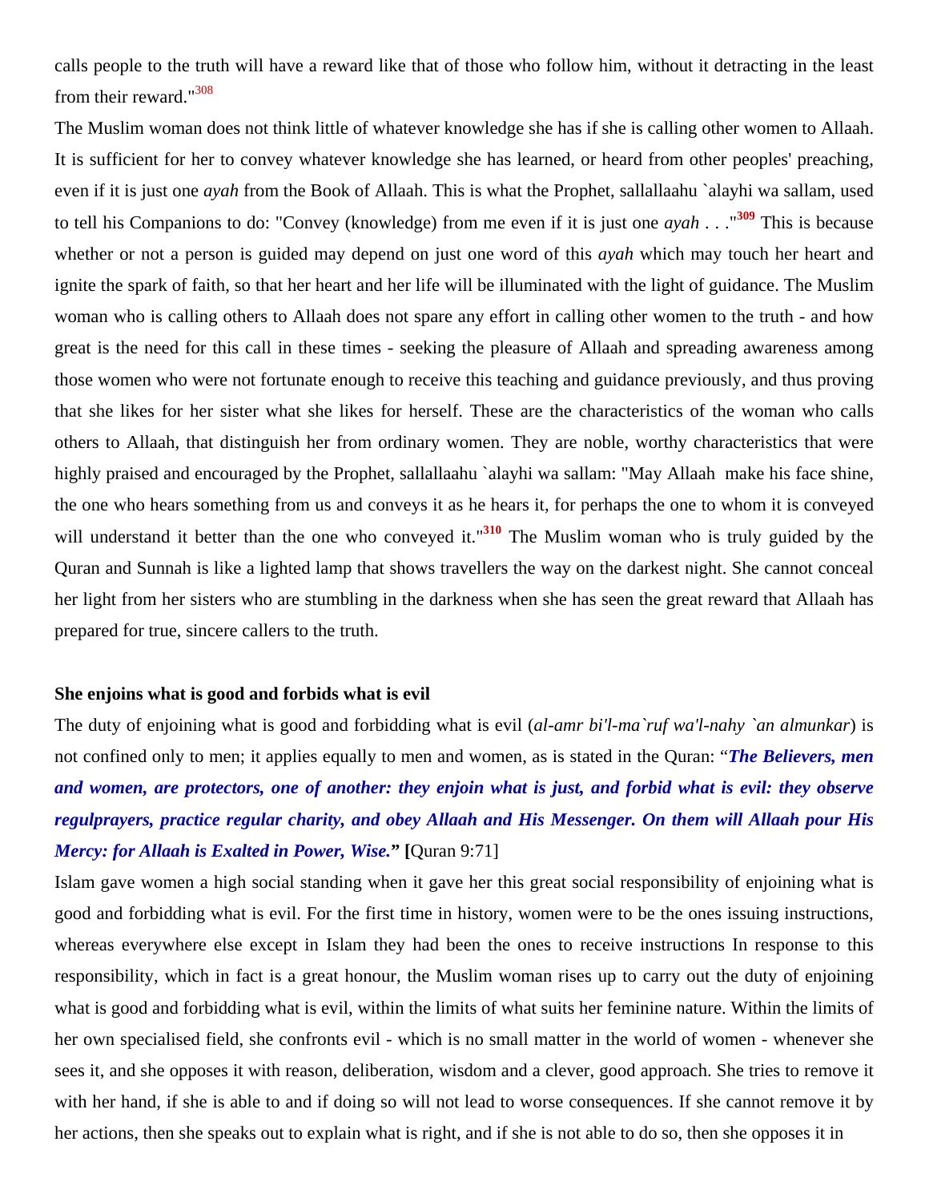calls people to the truth will have a reward like that of those who follow him, without it detracting in the least from their reward."[308]

The Muslim woman does not think little of whatever knowledge she has if she is calling other women to Allaah. It is sufficient for her to convey whatever knowledge she has learned, or heard from other peoples' preaching, even if it is just one *ayah* from the Book of Allaah. This is what the Prophet, sallallaahu `alayhi wa sallam, used to tell his Companions to do: "Convey (knowledge) from me even if it is just one *ayah* . . ."[309] This is because whether or not a person is guided may depend on just one word of this *ayah* which may touch her heart and ignite the spark of faith, so that her heart and her life will be illuminated with the light of guidance. The Muslim woman who is calling others to Allaah does not spare any effort in calling other women to the truth - and how great is the need for this call in these times - seeking the pleasure of Allaah and spreading awareness among those women who were not fortunate enough to receive this teaching and guidance previously, and thus proving that she likes for her sister what she likes for herself. These are the characteristics of the woman who calls others to Allaah, that distinguish her from ordinary women. They are noble, worthy characteristics that were highly praised and encouraged by the Prophet, sallallaahu `alayhi wa sallam: "May Allaah make his face shine, the one who hears something from us and conveys it as he hears it, for perhaps the one to whom it is conveyed will understand it better than the one who conveyed it."[310] The Muslim woman who is truly guided by the Quran and Sunnah is like a lighted lamp that shows travellers the way on the darkest night. She cannot conceal her light from her sisters who are stumbling in the darkness when she has seen the great reward that Allaah has prepared for true, sincere callers to the truth.

**She enjoins what is good and forbids what is evil**

The duty of enjoining what is good and forbidding what is evil (*al-amr bi'l-ma`ruf wa'l-nahy `an almunkar*) is not confined only to men; it applies equally to men and women, as is stated in the Quran: "***The Believers, men and women, are protectors, one of another: they enjoin what is just, and forbid what is evil: they observe regulprayers, practice regular charity, and obey Allaah and His Messenger. On them will Allaah pour His Mercy: for Allaah is Exalted in Power, Wise.*" [**Quran 9:71]

Islam gave women a high social standing when it gave her this great social responsibility of enjoining what is good and forbidding what is evil. For the first time in history, women were to be the ones issuing instructions, whereas everywhere else except in Islam they had been the ones to receive instructions In response to this responsibility, which in fact is a great honour, the Muslim woman rises up to carry out the duty of enjoining what is good and forbidding what is evil, within the limits of what suits her feminine nature. Within the limits of her own specialised field, she confronts evil - which is no small matter in the world of women - whenever she sees it, and she opposes it with reason, deliberation, wisdom and a clever, good approach. She tries to remove it with her hand, if she is able to and if doing so will not lead to worse consequences. If she cannot remove it by her actions, then she speaks out to explain what is right, and if she is not able to do so, then she opposes it in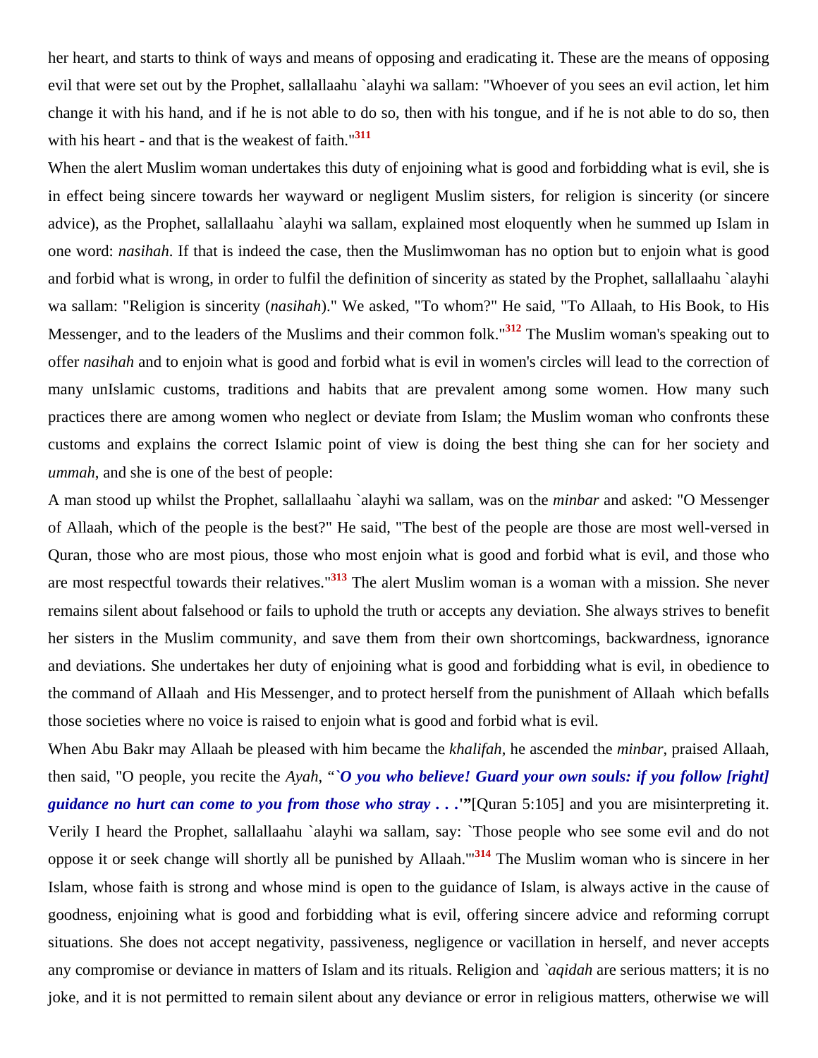her heart, and starts to think of ways and means of opposing and eradicating it. These are the means of opposing evil that were set out by the Prophet, sallallaahu `alayhi wa sallam: "Whoever of you sees an evil action, let him change it with his hand, and if he is not able to do so, then with his tongue, and if he is not able to do so, then with his heart - and that is the weakest of faith."[311]

When the alert Muslim woman undertakes this duty of enjoining what is good and forbidding what is evil, she is in effect being sincere towards her wayward or negligent Muslim sisters, for religion is sincerity (or sincere advice), as the Prophet, sallallaahu `alayhi wa sallam, explained most eloquently when he summed up Islam in one word: *nasihah*. If that is indeed the case, then the Muslimwoman has no option but to enjoin what is good and forbid what is wrong, in order to fulfil the definition of sincerity as stated by the Prophet, sallallaahu `alayhi wa sallam: "Religion is sincerity (*nasihah*)." We asked, "To whom?" He said, "To Allaah, to His Book, to His Messenger, and to the leaders of the Muslims and their common folk."[312] The Muslim woman's speaking out to offer *nasihah* and to enjoin what is good and forbid what is evil in women's circles will lead to the correction of many unIslamic customs, traditions and habits that are prevalent among some women. How many such practices there are among women who neglect or deviate from Islam; the Muslim woman who confronts these customs and explains the correct Islamic point of view is doing the best thing she can for her society and *ummah*, and she is one of the best of people:

A man stood up whilst the Prophet, sallallaahu `alayhi wa sallam, was on the *minbar* and asked: "O Messenger of Allaah, which of the people is the best?" He said, "The best of the people are those are most well-versed in Quran, those who are most pious, those who most enjoin what is good and forbid what is evil, and those who are most respectful towards their relatives."[313] The alert Muslim woman is a woman with a mission. She never remains silent about falsehood or fails to uphold the truth or accepts any deviation. She always strives to benefit her sisters in the Muslim community, and save them from their own shortcomings, backwardness, ignorance and deviations. She undertakes her duty of enjoining what is good and forbidding what is evil, in obedience to the command of Allaah and His Messenger, and to protect herself from the punishment of Allaah which befalls those societies where no voice is raised to enjoin what is good and forbid what is evil.

When Abu Bakr may Allaah be pleased with him became the *khalifah*, he ascended the *minbar*, praised Allaah, then said, "O people, you recite the *Ayah*, "***`O you who believe! Guard your own souls: if you follow [right] guidance no hurt can come to you from those who stray . . .'***"[Quran 5:105] and you are misinterpreting it. Verily I heard the Prophet, sallallaahu `alayhi wa sallam, say: `Those people who see some evil and do not oppose it or seek change will shortly all be punished by Allaah.'"[314] The Muslim woman who is sincere in her Islam, whose faith is strong and whose mind is open to the guidance of Islam, is always active in the cause of goodness, enjoining what is good and forbidding what is evil, offering sincere advice and reforming corrupt situations. She does not accept negativity, passiveness, negligence or vacillation in herself, and never accepts any compromise or deviance in matters of Islam and its rituals. Religion and *`aqidah* are serious matters; it is no joke, and it is not permitted to remain silent about any deviance or error in religious matters, otherwise we will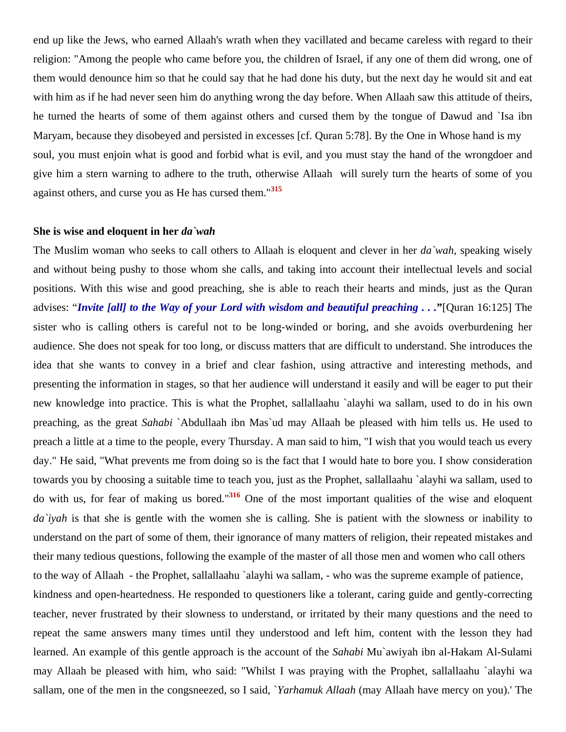end up like the Jews, who earned Allaah's wrath when they vacillated and became careless with regard to their religion: "Among the people who came before you, the children of Israel, if any one of them did wrong, one of them would denounce him so that he could say that he had done his duty, but the next day he would sit and eat with him as if he had never seen him do anything wrong the day before. When Allaah saw this attitude of theirs, he turned the hearts of some of them against others and cursed them by the tongue of Dawud and `Isa ibn Maryam, because they disobeyed and persisted in excesses [cf. Quran 5:78]. By the One in Whose hand is my soul, you must enjoin what is good and forbid what is evil, and you must stay the hand of the wrongdoer and give him a stern warning to adhere to the truth, otherwise Allaah will surely turn the hearts of some of you against others, and curse you as He has cursed them."[315]

**She is wise and eloquent in her *da`wah***

The Muslim woman who seeks to call others to Allaah is eloquent and clever in her *da`wah*, speaking wisely and without being pushy to those whom she calls, and taking into account their intellectual levels and social positions. With this wise and good preaching, she is able to reach their hearts and minds, just as the Quran advises: "***Invite [all] to the Way of your Lord with wisdom and beautiful preaching . . .***"[Quran 16:125] The sister who is calling others is careful not to be long-winded or boring, and she avoids overburdening her audience. She does not speak for too long, or discuss matters that are difficult to understand. She introduces the idea that she wants to convey in a brief and clear fashion, using attractive and interesting methods, and presenting the information in stages, so that her audience will understand it easily and will be eager to put their new knowledge into practice. This is what the Prophet, sallallaahu `alayhi wa sallam, used to do in his own preaching, as the great *Sahabi* `Abdullaah ibn Mas`ud may Allaah be pleased with him tells us. He used to preach a little at a time to the people, every Thursday. A man said to him, "I wish that you would teach us every day." He said, "What prevents me from doing so is the fact that I would hate to bore you. I show consideration towards you by choosing a suitable time to teach you, just as the Prophet, sallallaahu `alayhi wa sallam, used to do with us, for fear of making us bored."[316] One of the most important qualities of the wise and eloquent *da`iyah* is that she is gentle with the women she is calling. She is patient with the slowness or inability to understand on the part of some of them, their ignorance of many matters of religion, their repeated mistakes and their many tedious questions, following the example of the master of all those men and women who call others to the way of Allaah - the Prophet, sallallaahu `alayhi wa sallam, - who was the supreme example of patience, kindness and open-heartedness. He responded to questioners like a tolerant, caring guide and gently-correcting teacher, never frustrated by their slowness to understand, or irritated by their many questions and the need to repeat the same answers many times until they understood and left him, content with the lesson they had learned. An example of this gentle approach is the account of the *Sahabi* Mu`awiyah ibn al-Hakam Al-Sulami may Allaah be pleased with him, who said: "Whilst I was praying with the Prophet, sallallaahu `alayhi wa sallam, one of the men in the congsneezed, so I said, `*Yarhamuk Allaah* (may Allaah have mercy on you).' The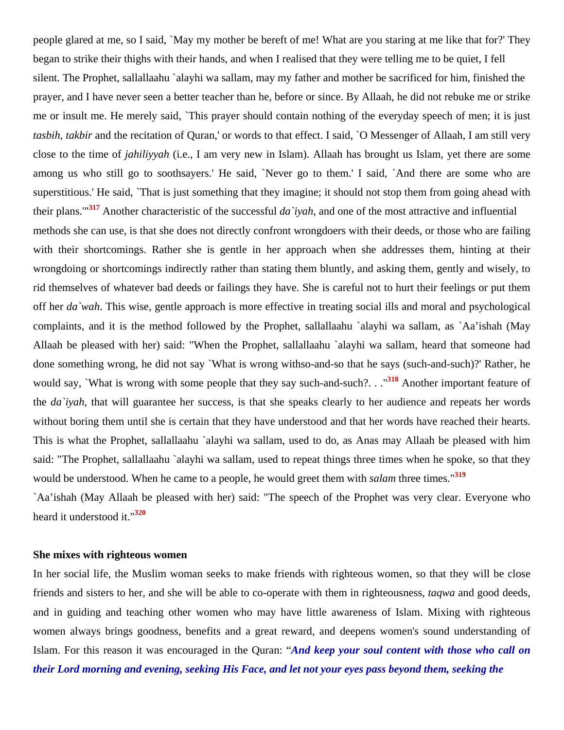people glared at me, so I said, `May my mother be bereft of me! What are you staring at me like that for?' They began to strike their thighs with their hands, and when I realised that they were telling me to be quiet, I fell silent. The Prophet, sallallaahu `alayhi wa sallam, may my father and mother be sacrificed for him, finished the prayer, and I have never seen a better teacher than he, before or since. By Allaah, he did not rebuke me or strike me or insult me. He merely said, `This prayer should contain nothing of the everyday speech of men; it is just *tasbih, takbir* and the recitation of Quran,' or words to that effect. I said, `O Messenger of Allaah, I am still very close to the time of *jahiliyyah* (i.e., I am very new in Islam). Allaah has brought us Islam, yet there are some among us who still go to soothsayers.' He said, `Never go to them.' I said, `And there are some who are superstitious.' He said, `That is just something that they imagine; it should not stop them from going ahead with their plans.'"[317] Another characteristic of the successful *da`iyah*, and one of the most attractive and influential methods she can use, is that she does not directly confront wrongdoers with their deeds, or those who are failing with their shortcomings. Rather she is gentle in her approach when she addresses them, hinting at their wrongdoing or shortcomings indirectly rather than stating them bluntly, and asking them, gently and wisely, to rid themselves of whatever bad deeds or failings they have. She is careful not to hurt their feelings or put them off her *da`wah*. This wise, gentle approach is more effective in treating social ills and moral and psychological complaints, and it is the method followed by the Prophet, sallallaahu `alayhi wa sallam, as `Aa'ishah (May Allaah be pleased with her) said: "When the Prophet, sallallaahu `alayhi wa sallam, heard that someone had done something wrong, he did not say `What is wrong withso-and-so that he says (such-and-such)?' Rather, he would say, `What is wrong with some people that they say such-and-such?. . ."[318] Another important feature of the *da`iyah*, that will guarantee her success, is that she speaks clearly to her audience and repeats her words without boring them until she is certain that they have understood and that her words have reached their hearts. This is what the Prophet, sallallaahu `alayhi wa sallam, used to do, as Anas may Allaah be pleased with him said: "The Prophet, sallallaahu `alayhi wa sallam, used to repeat things three times when he spoke, so that they would be understood. When he came to a people, he would greet them with *salam* three times."[319]

`Aa'ishah (May Allaah be pleased with her) said: "The speech of the Prophet was very clear. Everyone who heard it understood it."[320]

**She mixes with righteous women**

In her social life, the Muslim woman seeks to make friends with righteous women, so that they will be close friends and sisters to her, and she will be able to co-operate with them in righteousness, *taqwa* and good deeds, and in guiding and teaching other women who may have little awareness of Islam. Mixing with righteous women always brings goodness, benefits and a great reward, and deepens women's sound understanding of Islam. For this reason it was encouraged in the Quran: "***And keep your soul content with those who call on their Lord morning and evening, seeking His Face, and let not your eyes pass beyond them, seeking the***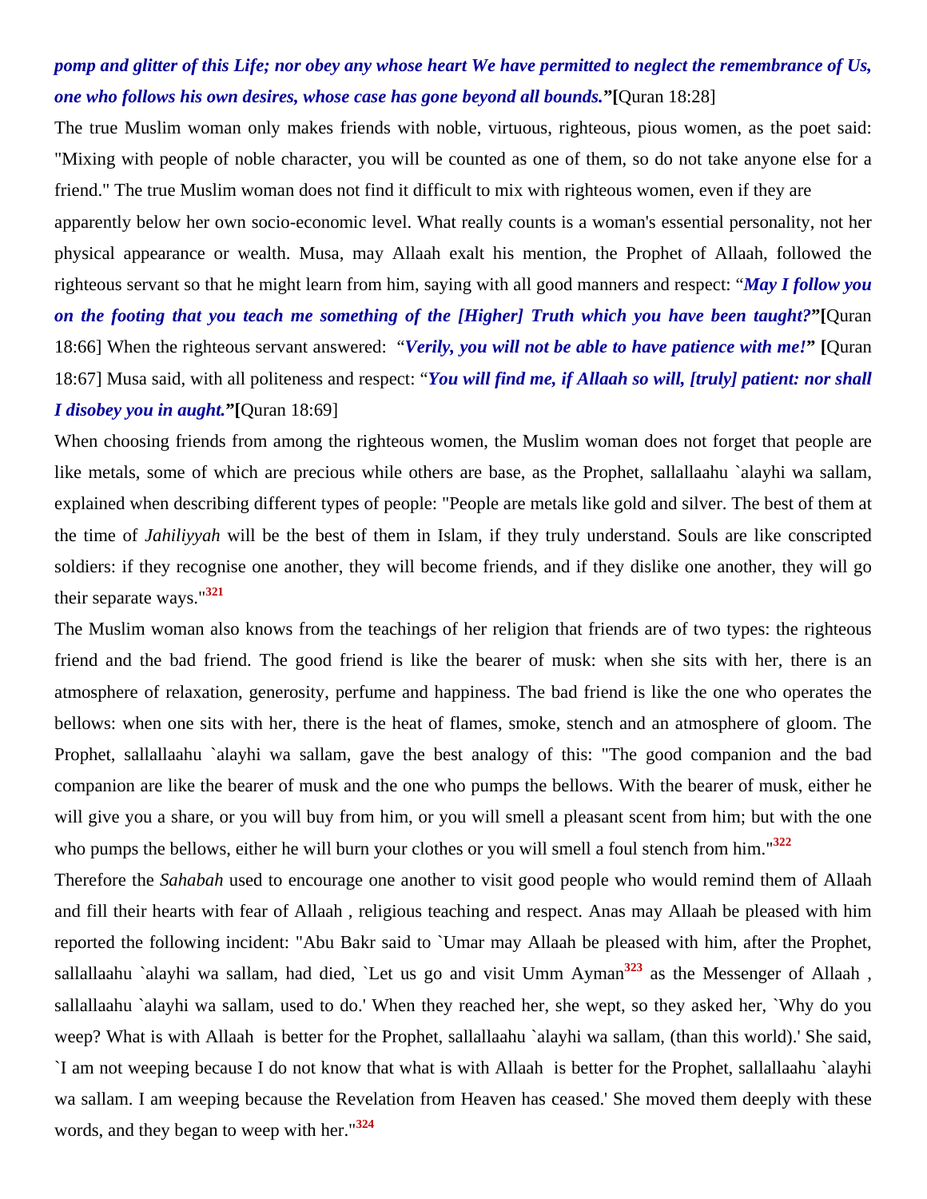***pomp and glitter of this Life; nor obey any whose heart We have permitted to neglect the remembrance of Us, one who follows his own desires, whose case has gone beyond all bounds.*"[**Quran 18:28]

The true Muslim woman only makes friends with noble, virtuous, righteous, pious women, as the poet said: "Mixing with people of noble character, you will be counted as one of them, so do not take anyone else for a friend." The true Muslim woman does not find it difficult to mix with righteous women, even if they are apparently below her own socio-economic level. What really counts is a woman's essential personality, not her physical appearance or wealth. Musa, may Allaah exalt his mention, the Prophet of Allaah, followed the righteous servant so that he might learn from him, saying with all good manners and respect: "***May I follow you on the footing that you teach me something of the [Higher] Truth which you have been taught?*"[**Quran 18:66] When the righteous servant answered: "***Verily, you will not be able to have patience with me!*" [**Quran 18:67] Musa said, with all politeness and respect: "***You will find me, if Allaah so will, [truly] patient: nor shall I disobey you in aught.*"[**Quran 18:69]

When choosing friends from among the righteous women, the Muslim woman does not forget that people are like metals, some of which are precious while others are base, as the Prophet, sallallaahu `alayhi wa sallam, explained when describing different types of people: "People are metals like gold and silver. The best of them at the time of *Jahiliyyah* will be the best of them in Islam, if they truly understand. Souls are like conscripted soldiers: if they recognise one another, they will become friends, and if they dislike one another, they will go their separate ways."[321]

The Muslim woman also knows from the teachings of her religion that friends are of two types: the righteous friend and the bad friend. The good friend is like the bearer of musk: when she sits with her, there is an atmosphere of relaxation, generosity, perfume and happiness. The bad friend is like the one who operates the bellows: when one sits with her, there is the heat of flames, smoke, stench and an atmosphere of gloom. The Prophet, sallallaahu `alayhi wa sallam, gave the best analogy of this: "The good companion and the bad companion are like the bearer of musk and the one who pumps the bellows. With the bearer of musk, either he will give you a share, or you will buy from him, or you will smell a pleasant scent from him; but with the one who pumps the bellows, either he will burn your clothes or you will smell a foul stench from him."[322]

Therefore the *Sahabah* used to encourage one another to visit good people who would remind them of Allaah and fill their hearts with fear of Allaah , religious teaching and respect. Anas may Allaah be pleased with him reported the following incident: "Abu Bakr said to `Umar may Allaah be pleased with him, after the Prophet, sallallaahu `alayhi wa sallam, had died, `Let us go and visit Umm Ayman[323] as the Messenger of Allaah , sallallaahu `alayhi wa sallam, used to do.' When they reached her, she wept, so they asked her, `Why do you weep? What is with Allaah is better for the Prophet, sallallaahu `alayhi wa sallam, (than this world).' She said, `I am not weeping because I do not know that what is with Allaah is better for the Prophet, sallallaahu `alayhi wa sallam. I am weeping because the Revelation from Heaven has ceased.' She moved them deeply with these words, and they began to weep with her."[324]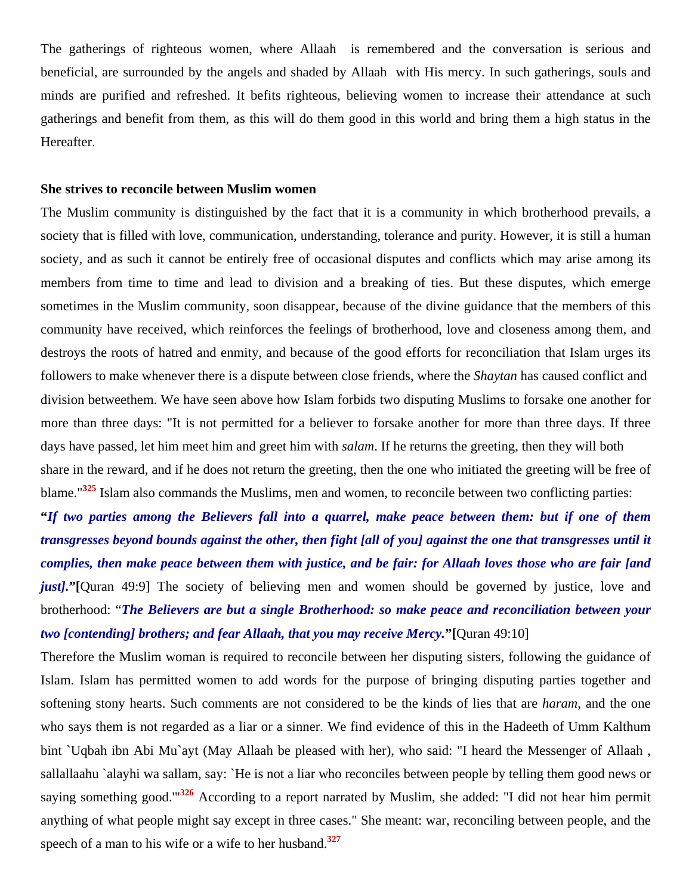The gatherings of righteous women, where Allaah  is remembered and the conversation is serious and beneficial, are surrounded by the angels and shaded by Allaah  with His mercy. In such gatherings, souls and minds are purified and refreshed. It befits righteous, believing women to increase their attendance at such gatherings and benefit from them, as this will do them good in this world and bring them a high status in the Hereafter.

**She strives to reconcile between Muslim women**

The Muslim community is distinguished by the fact that it is a community in which brotherhood prevails, a society that is filled with love, communication, understanding, tolerance and purity. However, it is still a human society, and as such it cannot be entirely free of occasional disputes and conflicts which may arise among its members from time to time and lead to division and a breaking of ties. But these disputes, which emerge sometimes in the Muslim community, soon disappear, because of the divine guidance that the members of this community have received, which reinforces the feelings of brotherhood, love and closeness among them, and destroys the roots of hatred and enmity, and because of the good efforts for reconciliation that Islam urges its followers to make whenever there is a dispute between close friends, where the *Shaytan* has caused conflict and division betweethem. We have seen above how Islam forbids two disputing Muslims to forsake one another for more than three days: "It is not permitted for a believer to forsake another for more than three days. If three days have passed, let him meet him and greet him with *salam*. If he returns the greeting, then they will both share in the reward, and if he does not return the greeting, then the one who initiated the greeting will be free of blame."[325] Islam also commands the Muslims, men and women, to reconcile between two conflicting parties: **"*If two parties among the Believers fall into a quarrel, make peace between them: but if one of them transgresses beyond bounds against the other, then fight [all of you] against the one that transgresses until it complies, then make peace between them with justice, and be fair: for Allaah loves those who are fair [and just].*"[**Quran 49:9] The society of believing men and women should be governed by justice, love and brotherhood: "***The Believers are but a single Brotherhood: so make peace and reconciliation between your two [contending] brothers; and fear Allaah, that you may receive Mercy.*"[**Quran 49:10]

Therefore the Muslim woman is required to reconcile between her disputing sisters, following the guidance of Islam. Islam has permitted women to add words for the purpose of bringing disputing parties together and softening stony hearts. Such comments are not considered to be the kinds of lies that are *haram*, and the one who says them is not regarded as a liar or a sinner. We find evidence of this in the Hadeeth of Umm Kalthum bint `Uqbah ibn Abi Mu`ayt (May Allaah be pleased with her), who said: "I heard the Messenger of Allaah , sallallaahu `alayhi wa sallam, say: `He is not a liar who reconciles between people by telling them good news or saying something good.'"[326] According to a report narrated by Muslim, she added: "I did not hear him permit anything of what people might say except in three cases." She meant: war, reconciling between people, and the speech of a man to his wife or a wife to her husband.[327]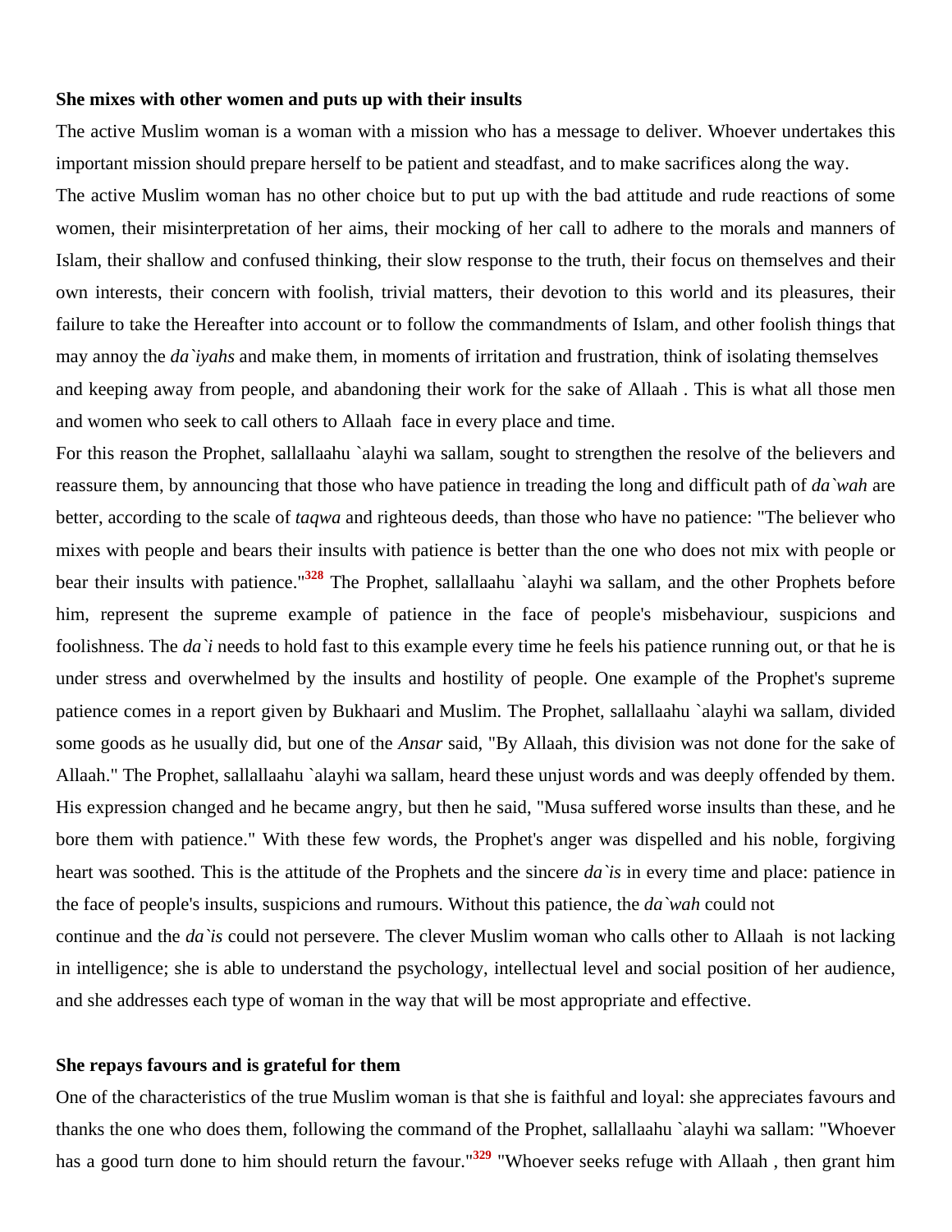**She mixes with other women and puts up with their insults**

The active Muslim woman is a woman with a mission who has a message to deliver. Whoever undertakes this important mission should prepare herself to be patient and steadfast, and to make sacrifices along the way.

The active Muslim woman has no other choice but to put up with the bad attitude and rude reactions of some women, their misinterpretation of her aims, their mocking of her call to adhere to the morals and manners of Islam, their shallow and confused thinking, their slow response to the truth, their focus on themselves and their own interests, their concern with foolish, trivial matters, their devotion to this world and its pleasures, their failure to take the Hereafter into account or to follow the commandments of Islam, and other foolish things that may annoy the *da`iyahs* and make them, in moments of irritation and frustration, think of isolating themselves and keeping away from people, and abandoning their work for the sake of Allaah . This is what all those men and women who seek to call others to Allaah face in every place and time.

For this reason the Prophet, sallallaahu `alayhi wa sallam, sought to strengthen the resolve of the believers and reassure them, by announcing that those who have patience in treading the long and difficult path of *da`wah* are better, according to the scale of *taqwa* and righteous deeds, than those who have no patience: "The believer who mixes with people and bears their insults with patience is better than the one who does not mix with people or bear their insults with patience."[328] The Prophet, sallallaahu `alayhi wa sallam, and the other Prophets before him, represent the supreme example of patience in the face of people's misbehaviour, suspicions and foolishness. The *da`i* needs to hold fast to this example every time he feels his patience running out, or that he is under stress and overwhelmed by the insults and hostility of people. One example of the Prophet's supreme patience comes in a report given by Bukhaari and Muslim. The Prophet, sallallaahu `alayhi wa sallam, divided some goods as he usually did, but one of the *Ansar* said, "By Allaah, this division was not done for the sake of Allaah." The Prophet, sallallaahu `alayhi wa sallam, heard these unjust words and was deeply offended by them. His expression changed and he became angry, but then he said, "Musa suffered worse insults than these, and he bore them with patience." With these few words, the Prophet's anger was dispelled and his noble, forgiving heart was soothed. This is the attitude of the Prophets and the sincere *da`is* in every time and place: patience in the face of people's insults, suspicions and rumours. Without this patience, the *da`wah* could not continue and the *da`is* could not persevere. The clever Muslim woman who calls other to Allaah is not lacking in intelligence; she is able to understand the psychology, intellectual level and social position of her audience, and she addresses each type of woman in the way that will be most appropriate and effective.

**She repays favours and is grateful for them**

One of the characteristics of the true Muslim woman is that she is faithful and loyal: she appreciates favours and thanks the one who does them, following the command of the Prophet, sallallaahu `alayhi wa sallam: "Whoever has a good turn done to him should return the favour."[329] "Whoever seeks refuge with Allaah , then grant him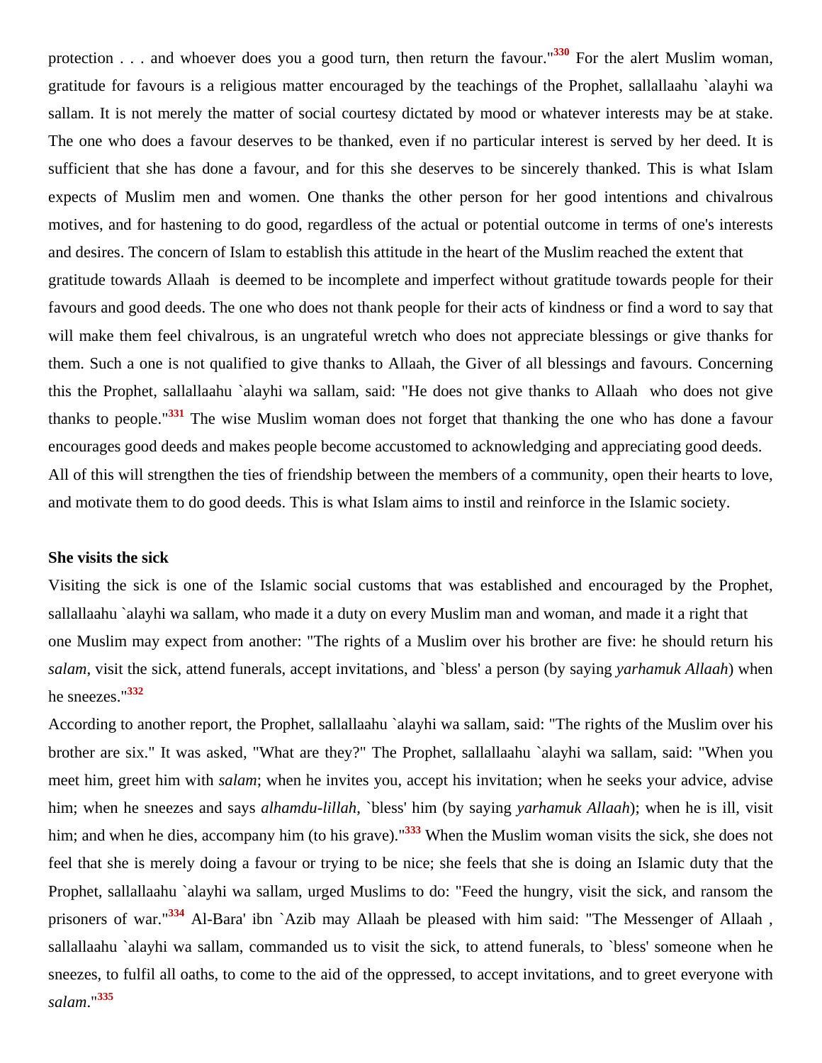protection . . . and whoever does you a good turn, then return the favour."[330] For the alert Muslim woman, gratitude for favours is a religious matter encouraged by the teachings of the Prophet, sallallaahu `alayhi wa sallam. It is not merely the matter of social courtesy dictated by mood or whatever interests may be at stake. The one who does a favour deserves to be thanked, even if no particular interest is served by her deed. It is sufficient that she has done a favour, and for this she deserves to be sincerely thanked. This is what Islam expects of Muslim men and women. One thanks the other person for her good intentions and chivalrous motives, and for hastening to do good, regardless of the actual or potential outcome in terms of one's interests and desires. The concern of Islam to establish this attitude in the heart of the Muslim reached the extent that gratitude towards Allaah is deemed to be incomplete and imperfect without gratitude towards people for their favours and good deeds. The one who does not thank people for their acts of kindness or find a word to say that will make them feel chivalrous, is an ungrateful wretch who does not appreciate blessings or give thanks for them. Such a one is not qualified to give thanks to Allaah, the Giver of all blessings and favours. Concerning this the Prophet, sallallaahu `alayhi wa sallam, said: "He does not give thanks to Allaah who does not give thanks to people."[331] The wise Muslim woman does not forget that thanking the one who has done a favour encourages good deeds and makes people become accustomed to acknowledging and appreciating good deeds. All of this will strengthen the ties of friendship between the members of a community, open their hearts to love, and motivate them to do good deeds. This is what Islam aims to instil and reinforce in the Islamic society.

**She visits the sick**

Visiting the sick is one of the Islamic social customs that was established and encouraged by the Prophet, sallallaahu `alayhi wa sallam, who made it a duty on every Muslim man and woman, and made it a right that one Muslim may expect from another: "The rights of a Muslim over his brother are five: he should return his *salam*, visit the sick, attend funerals, accept invitations, and `bless' a person (by saying *yarhamuk Allaah*) when he sneezes."[332]

According to another report, the Prophet, sallallaahu `alayhi wa sallam, said: "The rights of the Muslim over his brother are six." It was asked, "What are they?" The Prophet, sallallaahu `alayhi wa sallam, said: "When you meet him, greet him with *salam*; when he invites you, accept his invitation; when he seeks your advice, advise him; when he sneezes and says *alhamdu-lillah*, `bless' him (by saying *yarhamuk Allaah*); when he is ill, visit him; and when he dies, accompany him (to his grave)."[333] When the Muslim woman visits the sick, she does not feel that she is merely doing a favour or trying to be nice; she feels that she is doing an Islamic duty that the Prophet, sallallaahu `alayhi wa sallam, urged Muslims to do: "Feed the hungry, visit the sick, and ransom the prisoners of war."[334] Al-Bara' ibn `Azib may Allaah be pleased with him said: "The Messenger of Allaah , sallallaahu `alayhi wa sallam, commanded us to visit the sick, to attend funerals, to `bless' someone when he sneezes, to fulfil all oaths, to come to the aid of the oppressed, to accept invitations, and to greet everyone with *salam*."[335]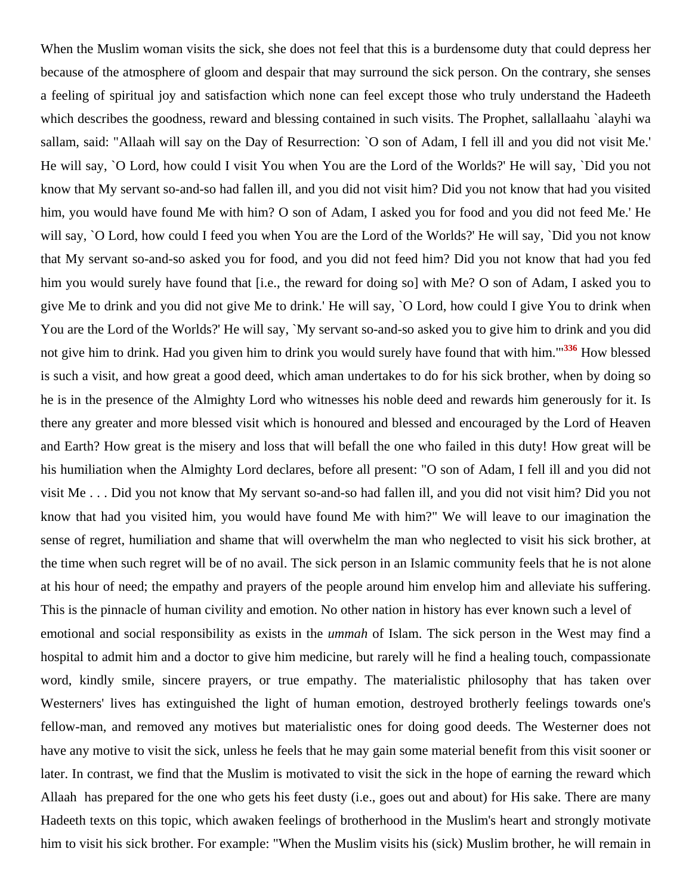When the Muslim woman visits the sick, she does not feel that this is a burdensome duty that could depress her because of the atmosphere of gloom and despair that may surround the sick person. On the contrary, she senses a feeling of spiritual joy and satisfaction which none can feel except those who truly understand the Hadeeth which describes the goodness, reward and blessing contained in such visits. The Prophet, sallallaahu `alayhi wa sallam, said: "Allaah will say on the Day of Resurrection: `O son of Adam, I fell ill and you did not visit Me.' He will say, `O Lord, how could I visit You when You are the Lord of the Worlds?' He will say, `Did you not know that My servant so-and-so had fallen ill, and you did not visit him? Did you not know that had you visited him, you would have found Me with him? O son of Adam, I asked you for food and you did not feed Me.' He will say, `O Lord, how could I feed you when You are the Lord of the Worlds?' He will say, `Did you not know that My servant so-and-so asked you for food, and you did not feed him? Did you not know that had you fed him you would surely have found that [i.e., the reward for doing so] with Me? O son of Adam, I asked you to give Me to drink and you did not give Me to drink.' He will say, `O Lord, how could I give You to drink when You are the Lord of the Worlds?' He will say, `My servant so-and-so asked you to give him to drink and you did not give him to drink. Had you given him to drink you would surely have found that with him.'"[336] How blessed is such a visit, and how great a good deed, which aman undertakes to do for his sick brother, when by doing so he is in the presence of the Almighty Lord who witnesses his noble deed and rewards him generously for it. Is there any greater and more blessed visit which is honoured and blessed and encouraged by the Lord of Heaven and Earth? How great is the misery and loss that will befall the one who failed in this duty! How great will be his humiliation when the Almighty Lord declares, before all present: "O son of Adam, I fell ill and you did not visit Me . . . Did you not know that My servant so-and-so had fallen ill, and you did not visit him? Did you not know that had you visited him, you would have found Me with him?" We will leave to our imagination the sense of regret, humiliation and shame that will overwhelm the man who neglected to visit his sick brother, at the time when such regret will be of no avail. The sick person in an Islamic community feels that he is not alone at his hour of need; the empathy and prayers of the people around him envelop him and alleviate his suffering. This is the pinnacle of human civility and emotion. No other nation in history has ever known such a level of emotional and social responsibility as exists in the *ummah* of Islam. The sick person in the West may find a hospital to admit him and a doctor to give him medicine, but rarely will he find a healing touch, compassionate word, kindly smile, sincere prayers, or true empathy. The materialistic philosophy that has taken over Westerners' lives has extinguished the light of human emotion, destroyed brotherly feelings towards one's fellow-man, and removed any motives but materialistic ones for doing good deeds. The Westerner does not have any motive to visit the sick, unless he feels that he may gain some material benefit from this visit sooner or later. In contrast, we find that the Muslim is motivated to visit the sick in the hope of earning the reward which Allaah has prepared for the one who gets his feet dusty (i.e., goes out and about) for His sake. There are many Hadeeth texts on this topic, which awaken feelings of brotherhood in the Muslim's heart and strongly motivate him to visit his sick brother. For example: "When the Muslim visits his (sick) Muslim brother, he will remain in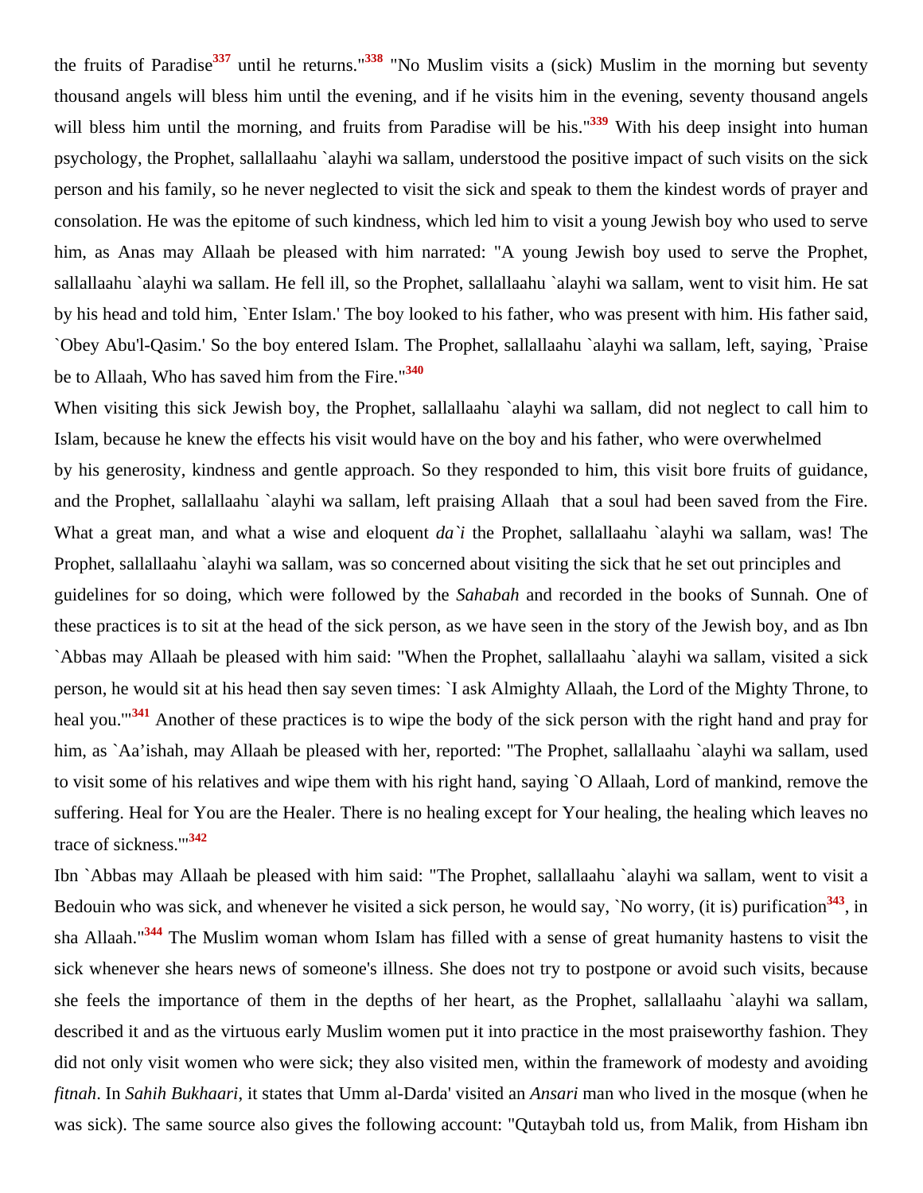the fruits of Paradise[337] until he returns."[338] "No Muslim visits a (sick) Muslim in the morning but seventy thousand angels will bless him until the evening, and if he visits him in the evening, seventy thousand angels will bless him until the morning, and fruits from Paradise will be his."[339] With his deep insight into human psychology, the Prophet, sallallaahu `alayhi wa sallam, understood the positive impact of such visits on the sick person and his family, so he never neglected to visit the sick and speak to them the kindest words of prayer and consolation. He was the epitome of such kindness, which led him to visit a young Jewish boy who used to serve him, as Anas may Allaah be pleased with him narrated: "A young Jewish boy used to serve the Prophet, sallallaahu `alayhi wa sallam. He fell ill, so the Prophet, sallallaahu `alayhi wa sallam, went to visit him. He sat by his head and told him, `Enter Islam.' The boy looked to his father, who was present with him. His father said, `Obey Abu'l-Qasim.' So the boy entered Islam. The Prophet, sallallaahu `alayhi wa sallam, left, saying, `Praise be to Allaah, Who has saved him from the Fire."[340]

When visiting this sick Jewish boy, the Prophet, sallallaahu `alayhi wa sallam, did not neglect to call him to Islam, because he knew the effects his visit would have on the boy and his father, who were overwhelmed by his generosity, kindness and gentle approach. So they responded to him, this visit bore fruits of guidance, and the Prophet, sallallaahu `alayhi wa sallam, left praising Allaah that a soul had been saved from the Fire. What a great man, and what a wise and eloquent *da`i* the Prophet, sallallaahu `alayhi wa sallam, was! The Prophet, sallallaahu `alayhi wa sallam, was so concerned about visiting the sick that he set out principles and guidelines for so doing, which were followed by the *Sahabah* and recorded in the books of Sunnah. One of these practices is to sit at the head of the sick person, as we have seen in the story of the Jewish boy, and as Ibn `Abbas may Allaah be pleased with him said: "When the Prophet, sallallaahu `alayhi wa sallam, visited a sick person, he would sit at his head then say seven times: `I ask Almighty Allaah, the Lord of the Mighty Throne, to heal you.'"[341] Another of these practices is to wipe the body of the sick person with the right hand and pray for him, as `Aa'ishah, may Allaah be pleased with her, reported: "The Prophet, sallallaahu `alayhi wa sallam, used to visit some of his relatives and wipe them with his right hand, saying `O Allaah, Lord of mankind, remove the suffering. Heal for You are the Healer. There is no healing except for Your healing, the healing which leaves no trace of sickness.'"[342]

Ibn `Abbas may Allaah be pleased with him said: "The Prophet, sallallaahu `alayhi wa sallam, went to visit a Bedouin who was sick, and whenever he visited a sick person, he would say, `No worry, (it is) purification[343], in sha Allaah.'"[344] The Muslim woman whom Islam has filled with a sense of great humanity hastens to visit the sick whenever she hears news of someone's illness. She does not try to postpone or avoid such visits, because she feels the importance of them in the depths of her heart, as the Prophet, sallallaahu `alayhi wa sallam, described it and as the virtuous early Muslim women put it into practice in the most praiseworthy fashion. They did not only visit women who were sick; they also visited men, within the framework of modesty and avoiding *fitnah*. In *Sahih Bukhaari*, it states that Umm al-Darda' visited an *Ansari* man who lived in the mosque (when he was sick). The same source also gives the following account: "Qutaybah told us, from Malik, from Hisham ibn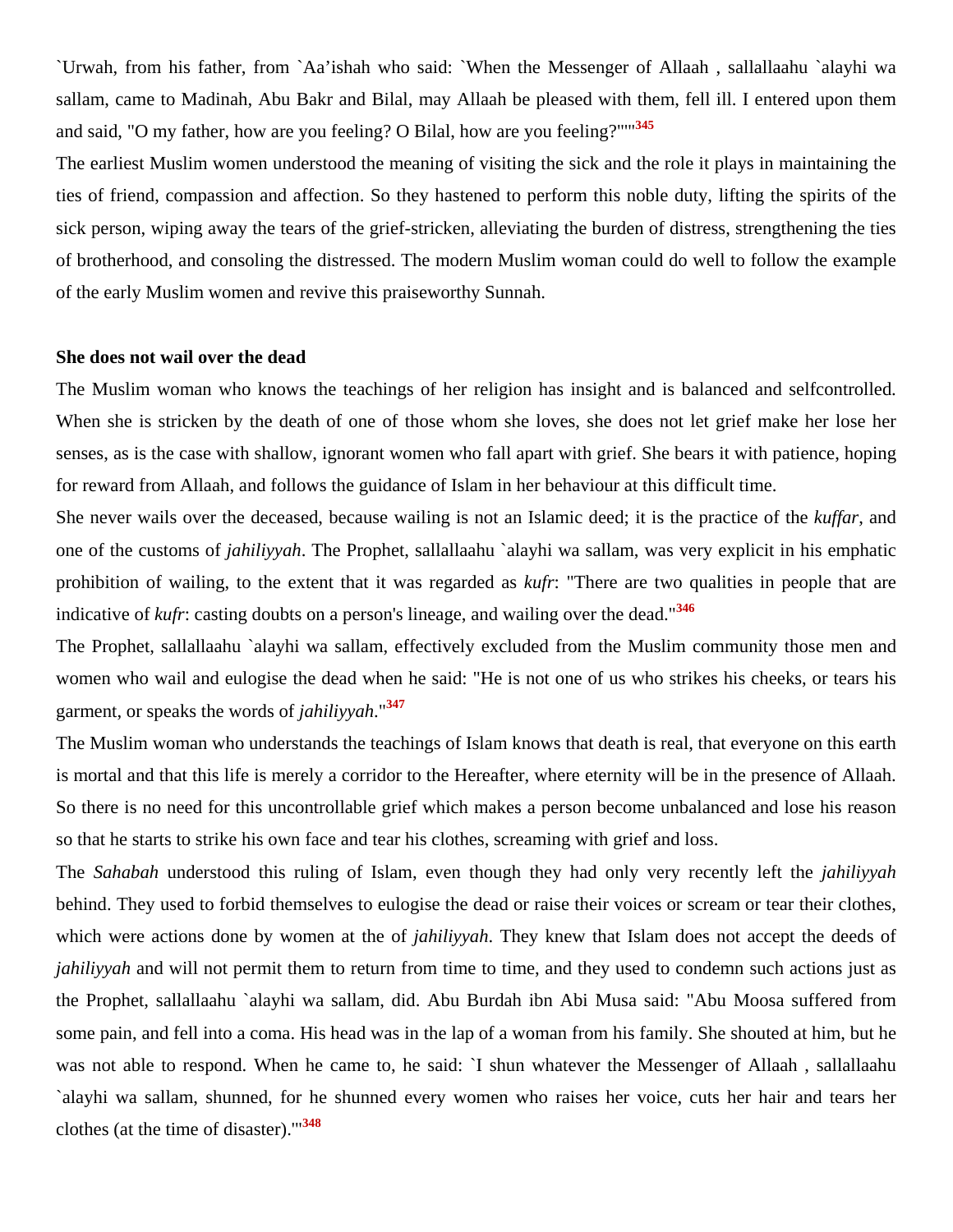`Urwah, from his father, from `Aa'ishah who said: `When the Messenger of Allaah , sallallaahu `alayhi wa sallam, came to Madinah, Abu Bakr and Bilal, may Allaah be pleased with them, fell ill. I entered upon them and said, "O my father, how are you feeling? O Bilal, how are you feeling?"'"[345]

The earliest Muslim women understood the meaning of visiting the sick and the role it plays in maintaining the ties of friend, compassion and affection. So they hastened to perform this noble duty, lifting the spirits of the sick person, wiping away the tears of the grief-stricken, alleviating the burden of distress, strengthening the ties of brotherhood, and consoling the distressed. The modern Muslim woman could do well to follow the example of the early Muslim women and revive this praiseworthy Sunnah.

**She does not wail over the dead**

The Muslim woman who knows the teachings of her religion has insight and is balanced and selfcontrolled. When she is stricken by the death of one of those whom she loves, she does not let grief make her lose her senses, as is the case with shallow, ignorant women who fall apart with grief. She bears it with patience, hoping for reward from Allaah, and follows the guidance of Islam in her behaviour at this difficult time.

She never wails over the deceased, because wailing is not an Islamic deed; it is the practice of the *kuffar*, and one of the customs of *jahiliyyah*. The Prophet, sallallaahu `alayhi wa sallam, was very explicit in his emphatic prohibition of wailing, to the extent that it was regarded as *kufr*: "There are two qualities in people that are indicative of *kufr*: casting doubts on a person's lineage, and wailing over the dead."[346]

The Prophet, sallallaahu `alayhi wa sallam, effectively excluded from the Muslim community those men and women who wail and eulogise the dead when he said: "He is not one of us who strikes his cheeks, or tears his garment, or speaks the words of *jahiliyyah*."[347]

The Muslim woman who understands the teachings of Islam knows that death is real, that everyone on this earth is mortal and that this life is merely a corridor to the Hereafter, where eternity will be in the presence of Allaah. So there is no need for this uncontrollable grief which makes a person become unbalanced and lose his reason so that he starts to strike his own face and tear his clothes, screaming with grief and loss.

The *Sahabah* understood this ruling of Islam, even though they had only very recently left the *jahiliyyah* behind. They used to forbid themselves to eulogise the dead or raise their voices or scream or tear their clothes, which were actions done by women at the of *jahiliyyah*. They knew that Islam does not accept the deeds of *jahiliyyah* and will not permit them to return from time to time, and they used to condemn such actions just as the Prophet, sallallaahu `alayhi wa sallam, did. Abu Burdah ibn Abi Musa said: "Abu Moosa suffered from some pain, and fell into a coma. His head was in the lap of a woman from his family. She shouted at him, but he was not able to respond. When he came to, he said: `I shun whatever the Messenger of Allaah , sallallaahu `alayhi wa sallam, shunned, for he shunned every women who raises her voice, cuts her hair and tears her clothes (at the time of disaster).'"[348]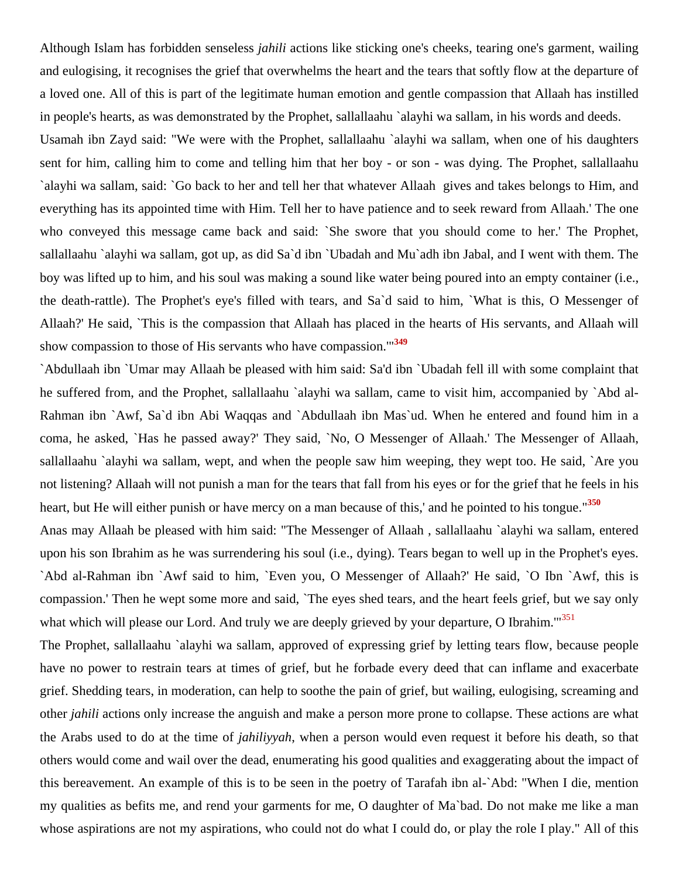Although Islam has forbidden senseless *jahili* actions like sticking one's cheeks, tearing one's garment, wailing and eulogising, it recognises the grief that overwhelms the heart and the tears that softly flow at the departure of a loved one. All of this is part of the legitimate human emotion and gentle compassion that Allaah has instilled in people's hearts, as was demonstrated by the Prophet, sallallaahu `alayhi wa sallam, in his words and deeds.

Usamah ibn Zayd said: "We were with the Prophet, sallallaahu `alayhi wa sallam, when one of his daughters sent for him, calling him to come and telling him that her boy - or son - was dying. The Prophet, sallallaahu `alayhi wa sallam, said: `Go back to her and tell her that whatever Allaah gives and takes belongs to Him, and everything has its appointed time with Him. Tell her to have patience and to seek reward from Allaah.' The one who conveyed this message came back and said: `She swore that you should come to her.' The Prophet, sallallaahu `alayhi wa sallam, got up, as did Sa`d ibn `Ubadah and Mu`adh ibn Jabal, and I went with them. The boy was lifted up to him, and his soul was making a sound like water being poured into an empty container (i.e., the death-rattle). The Prophet's eye's filled with tears, and Sa`d said to him, `What is this, O Messenger of Allaah?' He said, `This is the compassion that Allaah has placed in the hearts of His servants, and Allaah will show compassion to those of His servants who have compassion.'"[349]

`Abdullaah ibn `Umar may Allaah be pleased with him said: Sa'd ibn `Ubadah fell ill with some complaint that he suffered from, and the Prophet, sallallaahu `alayhi wa sallam, came to visit him, accompanied by `Abd al-Rahman ibn `Awf, Sa`d ibn Abi Waqqas and `Abdullaah ibn Mas`ud. When he entered and found him in a coma, he asked, `Has he passed away?' They said, `No, O Messenger of Allaah.' The Messenger of Allaah, sallallaahu `alayhi wa sallam, wept, and when the people saw him weeping, they wept too. He said, `Are you not listening? Allaah will not punish a man for the tears that fall from his eyes or for the grief that he feels in his heart, but He will either punish or have mercy on a man because of this,' and he pointed to his tongue."[350]

Anas may Allaah be pleased with him said: "The Messenger of Allaah , sallallaahu `alayhi wa sallam, entered upon his son Ibrahim as he was surrendering his soul (i.e., dying). Tears began to well up in the Prophet's eyes. `Abd al-Rahman ibn `Awf said to him, `Even you, O Messenger of Allaah?' He said, `O Ibn `Awf, this is compassion.' Then he wept some more and said, `The eyes shed tears, and the heart feels grief, but we say only what which will please our Lord. And truly we are deeply grieved by your departure, O Ibrahim.'"[351]

The Prophet, sallallaahu `alayhi wa sallam, approved of expressing grief by letting tears flow, because people have no power to restrain tears at times of grief, but he forbade every deed that can inflame and exacerbate grief. Shedding tears, in moderation, can help to soothe the pain of grief, but wailing, eulogising, screaming and other *jahili* actions only increase the anguish and make a person more prone to collapse. These actions are what the Arabs used to do at the time of *jahiliyyah*, when a person would even request it before his death, so that others would come and wail over the dead, enumerating his good qualities and exaggerating about the impact of this bereavement. An example of this is to be seen in the poetry of Tarafah ibn al-`Abd: "When I die, mention my qualities as befits me, and rend your garments for me, O daughter of Ma`bad. Do not make me like a man whose aspirations are not my aspirations, who could not do what I could do, or play the role I play." All of this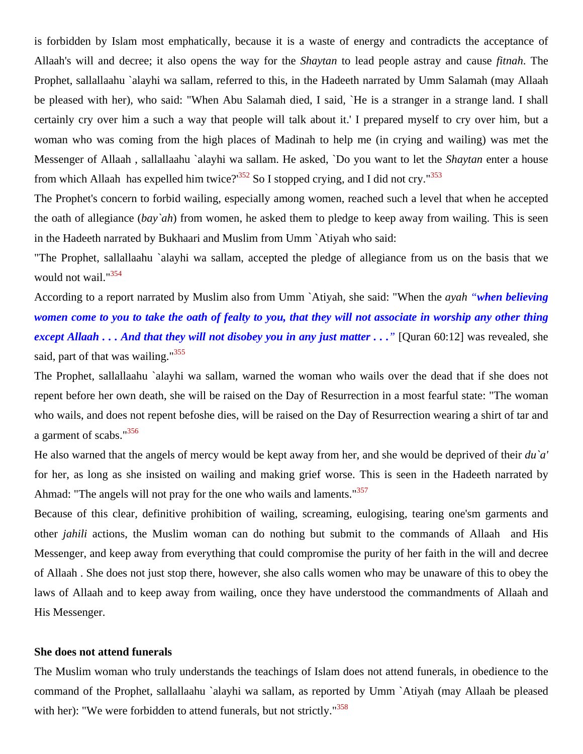is forbidden by Islam most emphatically, because it is a waste of energy and contradicts the acceptance of Allaah's will and decree; it also opens the way for the *Shaytan* to lead people astray and cause *fitnah*. The Prophet, sallallaahu `alayhi wa sallam, referred to this, in the Hadeeth narrated by Umm Salamah (may Allaah be pleased with her), who said: "When Abu Salamah died, I said, `He is a stranger in a strange land. I shall certainly cry over him a such a way that people will talk about it.' I prepared myself to cry over him, but a woman who was coming from the high places of Madinah to help me (in crying and wailing) was met the Messenger of Allaah , sallallaahu `alayhi wa sallam. He asked, `Do you want to let the *Shaytan* enter a house from which Allaah has expelled him twice?'[352] So I stopped crying, and I did not cry."[353]

The Prophet's concern to forbid wailing, especially among women, reached such a level that when he accepted the oath of allegiance (*bay`ah*) from women, he asked them to pledge to keep away from wailing. This is seen in the Hadeeth narrated by Bukhaari and Muslim from Umm `Atiyah who said:

"The Prophet, sallallaahu `alayhi wa sallam, accepted the pledge of allegiance from us on the basis that we would not wail."[354]

According to a report narrated by Muslim also from Umm `Atiyah, she said: "When the *ayah* ***"when believing women come to you to take the oath of fealty to you, that they will not associate in worship any other thing except Allaah . . . And that they will not disobey you in any just matter . . ."*** [Quran 60:12] was revealed, she said, part of that was wailing."[355]

The Prophet, sallallaahu `alayhi wa sallam, warned the woman who wails over the dead that if she does not repent before her own death, she will be raised on the Day of Resurrection in a most fearful state: "The woman who wails, and does not repent befoshe dies, will be raised on the Day of Resurrection wearing a shirt of tar and a garment of scabs."[356]

He also warned that the angels of mercy would be kept away from her, and she would be deprived of their *du`a'* for her, as long as she insisted on wailing and making grief worse. This is seen in the Hadeeth narrated by Ahmad: "The angels will not pray for the one who wails and laments."[357]

Because of this clear, definitive prohibition of wailing, screaming, eulogising, tearing one'sm garments and other *jahili* actions, the Muslim woman can do nothing but submit to the commands of Allaah and His Messenger, and keep away from everything that could compromise the purity of her faith in the will and decree of Allaah . She does not just stop there, however, she also calls women who may be unaware of this to obey the laws of Allaah and to keep away from wailing, once they have understood the commandments of Allaah and His Messenger.

**She does not attend funerals**

The Muslim woman who truly understands the teachings of Islam does not attend funerals, in obedience to the command of the Prophet, sallallaahu `alayhi wa sallam, as reported by Umm `Atiyah (may Allaah be pleased with her): "We were forbidden to attend funerals, but not strictly."[358]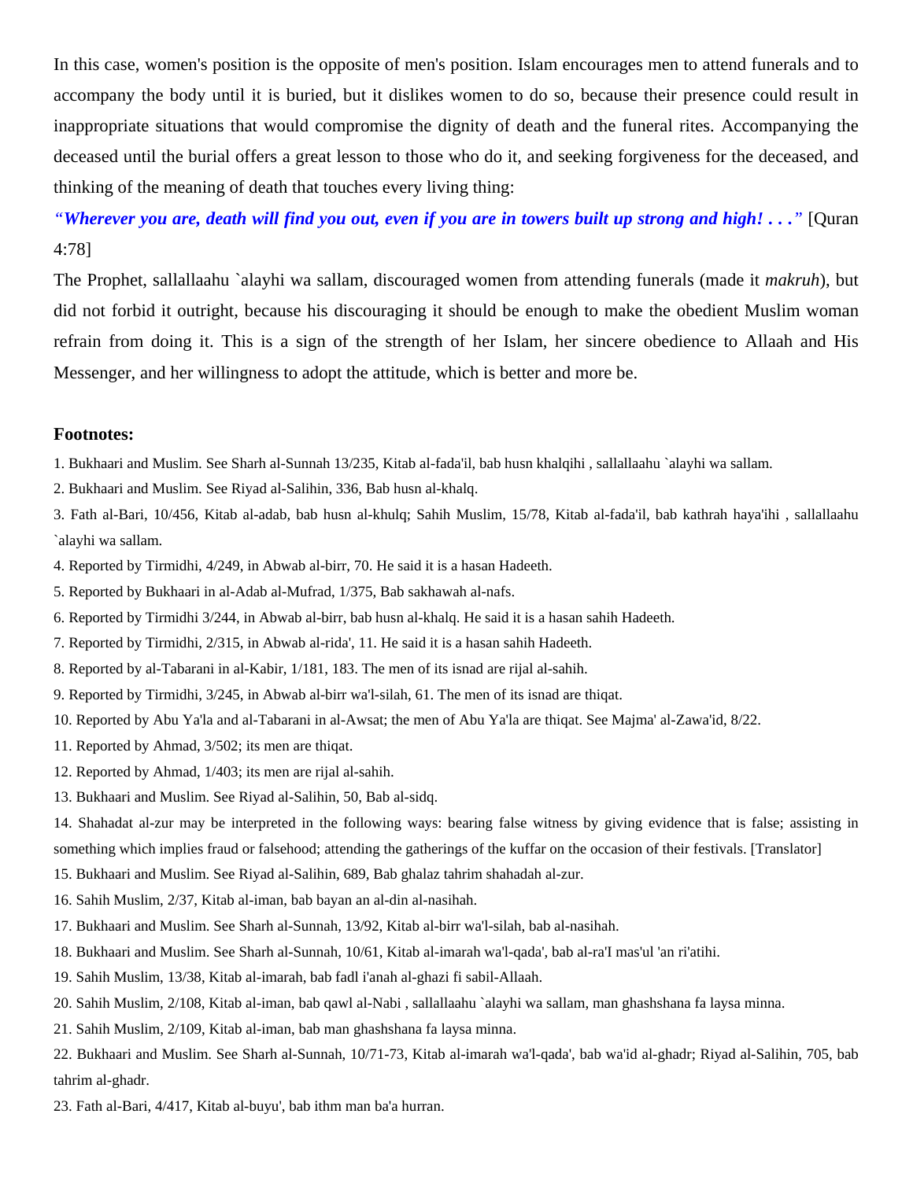In this case, women's position is the opposite of men's position. Islam encourages men to attend funerals and to accompany the body until it is buried, but it dislikes women to do so, because their presence could result in inappropriate situations that would compromise the dignity of death and the funeral rites. Accompanying the deceased until the burial offers a great lesson to those who do it, and seeking forgiveness for the deceased, and thinking of the meaning of death that touches every living thing:

*"Wherever you are, death will find you out, even if you are in towers built up strong and high! . . ."* [Quran 4:78]

The Prophet, sallallaahu `alayhi wa sallam, discouraged women from attending funerals (made it *makruh*), but did not forbid it outright, because his discouraging it should be enough to make the obedient Muslim woman refrain from doing it. This is a sign of the strength of her Islam, her sincere obedience to Allaah and His Messenger, and her willingness to adopt the attitude, which is better and more be.

**Footnotes:**

1. Bukhaari and Muslim. See Sharh al-Sunnah 13/235, Kitab al-fada'il, bab husn khalqihi , sallallaahu `alayhi wa sallam.
2. Bukhaari and Muslim. See Riyad al-Salihin, 336, Bab husn al-khalq.
3. Fath al-Bari, 10/456, Kitab al-adab, bab husn al-khulq; Sahih Muslim, 15/78, Kitab al-fada'il, bab kathrah haya'ihi , sallallaahu `alayhi wa sallam.
4. Reported by Tirmidhi, 4/249, in Abwab al-birr, 70. He said it is a hasan Hadeeth.
5. Reported by Bukhaari in al-Adab al-Mufrad, 1/375, Bab sakhawah al-nafs.
6. Reported by Tirmidhi 3/244, in Abwab al-birr, bab husn al-khalq. He said it is a hasan sahih Hadeeth.
7. Reported by Tirmidhi, 2/315, in Abwab al-rida', 11. He said it is a hasan sahih Hadeeth.
8. Reported by al-Tabarani in al-Kabir, 1/181, 183. The men of its isnad are rijal al-sahih.
9. Reported by Tirmidhi, 3/245, in Abwab al-birr wa'l-silah, 61. The men of its isnad are thiqat.
10. Reported by Abu Ya'la and al-Tabarani in al-Awsat; the men of Abu Ya'la are thiqat. See Majma' al-Zawa'id, 8/22.
11. Reported by Ahmad, 3/502; its men are thiqat.
12. Reported by Ahmad, 1/403; its men are rijal al-sahih.
13. Bukhaari and Muslim. See Riyad al-Salihin, 50, Bab al-sidq.
14. Shahadat al-zur may be interpreted in the following ways: bearing false witness by giving evidence that is false; assisting in something which implies fraud or falsehood; attending the gatherings of the kuffar on the occasion of their festivals. [Translator]
15. Bukhaari and Muslim. See Riyad al-Salihin, 689, Bab ghalaz tahrim shahadah al-zur.
16. Sahih Muslim, 2/37, Kitab al-iman, bab bayan an al-din al-nasihah.
17. Bukhaari and Muslim. See Sharh al-Sunnah, 13/92, Kitab al-birr wa'l-silah, bab al-nasihah.
18. Bukhaari and Muslim. See Sharh al-Sunnah, 10/61, Kitab al-imarah wa'l-qada', bab al-ra'I mas'ul 'an ri'atihi.
19. Sahih Muslim, 13/38, Kitab al-imarah, bab fadl i'anah al-ghazi fi sabil-Allaah.
20. Sahih Muslim, 2/108, Kitab al-iman, bab qawl al-Nabi , sallallaahu `alayhi wa sallam, man ghashshana fa laysa minna.
21. Sahih Muslim, 2/109, Kitab al-iman, bab man ghashshana fa laysa minna.
22. Bukhaari and Muslim. See Sharh al-Sunnah, 10/71-73, Kitab al-imarah wa'l-qada', bab wa'id al-ghadr; Riyad al-Salihin, 705, bab tahrim al-ghadr.
23. Fath al-Bari, 4/417, Kitab al-buyu', bab ithm man ba'a hurran.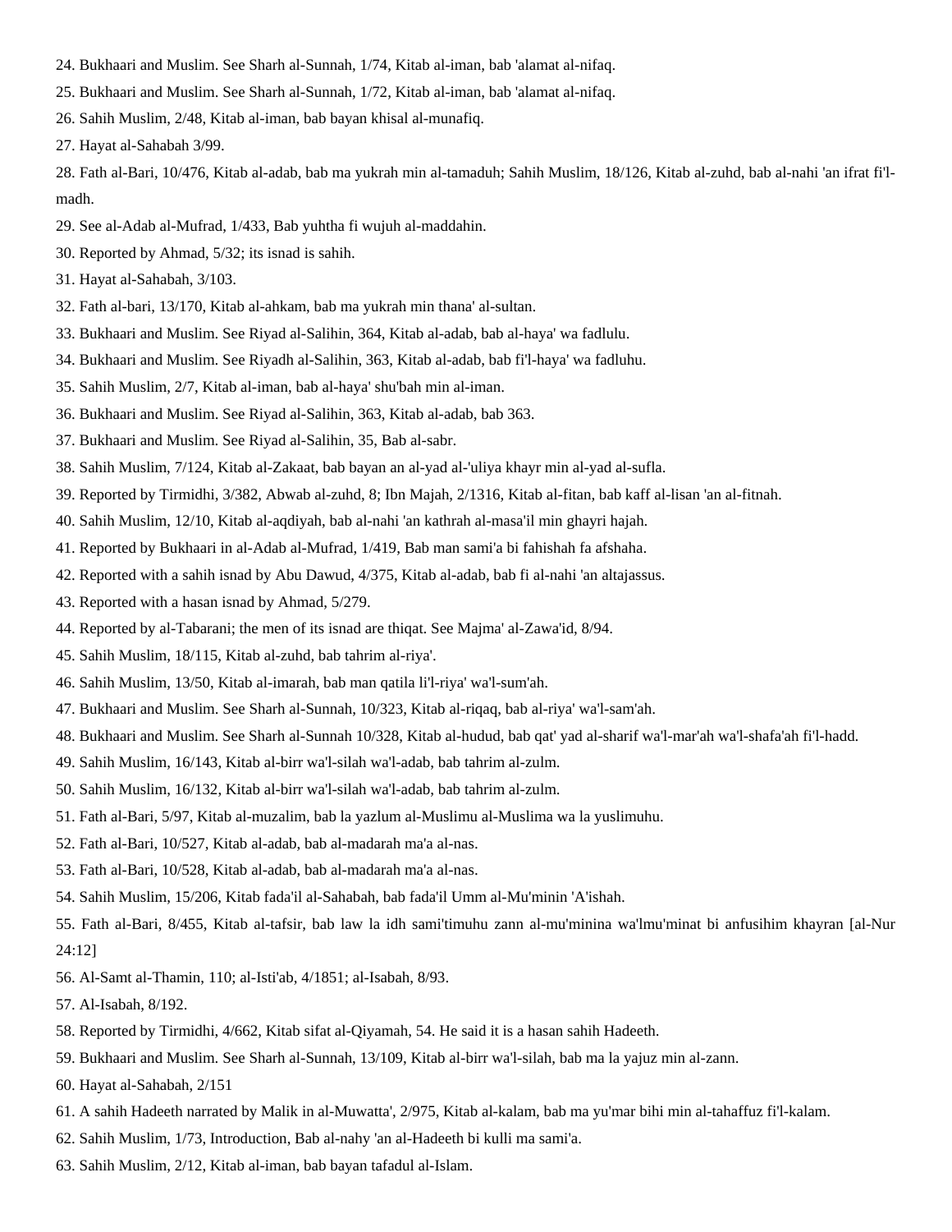24. Bukhaari and Muslim. See Sharh al-Sunnah, 1/74, Kitab al-iman, bab 'alamat al-nifaq.

25. Bukhaari and Muslim. See Sharh al-Sunnah, 1/72, Kitab al-iman, bab 'alamat al-nifaq.

26. Sahih Muslim, 2/48, Kitab al-iman, bab bayan khisal al-munafiq.

27. Hayat al-Sahabah 3/99.

28. Fath al-Bari, 10/476, Kitab al-adab, bab ma yukrah min al-tamaduh; Sahih Muslim, 18/126, Kitab al-zuhd, bab al-nahi 'an ifrat fi'l-madh.

29. See al-Adab al-Mufrad, 1/433, Bab yuhtha fi wujuh al-maddahin.

30. Reported by Ahmad, 5/32; its isnad is sahih.

31. Hayat al-Sahabah, 3/103.

32. Fath al-bari, 13/170, Kitab al-ahkam, bab ma yukrah min thana' al-sultan.

33. Bukhaari and Muslim. See Riyad al-Salihin, 364, Kitab al-adab, bab al-haya' wa fadlulu.

34. Bukhaari and Muslim. See Riyadh al-Salihin, 363, Kitab al-adab, bab fi'l-haya' wa fadluhu.

35. Sahih Muslim, 2/7, Kitab al-iman, bab al-haya' shu'bah min al-iman.

36. Bukhaari and Muslim. See Riyad al-Salihin, 363, Kitab al-adab, bab 363.

37. Bukhaari and Muslim. See Riyad al-Salihin, 35, Bab al-sabr.

38. Sahih Muslim, 7/124, Kitab al-Zakaat, bab bayan an al-yad al-'uliya khayr min al-yad al-sufla.

39. Reported by Tirmidhi, 3/382, Abwab al-zuhd, 8; Ibn Majah, 2/1316, Kitab al-fitan, bab kaff al-lisan 'an al-fitnah.

40. Sahih Muslim, 12/10, Kitab al-aqdiyah, bab al-nahi 'an kathrah al-masa'il min ghayri hajah.

41. Reported by Bukhaari in al-Adab al-Mufrad, 1/419, Bab man sami'a bi fahishah fa afshaha.

42. Reported with a sahih isnad by Abu Dawud, 4/375, Kitab al-adab, bab fi al-nahi 'an altajassus.

43. Reported with a hasan isnad by Ahmad, 5/279.

44. Reported by al-Tabarani; the men of its isnad are thiqat. See Majma' al-Zawa'id, 8/94.

45. Sahih Muslim, 18/115, Kitab al-zuhd, bab tahrim al-riya'.

46. Sahih Muslim, 13/50, Kitab al-imarah, bab man qatila li'l-riya' wa'l-sum'ah.

47. Bukhaari and Muslim. See Sharh al-Sunnah, 10/323, Kitab al-riqaq, bab al-riya' wa'l-sam'ah.

48. Bukhaari and Muslim. See Sharh al-Sunnah 10/328, Kitab al-hudud, bab qat' yad al-sharif wa'l-mar'ah wa'l-shafa'ah fi'l-hadd.

49. Sahih Muslim, 16/143, Kitab al-birr wa'l-silah wa'l-adab, bab tahrim al-zulm.

50. Sahih Muslim, 16/132, Kitab al-birr wa'l-silah wa'l-adab, bab tahrim al-zulm.

51. Fath al-Bari, 5/97, Kitab al-muzalim, bab la yazlum al-Muslimu al-Muslima wa la yuslimuhu.

52. Fath al-Bari, 10/527, Kitab al-adab, bab al-madarah ma'a al-nas.

53. Fath al-Bari, 10/528, Kitab al-adab, bab al-madarah ma'a al-nas.

54. Sahih Muslim, 15/206, Kitab fada'il al-Sahabah, bab fada'il Umm al-Mu'minin 'A'ishah.

55. Fath al-Bari, 8/455, Kitab al-tafsir, bab law la idh sami'timuhu zann al-mu'minina wa'lmu'minat bi anfusihim khayran [al-Nur 24:12]

56. Al-Samt al-Thamin, 110; al-Isti'ab, 4/1851; al-Isabah, 8/93.

57. Al-Isabah, 8/192.

58. Reported by Tirmidhi, 4/662, Kitab sifat al-Qiyamah, 54. He said it is a hasan sahih Hadeeth.

59. Bukhaari and Muslim. See Sharh al-Sunnah, 13/109, Kitab al-birr wa'l-silah, bab ma la yajuz min al-zann.

60. Hayat al-Sahabah, 2/151

61. A sahih Hadeeth narrated by Malik in al-Muwatta', 2/975, Kitab al-kalam, bab ma yu'mar bihi min al-tahaffuz fi'l-kalam.

62. Sahih Muslim, 1/73, Introduction, Bab al-nahy 'an al-Hadeeth bi kulli ma sami'a.

63. Sahih Muslim, 2/12, Kitab al-iman, bab bayan tafadul al-Islam.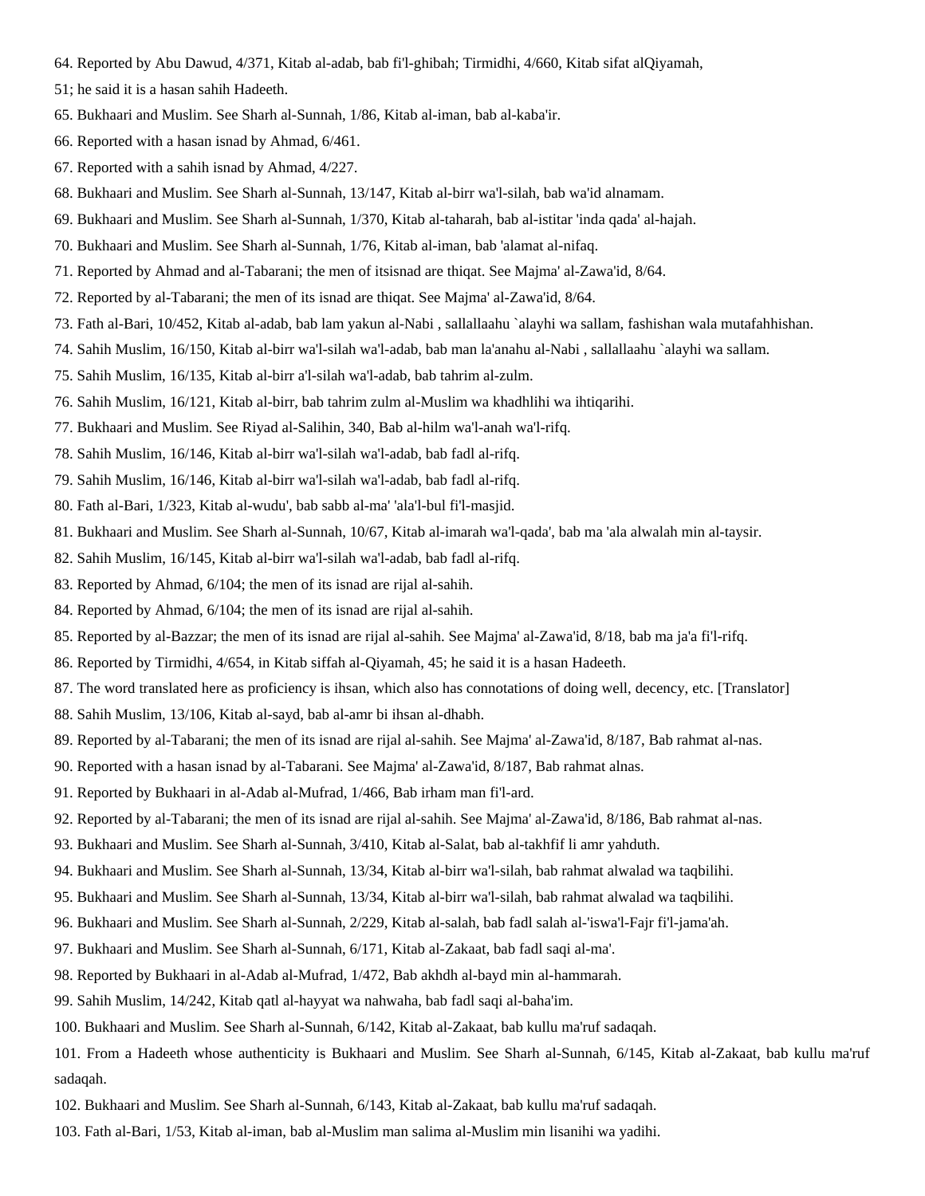64. Reported by Abu Dawud, 4/371, Kitab al-adab, bab fi'l-ghibah; Tirmidhi, 4/660, Kitab sifat alQiyamah, 51; he said it is a hasan sahih Hadeeth.

65. Bukhaari and Muslim. See Sharh al-Sunnah, 1/86, Kitab al-iman, bab al-kaba'ir.

66. Reported with a hasan isnad by Ahmad, 6/461.

67. Reported with a sahih isnad by Ahmad, 4/227.

68. Bukhaari and Muslim. See Sharh al-Sunnah, 13/147, Kitab al-birr wa'l-silah, bab wa'id alnamam.

69. Bukhaari and Muslim. See Sharh al-Sunnah, 1/370, Kitab al-taharah, bab al-istitar 'inda qada' al-hajah.

70. Bukhaari and Muslim. See Sharh al-Sunnah, 1/76, Kitab al-iman, bab 'alamat al-nifaq.

71. Reported by Ahmad and al-Tabarani; the men of itsisnad are thiqat. See Majma' al-Zawa'id, 8/64.

72. Reported by al-Tabarani; the men of its isnad are thiqat. See Majma' al-Zawa'id, 8/64.

73. Fath al-Bari, 10/452, Kitab al-adab, bab lam yakun al-Nabi , sallallaahu `alayhi wa sallam, fashishan wala mutafahhishan.

74. Sahih Muslim, 16/150, Kitab al-birr wa'l-silah wa'l-adab, bab man la'anahu al-Nabi , sallallaahu `alayhi wa sallam.

75. Sahih Muslim, 16/135, Kitab al-birr a'l-silah wa'l-adab, bab tahrim al-zulm.

76. Sahih Muslim, 16/121, Kitab al-birr, bab tahrim zulm al-Muslim wa khadhlihi wa ihtiqarihi.

77. Bukhaari and Muslim. See Riyad al-Salihin, 340, Bab al-hilm wa'l-anah wa'l-rifq.

78. Sahih Muslim, 16/146, Kitab al-birr wa'l-silah wa'l-adab, bab fadl al-rifq.

79. Sahih Muslim, 16/146, Kitab al-birr wa'l-silah wa'l-adab, bab fadl al-rifq.

80. Fath al-Bari, 1/323, Kitab al-wudu', bab sabb al-ma' 'ala'l-bul fi'l-masjid.

81. Bukhaari and Muslim. See Sharh al-Sunnah, 10/67, Kitab al-imarah wa'l-qada', bab ma 'ala alwalah min al-taysir.

82. Sahih Muslim, 16/145, Kitab al-birr wa'l-silah wa'l-adab, bab fadl al-rifq.

83. Reported by Ahmad, 6/104; the men of its isnad are rijal al-sahih.

84. Reported by Ahmad, 6/104; the men of its isnad are rijal al-sahih.

85. Reported by al-Bazzar; the men of its isnad are rijal al-sahih. See Majma' al-Zawa'id, 8/18, bab ma ja'a fi'l-rifq.

86. Reported by Tirmidhi, 4/654, in Kitab siffah al-Qiyamah, 45; he said it is a hasan Hadeeth.

87. The word translated here as proficiency is ihsan, which also has connotations of doing well, decency, etc. [Translator]

88. Sahih Muslim, 13/106, Kitab al-sayd, bab al-amr bi ihsan al-dhabh.

89. Reported by al-Tabarani; the men of its isnad are rijal al-sahih. See Majma' al-Zawa'id, 8/187, Bab rahmat al-nas.

90. Reported with a hasan isnad by al-Tabarani. See Majma' al-Zawa'id, 8/187, Bab rahmat alnas.

91. Reported by Bukhaari in al-Adab al-Mufrad, 1/466, Bab irham man fi'l-ard.

92. Reported by al-Tabarani; the men of its isnad are rijal al-sahih. See Majma' al-Zawa'id, 8/186, Bab rahmat al-nas.

93. Bukhaari and Muslim. See Sharh al-Sunnah, 3/410, Kitab al-Salat, bab al-takhfif li amr yahduth.

94. Bukhaari and Muslim. See Sharh al-Sunnah, 13/34, Kitab al-birr wa'l-silah, bab rahmat alwalad wa taqbilihi.

95. Bukhaari and Muslim. See Sharh al-Sunnah, 13/34, Kitab al-birr wa'l-silah, bab rahmat alwalad wa taqbilihi.

96. Bukhaari and Muslim. See Sharh al-Sunnah, 2/229, Kitab al-salah, bab fadl salah al-'iswa'l-Fajr fi'l-jama'ah.

97. Bukhaari and Muslim. See Sharh al-Sunnah, 6/171, Kitab al-Zakaat, bab fadl saqi al-ma'.

98. Reported by Bukhaari in al-Adab al-Mufrad, 1/472, Bab akhdh al-bayd min al-hammarah.

99. Sahih Muslim, 14/242, Kitab qatl al-hayyat wa nahwaha, bab fadl saqi al-baha'im.

100. Bukhaari and Muslim. See Sharh al-Sunnah, 6/142, Kitab al-Zakaat, bab kullu ma'ruf sadaqah.

101. From a Hadeeth whose authenticity is Bukhaari and Muslim. See Sharh al-Sunnah, 6/145, Kitab al-Zakaat, bab kullu ma'ruf sadaqah.

102. Bukhaari and Muslim. See Sharh al-Sunnah, 6/143, Kitab al-Zakaat, bab kullu ma'ruf sadaqah.

103. Fath al-Bari, 1/53, Kitab al-iman, bab al-Muslim man salima al-Muslim min lisanihi wa yadihi.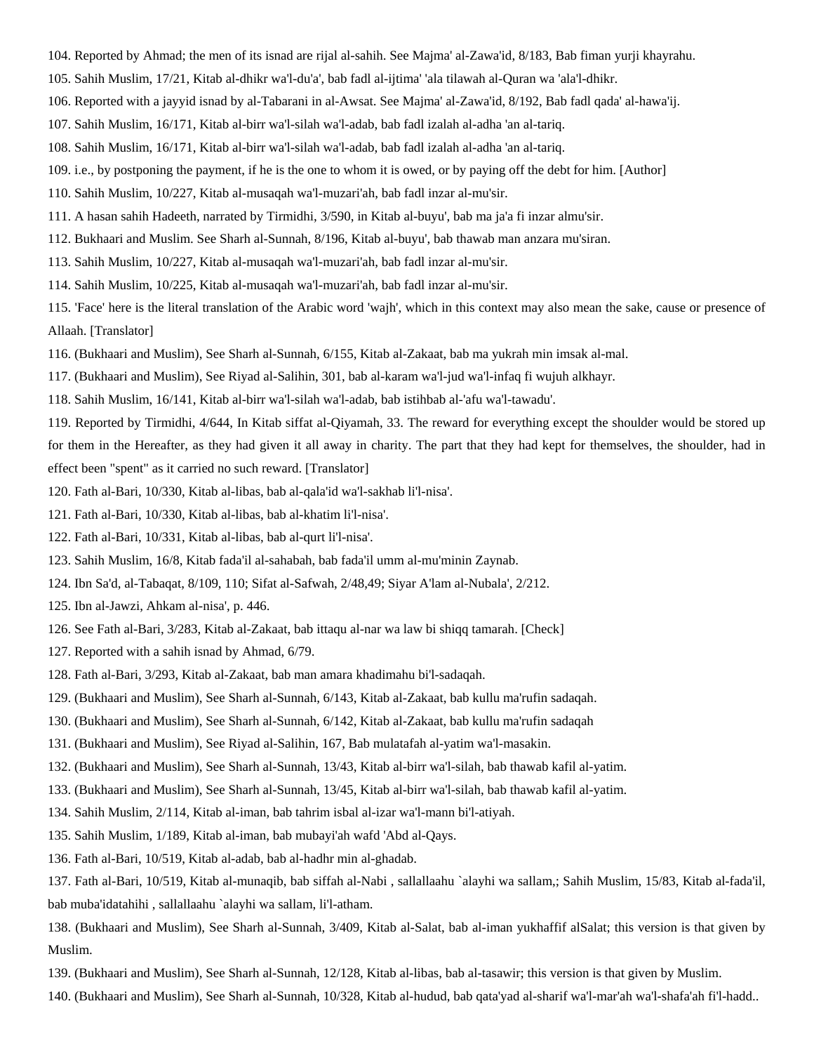104. Reported by Ahmad; the men of its isnad are rijal al-sahih. See Majma' al-Zawa'id, 8/183, Bab fiman yurji khayrahu.

105. Sahih Muslim, 17/21, Kitab al-dhikr wa'l-du'a', bab fadl al-ijtima' 'ala tilawah al-Quran wa 'ala'l-dhikr.

106. Reported with a jayyid isnad by al-Tabarani in al-Awsat. See Majma' al-Zawa'id, 8/192, Bab fadl qada' al-hawa'ij.

107. Sahih Muslim, 16/171, Kitab al-birr wa'l-silah wa'l-adab, bab fadl izalah al-adha 'an al-tariq.

108. Sahih Muslim, 16/171, Kitab al-birr wa'l-silah wa'l-adab, bab fadl izalah al-adha 'an al-tariq.

109. i.e., by postponing the payment, if he is the one to whom it is owed, or by paying off the debt for him. [Author]

110. Sahih Muslim, 10/227, Kitab al-musaqah wa'l-muzari'ah, bab fadl inzar al-mu'sir.

111. A hasan sahih Hadeeth, narrated by Tirmidhi, 3/590, in Kitab al-buyu', bab ma ja'a fi inzar almu'sir.

112. Bukhaari and Muslim. See Sharh al-Sunnah, 8/196, Kitab al-buyu', bab thawab man anzara mu'siran.

113. Sahih Muslim, 10/227, Kitab al-musaqah wa'l-muzari'ah, bab fadl inzar al-mu'sir.

114. Sahih Muslim, 10/225, Kitab al-musaqah wa'l-muzari'ah, bab fadl inzar al-mu'sir.

115. 'Face' here is the literal translation of the Arabic word 'wajh', which in this context may also mean the sake, cause or presence of Allaah. [Translator]

116. (Bukhaari and Muslim), See Sharh al-Sunnah, 6/155, Kitab al-Zakaat, bab ma yukrah min imsak al-mal.

117. (Bukhaari and Muslim), See Riyad al-Salihin, 301, bab al-karam wa'l-jud wa'l-infaq fi wujuh alkhayr.

118. Sahih Muslim, 16/141, Kitab al-birr wa'l-silah wa'l-adab, bab istihbab al-'afu wa'l-tawadu'.

119. Reported by Tirmidhi, 4/644, In Kitab siffat al-Qiyamah, 33. The reward for everything except the shoulder would be stored up for them in the Hereafter, as they had given it all away in charity. The part that they had kept for themselves, the shoulder, had in effect been "spent" as it carried no such reward. [Translator]

120. Fath al-Bari, 10/330, Kitab al-libas, bab al-qala'id wa'l-sakhab li'l-nisa'.

121. Fath al-Bari, 10/330, Kitab al-libas, bab al-khatim li'l-nisa'.

122. Fath al-Bari, 10/331, Kitab al-libas, bab al-qurt li'l-nisa'.

123. Sahih Muslim, 16/8, Kitab fada'il al-sahabah, bab fada'il umm al-mu'minin Zaynab.

124. Ibn Sa'd, al-Tabaqat, 8/109, 110; Sifat al-Safwah, 2/48,49; Siyar A'lam al-Nubala', 2/212.

125. Ibn al-Jawzi, Ahkam al-nisa', p. 446.

126. See Fath al-Bari, 3/283, Kitab al-Zakaat, bab ittaqu al-nar wa law bi shiqq tamarah. [Check]

127. Reported with a sahih isnad by Ahmad, 6/79.

128. Fath al-Bari, 3/293, Kitab al-Zakaat, bab man amara khadimahu bi'l-sadaqah.

129. (Bukhaari and Muslim), See Sharh al-Sunnah, 6/143, Kitab al-Zakaat, bab kullu ma'rufin sadaqah.

130. (Bukhaari and Muslim), See Sharh al-Sunnah, 6/142, Kitab al-Zakaat, bab kullu ma'rufin sadaqah

131. (Bukhaari and Muslim), See Riyad al-Salihin, 167, Bab mulatafah al-yatim wa'l-masakin.

132. (Bukhaari and Muslim), See Sharh al-Sunnah, 13/43, Kitab al-birr wa'l-silah, bab thawab kafil al-yatim.

133. (Bukhaari and Muslim), See Sharh al-Sunnah, 13/45, Kitab al-birr wa'l-silah, bab thawab kafil al-yatim.

134. Sahih Muslim, 2/114, Kitab al-iman, bab tahrim isbal al-izar wa'l-mann bi'l-atiyah.

135. Sahih Muslim, 1/189, Kitab al-iman, bab mubayi'ah wafd 'Abd al-Qays.

136. Fath al-Bari, 10/519, Kitab al-adab, bab al-hadhr min al-ghadab.

137. Fath al-Bari, 10/519, Kitab al-munaqib, bab siffah al-Nabi , sallallaahu `alayhi wa sallam,; Sahih Muslim, 15/83, Kitab al-fada'il, bab muba'idatahihi , sallallaahu `alayhi wa sallam, li'l-atham.

138. (Bukhaari and Muslim), See Sharh al-Sunnah, 3/409, Kitab al-Salat, bab al-iman yukhaffif alSalat; this version is that given by Muslim.

139. (Bukhaari and Muslim), See Sharh al-Sunnah, 12/128, Kitab al-libas, bab al-tasawir; this version is that given by Muslim.

140. (Bukhaari and Muslim), See Sharh al-Sunnah, 10/328, Kitab al-hudud, bab qata'yad al-sharif wa'l-mar'ah wa'l-shafa'ah fi'l-hadd..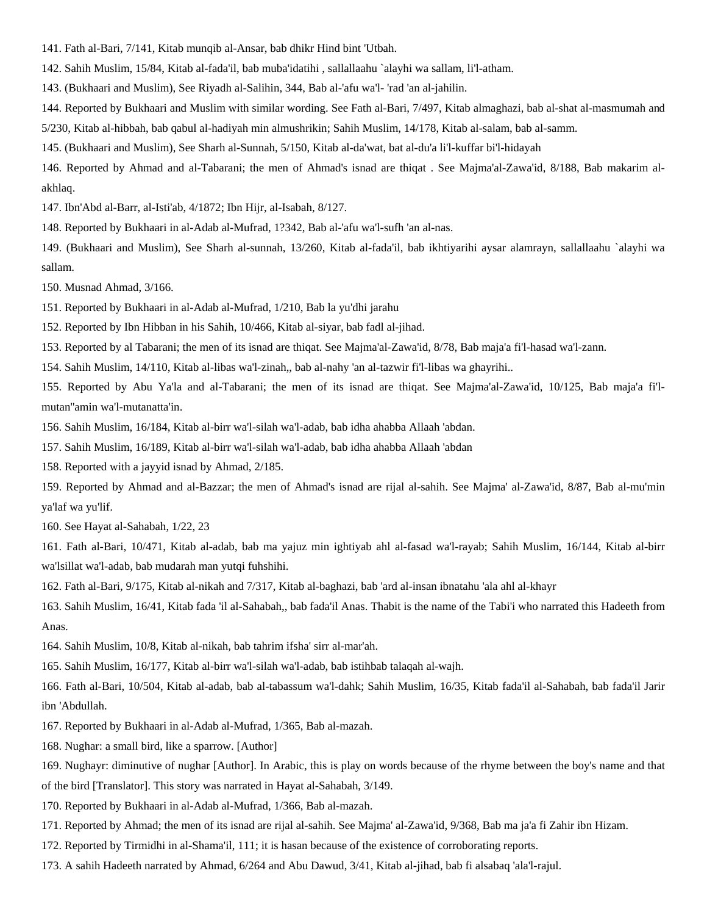141. Fath al-Bari, 7/141, Kitab munqib al-Ansar, bab dhikr Hind bint 'Utbah.

142. Sahih Muslim, 15/84, Kitab al-fada'il, bab muba'idatihi , sallallaahu `alayhi wa sallam, li'l-atham.

143. (Bukhaari and Muslim), See Riyadh al-Salihin, 344, Bab al-'afu wa'l- 'rad 'an al-jahilin.

144. Reported by Bukhaari and Muslim with similar wording. See Fath al-Bari, 7/497, Kitab almaghazi, bab al-shat al-masmumah and 5/230, Kitab al-hibbah, bab qabul al-hadiyah min almushrikin; Sahih Muslim, 14/178, Kitab al-salam, bab al-samm.

145. (Bukhaari and Muslim), See Sharh al-Sunnah, 5/150, Kitab al-da'wat, bat al-du'a li'l-kuffar bi'l-hidayah

146. Reported by Ahmad and al-Tabarani; the men of Ahmad's isnad are thiqat . See Majma'al-Zawa'id, 8/188, Bab makarim al-akhlaq.

147. Ibn'Abd al-Barr, al-Isti'ab, 4/1872; Ibn Hijr, al-Isabah, 8/127.

148. Reported by Bukhaari in al-Adab al-Mufrad, 1?342, Bab al-'afu wa'l-sufh 'an al-nas.

149. (Bukhaari and Muslim), See Sharh al-sunnah, 13/260, Kitab al-fada'il, bab ikhtiyarihi aysar alamrayn, sallallaahu `alayhi wa sallam.

150. Musnad Ahmad, 3/166.

151. Reported by Bukhaari in al-Adab al-Mufrad, 1/210, Bab la yu'dhi jarahu

152. Reported by Ibn Hibban in his Sahih, 10/466, Kitab al-siyar, bab fadl al-jihad.

153. Reported by al Tabarani; the men of its isnad are thiqat. See Majma'al-Zawa'id, 8/78, Bab maja'a fi'l-hasad wa'l-zann.

154. Sahih Muslim, 14/110, Kitab al-libas wa'l-zinah,, bab al-nahy 'an al-tazwir fi'l-libas wa ghayrihi..

155. Reported by Abu Ya'la and al-Tabarani; the men of its isnad are thiqat. See Majma'al-Zawa'id, 10/125, Bab maja'a fi'l-mutan"amin wa'l-mutanatta'in.

156. Sahih Muslim, 16/184, Kitab al-birr wa'l-silah wa'l-adab, bab idha ahabba Allaah 'abdan.

157. Sahih Muslim, 16/189, Kitab al-birr wa'l-silah wa'l-adab, bab idha ahabba Allaah 'abdan

158. Reported with a jayyid isnad by Ahmad, 2/185.

159. Reported by Ahmad and al-Bazzar; the men of Ahmad's isnad are rijal al-sahih. See Majma' al-Zawa'id, 8/87, Bab al-mu'min ya'laf wa yu'lif.

160. See Hayat al-Sahabah, 1/22, 23

161. Fath al-Bari, 10/471, Kitab al-adab, bab ma yajuz min ightiyab ahl al-fasad wa'l-rayab; Sahih Muslim, 16/144, Kitab al-birr wa'lsillat wa'l-adab, bab mudarah man yutqi fuhshihi.

162. Fath al-Bari, 9/175, Kitab al-nikah and 7/317, Kitab al-baghazi, bab 'ard al-insan ibnatahu 'ala ahl al-khayr

163. Sahih Muslim, 16/41, Kitab fada 'il al-Sahabah,, bab fada'il Anas. Thabit is the name of the Tabi'i who narrated this Hadeeth from Anas.

164. Sahih Muslim, 10/8, Kitab al-nikah, bab tahrim ifsha' sirr al-mar'ah.

165. Sahih Muslim, 16/177, Kitab al-birr wa'l-silah wa'l-adab, bab istihbab talaqah al-wajh.

166. Fath al-Bari, 10/504, Kitab al-adab, bab al-tabassum wa'l-dahk; Sahih Muslim, 16/35, Kitab fada'il al-Sahabah, bab fada'il Jarir ibn 'Abdullah.

167. Reported by Bukhaari in al-Adab al-Mufrad, 1/365, Bab al-mazah.

168. Nughar: a small bird, like a sparrow. [Author]

169. Nughayr: diminutive of nughar [Author]. In Arabic, this is play on words because of the rhyme between the boy's name and that of the bird [Translator]. This story was narrated in Hayat al-Sahabah, 3/149.

170. Reported by Bukhaari in al-Adab al-Mufrad, 1/366, Bab al-mazah.

171. Reported by Ahmad; the men of its isnad are rijal al-sahih. See Majma' al-Zawa'id, 9/368, Bab ma ja'a fi Zahir ibn Hizam.

172. Reported by Tirmidhi in al-Shama'il, 111; it is hasan because of the existence of corroborating reports.

173. A sahih Hadeeth narrated by Ahmad, 6/264 and Abu Dawud, 3/41, Kitab al-jihad, bab fi alsabaq 'ala'l-rajul.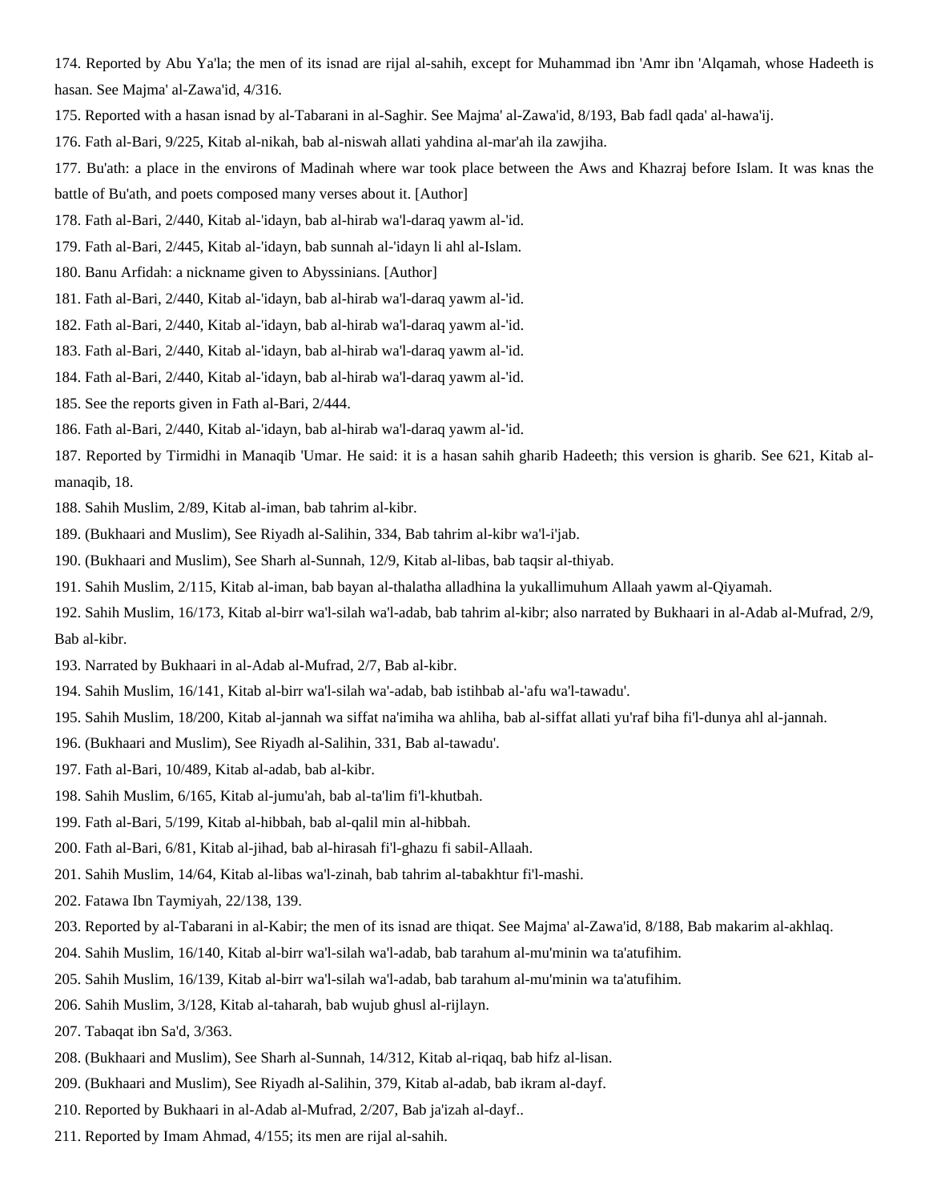174. Reported by Abu Ya'la; the men of its isnad are rijal al-sahih, except for Muhammad ibn 'Amr ibn 'Alqamah, whose Hadeeth is hasan. See Majma' al-Zawa'id, 4/316.

175. Reported with a hasan isnad by al-Tabarani in al-Saghir. See Majma' al-Zawa'id, 8/193, Bab fadl qada' al-hawa'ij.

176. Fath al-Bari, 9/225, Kitab al-nikah, bab al-niswah allati yahdina al-mar'ah ila zawjiha.

177. Bu'ath: a place in the environs of Madinah where war took place between the Aws and Khazraj before Islam. It was knas the battle of Bu'ath, and poets composed many verses about it. [Author]

178. Fath al-Bari, 2/440, Kitab al-'idayn, bab al-hirab wa'l-daraq yawm al-'id.

179. Fath al-Bari, 2/445, Kitab al-'idayn, bab sunnah al-'idayn li ahl al-Islam.

180. Banu Arfidah: a nickname given to Abyssinians. [Author]

181. Fath al-Bari, 2/440, Kitab al-'idayn, bab al-hirab wa'l-daraq yawm al-'id.

182. Fath al-Bari, 2/440, Kitab al-'idayn, bab al-hirab wa'l-daraq yawm al-'id.

183. Fath al-Bari, 2/440, Kitab al-'idayn, bab al-hirab wa'l-daraq yawm al-'id.

184. Fath al-Bari, 2/440, Kitab al-'idayn, bab al-hirab wa'l-daraq yawm al-'id.

185. See the reports given in Fath al-Bari, 2/444.

186. Fath al-Bari, 2/440, Kitab al-'idayn, bab al-hirab wa'l-daraq yawm al-'id.

187. Reported by Tirmidhi in Manaqib 'Umar. He said: it is a hasan sahih gharib Hadeeth; this version is gharib. See 621, Kitab al-manaqib, 18.

188. Sahih Muslim, 2/89, Kitab al-iman, bab tahrim al-kibr.

189. (Bukhaari and Muslim), See Riyadh al-Salihin, 334, Bab tahrim al-kibr wa'l-i'jab.

190. (Bukhaari and Muslim), See Sharh al-Sunnah, 12/9, Kitab al-libas, bab taqsir al-thiyab.

191. Sahih Muslim, 2/115, Kitab al-iman, bab bayan al-thalatha alladhina la yukallimuhum Allaah yawm al-Qiyamah.

192. Sahih Muslim, 16/173, Kitab al-birr wa'l-silah wa'l-adab, bab tahrim al-kibr; also narrated by Bukhaari in al-Adab al-Mufrad, 2/9, Bab al-kibr.

193. Narrated by Bukhaari in al-Adab al-Mufrad, 2/7, Bab al-kibr.

194. Sahih Muslim, 16/141, Kitab al-birr wa'l-silah wa'-adab, bab istihbab al-'afu wa'l-tawadu'.

195. Sahih Muslim, 18/200, Kitab al-jannah wa siffat na'imiha wa ahliha, bab al-siffat allati yu'raf biha fi'l-dunya ahl al-jannah.

196. (Bukhaari and Muslim), See Riyadh al-Salihin, 331, Bab al-tawadu'.

197. Fath al-Bari, 10/489, Kitab al-adab, bab al-kibr.

198. Sahih Muslim, 6/165, Kitab al-jumu'ah, bab al-ta'lim fi'l-khutbah.

199. Fath al-Bari, 5/199, Kitab al-hibbah, bab al-qalil min al-hibbah.

200. Fath al-Bari, 6/81, Kitab al-jihad, bab al-hirasah fi'l-ghazu fi sabil-Allaah.

201. Sahih Muslim, 14/64, Kitab al-libas wa'l-zinah, bab tahrim al-tabakhtur fi'l-mashi.

202. Fatawa Ibn Taymiyah, 22/138, 139.

203. Reported by al-Tabarani in al-Kabir; the men of its isnad are thiqat. See Majma' al-Zawa'id, 8/188, Bab makarim al-akhlaq.

204. Sahih Muslim, 16/140, Kitab al-birr wa'l-silah wa'l-adab, bab tarahum al-mu'minin wa ta'atufihim.

205. Sahih Muslim, 16/139, Kitab al-birr wa'l-silah wa'l-adab, bab tarahum al-mu'minin wa ta'atufihim.

206. Sahih Muslim, 3/128, Kitab al-taharah, bab wujub ghusl al-rijlayn.

207. Tabaqat ibn Sa'd, 3/363.

208. (Bukhaari and Muslim), See Sharh al-Sunnah, 14/312, Kitab al-riqaq, bab hifz al-lisan.

209. (Bukhaari and Muslim), See Riyadh al-Salihin, 379, Kitab al-adab, bab ikram al-dayf.

210. Reported by Bukhaari in al-Adab al-Mufrad, 2/207, Bab ja'izah al-dayf..

211. Reported by Imam Ahmad, 4/155; its men are rijal al-sahih.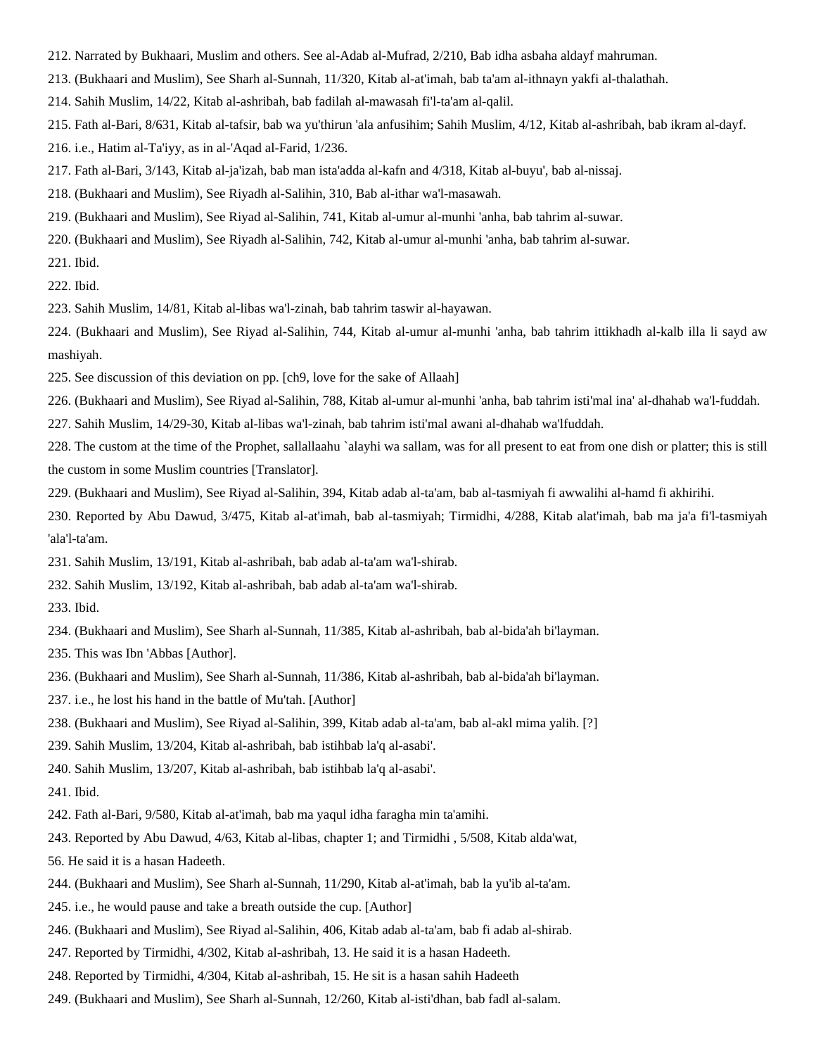212. Narrated by Bukhaari, Muslim and others. See al-Adab al-Mufrad, 2/210, Bab idha asbaha aldayf mahruman.

213. (Bukhaari and Muslim), See Sharh al-Sunnah, 11/320, Kitab al-at'imah, bab ta'am al-ithnayn yakfi al-thalathah.

214. Sahih Muslim, 14/22, Kitab al-ashribah, bab fadilah al-mawasah fi'l-ta'am al-qalil.

215. Fath al-Bari, 8/631, Kitab al-tafsir, bab wa yu'thirun 'ala anfusihim; Sahih Muslim, 4/12, Kitab al-ashribah, bab ikram al-dayf.

216. i.e., Hatim al-Ta'iyy, as in al-'Aqad al-Farid, 1/236.

217. Fath al-Bari, 3/143, Kitab al-ja'izah, bab man ista'adda al-kafn and 4/318, Kitab al-buyu', bab al-nissaj.

218. (Bukhaari and Muslim), See Riyadh al-Salihin, 310, Bab al-ithar wa'l-masawah.

219. (Bukhaari and Muslim), See Riyad al-Salihin, 741, Kitab al-umur al-munhi 'anha, bab tahrim al-suwar.

220. (Bukhaari and Muslim), See Riyadh al-Salihin, 742, Kitab al-umur al-munhi 'anha, bab tahrim al-suwar.

221. Ibid.

222. Ibid.

223. Sahih Muslim, 14/81, Kitab al-libas wa'l-zinah, bab tahrim taswir al-hayawan.

224. (Bukhaari and Muslim), See Riyad al-Salihin, 744, Kitab al-umur al-munhi 'anha, bab tahrim ittikhadh al-kalb illa li sayd aw mashiyah.

225. See discussion of this deviation on pp. [ch9, love for the sake of Allaah]

226. (Bukhaari and Muslim), See Riyad al-Salihin, 788, Kitab al-umur al-munhi 'anha, bab tahrim isti'mal ina' al-dhahab wa'l-fuddah.

227. Sahih Muslim, 14/29-30, Kitab al-libas wa'l-zinah, bab tahrim isti'mal awani al-dhahab wa'lfuddah.

228. The custom at the time of the Prophet, sallallaahu `alayhi wa sallam, was for all present to eat from one dish or platter; this is still the custom in some Muslim countries [Translator].

229. (Bukhaari and Muslim), See Riyad al-Salihin, 394, Kitab adab al-ta'am, bab al-tasmiyah fi awwalihi al-hamd fi akhirihi.

230. Reported by Abu Dawud, 3/475, Kitab al-at'imah, bab al-tasmiyah; Tirmidhi, 4/288, Kitab alat'imah, bab ma ja'a fi'l-tasmiyah 'ala'l-ta'am.

231. Sahih Muslim, 13/191, Kitab al-ashribah, bab adab al-ta'am wa'l-shirab.

232. Sahih Muslim, 13/192, Kitab al-ashribah, bab adab al-ta'am wa'l-shirab.

233. Ibid.

234. (Bukhaari and Muslim), See Sharh al-Sunnah, 11/385, Kitab al-ashribah, bab al-bida'ah bi'layman.

235. This was Ibn 'Abbas [Author].

236. (Bukhaari and Muslim), See Sharh al-Sunnah, 11/386, Kitab al-ashribah, bab al-bida'ah bi'layman.

237. i.e., he lost his hand in the battle of Mu'tah. [Author]

238. (Bukhaari and Muslim), See Riyad al-Salihin, 399, Kitab adab al-ta'am, bab al-akl mima yalih. [?]

239. Sahih Muslim, 13/204, Kitab al-ashribah, bab istihbab la'q al-asabi'.

240. Sahih Muslim, 13/207, Kitab al-ashribah, bab istihbab la'q al-asabi'.

241. Ibid.

242. Fath al-Bari, 9/580, Kitab al-at'imah, bab ma yaqul idha faragha min ta'amihi.

243. Reported by Abu Dawud, 4/63, Kitab al-libas, chapter 1; and Tirmidhi , 5/508, Kitab alda'wat,

56. He said it is a hasan Hadeeth.

244. (Bukhaari and Muslim), See Sharh al-Sunnah, 11/290, Kitab al-at'imah, bab la yu'ib al-ta'am.

245. i.e., he would pause and take a breath outside the cup. [Author]

246. (Bukhaari and Muslim), See Riyad al-Salihin, 406, Kitab adab al-ta'am, bab fi adab al-shirab.

247. Reported by Tirmidhi, 4/302, Kitab al-ashribah, 13. He said it is a hasan Hadeeth.

248. Reported by Tirmidhi, 4/304, Kitab al-ashribah, 15. He sit is a hasan sahih Hadeeth

249. (Bukhaari and Muslim), See Sharh al-Sunnah, 12/260, Kitab al-isti'dhan, bab fadl al-salam.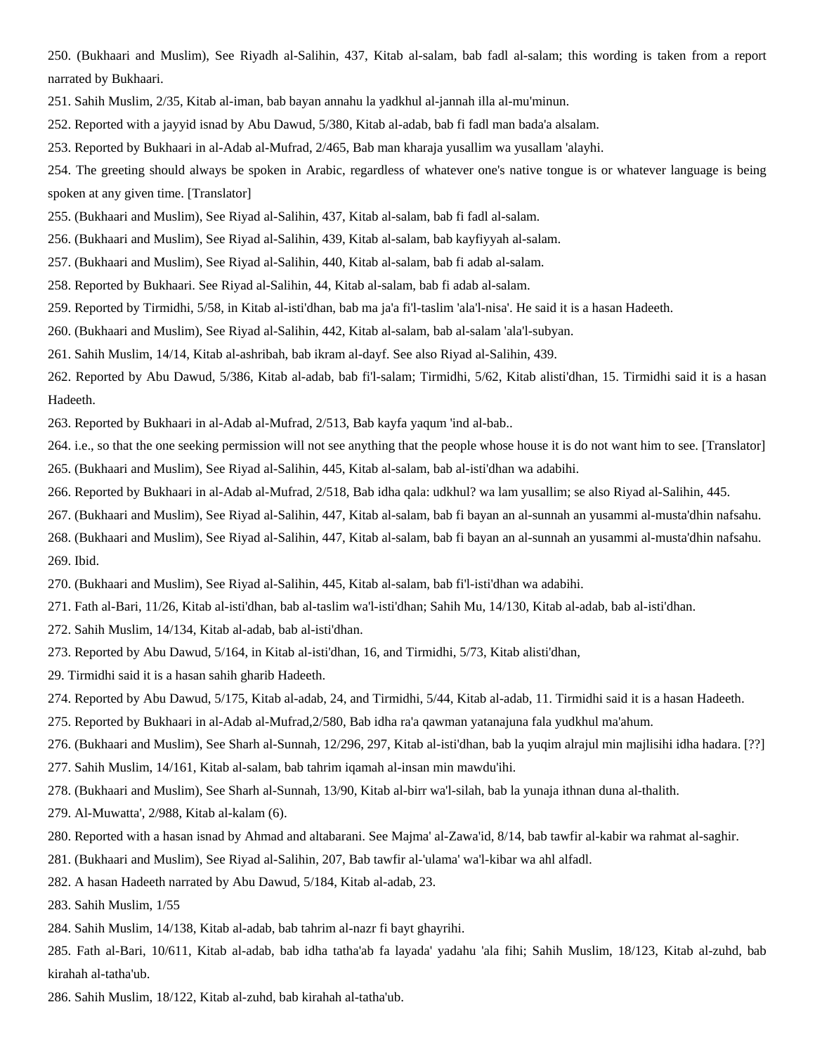250. (Bukhaari and Muslim), See Riyadh al-Salihin, 437, Kitab al-salam, bab fadl al-salam; this wording is taken from a report narrated by Bukhaari.

251. Sahih Muslim, 2/35, Kitab al-iman, bab bayan annahu la yadkhul al-jannah illa al-mu'minun.

252. Reported with a jayyid isnad by Abu Dawud, 5/380, Kitab al-adab, bab fi fadl man bada'a alsalam.

253. Reported by Bukhaari in al-Adab al-Mufrad, 2/465, Bab man kharaja yusallim wa yusallam 'alayhi.

254. The greeting should always be spoken in Arabic, regardless of whatever one's native tongue is or whatever language is being spoken at any given time. [Translator]

255. (Bukhaari and Muslim), See Riyad al-Salihin, 437, Kitab al-salam, bab fi fadl al-salam.

256. (Bukhaari and Muslim), See Riyad al-Salihin, 439, Kitab al-salam, bab kayfiyyah al-salam.

257. (Bukhaari and Muslim), See Riyad al-Salihin, 440, Kitab al-salam, bab fi adab al-salam.

258. Reported by Bukhaari. See Riyad al-Salihin, 44, Kitab al-salam, bab fi adab al-salam.

259. Reported by Tirmidhi, 5/58, in Kitab al-isti'dhan, bab ma ja'a fi'l-taslim 'ala'l-nisa'. He said it is a hasan Hadeeth.

260. (Bukhaari and Muslim), See Riyad al-Salihin, 442, Kitab al-salam, bab al-salam 'ala'l-subyan.

261. Sahih Muslim, 14/14, Kitab al-ashribah, bab ikram al-dayf. See also Riyad al-Salihin, 439.

262. Reported by Abu Dawud, 5/386, Kitab al-adab, bab fi'l-salam; Tirmidhi, 5/62, Kitab alisti'dhan, 15. Tirmidhi said it is a hasan Hadeeth.

263. Reported by Bukhaari in al-Adab al-Mufrad, 2/513, Bab kayfa yaqum 'ind al-bab..

264. i.e., so that the one seeking permission will not see anything that the people whose house it is do not want him to see. [Translator]

265. (Bukhaari and Muslim), See Riyad al-Salihin, 445, Kitab al-salam, bab al-isti'dhan wa adabihi.

266. Reported by Bukhaari in al-Adab al-Mufrad, 2/518, Bab idha qala: udkhul? wa lam yusallim; se also Riyad al-Salihin, 445.

267. (Bukhaari and Muslim), See Riyad al-Salihin, 447, Kitab al-salam, bab fi bayan an al-sunnah an yusammi al-musta'dhin nafsahu.

268. (Bukhaari and Muslim), See Riyad al-Salihin, 447, Kitab al-salam, bab fi bayan an al-sunnah an yusammi al-musta'dhin nafsahu.

269. Ibid.

270. (Bukhaari and Muslim), See Riyad al-Salihin, 445, Kitab al-salam, bab fi'l-isti'dhan wa adabihi.

271. Fath al-Bari, 11/26, Kitab al-isti'dhan, bab al-taslim wa'l-isti'dhan; Sahih Mu, 14/130, Kitab al-adab, bab al-isti'dhan.

272. Sahih Muslim, 14/134, Kitab al-adab, bab al-isti'dhan.

273. Reported by Abu Dawud, 5/164, in Kitab al-isti'dhan, 16, and Tirmidhi, 5/73, Kitab alisti'dhan,

29. Tirmidhi said it is a hasan sahih gharib Hadeeth.

274. Reported by Abu Dawud, 5/175, Kitab al-adab, 24, and Tirmidhi, 5/44, Kitab al-adab, 11. Tirmidhi said it is a hasan Hadeeth.

275. Reported by Bukhaari in al-Adab al-Mufrad,2/580, Bab idha ra'a qawman yatanajuna fala yudkhul ma'ahum.

276. (Bukhaari and Muslim), See Sharh al-Sunnah, 12/296, 297, Kitab al-isti'dhan, bab la yuqim alrajul min majlisihi idha hadara. [??]

277. Sahih Muslim, 14/161, Kitab al-salam, bab tahrim iqamah al-insan min mawdu'ihi.

278. (Bukhaari and Muslim), See Sharh al-Sunnah, 13/90, Kitab al-birr wa'l-silah, bab la yunaja ithnan duna al-thalith.

279. Al-Muwatta', 2/988, Kitab al-kalam (6).

280. Reported with a hasan isnad by Ahmad and altabarani. See Majma' al-Zawa'id, 8/14, bab tawfir al-kabir wa rahmat al-saghir.

281. (Bukhaari and Muslim), See Riyad al-Salihin, 207, Bab tawfir al-'ulama' wa'l-kibar wa ahl alfadl.

282. A hasan Hadeeth narrated by Abu Dawud, 5/184, Kitab al-adab, 23.

283. Sahih Muslim, 1/55

284. Sahih Muslim, 14/138, Kitab al-adab, bab tahrim al-nazr fi bayt ghayrihi.

285. Fath al-Bari, 10/611, Kitab al-adab, bab idha tatha'ab fa layada' yadahu 'ala fihi; Sahih Muslim, 18/123, Kitab al-zuhd, bab kirahah al-tatha'ub.

286. Sahih Muslim, 18/122, Kitab al-zuhd, bab kirahah al-tatha'ub.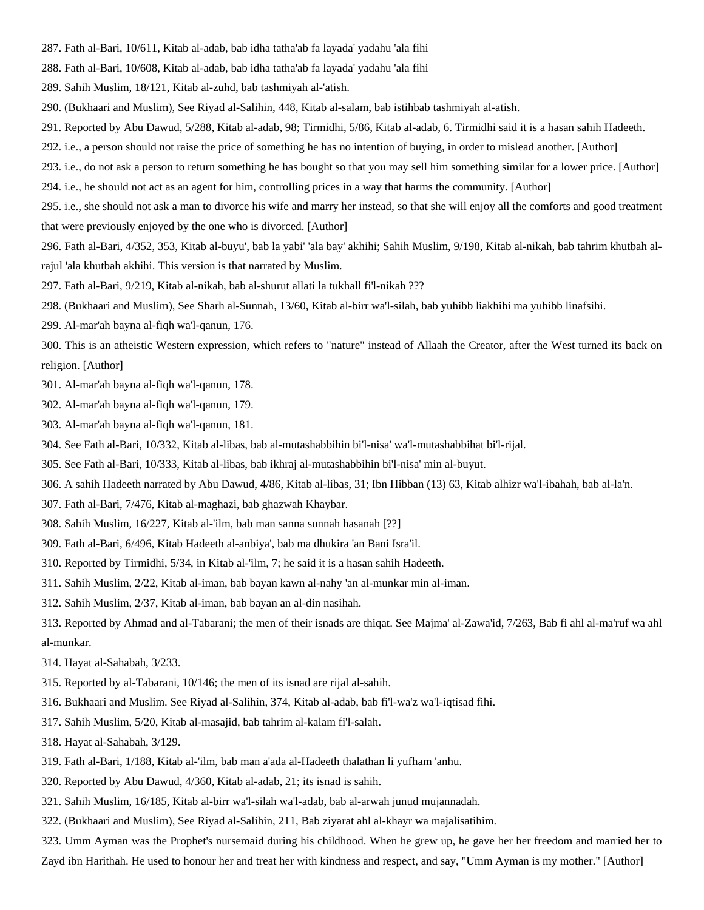287. Fath al-Bari, 10/611, Kitab al-adab, bab idha tatha'ab fa layada' yadahu 'ala fihi

288. Fath al-Bari, 10/608, Kitab al-adab, bab idha tatha'ab fa layada' yadahu 'ala fihi

289. Sahih Muslim, 18/121, Kitab al-zuhd, bab tashmiyah al-'atish.

290. (Bukhaari and Muslim), See Riyad al-Salihin, 448, Kitab al-salam, bab istihbab tashmiyah al-atish.

291. Reported by Abu Dawud, 5/288, Kitab al-adab, 98; Tirmidhi, 5/86, Kitab al-adab, 6. Tirmidhi said it is a hasan sahih Hadeeth.

292. i.e., a person should not raise the price of something he has no intention of buying, in order to mislead another. [Author]

293. i.e., do not ask a person to return something he has bought so that you may sell him something similar for a lower price. [Author]

294. i.e., he should not act as an agent for him, controlling prices in a way that harms the community. [Author]

295. i.e., she should not ask a man to divorce his wife and marry her instead, so that she will enjoy all the comforts and good treatment that were previously enjoyed by the one who is divorced. [Author]

296. Fath al-Bari, 4/352, 353, Kitab al-buyu', bab la yabi' 'ala bay' akhihi; Sahih Muslim, 9/198, Kitab al-nikah, bab tahrim khutbah al-rajul 'ala khutbah akhihi. This version is that narrated by Muslim.

297. Fath al-Bari, 9/219, Kitab al-nikah, bab al-shurut allati la tukhall fi'l-nikah ???

298. (Bukhaari and Muslim), See Sharh al-Sunnah, 13/60, Kitab al-birr wa'l-silah, bab yuhibb liakhihi ma yuhibb linafsihi.

299. Al-mar'ah bayna al-fiqh wa'l-qanun, 176.

300. This is an atheistic Western expression, which refers to "nature" instead of Allaah the Creator, after the West turned its back on religion. [Author]

301. Al-mar'ah bayna al-fiqh wa'l-qanun, 178.

302. Al-mar'ah bayna al-fiqh wa'l-qanun, 179.

303. Al-mar'ah bayna al-fiqh wa'l-qanun, 181.

304. See Fath al-Bari, 10/332, Kitab al-libas, bab al-mutashabbihin bi'l-nisa' wa'l-mutashabbihat bi'l-rijal.

305. See Fath al-Bari, 10/333, Kitab al-libas, bab ikhraj al-mutashabbihin bi'l-nisa' min al-buyut.

306. A sahih Hadeeth narrated by Abu Dawud, 4/86, Kitab al-libas, 31; Ibn Hibban (13) 63, Kitab alhizr wa'l-ibahah, bab al-la'n.

307. Fath al-Bari, 7/476, Kitab al-maghazi, bab ghazwah Khaybar.

308. Sahih Muslim, 16/227, Kitab al-'ilm, bab man sanna sunnah hasanah [??]

309. Fath al-Bari, 6/496, Kitab Hadeeth al-anbiya', bab ma dhukira 'an Bani Isra'il.

310. Reported by Tirmidhi, 5/34, in Kitab al-'ilm, 7; he said it is a hasan sahih Hadeeth.

311. Sahih Muslim, 2/22, Kitab al-iman, bab bayan kawn al-nahy 'an al-munkar min al-iman.

312. Sahih Muslim, 2/37, Kitab al-iman, bab bayan an al-din nasihah.

313. Reported by Ahmad and al-Tabarani; the men of their isnads are thiqat. See Majma' al-Zawa'id, 7/263, Bab fi ahl al-ma'ruf wa ahl al-munkar.

314. Hayat al-Sahabah, 3/233.

315. Reported by al-Tabarani, 10/146; the men of its isnad are rijal al-sahih.

316. Bukhaari and Muslim. See Riyad al-Salihin, 374, Kitab al-adab, bab fi'l-wa'z wa'l-iqtisad fihi.

317. Sahih Muslim, 5/20, Kitab al-masajid, bab tahrim al-kalam fi'l-salah.

318. Hayat al-Sahabah, 3/129.

319. Fath al-Bari, 1/188, Kitab al-'ilm, bab man a'ada al-Hadeeth thalathan li yufham 'anhu.

320. Reported by Abu Dawud, 4/360, Kitab al-adab, 21; its isnad is sahih.

321. Sahih Muslim, 16/185, Kitab al-birr wa'l-silah wa'l-adab, bab al-arwah junud mujannadah.

322. (Bukhaari and Muslim), See Riyad al-Salihin, 211, Bab ziyarat ahl al-khayr wa majalisatihim.

323. Umm Ayman was the Prophet's nursemaid during his childhood. When he grew up, he gave her her freedom and married her to Zayd ibn Harithah. He used to honour her and treat her with kindness and respect, and say, "Umm Ayman is my mother." [Author]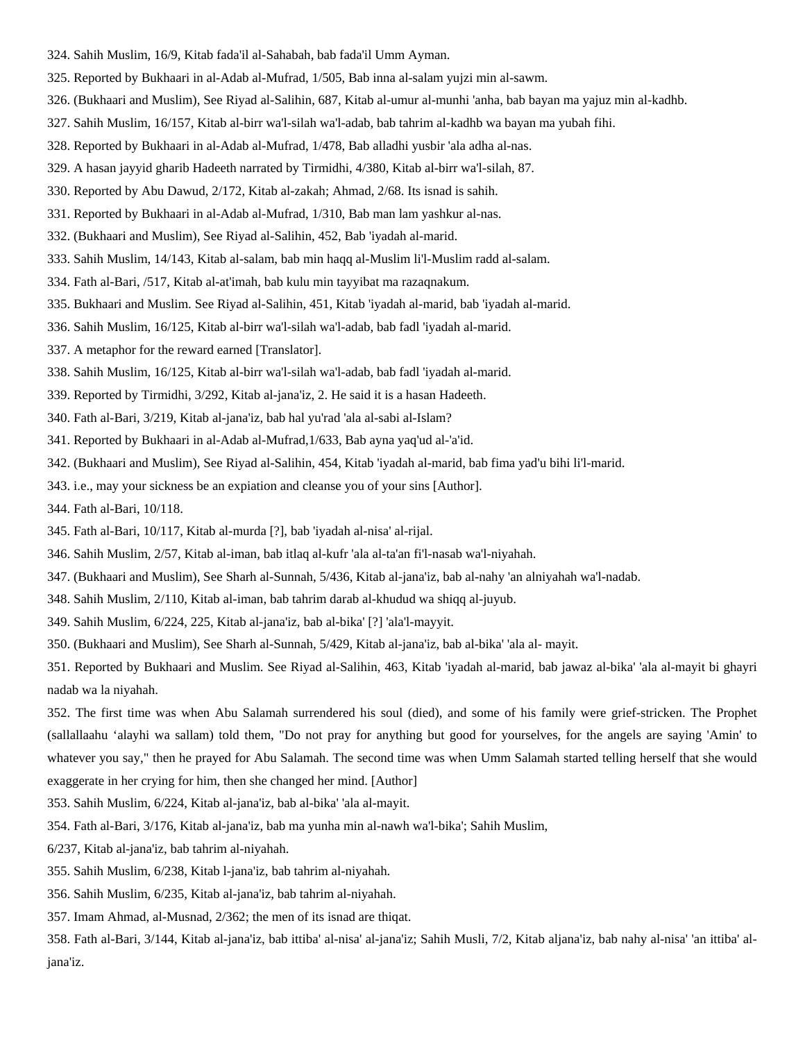324. Sahih Muslim, 16/9, Kitab fada'il al-Sahabah, bab fada'il Umm Ayman.

325. Reported by Bukhaari in al-Adab al-Mufrad, 1/505, Bab inna al-salam yujzi min al-sawm.

326. (Bukhaari and Muslim), See Riyad al-Salihin, 687, Kitab al-umur al-munhi 'anha, bab bayan ma yajuz min al-kadhb.

327. Sahih Muslim, 16/157, Kitab al-birr wa'l-silah wa'l-adab, bab tahrim al-kadhb wa bayan ma yubah fihi.

328. Reported by Bukhaari in al-Adab al-Mufrad, 1/478, Bab alladhi yusbir 'ala adha al-nas.

329. A hasan jayyid gharib Hadeeth narrated by Tirmidhi, 4/380, Kitab al-birr wa'l-silah, 87.

330. Reported by Abu Dawud, 2/172, Kitab al-zakah; Ahmad, 2/68. Its isnad is sahih.

331. Reported by Bukhaari in al-Adab al-Mufrad, 1/310, Bab man lam yashkur al-nas.

332. (Bukhaari and Muslim), See Riyad al-Salihin, 452, Bab 'iyadah al-marid.

333. Sahih Muslim, 14/143, Kitab al-salam, bab min haqq al-Muslim li'l-Muslim radd al-salam.

334. Fath al-Bari, /517, Kitab al-at'imah, bab kulu min tayyibat ma razaqnakum.

335. Bukhaari and Muslim. See Riyad al-Salihin, 451, Kitab 'iyadah al-marid, bab 'iyadah al-marid.

336. Sahih Muslim, 16/125, Kitab al-birr wa'l-silah wa'l-adab, bab fadl 'iyadah al-marid.

337. A metaphor for the reward earned [Translator].

338. Sahih Muslim, 16/125, Kitab al-birr wa'l-silah wa'l-adab, bab fadl 'iyadah al-marid.

339. Reported by Tirmidhi, 3/292, Kitab al-jana'iz, 2. He said it is a hasan Hadeeth.

340. Fath al-Bari, 3/219, Kitab al-jana'iz, bab hal yu'rad 'ala al-sabi al-Islam?

341. Reported by Bukhaari in al-Adab al-Mufrad,1/633, Bab ayna yaq'ud al-'a'id.

342. (Bukhaari and Muslim), See Riyad al-Salihin, 454, Kitab 'iyadah al-marid, bab fima yad'u bihi li'l-marid.

343. i.e., may your sickness be an expiation and cleanse you of your sins [Author].

344. Fath al-Bari, 10/118.

345. Fath al-Bari, 10/117, Kitab al-murda [?], bab 'iyadah al-nisa' al-rijal.

346. Sahih Muslim, 2/57, Kitab al-iman, bab itlaq al-kufr 'ala al-ta'an fi'l-nasab wa'l-niyahah.

347. (Bukhaari and Muslim), See Sharh al-Sunnah, 5/436, Kitab al-jana'iz, bab al-nahy 'an alniyahah wa'l-nadab.

348. Sahih Muslim, 2/110, Kitab al-iman, bab tahrim darab al-khudud wa shiqq al-juyub.

349. Sahih Muslim, 6/224, 225, Kitab al-jana'iz, bab al-bika' [?] 'ala'l-mayyit.

350. (Bukhaari and Muslim), See Sharh al-Sunnah, 5/429, Kitab al-jana'iz, bab al-bika' 'ala al- mayit.

351. Reported by Bukhaari and Muslim. See Riyad al-Salihin, 463, Kitab 'iyadah al-marid, bab jawaz al-bika' 'ala al-mayit bi ghayri nadab wa la niyahah.

352. The first time was when Abu Salamah surrendered his soul (died), and some of his family were grief-stricken. The Prophet (sallallaahu 'alayhi wa sallam) told them, "Do not pray for anything but good for yourselves, for the angels are saying 'Amin' to whatever you say," then he prayed for Abu Salamah. The second time was when Umm Salamah started telling herself that she would exaggerate in her crying for him, then she changed her mind. [Author]

353. Sahih Muslim, 6/224, Kitab al-jana'iz, bab al-bika' 'ala al-mayit.

354. Fath al-Bari, 3/176, Kitab al-jana'iz, bab ma yunha min al-nawh wa'l-bika'; Sahih Muslim, 6/237, Kitab al-jana'iz, bab tahrim al-niyahah.

355. Sahih Muslim, 6/238, Kitab l-jana'iz, bab tahrim al-niyahah.

356. Sahih Muslim, 6/235, Kitab al-jana'iz, bab tahrim al-niyahah.

357. Imam Ahmad, al-Musnad, 2/362; the men of its isnad are thiqat.

358. Fath al-Bari, 3/144, Kitab al-jana'iz, bab ittiba' al-nisa' al-jana'iz; Sahih Musli, 7/2, Kitab aljana'iz, bab nahy al-nisa' 'an ittiba' al-jana'iz.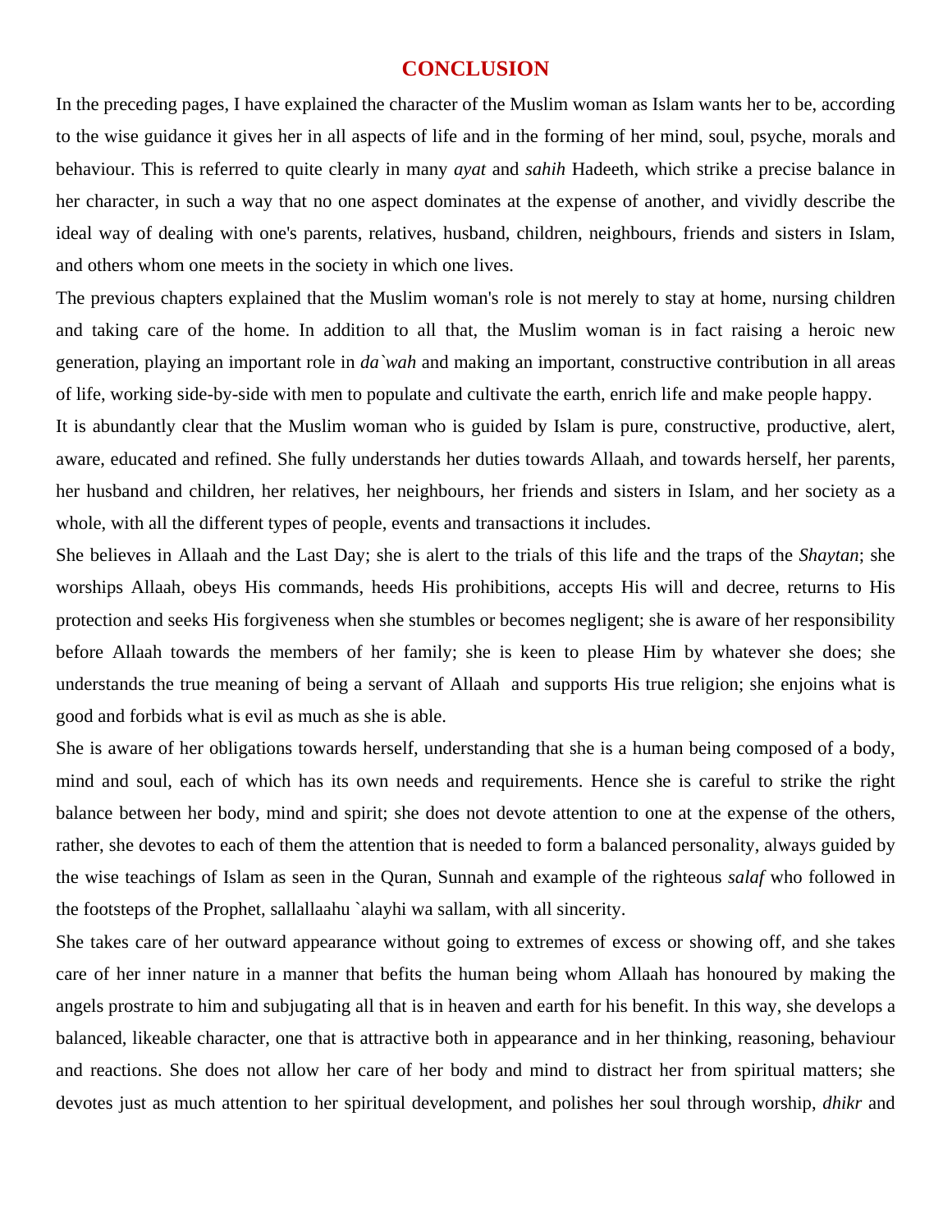# CONCLUSION

In the preceding pages, I have explained the character of the Muslim woman as Islam wants her to be, according to the wise guidance it gives her in all aspects of life and in the forming of her mind, soul, psyche, morals and behaviour. This is referred to quite clearly in many *ayat* and *sahih* Hadeeth, which strike a precise balance in her character, in such a way that no one aspect dominates at the expense of another, and vividly describe the ideal way of dealing with one's parents, relatives, husband, children, neighbours, friends and sisters in Islam, and others whom one meets in the society in which one lives.

The previous chapters explained that the Muslim woman's role is not merely to stay at home, nursing children and taking care of the home. In addition to all that, the Muslim woman is in fact raising a heroic new generation, playing an important role in *da`wah* and making an important, constructive contribution in all areas of life, working side-by-side with men to populate and cultivate the earth, enrich life and make people happy.

It is abundantly clear that the Muslim woman who is guided by Islam is pure, constructive, productive, alert, aware, educated and refined. She fully understands her duties towards Allaah, and towards herself, her parents, her husband and children, her relatives, her neighbours, her friends and sisters in Islam, and her society as a whole, with all the different types of people, events and transactions it includes.

She believes in Allaah and the Last Day; she is alert to the trials of this life and the traps of the *Shaytan*; she worships Allaah, obeys His commands, heeds His prohibitions, accepts His will and decree, returns to His protection and seeks His forgiveness when she stumbles or becomes negligent; she is aware of her responsibility before Allaah towards the members of her family; she is keen to please Him by whatever she does; she understands the true meaning of being a servant of Allaah and supports His true religion; she enjoins what is good and forbids what is evil as much as she is able.

She is aware of her obligations towards herself, understanding that she is a human being composed of a body, mind and soul, each of which has its own needs and requirements. Hence she is careful to strike the right balance between her body, mind and spirit; she does not devote attention to one at the expense of the others, rather, she devotes to each of them the attention that is needed to form a balanced personality, always guided by the wise teachings of Islam as seen in the Quran, Sunnah and example of the righteous *salaf* who followed in the footsteps of the Prophet, sallallaahu `alayhi wa sallam, with all sincerity.

She takes care of her outward appearance without going to extremes of excess or showing off, and she takes care of her inner nature in a manner that befits the human being whom Allaah has honoured by making the angels prostrate to him and subjugating all that is in heaven and earth for his benefit. In this way, she develops a balanced, likeable character, one that is attractive both in appearance and in her thinking, reasoning, behaviour and reactions. She does not allow her care of her body and mind to distract her from spiritual matters; she devotes just as much attention to her spiritual development, and polishes her soul through worship, *dhikr* and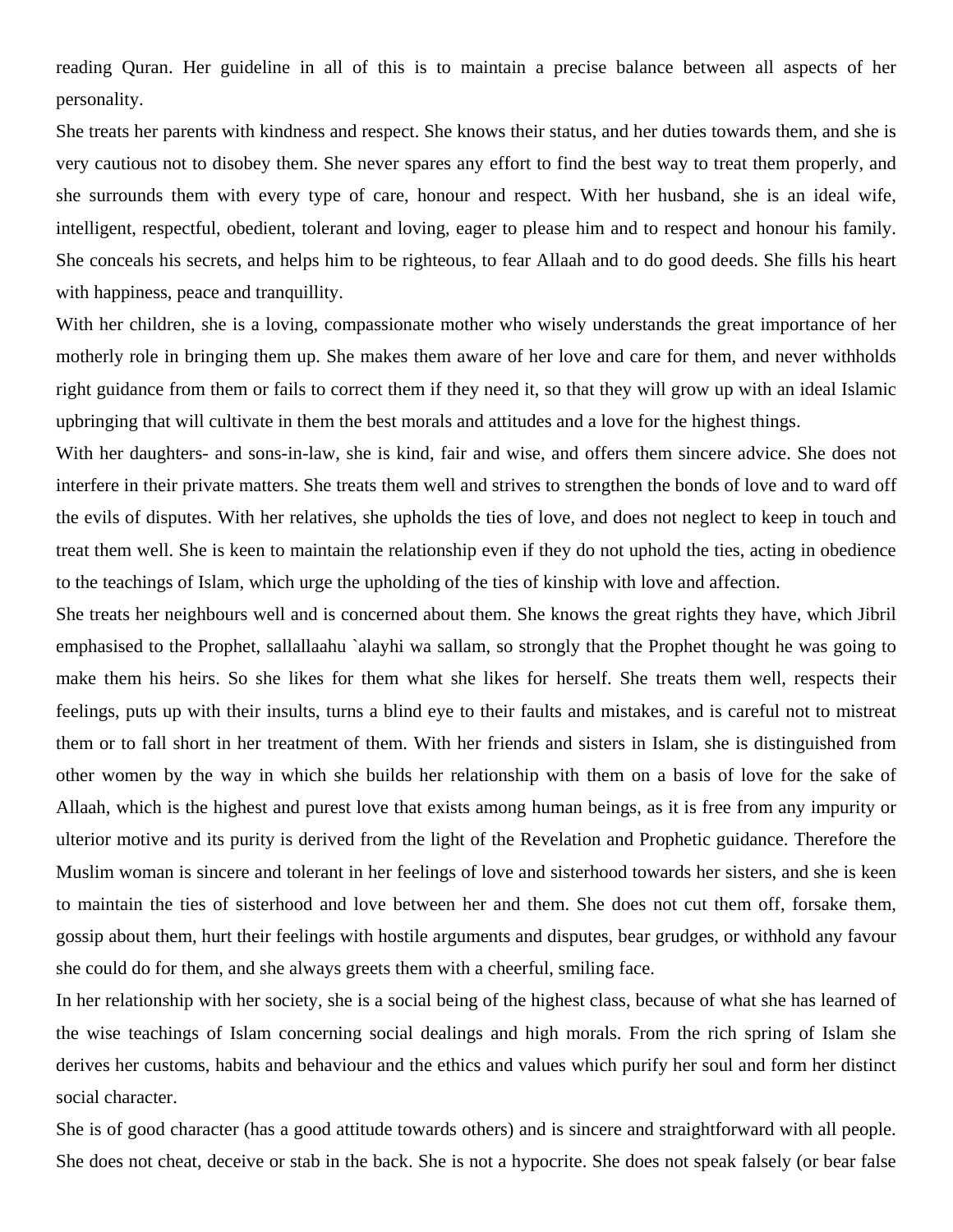reading Quran. Her guideline in all of this is to maintain a precise balance between all aspects of her personality.

She treats her parents with kindness and respect. She knows their status, and her duties towards them, and she is very cautious not to disobey them. She never spares any effort to find the best way to treat them properly, and she surrounds them with every type of care, honour and respect. With her husband, she is an ideal wife, intelligent, respectful, obedient, tolerant and loving, eager to please him and to respect and honour his family. She conceals his secrets, and helps him to be righteous, to fear Allaah and to do good deeds. She fills his heart with happiness, peace and tranquillity.

With her children, she is a loving, compassionate mother who wisely understands the great importance of her motherly role in bringing them up. She makes them aware of her love and care for them, and never withholds right guidance from them or fails to correct them if they need it, so that they will grow up with an ideal Islamic upbringing that will cultivate in them the best morals and attitudes and a love for the highest things.

With her daughters- and sons-in-law, she is kind, fair and wise, and offers them sincere advice. She does not interfere in their private matters. She treats them well and strives to strengthen the bonds of love and to ward off the evils of disputes. With her relatives, she upholds the ties of love, and does not neglect to keep in touch and treat them well. She is keen to maintain the relationship even if they do not uphold the ties, acting in obedience to the teachings of Islam, which urge the upholding of the ties of kinship with love and affection.

She treats her neighbours well and is concerned about them. She knows the great rights they have, which Jibril emphasised to the Prophet, sallallaahu `alayhi wa sallam, so strongly that the Prophet thought he was going to make them his heirs. So she likes for them what she likes for herself. She treats them well, respects their feelings, puts up with their insults, turns a blind eye to their faults and mistakes, and is careful not to mistreat them or to fall short in her treatment of them. With her friends and sisters in Islam, she is distinguished from other women by the way in which she builds her relationship with them on a basis of love for the sake of Allaah, which is the highest and purest love that exists among human beings, as it is free from any impurity or ulterior motive and its purity is derived from the light of the Revelation and Prophetic guidance. Therefore the Muslim woman is sincere and tolerant in her feelings of love and sisterhood towards her sisters, and she is keen to maintain the ties of sisterhood and love between her and them. She does not cut them off, forsake them, gossip about them, hurt their feelings with hostile arguments and disputes, bear grudges, or withhold any favour she could do for them, and she always greets them with a cheerful, smiling face.

In her relationship with her society, she is a social being of the highest class, because of what she has learned of the wise teachings of Islam concerning social dealings and high morals. From the rich spring of Islam she derives her customs, habits and behaviour and the ethics and values which purify her soul and form her distinct social character.

She is of good character (has a good attitude towards others) and is sincere and straightforward with all people. She does not cheat, deceive or stab in the back. She is not a hypocrite. She does not speak falsely (or bear false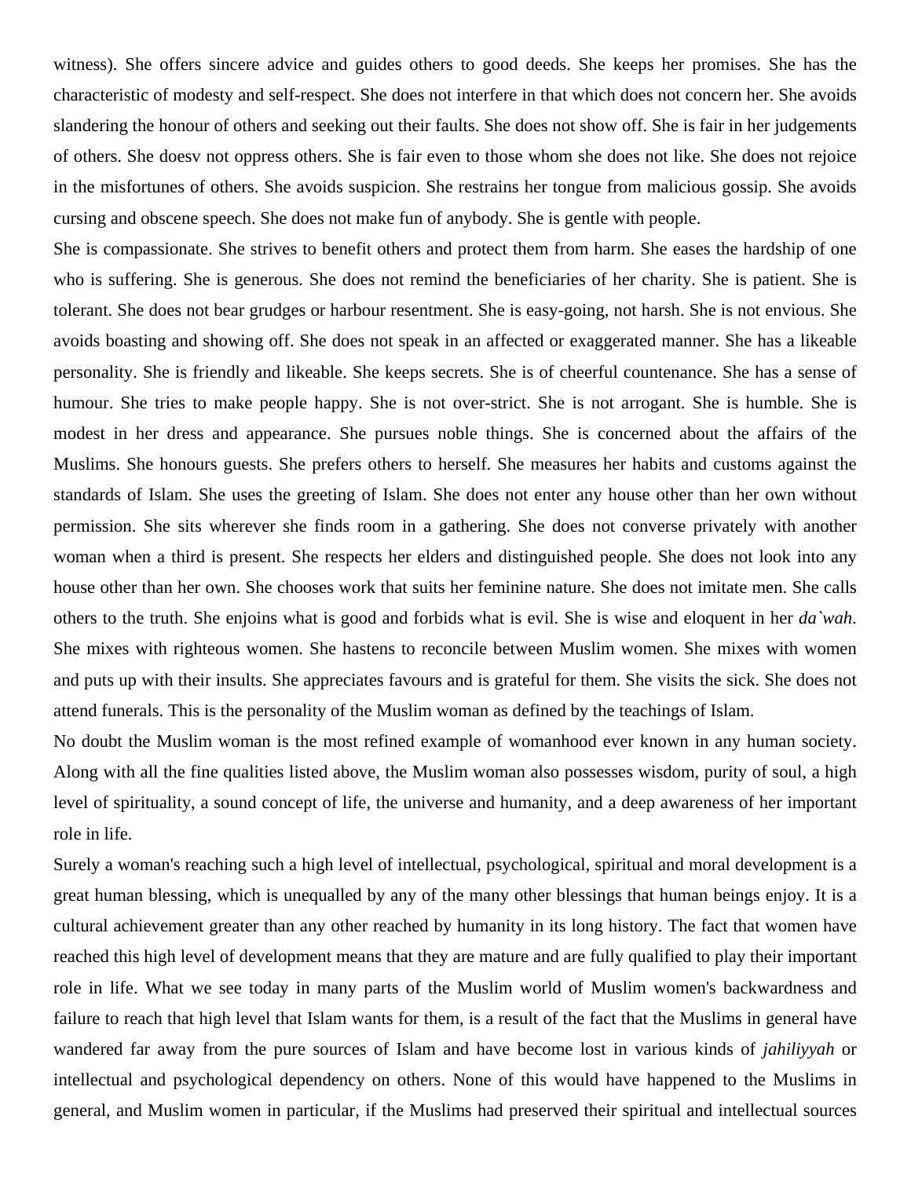witness). She offers sincere advice and guides others to good deeds. She keeps her promises. She has the characteristic of modesty and self-respect. She does not interfere in that which does not concern her. She avoids slandering the honour of others and seeking out their faults. She does not show off. She is fair in her judgements of others. She doesv not oppress others. She is fair even to those whom she does not like. She does not rejoice in the misfortunes of others. She avoids suspicion. She restrains her tongue from malicious gossip. She avoids cursing and obscene speech. She does not make fun of anybody. She is gentle with people.

She is compassionate. She strives to benefit others and protect them from harm. She eases the hardship of one who is suffering. She is generous. She does not remind the beneficiaries of her charity. She is patient. She is tolerant. She does not bear grudges or harbour resentment. She is easy-going, not harsh. She is not envious. She avoids boasting and showing off. She does not speak in an affected or exaggerated manner. She has a likeable personality. She is friendly and likeable. She keeps secrets. She is of cheerful countenance. She has a sense of humour. She tries to make people happy. She is not over-strict. She is not arrogant. She is humble. She is modest in her dress and appearance. She pursues noble things. She is concerned about the affairs of the Muslims. She honours guests. She prefers others to herself. She measures her habits and customs against the standards of Islam. She uses the greeting of Islam. She does not enter any house other than her own without permission. She sits wherever she finds room in a gathering. She does not converse privately with another woman when a third is present. She respects her elders and distinguished people. She does not look into any house other than her own. She chooses work that suits her feminine nature. She does not imitate men. She calls others to the truth. She enjoins what is good and forbids what is evil. She is wise and eloquent in her *da`wah*. She mixes with righteous women. She hastens to reconcile between Muslim women. She mixes with women and puts up with their insults. She appreciates favours and is grateful for them. She visits the sick. She does not attend funerals. This is the personality of the Muslim woman as defined by the teachings of Islam.

No doubt the Muslim woman is the most refined example of womanhood ever known in any human society. Along with all the fine qualities listed above, the Muslim woman also possesses wisdom, purity of soul, a high level of spirituality, a sound concept of life, the universe and humanity, and a deep awareness of her important role in life.

Surely a woman's reaching such a high level of intellectual, psychological, spiritual and moral development is a great human blessing, which is unequalled by any of the many other blessings that human beings enjoy. It is a cultural achievement greater than any other reached by humanity in its long history. The fact that women have reached this high level of development means that they are mature and are fully qualified to play their important role in life. What we see today in many parts of the Muslim world of Muslim women's backwardness and failure to reach that high level that Islam wants for them, is a result of the fact that the Muslims in general have wandered far away from the pure sources of Islam and have become lost in various kinds of *jahiliyyah* or intellectual and psychological dependency on others. None of this would have happened to the Muslims in general, and Muslim women in particular, if the Muslims had preserved their spiritual and intellectual sources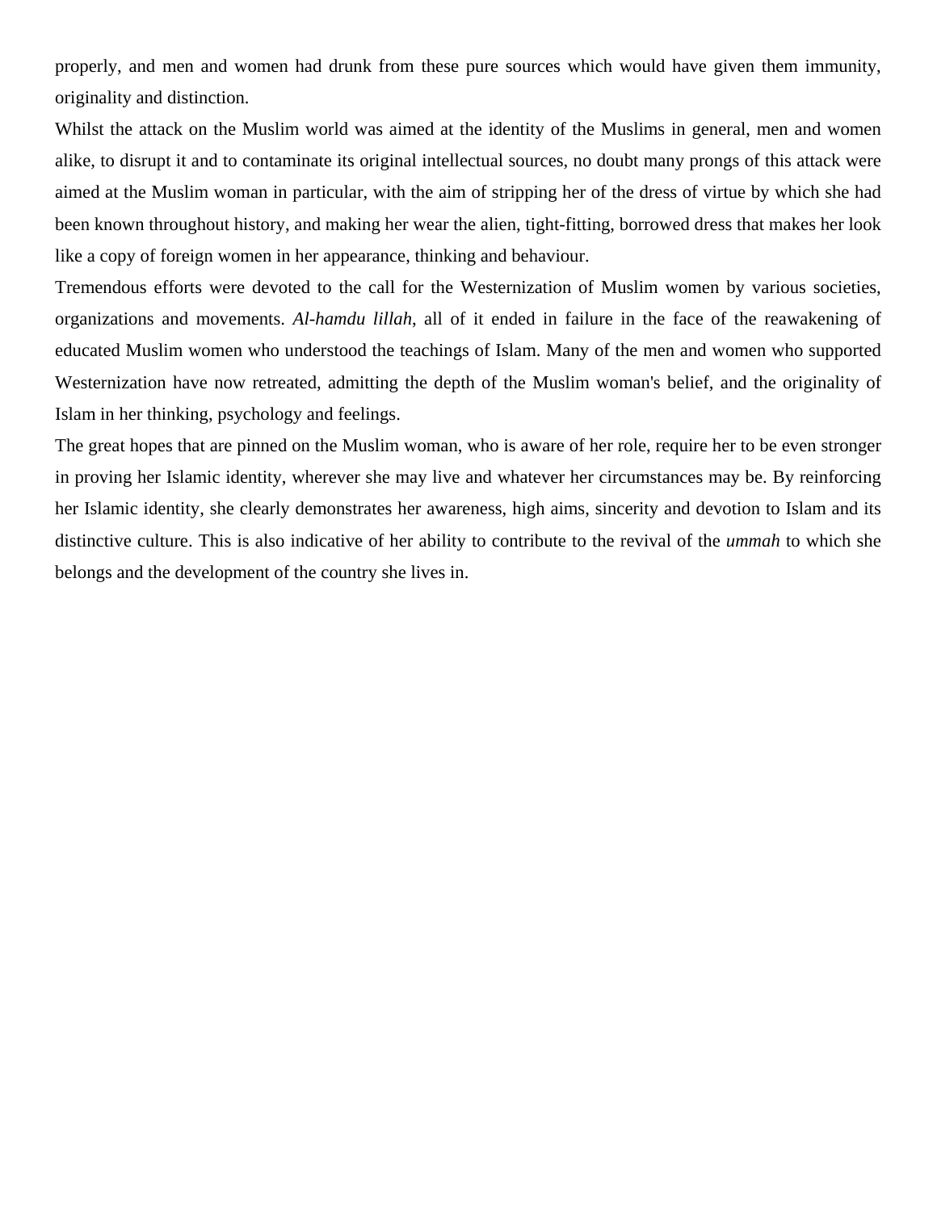properly, and men and women had drunk from these pure sources which would have given them immunity, originality and distinction.

Whilst the attack on the Muslim world was aimed at the identity of the Muslims in general, men and women alike, to disrupt it and to contaminate its original intellectual sources, no doubt many prongs of this attack were aimed at the Muslim woman in particular, with the aim of stripping her of the dress of virtue by which she had been known throughout history, and making her wear the alien, tight-fitting, borrowed dress that makes her look like a copy of foreign women in her appearance, thinking and behaviour.

Tremendous efforts were devoted to the call for the Westernization of Muslim women by various societies, organizations and movements. *Al-hamdu lillah*, all of it ended in failure in the face of the reawakening of educated Muslim women who understood the teachings of Islam. Many of the men and women who supported Westernization have now retreated, admitting the depth of the Muslim woman's belief, and the originality of Islam in her thinking, psychology and feelings.

The great hopes that are pinned on the Muslim woman, who is aware of her role, require her to be even stronger in proving her Islamic identity, wherever she may live and whatever her circumstances may be. By reinforcing her Islamic identity, she clearly demonstrates her awareness, high aims, sincerity and devotion to Islam and its distinctive culture. This is also indicative of her ability to contribute to the revival of the *ummah* to which she belongs and the development of the country she lives in.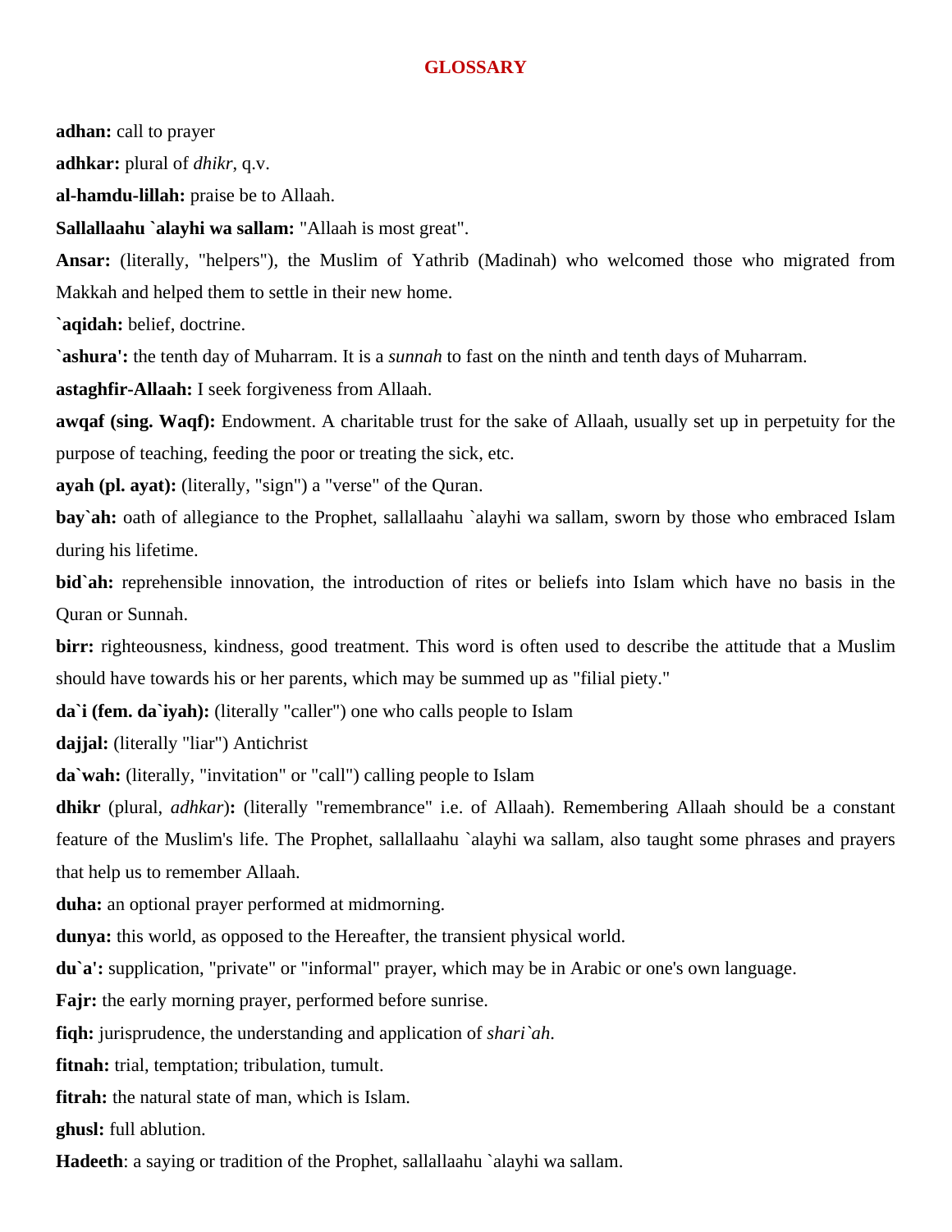# GLOSSARY

**adhan:** call to prayer

**adhkar:** plural of *dhikr*, q.v.

**al-hamdu-lillah:** praise be to Allaah.

**Sallallaahu `alayhi wa sallam:** "Allaah is most great".

**Ansar:** (literally, "helpers"), the Muslim of Yathrib (Madinah) who welcomed those who migrated from Makkah and helped them to settle in their new home.

**`aqidah:** belief, doctrine.

**`ashura':** the tenth day of Muharram. It is a *sunnah* to fast on the ninth and tenth days of Muharram.

**astaghfir-Allaah:** I seek forgiveness from Allaah.

**awqaf (sing. Waqf):** Endowment. A charitable trust for the sake of Allaah, usually set up in perpetuity for the purpose of teaching, feeding the poor or treating the sick, etc.

**ayah (pl. ayat):** (literally, "sign") a "verse" of the Quran.

**bay`ah:** oath of allegiance to the Prophet, sallallaahu `alayhi wa sallam, sworn by those who embraced Islam during his lifetime.

**bid`ah:** reprehensible innovation, the introduction of rites or beliefs into Islam which have no basis in the Quran or Sunnah.

**birr:** righteousness, kindness, good treatment. This word is often used to describe the attitude that a Muslim should have towards his or her parents, which may be summed up as "filial piety."

**da`i (fem. da`iyah):** (literally "caller") one who calls people to Islam

**dajjal:** (literally "liar") Antichrist

**da`wah:** (literally, "invitation" or "call") calling people to Islam

**dhikr** (plural, *adhkar*)**:** (literally "remembrance" i.e. of Allaah). Remembering Allaah should be a constant feature of the Muslim's life. The Prophet, sallallaahu `alayhi wa sallam, also taught some phrases and prayers that help us to remember Allaah.

**duha:** an optional prayer performed at midmorning.

**dunya:** this world, as opposed to the Hereafter, the transient physical world.

**du`a':** supplication, "private" or "informal" prayer, which may be in Arabic or one's own language.

**Fajr:** the early morning prayer, performed before sunrise.

**fiqh:** jurisprudence, the understanding and application of *shari`ah*.

**fitnah:** trial, temptation; tribulation, tumult.

**fitrah:** the natural state of man, which is Islam.

**ghusl:** full ablution.

**Hadeeth**: a saying or tradition of the Prophet, sallallaahu `alayhi wa sallam.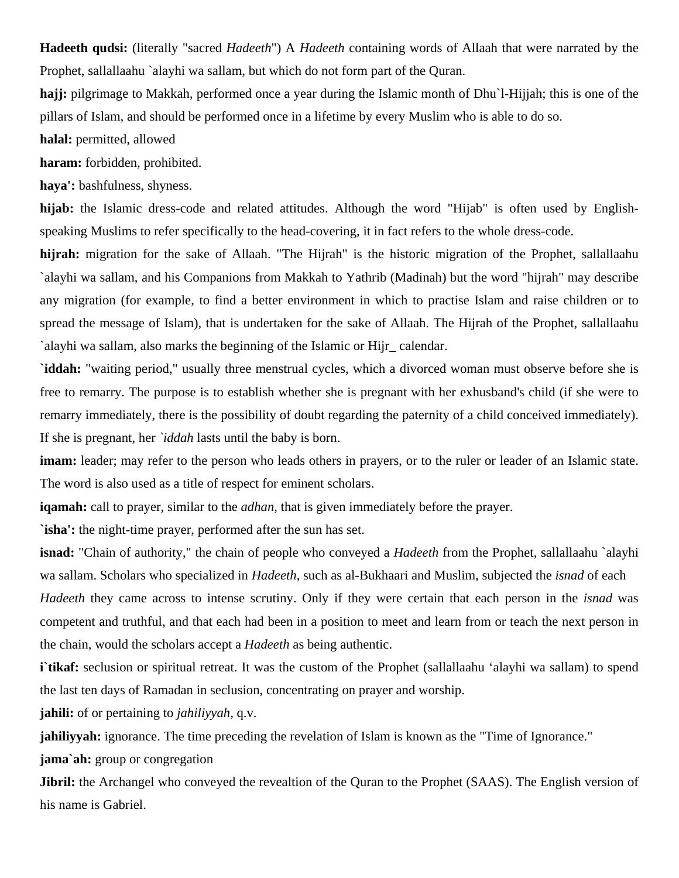**Hadeeth qudsi:** (literally "sacred *Hadeeth*") A *Hadeeth* containing words of Allaah that were narrated by the Prophet, sallallaahu `alayhi wa sallam, but which do not form part of the Quran.

**hajj:** pilgrimage to Makkah, performed once a year during the Islamic month of Dhu`l-Hijjah; this is one of the pillars of Islam, and should be performed once in a lifetime by every Muslim who is able to do so.

**halal:** permitted, allowed

**haram:** forbidden, prohibited.

**haya':** bashfulness, shyness.

**hijab:** the Islamic dress-code and related attitudes. Although the word "Hijab" is often used by English-speaking Muslims to refer specifically to the head-covering, it in fact refers to the whole dress-code.

**hijrah:** migration for the sake of Allaah. "The Hijrah" is the historic migration of the Prophet, sallallaahu `alayhi wa sallam, and his Companions from Makkah to Yathrib (Madinah) but the word "hijrah" may describe any migration (for example, to find a better environment in which to practise Islam and raise children or to spread the message of Islam), that is undertaken for the sake of Allaah. The Hijrah of the Prophet, sallallaahu `alayhi wa sallam, also marks the beginning of the Islamic or Hijr_ calendar.

**`iddah:** "waiting period," usually three menstrual cycles, which a divorced woman must observe before she is free to remarry. The purpose is to establish whether she is pregnant with her exhusband's child (if she were to remarry immediately, there is the possibility of doubt regarding the paternity of a child conceived immediately). If she is pregnant, her *`iddah* lasts until the baby is born.

**imam:** leader; may refer to the person who leads others in prayers, or to the ruler or leader of an Islamic state. The word is also used as a title of respect for eminent scholars.

**iqamah:** call to prayer, similar to the *adhan*, that is given immediately before the prayer.

**`isha':** the night-time prayer, performed after the sun has set.

**isnad:** "Chain of authority," the chain of people who conveyed a *Hadeeth* from the Prophet, sallallaahu `alayhi wa sallam. Scholars who specialized in *Hadeeth*, such as al-Bukhaari and Muslim, subjected the *isnad* of each *Hadeeth* they came across to intense scrutiny. Only if they were certain that each person in the *isnad* was competent and truthful, and that each had been in a position to meet and learn from or teach the next person in the chain, would the scholars accept a *Hadeeth* as being authentic.

**i`tikaf:** seclusion or spiritual retreat. It was the custom of the Prophet (sallallaahu ‘alayhi wa sallam) to spend the last ten days of Ramadan in seclusion, concentrating on prayer and worship.

**jahili:** of or pertaining to *jahiliyyah*, q.v.

**jahiliyyah:** ignorance. The time preceding the revelation of Islam is known as the "Time of Ignorance."

**jama`ah:** group or congregation

**Jibril:** the Archangel who conveyed the revealtion of the Quran to the Prophet (SAAS). The English version of his name is Gabriel.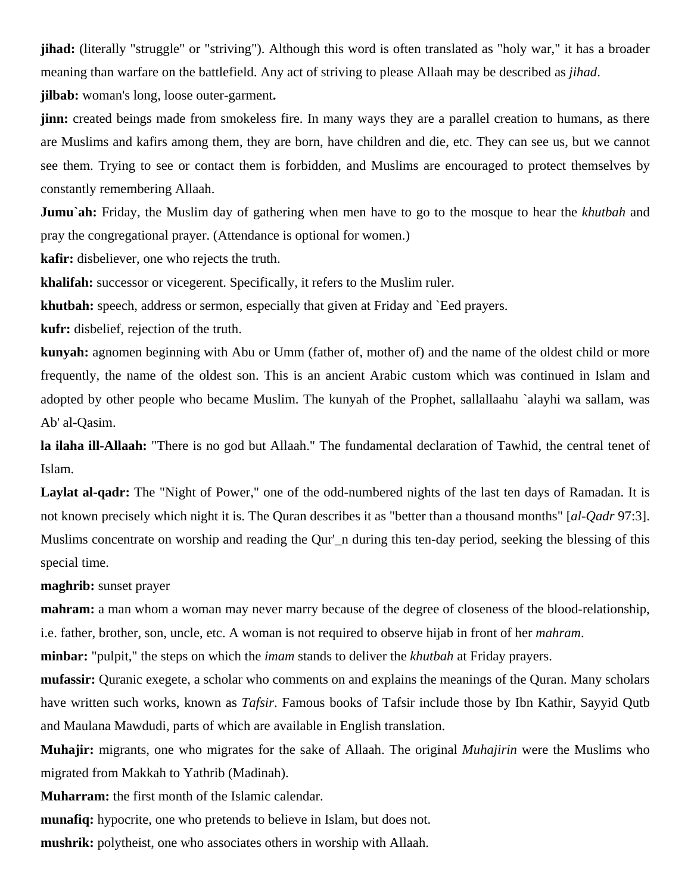**jihad:** (literally "struggle" or "striving"). Although this word is often translated as "holy war," it has a broader meaning than warfare on the battlefield. Any act of striving to please Allaah may be described as *jihad*.

**jilbab:** woman's long, loose outer-garment**.**

**jinn:** created beings made from smokeless fire. In many ways they are a parallel creation to humans, as there are Muslims and kafirs among them, they are born, have children and die, etc. They can see us, but we cannot see them. Trying to see or contact them is forbidden, and Muslims are encouraged to protect themselves by constantly remembering Allaah.

**Jumu`ah:** Friday, the Muslim day of gathering when men have to go to the mosque to hear the *khutbah* and pray the congregational prayer. (Attendance is optional for women.)

**kafir:** disbeliever, one who rejects the truth.

**khalifah:** successor or vicegerent. Specifically, it refers to the Muslim ruler.

**khutbah:** speech, address or sermon, especially that given at Friday and `Eed prayers.

**kufr:** disbelief, rejection of the truth.

**kunyah:** agnomen beginning with Abu or Umm (father of, mother of) and the name of the oldest child or more frequently, the name of the oldest son. This is an ancient Arabic custom which was continued in Islam and adopted by other people who became Muslim. The kunyah of the Prophet, sallallaahu `alayhi wa sallam, was Ab' al-Qasim.

**la ilaha ill-Allaah:** "There is no god but Allaah." The fundamental declaration of Tawhid, the central tenet of Islam.

**Laylat al-qadr:** The "Night of Power," one of the odd-numbered nights of the last ten days of Ramadan. It is not known precisely which night it is. The Quran describes it as "better than a thousand months" [*al-Qadr* 97:3]. Muslims concentrate on worship and reading the Qur'_n during this ten-day period, seeking the blessing of this special time.

**maghrib:** sunset prayer

**mahram:** a man whom a woman may never marry because of the degree of closeness of the blood-relationship, i.e. father, brother, son, uncle, etc. A woman is not required to observe hijab in front of her *mahram*.

**minbar:** "pulpit," the steps on which the *imam* stands to deliver the *khutbah* at Friday prayers.

**mufassir:** Quranic exegete, a scholar who comments on and explains the meanings of the Quran. Many scholars have written such works, known as *Tafsir*. Famous books of Tafsir include those by Ibn Kathir, Sayyid Qutb and Maulana Mawdudi, parts of which are available in English translation.

**Muhajir:** migrants, one who migrates for the sake of Allaah. The original *Muhajirin* were the Muslims who migrated from Makkah to Yathrib (Madinah).

**Muharram:** the first month of the Islamic calendar.

**munafiq:** hypocrite, one who pretends to believe in Islam, but does not.

**mushrik:** polytheist, one who associates others in worship with Allaah.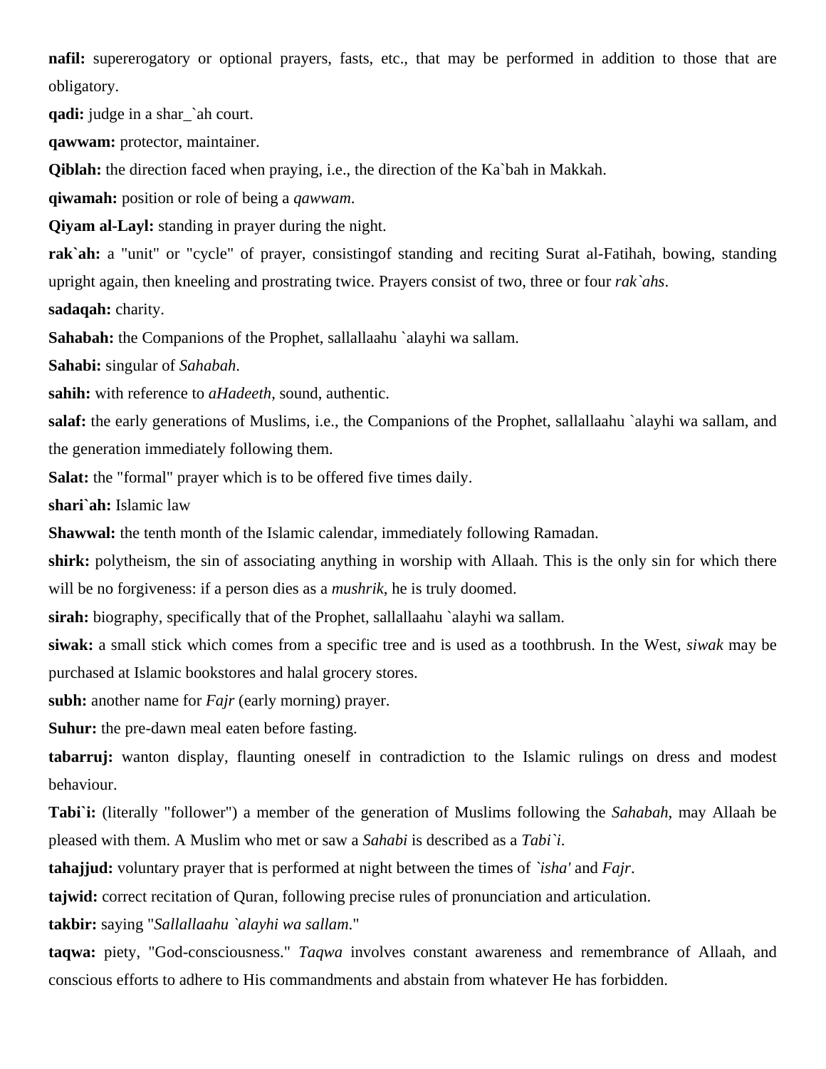**nafil:** supererogatory or optional prayers, fasts, etc., that may be performed in addition to those that are obligatory.

**qadi:** judge in a shar_`ah court.

**qawwam:** protector, maintainer.

**Qiblah:** the direction faced when praying, i.e., the direction of the Ka`bah in Makkah.

**qiwamah:** position or role of being a *qawwam*.

**Qiyam al-Layl:** standing in prayer during the night.

**rak`ah:** a "unit" or "cycle" of prayer, consistingof standing and reciting Surat al-Fatihah, bowing, standing upright again, then kneeling and prostrating twice. Prayers consist of two, three or four *rak`ahs*.

**sadaqah:** charity.

**Sahabah:** the Companions of the Prophet, sallallaahu `alayhi wa sallam.

**Sahabi:** singular of *Sahabah*.

**sahih:** with reference to *aHadeeth*, sound, authentic.

**salaf:** the early generations of Muslims, i.e., the Companions of the Prophet, sallallaahu `alayhi wa sallam, and the generation immediately following them.

**Salat:** the "formal" prayer which is to be offered five times daily.

**shari`ah:** Islamic law

**Shawwal:** the tenth month of the Islamic calendar, immediately following Ramadan.

**shirk:** polytheism, the sin of associating anything in worship with Allaah. This is the only sin for which there will be no forgiveness: if a person dies as a *mushrik*, he is truly doomed.

**sirah:** biography, specifically that of the Prophet, sallallaahu `alayhi wa sallam.

**siwak:** a small stick which comes from a specific tree and is used as a toothbrush. In the West, *siwak* may be purchased at Islamic bookstores and halal grocery stores.

**subh:** another name for *Fajr* (early morning) prayer.

**Suhur:** the pre-dawn meal eaten before fasting.

**tabarruj:** wanton display, flaunting oneself in contradiction to the Islamic rulings on dress and modest behaviour.

**Tabi`i:** (literally "follower") a member of the generation of Muslims following the *Sahabah*, may Allaah be pleased with them. A Muslim who met or saw a *Sahabi* is described as a *Tabi`i*.

**tahajjud:** voluntary prayer that is performed at night between the times of *`isha'* and *Fajr*.

**tajwid:** correct recitation of Quran, following precise rules of pronunciation and articulation.

**takbir:** saying "*Sallallaahu `alayhi wa sallam*."

**taqwa:** piety, "God-consciousness." *Taqwa* involves constant awareness and remembrance of Allaah, and conscious efforts to adhere to His commandments and abstain from whatever He has forbidden.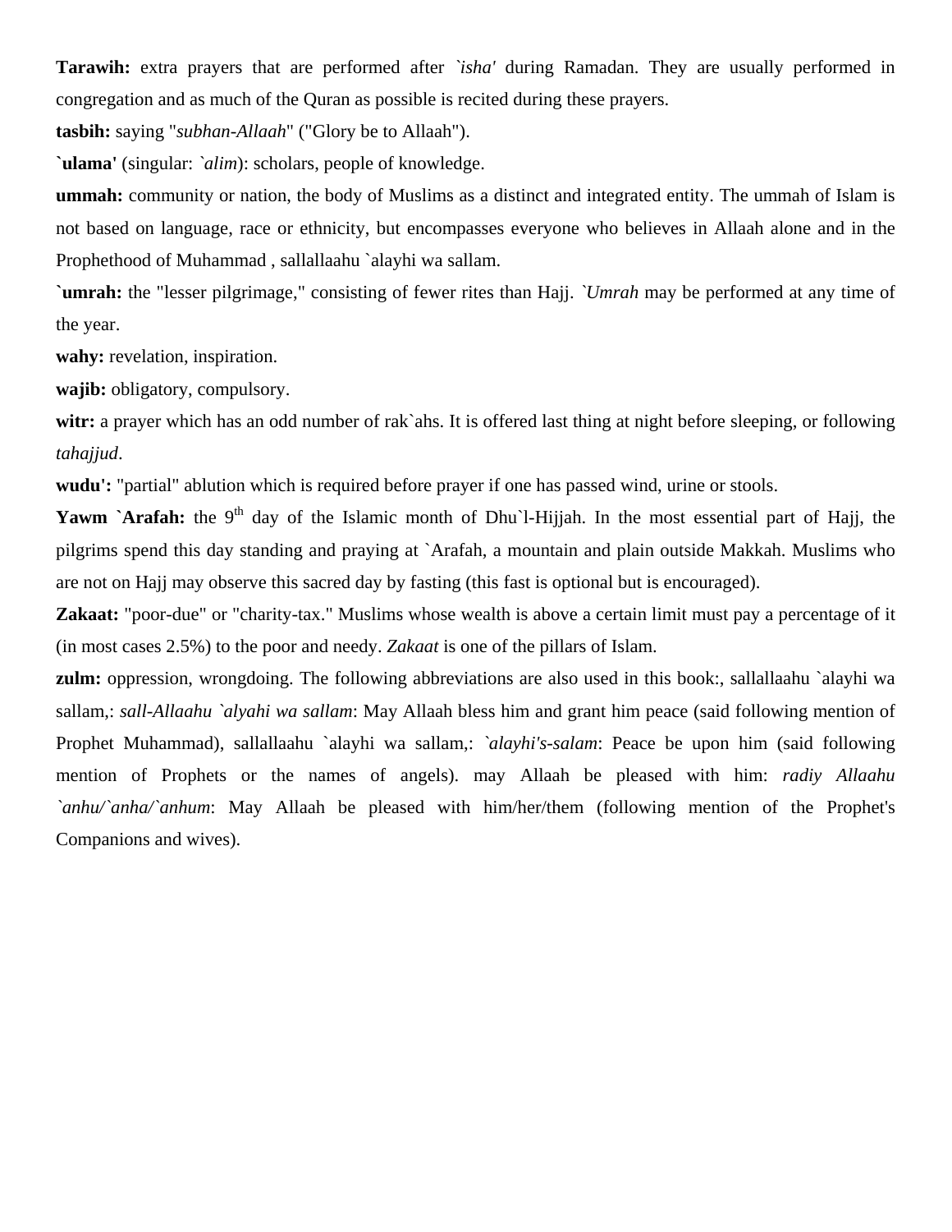**Tarawih:** extra prayers that are performed after *`isha'* during Ramadan. They are usually performed in congregation and as much of the Quran as possible is recited during these prayers.

**tasbih:** saying "*subhan-Allaah*" ("Glory be to Allaah").

**`ulama'** (singular: *`alim*): scholars, people of knowledge.

**ummah:** community or nation, the body of Muslims as a distinct and integrated entity. The ummah of Islam is not based on language, race or ethnicity, but encompasses everyone who believes in Allaah alone and in the Prophethood of Muhammad , sallallaahu `alayhi wa sallam.

**`umrah:** the "lesser pilgrimage," consisting of fewer rites than Hajj. *`Umrah* may be performed at any time of the year.

**wahy:** revelation, inspiration.

**wajib:** obligatory, compulsory.

**witr:** a prayer which has an odd number of rak`ahs. It is offered last thing at night before sleeping, or following *tahajjud*.

**wudu':** "partial" ablution which is required before prayer if one has passed wind, urine or stools.

**Yawm `Arafah:** the 9th day of the Islamic month of Dhu`l-Hijjah. In the most essential part of Hajj, the pilgrims spend this day standing and praying at `Arafah, a mountain and plain outside Makkah. Muslims who are not on Hajj may observe this sacred day by fasting (this fast is optional but is encouraged).

**Zakaat:** "poor-due" or "charity-tax." Muslims whose wealth is above a certain limit must pay a percentage of it (in most cases 2.5%) to the poor and needy. *Zakaat* is one of the pillars of Islam.

**zulm:** oppression, wrongdoing. The following abbreviations are also used in this book:, sallallaahu `alayhi wa sallam,: *sall-Allaahu `alyahi wa sallam*: May Allaah bless him and grant him peace (said following mention of Prophet Muhammad), sallallaahu `alayhi wa sallam,: *`alayhi's-salam*: Peace be upon him (said following mention of Prophets or the names of angels). may Allaah be pleased with him: *radiy Allaahu `anhu/`anha/`anhum*: May Allaah be pleased with him/her/them (following mention of the Prophet's Companions and wives).